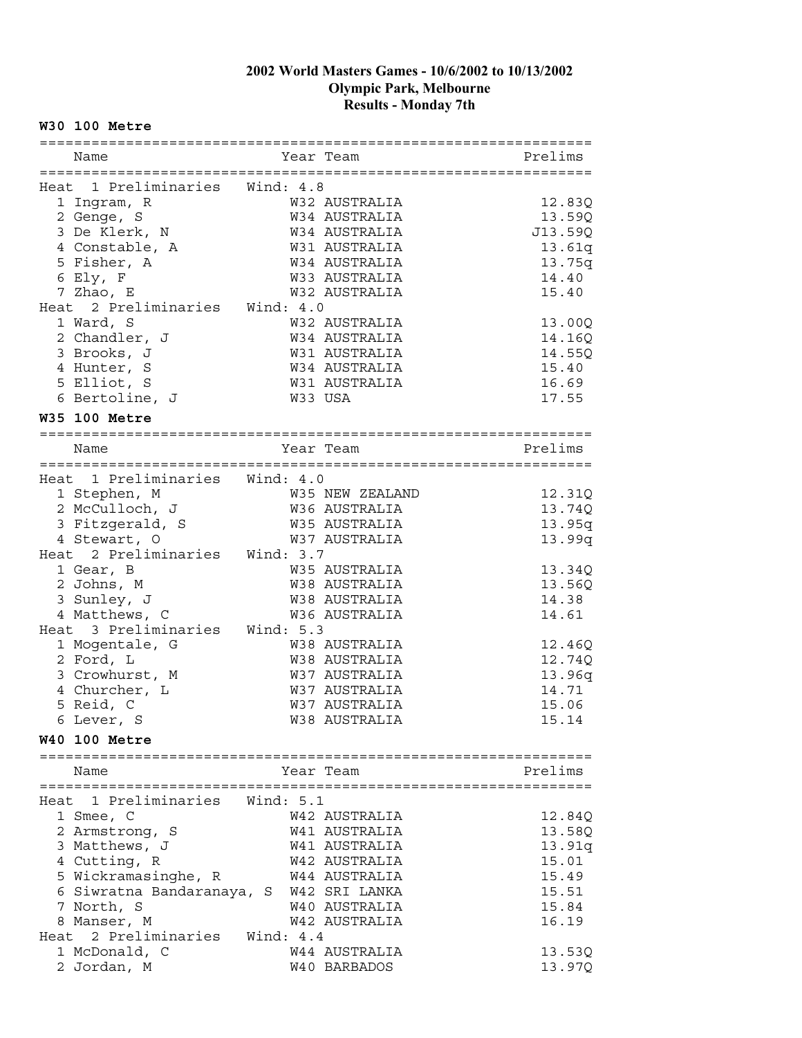# 2002 World Masters Games - 10/6/2002 to 10/13/2002
## Olympic Park, Melbourne
## Results - Monday 7th

### W30 100 Metre

| Name | Year | Team | Prelims |
|---|---|---|---|
| **Heat 1 Preliminaries Wind: 4.8** | | | |
| 1 Ingram, R | W32 | AUSTRALIA | 12.83Q |
| 2 Genge, S | W34 | AUSTRALIA | 13.59Q |
| 3 De Klerk, N | W34 | AUSTRALIA | J13.59Q |
| 4 Constable, A | W31 | AUSTRALIA | 13.61q |
| 5 Fisher, A | W34 | AUSTRALIA | 13.75q |
| 6 Ely, F | W33 | AUSTRALIA | 14.40 |
| 7 Zhao, E | W32 | AUSTRALIA | 15.40 |
| **Heat 2 Preliminaries Wind: 4.0** | | | |
| 1 Ward, S | W32 | AUSTRALIA | 13.00Q |
| 2 Chandler, J | W34 | AUSTRALIA | 14.16Q |
| 3 Brooks, J | W31 | AUSTRALIA | 14.55Q |
| 4 Hunter, S | W34 | AUSTRALIA | 15.40 |
| 5 Elliot, S | W31 | AUSTRALIA | 16.69 |
| 6 Bertoline, J | W33 | USA | 17.55 |

### W35 100 Metre

| Name | Year | Team | Prelims |
|---|---|---|---|
| **Heat 1 Preliminaries Wind: 4.0** | | | |
| 1 Stephen, M | W35 | NEW ZEALAND | 12.31Q |
| 2 McCulloch, J | W36 | AUSTRALIA | 13.74Q |
| 3 Fitzgerald, S | W35 | AUSTRALIA | 13.95q |
| 4 Stewart, O | W37 | AUSTRALIA | 13.99q |
| **Heat 2 Preliminaries Wind: 3.7** | | | |
| 1 Gear, B | W35 | AUSTRALIA | 13.34Q |
| 2 Johns, M | W38 | AUSTRALIA | 13.56Q |
| 3 Sunley, J | W38 | AUSTRALIA | 14.38 |
| 4 Matthews, C | W36 | AUSTRALIA | 14.61 |
| **Heat 3 Preliminaries Wind: 5.3** | | | |
| 1 Mogentale, G | W38 | AUSTRALIA | 12.46Q |
| 2 Ford, L | W38 | AUSTRALIA | 12.74Q |
| 3 Crowhurst, M | W37 | AUSTRALIA | 13.96q |
| 4 Churcher, L | W37 | AUSTRALIA | 14.71 |
| 5 Reid, C | W37 | AUSTRALIA | 15.06 |
| 6 Lever, S | W38 | AUSTRALIA | 15.14 |

### W40 100 Metre

| Name | Year | Team | Prelims |
|---|---|---|---|
| **Heat 1 Preliminaries Wind: 5.1** | | | |
| 1 Smee, C | W42 | AUSTRALIA | 12.84Q |
| 2 Armstrong, S | W41 | AUSTRALIA | 13.58Q |
| 3 Matthews, J | W41 | AUSTRALIA | 13.91q |
| 4 Cutting, R | W42 | AUSTRALIA | 15.01 |
| 5 Wickramasinghe, R | W44 | AUSTRALIA | 15.49 |
| 6 Siwratna Bandaranaya, S | W42 | SRI LANKA | 15.51 |
| 7 North, S | W40 | AUSTRALIA | 15.84 |
| 8 Manser, M | W42 | AUSTRALIA | 16.19 |
| **Heat 2 Preliminaries Wind: 4.4** | | | |
| 1 McDonald, C | W44 | AUSTRALIA | 13.53Q |
| 2 Jordan, M | W40 | BARBADOS | 13.97Q |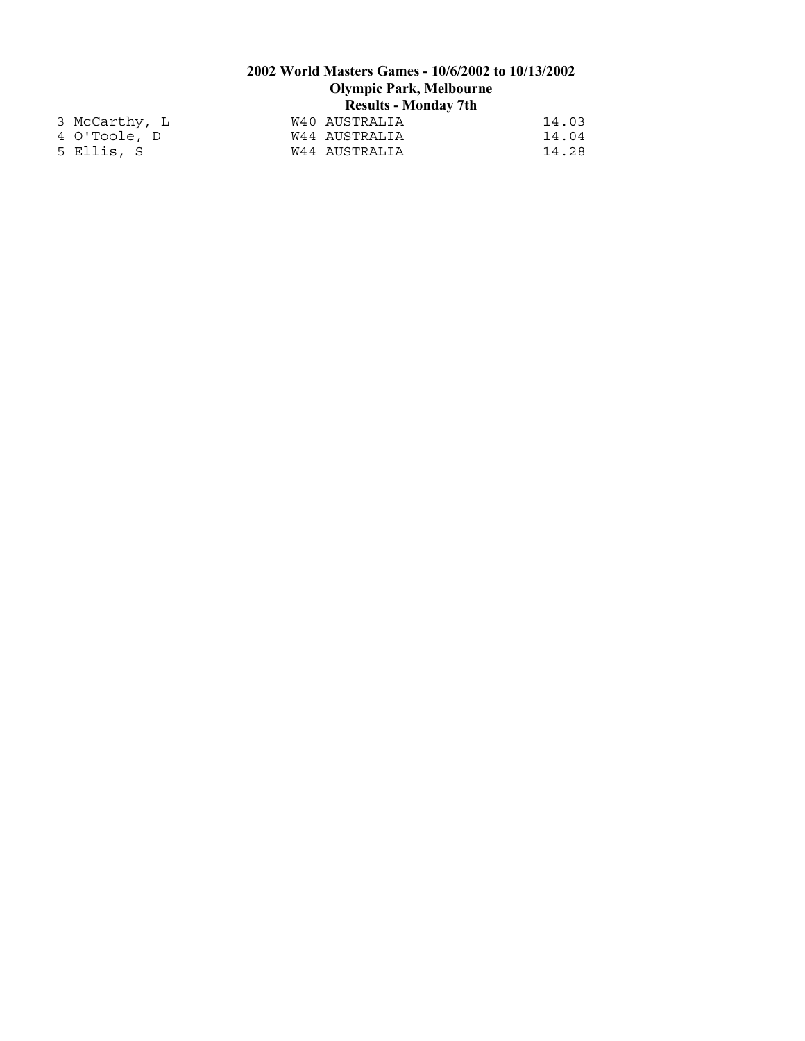**2002 World Masters Games - 10/6/2002 to 10/13/2002**
**Olympic Park, Melbourne**
**Results - Monday 7th**

```
3 McCarthy, L               W40 AUSTRALIA               14.03
4 O'Toole, D                W44 AUSTRALIA               14.04
5 Ellis, S                  W44 AUSTRALIA               14.28
```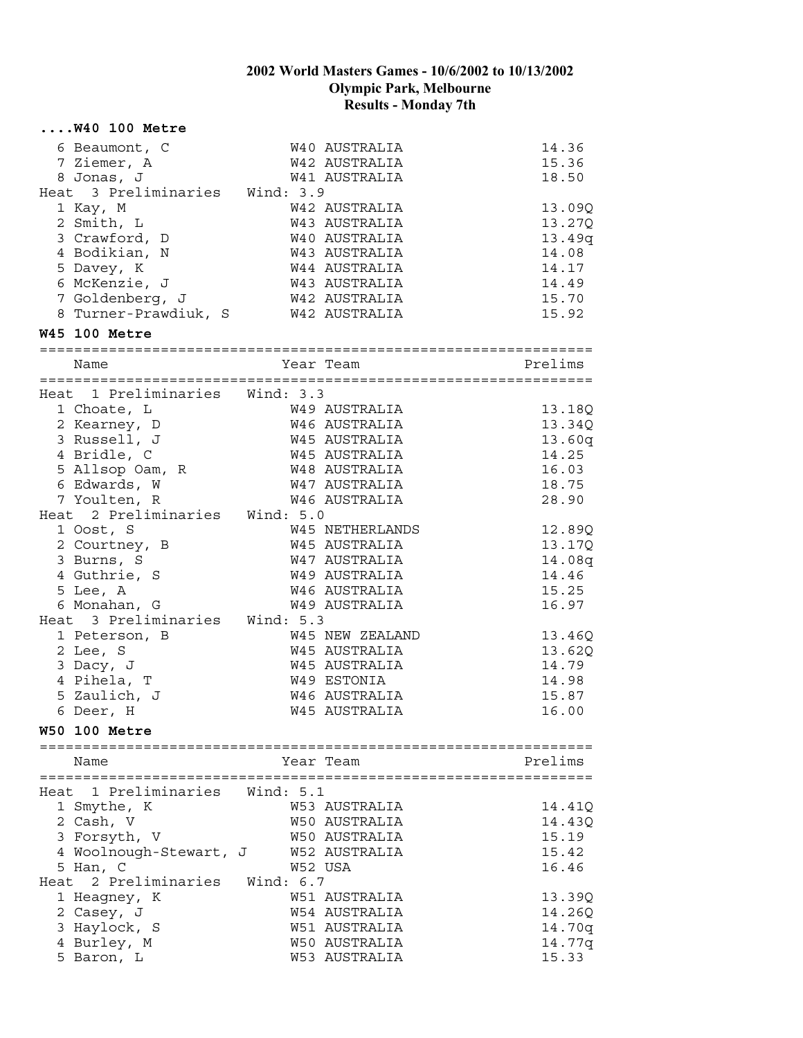# 2002 World Masters Games - 10/6/2002 to 10/13/2002
## Olympic Park, Melbourne
## Results - Monday 7th

### ....W40 100 Metre

| Name | Year | Team | Prelims |
|---|---|---|---|
| 6 Beaumont, C | W40 | AUSTRALIA | 14.36 |
| 7 Ziemer, A | W42 | AUSTRALIA | 15.36 |
| 8 Jonas, J | W41 | AUSTRALIA | 18.50 |
| **Heat 3 Preliminaries Wind: 3.9** | | | |
| 1 Kay, M | W42 | AUSTRALIA | 13.09Q |
| 2 Smith, L | W43 | AUSTRALIA | 13.27Q |
| 3 Crawford, D | W40 | AUSTRALIA | 13.49q |
| 4 Bodikian, N | W43 | AUSTRALIA | 14.08 |
| 5 Davey, K | W44 | AUSTRALIA | 14.17 |
| 6 McKenzie, J | W43 | AUSTRALIA | 14.49 |
| 7 Goldenberg, J | W42 | AUSTRALIA | 15.70 |
| 8 Turner-Prawdiuk, S | W42 | AUSTRALIA | 15.92 |

### W45 100 Metre

| Name | Year | Team | Prelims |
|---|---|---|---|
| **Heat 1 Preliminaries Wind: 3.3** | | | |
| 1 Choate, L | W49 | AUSTRALIA | 13.18Q |
| 2 Kearney, D | W46 | AUSTRALIA | 13.34Q |
| 3 Russell, J | W45 | AUSTRALIA | 13.60q |
| 4 Bridle, C | W45 | AUSTRALIA | 14.25 |
| 5 Allsop Oam, R | W48 | AUSTRALIA | 16.03 |
| 6 Edwards, W | W47 | AUSTRALIA | 18.75 |
| 7 Youlten, R | W46 | AUSTRALIA | 28.90 |
| **Heat 2 Preliminaries Wind: 5.0** | | | |
| 1 Oost, S | W45 | NETHERLANDS | 12.89Q |
| 2 Courtney, B | W45 | AUSTRALIA | 13.17Q |
| 3 Burns, S | W47 | AUSTRALIA | 14.08q |
| 4 Guthrie, S | W49 | AUSTRALIA | 14.46 |
| 5 Lee, A | W46 | AUSTRALIA | 15.25 |
| 6 Monahan, G | W49 | AUSTRALIA | 16.97 |
| **Heat 3 Preliminaries Wind: 5.3** | | | |
| 1 Peterson, B | W45 | NEW ZEALAND | 13.46Q |
| 2 Lee, S | W45 | AUSTRALIA | 13.62Q |
| 3 Dacy, J | W45 | AUSTRALIA | 14.79 |
| 4 Pihela, T | W49 | ESTONIA | 14.98 |
| 5 Zaulich, J | W46 | AUSTRALIA | 15.87 |
| 6 Deer, H | W45 | AUSTRALIA | 16.00 |

### W50 100 Metre

| Name | Year | Team | Prelims |
|---|---|---|---|
| **Heat 1 Preliminaries Wind: 5.1** | | | |
| 1 Smythe, K | W53 | AUSTRALIA | 14.41Q |
| 2 Cash, V | W50 | AUSTRALIA | 14.43Q |
| 3 Forsyth, V | W50 | AUSTRALIA | 15.19 |
| 4 Woolnough-Stewart, J | W52 | AUSTRALIA | 15.42 |
| 5 Han, C | W52 | USA | 16.46 |
| **Heat 2 Preliminaries Wind: 6.7** | | | |
| 1 Heagney, K | W51 | AUSTRALIA | 13.39Q |
| 2 Casey, J | W54 | AUSTRALIA | 14.26Q |
| 3 Haylock, S | W51 | AUSTRALIA | 14.70q |
| 4 Burley, M | W50 | AUSTRALIA | 14.77q |
| 5 Baron, L | W53 | AUSTRALIA | 15.33 |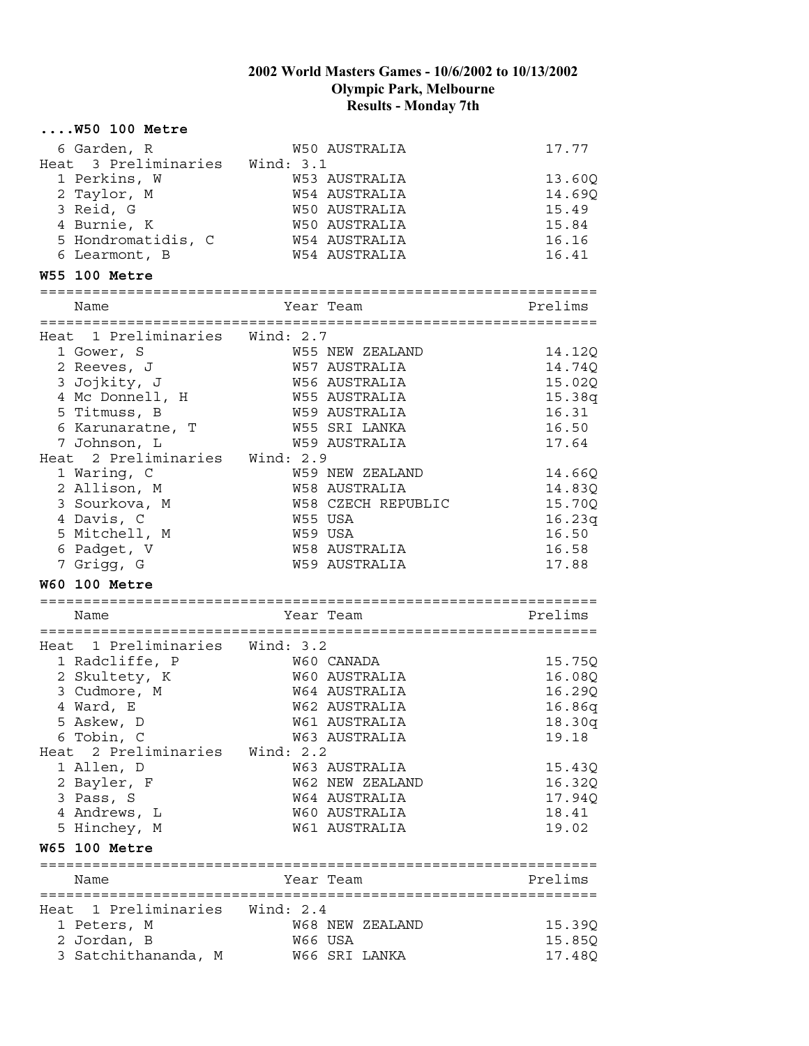# 2002 World Masters Games - 10/6/2002 to 10/13/2002
## Olympic Park, Melbourne
## Results - Monday 7th

### ....W50 100 Metre

| Name | Year Team | Prelims |
|---|---|---|
| 6 Garden, R | W50 AUSTRALIA | 17.77 |
| **Heat 3 Preliminaries Wind: 3.1** | | |
| 1 Perkins, W | W53 AUSTRALIA | 13.60Q |
| 2 Taylor, M | W54 AUSTRALIA | 14.69Q |
| 3 Reid, G | W50 AUSTRALIA | 15.49 |
| 4 Burnie, K | W50 AUSTRALIA | 15.84 |
| 5 Hondromatidis, C | W54 AUSTRALIA | 16.16 |
| 6 Learmont, B | W54 AUSTRALIA | 16.41 |

### W55 100 Metre

| Name | Year Team | Prelims |
|---|---|---|
| **Heat 1 Preliminaries Wind: 2.7** | | |
| 1 Gower, S | W55 NEW ZEALAND | 14.12Q |
| 2 Reeves, J | W57 AUSTRALIA | 14.74Q |
| 3 Jojkity, J | W56 AUSTRALIA | 15.02Q |
| 4 Mc Donnell, H | W55 AUSTRALIA | 15.38q |
| 5 Titmuss, B | W59 AUSTRALIA | 16.31 |
| 6 Karunaratne, T | W55 SRI LANKA | 16.50 |
| 7 Johnson, L | W59 AUSTRALIA | 17.64 |
| **Heat 2 Preliminaries Wind: 2.9** | | |
| 1 Waring, C | W59 NEW ZEALAND | 14.66Q |
| 2 Allison, M | W58 AUSTRALIA | 14.83Q |
| 3 Sourkova, M | W58 CZECH REPUBLIC | 15.70Q |
| 4 Davis, C | W55 USA | 16.23q |
| 5 Mitchell, M | W59 USA | 16.50 |
| 6 Padget, V | W58 AUSTRALIA | 16.58 |
| 7 Grigg, G | W59 AUSTRALIA | 17.88 |

### W60 100 Metre

| Name | Year Team | Prelims |
|---|---|---|
| **Heat 1 Preliminaries Wind: 3.2** | | |
| 1 Radcliffe, P | W60 CANADA | 15.75Q |
| 2 Skultety, K | W60 AUSTRALIA | 16.08Q |
| 3 Cudmore, M | W64 AUSTRALIA | 16.29Q |
| 4 Ward, E | W62 AUSTRALIA | 16.86q |
| 5 Askew, D | W61 AUSTRALIA | 18.30q |
| 6 Tobin, C | W63 AUSTRALIA | 19.18 |
| **Heat 2 Preliminaries Wind: 2.2** | | |
| 1 Allen, D | W63 AUSTRALIA | 15.43Q |
| 2 Bayler, F | W62 NEW ZEALAND | 16.32Q |
| 3 Pass, S | W64 AUSTRALIA | 17.94Q |
| 4 Andrews, L | W60 AUSTRALIA | 18.41 |
| 5 Hinchey, M | W61 AUSTRALIA | 19.02 |

### W65 100 Metre

| Name | Year Team | Prelims |
|---|---|---|
| **Heat 1 Preliminaries Wind: 2.4** | | |
| 1 Peters, M | W68 NEW ZEALAND | 15.39Q |
| 2 Jordan, B | W66 USA | 15.85Q |
| 3 Satchithananda, M | W66 SRI LANKA | 17.48Q |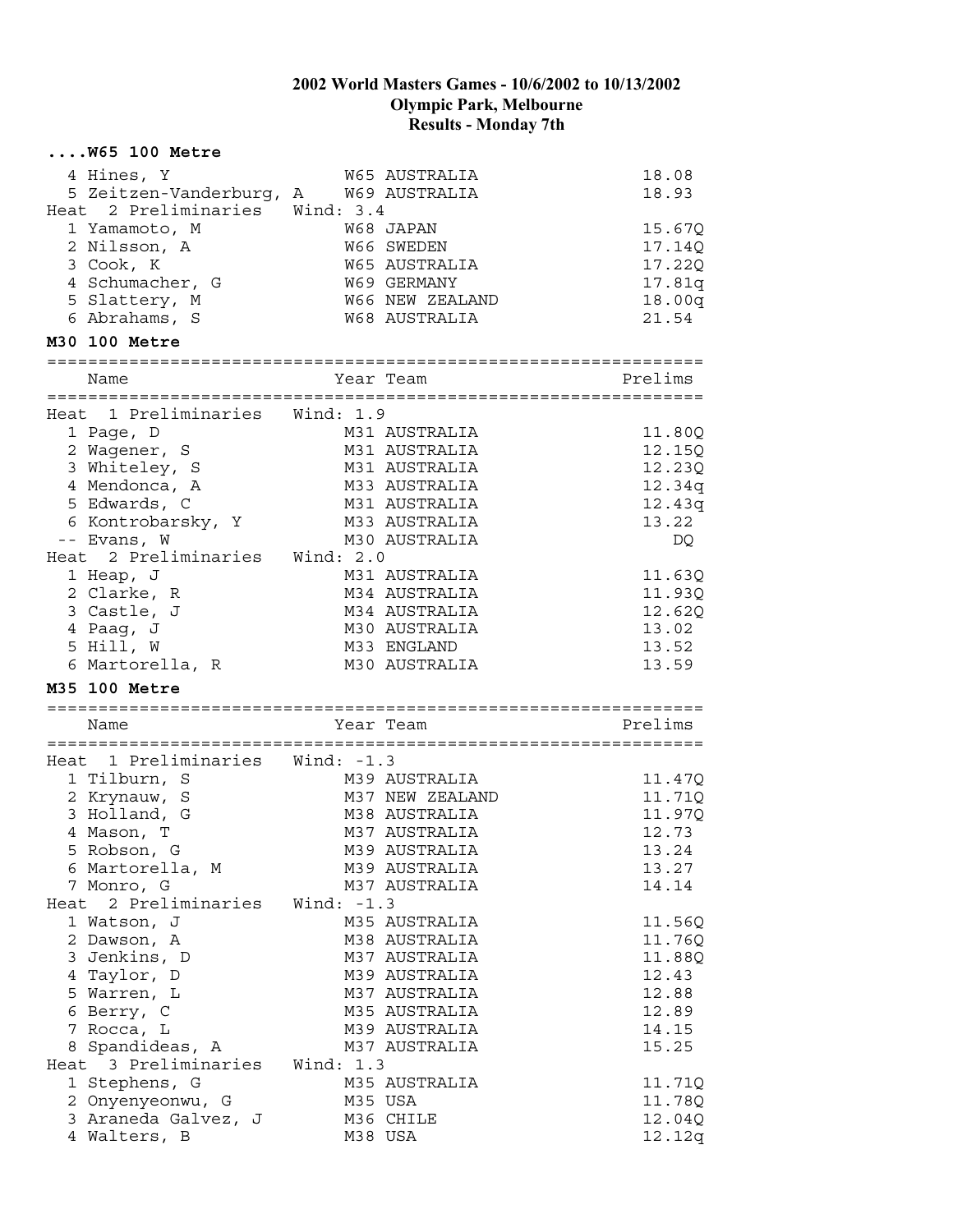# 2002 World Masters Games - 10/6/2002 to 10/13/2002
## Olympic Park, Melbourne
## Results - Monday 7th

### ....W65 100 Metre

| Name | Year Team | Prelims |
|---|---|---|
| 4 Hines, Y | W65 AUSTRALIA | 18.08 |
| 5 Zeitzen-Vanderburg, A | W69 AUSTRALIA | 18.93 |
| **Heat 2 Preliminaries Wind: 3.4** | | |
| 1 Yamamoto, M | W68 JAPAN | 15.67Q |
| 2 Nilsson, A | W66 SWEDEN | 17.14Q |
| 3 Cook, K | W65 AUSTRALIA | 17.22Q |
| 4 Schumacher, G | W69 GERMANY | 17.81q |
| 5 Slattery, M | W66 NEW ZEALAND | 18.00q |
| 6 Abrahams, S | W68 AUSTRALIA | 21.54 |

### M30 100 Metre

| Name | Year Team | Prelims |
|---|---|---|
| **Heat 1 Preliminaries Wind: 1.9** | | |
| 1 Page, D | M31 AUSTRALIA | 11.80Q |
| 2 Wagener, S | M31 AUSTRALIA | 12.15Q |
| 3 Whiteley, S | M31 AUSTRALIA | 12.23Q |
| 4 Mendonca, A | M33 AUSTRALIA | 12.34q |
| 5 Edwards, C | M31 AUSTRALIA | 12.43q |
| 6 Kontrobarsky, Y | M33 AUSTRALIA | 13.22 |
| -- Evans, W | M30 AUSTRALIA | DQ |
| **Heat 2 Preliminaries Wind: 2.0** | | |
| 1 Heap, J | M31 AUSTRALIA | 11.63Q |
| 2 Clarke, R | M34 AUSTRALIA | 11.93Q |
| 3 Castle, J | M34 AUSTRALIA | 12.62Q |
| 4 Paag, J | M30 AUSTRALIA | 13.02 |
| 5 Hill, W | M33 ENGLAND | 13.52 |
| 6 Martorella, R | M30 AUSTRALIA | 13.59 |

### M35 100 Metre

| Name | Year Team | Prelims |
|---|---|---|
| **Heat 1 Preliminaries Wind: -1.3** | | |
| 1 Tilburn, S | M39 AUSTRALIA | 11.47Q |
| 2 Krynauw, S | M37 NEW ZEALAND | 11.71Q |
| 3 Holland, G | M38 AUSTRALIA | 11.97Q |
| 4 Mason, T | M37 AUSTRALIA | 12.73 |
| 5 Robson, G | M39 AUSTRALIA | 13.24 |
| 6 Martorella, M | M39 AUSTRALIA | 13.27 |
| 7 Monro, G | M37 AUSTRALIA | 14.14 |
| **Heat 2 Preliminaries Wind: -1.3** | | |
| 1 Watson, J | M35 AUSTRALIA | 11.56Q |
| 2 Dawson, A | M38 AUSTRALIA | 11.76Q |
| 3 Jenkins, D | M37 AUSTRALIA | 11.88Q |
| 4 Taylor, D | M39 AUSTRALIA | 12.43 |
| 5 Warren, L | M37 AUSTRALIA | 12.88 |
| 6 Berry, C | M35 AUSTRALIA | 12.89 |
| 7 Rocca, L | M39 AUSTRALIA | 14.15 |
| 8 Spandideas, A | M37 AUSTRALIA | 15.25 |
| **Heat 3 Preliminaries Wind: 1.3** | | |
| 1 Stephens, G | M35 AUSTRALIA | 11.71Q |
| 2 Onyenyeonwu, G | M35 USA | 11.78Q |
| 3 Araneda Galvez, J | M36 CHILE | 12.04Q |
| 4 Walters, B | M38 USA | 12.12q |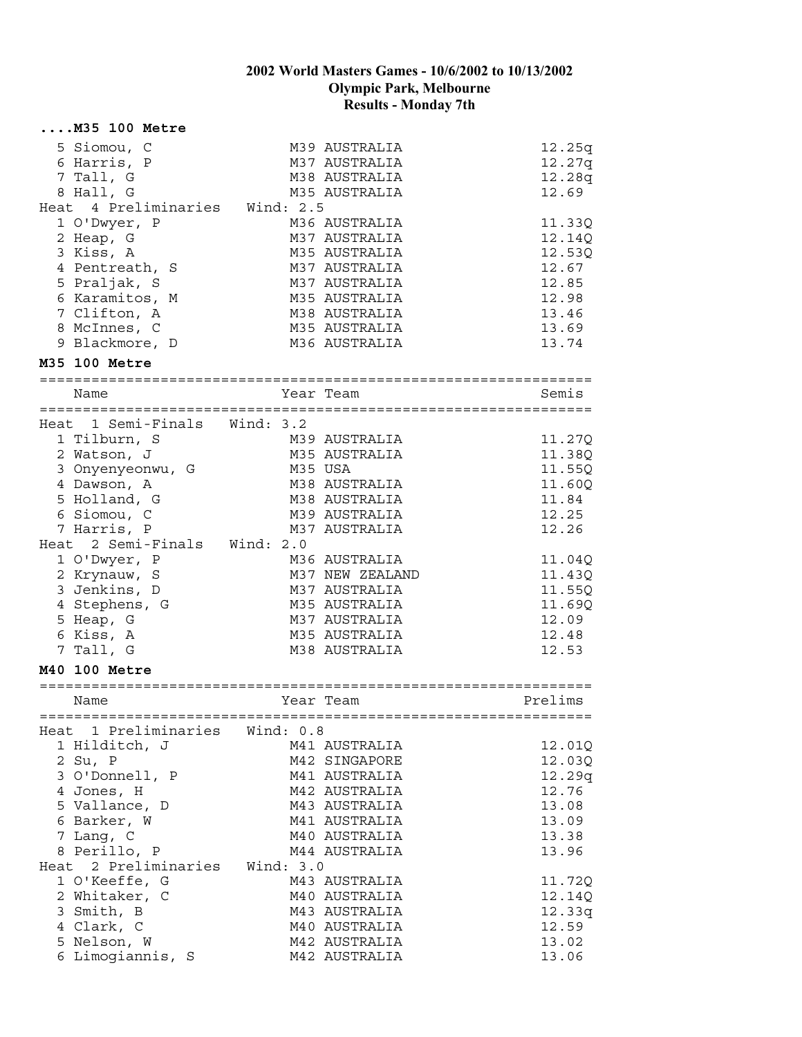# 2002 World Masters Games - 10/6/2002 to 10/13/2002
## Olympic Park, Melbourne
## Results - Monday 7th

### ....M35 100 Metre

| | Name | Year | Team | Prelims |
|---|---|---|---|---|
| 5 | Siomou, C | M39 | AUSTRALIA | 12.25q |
| 6 | Harris, P | M37 | AUSTRALIA | 12.27q |
| 7 | Tall, G | M38 | AUSTRALIA | 12.28q |
| 8 | Hall, G | M35 | AUSTRALIA | 12.69 |
| **Heat 4 Preliminaries** | **Wind: 2.5** | | | |
| 1 | O'Dwyer, P | M36 | AUSTRALIA | 11.33Q |
| 2 | Heap, G | M37 | AUSTRALIA | 12.14Q |
| 3 | Kiss, A | M35 | AUSTRALIA | 12.53Q |
| 4 | Pentreath, S | M37 | AUSTRALIA | 12.67 |
| 5 | Praljak, S | M37 | AUSTRALIA | 12.85 |
| 6 | Karamitos, M | M35 | AUSTRALIA | 12.98 |
| 7 | Clifton, A | M38 | AUSTRALIA | 13.46 |
| 8 | McInnes, C | M35 | AUSTRALIA | 13.69 |
| 9 | Blackmore, D | M36 | AUSTRALIA | 13.74 |

### M35 100 Metre

| | Name | Year | Team | Semis |
|---|---|---|---|---|
| **Heat 1 Semi-Finals** | **Wind: 3.2** | | | |
| 1 | Tilburn, S | M39 | AUSTRALIA | 11.27Q |
| 2 | Watson, J | M35 | AUSTRALIA | 11.38Q |
| 3 | Onyenyeonwu, G | M35 | USA | 11.55Q |
| 4 | Dawson, A | M38 | AUSTRALIA | 11.60Q |
| 5 | Holland, G | M38 | AUSTRALIA | 11.84 |
| 6 | Siomou, C | M39 | AUSTRALIA | 12.25 |
| 7 | Harris, P | M37 | AUSTRALIA | 12.26 |
| **Heat 2 Semi-Finals** | **Wind: 2.0** | | | |
| 1 | O'Dwyer, P | M36 | AUSTRALIA | 11.04Q |
| 2 | Krynauw, S | M37 | NEW ZEALAND | 11.43Q |
| 3 | Jenkins, D | M37 | AUSTRALIA | 11.55Q |
| 4 | Stephens, G | M35 | AUSTRALIA | 11.69Q |
| 5 | Heap, G | M37 | AUSTRALIA | 12.09 |
| 6 | Kiss, A | M35 | AUSTRALIA | 12.48 |
| 7 | Tall, G | M38 | AUSTRALIA | 12.53 |

### M40 100 Metre

| | Name | Year | Team | Prelims |
|---|---|---|---|---|
| **Heat 1 Preliminaries** | **Wind: 0.8** | | | |
| 1 | Hilditch, J | M41 | AUSTRALIA | 12.01Q |
| 2 | Su, P | M42 | SINGAPORE | 12.03Q |
| 3 | O'Donnell, P | M41 | AUSTRALIA | 12.29q |
| 4 | Jones, H | M42 | AUSTRALIA | 12.76 |
| 5 | Vallance, D | M43 | AUSTRALIA | 13.08 |
| 6 | Barker, W | M41 | AUSTRALIA | 13.09 |
| 7 | Lang, C | M40 | AUSTRALIA | 13.38 |
| 8 | Perillo, P | M44 | AUSTRALIA | 13.96 |
| **Heat 2 Preliminaries** | **Wind: 3.0** | | | |
| 1 | O'Keeffe, G | M43 | AUSTRALIA | 11.72Q |
| 2 | Whitaker, C | M40 | AUSTRALIA | 12.14Q |
| 3 | Smith, B | M43 | AUSTRALIA | 12.33q |
| 4 | Clark, C | M40 | AUSTRALIA | 12.59 |
| 5 | Nelson, W | M42 | AUSTRALIA | 13.02 |
| 6 | Limogiannis, S | M42 | AUSTRALIA | 13.06 |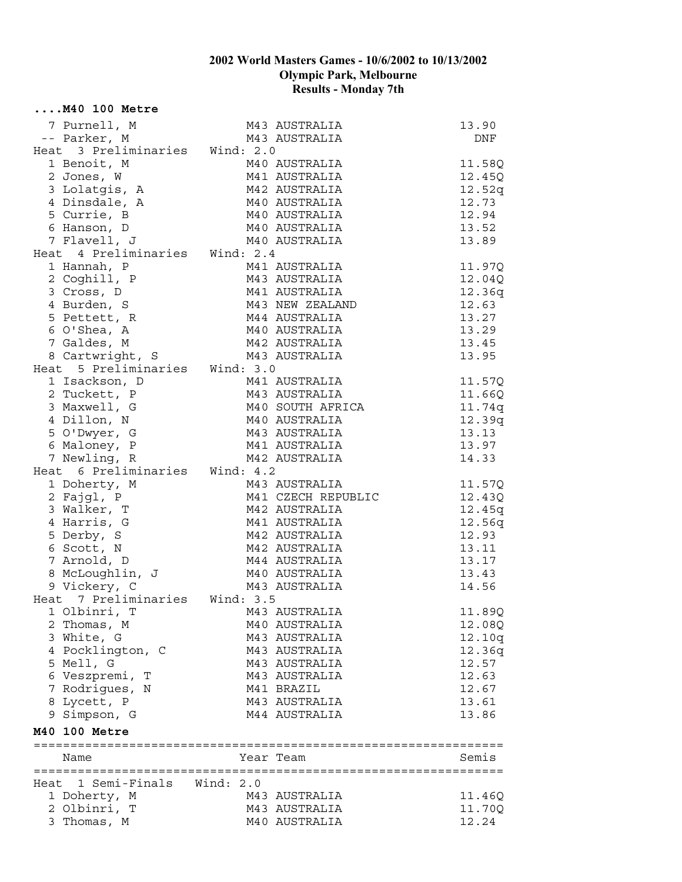**2002 World Masters Games - 10/6/2002 to 10/13/2002**
**Olympic Park, Melbourne**
**Results - Monday 7th**

**....M40 100 Metre**

| Place | Name | Year Team | Time |
|---|---|---|---|
| 7 | Purnell, M | M43 AUSTRALIA | 13.90 |
| -- | Parker, M | M43 AUSTRALIA | DNF |
| **Heat 3 Preliminaries** | **Wind: 2.0** | | |
| 1 | Benoit, M | M40 AUSTRALIA | 11.58Q |
| 2 | Jones, W | M41 AUSTRALIA | 12.45Q |
| 3 | Lolatgis, A | M42 AUSTRALIA | 12.52q |
| 4 | Dinsdale, A | M40 AUSTRALIA | 12.73 |
| 5 | Currie, B | M40 AUSTRALIA | 12.94 |
| 6 | Hanson, D | M40 AUSTRALIA | 13.52 |
| 7 | Flavell, J | M40 AUSTRALIA | 13.89 |
| **Heat 4 Preliminaries** | **Wind: 2.4** | | |
| 1 | Hannah, P | M41 AUSTRALIA | 11.97Q |
| 2 | Coghill, P | M43 AUSTRALIA | 12.04Q |
| 3 | Cross, D | M41 AUSTRALIA | 12.36q |
| 4 | Burden, S | M43 NEW ZEALAND | 12.63 |
| 5 | Pettett, R | M44 AUSTRALIA | 13.27 |
| 6 | O'Shea, A | M40 AUSTRALIA | 13.29 |
| 7 | Galdes, M | M42 AUSTRALIA | 13.45 |
| 8 | Cartwright, S | M43 AUSTRALIA | 13.95 |
| **Heat 5 Preliminaries** | **Wind: 3.0** | | |
| 1 | Isackson, D | M41 AUSTRALIA | 11.57Q |
| 2 | Tuckett, P | M43 AUSTRALIA | 11.66Q |
| 3 | Maxwell, G | M40 SOUTH AFRICA | 11.74q |
| 4 | Dillon, N | M40 AUSTRALIA | 12.39q |
| 5 | O'Dwyer, G | M43 AUSTRALIA | 13.13 |
| 6 | Maloney, P | M41 AUSTRALIA | 13.97 |
| 7 | Newling, R | M42 AUSTRALIA | 14.33 |
| **Heat 6 Preliminaries** | **Wind: 4.2** | | |
| 1 | Doherty, M | M43 AUSTRALIA | 11.57Q |
| 2 | Fajgl, P | M41 CZECH REPUBLIC | 12.43Q |
| 3 | Walker, T | M42 AUSTRALIA | 12.45q |
| 4 | Harris, G | M41 AUSTRALIA | 12.56q |
| 5 | Derby, S | M42 AUSTRALIA | 12.93 |
| 6 | Scott, N | M42 AUSTRALIA | 13.11 |
| 7 | Arnold, D | M44 AUSTRALIA | 13.17 |
| 8 | McLoughlin, J | M40 AUSTRALIA | 13.43 |
| 9 | Vickery, C | M43 AUSTRALIA | 14.56 |
| **Heat 7 Preliminaries** | **Wind: 3.5** | | |
| 1 | Olbinri, T | M43 AUSTRALIA | 11.89Q |
| 2 | Thomas, M | M40 AUSTRALIA | 12.08Q |
| 3 | White, G | M43 AUSTRALIA | 12.10q |
| 4 | Pocklington, C | M43 AUSTRALIA | 12.36q |
| 5 | Mell, G | M43 AUSTRALIA | 12.57 |
| 6 | Veszpremi, T | M43 AUSTRALIA | 12.63 |
| 7 | Rodrigues, N | M41 BRAZIL | 12.67 |
| 8 | Lycett, P | M43 AUSTRALIA | 13.61 |
| 9 | Simpson, G | M44 AUSTRALIA | 13.86 |

**M40 100 Metre**

| Place | Name | Year Team | Semis |
|---|---|---|---|
| **Heat 1 Semi-Finals** | **Wind: 2.0** | | |
| 1 | Doherty, M | M43 AUSTRALIA | 11.46Q |
| 2 | Olbinri, T | M43 AUSTRALIA | 11.70Q |
| 3 | Thomas, M | M40 AUSTRALIA | 12.24 |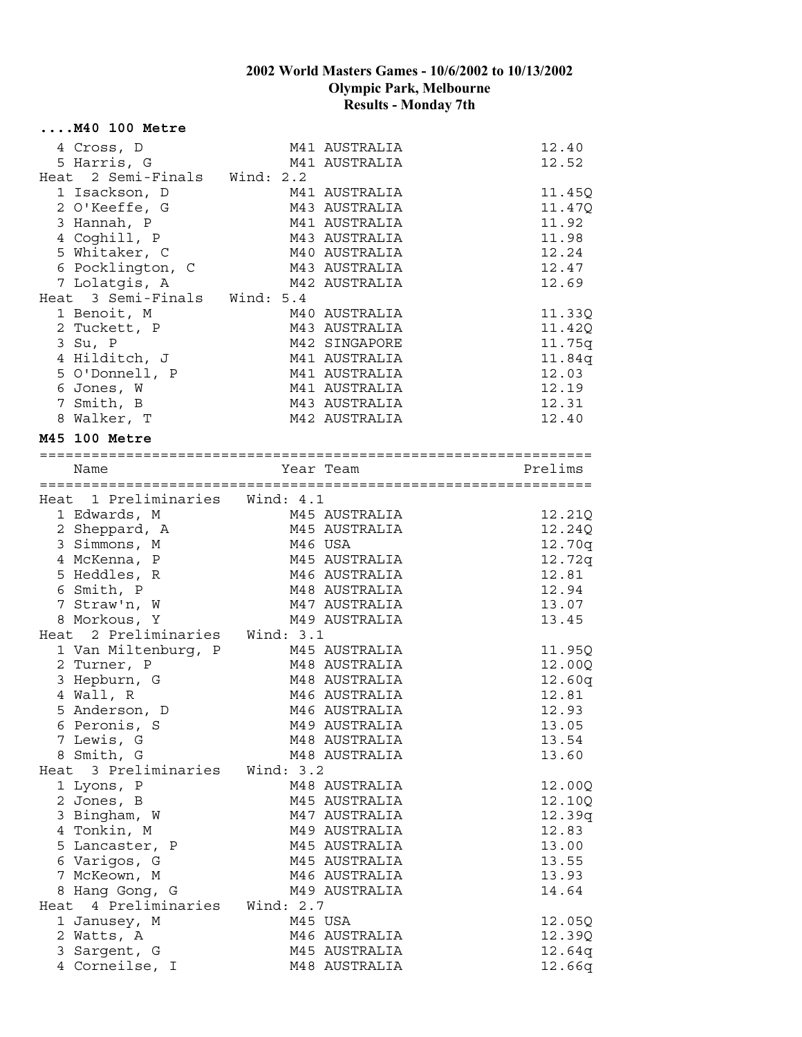# 2002 World Masters Games - 10/6/2002 to 10/13/2002
## Olympic Park, Melbourne
## Results - Monday 7th

**....M40 100 Metre**

```
  4 Cross, D                 M41 AUSTRALIA                   12.40
  5 Harris, G                M41 AUSTRALIA                   12.52
Heat  2 Semi-Finals   Wind: 2.2
  1 Isackson, D              M41 AUSTRALIA                   11.45Q
  2 O'Keeffe, G              M43 AUSTRALIA                   11.47Q
  3 Hannah, P                M41 AUSTRALIA                   11.92
  4 Coghill, P               M43 AUSTRALIA                   11.98
  5 Whitaker, C              M40 AUSTRALIA                   12.24
  6 Pocklington, C           M43 AUSTRALIA                   12.47
  7 Lolatgis, A              M42 AUSTRALIA                   12.69
Heat  3 Semi-Finals   Wind: 5.4
  1 Benoit, M                M40 AUSTRALIA                   11.33Q
  2 Tuckett, P               M43 AUSTRALIA                   11.42Q
  3 Su, P                    M42 SINGAPORE                   11.75q
  4 Hilditch, J              M41 AUSTRALIA                   11.84q
  5 O'Donnell, P             M41 AUSTRALIA                   12.03
  6 Jones, W                 M41 AUSTRALIA                   12.19
  7 Smith, B                 M43 AUSTRALIA                   12.31
  8 Walker, T                M42 AUSTRALIA                   12.40
```

**M45 100 Metre**

```
================================================================
    Name                    Year Team                   Prelims
================================================================
Heat  1 Preliminaries   Wind: 4.1
  1 Edwards, M               M45 AUSTRALIA                   12.21Q
  2 Sheppard, A              M45 AUSTRALIA                   12.24Q
  3 Simmons, M               M46 USA                         12.70q
  4 McKenna, P               M45 AUSTRALIA                   12.72q
  5 Heddles, R               M46 AUSTRALIA                   12.81
  6 Smith, P                 M48 AUSTRALIA                   12.94
  7 Straw'n, W               M47 AUSTRALIA                   13.07
  8 Morkous, Y               M49 AUSTRALIA                   13.45
Heat  2 Preliminaries   Wind: 3.1
  1 Van Miltenburg, P        M45 AUSTRALIA                   11.95Q
  2 Turner, P                M48 AUSTRALIA                   12.00Q
  3 Hepburn, G               M48 AUSTRALIA                   12.60q
  4 Wall, R                  M46 AUSTRALIA                   12.81
  5 Anderson, D              M46 AUSTRALIA                   12.93
  6 Peronis, S               M49 AUSTRALIA                   13.05
  7 Lewis, G                 M48 AUSTRALIA                   13.54
  8 Smith, G                 M48 AUSTRALIA                   13.60
Heat  3 Preliminaries   Wind: 3.2
  1 Lyons, P                 M48 AUSTRALIA                   12.00Q
  2 Jones, B                 M45 AUSTRALIA                   12.10Q
  3 Bingham, W               M47 AUSTRALIA                   12.39q
  4 Tonkin, M                M49 AUSTRALIA                   12.83
  5 Lancaster, P             M45 AUSTRALIA                   13.00
  6 Varigos, G               M45 AUSTRALIA                   13.55
  7 McKeown, M               M46 AUSTRALIA                   13.93
  8 Hang Gong, G             M49 AUSTRALIA                   14.64
Heat  4 Preliminaries   Wind: 2.7
  1 Janusey, M               M45 USA                         12.05Q
  2 Watts, A                 M46 AUSTRALIA                   12.39Q
  3 Sargent, G               M45 AUSTRALIA                   12.64q
  4 Corneilse, I             M48 AUSTRALIA                   12.66q
```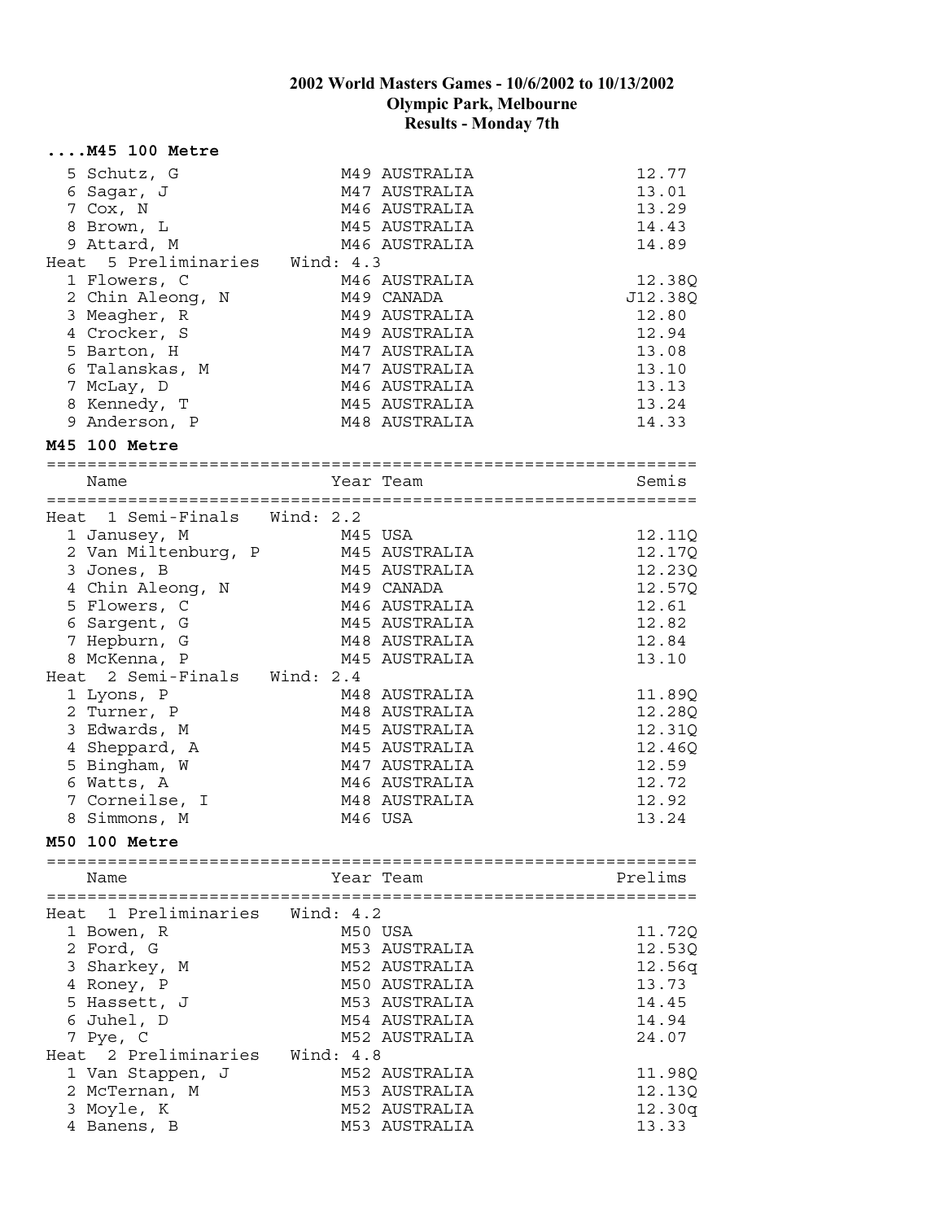# 2002 World Masters Games - 10/6/2002 to 10/13/2002
## Olympic Park, Melbourne
## Results - Monday 7th

### ....M45 100 Metre

| Place | Name | Year | Team | Prelims |
|---|---|---|---|---|
| 5 | Schutz, G | M49 | AUSTRALIA | 12.77 |
| 6 | Sagar, J | M47 | AUSTRALIA | 13.01 |
| 7 | Cox, N | M46 | AUSTRALIA | 13.29 |
| 8 | Brown, L | M45 | AUSTRALIA | 14.43 |
| 9 | Attard, M | M46 | AUSTRALIA | 14.89 |
| Heat 5 Preliminaries | Wind: 4.3 | | | |
| 1 | Flowers, C | M46 | AUSTRALIA | 12.38Q |
| 2 | Chin Aleong, N | M49 | CANADA | J12.38Q |
| 3 | Meagher, R | M49 | AUSTRALIA | 12.80 |
| 4 | Crocker, S | M49 | AUSTRALIA | 12.94 |
| 5 | Barton, H | M47 | AUSTRALIA | 13.08 |
| 6 | Talanskas, M | M47 | AUSTRALIA | 13.10 |
| 7 | McLay, D | M46 | AUSTRALIA | 13.13 |
| 8 | Kennedy, T | M45 | AUSTRALIA | 13.24 |
| 9 | Anderson, P | M48 | AUSTRALIA | 14.33 |

### M45 100 Metre

| Place | Name | Year | Team | Semis |
|---|---|---|---|---|
| Heat 1 Semi-Finals | Wind: 2.2 | | | |
| 1 | Janusey, M | M45 | USA | 12.11Q |
| 2 | Van Miltenburg, P | M45 | AUSTRALIA | 12.17Q |
| 3 | Jones, B | M45 | AUSTRALIA | 12.23Q |
| 4 | Chin Aleong, N | M49 | CANADA | 12.57Q |
| 5 | Flowers, C | M46 | AUSTRALIA | 12.61 |
| 6 | Sargent, G | M45 | AUSTRALIA | 12.82 |
| 7 | Hepburn, G | M48 | AUSTRALIA | 12.84 |
| 8 | McKenna, P | M45 | AUSTRALIA | 13.10 |
| Heat 2 Semi-Finals | Wind: 2.4 | | | |
| 1 | Lyons, P | M48 | AUSTRALIA | 11.89Q |
| 2 | Turner, P | M48 | AUSTRALIA | 12.28Q |
| 3 | Edwards, M | M45 | AUSTRALIA | 12.31Q |
| 4 | Sheppard, A | M45 | AUSTRALIA | 12.46Q |
| 5 | Bingham, W | M47 | AUSTRALIA | 12.59 |
| 6 | Watts, A | M46 | AUSTRALIA | 12.72 |
| 7 | Corneilse, I | M48 | AUSTRALIA | 12.92 |
| 8 | Simmons, M | M46 | USA | 13.24 |

### M50 100 Metre

| Place | Name | Year | Team | Prelims |
|---|---|---|---|---|
| Heat 1 Preliminaries | Wind: 4.2 | | | |
| 1 | Bowen, R | M50 | USA | 11.72Q |
| 2 | Ford, G | M53 | AUSTRALIA | 12.53Q |
| 3 | Sharkey, M | M52 | AUSTRALIA | 12.56q |
| 4 | Roney, P | M50 | AUSTRALIA | 13.73 |
| 5 | Hassett, J | M53 | AUSTRALIA | 14.45 |
| 6 | Juhel, D | M54 | AUSTRALIA | 14.94 |
| 7 | Pye, C | M52 | AUSTRALIA | 24.07 |
| Heat 2 Preliminaries | Wind: 4.8 | | | |
| 1 | Van Stappen, J | M52 | AUSTRALIA | 11.98Q |
| 2 | McTernan, M | M53 | AUSTRALIA | 12.13Q |
| 3 | Moyle, K | M52 | AUSTRALIA | 12.30q |
| 4 | Banens, B | M53 | AUSTRALIA | 13.33 |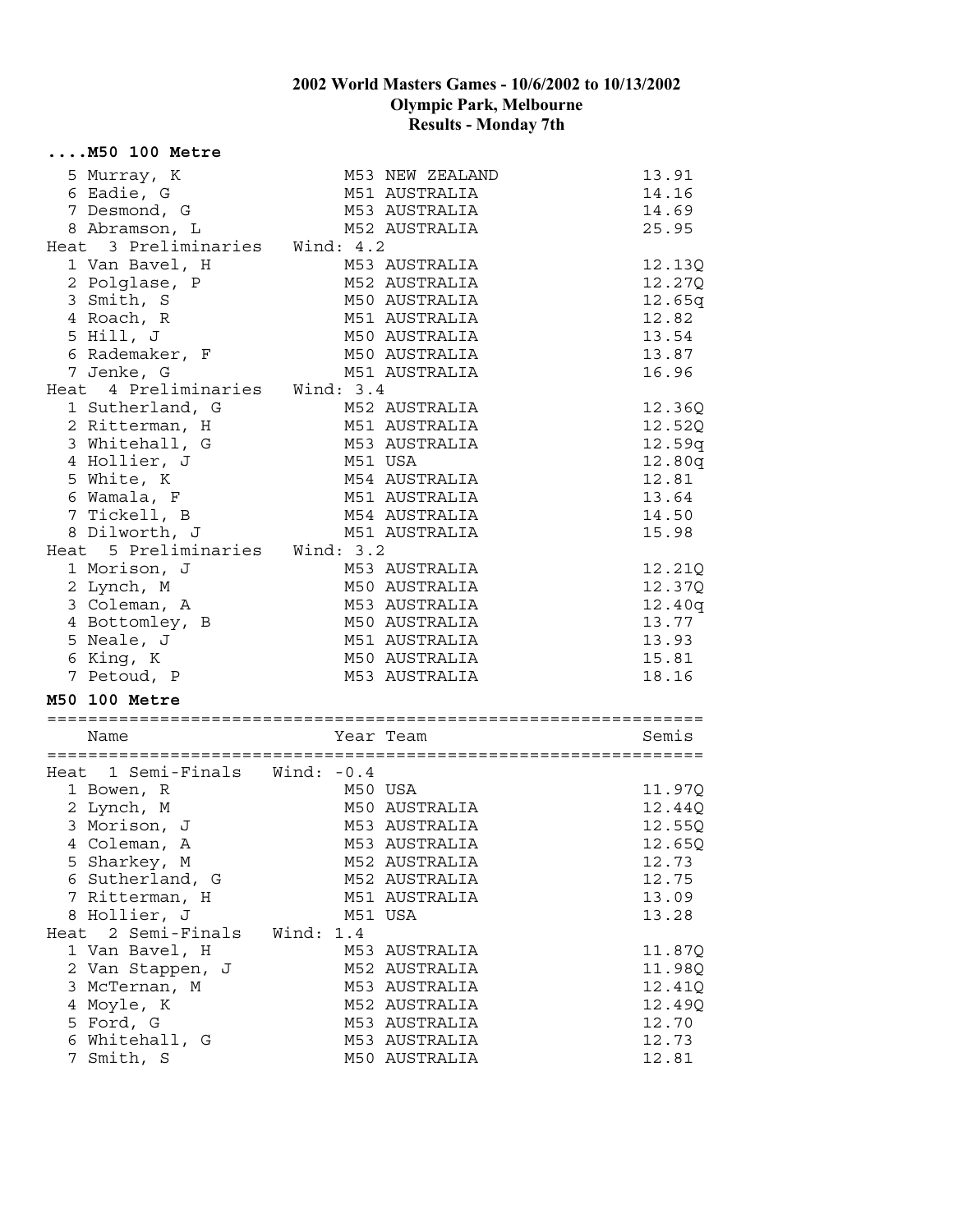## 2002 World Masters Games - 10/6/2002 to 10/13/2002
## Olympic Park, Melbourne
## Results - Monday 7th

**....M50 100 Metre**

| Place | Name | Year Team | Time |
|---|---|---|---|
| 5 | Murray, K | M53 NEW ZEALAND | 13.91 |
| 6 | Eadie, G | M51 AUSTRALIA | 14.16 |
| 7 | Desmond, G | M53 AUSTRALIA | 14.69 |
| 8 | Abramson, L | M52 AUSTRALIA | 25.95 |
| **Heat 3 Preliminaries** | **Wind: 4.2** | | |
| 1 | Van Bavel, H | M53 AUSTRALIA | 12.13Q |
| 2 | Polglase, P | M52 AUSTRALIA | 12.27Q |
| 3 | Smith, S | M50 AUSTRALIA | 12.65q |
| 4 | Roach, R | M51 AUSTRALIA | 12.82 |
| 5 | Hill, J | M50 AUSTRALIA | 13.54 |
| 6 | Rademaker, F | M50 AUSTRALIA | 13.87 |
| 7 | Jenke, G | M51 AUSTRALIA | 16.96 |
| **Heat 4 Preliminaries** | **Wind: 3.4** | | |
| 1 | Sutherland, G | M52 AUSTRALIA | 12.36Q |
| 2 | Ritterman, H | M51 AUSTRALIA | 12.52Q |
| 3 | Whitehall, G | M53 AUSTRALIA | 12.59q |
| 4 | Hollier, J | M51 USA | 12.80q |
| 5 | White, K | M54 AUSTRALIA | 12.81 |
| 6 | Wamala, F | M51 AUSTRALIA | 13.64 |
| 7 | Tickell, B | M54 AUSTRALIA | 14.50 |
| 8 | Dilworth, J | M51 AUSTRALIA | 15.98 |
| **Heat 5 Preliminaries** | **Wind: 3.2** | | |
| 1 | Morison, J | M53 AUSTRALIA | 12.21Q |
| 2 | Lynch, M | M50 AUSTRALIA | 12.37Q |
| 3 | Coleman, A | M53 AUSTRALIA | 12.40q |
| 4 | Bottomley, B | M50 AUSTRALIA | 13.77 |
| 5 | Neale, J | M51 AUSTRALIA | 13.93 |
| 6 | King, K | M50 AUSTRALIA | 15.81 |
| 7 | Petoud, P | M53 AUSTRALIA | 18.16 |

**M50 100 Metre**

| Place | Name | Year Team | Semis |
|---|---|---|---|
| **Heat 1 Semi-Finals** | **Wind: -0.4** | | |
| 1 | Bowen, R | M50 USA | 11.97Q |
| 2 | Lynch, M | M50 AUSTRALIA | 12.44Q |
| 3 | Morison, J | M53 AUSTRALIA | 12.55Q |
| 4 | Coleman, A | M53 AUSTRALIA | 12.65Q |
| 5 | Sharkey, M | M52 AUSTRALIA | 12.73 |
| 6 | Sutherland, G | M52 AUSTRALIA | 12.75 |
| 7 | Ritterman, H | M51 AUSTRALIA | 13.09 |
| 8 | Hollier, J | M51 USA | 13.28 |
| **Heat 2 Semi-Finals** | **Wind: 1.4** | | |
| 1 | Van Bavel, H | M53 AUSTRALIA | 11.87Q |
| 2 | Van Stappen, J | M52 AUSTRALIA | 11.98Q |
| 3 | McTernan, M | M53 AUSTRALIA | 12.41Q |
| 4 | Moyle, K | M52 AUSTRALIA | 12.49Q |
| 5 | Ford, G | M53 AUSTRALIA | 12.70 |
| 6 | Whitehall, G | M53 AUSTRALIA | 12.73 |
| 7 | Smith, S | M50 AUSTRALIA | 12.81 |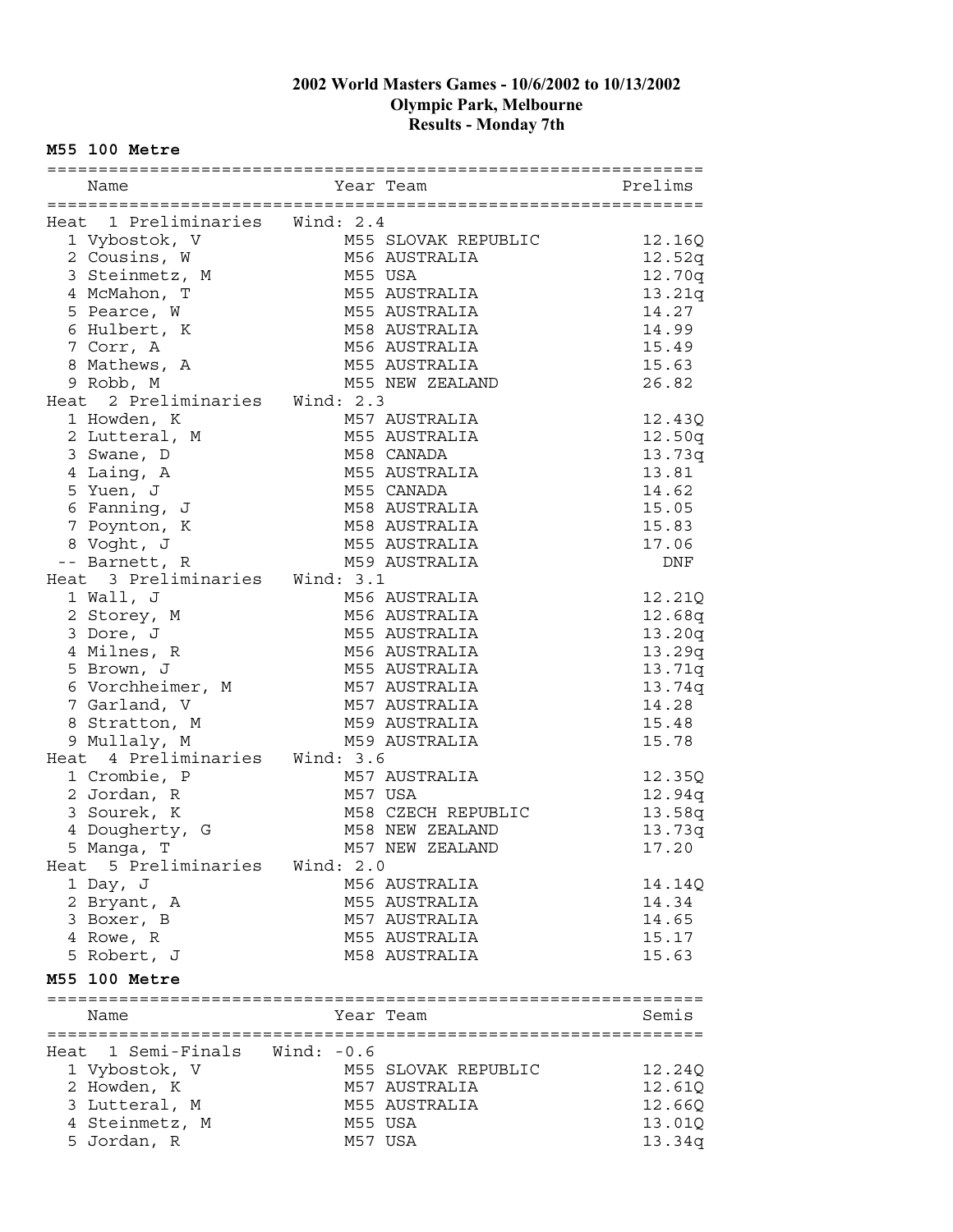# 2002 World Masters Games - 10/6/2002 to 10/13/2002
## Olympic Park, Melbourne
## Results - Monday 7th

### M55 100 Metre

| | Name | Year | Team | Prelims |
|---|---|---|---|---|
| **Heat 1 Preliminaries** | **Wind: 2.4** | | | |
| 1 | Vybostok, V | M55 | SLOVAK REPUBLIC | 12.16Q |
| 2 | Cousins, W | M56 | AUSTRALIA | 12.52q |
| 3 | Steinmetz, M | M55 | USA | 12.70q |
| 4 | McMahon, T | M55 | AUSTRALIA | 13.21q |
| 5 | Pearce, W | M55 | AUSTRALIA | 14.27 |
| 6 | Hulbert, K | M58 | AUSTRALIA | 14.99 |
| 7 | Corr, A | M56 | AUSTRALIA | 15.49 |
| 8 | Mathews, A | M55 | AUSTRALIA | 15.63 |
| 9 | Robb, M | M55 | NEW ZEALAND | 26.82 |
| **Heat 2 Preliminaries** | **Wind: 2.3** | | | |
| 1 | Howden, K | M57 | AUSTRALIA | 12.43Q |
| 2 | Lutteral, M | M55 | AUSTRALIA | 12.50q |
| 3 | Swane, D | M58 | CANADA | 13.73q |
| 4 | Laing, A | M55 | AUSTRALIA | 13.81 |
| 5 | Yuen, J | M55 | CANADA | 14.62 |
| 6 | Fanning, J | M58 | AUSTRALIA | 15.05 |
| 7 | Poynton, K | M58 | AUSTRALIA | 15.83 |
| 8 | Voght, J | M55 | AUSTRALIA | 17.06 |
| -- | Barnett, R | M59 | AUSTRALIA | DNF |
| **Heat 3 Preliminaries** | **Wind: 3.1** | | | |
| 1 | Wall, J | M56 | AUSTRALIA | 12.21Q |
| 2 | Storey, M | M56 | AUSTRALIA | 12.68q |
| 3 | Dore, J | M55 | AUSTRALIA | 13.20q |
| 4 | Milnes, R | M56 | AUSTRALIA | 13.29q |
| 5 | Brown, J | M55 | AUSTRALIA | 13.71q |
| 6 | Vorchheimer, M | M57 | AUSTRALIA | 13.74q |
| 7 | Garland, V | M57 | AUSTRALIA | 14.28 |
| 8 | Stratton, M | M59 | AUSTRALIA | 15.48 |
| 9 | Mullaly, M | M59 | AUSTRALIA | 15.78 |
| **Heat 4 Preliminaries** | **Wind: 3.6** | | | |
| 1 | Crombie, P | M57 | AUSTRALIA | 12.35Q |
| 2 | Jordan, R | M57 | USA | 12.94q |
| 3 | Sourek, K | M58 | CZECH REPUBLIC | 13.58q |
| 4 | Dougherty, G | M58 | NEW ZEALAND | 13.73q |
| 5 | Manga, T | M57 | NEW ZEALAND | 17.20 |
| **Heat 5 Preliminaries** | **Wind: 2.0** | | | |
| 1 | Day, J | M56 | AUSTRALIA | 14.14Q |
| 2 | Bryant, A | M55 | AUSTRALIA | 14.34 |
| 3 | Boxer, B | M57 | AUSTRALIA | 14.65 |
| 4 | Rowe, R | M55 | AUSTRALIA | 15.17 |
| 5 | Robert, J | M58 | AUSTRALIA | 15.63 |

### M55 100 Metre

| | Name | Year | Team | Semis |
|---|---|---|---|---|
| **Heat 1 Semi-Finals** | **Wind: -0.6** | | | |
| 1 | Vybostok, V | M55 | SLOVAK REPUBLIC | 12.24Q |
| 2 | Howden, K | M57 | AUSTRALIA | 12.61Q |
| 3 | Lutteral, M | M55 | AUSTRALIA | 12.66Q |
| 4 | Steinmetz, M | M55 | USA | 13.01Q |
| 5 | Jordan, R | M57 | USA | 13.34q |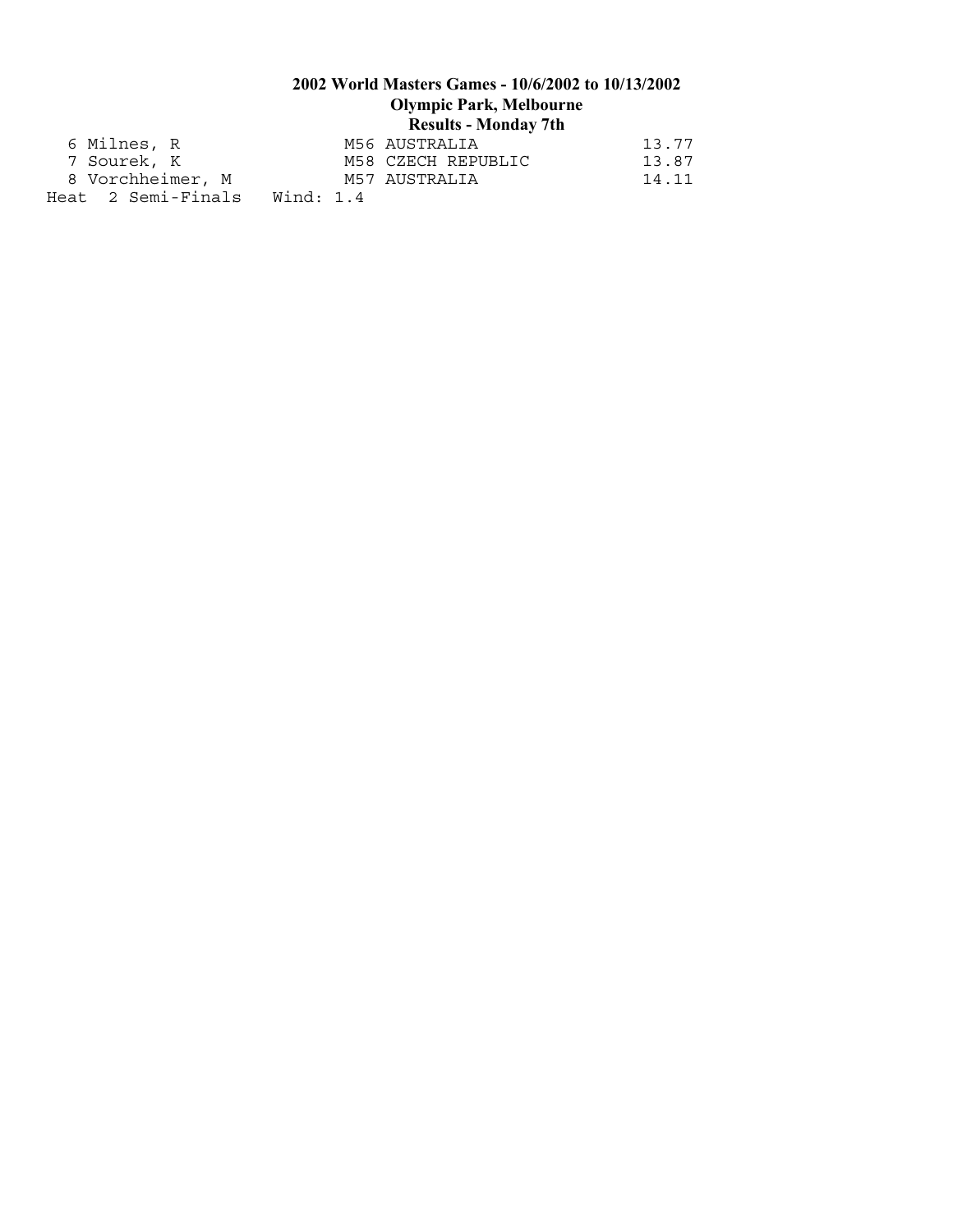| | | | |
|---|---|---|---|
| 6 | Milnes, R | M56 AUSTRALIA | 13.77 |
| 7 | Sourek, K | M58 CZECH REPUBLIC | 13.87 |
| 8 | Vorchheimer, M | M57 AUSTRALIA | 14.11 |

Heat 2 Semi-Finals Wind: 1.4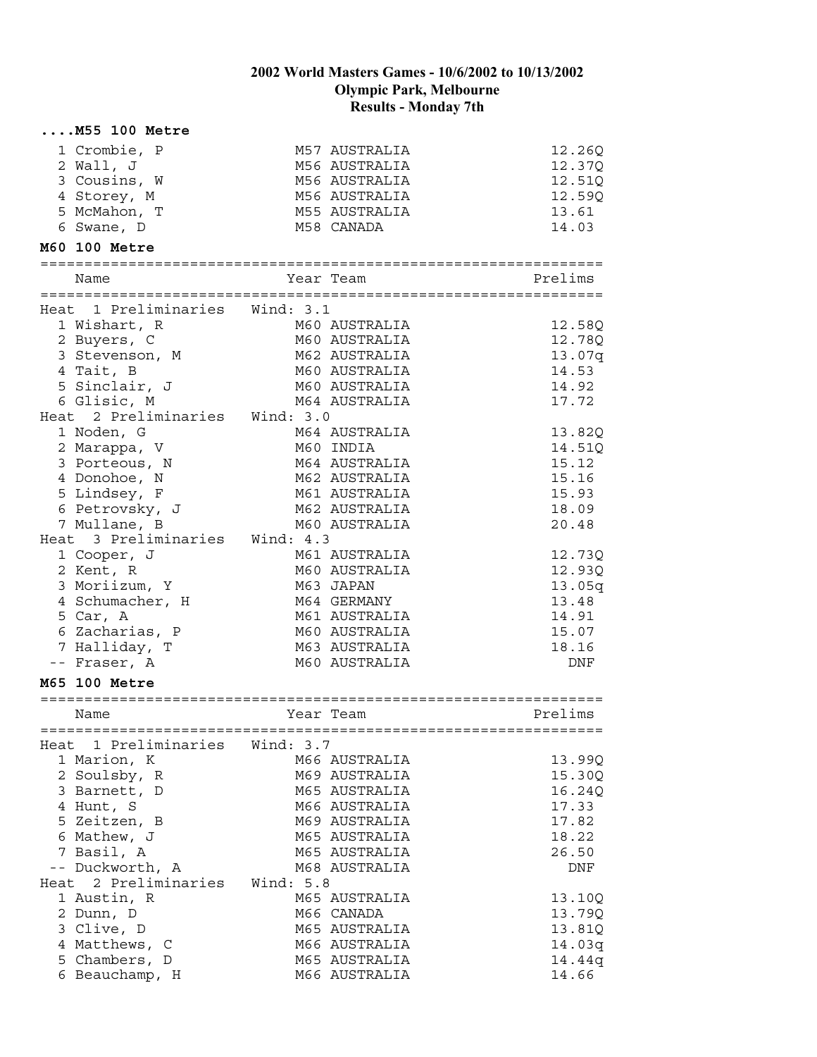# 2002 World Masters Games - 10/6/2002 to 10/13/2002
## Olympic Park, Melbourne
## Results - Monday 7th

### ....M55 100 Metre

| | Name | Year | Team | Prelims |
|---|---|---|---|---|
| 1 | Crombie, P | M57 | AUSTRALIA | 12.26Q |
| 2 | Wall, J | M56 | AUSTRALIA | 12.37Q |
| 3 | Cousins, W | M56 | AUSTRALIA | 12.51Q |
| 4 | Storey, M | M56 | AUSTRALIA | 12.59Q |
| 5 | McMahon, T | M55 | AUSTRALIA | 13.61 |
| 6 | Swane, D | M58 | CANADA | 14.03 |

### M60 100 Metre

| | Name | Year | Team | Prelims |
|---|---|---|---|---|
| Heat 1 Preliminaries | Wind: 3.1 | | | |
| 1 | Wishart, R | M60 | AUSTRALIA | 12.58Q |
| 2 | Buyers, C | M60 | AUSTRALIA | 12.78Q |
| 3 | Stevenson, M | M62 | AUSTRALIA | 13.07q |
| 4 | Tait, B | M60 | AUSTRALIA | 14.53 |
| 5 | Sinclair, J | M60 | AUSTRALIA | 14.92 |
| 6 | Glisic, M | M64 | AUSTRALIA | 17.72 |
| Heat 2 Preliminaries | Wind: 3.0 | | | |
| 1 | Noden, G | M64 | AUSTRALIA | 13.82Q |
| 2 | Marappa, V | M60 | INDIA | 14.51Q |
| 3 | Porteous, N | M64 | AUSTRALIA | 15.12 |
| 4 | Donohoe, N | M62 | AUSTRALIA | 15.16 |
| 5 | Lindsey, F | M61 | AUSTRALIA | 15.93 |
| 6 | Petrovsky, J | M62 | AUSTRALIA | 18.09 |
| 7 | Mullane, B | M60 | AUSTRALIA | 20.48 |
| Heat 3 Preliminaries | Wind: 4.3 | | | |
| 1 | Cooper, J | M61 | AUSTRALIA | 12.73Q |
| 2 | Kent, R | M60 | AUSTRALIA | 12.93Q |
| 3 | Moriizum, Y | M63 | JAPAN | 13.05q |
| 4 | Schumacher, H | M64 | GERMANY | 13.48 |
| 5 | Car, A | M61 | AUSTRALIA | 14.91 |
| 6 | Zacharias, P | M60 | AUSTRALIA | 15.07 |
| 7 | Halliday, T | M63 | AUSTRALIA | 18.16 |
| -- | Fraser, A | M60 | AUSTRALIA | DNF |

### M65 100 Metre

| | Name | Year | Team | Prelims |
|---|---|---|---|---|
| Heat 1 Preliminaries | Wind: 3.7 | | | |
| 1 | Marion, K | M66 | AUSTRALIA | 13.99Q |
| 2 | Soulsby, R | M69 | AUSTRALIA | 15.30Q |
| 3 | Barnett, D | M65 | AUSTRALIA | 16.24Q |
| 4 | Hunt, S | M66 | AUSTRALIA | 17.33 |
| 5 | Zeitzen, B | M69 | AUSTRALIA | 17.82 |
| 6 | Mathew, J | M65 | AUSTRALIA | 18.22 |
| 7 | Basil, A | M65 | AUSTRALIA | 26.50 |
| -- | Duckworth, A | M68 | AUSTRALIA | DNF |
| Heat 2 Preliminaries | Wind: 5.8 | | | |
| 1 | Austin, R | M65 | AUSTRALIA | 13.10Q |
| 2 | Dunn, D | M66 | CANADA | 13.79Q |
| 3 | Clive, D | M65 | AUSTRALIA | 13.81Q |
| 4 | Matthews, C | M66 | AUSTRALIA | 14.03q |
| 5 | Chambers, D | M65 | AUSTRALIA | 14.44q |
| 6 | Beauchamp, H | M66 | AUSTRALIA | 14.66 |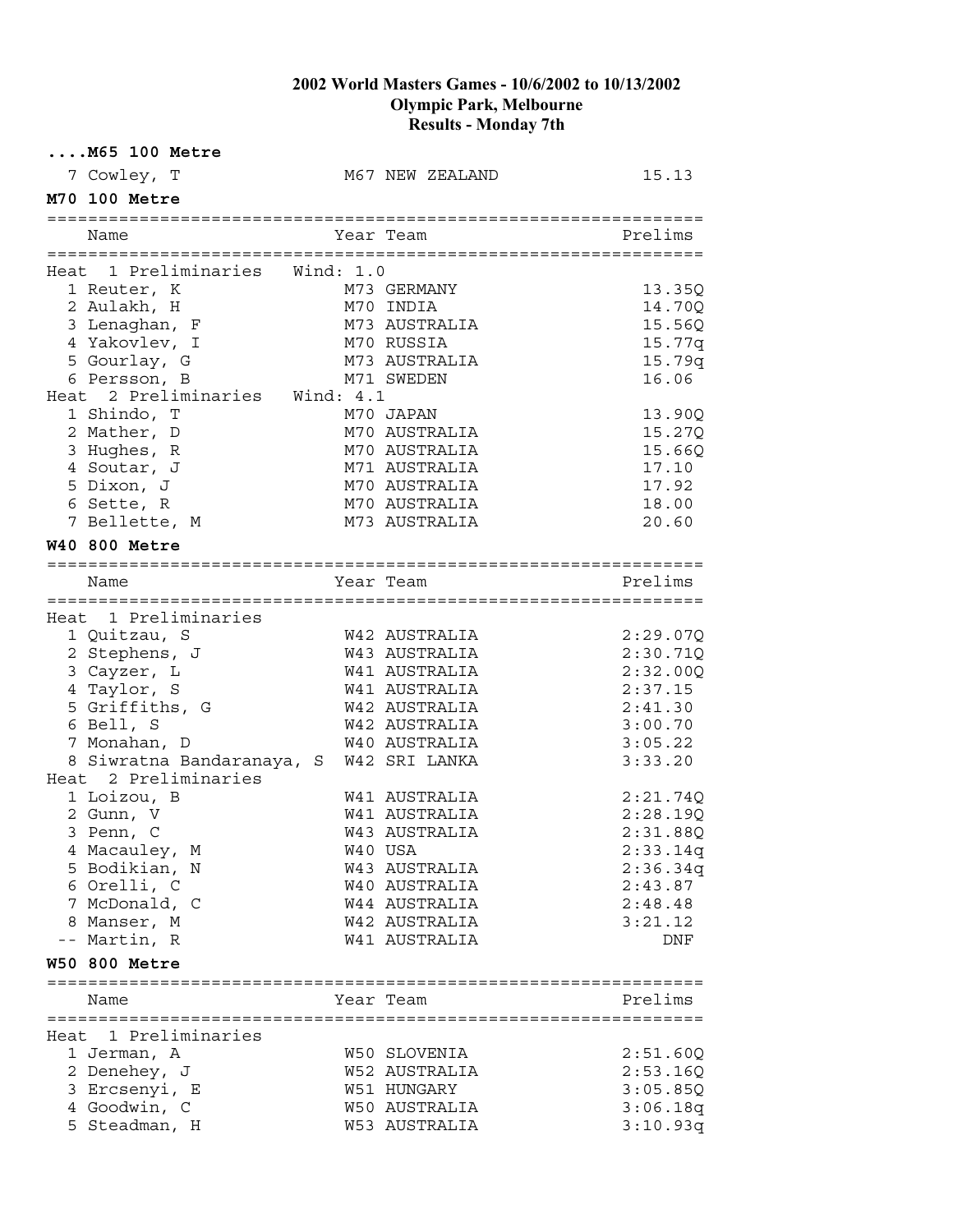## 2002 World Masters Games - 10/6/2002 to 10/13/2002
## Olympic Park, Melbourne
## Results - Monday 7th

**....M65 100 Metre**

| Place | Name | Year | Team | Prelims |
|---|---|---|---|---|
| 7 | Cowley, T | M67 | NEW ZEALAND | 15.13 |

**M70 100 Metre**

| Place | Name | Year | Team | Prelims |
|---|---|---|---|---|
| **Heat 1 Preliminaries Wind: 1.0** | | | | |
| 1 | Reuter, K | M73 | GERMANY | 13.35Q |
| 2 | Aulakh, H | M70 | INDIA | 14.70Q |
| 3 | Lenaghan, F | M73 | AUSTRALIA | 15.56Q |
| 4 | Yakovlev, I | M70 | RUSSIA | 15.77q |
| 5 | Gourlay, G | M73 | AUSTRALIA | 15.79q |
| 6 | Persson, B | M71 | SWEDEN | 16.06 |
| **Heat 2 Preliminaries Wind: 4.1** | | | | |
| 1 | Shindo, T | M70 | JAPAN | 13.90Q |
| 2 | Mather, D | M70 | AUSTRALIA | 15.27Q |
| 3 | Hughes, R | M70 | AUSTRALIA | 15.66Q |
| 4 | Soutar, J | M71 | AUSTRALIA | 17.10 |
| 5 | Dixon, J | M70 | AUSTRALIA | 17.92 |
| 6 | Sette, R | M70 | AUSTRALIA | 18.00 |
| 7 | Bellette, M | M73 | AUSTRALIA | 20.60 |

**W40 800 Metre**

| Place | Name | Year | Team | Prelims |
|---|---|---|---|---|
| **Heat 1 Preliminaries** | | | | |
| 1 | Quitzau, S | W42 | AUSTRALIA | 2:29.07Q |
| 2 | Stephens, J | W43 | AUSTRALIA | 2:30.71Q |
| 3 | Cayzer, L | W41 | AUSTRALIA | 2:32.00Q |
| 4 | Taylor, S | W41 | AUSTRALIA | 2:37.15 |
| 5 | Griffiths, G | W42 | AUSTRALIA | 2:41.30 |
| 6 | Bell, S | W42 | AUSTRALIA | 3:00.70 |
| 7 | Monahan, D | W40 | AUSTRALIA | 3:05.22 |
| 8 | Siwratna Bandaranaya, S | W42 | SRI LANKA | 3:33.20 |
| **Heat 2 Preliminaries** | | | | |
| 1 | Loizou, B | W41 | AUSTRALIA | 2:21.74Q |
| 2 | Gunn, V | W41 | AUSTRALIA | 2:28.19Q |
| 3 | Penn, C | W43 | AUSTRALIA | 2:31.88Q |
| 4 | Macauley, M | W40 | USA | 2:33.14q |
| 5 | Bodikian, N | W43 | AUSTRALIA | 2:36.34q |
| 6 | Orelli, C | W40 | AUSTRALIA | 2:43.87 |
| 7 | McDonald, C | W44 | AUSTRALIA | 2:48.48 |
| 8 | Manser, M | W42 | AUSTRALIA | 3:21.12 |
| -- | Martin, R | W41 | AUSTRALIA | DNF |

**W50 800 Metre**

| Place | Name | Year | Team | Prelims |
|---|---|---|---|---|
| **Heat 1 Preliminaries** | | | | |
| 1 | Jerman, A | W50 | SLOVENIA | 2:51.60Q |
| 2 | Denehey, J | W52 | AUSTRALIA | 2:53.16Q |
| 3 | Ercsenyi, E | W51 | HUNGARY | 3:05.85Q |
| 4 | Goodwin, C | W50 | AUSTRALIA | 3:06.18q |
| 5 | Steadman, H | W53 | AUSTRALIA | 3:10.93q |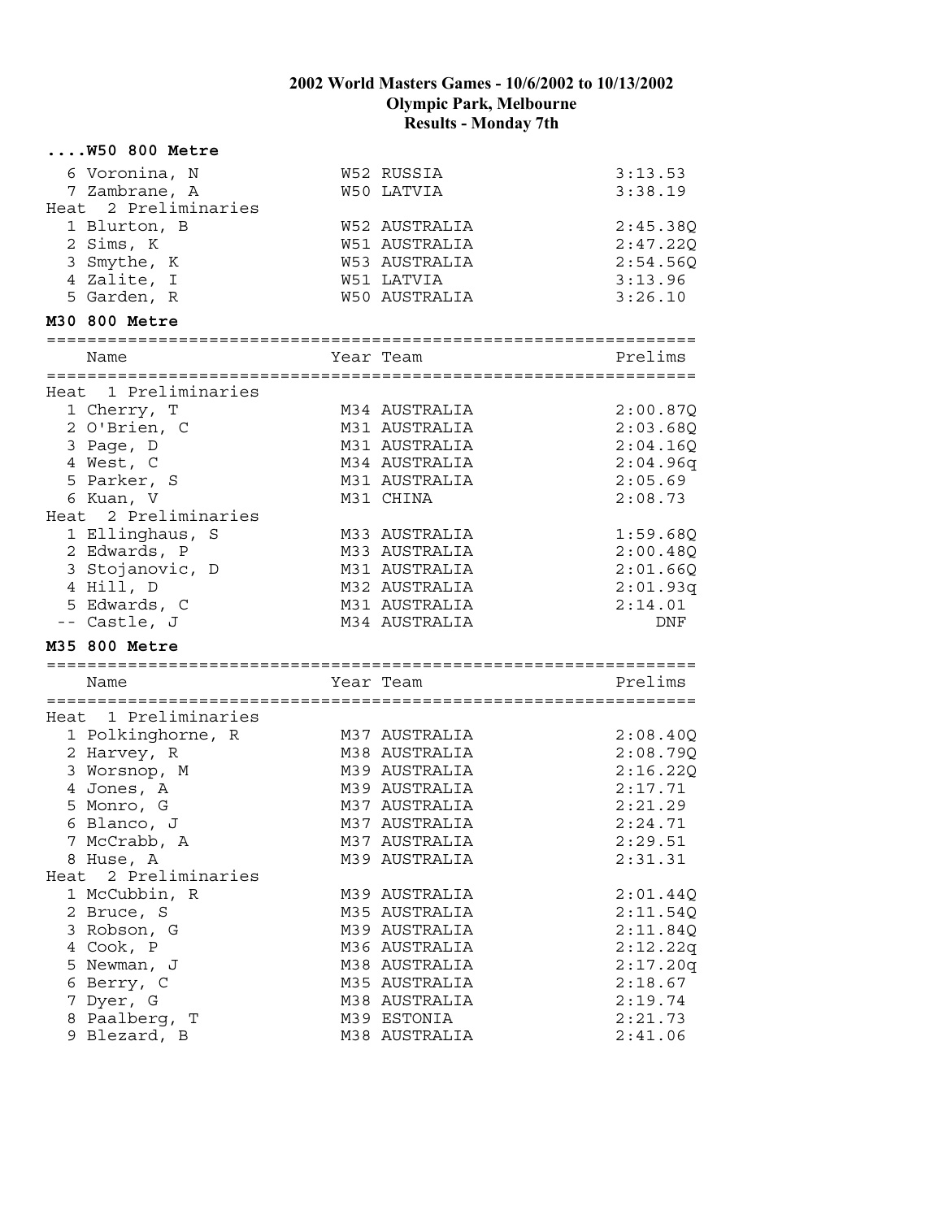**2002 World Masters Games - 10/6/2002 to 10/13/2002**
**Olympic Park, Melbourne**
**Results - Monday 7th**

### ....W50 800 Metre

| Name | Year | Team | Prelims |
|---|---|---|---|
| 6 Voronina, N | W52 | RUSSIA | 3:13.53 |
| 7 Zambrane, A | W50 | LATVIA | 3:38.19 |
| **Heat 2 Preliminaries** | | | |
| 1 Blurton, B | W52 | AUSTRALIA | 2:45.38Q |
| 2 Sims, K | W51 | AUSTRALIA | 2:47.22Q |
| 3 Smythe, K | W53 | AUSTRALIA | 2:54.56Q |
| 4 Zalite, I | W51 | LATVIA | 3:13.96 |
| 5 Garden, R | W50 | AUSTRALIA | 3:26.10 |

### M30 800 Metre

| Name | Year | Team | Prelims |
|---|---|---|---|
| **Heat 1 Preliminaries** | | | |
| 1 Cherry, T | M34 | AUSTRALIA | 2:00.87Q |
| 2 O'Brien, C | M31 | AUSTRALIA | 2:03.68Q |
| 3 Page, D | M31 | AUSTRALIA | 2:04.16Q |
| 4 West, C | M34 | AUSTRALIA | 2:04.96q |
| 5 Parker, S | M31 | AUSTRALIA | 2:05.69 |
| 6 Kuan, V | M31 | CHINA | 2:08.73 |
| **Heat 2 Preliminaries** | | | |
| 1 Ellinghaus, S | M33 | AUSTRALIA | 1:59.68Q |
| 2 Edwards, P | M33 | AUSTRALIA | 2:00.48Q |
| 3 Stojanovic, D | M31 | AUSTRALIA | 2:01.66Q |
| 4 Hill, D | M32 | AUSTRALIA | 2:01.93q |
| 5 Edwards, C | M31 | AUSTRALIA | 2:14.01 |
| -- Castle, J | M34 | AUSTRALIA | DNF |

### M35 800 Metre

| Name | Year | Team | Prelims |
|---|---|---|---|
| **Heat 1 Preliminaries** | | | |
| 1 Polkinghorne, R | M37 | AUSTRALIA | 2:08.40Q |
| 2 Harvey, R | M38 | AUSTRALIA | 2:08.79Q |
| 3 Worsnop, M | M39 | AUSTRALIA | 2:16.22Q |
| 4 Jones, A | M39 | AUSTRALIA | 2:17.71 |
| 5 Monro, G | M37 | AUSTRALIA | 2:21.29 |
| 6 Blanco, J | M37 | AUSTRALIA | 2:24.71 |
| 7 McCrabb, A | M37 | AUSTRALIA | 2:29.51 |
| 8 Huse, A | M39 | AUSTRALIA | 2:31.31 |
| **Heat 2 Preliminaries** | | | |
| 1 McCubbin, R | M39 | AUSTRALIA | 2:01.44Q |
| 2 Bruce, S | M35 | AUSTRALIA | 2:11.54Q |
| 3 Robson, G | M39 | AUSTRALIA | 2:11.84Q |
| 4 Cook, P | M36 | AUSTRALIA | 2:12.22q |
| 5 Newman, J | M38 | AUSTRALIA | 2:17.20q |
| 6 Berry, C | M35 | AUSTRALIA | 2:18.67 |
| 7 Dyer, G | M38 | AUSTRALIA | 2:19.74 |
| 8 Paalberg, T | M39 | ESTONIA | 2:21.73 |
| 9 Blezard, B | M38 | AUSTRALIA | 2:41.06 |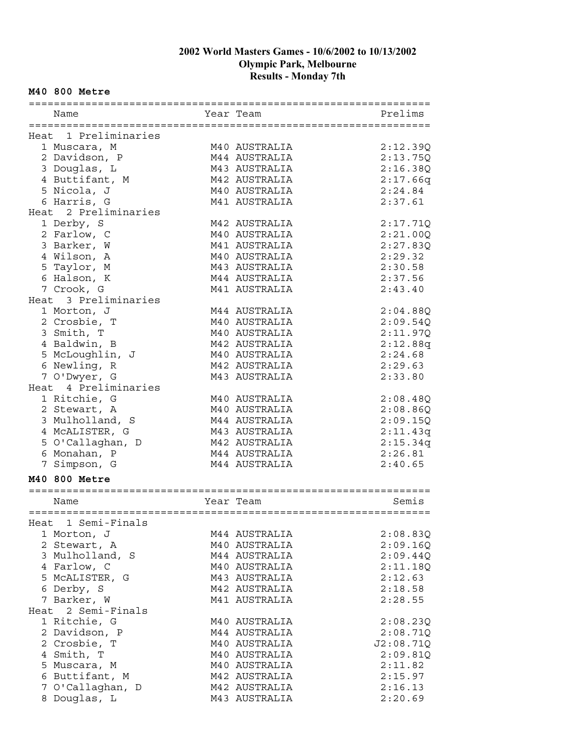# 2002 World Masters Games - 10/6/2002 to 10/13/2002
## Olympic Park, Melbourne
## Results - Monday 7th

**M40 800 Metre**

| | Name | Year | Team | Prelims |
|---|---|---|---|---|
| **Heat 1 Preliminaries** | | | | |
| 1 | Muscara, M | M40 | AUSTRALIA | 2:12.39Q |
| 2 | Davidson, P | M44 | AUSTRALIA | 2:13.75Q |
| 3 | Douglas, L | M43 | AUSTRALIA | 2:16.38Q |
| 4 | Buttifant, M | M42 | AUSTRALIA | 2:17.66q |
| 5 | Nicola, J | M40 | AUSTRALIA | 2:24.84 |
| 6 | Harris, G | M41 | AUSTRALIA | 2:37.61 |
| **Heat 2 Preliminaries** | | | | |
| 1 | Derby, S | M42 | AUSTRALIA | 2:17.71Q |
| 2 | Farlow, C | M40 | AUSTRALIA | 2:21.00Q |
| 3 | Barker, W | M41 | AUSTRALIA | 2:27.83Q |
| 4 | Wilson, A | M40 | AUSTRALIA | 2:29.32 |
| 5 | Taylor, M | M43 | AUSTRALIA | 2:30.58 |
| 6 | Halson, K | M44 | AUSTRALIA | 2:37.56 |
| 7 | Crook, G | M41 | AUSTRALIA | 2:43.40 |
| **Heat 3 Preliminaries** | | | | |
| 1 | Morton, J | M44 | AUSTRALIA | 2:04.88Q |
| 2 | Crosbie, T | M40 | AUSTRALIA | 2:09.54Q |
| 3 | Smith, T | M40 | AUSTRALIA | 2:11.97Q |
| 4 | Baldwin, B | M42 | AUSTRALIA | 2:12.88q |
| 5 | McLoughlin, J | M40 | AUSTRALIA | 2:24.68 |
| 6 | Newling, R | M42 | AUSTRALIA | 2:29.63 |
| 7 | O'Dwyer, G | M43 | AUSTRALIA | 2:33.80 |
| **Heat 4 Preliminaries** | | | | |
| 1 | Ritchie, G | M40 | AUSTRALIA | 2:08.48Q |
| 2 | Stewart, A | M40 | AUSTRALIA | 2:08.86Q |
| 3 | Mulholland, S | M44 | AUSTRALIA | 2:09.15Q |
| 4 | McALISTER, G | M43 | AUSTRALIA | 2:11.43q |
| 5 | O'Callaghan, D | M42 | AUSTRALIA | 2:15.34q |
| 6 | Monahan, P | M44 | AUSTRALIA | 2:26.81 |
| 7 | Simpson, G | M44 | AUSTRALIA | 2:40.65 |

**M40 800 Metre**

| | Name | Year | Team | Semis |
|---|---|---|---|---|
| **Heat 1 Semi-Finals** | | | | |
| 1 | Morton, J | M44 | AUSTRALIA | 2:08.83Q |
| 2 | Stewart, A | M40 | AUSTRALIA | 2:09.16Q |
| 3 | Mulholland, S | M44 | AUSTRALIA | 2:09.44Q |
| 4 | Farlow, C | M40 | AUSTRALIA | 2:11.18Q |
| 5 | McALISTER, G | M43 | AUSTRALIA | 2:12.63 |
| 6 | Derby, S | M42 | AUSTRALIA | 2:18.58 |
| 7 | Barker, W | M41 | AUSTRALIA | 2:28.55 |
| **Heat 2 Semi-Finals** | | | | |
| 1 | Ritchie, G | M40 | AUSTRALIA | 2:08.23Q |
| 2 | Davidson, P | M44 | AUSTRALIA | 2:08.71Q |
| 2 | Crosbie, T | M40 | AUSTRALIA | J2:08.71Q |
| 4 | Smith, T | M40 | AUSTRALIA | 2:09.81Q |
| 5 | Muscara, M | M40 | AUSTRALIA | 2:11.82 |
| 6 | Buttifant, M | M42 | AUSTRALIA | 2:15.97 |
| 7 | O'Callaghan, D | M42 | AUSTRALIA | 2:16.13 |
| 8 | Douglas, L | M43 | AUSTRALIA | 2:20.69 |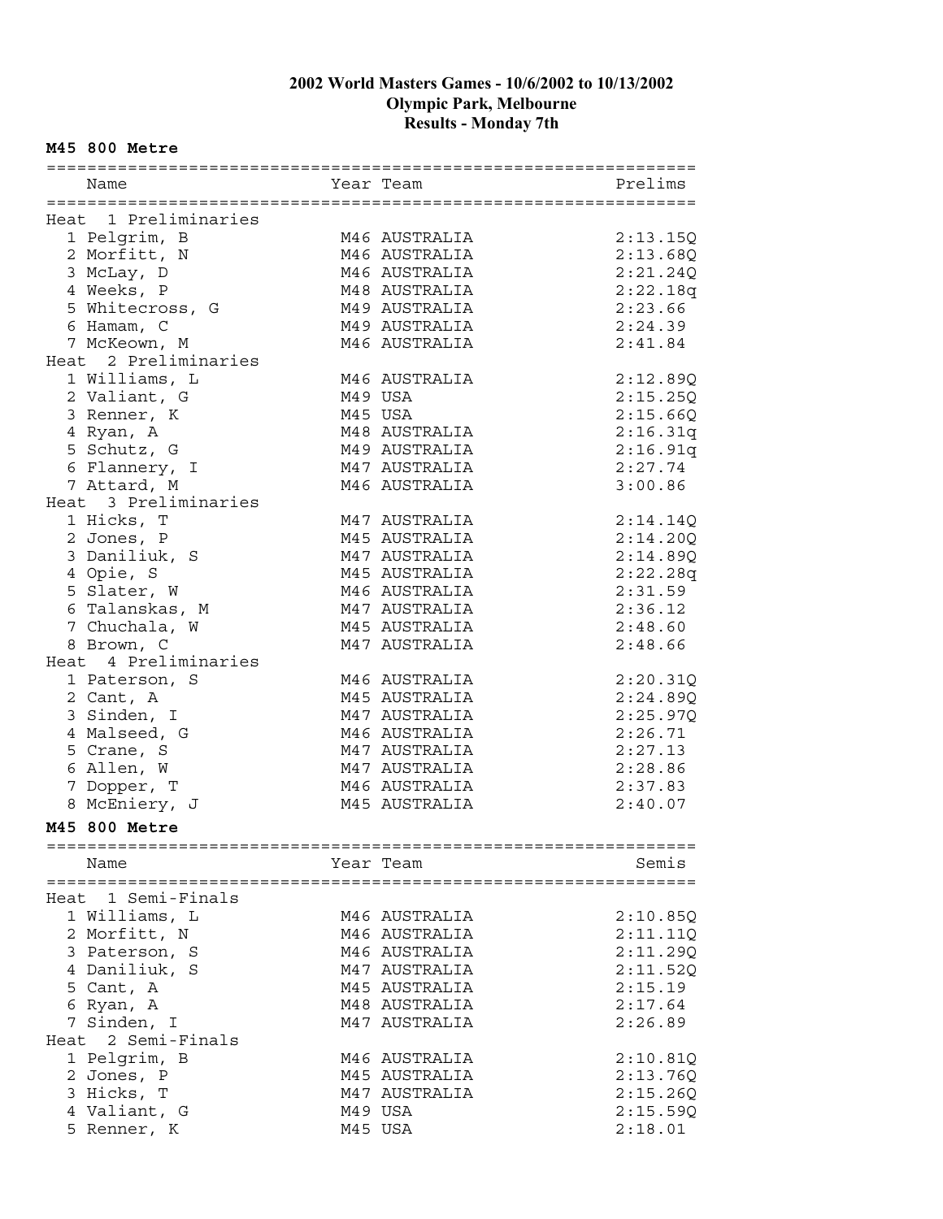# 2002 World Masters Games - 10/6/2002 to 10/13/2002
## Olympic Park, Melbourne
## Results - Monday 7th

### M45 800 Metre

| | Name | Year | Team | Prelims |
|---|---|---|---|---|
| **Heat 1 Preliminaries** | | | | |
| 1 | Pelgrim, B | M46 | AUSTRALIA | 2:13.15Q |
| 2 | Morfitt, N | M46 | AUSTRALIA | 2:13.68Q |
| 3 | McLay, D | M46 | AUSTRALIA | 2:21.24Q |
| 4 | Weeks, P | M48 | AUSTRALIA | 2:22.18q |
| 5 | Whitecross, G | M49 | AUSTRALIA | 2:23.66 |
| 6 | Hamam, C | M49 | AUSTRALIA | 2:24.39 |
| 7 | McKeown, M | M46 | AUSTRALIA | 2:41.84 |
| **Heat 2 Preliminaries** | | | | |
| 1 | Williams, L | M46 | AUSTRALIA | 2:12.89Q |
| 2 | Valiant, G | M49 | USA | 2:15.25Q |
| 3 | Renner, K | M45 | USA | 2:15.66Q |
| 4 | Ryan, A | M48 | AUSTRALIA | 2:16.31q |
| 5 | Schutz, G | M49 | AUSTRALIA | 2:16.91q |
| 6 | Flannery, I | M47 | AUSTRALIA | 2:27.74 |
| 7 | Attard, M | M46 | AUSTRALIA | 3:00.86 |
| **Heat 3 Preliminaries** | | | | |
| 1 | Hicks, T | M47 | AUSTRALIA | 2:14.14Q |
| 2 | Jones, P | M45 | AUSTRALIA | 2:14.20Q |
| 3 | Daniliuk, S | M47 | AUSTRALIA | 2:14.89Q |
| 4 | Opie, S | M45 | AUSTRALIA | 2:22.28q |
| 5 | Slater, W | M46 | AUSTRALIA | 2:31.59 |
| 6 | Talanskas, M | M47 | AUSTRALIA | 2:36.12 |
| 7 | Chuchala, W | M45 | AUSTRALIA | 2:48.60 |
| 8 | Brown, C | M47 | AUSTRALIA | 2:48.66 |
| **Heat 4 Preliminaries** | | | | |
| 1 | Paterson, S | M46 | AUSTRALIA | 2:20.31Q |
| 2 | Cant, A | M45 | AUSTRALIA | 2:24.89Q |
| 3 | Sinden, I | M47 | AUSTRALIA | 2:25.97Q |
| 4 | Malseed, G | M46 | AUSTRALIA | 2:26.71 |
| 5 | Crane, S | M47 | AUSTRALIA | 2:27.13 |
| 6 | Allen, W | M47 | AUSTRALIA | 2:28.86 |
| 7 | Dopper, T | M46 | AUSTRALIA | 2:37.83 |
| 8 | McEniery, J | M45 | AUSTRALIA | 2:40.07 |

### M45 800 Metre

| | Name | Year | Team | Semis |
|---|---|---|---|---|
| **Heat 1 Semi-Finals** | | | | |
| 1 | Williams, L | M46 | AUSTRALIA | 2:10.85Q |
| 2 | Morfitt, N | M46 | AUSTRALIA | 2:11.11Q |
| 3 | Paterson, S | M46 | AUSTRALIA | 2:11.29Q |
| 4 | Daniliuk, S | M47 | AUSTRALIA | 2:11.52Q |
| 5 | Cant, A | M45 | AUSTRALIA | 2:15.19 |
| 6 | Ryan, A | M48 | AUSTRALIA | 2:17.64 |
| 7 | Sinden, I | M47 | AUSTRALIA | 2:26.89 |
| **Heat 2 Semi-Finals** | | | | |
| 1 | Pelgrim, B | M46 | AUSTRALIA | 2:10.81Q |
| 2 | Jones, P | M45 | AUSTRALIA | 2:13.76Q |
| 3 | Hicks, T | M47 | AUSTRALIA | 2:15.26Q |
| 4 | Valiant, G | M49 | USA | 2:15.59Q |
| 5 | Renner, K | M45 | USA | 2:18.01 |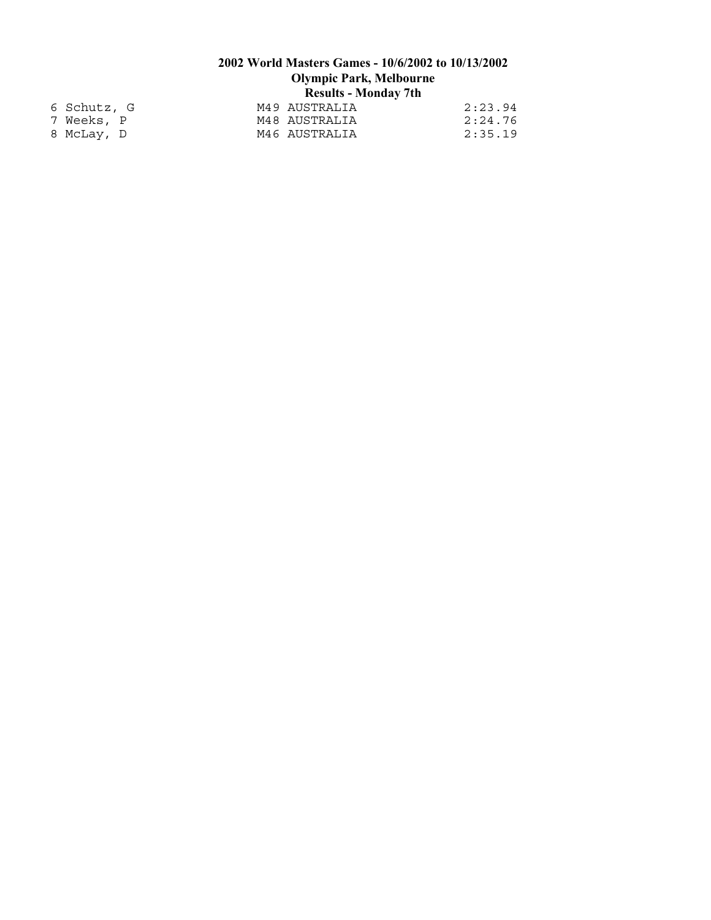**2002 World Masters Games - 10/6/2002 to 10/13/2002**
**Olympic Park, Melbourne**
**Results - Monday 7th**

```
6 Schutz, G                 M49 AUSTRALIA              2:23.94
7 Weeks, P                  M48 AUSTRALIA              2:24.76
8 McLay, D                  M46 AUSTRALIA              2:35.19
```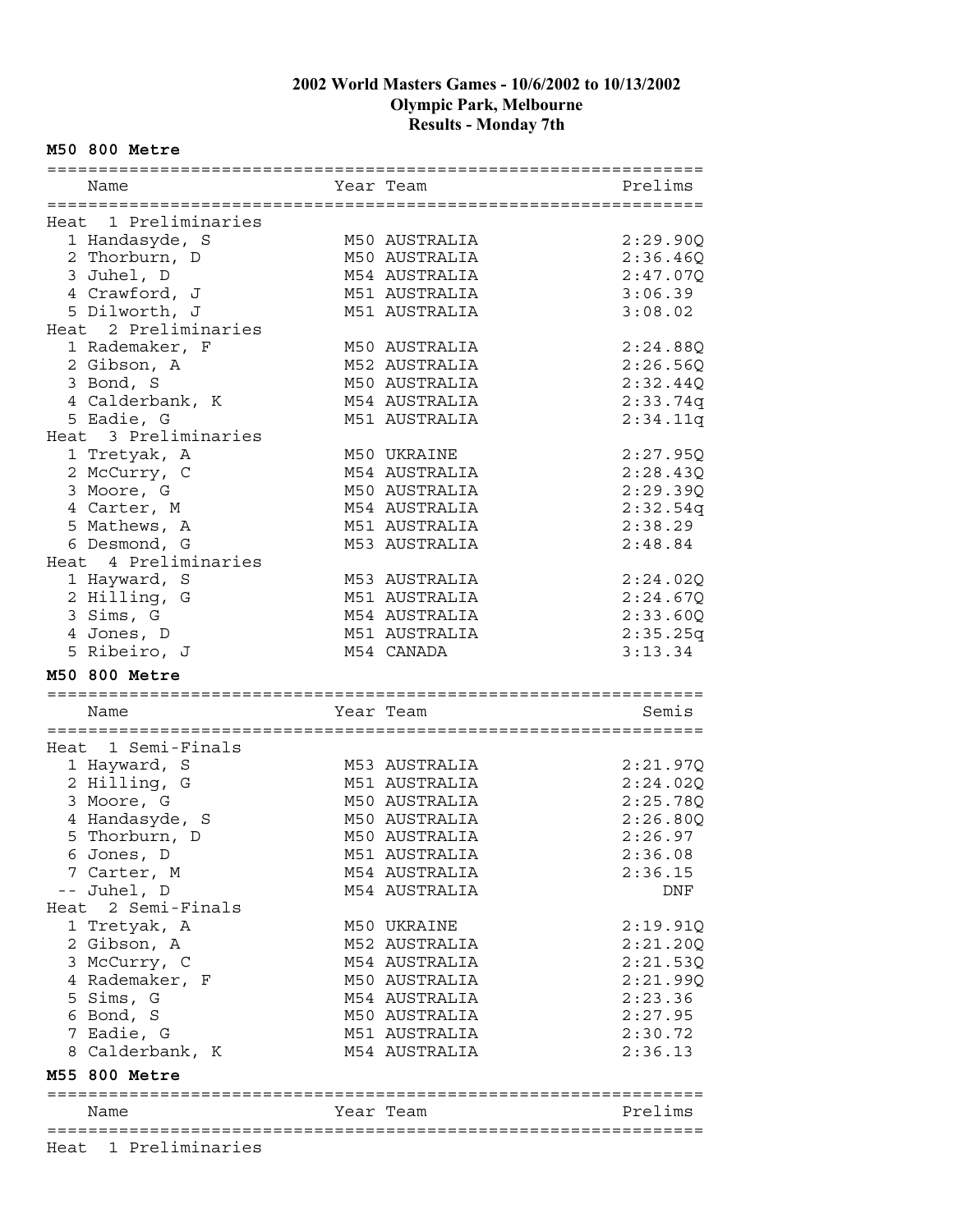# 2002 World Masters Games - 10/6/2002 to 10/13/2002
## Olympic Park, Melbourne
## Results - Monday 7th

### M50 800 Metre

| | Name | Year | Team | Prelims |
|---|---|---|---|---|
| **Heat 1 Preliminaries** | | | | |
| 1 | Handasyde, S | M50 | AUSTRALIA | 2:29.90Q |
| 2 | Thorburn, D | M50 | AUSTRALIA | 2:36.46Q |
| 3 | Juhel, D | M54 | AUSTRALIA | 2:47.07Q |
| 4 | Crawford, J | M51 | AUSTRALIA | 3:06.39 |
| 5 | Dilworth, J | M51 | AUSTRALIA | 3:08.02 |
| **Heat 2 Preliminaries** | | | | |
| 1 | Rademaker, F | M50 | AUSTRALIA | 2:24.88Q |
| 2 | Gibson, A | M52 | AUSTRALIA | 2:26.56Q |
| 3 | Bond, S | M50 | AUSTRALIA | 2:32.44Q |
| 4 | Calderbank, K | M54 | AUSTRALIA | 2:33.74q |
| 5 | Eadie, G | M51 | AUSTRALIA | 2:34.11q |
| **Heat 3 Preliminaries** | | | | |
| 1 | Tretyak, A | M50 | UKRAINE | 2:27.95Q |
| 2 | McCurry, C | M54 | AUSTRALIA | 2:28.43Q |
| 3 | Moore, G | M50 | AUSTRALIA | 2:29.39Q |
| 4 | Carter, M | M54 | AUSTRALIA | 2:32.54q |
| 5 | Mathews, A | M51 | AUSTRALIA | 2:38.29 |
| 6 | Desmond, G | M53 | AUSTRALIA | 2:48.84 |
| **Heat 4 Preliminaries** | | | | |
| 1 | Hayward, S | M53 | AUSTRALIA | 2:24.02Q |
| 2 | Hilling, G | M51 | AUSTRALIA | 2:24.67Q |
| 3 | Sims, G | M54 | AUSTRALIA | 2:33.60Q |
| 4 | Jones, D | M51 | AUSTRALIA | 2:35.25q |
| 5 | Ribeiro, J | M54 | CANADA | 3:13.34 |

### M50 800 Metre

| | Name | Year | Team | Semis |
|---|---|---|---|---|
| **Heat 1 Semi-Finals** | | | | |
| 1 | Hayward, S | M53 | AUSTRALIA | 2:21.97Q |
| 2 | Hilling, G | M51 | AUSTRALIA | 2:24.02Q |
| 3 | Moore, G | M50 | AUSTRALIA | 2:25.78Q |
| 4 | Handasyde, S | M50 | AUSTRALIA | 2:26.80Q |
| 5 | Thorburn, D | M50 | AUSTRALIA | 2:26.97 |
| 6 | Jones, D | M51 | AUSTRALIA | 2:36.08 |
| 7 | Carter, M | M54 | AUSTRALIA | 2:36.15 |
| -- | Juhel, D | M54 | AUSTRALIA | DNF |
| **Heat 2 Semi-Finals** | | | | |
| 1 | Tretyak, A | M50 | UKRAINE | 2:19.91Q |
| 2 | Gibson, A | M52 | AUSTRALIA | 2:21.20Q |
| 3 | McCurry, C | M54 | AUSTRALIA | 2:21.53Q |
| 4 | Rademaker, F | M50 | AUSTRALIA | 2:21.99Q |
| 5 | Sims, G | M54 | AUSTRALIA | 2:23.36 |
| 6 | Bond, S | M50 | AUSTRALIA | 2:27.95 |
| 7 | Eadie, G | M51 | AUSTRALIA | 2:30.72 |
| 8 | Calderbank, K | M54 | AUSTRALIA | 2:36.13 |

### M55 800 Metre

| | Name | Year | Team | Prelims |
|---|---|---|---|---|
| **Heat 1 Preliminaries** | | | | |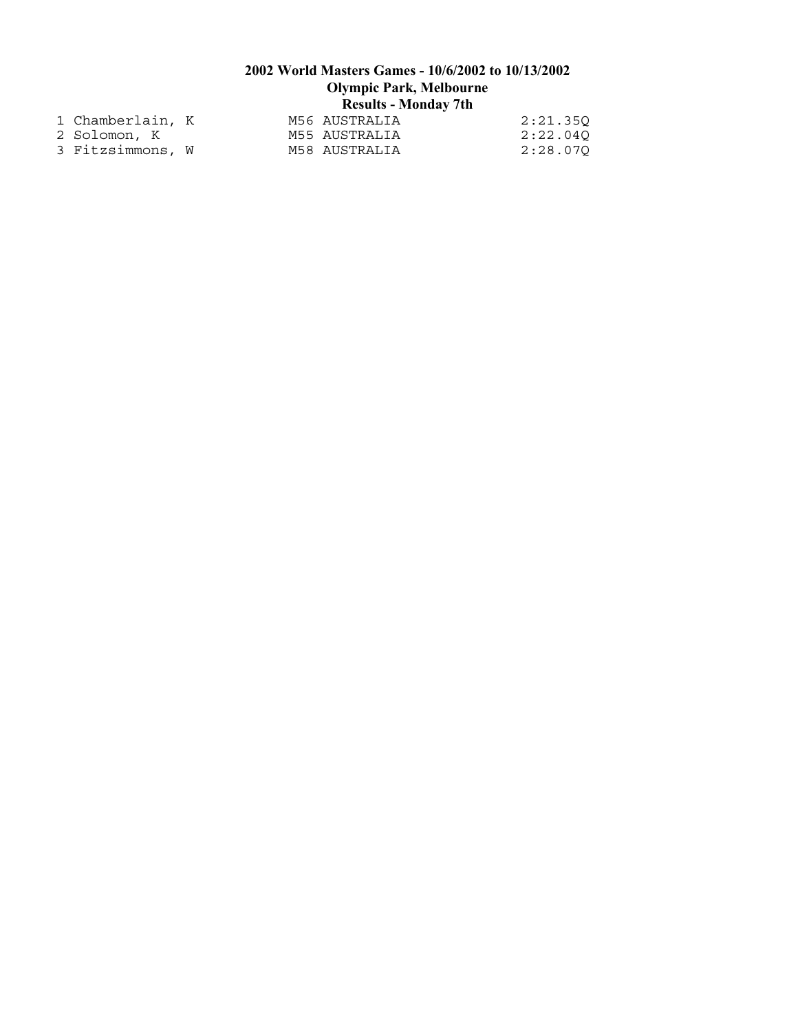**2002 World Masters Games - 10/6/2002 to 10/13/2002**
**Olympic Park, Melbourne**
**Results - Monday 7th**

```
  1 Chamberlain, K          M56 AUSTRALIA               2:21.35Q
  2 Solomon, K              M55 AUSTRALIA               2:22.04Q
  3 Fitzsimmons, W          M58 AUSTRALIA               2:28.07Q
```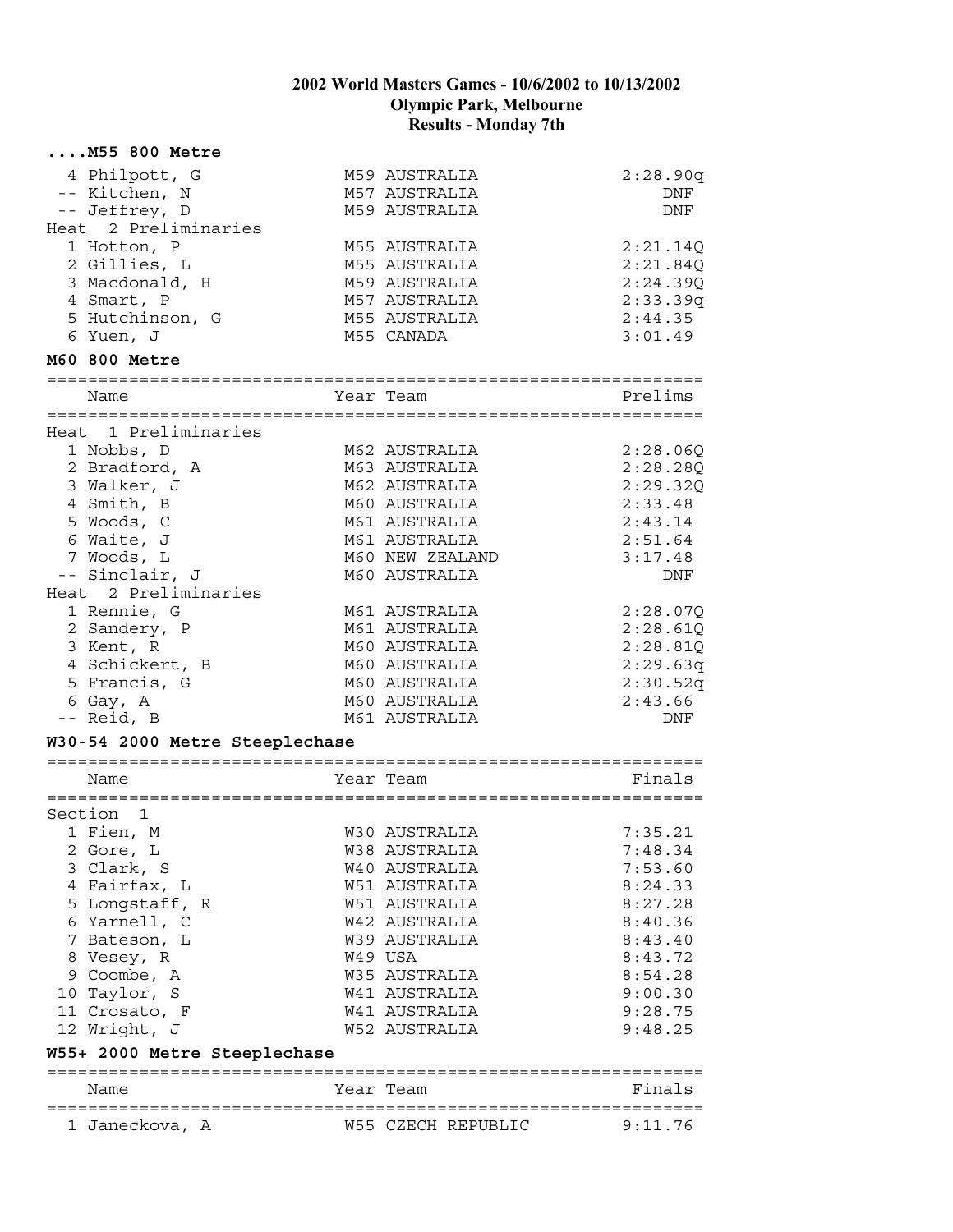# 2002 World Masters Games - 10/6/2002 to 10/13/2002
## Olympic Park, Melbourne
## Results - Monday 7th

### ....M55 800 Metre

| Place | Name | Year Team | Prelims |
|---|---|---|---|
| 4 | Philpott, G | M59 AUSTRALIA | 2:28.90q |
| -- | Kitchen, N | M57 AUSTRALIA | DNF |
| -- | Jeffrey, D | M59 AUSTRALIA | DNF |
| **Heat 2 Preliminaries** | | | |
| 1 | Hotton, P | M55 AUSTRALIA | 2:21.14Q |
| 2 | Gillies, L | M55 AUSTRALIA | 2:21.84Q |
| 3 | Macdonald, H | M59 AUSTRALIA | 2:24.39Q |
| 4 | Smart, P | M57 AUSTRALIA | 2:33.39q |
| 5 | Hutchinson, G | M55 AUSTRALIA | 2:44.35 |
| 6 | Yuen, J | M55 CANADA | 3:01.49 |

### M60 800 Metre

| Place | Name | Year Team | Prelims |
|---|---|---|---|
| **Heat 1 Preliminaries** | | | |
| 1 | Nobbs, D | M62 AUSTRALIA | 2:28.06Q |
| 2 | Bradford, A | M63 AUSTRALIA | 2:28.28Q |
| 3 | Walker, J | M62 AUSTRALIA | 2:29.32Q |
| 4 | Smith, B | M60 AUSTRALIA | 2:33.48 |
| 5 | Woods, C | M61 AUSTRALIA | 2:43.14 |
| 6 | Waite, J | M61 AUSTRALIA | 2:51.64 |
| 7 | Woods, L | M60 NEW ZEALAND | 3:17.48 |
| -- | Sinclair, J | M60 AUSTRALIA | DNF |
| **Heat 2 Preliminaries** | | | |
| 1 | Rennie, G | M61 AUSTRALIA | 2:28.07Q |
| 2 | Sandery, P | M61 AUSTRALIA | 2:28.61Q |
| 3 | Kent, R | M60 AUSTRALIA | 2:28.81Q |
| 4 | Schickert, B | M60 AUSTRALIA | 2:29.63q |
| 5 | Francis, G | M60 AUSTRALIA | 2:30.52q |
| 6 | Gay, A | M60 AUSTRALIA | 2:43.66 |
| -- | Reid, B | M61 AUSTRALIA | DNF |

### W30-54 2000 Metre Steeplechase

| Place | Name | Year Team | Finals |
|---|---|---|---|
| **Section 1** | | | |
| 1 | Fien, M | W30 AUSTRALIA | 7:35.21 |
| 2 | Gore, L | W38 AUSTRALIA | 7:48.34 |
| 3 | Clark, S | W40 AUSTRALIA | 7:53.60 |
| 4 | Fairfax, L | W51 AUSTRALIA | 8:24.33 |
| 5 | Longstaff, R | W51 AUSTRALIA | 8:27.28 |
| 6 | Yarnell, C | W42 AUSTRALIA | 8:40.36 |
| 7 | Bateson, L | W39 AUSTRALIA | 8:43.40 |
| 8 | Vesey, R | W49 USA | 8:43.72 |
| 9 | Coombe, A | W35 AUSTRALIA | 8:54.28 |
| 10 | Taylor, S | W41 AUSTRALIA | 9:00.30 |
| 11 | Crosato, F | W41 AUSTRALIA | 9:28.75 |
| 12 | Wright, J | W52 AUSTRALIA | 9:48.25 |

### W55+ 2000 Metre Steeplechase

| Place | Name | Year Team | Finals |
|---|---|---|---|
| 1 | Janeckova, A | W55 CZECH REPUBLIC | 9:11.76 |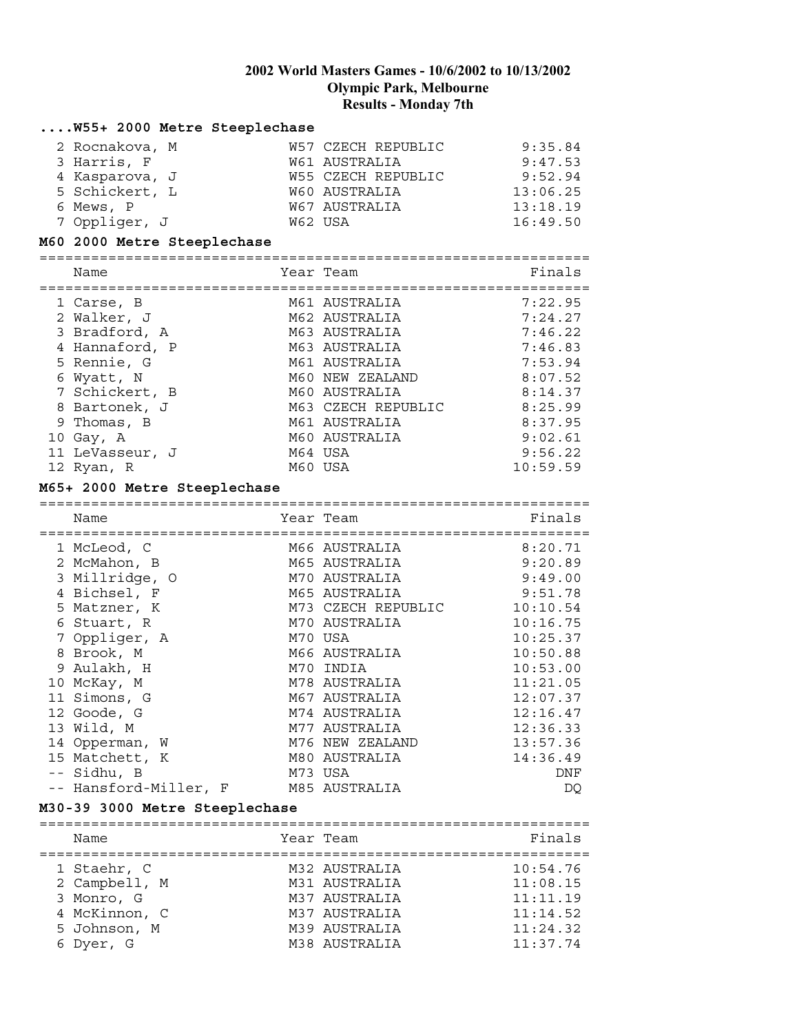# 2002 World Masters Games - 10/6/2002 to 10/13/2002
## Olympic Park, Melbourne
## Results - Monday 7th

### ....W55+ 2000 Metre Steeplechase

| | Name | Year | Team | Finals |
|---|---|---|---|---|
| 2 | Rocnakova, M | W57 | CZECH REPUBLIC | 9:35.84 |
| 3 | Harris, F | W61 | AUSTRALIA | 9:47.53 |
| 4 | Kasparova, J | W55 | CZECH REPUBLIC | 9:52.94 |
| 5 | Schickert, L | W60 | AUSTRALIA | 13:06.25 |
| 6 | Mews, P | W67 | AUSTRALIA | 13:18.19 |
| 7 | Oppliger, J | W62 | USA | 16:49.50 |

### M60 2000 Metre Steeplechase

| | Name | Year | Team | Finals |
|---|---|---|---|---|
| 1 | Carse, B | M61 | AUSTRALIA | 7:22.95 |
| 2 | Walker, J | M62 | AUSTRALIA | 7:24.27 |
| 3 | Bradford, A | M63 | AUSTRALIA | 7:46.22 |
| 4 | Hannaford, P | M63 | AUSTRALIA | 7:46.83 |
| 5 | Rennie, G | M61 | AUSTRALIA | 7:53.94 |
| 6 | Wyatt, N | M60 | NEW ZEALAND | 8:07.52 |
| 7 | Schickert, B | M60 | AUSTRALIA | 8:14.37 |
| 8 | Bartonek, J | M63 | CZECH REPUBLIC | 8:25.99 |
| 9 | Thomas, B | M61 | AUSTRALIA | 8:37.95 |
| 10 | Gay, A | M60 | AUSTRALIA | 9:02.61 |
| 11 | LeVasseur, J | M64 | USA | 9:56.22 |
| 12 | Ryan, R | M60 | USA | 10:59.59 |

### M65+ 2000 Metre Steeplechase

| | Name | Year | Team | Finals |
|---|---|---|---|---|
| 1 | McLeod, C | M66 | AUSTRALIA | 8:20.71 |
| 2 | McMahon, B | M65 | AUSTRALIA | 9:20.89 |
| 3 | Millridge, O | M70 | AUSTRALIA | 9:49.00 |
| 4 | Bichsel, F | M65 | AUSTRALIA | 9:51.78 |
| 5 | Matzner, K | M73 | CZECH REPUBLIC | 10:10.54 |
| 6 | Stuart, R | M70 | AUSTRALIA | 10:16.75 |
| 7 | Oppliger, A | M70 | USA | 10:25.37 |
| 8 | Brook, M | M66 | AUSTRALIA | 10:50.88 |
| 9 | Aulakh, H | M70 | INDIA | 10:53.00 |
| 10 | McKay, M | M78 | AUSTRALIA | 11:21.05 |
| 11 | Simons, G | M67 | AUSTRALIA | 12:07.37 |
| 12 | Goode, G | M74 | AUSTRALIA | 12:16.47 |
| 13 | Wild, M | M77 | AUSTRALIA | 12:36.33 |
| 14 | Opperman, W | M76 | NEW ZEALAND | 13:57.36 |
| 15 | Matchett, K | M80 | AUSTRALIA | 14:36.49 |
| -- | Sidhu, B | M73 | USA | DNF |
| -- | Hansford-Miller, F | M85 | AUSTRALIA | DQ |

### M30-39 3000 Metre Steeplechase

| | Name | Year | Team | Finals |
|---|---|---|---|---|
| 1 | Staehr, C | M32 | AUSTRALIA | 10:54.76 |
| 2 | Campbell, M | M31 | AUSTRALIA | 11:08.15 |
| 3 | Monro, G | M37 | AUSTRALIA | 11:11.19 |
| 4 | McKinnon, C | M37 | AUSTRALIA | 11:14.52 |
| 5 | Johnson, M | M39 | AUSTRALIA | 11:24.32 |
| 6 | Dyer, G | M38 | AUSTRALIA | 11:37.74 |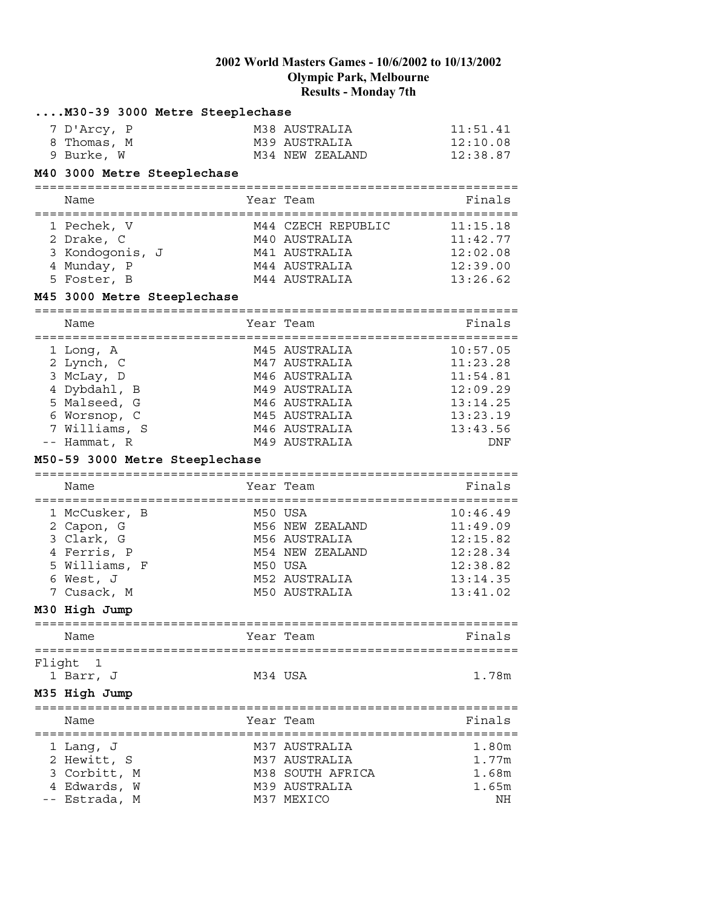# 2002 World Masters Games - 10/6/2002 to 10/13/2002
## Olympic Park, Melbourne
## Results - Monday 7th

### ....M30-39 3000 Metre Steeplechase

| | Name | Year | Team | Finals |
|---|---|---|---|---|
| 7 | D'Arcy, P | M38 | AUSTRALIA | 11:51.41 |
| 8 | Thomas, M | M39 | AUSTRALIA | 12:10.08 |
| 9 | Burke, W | M34 | NEW ZEALAND | 12:38.87 |

### M40 3000 Metre Steeplechase

| | Name | Year | Team | Finals |
|---|---|---|---|---|
| 1 | Pechek, V | M44 | CZECH REPUBLIC | 11:15.18 |
| 2 | Drake, C | M40 | AUSTRALIA | 11:42.77 |
| 3 | Kondogonis, J | M41 | AUSTRALIA | 12:02.08 |
| 4 | Munday, P | M44 | AUSTRALIA | 12:39.00 |
| 5 | Foster, B | M44 | AUSTRALIA | 13:26.62 |

### M45 3000 Metre Steeplechase

| | Name | Year | Team | Finals |
|---|---|---|---|---|
| 1 | Long, A | M45 | AUSTRALIA | 10:57.05 |
| 2 | Lynch, C | M47 | AUSTRALIA | 11:23.28 |
| 3 | McLay, D | M46 | AUSTRALIA | 11:54.81 |
| 4 | Dybdahl, B | M49 | AUSTRALIA | 12:09.29 |
| 5 | Malseed, G | M46 | AUSTRALIA | 13:14.25 |
| 6 | Worsnop, C | M45 | AUSTRALIA | 13:23.19 |
| 7 | Williams, S | M46 | AUSTRALIA | 13:43.56 |
| -- | Hammat, R | M49 | AUSTRALIA | DNF |

### M50-59 3000 Metre Steeplechase

| | Name | Year | Team | Finals |
|---|---|---|---|---|
| 1 | McCusker, B | M50 | USA | 10:46.49 |
| 2 | Capon, G | M56 | NEW ZEALAND | 11:49.09 |
| 3 | Clark, G | M56 | AUSTRALIA | 12:15.82 |
| 4 | Ferris, P | M54 | NEW ZEALAND | 12:28.34 |
| 5 | Williams, F | M50 | USA | 12:38.82 |
| 6 | West, J | M52 | AUSTRALIA | 13:14.35 |
| 7 | Cusack, M | M50 | AUSTRALIA | 13:41.02 |

### M30 High Jump

| | Name | Year | Team | Finals |
|---|---|---|---|---|
| Flight 1 | | | | |
| 1 | Barr, J | M34 | USA | 1.78m |

### M35 High Jump

| | Name | Year | Team | Finals |
|---|---|---|---|---|
| 1 | Lang, J | M37 | AUSTRALIA | 1.80m |
| 2 | Hewitt, S | M37 | AUSTRALIA | 1.77m |
| 3 | Corbitt, M | M38 | SOUTH AFRICA | 1.68m |
| 4 | Edwards, W | M39 | AUSTRALIA | 1.65m |
| -- | Estrada, M | M37 | MEXICO | NH |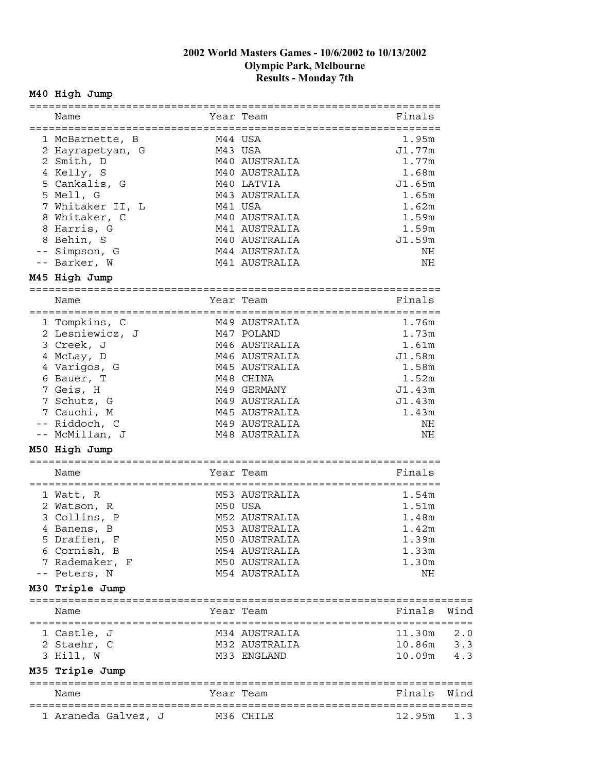# 2002 World Masters Games - 10/6/2002 to 10/13/2002
## Olympic Park, Melbourne
## Results - Monday 7th

### M40 High Jump

| | Name | Year | Team | Finals |
|---|---|---|---|---|
| 1 | McBarnette, B | M44 | USA | 1.95m |
| 2 | Hayrapetyan, G | M43 | USA | J1.77m |
| 2 | Smith, D | M40 | AUSTRALIA | 1.77m |
| 4 | Kelly, S | M40 | AUSTRALIA | 1.68m |
| 5 | Cankalis, G | M40 | LATVIA | J1.65m |
| 5 | Mell, G | M43 | AUSTRALIA | 1.65m |
| 7 | Whitaker II, L | M41 | USA | 1.62m |
| 8 | Whitaker, C | M40 | AUSTRALIA | 1.59m |
| 8 | Harris, G | M41 | AUSTRALIA | 1.59m |
| 8 | Behin, S | M40 | AUSTRALIA | J1.59m |
| -- | Simpson, G | M44 | AUSTRALIA | NH |
| -- | Barker, W | M41 | AUSTRALIA | NH |

### M45 High Jump

| | Name | Year | Team | Finals |
|---|---|---|---|---|
| 1 | Tompkins, C | M49 | AUSTRALIA | 1.76m |
| 2 | Lesniewicz, J | M47 | POLAND | 1.73m |
| 3 | Creek, J | M46 | AUSTRALIA | 1.61m |
| 4 | McLay, D | M46 | AUSTRALIA | J1.58m |
| 4 | Varigos, G | M45 | AUSTRALIA | 1.58m |
| 6 | Bauer, T | M48 | CHINA | 1.52m |
| 7 | Geis, H | M49 | GERMANY | J1.43m |
| 7 | Schutz, G | M49 | AUSTRALIA | J1.43m |
| 7 | Cauchi, M | M45 | AUSTRALIA | 1.43m |
| -- | Riddoch, C | M49 | AUSTRALIA | NH |
| -- | McMillan, J | M48 | AUSTRALIA | NH |

### M50 High Jump

| | Name | Year | Team | Finals |
|---|---|---|---|---|
| 1 | Watt, R | M53 | AUSTRALIA | 1.54m |
| 2 | Watson, R | M50 | USA | 1.51m |
| 3 | Collins, P | M52 | AUSTRALIA | 1.48m |
| 4 | Banens, B | M53 | AUSTRALIA | 1.42m |
| 5 | Draffen, F | M50 | AUSTRALIA | 1.39m |
| 6 | Cornish, B | M54 | AUSTRALIA | 1.33m |
| 7 | Rademaker, F | M50 | AUSTRALIA | 1.30m |
| -- | Peters, N | M54 | AUSTRALIA | NH |

### M30 Triple Jump

| | Name | Year | Team | Finals | Wind |
|---|---|---|---|---|---|
| 1 | Castle, J | M34 | AUSTRALIA | 11.30m | 2.0 |
| 2 | Staehr, C | M32 | AUSTRALIA | 10.86m | 3.3 |
| 3 | Hill, W | M33 | ENGLAND | 10.09m | 4.3 |

### M35 Triple Jump

| | Name | Year | Team | Finals | Wind |
|---|---|---|---|---|---|
| 1 | Araneda Galvez, J | M36 | CHILE | 12.95m | 1.3 |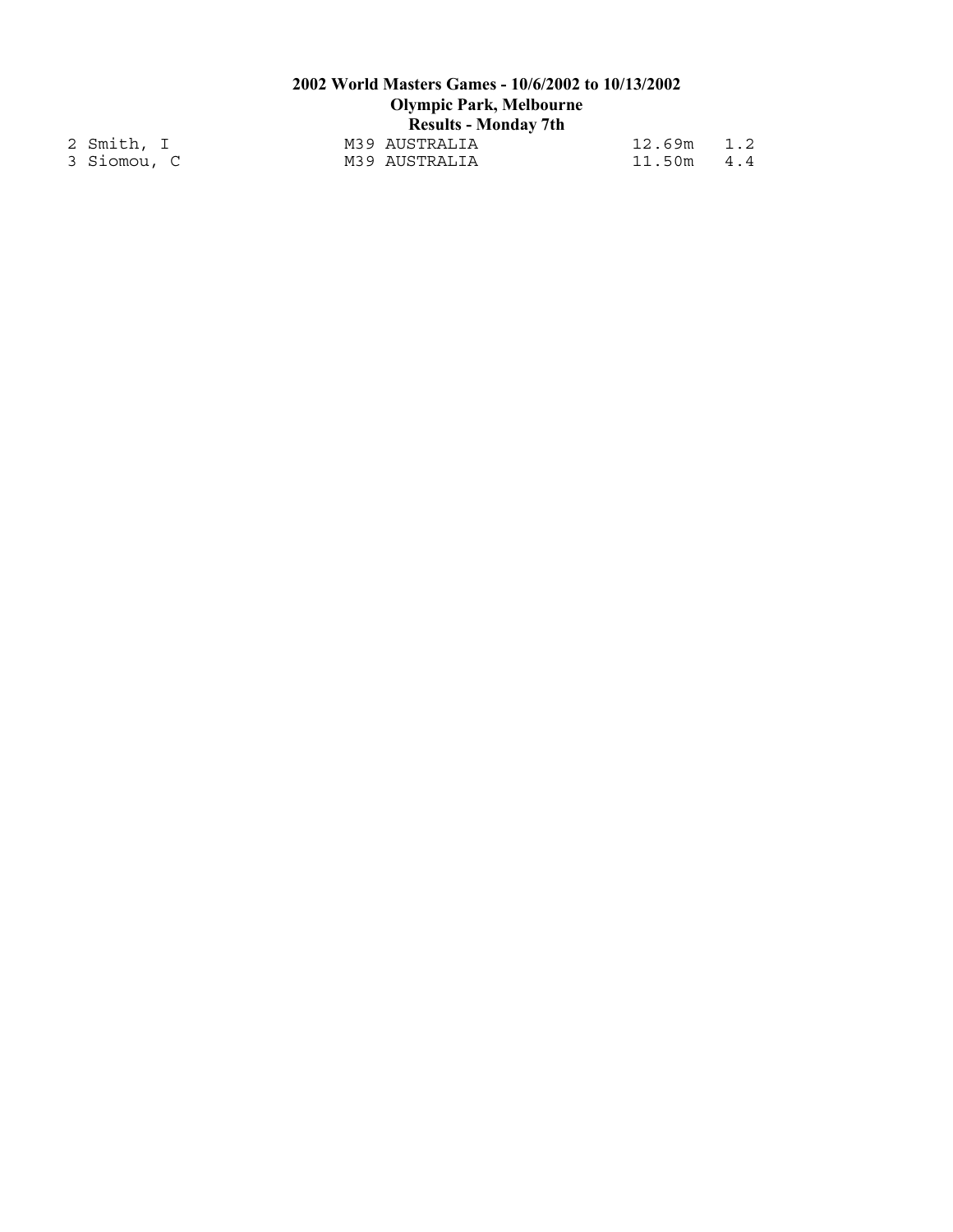**2002 World Masters Games - 10/6/2002 to 10/13/2002**
**Olympic Park, Melbourne**
**Results - Monday 7th**

```
  2 Smith, I                    M39 AUSTRALIA                12.69m   1.2
  3 Siomou, C                   M39 AUSTRALIA                11.50m   4.4
```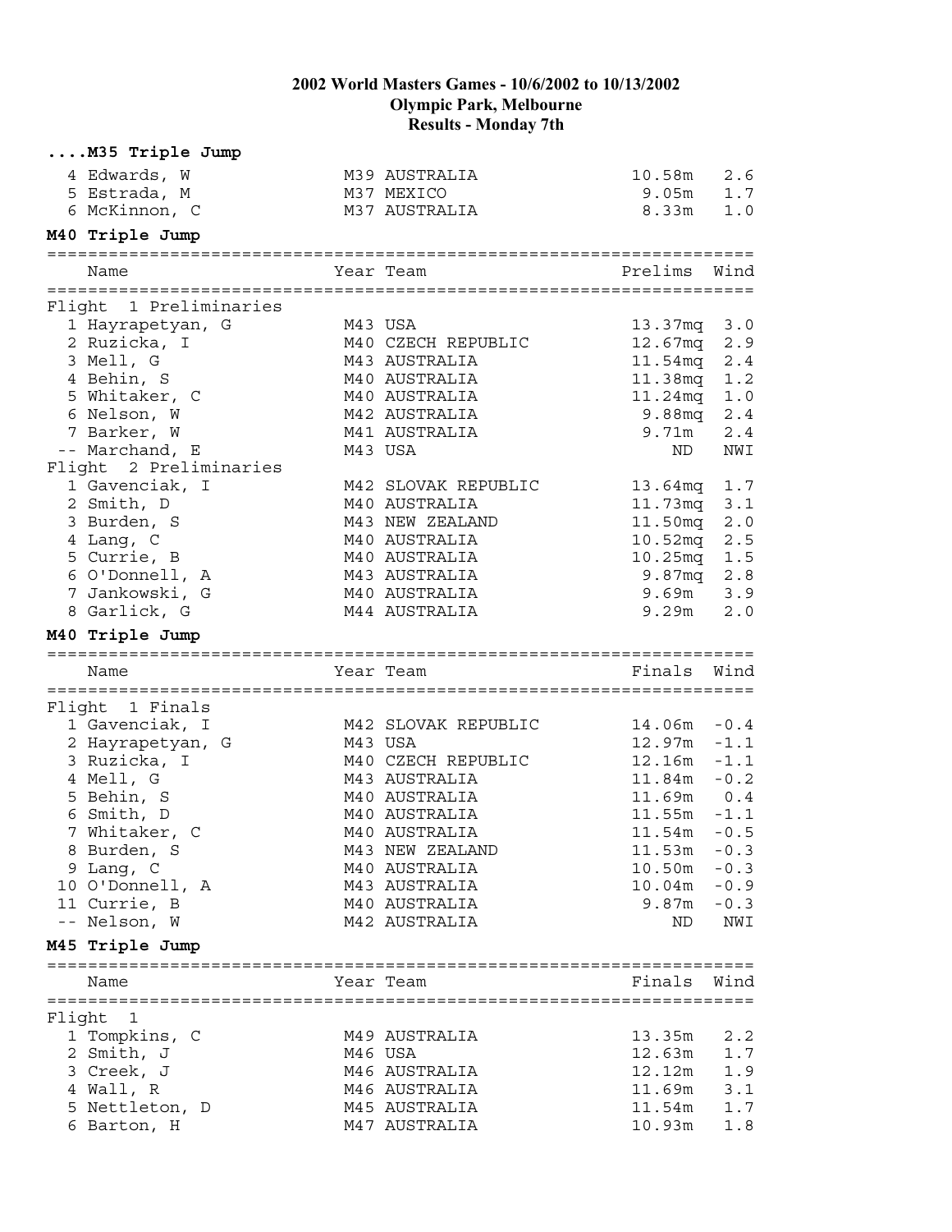## 2002 World Masters Games - 10/6/2002 to 10/13/2002
## Olympic Park, Melbourne
## Results - Monday 7th

### ....M35 Triple Jump

| | Name | Year | Team | Finals | Wind |
|---|---|---|---|---|---|
| 4 | Edwards, W | M39 | AUSTRALIA | 10.58m | 2.6 |
| 5 | Estrada, M | M37 | MEXICO | 9.05m | 1.7 |
| 6 | McKinnon, C | M37 | AUSTRALIA | 8.33m | 1.0 |

### M40 Triple Jump

| | Name | Year | Team | Prelims | Wind |
|---|---|---|---|---|---|
| **Flight 1 Preliminaries** | | | | | |
| 1 | Hayrapetyan, G | M43 | USA | 13.37mq | 3.0 |
| 2 | Ruzicka, I | M40 | CZECH REPUBLIC | 12.67mq | 2.9 |
| 3 | Mell, G | M43 | AUSTRALIA | 11.54mq | 2.4 |
| 4 | Behin, S | M40 | AUSTRALIA | 11.38mq | 1.2 |
| 5 | Whitaker, C | M40 | AUSTRALIA | 11.24mq | 1.0 |
| 6 | Nelson, W | M42 | AUSTRALIA | 9.88mq | 2.4 |
| 7 | Barker, W | M41 | AUSTRALIA | 9.71m | 2.4 |
| -- | Marchand, E | M43 | USA | ND | NWI |
| **Flight 2 Preliminaries** | | | | | |
| 1 | Gavenciak, I | M42 | SLOVAK REPUBLIC | 13.64mq | 1.7 |
| 2 | Smith, D | M40 | AUSTRALIA | 11.73mq | 3.1 |
| 3 | Burden, S | M43 | NEW ZEALAND | 11.50mq | 2.0 |
| 4 | Lang, C | M40 | AUSTRALIA | 10.52mq | 2.5 |
| 5 | Currie, B | M40 | AUSTRALIA | 10.25mq | 1.5 |
| 6 | O'Donnell, A | M43 | AUSTRALIA | 9.87mq | 2.8 |
| 7 | Jankowski, G | M40 | AUSTRALIA | 9.69m | 3.9 |
| 8 | Garlick, G | M44 | AUSTRALIA | 9.29m | 2.0 |

### M40 Triple Jump

| | Name | Year | Team | Finals | Wind |
|---|---|---|---|---|---|
| **Flight 1 Finals** | | | | | |
| 1 | Gavenciak, I | M42 | SLOVAK REPUBLIC | 14.06m | -0.4 |
| 2 | Hayrapetyan, G | M43 | USA | 12.97m | -1.1 |
| 3 | Ruzicka, I | M40 | CZECH REPUBLIC | 12.16m | -1.1 |
| 4 | Mell, G | M43 | AUSTRALIA | 11.84m | -0.2 |
| 5 | Behin, S | M40 | AUSTRALIA | 11.69m | 0.4 |
| 6 | Smith, D | M40 | AUSTRALIA | 11.55m | -1.1 |
| 7 | Whitaker, C | M40 | AUSTRALIA | 11.54m | -0.5 |
| 8 | Burden, S | M43 | NEW ZEALAND | 11.53m | -0.3 |
| 9 | Lang, C | M40 | AUSTRALIA | 10.50m | -0.3 |
| 10 | O'Donnell, A | M43 | AUSTRALIA | 10.04m | -0.9 |
| 11 | Currie, B | M40 | AUSTRALIA | 9.87m | -0.3 |
| -- | Nelson, W | M42 | AUSTRALIA | ND | NWI |

### M45 Triple Jump

| | Name | Year | Team | Finals | Wind |
|---|---|---|---|---|---|
| **Flight 1** | | | | | |
| 1 | Tompkins, C | M49 | AUSTRALIA | 13.35m | 2.2 |
| 2 | Smith, J | M46 | USA | 12.63m | 1.7 |
| 3 | Creek, J | M46 | AUSTRALIA | 12.12m | 1.9 |
| 4 | Wall, R | M46 | AUSTRALIA | 11.69m | 3.1 |
| 5 | Nettleton, D | M45 | AUSTRALIA | 11.54m | 1.7 |
| 6 | Barton, H | M47 | AUSTRALIA | 10.93m | 1.8 |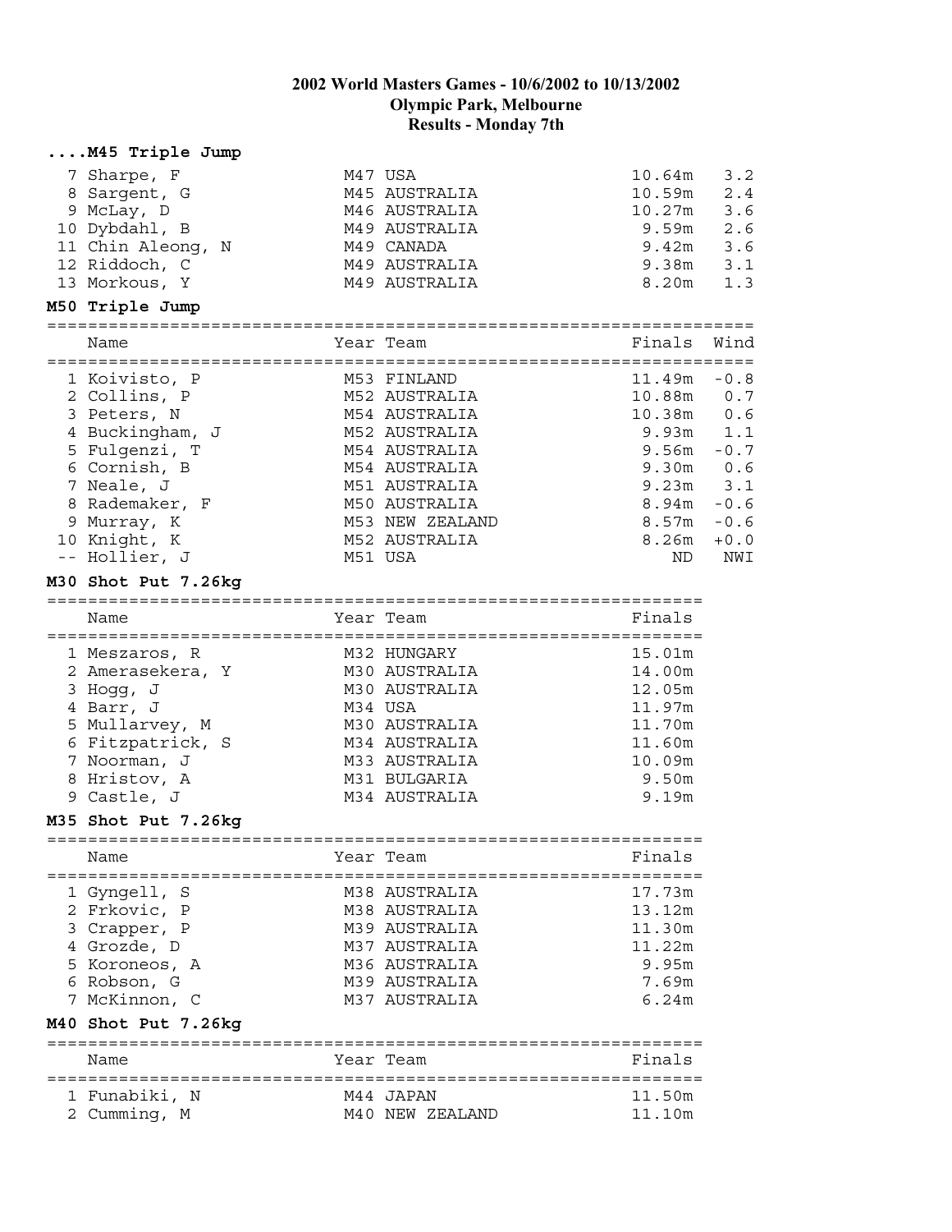# 2002 World Masters Games - 10/6/2002 to 10/13/2002
## Olympic Park, Melbourne
## Results - Monday 7th

### ....M45 Triple Jump

| | Name | Year | Team | Finals | Wind |
|---|---|---|---|---|---|
| 7 | Sharpe, F | M47 | USA | 10.64m | 3.2 |
| 8 | Sargent, G | M45 | AUSTRALIA | 10.59m | 2.4 |
| 9 | McLay, D | M46 | AUSTRALIA | 10.27m | 3.6 |
| 10 | Dybdahl, B | M49 | AUSTRALIA | 9.59m | 2.6 |
| 11 | Chin Aleong, N | M49 | CANADA | 9.42m | 3.6 |
| 12 | Riddoch, C | M49 | AUSTRALIA | 9.38m | 3.1 |
| 13 | Morkous, Y | M49 | AUSTRALIA | 8.20m | 1.3 |

### M50 Triple Jump

| | Name | Year | Team | Finals | Wind |
|---|---|---|---|---|---|
| 1 | Koivisto, P | M53 | FINLAND | 11.49m | -0.8 |
| 2 | Collins, P | M52 | AUSTRALIA | 10.88m | 0.7 |
| 3 | Peters, N | M54 | AUSTRALIA | 10.38m | 0.6 |
| 4 | Buckingham, J | M52 | AUSTRALIA | 9.93m | 1.1 |
| 5 | Fulgenzi, T | M54 | AUSTRALIA | 9.56m | -0.7 |
| 6 | Cornish, B | M54 | AUSTRALIA | 9.30m | 0.6 |
| 7 | Neale, J | M51 | AUSTRALIA | 9.23m | 3.1 |
| 8 | Rademaker, F | M50 | AUSTRALIA | 8.94m | -0.6 |
| 9 | Murray, K | M53 | NEW ZEALAND | 8.57m | -0.6 |
| 10 | Knight, K | M52 | AUSTRALIA | 8.26m | +0.0 |
| -- | Hollier, J | M51 | USA | ND | NWI |

### M30 Shot Put 7.26kg

| | Name | Year | Team | Finals |
|---|---|---|---|---|
| 1 | Meszaros, R | M32 | HUNGARY | 15.01m |
| 2 | Amerasekera, Y | M30 | AUSTRALIA | 14.00m |
| 3 | Hogg, J | M30 | AUSTRALIA | 12.05m |
| 4 | Barr, J | M34 | USA | 11.97m |
| 5 | Mullarvey, M | M30 | AUSTRALIA | 11.70m |
| 6 | Fitzpatrick, S | M34 | AUSTRALIA | 11.60m |
| 7 | Noorman, J | M33 | AUSTRALIA | 10.09m |
| 8 | Hristov, A | M31 | BULGARIA | 9.50m |
| 9 | Castle, J | M34 | AUSTRALIA | 9.19m |

### M35 Shot Put 7.26kg

| | Name | Year | Team | Finals |
|---|---|---|---|---|
| 1 | Gyngell, S | M38 | AUSTRALIA | 17.73m |
| 2 | Frkovic, P | M38 | AUSTRALIA | 13.12m |
| 3 | Crapper, P | M39 | AUSTRALIA | 11.30m |
| 4 | Grozde, D | M37 | AUSTRALIA | 11.22m |
| 5 | Koroneos, A | M36 | AUSTRALIA | 9.95m |
| 6 | Robson, G | M39 | AUSTRALIA | 7.69m |
| 7 | McKinnon, C | M37 | AUSTRALIA | 6.24m |

### M40 Shot Put 7.26kg

| | Name | Year | Team | Finals |
|---|---|---|---|---|
| 1 | Funabiki, N | M44 | JAPAN | 11.50m |
| 2 | Cumming, M | M40 | NEW ZEALAND | 11.10m |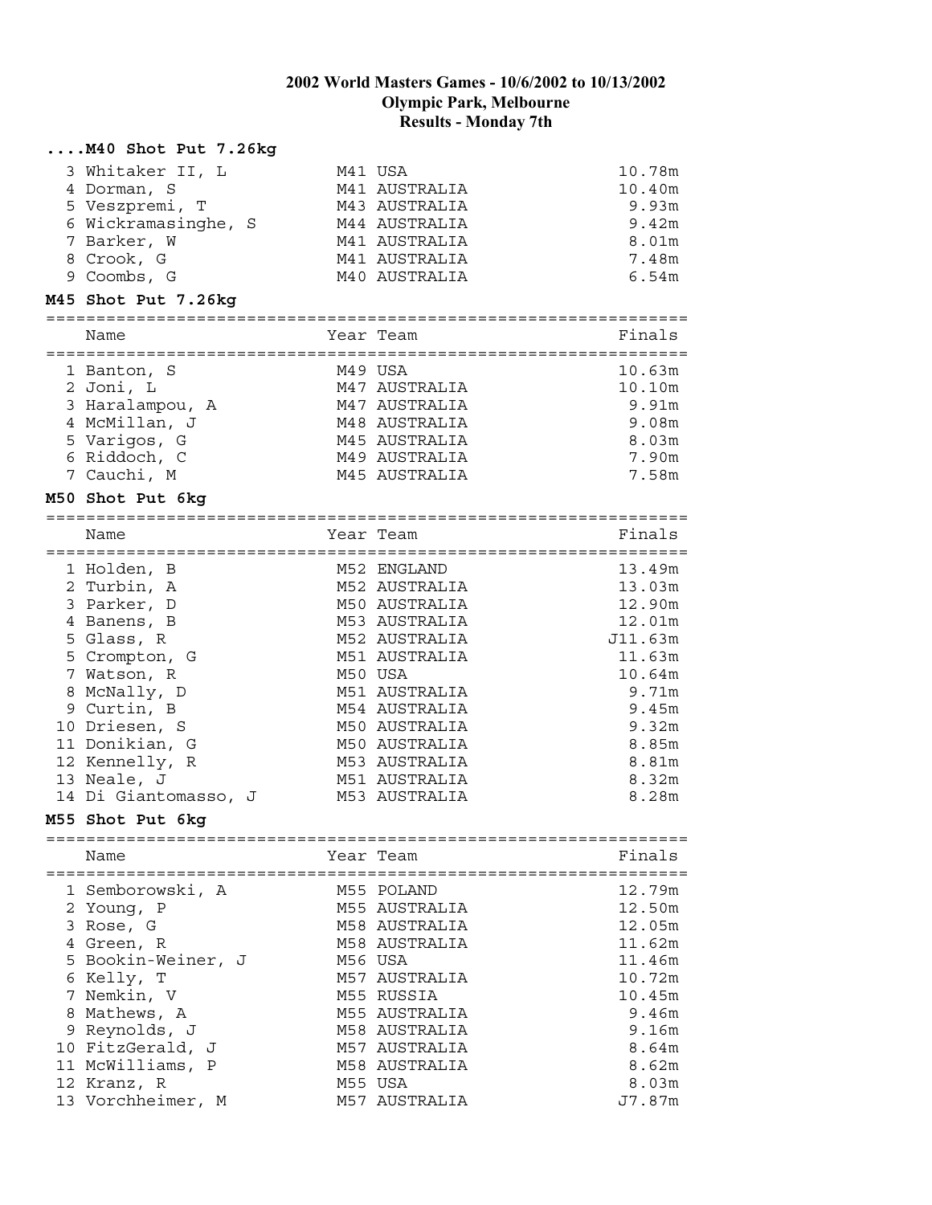# 2002 World Masters Games - 10/6/2002 to 10/13/2002
## Olympic Park, Melbourne
## Results - Monday 7th

### ....M40 Shot Put 7.26kg

| | Name | Year | Team | Finals |
|---|---|---|---|---|
| 3 | Whitaker II, L | M41 | USA | 10.78m |
| 4 | Dorman, S | M41 | AUSTRALIA | 10.40m |
| 5 | Veszpremi, T | M43 | AUSTRALIA | 9.93m |
| 6 | Wickramasinghe, S | M44 | AUSTRALIA | 9.42m |
| 7 | Barker, W | M41 | AUSTRALIA | 8.01m |
| 8 | Crook, G | M41 | AUSTRALIA | 7.48m |
| 9 | Coombs, G | M40 | AUSTRALIA | 6.54m |

### M45 Shot Put 7.26kg

| | Name | Year | Team | Finals |
|---|---|---|---|---|
| 1 | Banton, S | M49 | USA | 10.63m |
| 2 | Joni, L | M47 | AUSTRALIA | 10.10m |
| 3 | Haralampou, A | M47 | AUSTRALIA | 9.91m |
| 4 | McMillan, J | M48 | AUSTRALIA | 9.08m |
| 5 | Varigos, G | M45 | AUSTRALIA | 8.03m |
| 6 | Riddoch, C | M49 | AUSTRALIA | 7.90m |
| 7 | Cauchi, M | M45 | AUSTRALIA | 7.58m |

### M50 Shot Put 6kg

| | Name | Year | Team | Finals |
|---|---|---|---|---|
| 1 | Holden, B | M52 | ENGLAND | 13.49m |
| 2 | Turbin, A | M52 | AUSTRALIA | 13.03m |
| 3 | Parker, D | M50 | AUSTRALIA | 12.90m |
| 4 | Banens, B | M53 | AUSTRALIA | 12.01m |
| 5 | Glass, R | M52 | AUSTRALIA | J11.63m |
| 5 | Crompton, G | M51 | AUSTRALIA | 11.63m |
| 7 | Watson, R | M50 | USA | 10.64m |
| 8 | McNally, D | M51 | AUSTRALIA | 9.71m |
| 9 | Curtin, B | M54 | AUSTRALIA | 9.45m |
| 10 | Driesen, S | M50 | AUSTRALIA | 9.32m |
| 11 | Donikian, G | M50 | AUSTRALIA | 8.85m |
| 12 | Kennelly, R | M53 | AUSTRALIA | 8.81m |
| 13 | Neale, J | M51 | AUSTRALIA | 8.32m |
| 14 | Di Giantomasso, J | M53 | AUSTRALIA | 8.28m |

### M55 Shot Put 6kg

| | Name | Year | Team | Finals |
|---|---|---|---|---|
| 1 | Semborowski, A | M55 | POLAND | 12.79m |
| 2 | Young, P | M55 | AUSTRALIA | 12.50m |
| 3 | Rose, G | M58 | AUSTRALIA | 12.05m |
| 4 | Green, R | M58 | AUSTRALIA | 11.62m |
| 5 | Bookin-Weiner, J | M56 | USA | 11.46m |
| 6 | Kelly, T | M57 | AUSTRALIA | 10.72m |
| 7 | Nemkin, V | M55 | RUSSIA | 10.45m |
| 8 | Mathews, A | M55 | AUSTRALIA | 9.46m |
| 9 | Reynolds, J | M58 | AUSTRALIA | 9.16m |
| 10 | FitzGerald, J | M57 | AUSTRALIA | 8.64m |
| 11 | McWilliams, P | M58 | AUSTRALIA | 8.62m |
| 12 | Kranz, R | M55 | USA | 8.03m |
| 13 | Vorchheimer, M | M57 | AUSTRALIA | J7.87m |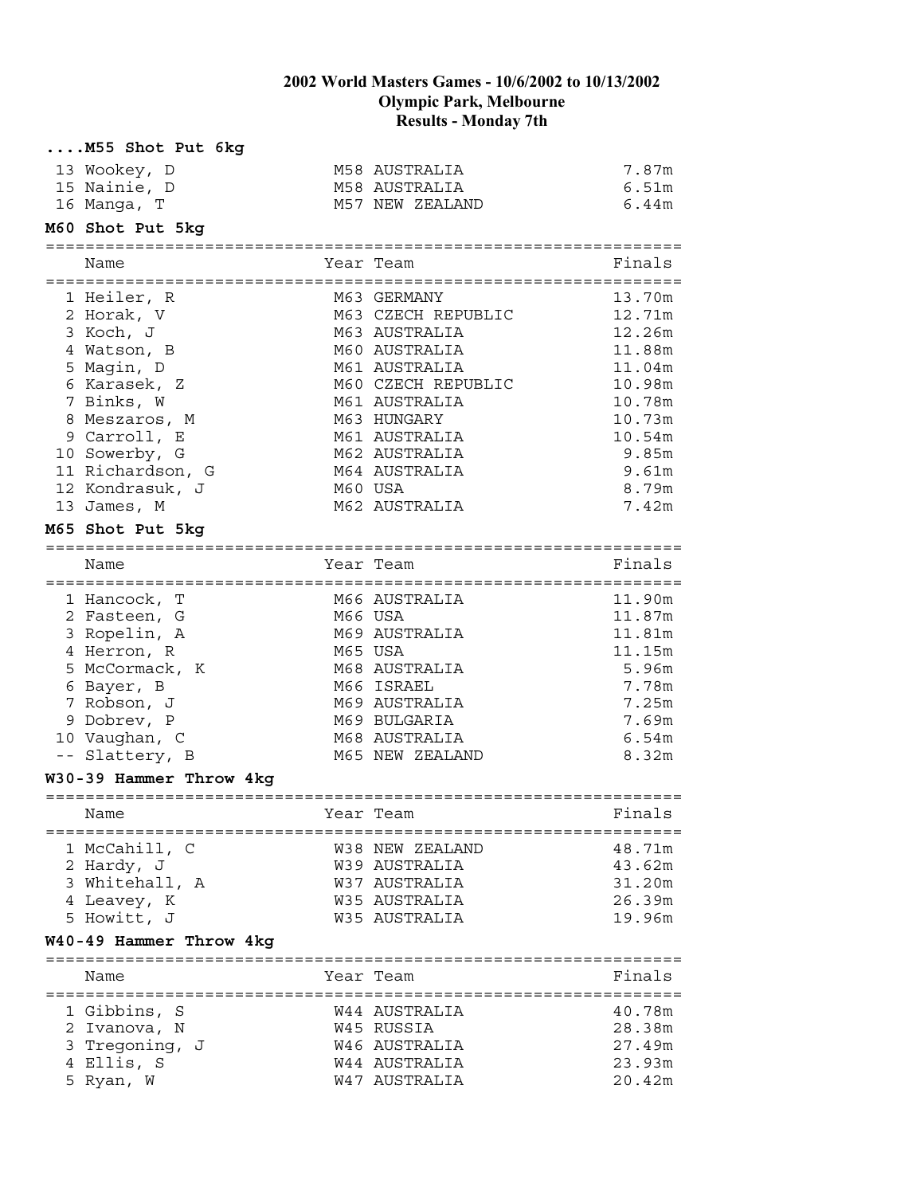# 2002 World Masters Games - 10/6/2002 to 10/13/2002
## Olympic Park, Melbourne
## Results - Monday 7th

### ....M55 Shot Put 6kg

| | Name | Year | Team | Finals |
|---|---|---|---|---|
| 13 | Wookey, D | M58 | AUSTRALIA | 7.87m |
| 15 | Nainie, D | M58 | AUSTRALIA | 6.51m |
| 16 | Manga, T | M57 | NEW ZEALAND | 6.44m |

### M60 Shot Put 5kg

| | Name | Year | Team | Finals |
|---|---|---|---|---|
| 1 | Heiler, R | M63 | GERMANY | 13.70m |
| 2 | Horak, V | M63 | CZECH REPUBLIC | 12.71m |
| 3 | Koch, J | M63 | AUSTRALIA | 12.26m |
| 4 | Watson, B | M60 | AUSTRALIA | 11.88m |
| 5 | Magin, D | M61 | AUSTRALIA | 11.04m |
| 6 | Karasek, Z | M60 | CZECH REPUBLIC | 10.98m |
| 7 | Binks, W | M61 | AUSTRALIA | 10.78m |
| 8 | Meszaros, M | M63 | HUNGARY | 10.73m |
| 9 | Carroll, E | M61 | AUSTRALIA | 10.54m |
| 10 | Sowerby, G | M62 | AUSTRALIA | 9.85m |
| 11 | Richardson, G | M64 | AUSTRALIA | 9.61m |
| 12 | Kondrasuk, J | M60 | USA | 8.79m |
| 13 | James, M | M62 | AUSTRALIA | 7.42m |

### M65 Shot Put 5kg

| | Name | Year | Team | Finals |
|---|---|---|---|---|
| 1 | Hancock, T | M66 | AUSTRALIA | 11.90m |
| 2 | Fasteen, G | M66 | USA | 11.87m |
| 3 | Ropelin, A | M69 | AUSTRALIA | 11.81m |
| 4 | Herron, R | M65 | USA | 11.15m |
| 5 | McCormack, K | M68 | AUSTRALIA | 5.96m |
| 6 | Bayer, B | M66 | ISRAEL | 7.78m |
| 7 | Robson, J | M69 | AUSTRALIA | 7.25m |
| 9 | Dobrev, P | M69 | BULGARIA | 7.69m |
| 10 | Vaughan, C | M68 | AUSTRALIA | 6.54m |
| -- | Slattery, B | M65 | NEW ZEALAND | 8.32m |

### W30-39 Hammer Throw 4kg

| | Name | Year | Team | Finals |
|---|---|---|---|---|
| 1 | McCahill, C | W38 | NEW ZEALAND | 48.71m |
| 2 | Hardy, J | W39 | AUSTRALIA | 43.62m |
| 3 | Whitehall, A | W37 | AUSTRALIA | 31.20m |
| 4 | Leavey, K | W35 | AUSTRALIA | 26.39m |
| 5 | Howitt, J | W35 | AUSTRALIA | 19.96m |

### W40-49 Hammer Throw 4kg

| | Name | Year | Team | Finals |
|---|---|---|---|---|
| 1 | Gibbins, S | W44 | AUSTRALIA | 40.78m |
| 2 | Ivanova, N | W45 | RUSSIA | 28.38m |
| 3 | Tregoning, J | W46 | AUSTRALIA | 27.49m |
| 4 | Ellis, S | W44 | AUSTRALIA | 23.93m |
| 5 | Ryan, W | W47 | AUSTRALIA | 20.42m |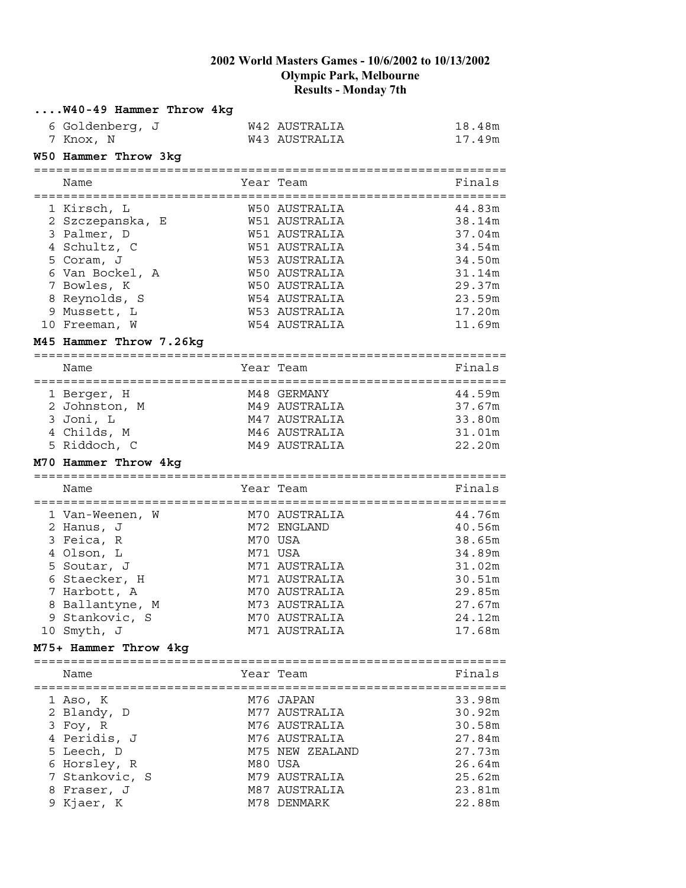# 2002 World Masters Games - 10/6/2002 to 10/13/2002
## Olympic Park, Melbourne
## Results - Monday 7th

### ....W40-49 Hammer Throw 4kg

| | Name | Year Team | Finals |
|---|---|---|---|
| 6 | Goldenberg, J | W42 AUSTRALIA | 18.48m |
| 7 | Knox, N | W43 AUSTRALIA | 17.49m |

### W50 Hammer Throw 3kg

| | Name | Year Team | Finals |
|---|---|---|---|
| 1 | Kirsch, L | W50 AUSTRALIA | 44.83m |
| 2 | Szczepanska, E | W51 AUSTRALIA | 38.14m |
| 3 | Palmer, D | W51 AUSTRALIA | 37.04m |
| 4 | Schultz, C | W51 AUSTRALIA | 34.54m |
| 5 | Coram, J | W53 AUSTRALIA | 34.50m |
| 6 | Van Bockel, A | W50 AUSTRALIA | 31.14m |
| 7 | Bowles, K | W50 AUSTRALIA | 29.37m |
| 8 | Reynolds, S | W54 AUSTRALIA | 23.59m |
| 9 | Mussett, L | W53 AUSTRALIA | 17.20m |
| 10 | Freeman, W | W54 AUSTRALIA | 11.69m |

### M45 Hammer Throw 7.26kg

| | Name | Year Team | Finals |
|---|---|---|---|
| 1 | Berger, H | M48 GERMANY | 44.59m |
| 2 | Johnston, M | M49 AUSTRALIA | 37.67m |
| 3 | Joni, L | M47 AUSTRALIA | 33.80m |
| 4 | Childs, M | M46 AUSTRALIA | 31.01m |
| 5 | Riddoch, C | M49 AUSTRALIA | 22.20m |

### M70 Hammer Throw 4kg

| | Name | Year Team | Finals |
|---|---|---|---|
| 1 | Van-Weenen, W | M70 AUSTRALIA | 44.76m |
| 2 | Hanus, J | M72 ENGLAND | 40.56m |
| 3 | Feica, R | M70 USA | 38.65m |
| 4 | Olson, L | M71 USA | 34.89m |
| 5 | Soutar, J | M71 AUSTRALIA | 31.02m |
| 6 | Staecker, H | M71 AUSTRALIA | 30.51m |
| 7 | Harbott, A | M70 AUSTRALIA | 29.85m |
| 8 | Ballantyne, M | M73 AUSTRALIA | 27.67m |
| 9 | Stankovic, S | M70 AUSTRALIA | 24.12m |
| 10 | Smyth, J | M71 AUSTRALIA | 17.68m |

### M75+ Hammer Throw 4kg

| | Name | Year Team | Finals |
|---|---|---|---|
| 1 | Aso, K | M76 JAPAN | 33.98m |
| 2 | Blandy, D | M77 AUSTRALIA | 30.92m |
| 3 | Foy, R | M76 AUSTRALIA | 30.58m |
| 4 | Peridis, J | M76 AUSTRALIA | 27.84m |
| 5 | Leech, D | M75 NEW ZEALAND | 27.73m |
| 6 | Horsley, R | M80 USA | 26.64m |
| 7 | Stankovic, S | M79 AUSTRALIA | 25.62m |
| 8 | Fraser, J | M87 AUSTRALIA | 23.81m |
| 9 | Kjaer, K | M78 DENMARK | 22.88m |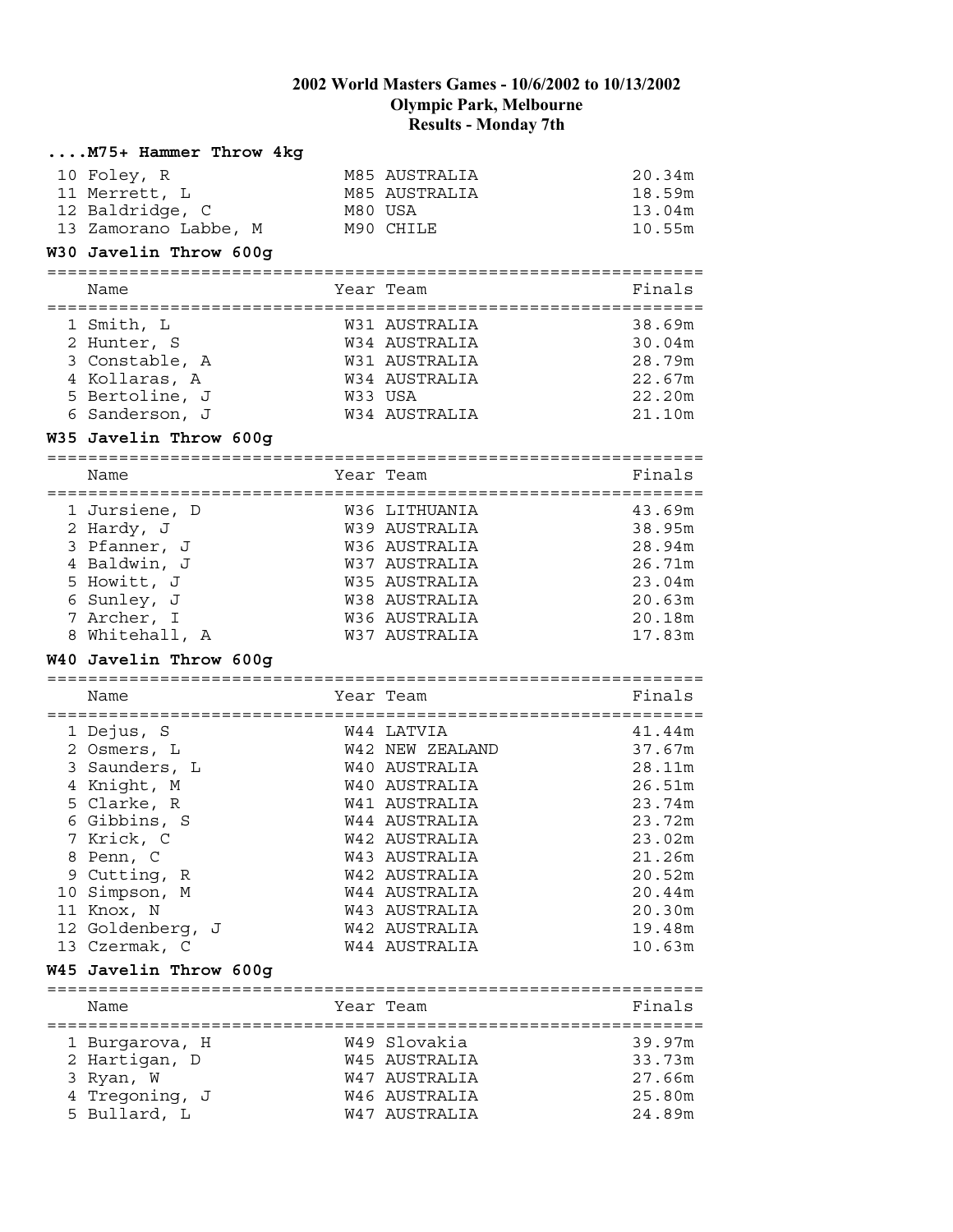# 2002 World Masters Games - 10/6/2002 to 10/13/2002

## Olympic Park, Melbourne

## Results - Monday 7th

### ....M75+ Hammer Throw 4kg

| | Name | Year Team | Finals |
|---|---|---|---|
| 10 | Foley, R | M85 AUSTRALIA | 20.34m |
| 11 | Merrett, L | M85 AUSTRALIA | 18.59m |
| 12 | Baldridge, C | M80 USA | 13.04m |
| 13 | Zamorano Labbe, M | M90 CHILE | 10.55m |

### W30 Javelin Throw 600g

| | Name | Year Team | Finals |
|---|---|---|---|
| 1 | Smith, L | W31 AUSTRALIA | 38.69m |
| 2 | Hunter, S | W34 AUSTRALIA | 30.04m |
| 3 | Constable, A | W31 AUSTRALIA | 28.79m |
| 4 | Kollaras, A | W34 AUSTRALIA | 22.67m |
| 5 | Bertoline, J | W33 USA | 22.20m |
| 6 | Sanderson, J | W34 AUSTRALIA | 21.10m |

### W35 Javelin Throw 600g

| | Name | Year Team | Finals |
|---|---|---|---|
| 1 | Jursiene, D | W36 LITHUANIA | 43.69m |
| 2 | Hardy, J | W39 AUSTRALIA | 38.95m |
| 3 | Pfanner, J | W36 AUSTRALIA | 28.94m |
| 4 | Baldwin, J | W37 AUSTRALIA | 26.71m |
| 5 | Howitt, J | W35 AUSTRALIA | 23.04m |
| 6 | Sunley, J | W38 AUSTRALIA | 20.63m |
| 7 | Archer, I | W36 AUSTRALIA | 20.18m |
| 8 | Whitehall, A | W37 AUSTRALIA | 17.83m |

### W40 Javelin Throw 600g

| | Name | Year Team | Finals |
|---|---|---|---|
| 1 | Dejus, S | W44 LATVIA | 41.44m |
| 2 | Osmers, L | W42 NEW ZEALAND | 37.67m |
| 3 | Saunders, L | W40 AUSTRALIA | 28.11m |
| 4 | Knight, M | W40 AUSTRALIA | 26.51m |
| 5 | Clarke, R | W41 AUSTRALIA | 23.74m |
| 6 | Gibbins, S | W44 AUSTRALIA | 23.72m |
| 7 | Krick, C | W42 AUSTRALIA | 23.02m |
| 8 | Penn, C | W43 AUSTRALIA | 21.26m |
| 9 | Cutting, R | W42 AUSTRALIA | 20.52m |
| 10 | Simpson, M | W44 AUSTRALIA | 20.44m |
| 11 | Knox, N | W43 AUSTRALIA | 20.30m |
| 12 | Goldenberg, J | W42 AUSTRALIA | 19.48m |
| 13 | Czermak, C | W44 AUSTRALIA | 10.63m |

### W45 Javelin Throw 600g

| | Name | Year Team | Finals |
|---|---|---|---|
| 1 | Burgarova, H | W49 Slovakia | 39.97m |
| 2 | Hartigan, D | W45 AUSTRALIA | 33.73m |
| 3 | Ryan, W | W47 AUSTRALIA | 27.66m |
| 4 | Tregoning, J | W46 AUSTRALIA | 25.80m |
| 5 | Bullard, L | W47 AUSTRALIA | 24.89m |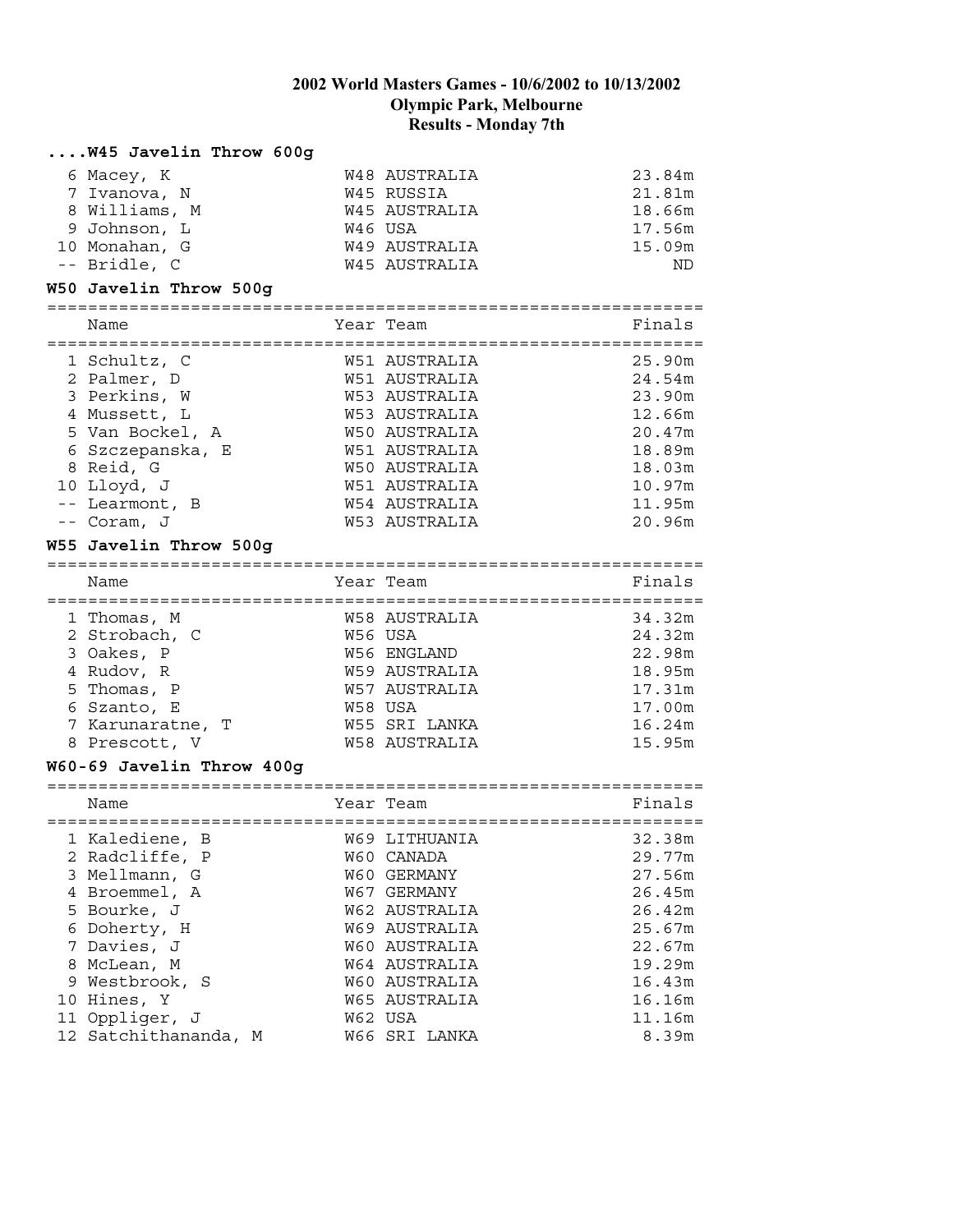# 2002 World Masters Games - 10/6/2002 to 10/13/2002
## Olympic Park, Melbourne
## Results - Monday 7th

### ....W45 Javelin Throw 600g

| | Name | Year Team | Finals |
|---|---|---|---|
| 6 | Macey, K | W48 AUSTRALIA | 23.84m |
| 7 | Ivanova, N | W45 RUSSIA | 21.81m |
| 8 | Williams, M | W45 AUSTRALIA | 18.66m |
| 9 | Johnson, L | W46 USA | 17.56m |
| 10 | Monahan, G | W49 AUSTRALIA | 15.09m |
| -- | Bridle, C | W45 AUSTRALIA | ND |

### W50 Javelin Throw 500g

| | Name | Year Team | Finals |
|---|---|---|---|
| 1 | Schultz, C | W51 AUSTRALIA | 25.90m |
| 2 | Palmer, D | W51 AUSTRALIA | 24.54m |
| 3 | Perkins, W | W53 AUSTRALIA | 23.90m |
| 4 | Mussett, L | W53 AUSTRALIA | 12.66m |
| 5 | Van Bockel, A | W50 AUSTRALIA | 20.47m |
| 6 | Szczepanska, E | W51 AUSTRALIA | 18.89m |
| 8 | Reid, G | W50 AUSTRALIA | 18.03m |
| 10 | Lloyd, J | W51 AUSTRALIA | 10.97m |
| -- | Learmont, B | W54 AUSTRALIA | 11.95m |
| -- | Coram, J | W53 AUSTRALIA | 20.96m |

### W55 Javelin Throw 500g

| | Name | Year Team | Finals |
|---|---|---|---|
| 1 | Thomas, M | W58 AUSTRALIA | 34.32m |
| 2 | Strobach, C | W56 USA | 24.32m |
| 3 | Oakes, P | W56 ENGLAND | 22.98m |
| 4 | Rudov, R | W59 AUSTRALIA | 18.95m |
| 5 | Thomas, P | W57 AUSTRALIA | 17.31m |
| 6 | Szanto, E | W58 USA | 17.00m |
| 7 | Karunaratne, T | W55 SRI LANKA | 16.24m |
| 8 | Prescott, V | W58 AUSTRALIA | 15.95m |

### W60-69 Javelin Throw 400g

| | Name | Year Team | Finals |
|---|---|---|---|
| 1 | Kalediene, B | W69 LITHUANIA | 32.38m |
| 2 | Radcliffe, P | W60 CANADA | 29.77m |
| 3 | Mellmann, G | W60 GERMANY | 27.56m |
| 4 | Broemmel, A | W67 GERMANY | 26.45m |
| 5 | Bourke, J | W62 AUSTRALIA | 26.42m |
| 6 | Doherty, H | W69 AUSTRALIA | 25.67m |
| 7 | Davies, J | W60 AUSTRALIA | 22.67m |
| 8 | McLean, M | W64 AUSTRALIA | 19.29m |
| 9 | Westbrook, S | W60 AUSTRALIA | 16.43m |
| 10 | Hines, Y | W65 AUSTRALIA | 16.16m |
| 11 | Oppliger, J | W62 USA | 11.16m |
| 12 | Satchithananda, M | W66 SRI LANKA | 8.39m |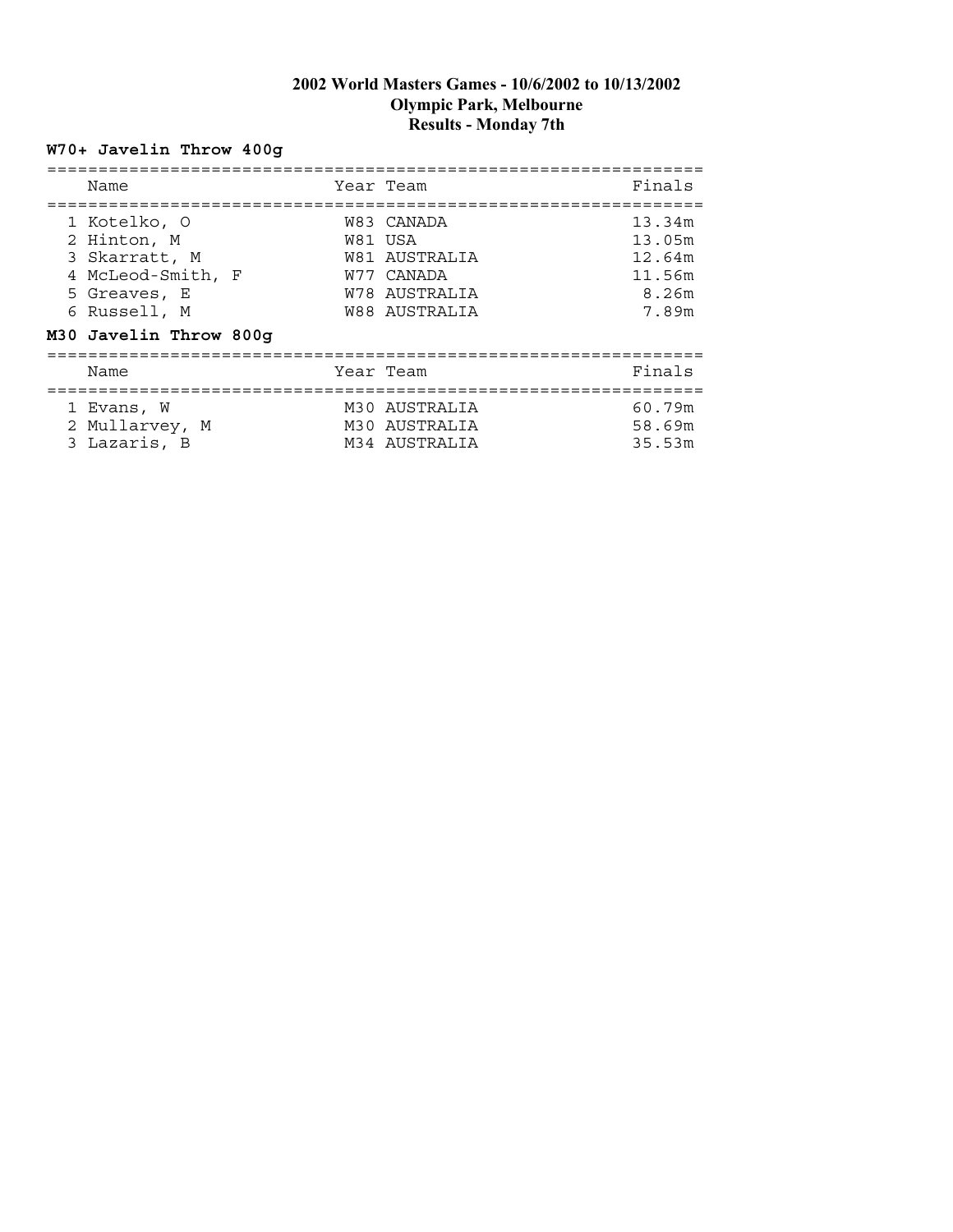# 2002 World Masters Games - 10/6/2002 to 10/13/2002
## Olympic Park, Melbourne
## Results - Monday 7th

### W70+ Javelin Throw 400g

| | Name | Year | Team | Finals |
|---|---|---|---|---|
| 1 | Kotelko, O | W83 | CANADA | 13.34m |
| 2 | Hinton, M | W81 | USA | 13.05m |
| 3 | Skarratt, M | W81 | AUSTRALIA | 12.64m |
| 4 | McLeod-Smith, F | W77 | CANADA | 11.56m |
| 5 | Greaves, E | W78 | AUSTRALIA | 8.26m |
| 6 | Russell, M | W88 | AUSTRALIA | 7.89m |

### M30 Javelin Throw 800g

| | Name | Year | Team | Finals |
|---|---|---|---|---|
| 1 | Evans, W | M30 | AUSTRALIA | 60.79m |
| 2 | Mullarvey, M | M30 | AUSTRALIA | 58.69m |
| 3 | Lazaris, B | M34 | AUSTRALIA | 35.53m |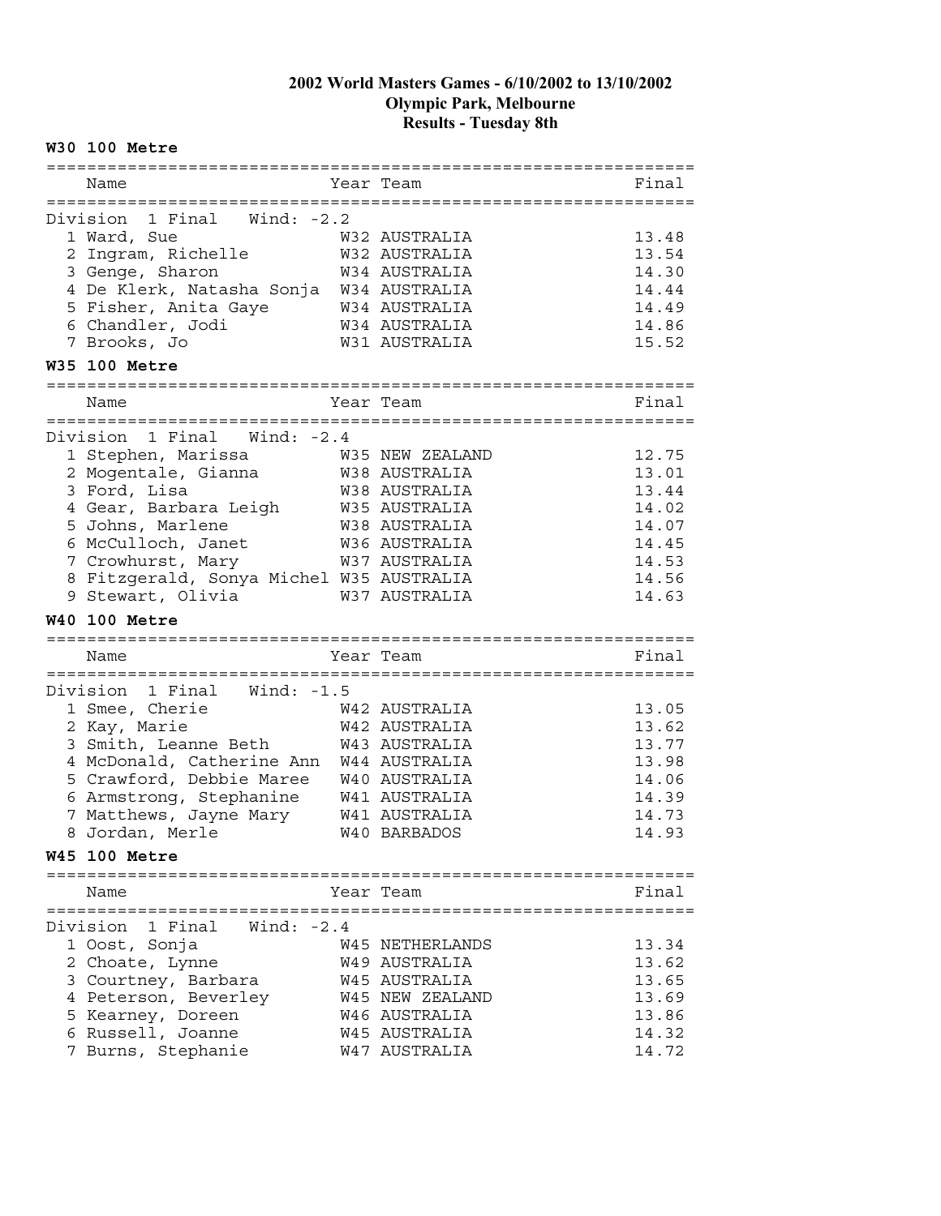# 2002 World Masters Games - 6/10/2002 to 13/10/2002
## Olympic Park, Melbourne
## Results - Tuesday 8th

### W30 100 Metre

Division 1 Final   Wind: -2.2

| | Name | Year | Team | Final |
|---|---|---|---|---|
| 1 | Ward, Sue | W32 | AUSTRALIA | 13.48 |
| 2 | Ingram, Richelle | W32 | AUSTRALIA | 13.54 |
| 3 | Genge, Sharon | W34 | AUSTRALIA | 14.30 |
| 4 | De Klerk, Natasha Sonja | W34 | AUSTRALIA | 14.44 |
| 5 | Fisher, Anita Gaye | W34 | AUSTRALIA | 14.49 |
| 6 | Chandler, Jodi | W34 | AUSTRALIA | 14.86 |
| 7 | Brooks, Jo | W31 | AUSTRALIA | 15.52 |

### W35 100 Metre

Division 1 Final   Wind: -2.4

| | Name | Year | Team | Final |
|---|---|---|---|---|
| 1 | Stephen, Marissa | W35 | NEW ZEALAND | 12.75 |
| 2 | Mogentale, Gianna | W38 | AUSTRALIA | 13.01 |
| 3 | Ford, Lisa | W38 | AUSTRALIA | 13.44 |
| 4 | Gear, Barbara Leigh | W35 | AUSTRALIA | 14.02 |
| 5 | Johns, Marlene | W38 | AUSTRALIA | 14.07 |
| 6 | McCulloch, Janet | W36 | AUSTRALIA | 14.45 |
| 7 | Crowhurst, Mary | W37 | AUSTRALIA | 14.53 |
| 8 | Fitzgerald, Sonya Michel | W35 | AUSTRALIA | 14.56 |
| 9 | Stewart, Olivia | W37 | AUSTRALIA | 14.63 |

### W40 100 Metre

Division 1 Final   Wind: -1.5

| | Name | Year | Team | Final |
|---|---|---|---|---|
| 1 | Smee, Cherie | W42 | AUSTRALIA | 13.05 |
| 2 | Kay, Marie | W42 | AUSTRALIA | 13.62 |
| 3 | Smith, Leanne Beth | W43 | AUSTRALIA | 13.77 |
| 4 | McDonald, Catherine Ann | W44 | AUSTRALIA | 13.98 |
| 5 | Crawford, Debbie Maree | W40 | AUSTRALIA | 14.06 |
| 6 | Armstrong, Stephanine | W41 | AUSTRALIA | 14.39 |
| 7 | Matthews, Jayne Mary | W41 | AUSTRALIA | 14.73 |
| 8 | Jordan, Merle | W40 | BARBADOS | 14.93 |

### W45 100 Metre

Division 1 Final   Wind: -2.4

| | Name | Year | Team | Final |
|---|---|---|---|---|
| 1 | Oost, Sonja | W45 | NETHERLANDS | 13.34 |
| 2 | Choate, Lynne | W49 | AUSTRALIA | 13.62 |
| 3 | Courtney, Barbara | W45 | AUSTRALIA | 13.65 |
| 4 | Peterson, Beverley | W45 | NEW ZEALAND | 13.69 |
| 5 | Kearney, Doreen | W46 | AUSTRALIA | 13.86 |
| 6 | Russell, Joanne | W45 | AUSTRALIA | 14.32 |
| 7 | Burns, Stephanie | W47 | AUSTRALIA | 14.72 |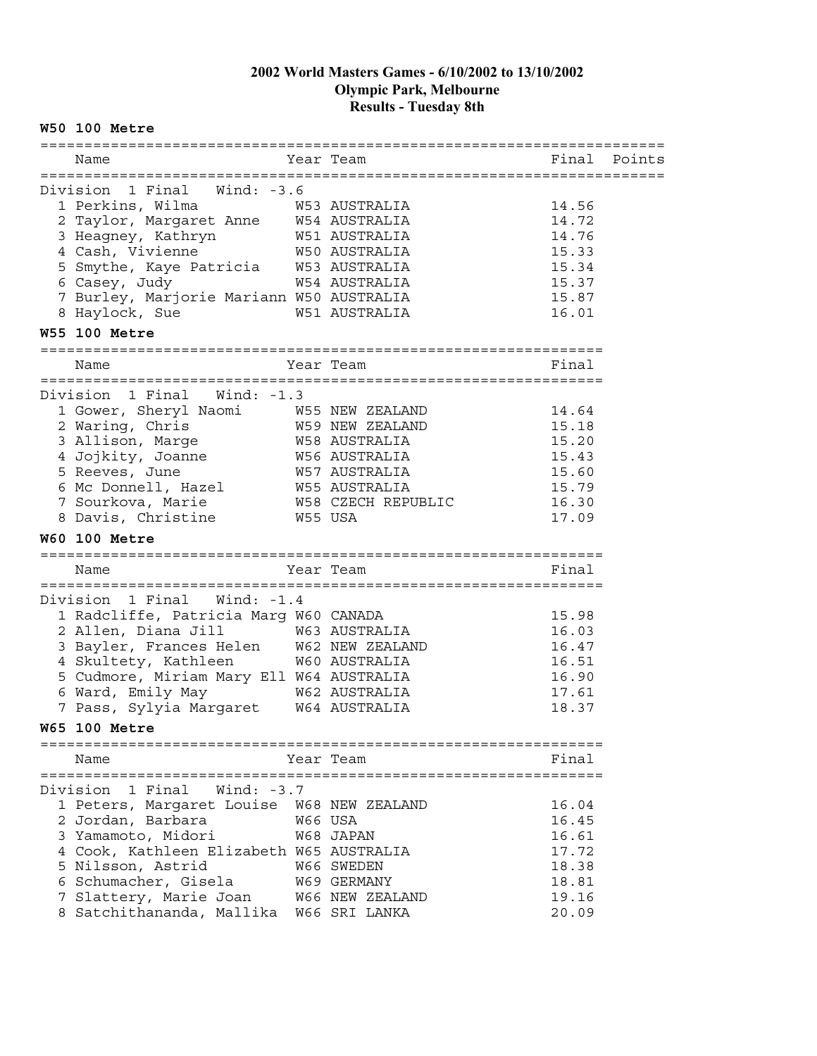# 2002 World Masters Games - 6/10/2002 to 13/10/2002
## Olympic Park, Melbourne
## Results - Tuesday 8th

### W50 100 Metre

Division 1 Final Wind: -3.6

| | Name | Year | Team | Final | Points |
|---|---|---|---|---|---|
| 1 | Perkins, Wilma | W53 | AUSTRALIA | 14.56 | |
| 2 | Taylor, Margaret Anne | W54 | AUSTRALIA | 14.72 | |
| 3 | Heagney, Kathryn | W51 | AUSTRALIA | 14.76 | |
| 4 | Cash, Vivienne | W50 | AUSTRALIA | 15.33 | |
| 5 | Smythe, Kaye Patricia | W53 | AUSTRALIA | 15.34 | |
| 6 | Casey, Judy | W54 | AUSTRALIA | 15.37 | |
| 7 | Burley, Marjorie Mariann | W50 | AUSTRALIA | 15.87 | |
| 8 | Haylock, Sue | W51 | AUSTRALIA | 16.01 | |

### W55 100 Metre

Division 1 Final Wind: -1.3

| | Name | Year | Team | Final |
|---|---|---|---|---|
| 1 | Gower, Sheryl Naomi | W55 | NEW ZEALAND | 14.64 |
| 2 | Waring, Chris | W59 | NEW ZEALAND | 15.18 |
| 3 | Allison, Marge | W58 | AUSTRALIA | 15.20 |
| 4 | Jojkity, Joanne | W56 | AUSTRALIA | 15.43 |
| 5 | Reeves, June | W57 | AUSTRALIA | 15.60 |
| 6 | Mc Donnell, Hazel | W55 | AUSTRALIA | 15.79 |
| 7 | Sourkova, Marie | W58 | CZECH REPUBLIC | 16.30 |
| 8 | Davis, Christine | W55 | USA | 17.09 |

### W60 100 Metre

Division 1 Final Wind: -1.4

| | Name | Year | Team | Final |
|---|---|---|---|---|
| 1 | Radcliffe, Patricia Marg | W60 | CANADA | 15.98 |
| 2 | Allen, Diana Jill | W63 | AUSTRALIA | 16.03 |
| 3 | Bayler, Frances Helen | W62 | NEW ZEALAND | 16.47 |
| 4 | Skultety, Kathleen | W60 | AUSTRALIA | 16.51 |
| 5 | Cudmore, Miriam Mary Ell | W64 | AUSTRALIA | 16.90 |
| 6 | Ward, Emily May | W62 | AUSTRALIA | 17.61 |
| 7 | Pass, Sylyia Margaret | W64 | AUSTRALIA | 18.37 |

### W65 100 Metre

Division 1 Final Wind: -3.7

| | Name | Year | Team | Final |
|---|---|---|---|---|
| 1 | Peters, Margaret Louise | W68 | NEW ZEALAND | 16.04 |
| 2 | Jordan, Barbara | W66 | USA | 16.45 |
| 3 | Yamamoto, Midori | W68 | JAPAN | 16.61 |
| 4 | Cook, Kathleen Elizabeth | W65 | AUSTRALIA | 17.72 |
| 5 | Nilsson, Astrid | W66 | SWEDEN | 18.38 |
| 6 | Schumacher, Gisela | W69 | GERMANY | 18.81 |
| 7 | Slattery, Marie Joan | W66 | NEW ZEALAND | 19.16 |
| 8 | Satchithananda, Mallika | W66 | SRI LANKA | 20.09 |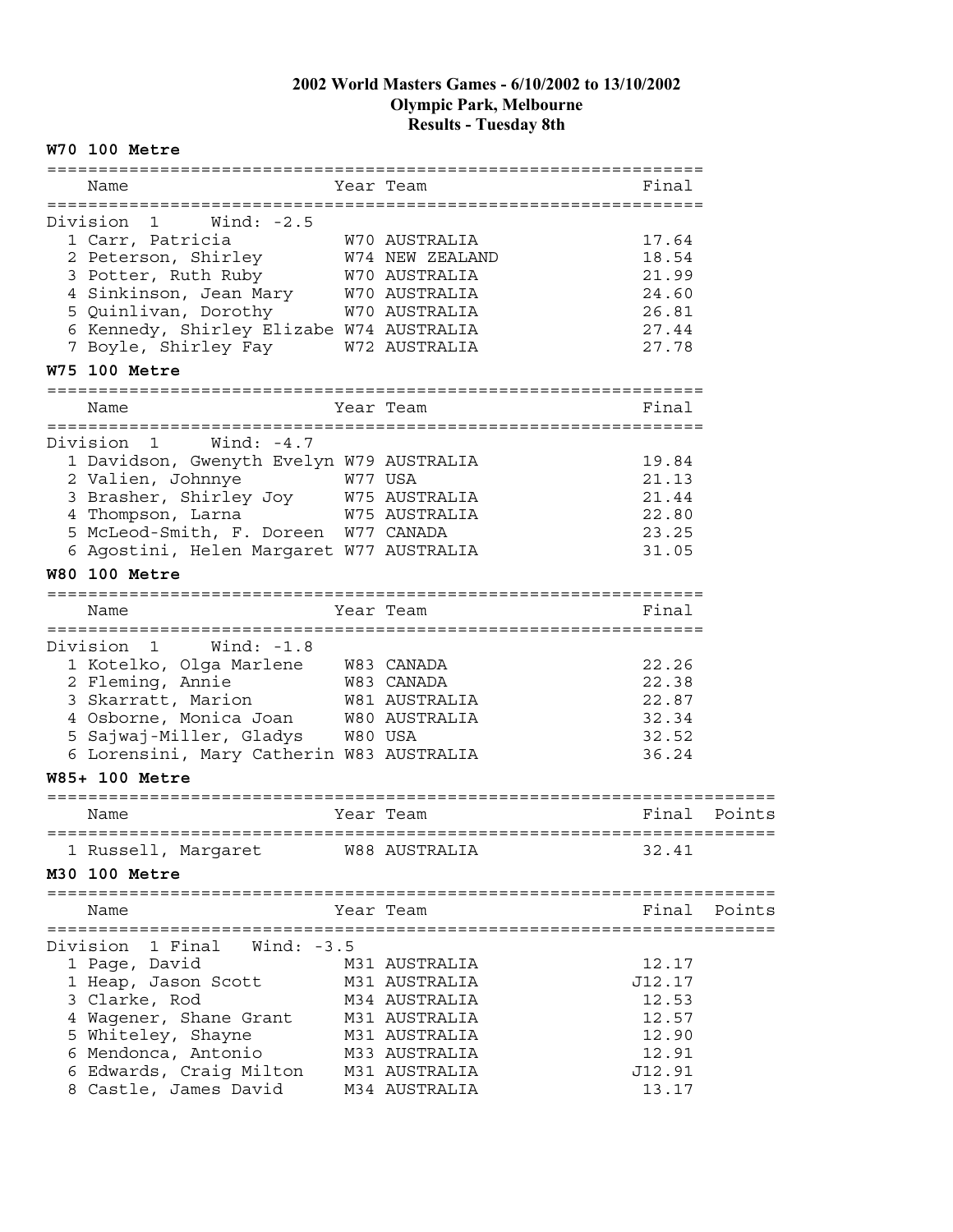# 2002 World Masters Games - 6/10/2002 to 13/10/2002
## Olympic Park, Melbourne
## Results - Tuesday 8th

### W70 100 Metre

Division 1 Wind: -2.5

| | Name | Year | Team | Final |
|---|---|---|---|---|
| 1 | Carr, Patricia | W70 | AUSTRALIA | 17.64 |
| 2 | Peterson, Shirley | W74 | NEW ZEALAND | 18.54 |
| 3 | Potter, Ruth Ruby | W70 | AUSTRALIA | 21.99 |
| 4 | Sinkinson, Jean Mary | W70 | AUSTRALIA | 24.60 |
| 5 | Quinlivan, Dorothy | W70 | AUSTRALIA | 26.81 |
| 6 | Kennedy, Shirley Elizabe | W74 | AUSTRALIA | 27.44 |
| 7 | Boyle, Shirley Fay | W72 | AUSTRALIA | 27.78 |

### W75 100 Metre

Division 1 Wind: -4.7

| | Name | Year | Team | Final |
|---|---|---|---|---|
| 1 | Davidson, Gwenyth Evelyn | W79 | AUSTRALIA | 19.84 |
| 2 | Valien, Johnnye | W77 | USA | 21.13 |
| 3 | Brasher, Shirley Joy | W75 | AUSTRALIA | 21.44 |
| 4 | Thompson, Larna | W75 | AUSTRALIA | 22.80 |
| 5 | McLeod-Smith, F. Doreen | W77 | CANADA | 23.25 |
| 6 | Agostini, Helen Margaret | W77 | AUSTRALIA | 31.05 |

### W80 100 Metre

Division 1 Wind: -1.8

| | Name | Year | Team | Final |
|---|---|---|---|---|
| 1 | Kotelko, Olga Marlene | W83 | CANADA | 22.26 |
| 2 | Fleming, Annie | W83 | CANADA | 22.38 |
| 3 | Skarratt, Marion | W81 | AUSTRALIA | 22.87 |
| 4 | Osborne, Monica Joan | W80 | AUSTRALIA | 32.34 |
| 5 | Sajwaj-Miller, Gladys | W80 | USA | 32.52 |
| 6 | Lorensini, Mary Catherin | W83 | AUSTRALIA | 36.24 |

### W85+ 100 Metre

| | Name | Year | Team | Final | Points |
|---|---|---|---|---|---|
| 1 | Russell, Margaret | W88 | AUSTRALIA | 32.41 | |

### M30 100 Metre

Division 1 Final Wind: -3.5

| | Name | Year | Team | Final | Points |
|---|---|---|---|---|---|
| 1 | Page, David | M31 | AUSTRALIA | 12.17 | |
| 1 | Heap, Jason Scott | M31 | AUSTRALIA | J12.17 | |
| 3 | Clarke, Rod | M34 | AUSTRALIA | 12.53 | |
| 4 | Wagener, Shane Grant | M31 | AUSTRALIA | 12.57 | |
| 5 | Whiteley, Shayne | M31 | AUSTRALIA | 12.90 | |
| 6 | Mendonca, Antonio | M33 | AUSTRALIA | 12.91 | |
| 6 | Edwards, Craig Milton | M31 | AUSTRALIA | J12.91 | |
| 8 | Castle, James David | M34 | AUSTRALIA | 13.17 | |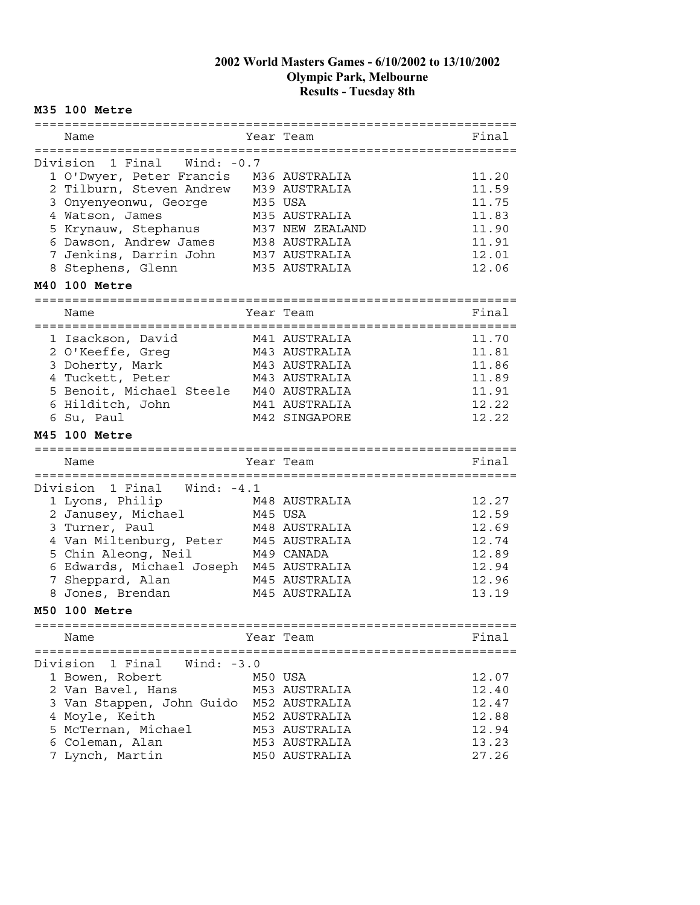# 2002 World Masters Games - 6/10/2002 to 13/10/2002
## Olympic Park, Melbourne
## Results - Tuesday 8th

**M35 100 Metre**

Division 1 Final Wind: -0.7

| | Name | Year | Team | Final |
|---|---|---|---|---|
| 1 | O'Dwyer, Peter Francis | M36 | AUSTRALIA | 11.20 |
| 2 | Tilburn, Steven Andrew | M39 | AUSTRALIA | 11.59 |
| 3 | Onyenyeonwu, George | M35 | USA | 11.75 |
| 4 | Watson, James | M35 | AUSTRALIA | 11.83 |
| 5 | Krynauw, Stephanus | M37 | NEW ZEALAND | 11.90 |
| 6 | Dawson, Andrew James | M38 | AUSTRALIA | 11.91 |
| 7 | Jenkins, Darrin John | M37 | AUSTRALIA | 12.01 |
| 8 | Stephens, Glenn | M35 | AUSTRALIA | 12.06 |

**M40 100 Metre**

| | Name | Year | Team | Final |
|---|---|---|---|---|
| 1 | Isackson, David | M41 | AUSTRALIA | 11.70 |
| 2 | O'Keeffe, Greg | M43 | AUSTRALIA | 11.81 |
| 3 | Doherty, Mark | M43 | AUSTRALIA | 11.86 |
| 4 | Tuckett, Peter | M43 | AUSTRALIA | 11.89 |
| 5 | Benoit, Michael Steele | M40 | AUSTRALIA | 11.91 |
| 6 | Hilditch, John | M41 | AUSTRALIA | 12.22 |
| 6 | Su, Paul | M42 | SINGAPORE | 12.22 |

**M45 100 Metre**

Division 1 Final Wind: -4.1

| | Name | Year | Team | Final |
|---|---|---|---|---|
| 1 | Lyons, Philip | M48 | AUSTRALIA | 12.27 |
| 2 | Janusey, Michael | M45 | USA | 12.59 |
| 3 | Turner, Paul | M48 | AUSTRALIA | 12.69 |
| 4 | Van Miltenburg, Peter | M45 | AUSTRALIA | 12.74 |
| 5 | Chin Aleong, Neil | M49 | CANADA | 12.89 |
| 6 | Edwards, Michael Joseph | M45 | AUSTRALIA | 12.94 |
| 7 | Sheppard, Alan | M45 | AUSTRALIA | 12.96 |
| 8 | Jones, Brendan | M45 | AUSTRALIA | 13.19 |

**M50 100 Metre**

Division 1 Final Wind: -3.0

| | Name | Year | Team | Final |
|---|---|---|---|---|
| 1 | Bowen, Robert | M50 | USA | 12.07 |
| 2 | Van Bavel, Hans | M53 | AUSTRALIA | 12.40 |
| 3 | Van Stappen, John Guido | M52 | AUSTRALIA | 12.47 |
| 4 | Moyle, Keith | M52 | AUSTRALIA | 12.88 |
| 5 | McTernan, Michael | M53 | AUSTRALIA | 12.94 |
| 6 | Coleman, Alan | M53 | AUSTRALIA | 13.23 |
| 7 | Lynch, Martin | M50 | AUSTRALIA | 27.26 |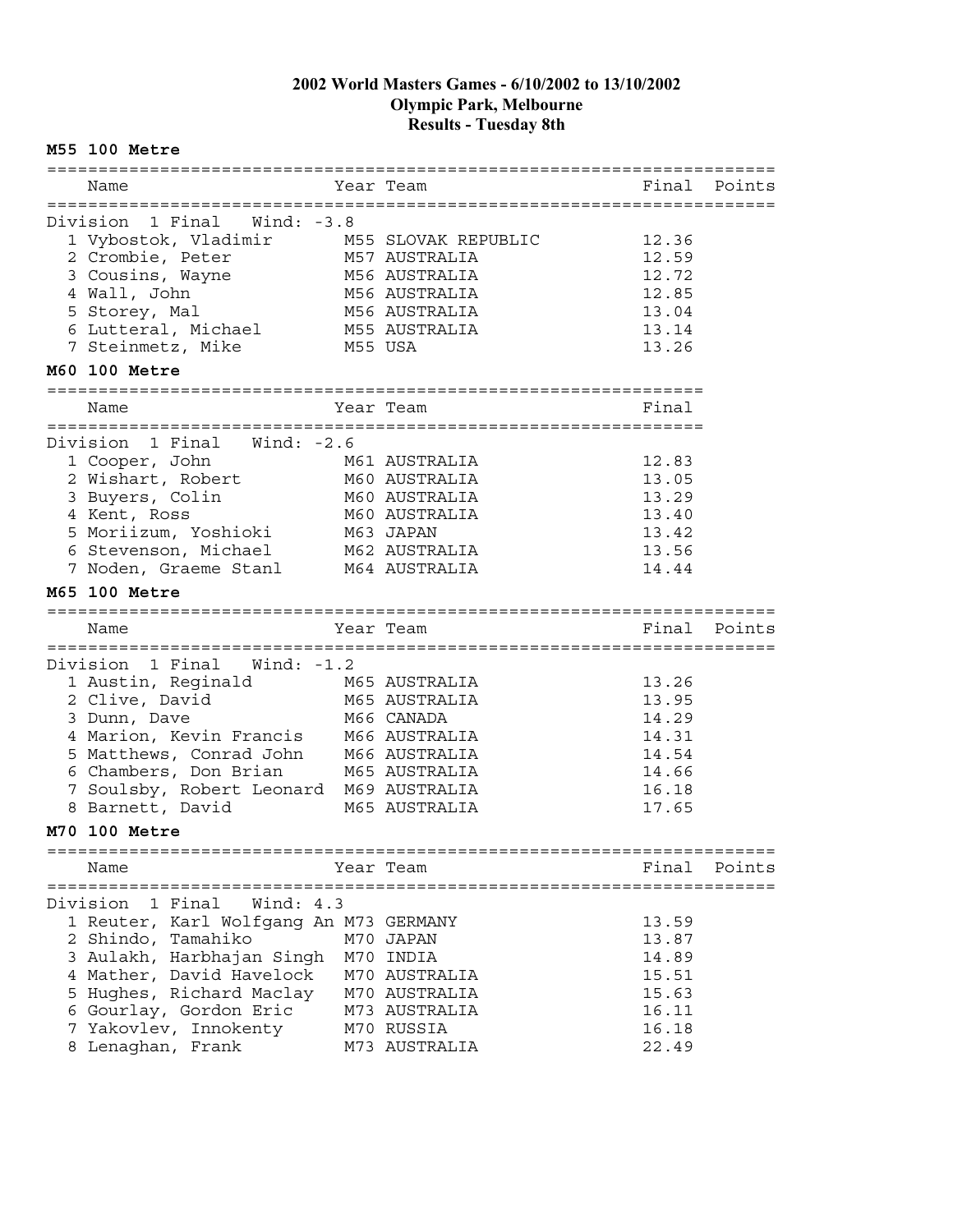**2002 World Masters Games - 6/10/2002 to 13/10/2002**
**Olympic Park, Melbourne**
**Results - Tuesday 8th**

### M55 100 Metre

Division 1 Final   Wind: -3.8

| | Name | Year | Team | Final | Points |
|---|---|---|---|---|---|
| 1 | Vybostok, Vladimir | M55 | SLOVAK REPUBLIC | 12.36 | |
| 2 | Crombie, Peter | M57 | AUSTRALIA | 12.59 | |
| 3 | Cousins, Wayne | M56 | AUSTRALIA | 12.72 | |
| 4 | Wall, John | M56 | AUSTRALIA | 12.85 | |
| 5 | Storey, Mal | M56 | AUSTRALIA | 13.04 | |
| 6 | Lutteral, Michael | M55 | AUSTRALIA | 13.14 | |
| 7 | Steinmetz, Mike | M55 | USA | 13.26 | |

### M60 100 Metre

Division 1 Final   Wind: -2.6

| | Name | Year | Team | Final |
|---|---|---|---|---|
| 1 | Cooper, John | M61 | AUSTRALIA | 12.83 |
| 2 | Wishart, Robert | M60 | AUSTRALIA | 13.05 |
| 3 | Buyers, Colin | M60 | AUSTRALIA | 13.29 |
| 4 | Kent, Ross | M60 | AUSTRALIA | 13.40 |
| 5 | Moriizum, Yoshioki | M63 | JAPAN | 13.42 |
| 6 | Stevenson, Michael | M62 | AUSTRALIA | 13.56 |
| 7 | Noden, Graeme Stanl | M64 | AUSTRALIA | 14.44 |

### M65 100 Metre

Division 1 Final   Wind: -1.2

| | Name | Year | Team | Final | Points |
|---|---|---|---|---|---|
| 1 | Austin, Reginald | M65 | AUSTRALIA | 13.26 | |
| 2 | Clive, David | M65 | AUSTRALIA | 13.95 | |
| 3 | Dunn, Dave | M66 | CANADA | 14.29 | |
| 4 | Marion, Kevin Francis | M66 | AUSTRALIA | 14.31 | |
| 5 | Matthews, Conrad John | M66 | AUSTRALIA | 14.54 | |
| 6 | Chambers, Don Brian | M65 | AUSTRALIA | 14.66 | |
| 7 | Soulsby, Robert Leonard | M69 | AUSTRALIA | 16.18 | |
| 8 | Barnett, David | M65 | AUSTRALIA | 17.65 | |

### M70 100 Metre

Division 1 Final   Wind: 4.3

| | Name | Year | Team | Final | Points |
|---|---|---|---|---|---|
| 1 | Reuter, Karl Wolfgang An | M73 | GERMANY | 13.59 | |
| 2 | Shindo, Tamahiko | M70 | JAPAN | 13.87 | |
| 3 | Aulakh, Harbhajan Singh | M70 | INDIA | 14.89 | |
| 4 | Mather, David Havelock | M70 | AUSTRALIA | 15.51 | |
| 5 | Hughes, Richard Maclay | M70 | AUSTRALIA | 15.63 | |
| 6 | Gourlay, Gordon Eric | M73 | AUSTRALIA | 16.11 | |
| 7 | Yakovlev, Innokenty | M70 | RUSSIA | 16.18 | |
| 8 | Lenaghan, Frank | M73 | AUSTRALIA | 22.49 | |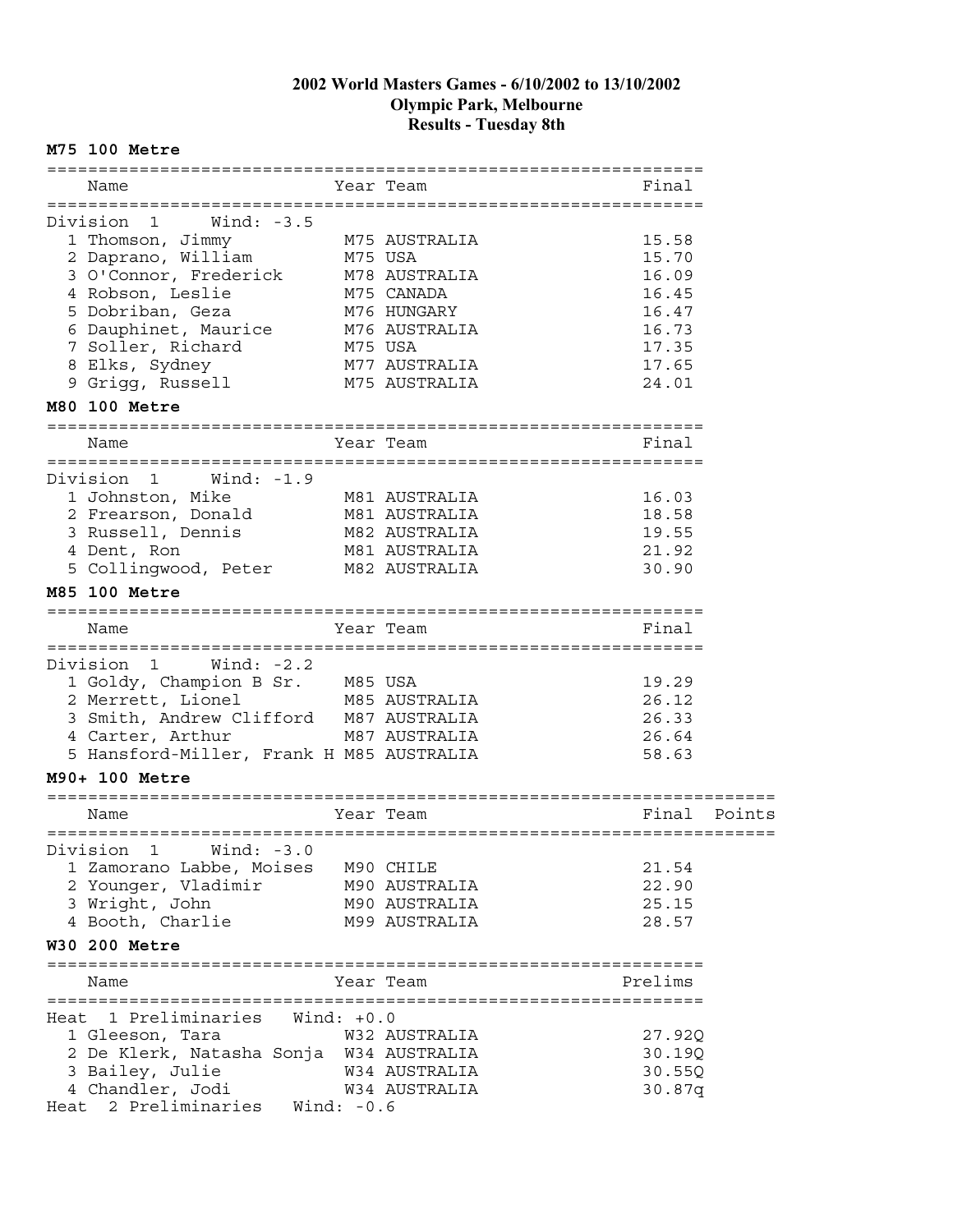# 2002 World Masters Games - 6/10/2002 to 13/10/2002
## Olympic Park, Melbourne
## Results - Tuesday 8th

### M75 100 Metre

Division 1 Wind: -3.5

| | Name | Year | Team | Final |
|---|---|---|---|---|
| 1 | Thomson, Jimmy | M75 | AUSTRALIA | 15.58 |
| 2 | Daprano, William | M75 | USA | 15.70 |
| 3 | O'Connor, Frederick | M78 | AUSTRALIA | 16.09 |
| 4 | Robson, Leslie | M75 | CANADA | 16.45 |
| 5 | Dobriban, Geza | M76 | HUNGARY | 16.47 |
| 6 | Dauphinet, Maurice | M76 | AUSTRALIA | 16.73 |
| 7 | Soller, Richard | M75 | USA | 17.35 |
| 8 | Elks, Sydney | M77 | AUSTRALIA | 17.65 |
| 9 | Grigg, Russell | M75 | AUSTRALIA | 24.01 |

### M80 100 Metre

Division 1 Wind: -1.9

| | Name | Year | Team | Final |
|---|---|---|---|---|
| 1 | Johnston, Mike | M81 | AUSTRALIA | 16.03 |
| 2 | Frearson, Donald | M81 | AUSTRALIA | 18.58 |
| 3 | Russell, Dennis | M82 | AUSTRALIA | 19.55 |
| 4 | Dent, Ron | M81 | AUSTRALIA | 21.92 |
| 5 | Collingwood, Peter | M82 | AUSTRALIA | 30.90 |

### M85 100 Metre

Division 1 Wind: -2.2

| | Name | Year | Team | Final |
|---|---|---|---|---|
| 1 | Goldy, Champion B Sr. | M85 | USA | 19.29 |
| 2 | Merrett, Lionel | M85 | AUSTRALIA | 26.12 |
| 3 | Smith, Andrew Clifford | M87 | AUSTRALIA | 26.33 |
| 4 | Carter, Arthur | M87 | AUSTRALIA | 26.64 |
| 5 | Hansford-Miller, Frank H | M85 | AUSTRALIA | 58.63 |

### M90+ 100 Metre

Division 1 Wind: -3.0

| | Name | Year | Team | Final | Points |
|---|---|---|---|---|---|
| 1 | Zamorano Labbe, Moises | M90 | CHILE | 21.54 | |
| 2 | Younger, Vladimir | M90 | AUSTRALIA | 22.90 | |
| 3 | Wright, John | M90 | AUSTRALIA | 25.15 | |
| 4 | Booth, Charlie | M99 | AUSTRALIA | 28.57 | |

### W30 200 Metre

Heat 1 Preliminaries Wind: +0.0

| | Name | Year | Team | Prelims |
|---|---|---|---|---|
| 1 | Gleeson, Tara | W32 | AUSTRALIA | 27.92Q |
| 2 | De Klerk, Natasha Sonja | W34 | AUSTRALIA | 30.19Q |
| 3 | Bailey, Julie | W34 | AUSTRALIA | 30.55Q |
| 4 | Chandler, Jodi | W34 | AUSTRALIA | 30.87q |

Heat 2 Preliminaries Wind: -0.6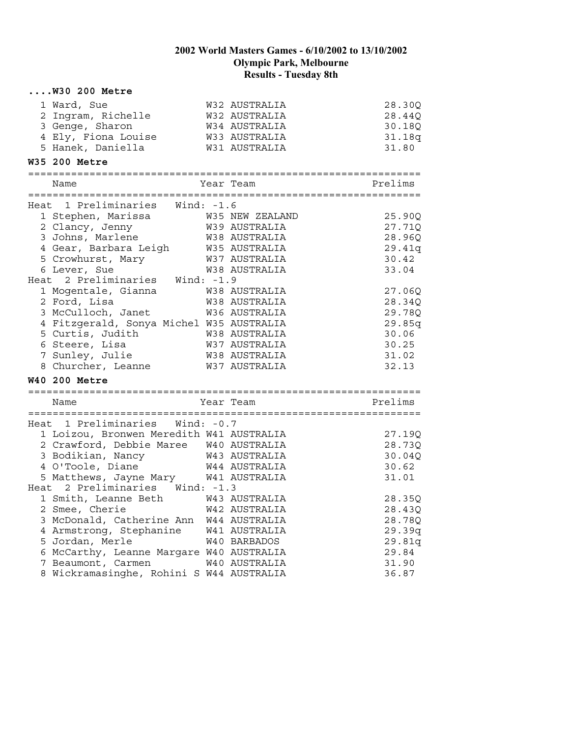**2002 World Masters Games - 6/10/2002 to 13/10/2002**
**Olympic Park, Melbourne**
**Results - Tuesday 8th**

### ....W30 200 Metre

| | Name | Year Team | Prelims |
|---|---|---|---|
| 1 | Ward, Sue | W32 AUSTRALIA | 28.30Q |
| 2 | Ingram, Richelle | W32 AUSTRALIA | 28.44Q |
| 3 | Genge, Sharon | W34 AUSTRALIA | 30.18Q |
| 4 | Ely, Fiona Louise | W33 AUSTRALIA | 31.18q |
| 5 | Hanek, Daniella | W31 AUSTRALIA | 31.80 |

### W35 200 Metre

| | Name | Year Team | Prelims |
|---|---|---|---|
| **Heat 1 Preliminaries Wind: -1.6** | | | |
| 1 | Stephen, Marissa | W35 NEW ZEALAND | 25.90Q |
| 2 | Clancy, Jenny | W39 AUSTRALIA | 27.71Q |
| 3 | Johns, Marlene | W38 AUSTRALIA | 28.96Q |
| 4 | Gear, Barbara Leigh | W35 AUSTRALIA | 29.41q |
| 5 | Crowhurst, Mary | W37 AUSTRALIA | 30.42 |
| 6 | Lever, Sue | W38 AUSTRALIA | 33.04 |
| **Heat 2 Preliminaries Wind: -1.9** | | | |
| 1 | Mogentale, Gianna | W38 AUSTRALIA | 27.06Q |
| 2 | Ford, Lisa | W38 AUSTRALIA | 28.34Q |
| 3 | McCulloch, Janet | W36 AUSTRALIA | 29.78Q |
| 4 | Fitzgerald, Sonya Michel | W35 AUSTRALIA | 29.85q |
| 5 | Curtis, Judith | W38 AUSTRALIA | 30.06 |
| 6 | Steere, Lisa | W37 AUSTRALIA | 30.25 |
| 7 | Sunley, Julie | W38 AUSTRALIA | 31.02 |
| 8 | Churcher, Leanne | W37 AUSTRALIA | 32.13 |

### W40 200 Metre

| | Name | Year Team | Prelims |
|---|---|---|---|
| **Heat 1 Preliminaries Wind: -0.7** | | | |
| 1 | Loizou, Bronwen Meredith | W41 AUSTRALIA | 27.19Q |
| 2 | Crawford, Debbie Maree | W40 AUSTRALIA | 28.73Q |
| 3 | Bodikian, Nancy | W43 AUSTRALIA | 30.04Q |
| 4 | O'Toole, Diane | W44 AUSTRALIA | 30.62 |
| 5 | Matthews, Jayne Mary | W41 AUSTRALIA | 31.01 |
| **Heat 2 Preliminaries Wind: -1.3** | | | |
| 1 | Smith, Leanne Beth | W43 AUSTRALIA | 28.35Q |
| 2 | Smee, Cherie | W42 AUSTRALIA | 28.43Q |
| 3 | McDonald, Catherine Ann | W44 AUSTRALIA | 28.78Q |
| 4 | Armstrong, Stephanine | W41 AUSTRALIA | 29.39q |
| 5 | Jordan, Merle | W40 BARBADOS | 29.81q |
| 6 | McCarthy, Leanne Margare | W40 AUSTRALIA | 29.84 |
| 7 | Beaumont, Carmen | W40 AUSTRALIA | 31.90 |
| 8 | Wickramasinghe, Rohini S | W44 AUSTRALIA | 36.87 |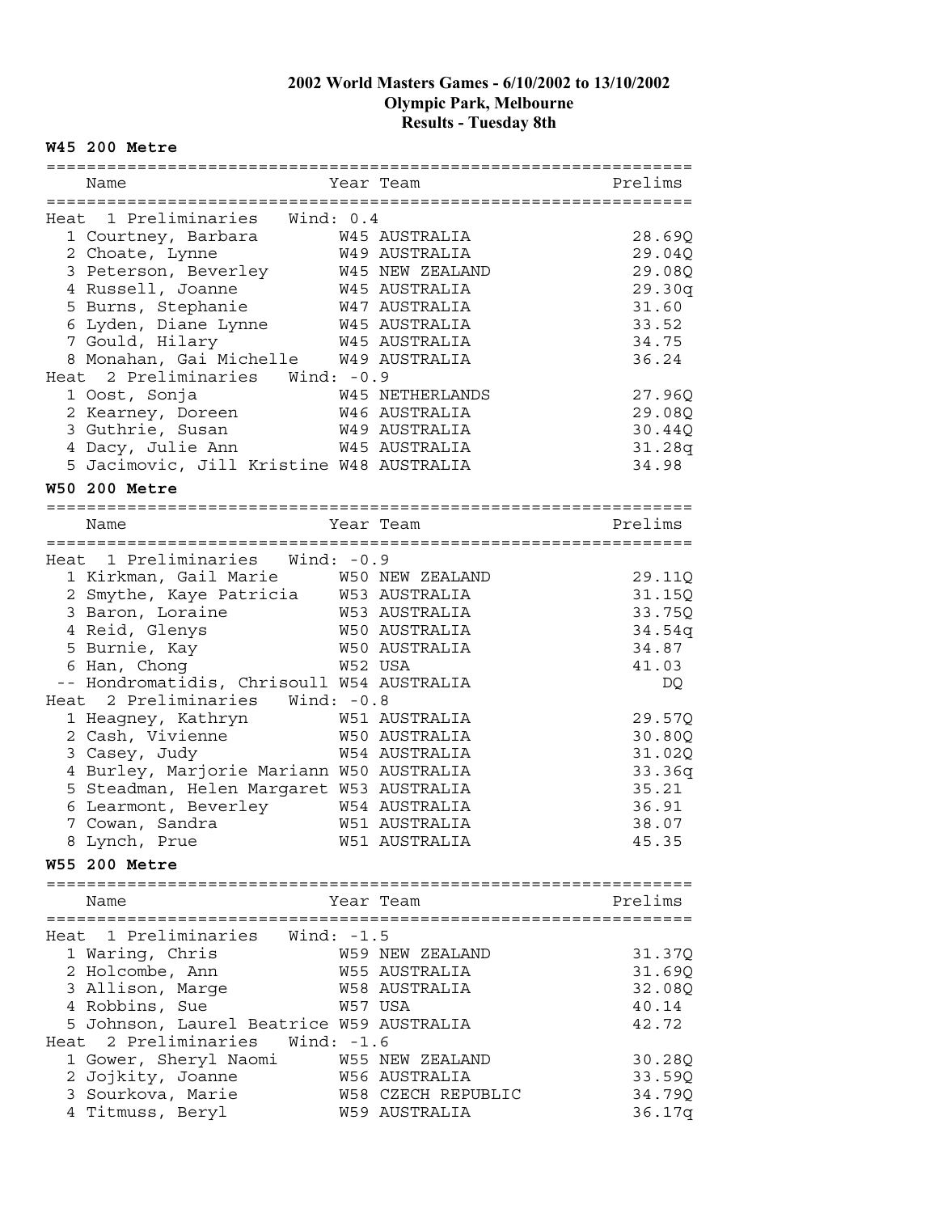# 2002 World Masters Games - 6/10/2002 to 13/10/2002
## Olympic Park, Melbourne
## Results - Tuesday 8th

### W45 200 Metre

| | Name | Year | Team | Prelims |
|---|---|---|---|---|
| **Heat 1 Preliminaries Wind: 0.4** | | | | |
| 1 | Courtney, Barbara | W45 | AUSTRALIA | 28.69Q |
| 2 | Choate, Lynne | W49 | AUSTRALIA | 29.04Q |
| 3 | Peterson, Beverley | W45 | NEW ZEALAND | 29.08Q |
| 4 | Russell, Joanne | W45 | AUSTRALIA | 29.30q |
| 5 | Burns, Stephanie | W47 | AUSTRALIA | 31.60 |
| 6 | Lyden, Diane Lynne | W45 | AUSTRALIA | 33.52 |
| 7 | Gould, Hilary | W45 | AUSTRALIA | 34.75 |
| 8 | Monahan, Gai Michelle | W49 | AUSTRALIA | 36.24 |
| **Heat 2 Preliminaries Wind: -0.9** | | | | |
| 1 | Oost, Sonja | W45 | NETHERLANDS | 27.96Q |
| 2 | Kearney, Doreen | W46 | AUSTRALIA | 29.08Q |
| 3 | Guthrie, Susan | W49 | AUSTRALIA | 30.44Q |
| 4 | Dacy, Julie Ann | W45 | AUSTRALIA | 31.28q |
| 5 | Jacimovic, Jill Kristine | W48 | AUSTRALIA | 34.98 |

### W50 200 Metre

| | Name | Year | Team | Prelims |
|---|---|---|---|---|
| **Heat 1 Preliminaries Wind: -0.9** | | | | |
| 1 | Kirkman, Gail Marie | W50 | NEW ZEALAND | 29.11Q |
| 2 | Smythe, Kaye Patricia | W53 | AUSTRALIA | 31.15Q |
| 3 | Baron, Loraine | W53 | AUSTRALIA | 33.75Q |
| 4 | Reid, Glenys | W50 | AUSTRALIA | 34.54q |
| 5 | Burnie, Kay | W50 | AUSTRALIA | 34.87 |
| 6 | Han, Chong | W52 | USA | 41.03 |
| -- | Hondromatidis, Chrisoull | W54 | AUSTRALIA | DQ |
| **Heat 2 Preliminaries Wind: -0.8** | | | | |
| 1 | Heagney, Kathryn | W51 | AUSTRALIA | 29.57Q |
| 2 | Cash, Vivienne | W50 | AUSTRALIA | 30.80Q |
| 3 | Casey, Judy | W54 | AUSTRALIA | 31.02Q |
| 4 | Burley, Marjorie Mariann | W50 | AUSTRALIA | 33.36q |
| 5 | Steadman, Helen Margaret | W53 | AUSTRALIA | 35.21 |
| 6 | Learmont, Beverley | W54 | AUSTRALIA | 36.91 |
| 7 | Cowan, Sandra | W51 | AUSTRALIA | 38.07 |
| 8 | Lynch, Prue | W51 | AUSTRALIA | 45.35 |

### W55 200 Metre

| | Name | Year | Team | Prelims |
|---|---|---|---|---|
| **Heat 1 Preliminaries Wind: -1.5** | | | | |
| 1 | Waring, Chris | W59 | NEW ZEALAND | 31.37Q |
| 2 | Holcombe, Ann | W55 | AUSTRALIA | 31.69Q |
| 3 | Allison, Marge | W58 | AUSTRALIA | 32.08Q |
| 4 | Robbins, Sue | W57 | USA | 40.14 |
| 5 | Johnson, Laurel Beatrice | W59 | AUSTRALIA | 42.72 |
| **Heat 2 Preliminaries Wind: -1.6** | | | | |
| 1 | Gower, Sheryl Naomi | W55 | NEW ZEALAND | 30.28Q |
| 2 | Jojkity, Joanne | W56 | AUSTRALIA | 33.59Q |
| 3 | Sourkova, Marie | W58 | CZECH REPUBLIC | 34.79Q |
| 4 | Titmuss, Beryl | W59 | AUSTRALIA | 36.17q |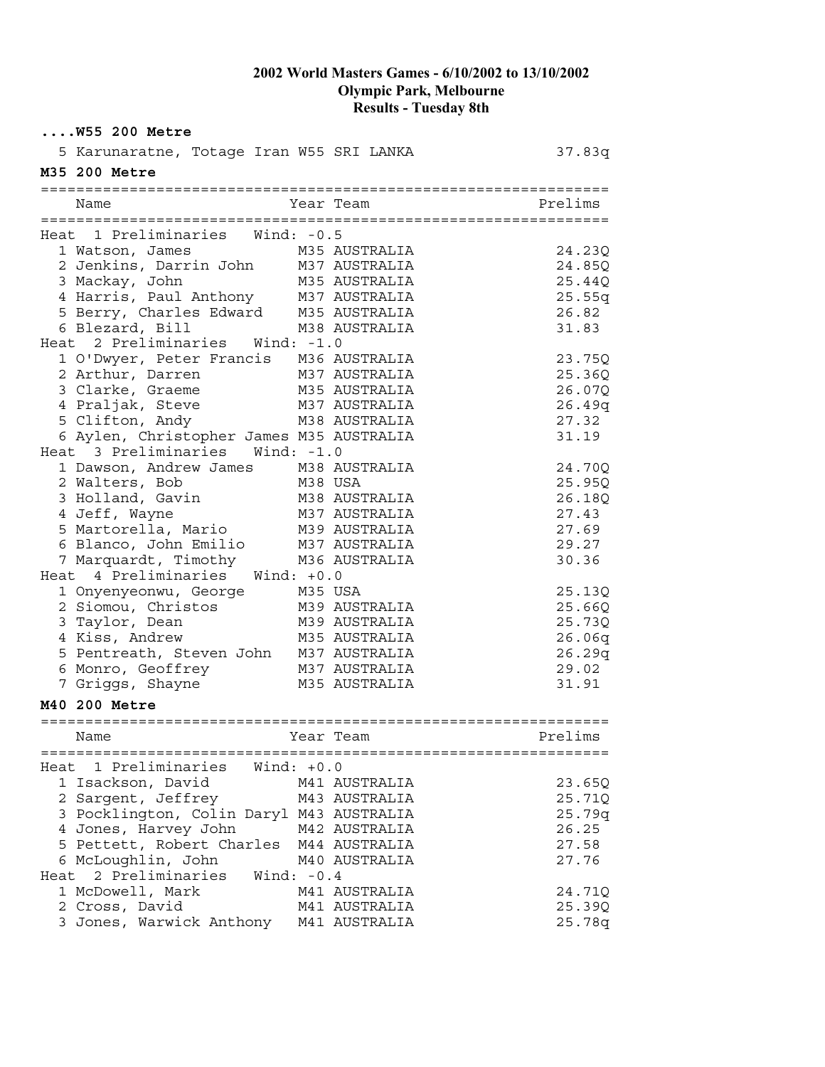**2002 World Masters Games - 6/10/2002 to 13/10/2002**
**Olympic Park, Melbourne**
**Results - Tuesday 8th**

### ....W55 200 Metre

| Place | Name | Year | Team | Prelims |
|---|---|---|---|---|
| 5 | Karunaratne, Totage Iran | W55 | SRI LANKA | 37.83q |

### M35 200 Metre

| Place | Name | Year | Team | Prelims |
|---|---|---|---|---|
| **Heat 1 Preliminaries Wind: -0.5** | | | | |
| 1 | Watson, James | M35 | AUSTRALIA | 24.23Q |
| 2 | Jenkins, Darrin John | M37 | AUSTRALIA | 24.85Q |
| 3 | Mackay, John | M35 | AUSTRALIA | 25.44Q |
| 4 | Harris, Paul Anthony | M37 | AUSTRALIA | 25.55q |
| 5 | Berry, Charles Edward | M35 | AUSTRALIA | 26.82 |
| 6 | Blezard, Bill | M38 | AUSTRALIA | 31.83 |
| **Heat 2 Preliminaries Wind: -1.0** | | | | |
| 1 | O'Dwyer, Peter Francis | M36 | AUSTRALIA | 23.75Q |
| 2 | Arthur, Darren | M37 | AUSTRALIA | 25.36Q |
| 3 | Clarke, Graeme | M35 | AUSTRALIA | 26.07Q |
| 4 | Praljak, Steve | M37 | AUSTRALIA | 26.49q |
| 5 | Clifton, Andy | M38 | AUSTRALIA | 27.32 |
| 6 | Aylen, Christopher James | M35 | AUSTRALIA | 31.19 |
| **Heat 3 Preliminaries Wind: -1.0** | | | | |
| 1 | Dawson, Andrew James | M38 | AUSTRALIA | 24.70Q |
| 2 | Walters, Bob | M38 | USA | 25.95Q |
| 3 | Holland, Gavin | M38 | AUSTRALIA | 26.18Q |
| 4 | Jeff, Wayne | M37 | AUSTRALIA | 27.43 |
| 5 | Martorella, Mario | M39 | AUSTRALIA | 27.69 |
| 6 | Blanco, John Emilio | M37 | AUSTRALIA | 29.27 |
| 7 | Marquardt, Timothy | M36 | AUSTRALIA | 30.36 |
| **Heat 4 Preliminaries Wind: +0.0** | | | | |
| 1 | Onyenyeonwu, George | M35 | USA | 25.13Q |
| 2 | Siomou, Christos | M39 | AUSTRALIA | 25.66Q |
| 3 | Taylor, Dean | M39 | AUSTRALIA | 25.73Q |
| 4 | Kiss, Andrew | M35 | AUSTRALIA | 26.06q |
| 5 | Pentreath, Steven John | M37 | AUSTRALIA | 26.29q |
| 6 | Monro, Geoffrey | M37 | AUSTRALIA | 29.02 |
| 7 | Griggs, Shayne | M35 | AUSTRALIA | 31.91 |

### M40 200 Metre

| Place | Name | Year | Team | Prelims |
|---|---|---|---|---|
| **Heat 1 Preliminaries Wind: +0.0** | | | | |
| 1 | Isackson, David | M41 | AUSTRALIA | 23.65Q |
| 2 | Sargent, Jeffrey | M43 | AUSTRALIA | 25.71Q |
| 3 | Pocklington, Colin Daryl | M43 | AUSTRALIA | 25.79q |
| 4 | Jones, Harvey John | M42 | AUSTRALIA | 26.25 |
| 5 | Pettett, Robert Charles | M44 | AUSTRALIA | 27.58 |
| 6 | McLoughlin, John | M40 | AUSTRALIA | 27.76 |
| **Heat 2 Preliminaries Wind: -0.4** | | | | |
| 1 | McDowell, Mark | M41 | AUSTRALIA | 24.71Q |
| 2 | Cross, David | M41 | AUSTRALIA | 25.39Q |
| 3 | Jones, Warwick Anthony | M41 | AUSTRALIA | 25.78q |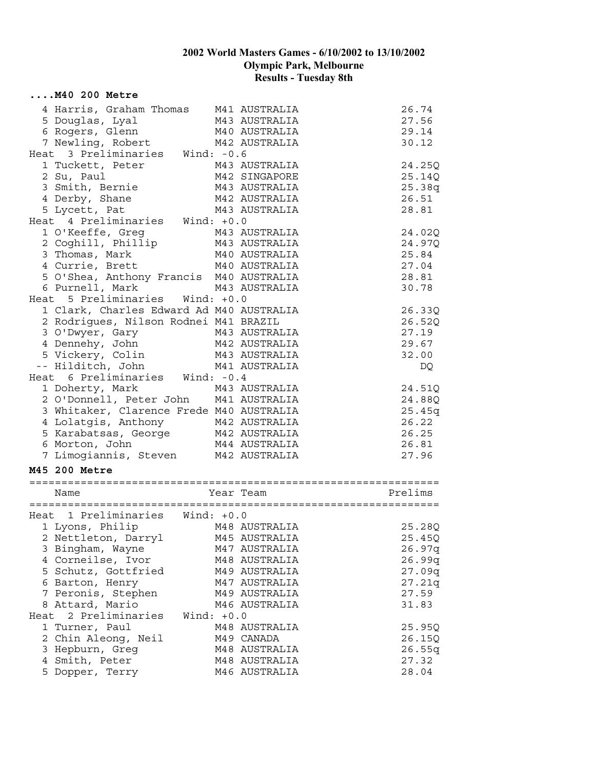**2002 World Masters Games - 6/10/2002 to 13/10/2002**
**Olympic Park, Melbourne**
**Results - Tuesday 8th**

### ....M40 200 Metre

```
  4 Harris, Graham Thomas    M41 AUSTRALIA                   26.74
  5 Douglas, Lyal            M43 AUSTRALIA                   27.56
  6 Rogers, Glenn            M40 AUSTRALIA                   29.14
  7 Newling, Robert          M42 AUSTRALIA                   30.12
Heat  3 Preliminaries   Wind: -0.6
  1 Tuckett, Peter           M43 AUSTRALIA                   24.25Q
  2 Su, Paul                 M42 SINGAPORE                   25.14Q
  3 Smith, Bernie            M43 AUSTRALIA                   25.38q
  4 Derby, Shane             M42 AUSTRALIA                   26.51
  5 Lycett, Pat              M43 AUSTRALIA                   28.81
Heat  4 Preliminaries   Wind: +0.0
  1 O'Keeffe, Greg           M43 AUSTRALIA                   24.02Q
  2 Coghill, Phillip         M43 AUSTRALIA                   24.97Q
  3 Thomas, Mark             M40 AUSTRALIA                   25.84
  4 Currie, Brett            M40 AUSTRALIA                   27.04
  5 O'Shea, Anthony Francis  M40 AUSTRALIA                   28.81
  6 Purnell, Mark            M43 AUSTRALIA                   30.78
Heat  5 Preliminaries   Wind: +0.0
  1 Clark, Charles Edward Ad M40 AUSTRALIA                   26.33Q
  2 Rodrigues, Nilson Rodnei M41 BRAZIL                      26.52Q
  3 O'Dwyer, Gary            M43 AUSTRALIA                   27.19
  4 Dennehy, John            M42 AUSTRALIA                   29.67
  5 Vickery, Colin           M43 AUSTRALIA                   32.00
 -- Hilditch, John           M41 AUSTRALIA                      DQ
Heat  6 Preliminaries   Wind: -0.4
  1 Doherty, Mark            M43 AUSTRALIA                   24.51Q
  2 O'Donnell, Peter John    M41 AUSTRALIA                   24.88Q
  3 Whitaker, Clarence Frede M40 AUSTRALIA                   25.45q
  4 Lolatgis, Anthony        M42 AUSTRALIA                   26.22
  5 Karabatsas, George       M42 AUSTRALIA                   26.25
  6 Morton, John             M44 AUSTRALIA                   26.81
  7 Limogiannis, Steven      M42 AUSTRALIA                   27.96
```

### M45 200 Metre

```
================================================================
    Name                    Year Team                   Prelims
================================================================
Heat  1 Preliminaries   Wind: +0.0
  1 Lyons, Philip            M48 AUSTRALIA                   25.28Q
  2 Nettleton, Darryl        M45 AUSTRALIA                   25.45Q
  3 Bingham, Wayne           M47 AUSTRALIA                   26.97q
  4 Corneilse, Ivor          M48 AUSTRALIA                   26.99q
  5 Schutz, Gottfried        M49 AUSTRALIA                   27.09q
  6 Barton, Henry            M47 AUSTRALIA                   27.21q
  7 Peronis, Stephen         M49 AUSTRALIA                   27.59
  8 Attard, Mario            M46 AUSTRALIA                   31.83
Heat  2 Preliminaries   Wind: +0.0
  1 Turner, Paul             M48 AUSTRALIA                   25.95Q
  2 Chin Aleong, Neil        M49 CANADA                      26.15Q
  3 Hepburn, Greg            M48 AUSTRALIA                   26.55q
  4 Smith, Peter             M48 AUSTRALIA                   27.32
  5 Dopper, Terry            M46 AUSTRALIA                   28.04
```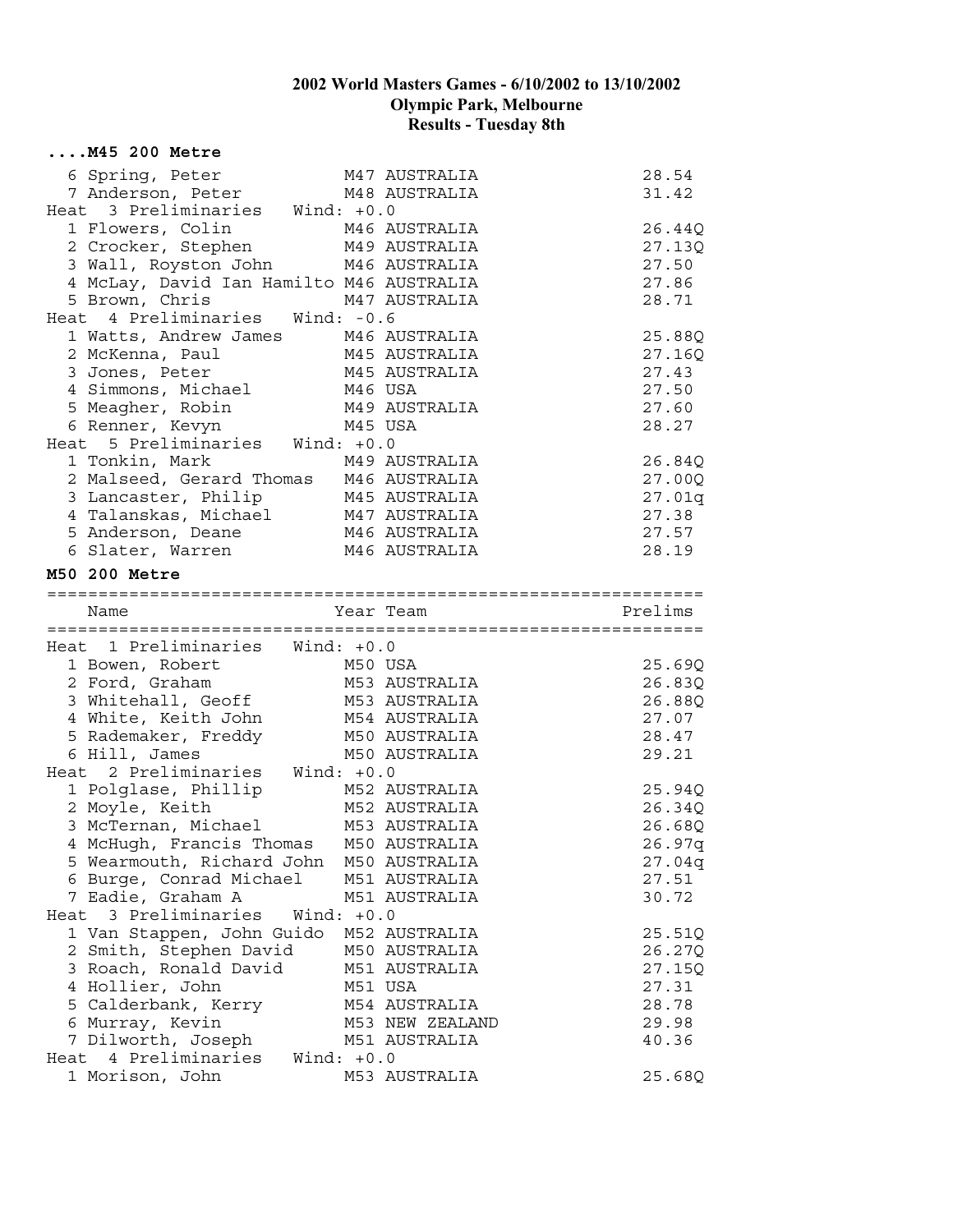## ....M45 200 Metre

| | Name | Year | Team | Prelims |
|---|---|---|---|---|
| 6 | Spring, Peter | M47 | AUSTRALIA | 28.54 |
| 7 | Anderson, Peter | M48 | AUSTRALIA | 31.42 |
| **Heat 3 Preliminaries Wind: +0.0** | | | | |
| 1 | Flowers, Colin | M46 | AUSTRALIA | 26.44Q |
| 2 | Crocker, Stephen | M49 | AUSTRALIA | 27.13Q |
| 3 | Wall, Royston John | M46 | AUSTRALIA | 27.50 |
| 4 | McLay, David Ian Hamilto | M46 | AUSTRALIA | 27.86 |
| 5 | Brown, Chris | M47 | AUSTRALIA | 28.71 |
| **Heat 4 Preliminaries Wind: -0.6** | | | | |
| 1 | Watts, Andrew James | M46 | AUSTRALIA | 25.88Q |
| 2 | McKenna, Paul | M45 | AUSTRALIA | 27.16Q |
| 3 | Jones, Peter | M45 | AUSTRALIA | 27.43 |
| 4 | Simmons, Michael | M46 | USA | 27.50 |
| 5 | Meagher, Robin | M49 | AUSTRALIA | 27.60 |
| 6 | Renner, Kevyn | M45 | USA | 28.27 |
| **Heat 5 Preliminaries Wind: +0.0** | | | | |
| 1 | Tonkin, Mark | M49 | AUSTRALIA | 26.84Q |
| 2 | Malseed, Gerard Thomas | M46 | AUSTRALIA | 27.00Q |
| 3 | Lancaster, Philip | M45 | AUSTRALIA | 27.01q |
| 4 | Talanskas, Michael | M47 | AUSTRALIA | 27.38 |
| 5 | Anderson, Deane | M46 | AUSTRALIA | 27.57 |
| 6 | Slater, Warren | M46 | AUSTRALIA | 28.19 |

## M50 200 Metre

| | Name | Year | Team | Prelims |
|---|---|---|---|---|
| **Heat 1 Preliminaries Wind: +0.0** | | | | |
| 1 | Bowen, Robert | M50 | USA | 25.69Q |
| 2 | Ford, Graham | M53 | AUSTRALIA | 26.83Q |
| 3 | Whitehall, Geoff | M53 | AUSTRALIA | 26.88Q |
| 4 | White, Keith John | M54 | AUSTRALIA | 27.07 |
| 5 | Rademaker, Freddy | M50 | AUSTRALIA | 28.47 |
| 6 | Hill, James | M50 | AUSTRALIA | 29.21 |
| **Heat 2 Preliminaries Wind: +0.0** | | | | |
| 1 | Polglase, Phillip | M52 | AUSTRALIA | 25.94Q |
| 2 | Moyle, Keith | M52 | AUSTRALIA | 26.34Q |
| 3 | McTernan, Michael | M53 | AUSTRALIA | 26.68Q |
| 4 | McHugh, Francis Thomas | M50 | AUSTRALIA | 26.97q |
| 5 | Wearmouth, Richard John | M50 | AUSTRALIA | 27.04q |
| 6 | Burge, Conrad Michael | M51 | AUSTRALIA | 27.51 |
| 7 | Eadie, Graham A | M51 | AUSTRALIA | 30.72 |
| **Heat 3 Preliminaries Wind: +0.0** | | | | |
| 1 | Van Stappen, John Guido | M52 | AUSTRALIA | 25.51Q |
| 2 | Smith, Stephen David | M50 | AUSTRALIA | 26.27Q |
| 3 | Roach, Ronald David | M51 | AUSTRALIA | 27.15Q |
| 4 | Hollier, John | M51 | USA | 27.31 |
| 5 | Calderbank, Kerry | M54 | AUSTRALIA | 28.78 |
| 6 | Murray, Kevin | M53 | NEW ZEALAND | 29.98 |
| 7 | Dilworth, Joseph | M51 | AUSTRALIA | 40.36 |
| **Heat 4 Preliminaries Wind: +0.0** | | | | |
| 1 | Morison, John | M53 | AUSTRALIA | 25.68Q |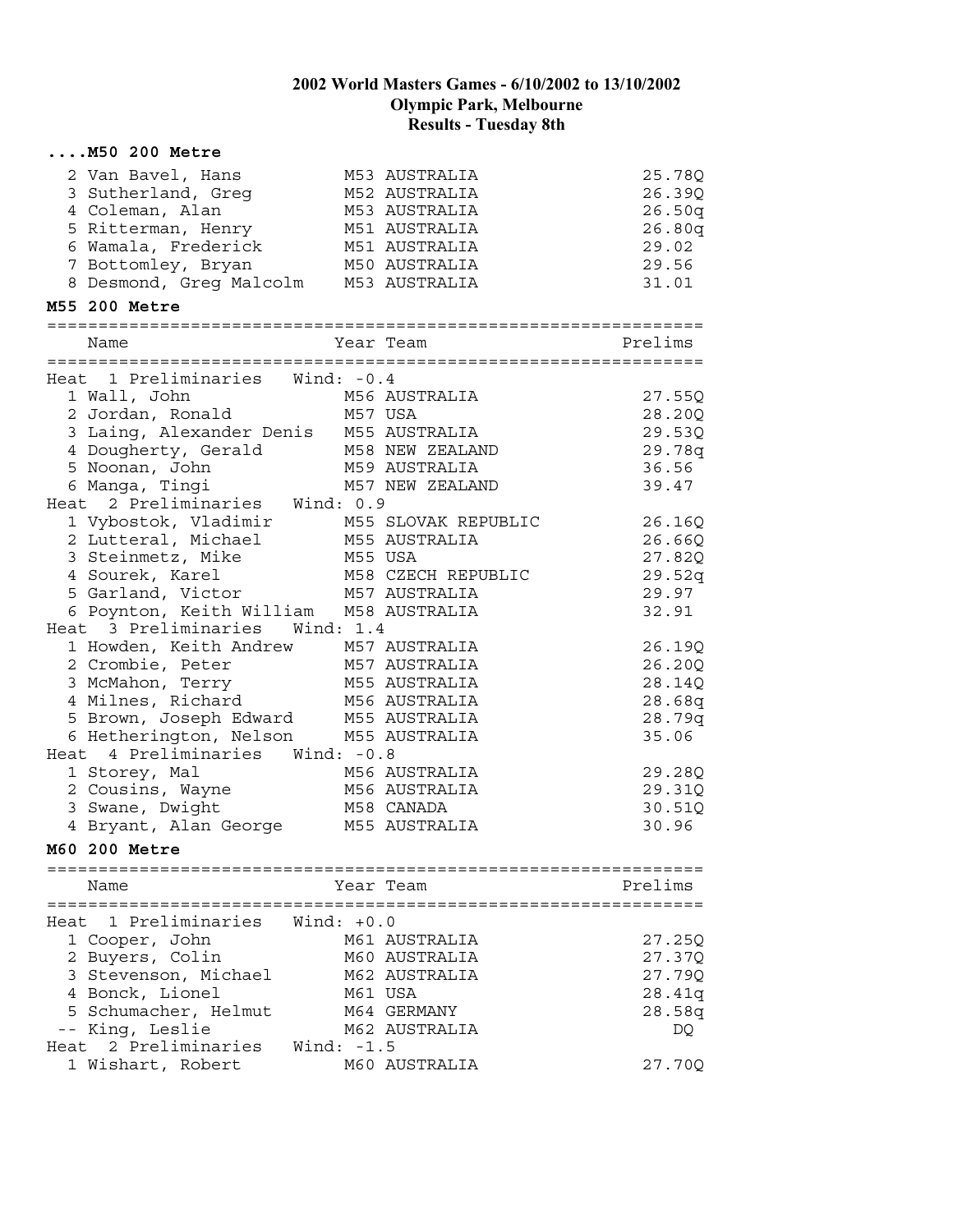# 2002 World Masters Games - 6/10/2002 to 13/10/2002
## Olympic Park, Melbourne
## Results - Tuesday 8th

### ....M50 200 Metre

| | Name | Year | Team | Prelims |
|---|---|---|---|---|
| 2 | Van Bavel, Hans | M53 | AUSTRALIA | 25.78Q |
| 3 | Sutherland, Greg | M52 | AUSTRALIA | 26.39Q |
| 4 | Coleman, Alan | M53 | AUSTRALIA | 26.50q |
| 5 | Ritterman, Henry | M51 | AUSTRALIA | 26.80q |
| 6 | Wamala, Frederick | M51 | AUSTRALIA | 29.02 |
| 7 | Bottomley, Bryan | M50 | AUSTRALIA | 29.56 |
| 8 | Desmond, Greg Malcolm | M53 | AUSTRALIA | 31.01 |

### M55 200 Metre

| | Name | Year | Team | Prelims |
|---|---|---|---|---|
| **Heat 1 Preliminaries** | **Wind: -0.4** | | | |
| 1 | Wall, John | M56 | AUSTRALIA | 27.55Q |
| 2 | Jordan, Ronald | M57 | USA | 28.20Q |
| 3 | Laing, Alexander Denis | M55 | AUSTRALIA | 29.53Q |
| 4 | Dougherty, Gerald | M58 | NEW ZEALAND | 29.78q |
| 5 | Noonan, John | M59 | AUSTRALIA | 36.56 |
| 6 | Manga, Tingi | M57 | NEW ZEALAND | 39.47 |
| **Heat 2 Preliminaries** | **Wind: 0.9** | | | |
| 1 | Vybostok, Vladimir | M55 | SLOVAK REPUBLIC | 26.16Q |
| 2 | Lutteral, Michael | M55 | AUSTRALIA | 26.66Q |
| 3 | Steinmetz, Mike | M55 | USA | 27.82Q |
| 4 | Sourek, Karel | M58 | CZECH REPUBLIC | 29.52q |
| 5 | Garland, Victor | M57 | AUSTRALIA | 29.97 |
| 6 | Poynton, Keith William | M58 | AUSTRALIA | 32.91 |
| **Heat 3 Preliminaries** | **Wind: 1.4** | | | |
| 1 | Howden, Keith Andrew | M57 | AUSTRALIA | 26.19Q |
| 2 | Crombie, Peter | M57 | AUSTRALIA | 26.20Q |
| 3 | McMahon, Terry | M55 | AUSTRALIA | 28.14Q |
| 4 | Milnes, Richard | M56 | AUSTRALIA | 28.68q |
| 5 | Brown, Joseph Edward | M55 | AUSTRALIA | 28.79q |
| 6 | Hetherington, Nelson | M55 | AUSTRALIA | 35.06 |
| **Heat 4 Preliminaries** | **Wind: -0.8** | | | |
| 1 | Storey, Mal | M56 | AUSTRALIA | 29.28Q |
| 2 | Cousins, Wayne | M56 | AUSTRALIA | 29.31Q |
| 3 | Swane, Dwight | M58 | CANADA | 30.51Q |
| 4 | Bryant, Alan George | M55 | AUSTRALIA | 30.96 |

### M60 200 Metre

| | Name | Year | Team | Prelims |
|---|---|---|---|---|
| **Heat 1 Preliminaries** | **Wind: +0.0** | | | |
| 1 | Cooper, John | M61 | AUSTRALIA | 27.25Q |
| 2 | Buyers, Colin | M60 | AUSTRALIA | 27.37Q |
| 3 | Stevenson, Michael | M62 | AUSTRALIA | 27.79Q |
| 4 | Bonck, Lionel | M61 | USA | 28.41q |
| 5 | Schumacher, Helmut | M64 | GERMANY | 28.58q |
| -- | King, Leslie | M62 | AUSTRALIA | DQ |
| **Heat 2 Preliminaries** | **Wind: -1.5** | | | |
| 1 | Wishart, Robert | M60 | AUSTRALIA | 27.70Q |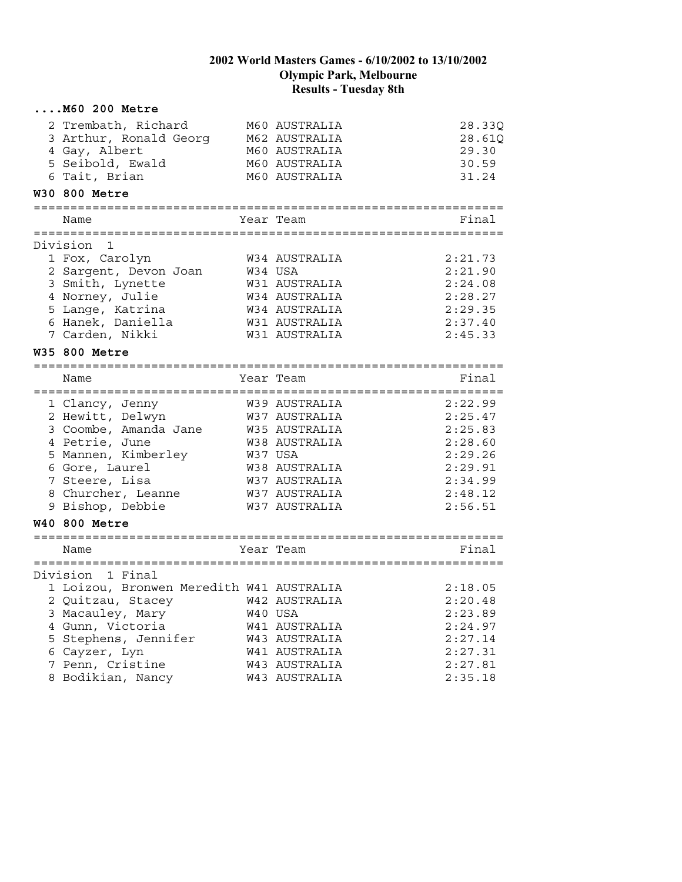# 2002 World Masters Games - 6/10/2002 to 13/10/2002
## Olympic Park, Melbourne
## Results - Tuesday 8th

### ....M60 200 Metre

| | Name | Year | Team | Final |
|---|---|---|---|---|
| 2 | Trembath, Richard | M60 | AUSTRALIA | 28.33Q |
| 3 | Arthur, Ronald Georg | M62 | AUSTRALIA | 28.61Q |
| 4 | Gay, Albert | M60 | AUSTRALIA | 29.30 |
| 5 | Seibold, Ewald | M60 | AUSTRALIA | 30.59 |
| 6 | Tait, Brian | M60 | AUSTRALIA | 31.24 |

### W30 800 Metre

| | Name | Year | Team | Final |
|---|---|---|---|---|
| | **Division 1** | | | |
| 1 | Fox, Carolyn | W34 | AUSTRALIA | 2:21.73 |
| 2 | Sargent, Devon Joan | W34 | USA | 2:21.90 |
| 3 | Smith, Lynette | W31 | AUSTRALIA | 2:24.08 |
| 4 | Norney, Julie | W34 | AUSTRALIA | 2:28.27 |
| 5 | Lange, Katrina | W34 | AUSTRALIA | 2:29.35 |
| 6 | Hanek, Daniella | W31 | AUSTRALIA | 2:37.40 |
| 7 | Carden, Nikki | W31 | AUSTRALIA | 2:45.33 |

### W35 800 Metre

| | Name | Year | Team | Final |
|---|---|---|---|---|
| 1 | Clancy, Jenny | W39 | AUSTRALIA | 2:22.99 |
| 2 | Hewitt, Delwyn | W37 | AUSTRALIA | 2:25.47 |
| 3 | Coombe, Amanda Jane | W35 | AUSTRALIA | 2:25.83 |
| 4 | Petrie, June | W38 | AUSTRALIA | 2:28.60 |
| 5 | Mannen, Kimberley | W37 | USA | 2:29.26 |
| 6 | Gore, Laurel | W38 | AUSTRALIA | 2:29.91 |
| 7 | Steere, Lisa | W37 | AUSTRALIA | 2:34.99 |
| 8 | Churcher, Leanne | W37 | AUSTRALIA | 2:48.12 |
| 9 | Bishop, Debbie | W37 | AUSTRALIA | 2:56.51 |

### W40 800 Metre

| | Name | Year | Team | Final |
|---|---|---|---|---|
| | **Division 1 Final** | | | |
| 1 | Loizou, Bronwen Meredith | W41 | AUSTRALIA | 2:18.05 |
| 2 | Quitzau, Stacey | W42 | AUSTRALIA | 2:20.48 |
| 3 | Macauley, Mary | W40 | USA | 2:23.89 |
| 4 | Gunn, Victoria | W41 | AUSTRALIA | 2:24.97 |
| 5 | Stephens, Jennifer | W43 | AUSTRALIA | 2:27.14 |
| 6 | Cayzer, Lyn | W41 | AUSTRALIA | 2:27.31 |
| 7 | Penn, Cristine | W43 | AUSTRALIA | 2:27.81 |
| 8 | Bodikian, Nancy | W43 | AUSTRALIA | 2:35.18 |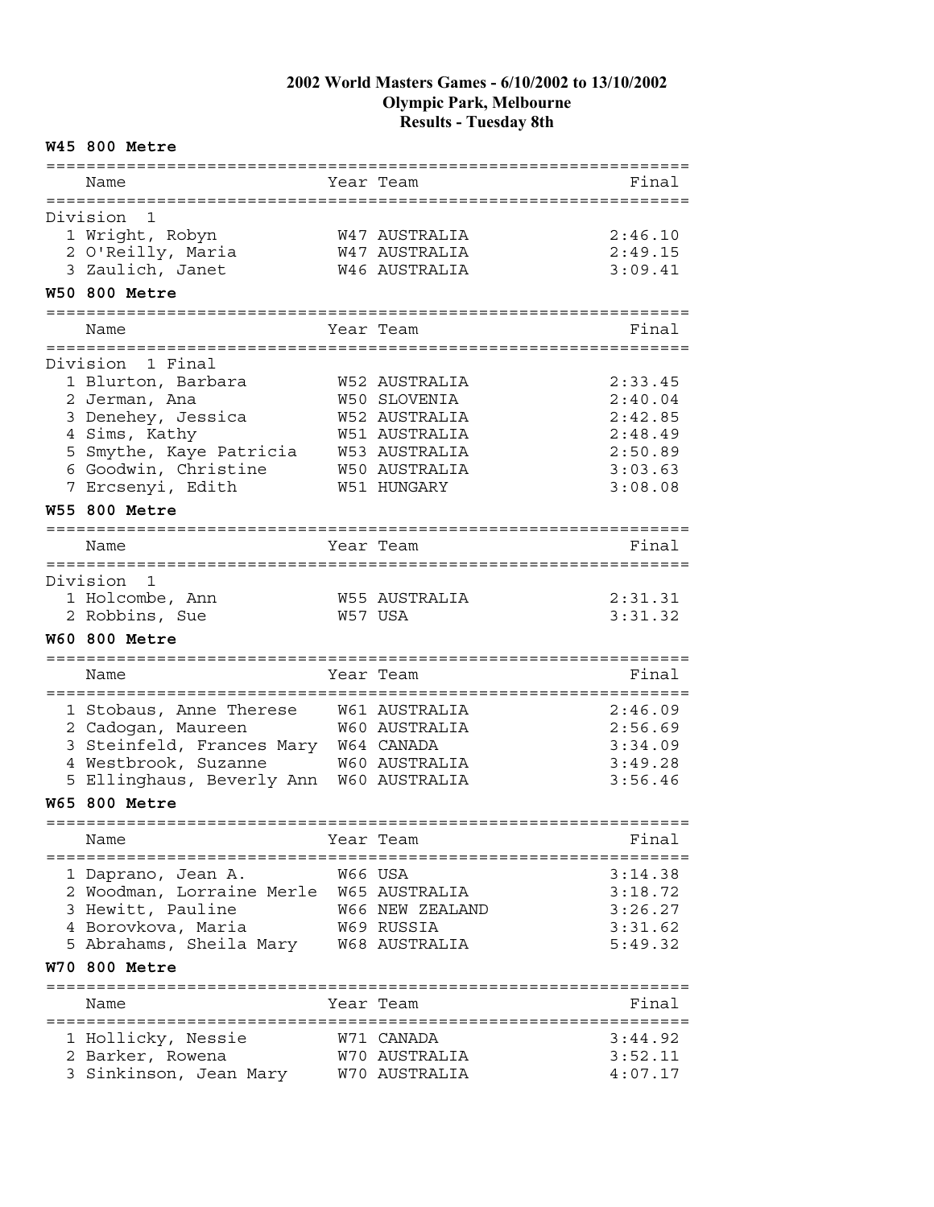# 2002 World Masters Games - 6/10/2002 to 13/10/2002
## Olympic Park, Melbourne
## Results - Tuesday 8th

### W45 800 Metre

| | Name | Year | Team | Final |
|---|---|---|---|---|
| Division 1 | | | | |
| 1 | Wright, Robyn | W47 | AUSTRALIA | 2:46.10 |
| 2 | O'Reilly, Maria | W47 | AUSTRALIA | 2:49.15 |
| 3 | Zaulich, Janet | W46 | AUSTRALIA | 3:09.41 |

### W50 800 Metre

| | Name | Year | Team | Final |
|---|---|---|---|---|
| Division 1 Final | | | | |
| 1 | Blurton, Barbara | W52 | AUSTRALIA | 2:33.45 |
| 2 | Jerman, Ana | W50 | SLOVENIA | 2:40.04 |
| 3 | Denehey, Jessica | W52 | AUSTRALIA | 2:42.85 |
| 4 | Sims, Kathy | W51 | AUSTRALIA | 2:48.49 |
| 5 | Smythe, Kaye Patricia | W53 | AUSTRALIA | 2:50.89 |
| 6 | Goodwin, Christine | W50 | AUSTRALIA | 3:03.63 |
| 7 | Ercsenyi, Edith | W51 | HUNGARY | 3:08.08 |

### W55 800 Metre

| | Name | Year | Team | Final |
|---|---|---|---|---|
| Division 1 | | | | |
| 1 | Holcombe, Ann | W55 | AUSTRALIA | 2:31.31 |
| 2 | Robbins, Sue | W57 | USA | 3:31.32 |

### W60 800 Metre

| | Name | Year | Team | Final |
|---|---|---|---|---|
| 1 | Stobaus, Anne Therese | W61 | AUSTRALIA | 2:46.09 |
| 2 | Cadogan, Maureen | W60 | AUSTRALIA | 2:56.69 |
| 3 | Steinfeld, Frances Mary | W64 | CANADA | 3:34.09 |
| 4 | Westbrook, Suzanne | W60 | AUSTRALIA | 3:49.28 |
| 5 | Ellinghaus, Beverly Ann | W60 | AUSTRALIA | 3:56.46 |

### W65 800 Metre

| | Name | Year | Team | Final |
|---|---|---|---|---|
| 1 | Daprano, Jean A. | W66 | USA | 3:14.38 |
| 2 | Woodman, Lorraine Merle | W65 | AUSTRALIA | 3:18.72 |
| 3 | Hewitt, Pauline | W66 | NEW ZEALAND | 3:26.27 |
| 4 | Borovkova, Maria | W69 | RUSSIA | 3:31.62 |
| 5 | Abrahams, Sheila Mary | W68 | AUSTRALIA | 5:49.32 |

### W70 800 Metre

| | Name | Year | Team | Final |
|---|---|---|---|---|
| 1 | Hollicky, Nessie | W71 | CANADA | 3:44.92 |
| 2 | Barker, Rowena | W70 | AUSTRALIA | 3:52.11 |
| 3 | Sinkinson, Jean Mary | W70 | AUSTRALIA | 4:07.17 |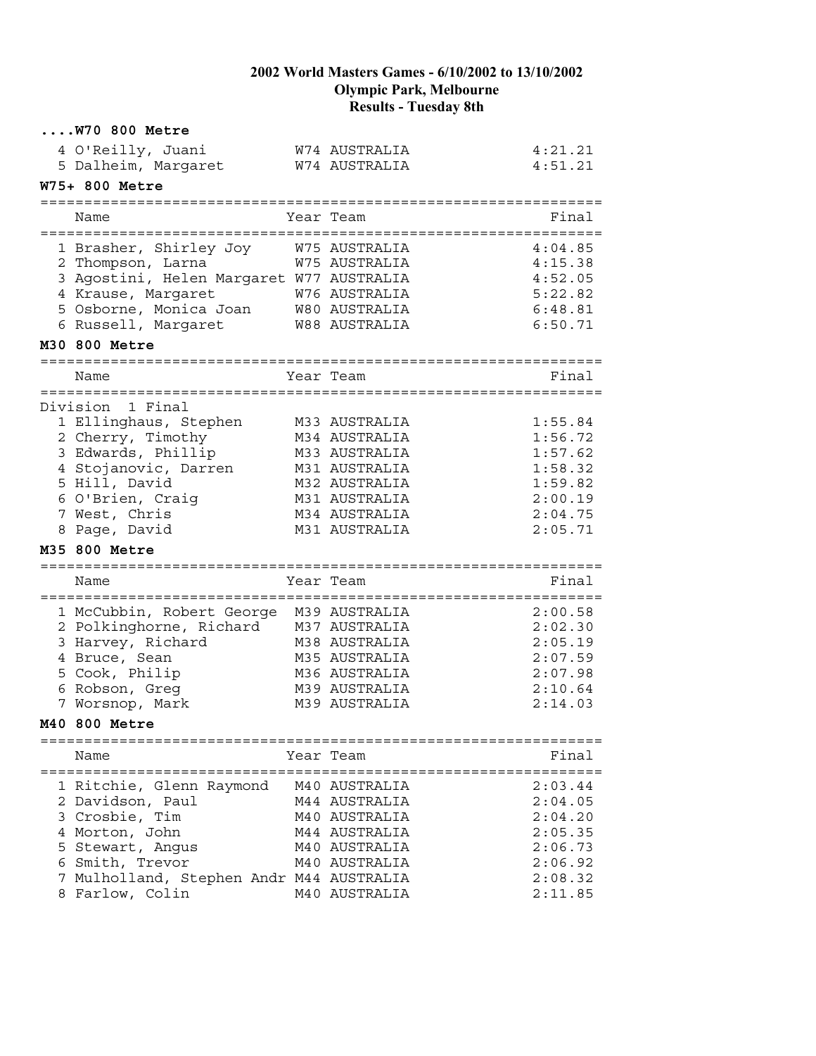## 2002 World Masters Games - 6/10/2002 to 13/10/2002
## Olympic Park, Melbourne
## Results - Tuesday 8th

**....W70 800 Metre**

| | Name | Year | Team | Final |
|---|---|---|---|---|
| 4 | O'Reilly, Juani | W74 | AUSTRALIA | 4:21.21 |
| 5 | Dalheim, Margaret | W74 | AUSTRALIA | 4:51.21 |

**W75+ 800 Metre**

| | Name | Year | Team | Final |
|---|---|---|---|---|
| 1 | Brasher, Shirley Joy | W75 | AUSTRALIA | 4:04.85 |
| 2 | Thompson, Larna | W75 | AUSTRALIA | 4:15.38 |
| 3 | Agostini, Helen Margaret | W77 | AUSTRALIA | 4:52.05 |
| 4 | Krause, Margaret | W76 | AUSTRALIA | 5:22.82 |
| 5 | Osborne, Monica Joan | W80 | AUSTRALIA | 6:48.81 |
| 6 | Russell, Margaret | W88 | AUSTRALIA | 6:50.71 |

**M30 800 Metre**

Division 1 Final

| | Name | Year | Team | Final |
|---|---|---|---|---|
| 1 | Ellinghaus, Stephen | M33 | AUSTRALIA | 1:55.84 |
| 2 | Cherry, Timothy | M34 | AUSTRALIA | 1:56.72 |
| 3 | Edwards, Phillip | M33 | AUSTRALIA | 1:57.62 |
| 4 | Stojanovic, Darren | M31 | AUSTRALIA | 1:58.32 |
| 5 | Hill, David | M32 | AUSTRALIA | 1:59.82 |
| 6 | O'Brien, Craig | M31 | AUSTRALIA | 2:00.19 |
| 7 | West, Chris | M34 | AUSTRALIA | 2:04.75 |
| 8 | Page, David | M31 | AUSTRALIA | 2:05.71 |

**M35 800 Metre**

| | Name | Year | Team | Final |
|---|---|---|---|---|
| 1 | McCubbin, Robert George | M39 | AUSTRALIA | 2:00.58 |
| 2 | Polkinghorne, Richard | M37 | AUSTRALIA | 2:02.30 |
| 3 | Harvey, Richard | M38 | AUSTRALIA | 2:05.19 |
| 4 | Bruce, Sean | M35 | AUSTRALIA | 2:07.59 |
| 5 | Cook, Philip | M36 | AUSTRALIA | 2:07.98 |
| 6 | Robson, Greg | M39 | AUSTRALIA | 2:10.64 |
| 7 | Worsnop, Mark | M39 | AUSTRALIA | 2:14.03 |

**M40 800 Metre**

| | Name | Year | Team | Final |
|---|---|---|---|---|
| 1 | Ritchie, Glenn Raymond | M40 | AUSTRALIA | 2:03.44 |
| 2 | Davidson, Paul | M44 | AUSTRALIA | 2:04.05 |
| 3 | Crosbie, Tim | M40 | AUSTRALIA | 2:04.20 |
| 4 | Morton, John | M44 | AUSTRALIA | 2:05.35 |
| 5 | Stewart, Angus | M40 | AUSTRALIA | 2:06.73 |
| 6 | Smith, Trevor | M40 | AUSTRALIA | 2:06.92 |
| 7 | Mulholland, Stephen Andr | M44 | AUSTRALIA | 2:08.32 |
| 8 | Farlow, Colin | M40 | AUSTRALIA | 2:11.85 |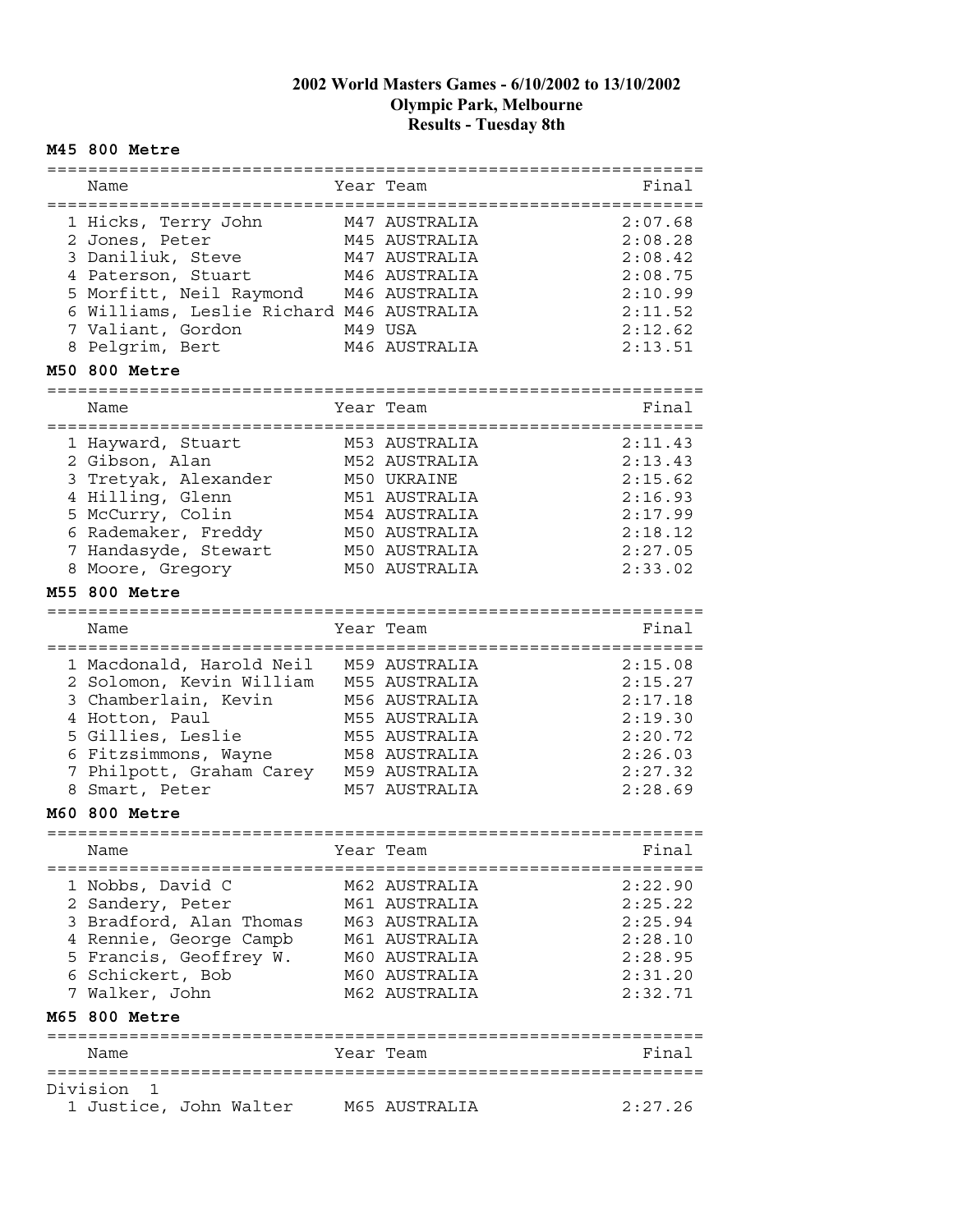# 2002 World Masters Games - 6/10/2002 to 13/10/2002
## Olympic Park, Melbourne
## Results - Tuesday 8th

### M45 800 Metre

| | Name | Year | Team | Final |
|---|---|---|---|---|
| 1 | Hicks, Terry John | M47 | AUSTRALIA | 2:07.68 |
| 2 | Jones, Peter | M45 | AUSTRALIA | 2:08.28 |
| 3 | Daniliuk, Steve | M47 | AUSTRALIA | 2:08.42 |
| 4 | Paterson, Stuart | M46 | AUSTRALIA | 2:08.75 |
| 5 | Morfitt, Neil Raymond | M46 | AUSTRALIA | 2:10.99 |
| 6 | Williams, Leslie Richard | M46 | AUSTRALIA | 2:11.52 |
| 7 | Valiant, Gordon | M49 | USA | 2:12.62 |
| 8 | Pelgrim, Bert | M46 | AUSTRALIA | 2:13.51 |

### M50 800 Metre

| | Name | Year | Team | Final |
|---|---|---|---|---|
| 1 | Hayward, Stuart | M53 | AUSTRALIA | 2:11.43 |
| 2 | Gibson, Alan | M52 | AUSTRALIA | 2:13.43 |
| 3 | Tretyak, Alexander | M50 | UKRAINE | 2:15.62 |
| 4 | Hilling, Glenn | M51 | AUSTRALIA | 2:16.93 |
| 5 | McCurry, Colin | M54 | AUSTRALIA | 2:17.99 |
| 6 | Rademaker, Freddy | M50 | AUSTRALIA | 2:18.12 |
| 7 | Handasyde, Stewart | M50 | AUSTRALIA | 2:27.05 |
| 8 | Moore, Gregory | M50 | AUSTRALIA | 2:33.02 |

### M55 800 Metre

| | Name | Year | Team | Final |
|---|---|---|---|---|
| 1 | Macdonald, Harold Neil | M59 | AUSTRALIA | 2:15.08 |
| 2 | Solomon, Kevin William | M55 | AUSTRALIA | 2:15.27 |
| 3 | Chamberlain, Kevin | M56 | AUSTRALIA | 2:17.18 |
| 4 | Hotton, Paul | M55 | AUSTRALIA | 2:19.30 |
| 5 | Gillies, Leslie | M55 | AUSTRALIA | 2:20.72 |
| 6 | Fitzsimmons, Wayne | M58 | AUSTRALIA | 2:26.03 |
| 7 | Philpott, Graham Carey | M59 | AUSTRALIA | 2:27.32 |
| 8 | Smart, Peter | M57 | AUSTRALIA | 2:28.69 |

### M60 800 Metre

| | Name | Year | Team | Final |
|---|---|---|---|---|
| 1 | Nobbs, David C | M62 | AUSTRALIA | 2:22.90 |
| 2 | Sandery, Peter | M61 | AUSTRALIA | 2:25.22 |
| 3 | Bradford, Alan Thomas | M63 | AUSTRALIA | 2:25.94 |
| 4 | Rennie, George Campb | M61 | AUSTRALIA | 2:28.10 |
| 5 | Francis, Geoffrey W. | M60 | AUSTRALIA | 2:28.95 |
| 6 | Schickert, Bob | M60 | AUSTRALIA | 2:31.20 |
| 7 | Walker, John | M62 | AUSTRALIA | 2:32.71 |

### M65 800 Metre

| | Name | Year | Team | Final |
|---|---|---|---|---|
| Division 1 | | | | |
| 1 | Justice, John Walter | M65 | AUSTRALIA | 2:27.26 |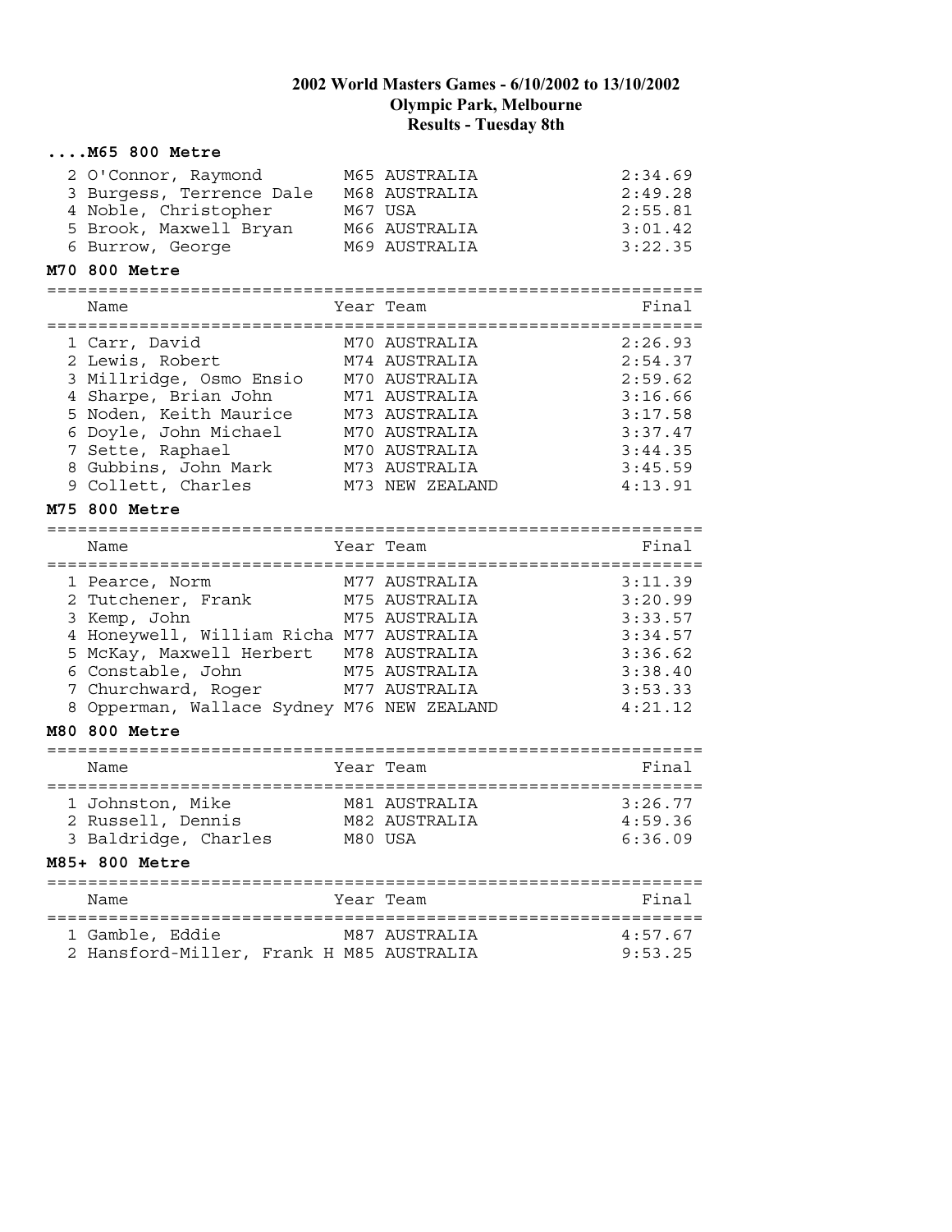# 2002 World Masters Games - 6/10/2002 to 13/10/2002
## Olympic Park, Melbourne
## Results - Tuesday 8th

### ....M65 800 Metre

| | Name | Year | Team | Final |
|---|---|---|---|---|
| 2 | O'Connor, Raymond | M65 | AUSTRALIA | 2:34.69 |
| 3 | Burgess, Terrence Dale | M68 | AUSTRALIA | 2:49.28 |
| 4 | Noble, Christopher | M67 | USA | 2:55.81 |
| 5 | Brook, Maxwell Bryan | M66 | AUSTRALIA | 3:01.42 |
| 6 | Burrow, George | M69 | AUSTRALIA | 3:22.35 |

### M70 800 Metre

| | Name | Year | Team | Final |
|---|---|---|---|---|
| 1 | Carr, David | M70 | AUSTRALIA | 2:26.93 |
| 2 | Lewis, Robert | M74 | AUSTRALIA | 2:54.37 |
| 3 | Millridge, Osmo Ensio | M70 | AUSTRALIA | 2:59.62 |
| 4 | Sharpe, Brian John | M71 | AUSTRALIA | 3:16.66 |
| 5 | Noden, Keith Maurice | M73 | AUSTRALIA | 3:17.58 |
| 6 | Doyle, John Michael | M70 | AUSTRALIA | 3:37.47 |
| 7 | Sette, Raphael | M70 | AUSTRALIA | 3:44.35 |
| 8 | Gubbins, John Mark | M73 | AUSTRALIA | 3:45.59 |
| 9 | Collett, Charles | M73 | NEW ZEALAND | 4:13.91 |

### M75 800 Metre

| | Name | Year | Team | Final |
|---|---|---|---|---|
| 1 | Pearce, Norm | M77 | AUSTRALIA | 3:11.39 |
| 2 | Tutchener, Frank | M75 | AUSTRALIA | 3:20.99 |
| 3 | Kemp, John | M75 | AUSTRALIA | 3:33.57 |
| 4 | Honeywell, William Richa | M77 | AUSTRALIA | 3:34.57 |
| 5 | McKay, Maxwell Herbert | M78 | AUSTRALIA | 3:36.62 |
| 6 | Constable, John | M75 | AUSTRALIA | 3:38.40 |
| 7 | Churchward, Roger | M77 | AUSTRALIA | 3:53.33 |
| 8 | Opperman, Wallace Sydney | M76 | NEW ZEALAND | 4:21.12 |

### M80 800 Metre

| | Name | Year | Team | Final |
|---|---|---|---|---|
| 1 | Johnston, Mike | M81 | AUSTRALIA | 3:26.77 |
| 2 | Russell, Dennis | M82 | AUSTRALIA | 4:59.36 |
| 3 | Baldridge, Charles | M80 | USA | 6:36.09 |

### M85+ 800 Metre

| | Name | Year | Team | Final |
|---|---|---|---|---|
| 1 | Gamble, Eddie | M87 | AUSTRALIA | 4:57.67 |
| 2 | Hansford-Miller, Frank H | M85 | AUSTRALIA | 9:53.25 |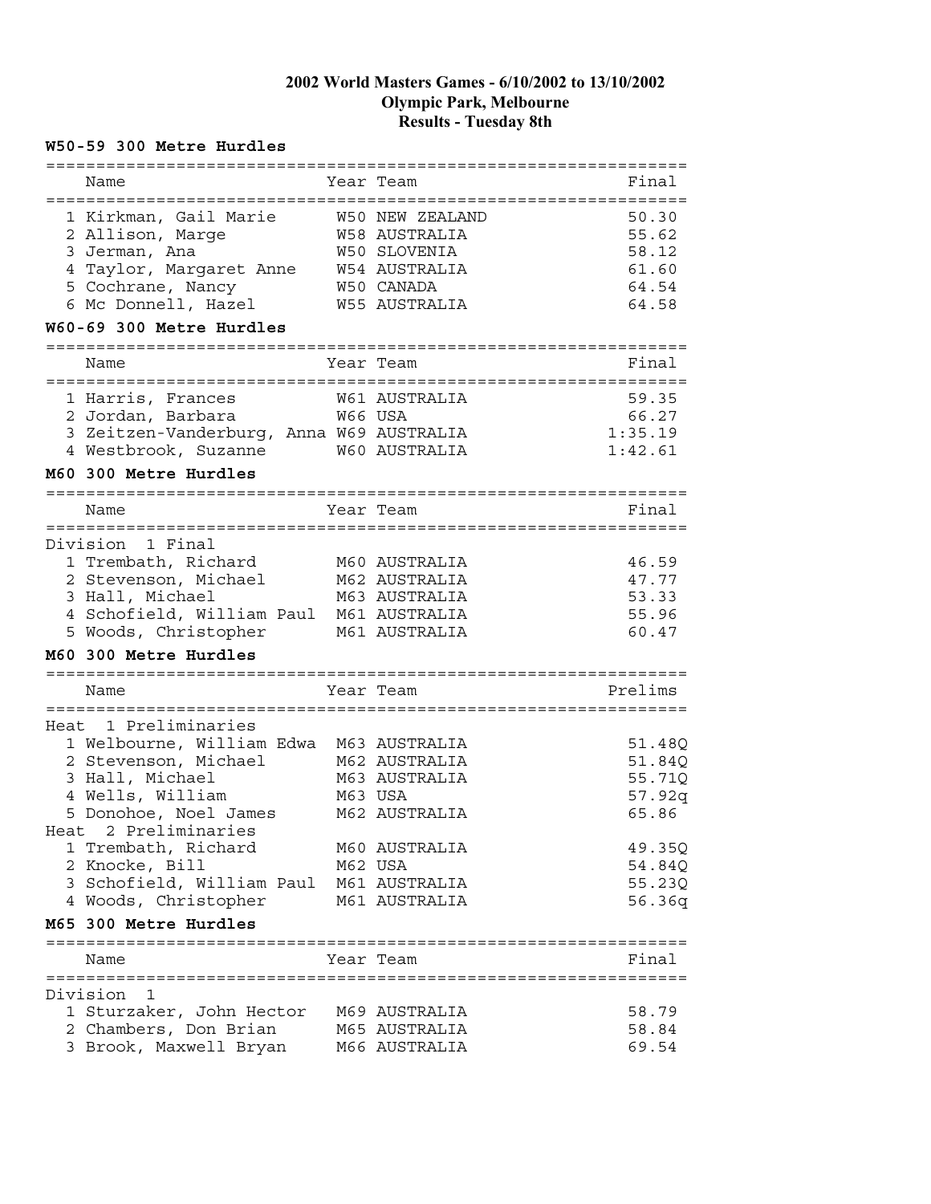**2002 World Masters Games - 6/10/2002 to 13/10/2002**
**Olympic Park, Melbourne**
**Results - Tuesday 8th**

### W50-59 300 Metre Hurdles

| | Name | Year | Team | Final |
|---|---|---|---|---|
| 1 | Kirkman, Gail Marie | W50 | NEW ZEALAND | 50.30 |
| 2 | Allison, Marge | W58 | AUSTRALIA | 55.62 |
| 3 | Jerman, Ana | W50 | SLOVENIA | 58.12 |
| 4 | Taylor, Margaret Anne | W54 | AUSTRALIA | 61.60 |
| 5 | Cochrane, Nancy | W50 | CANADA | 64.54 |
| 6 | Mc Donnell, Hazel | W55 | AUSTRALIA | 64.58 |

### W60-69 300 Metre Hurdles

| | Name | Year | Team | Final |
|---|---|---|---|---|
| 1 | Harris, Frances | W61 | AUSTRALIA | 59.35 |
| 2 | Jordan, Barbara | W66 | USA | 66.27 |
| 3 | Zeitzen-Vanderburg, Anna | W69 | AUSTRALIA | 1:35.19 |
| 4 | Westbrook, Suzanne | W60 | AUSTRALIA | 1:42.61 |

### M60 300 Metre Hurdles

| | Name | Year | Team | Final |
|---|---|---|---|---|
| **Division 1 Final** | | | | |
| 1 | Trembath, Richard | M60 | AUSTRALIA | 46.59 |
| 2 | Stevenson, Michael | M62 | AUSTRALIA | 47.77 |
| 3 | Hall, Michael | M63 | AUSTRALIA | 53.33 |
| 4 | Schofield, William Paul | M61 | AUSTRALIA | 55.96 |
| 5 | Woods, Christopher | M61 | AUSTRALIA | 60.47 |

### M60 300 Metre Hurdles

| | Name | Year | Team | Prelims |
|---|---|---|---|---|
| **Heat 1 Preliminaries** | | | | |
| 1 | Welbourne, William Edwa | M63 | AUSTRALIA | 51.48Q |
| 2 | Stevenson, Michael | M62 | AUSTRALIA | 51.84Q |
| 3 | Hall, Michael | M63 | AUSTRALIA | 55.71Q |
| 4 | Wells, William | M63 | USA | 57.92q |
| 5 | Donohoe, Noel James | M62 | AUSTRALIA | 65.86 |
| **Heat 2 Preliminaries** | | | | |
| 1 | Trembath, Richard | M60 | AUSTRALIA | 49.35Q |
| 2 | Knocke, Bill | M62 | USA | 54.84Q |
| 3 | Schofield, William Paul | M61 | AUSTRALIA | 55.23Q |
| 4 | Woods, Christopher | M61 | AUSTRALIA | 56.36q |

### M65 300 Metre Hurdles

| | Name | Year | Team | Final |
|---|---|---|---|---|
| **Division 1** | | | | |
| 1 | Sturzaker, John Hector | M69 | AUSTRALIA | 58.79 |
| 2 | Chambers, Don Brian | M65 | AUSTRALIA | 58.84 |
| 3 | Brook, Maxwell Bryan | M66 | AUSTRALIA | 69.54 |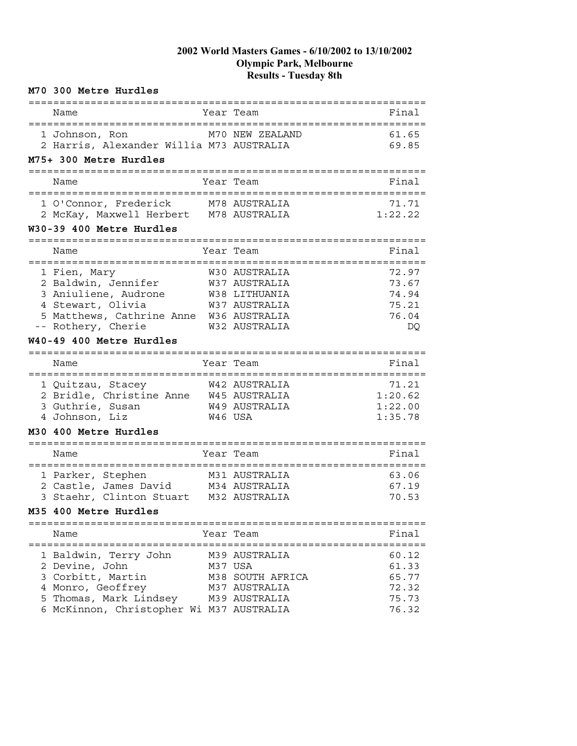## 2002 World Masters Games - 6/10/2002 to 13/10/2002
## Olympic Park, Melbourne
## Results - Tuesday 8th

### M70 300 Metre Hurdles

| | Name | Year | Team | Final |
|---|---|---|---|---|
| 1 | Johnson, Ron | M70 | NEW ZEALAND | 61.65 |
| 2 | Harris, Alexander Willia | M73 | AUSTRALIA | 69.85 |

### M75+ 300 Metre Hurdles

| | Name | Year | Team | Final |
|---|---|---|---|---|
| 1 | O'Connor, Frederick | M78 | AUSTRALIA | 71.71 |
| 2 | McKay, Maxwell Herbert | M78 | AUSTRALIA | 1:22.22 |

### W30-39 400 Metre Hurdles

| | Name | Year | Team | Final |
|---|---|---|---|---|
| 1 | Fien, Mary | W30 | AUSTRALIA | 72.97 |
| 2 | Baldwin, Jennifer | W37 | AUSTRALIA | 73.67 |
| 3 | Aniuliene, Audrone | W38 | LITHUANIA | 74.94 |
| 4 | Stewart, Olivia | W37 | AUSTRALIA | 75.21 |
| 5 | Matthews, Cathrine Anne | W36 | AUSTRALIA | 76.04 |
| -- | Rothery, Cherie | W32 | AUSTRALIA | DQ |

### W40-49 400 Metre Hurdles

| | Name | Year | Team | Final |
|---|---|---|---|---|
| 1 | Quitzau, Stacey | W42 | AUSTRALIA | 71.21 |
| 2 | Bridle, Christine Anne | W45 | AUSTRALIA | 1:20.62 |
| 3 | Guthrie, Susan | W49 | AUSTRALIA | 1:22.00 |
| 4 | Johnson, Liz | W46 | USA | 1:35.78 |

### M30 400 Metre Hurdles

| | Name | Year | Team | Final |
|---|---|---|---|---|
| 1 | Parker, Stephen | M31 | AUSTRALIA | 63.06 |
| 2 | Castle, James David | M34 | AUSTRALIA | 67.19 |
| 3 | Staehr, Clinton Stuart | M32 | AUSTRALIA | 70.53 |

### M35 400 Metre Hurdles

| | Name | Year | Team | Final |
|---|---|---|---|---|
| 1 | Baldwin, Terry John | M39 | AUSTRALIA | 60.12 |
| 2 | Devine, John | M37 | USA | 61.33 |
| 3 | Corbitt, Martin | M38 | SOUTH AFRICA | 65.77 |
| 4 | Monro, Geoffrey | M37 | AUSTRALIA | 72.32 |
| 5 | Thomas, Mark Lindsey | M39 | AUSTRALIA | 75.73 |
| 6 | McKinnon, Christopher Wi | M37 | AUSTRALIA | 76.32 |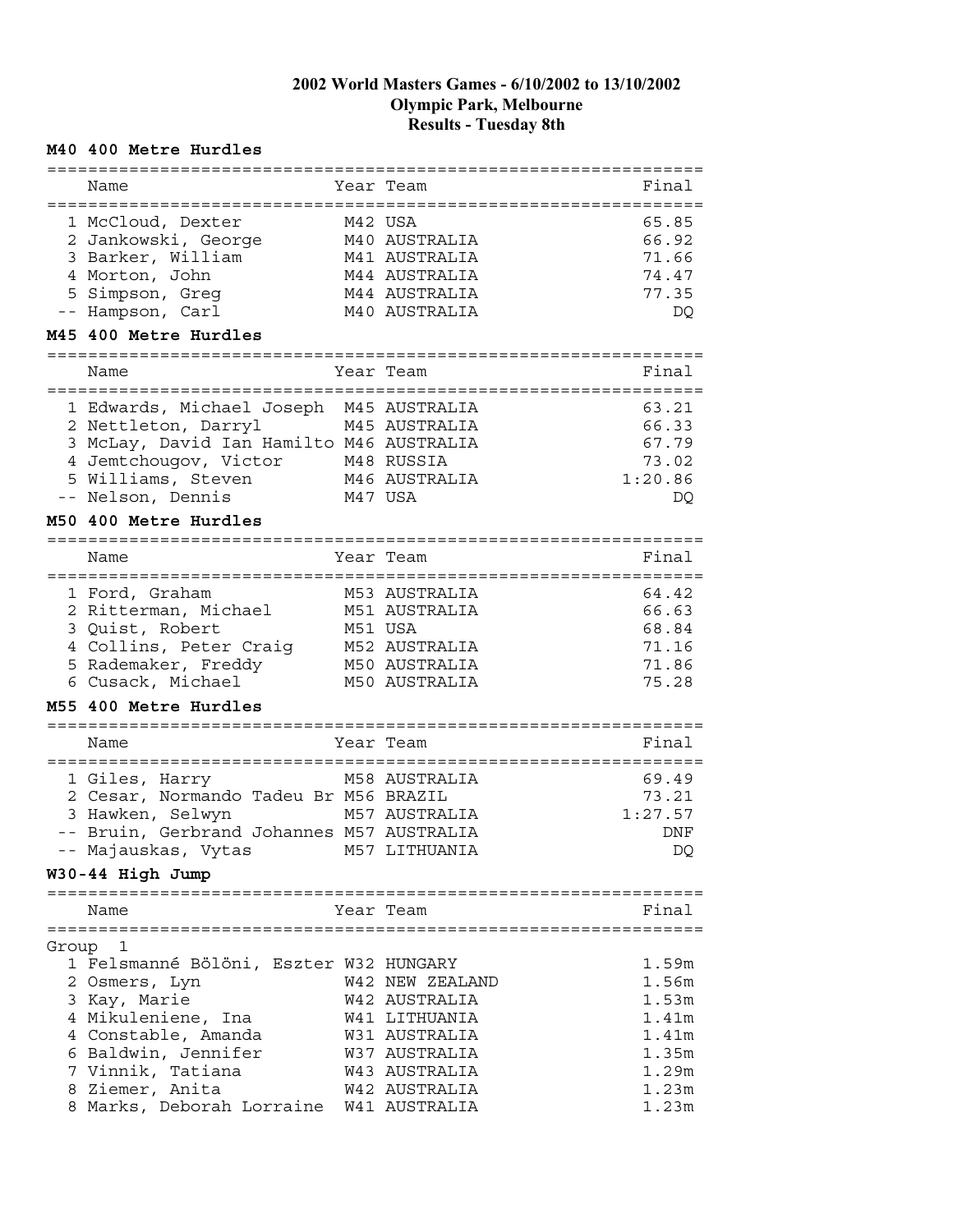**2002 World Masters Games - 6/10/2002 to 13/10/2002**
**Olympic Park, Melbourne**
**Results - Tuesday 8th**

### M40 400 Metre Hurdles

| | Name | Year | Team | Final |
|---|---|---|---|---|
| 1 | McCloud, Dexter | M42 | USA | 65.85 |
| 2 | Jankowski, George | M40 | AUSTRALIA | 66.92 |
| 3 | Barker, William | M41 | AUSTRALIA | 71.66 |
| 4 | Morton, John | M44 | AUSTRALIA | 74.47 |
| 5 | Simpson, Greg | M44 | AUSTRALIA | 77.35 |
| -- | Hampson, Carl | M40 | AUSTRALIA | DQ |

### M45 400 Metre Hurdles

| | Name | Year | Team | Final |
|---|---|---|---|---|
| 1 | Edwards, Michael Joseph | M45 | AUSTRALIA | 63.21 |
| 2 | Nettleton, Darryl | M45 | AUSTRALIA | 66.33 |
| 3 | McLay, David Ian Hamilto | M46 | AUSTRALIA | 67.79 |
| 4 | Jemtchougov, Victor | M48 | RUSSIA | 73.02 |
| 5 | Williams, Steven | M46 | AUSTRALIA | 1:20.86 |
| -- | Nelson, Dennis | M47 | USA | DQ |

### M50 400 Metre Hurdles

| | Name | Year | Team | Final |
|---|---|---|---|---|
| 1 | Ford, Graham | M53 | AUSTRALIA | 64.42 |
| 2 | Ritterman, Michael | M51 | AUSTRALIA | 66.63 |
| 3 | Quist, Robert | M51 | USA | 68.84 |
| 4 | Collins, Peter Craig | M52 | AUSTRALIA | 71.16 |
| 5 | Rademaker, Freddy | M50 | AUSTRALIA | 71.86 |
| 6 | Cusack, Michael | M50 | AUSTRALIA | 75.28 |

### M55 400 Metre Hurdles

| | Name | Year | Team | Final |
|---|---|---|---|---|
| 1 | Giles, Harry | M58 | AUSTRALIA | 69.49 |
| 2 | Cesar, Normando Tadeu Br | M56 | BRAZIL | 73.21 |
| 3 | Hawken, Selwyn | M57 | AUSTRALIA | 1:27.57 |
| -- | Bruin, Gerbrand Johannes | M57 | AUSTRALIA | DNF |
| -- | Majauskas, Vytas | M57 | LITHUANIA | DQ |

### W30-44 High Jump

| | Name | Year | Team | Final |
|---|---|---|---|---|
| Group 1 | | | | |
| 1 | Felsmanné Bölöni, Eszter | W32 | HUNGARY | 1.59m |
| 2 | Osmers, Lyn | W42 | NEW ZEALAND | 1.56m |
| 3 | Kay, Marie | W42 | AUSTRALIA | 1.53m |
| 4 | Mikuleniene, Ina | W41 | LITHUANIA | 1.41m |
| 4 | Constable, Amanda | W31 | AUSTRALIA | 1.41m |
| 6 | Baldwin, Jennifer | W37 | AUSTRALIA | 1.35m |
| 7 | Vinnik, Tatiana | W43 | AUSTRALIA | 1.29m |
| 8 | Ziemer, Anita | W42 | AUSTRALIA | 1.23m |
| 8 | Marks, Deborah Lorraine | W41 | AUSTRALIA | 1.23m |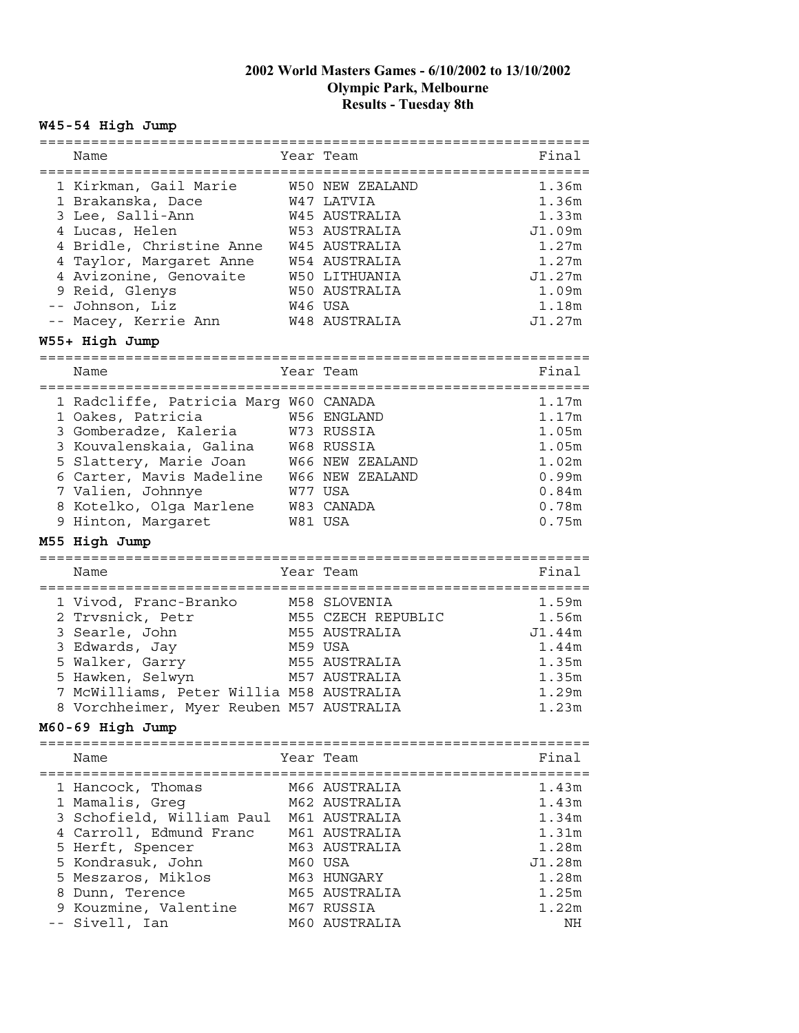# 2002 World Masters Games - 6/10/2002 to 13/10/2002
## Olympic Park, Melbourne
## Results - Tuesday 8th

### W45-54 High Jump

| | Name | Year | Team | Final |
|---|---|---|---|---|
| 1 | Kirkman, Gail Marie | W50 | NEW ZEALAND | 1.36m |
| 1 | Brakanska, Dace | W47 | LATVIA | 1.36m |
| 3 | Lee, Salli-Ann | W45 | AUSTRALIA | 1.33m |
| 4 | Lucas, Helen | W53 | AUSTRALIA | J1.09m |
| 4 | Bridle, Christine Anne | W45 | AUSTRALIA | 1.27m |
| 4 | Taylor, Margaret Anne | W54 | AUSTRALIA | 1.27m |
| 4 | Avizonine, Genovaite | W50 | LITHUANIA | J1.27m |
| 9 | Reid, Glenys | W50 | AUSTRALIA | 1.09m |
| -- | Johnson, Liz | W46 | USA | 1.18m |
| -- | Macey, Kerrie Ann | W48 | AUSTRALIA | J1.27m |

### W55+ High Jump

| | Name | Year | Team | Final |
|---|---|---|---|---|
| 1 | Radcliffe, Patricia Marg | W60 | CANADA | 1.17m |
| 1 | Oakes, Patricia | W56 | ENGLAND | 1.17m |
| 3 | Gomberadze, Kaleria | W73 | RUSSIA | 1.05m |
| 3 | Kouvalenskaia, Galina | W68 | RUSSIA | 1.05m |
| 5 | Slattery, Marie Joan | W66 | NEW ZEALAND | 1.02m |
| 6 | Carter, Mavis Madeline | W66 | NEW ZEALAND | 0.99m |
| 7 | Valien, Johnnye | W77 | USA | 0.84m |
| 8 | Kotelko, Olga Marlene | W83 | CANADA | 0.78m |
| 9 | Hinton, Margaret | W81 | USA | 0.75m |

### M55 High Jump

| | Name | Year | Team | Final |
|---|---|---|---|---|
| 1 | Vivod, Franc-Branko | M58 | SLOVENIA | 1.59m |
| 2 | Trvsnick, Petr | M55 | CZECH REPUBLIC | 1.56m |
| 3 | Searle, John | M55 | AUSTRALIA | J1.44m |
| 3 | Edwards, Jay | M59 | USA | 1.44m |
| 5 | Walker, Garry | M55 | AUSTRALIA | 1.35m |
| 5 | Hawken, Selwyn | M57 | AUSTRALIA | 1.35m |
| 7 | McWilliams, Peter Willia | M58 | AUSTRALIA | 1.29m |
| 8 | Vorchheimer, Myer Reuben | M57 | AUSTRALIA | 1.23m |

### M60-69 High Jump

| | Name | Year | Team | Final |
|---|---|---|---|---|
| 1 | Hancock, Thomas | M66 | AUSTRALIA | 1.43m |
| 1 | Mamalis, Greg | M62 | AUSTRALIA | 1.43m |
| 3 | Schofield, William Paul | M61 | AUSTRALIA | 1.34m |
| 4 | Carroll, Edmund Franc | M61 | AUSTRALIA | 1.31m |
| 5 | Herft, Spencer | M63 | AUSTRALIA | 1.28m |
| 5 | Kondrasuk, John | M60 | USA | J1.28m |
| 5 | Meszaros, Miklos | M63 | HUNGARY | 1.28m |
| 8 | Dunn, Terence | M65 | AUSTRALIA | 1.25m |
| 9 | Kouzmine, Valentine | M67 | RUSSIA | 1.22m |
| -- | Sivell, Ian | M60 | AUSTRALIA | NH |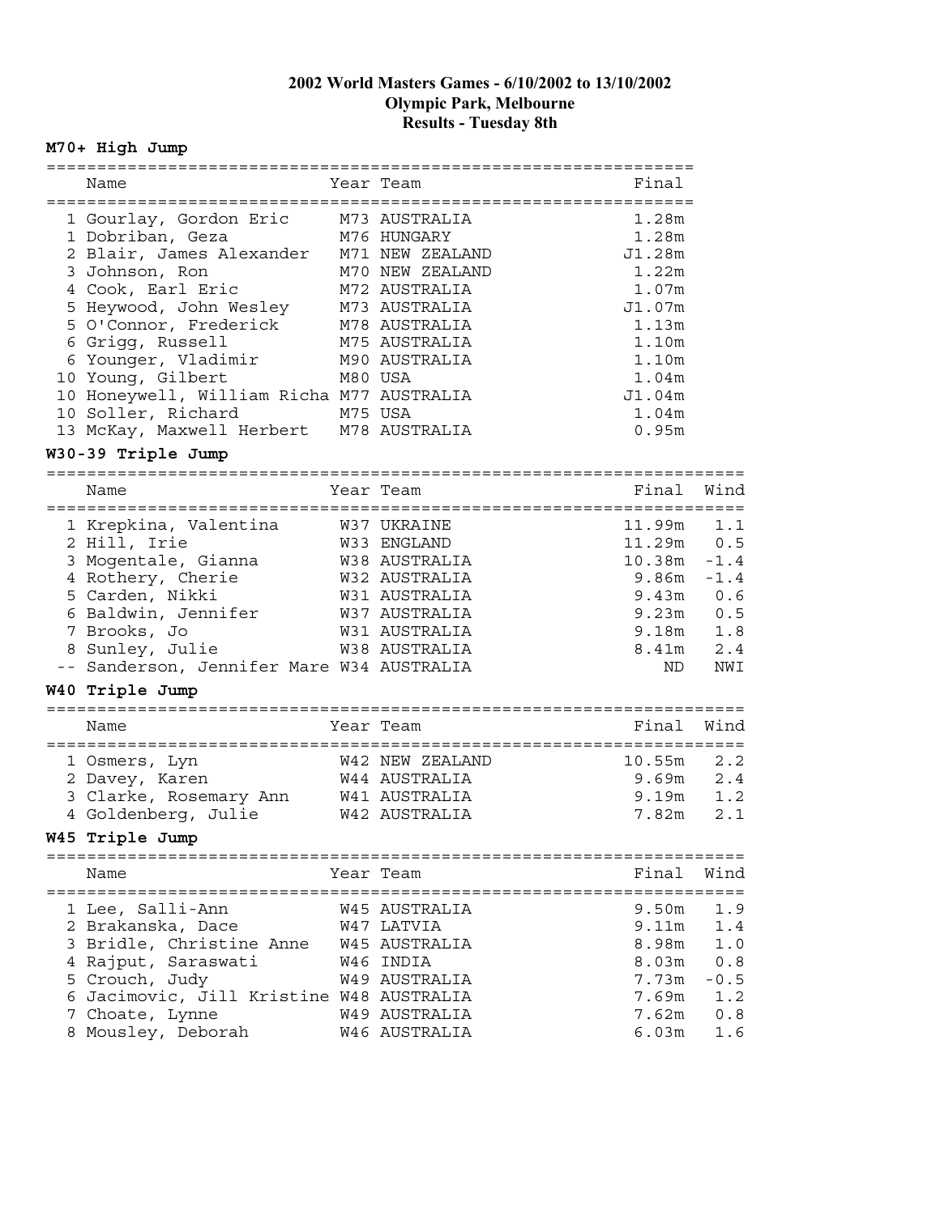# 2002 World Masters Games - 6/10/2002 to 13/10/2002
## Olympic Park, Melbourne
## Results - Tuesday 8th

### M70+ High Jump

| | Name | Year | Team | Final |
|---|---|---|---|---|
| 1 | Gourlay, Gordon Eric | M73 | AUSTRALIA | 1.28m |
| 1 | Dobriban, Geza | M76 | HUNGARY | 1.28m |
| 2 | Blair, James Alexander | M71 | NEW ZEALAND | J1.28m |
| 3 | Johnson, Ron | M70 | NEW ZEALAND | 1.22m |
| 4 | Cook, Earl Eric | M72 | AUSTRALIA | 1.07m |
| 5 | Heywood, John Wesley | M73 | AUSTRALIA | J1.07m |
| 5 | O'Connor, Frederick | M78 | AUSTRALIA | 1.13m |
| 6 | Grigg, Russell | M75 | AUSTRALIA | 1.10m |
| 6 | Younger, Vladimir | M90 | AUSTRALIA | 1.10m |
| 10 | Young, Gilbert | M80 | USA | 1.04m |
| 10 | Honeywell, William Richa | M77 | AUSTRALIA | J1.04m |
| 10 | Soller, Richard | M75 | USA | 1.04m |
| 13 | McKay, Maxwell Herbert | M78 | AUSTRALIA | 0.95m |

### W30-39 Triple Jump

| | Name | Year | Team | Final | Wind |
|---|---|---|---|---|---|
| 1 | Krepkina, Valentina | W37 | UKRAINE | 11.99m | 1.1 |
| 2 | Hill, Irie | W33 | ENGLAND | 11.29m | 0.5 |
| 3 | Mogentale, Gianna | W38 | AUSTRALIA | 10.38m | -1.4 |
| 4 | Rothery, Cherie | W32 | AUSTRALIA | 9.86m | -1.4 |
| 5 | Carden, Nikki | W31 | AUSTRALIA | 9.43m | 0.6 |
| 6 | Baldwin, Jennifer | W37 | AUSTRALIA | 9.23m | 0.5 |
| 7 | Brooks, Jo | W31 | AUSTRALIA | 9.18m | 1.8 |
| 8 | Sunley, Julie | W38 | AUSTRALIA | 8.41m | 2.4 |
| -- | Sanderson, Jennifer Mare | W34 | AUSTRALIA | ND | NWI |

### W40 Triple Jump

| | Name | Year | Team | Final | Wind |
|---|---|---|---|---|---|
| 1 | Osmers, Lyn | W42 | NEW ZEALAND | 10.55m | 2.2 |
| 2 | Davey, Karen | W44 | AUSTRALIA | 9.69m | 2.4 |
| 3 | Clarke, Rosemary Ann | W41 | AUSTRALIA | 9.19m | 1.2 |
| 4 | Goldenberg, Julie | W42 | AUSTRALIA | 7.82m | 2.1 |

### W45 Triple Jump

| | Name | Year | Team | Final | Wind |
|---|---|---|---|---|---|
| 1 | Lee, Salli-Ann | W45 | AUSTRALIA | 9.50m | 1.9 |
| 2 | Brakanska, Dace | W47 | LATVIA | 9.11m | 1.4 |
| 3 | Bridle, Christine Anne | W45 | AUSTRALIA | 8.98m | 1.0 |
| 4 | Rajput, Saraswati | W46 | INDIA | 8.03m | 0.8 |
| 5 | Crouch, Judy | W49 | AUSTRALIA | 7.73m | -0.5 |
| 6 | Jacimovic, Jill Kristine | W48 | AUSTRALIA | 7.69m | 1.2 |
| 7 | Choate, Lynne | W49 | AUSTRALIA | 7.62m | 0.8 |
| 8 | Mousley, Deborah | W46 | AUSTRALIA | 6.03m | 1.6 |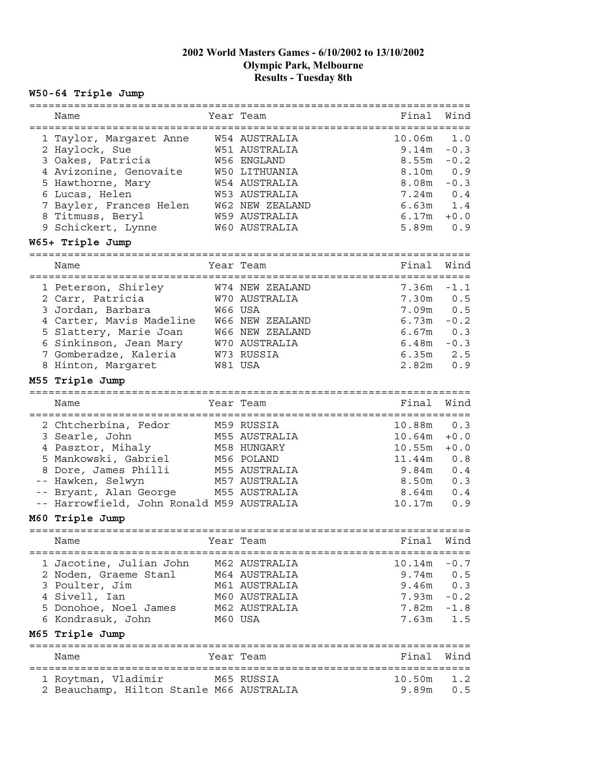**2002 World Masters Games - 6/10/2002 to 13/10/2002**
**Olympic Park, Melbourne**
**Results - Tuesday 8th**

## W50-64 Triple Jump

| | Name | Year | Team | Final | Wind |
|---|---|---|---|---|---|
| 1 | Taylor, Margaret Anne | W54 | AUSTRALIA | 10.06m | 1.0 |
| 2 | Haylock, Sue | W51 | AUSTRALIA | 9.14m | -0.3 |
| 3 | Oakes, Patricia | W56 | ENGLAND | 8.55m | -0.2 |
| 4 | Avizonine, Genovaite | W50 | LITHUANIA | 8.10m | 0.9 |
| 5 | Hawthorne, Mary | W54 | AUSTRALIA | 8.08m | -0.3 |
| 6 | Lucas, Helen | W53 | AUSTRALIA | 7.24m | 0.4 |
| 7 | Bayler, Frances Helen | W62 | NEW ZEALAND | 6.63m | 1.4 |
| 8 | Titmuss, Beryl | W59 | AUSTRALIA | 6.17m | +0.0 |
| 9 | Schickert, Lynne | W60 | AUSTRALIA | 5.89m | 0.9 |

## W65+ Triple Jump

| | Name | Year | Team | Final | Wind |
|---|---|---|---|---|---|
| 1 | Peterson, Shirley | W74 | NEW ZEALAND | 7.36m | -1.1 |
| 2 | Carr, Patricia | W70 | AUSTRALIA | 7.30m | 0.5 |
| 3 | Jordan, Barbara | W66 | USA | 7.09m | 0.5 |
| 4 | Carter, Mavis Madeline | W66 | NEW ZEALAND | 6.73m | -0.2 |
| 5 | Slattery, Marie Joan | W66 | NEW ZEALAND | 6.67m | 0.3 |
| 6 | Sinkinson, Jean Mary | W70 | AUSTRALIA | 6.48m | -0.3 |
| 7 | Gomberadze, Kaleria | W73 | RUSSIA | 6.35m | 2.5 |
| 8 | Hinton, Margaret | W81 | USA | 2.82m | 0.9 |

## M55 Triple Jump

| | Name | Year | Team | Final | Wind |
|---|---|---|---|---|---|
| 2 | Chtcherbina, Fedor | M59 | RUSSIA | 10.88m | 0.3 |
| 3 | Searle, John | M55 | AUSTRALIA | 10.64m | +0.0 |
| 4 | Pasztor, Mihaly | M58 | HUNGARY | 10.55m | +0.0 |
| 5 | Mankowski, Gabriel | M56 | POLAND | 11.44m | 0.8 |
| 8 | Dore, James Philli | M55 | AUSTRALIA | 9.84m | 0.4 |
| -- | Hawken, Selwyn | M57 | AUSTRALIA | 8.50m | 0.3 |
| -- | Bryant, Alan George | M55 | AUSTRALIA | 8.64m | 0.4 |
| -- | Harrowfield, John Ronald | M59 | AUSTRALIA | 10.17m | 0.9 |

## M60 Triple Jump

| | Name | Year | Team | Final | Wind |
|---|---|---|---|---|---|
| 1 | Jacotine, Julian John | M62 | AUSTRALIA | 10.14m | -0.7 |
| 2 | Noden, Graeme Stanl | M64 | AUSTRALIA | 9.74m | 0.5 |
| 3 | Poulter, Jim | M61 | AUSTRALIA | 9.46m | 0.3 |
| 4 | Sivell, Ian | M60 | AUSTRALIA | 7.93m | -0.2 |
| 5 | Donohoe, Noel James | M62 | AUSTRALIA | 7.82m | -1.8 |
| 6 | Kondrasuk, John | M60 | USA | 7.63m | 1.5 |

## M65 Triple Jump

| | Name | Year | Team | Final | Wind |
|---|---|---|---|---|---|
| 1 | Roytman, Vladimir | M65 | RUSSIA | 10.50m | 1.2 |
| 2 | Beauchamp, Hilton Stanle | M66 | AUSTRALIA | 9.89m | 0.5 |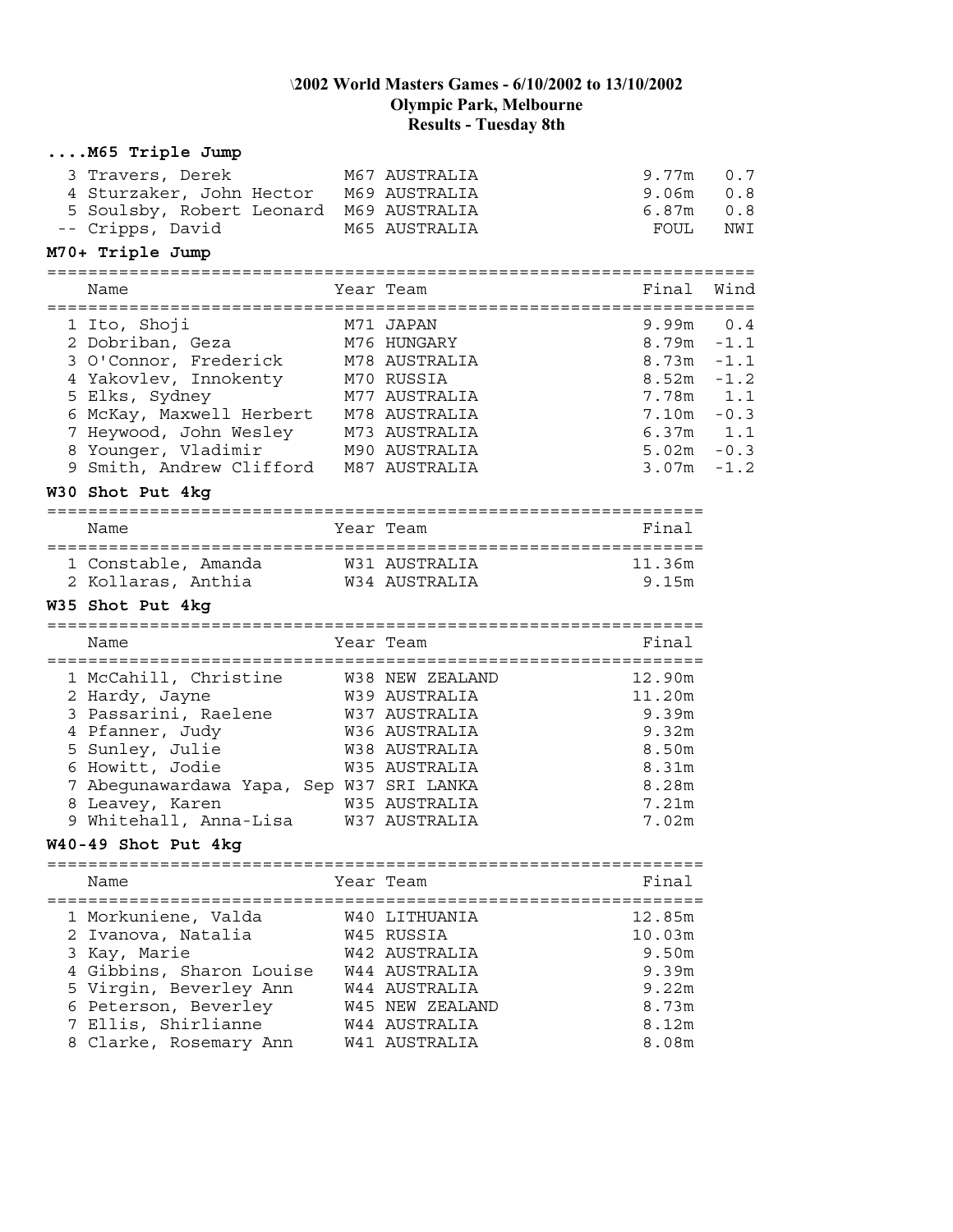# \2002 World Masters Games - 6/10/2002 to 13/10/2002
## Olympic Park, Melbourne
## Results - Tuesday 8th

### ....M65 Triple Jump

| | Name | Year Team | Final | Wind |
|---|---|---|---|---|
| 3 | Travers, Derek | M67 AUSTRALIA | 9.77m | 0.7 |
| 4 | Sturzaker, John Hector | M69 AUSTRALIA | 9.06m | 0.8 |
| 5 | Soulsby, Robert Leonard | M69 AUSTRALIA | 6.87m | 0.8 |
| -- | Cripps, David | M65 AUSTRALIA | FOUL | NWI |

### M70+ Triple Jump

| | Name | Year Team | Final | Wind |
|---|---|---|---|---|
| 1 | Ito, Shoji | M71 JAPAN | 9.99m | 0.4 |
| 2 | Dobriban, Geza | M76 HUNGARY | 8.79m | -1.1 |
| 3 | O'Connor, Frederick | M78 AUSTRALIA | 8.73m | -1.1 |
| 4 | Yakovlev, Innokenty | M70 RUSSIA | 8.52m | -1.2 |
| 5 | Elks, Sydney | M77 AUSTRALIA | 7.78m | 1.1 |
| 6 | McKay, Maxwell Herbert | M78 AUSTRALIA | 7.10m | -0.3 |
| 7 | Heywood, John Wesley | M73 AUSTRALIA | 6.37m | 1.1 |
| 8 | Younger, Vladimir | M90 AUSTRALIA | 5.02m | -0.3 |
| 9 | Smith, Andrew Clifford | M87 AUSTRALIA | 3.07m | -1.2 |

### W30 Shot Put 4kg

| | Name | Year Team | Final |
|---|---|---|---|
| 1 | Constable, Amanda | W31 AUSTRALIA | 11.36m |
| 2 | Kollaras, Anthia | W34 AUSTRALIA | 9.15m |

### W35 Shot Put 4kg

| | Name | Year Team | Final |
|---|---|---|---|
| 1 | McCahill, Christine | W38 NEW ZEALAND | 12.90m |
| 2 | Hardy, Jayne | W39 AUSTRALIA | 11.20m |
| 3 | Passarini, Raelene | W37 AUSTRALIA | 9.39m |
| 4 | Pfanner, Judy | W36 AUSTRALIA | 9.32m |
| 5 | Sunley, Julie | W38 AUSTRALIA | 8.50m |
| 6 | Howitt, Jodie | W35 AUSTRALIA | 8.31m |
| 7 | Abegunawardawa Yapa, Sep | W37 SRI LANKA | 8.28m |
| 8 | Leavey, Karen | W35 AUSTRALIA | 7.21m |
| 9 | Whitehall, Anna-Lisa | W37 AUSTRALIA | 7.02m |

### W40-49 Shot Put 4kg

| | Name | Year Team | Final |
|---|---|---|---|
| 1 | Morkuniene, Valda | W40 LITHUANIA | 12.85m |
| 2 | Ivanova, Natalia | W45 RUSSIA | 10.03m |
| 3 | Kay, Marie | W42 AUSTRALIA | 9.50m |
| 4 | Gibbins, Sharon Louise | W44 AUSTRALIA | 9.39m |
| 5 | Virgin, Beverley Ann | W44 AUSTRALIA | 9.22m |
| 6 | Peterson, Beverley | W45 NEW ZEALAND | 8.73m |
| 7 | Ellis, Shirlianne | W44 AUSTRALIA | 8.12m |
| 8 | Clarke, Rosemary Ann | W41 AUSTRALIA | 8.08m |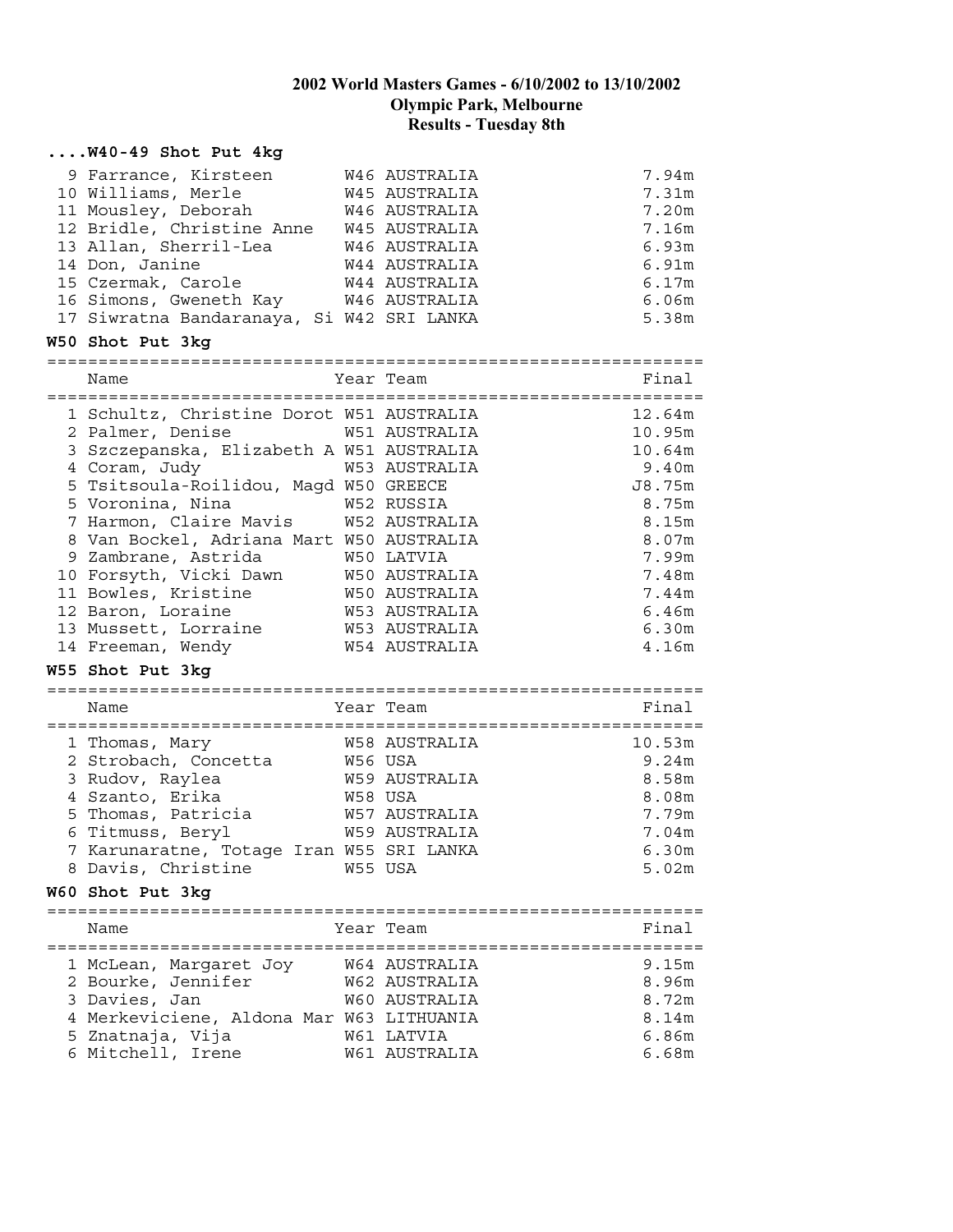# 2002 World Masters Games - 6/10/2002 to 13/10/2002
## Olympic Park, Melbourne
## Results - Tuesday 8th

### ....W40-49 Shot Put 4kg

| | Name | Year | Team | Final |
|---|---|---|---|---|
| 9 | Farrance, Kirsteen | W46 | AUSTRALIA | 7.94m |
| 10 | Williams, Merle | W45 | AUSTRALIA | 7.31m |
| 11 | Mousley, Deborah | W46 | AUSTRALIA | 7.20m |
| 12 | Bridle, Christine Anne | W45 | AUSTRALIA | 7.16m |
| 13 | Allan, Sherril-Lea | W46 | AUSTRALIA | 6.93m |
| 14 | Don, Janine | W44 | AUSTRALIA | 6.91m |
| 15 | Czermak, Carole | W44 | AUSTRALIA | 6.17m |
| 16 | Simons, Gweneth Kay | W46 | AUSTRALIA | 6.06m |
| 17 | Siwratna Bandaranaya, Si | W42 | SRI LANKA | 5.38m |

### W50 Shot Put 3kg

| | Name | Year | Team | Final |
|---|---|---|---|---|
| 1 | Schultz, Christine Dorot | W51 | AUSTRALIA | 12.64m |
| 2 | Palmer, Denise | W51 | AUSTRALIA | 10.95m |
| 3 | Szczepanska, Elizabeth A | W51 | AUSTRALIA | 10.64m |
| 4 | Coram, Judy | W53 | AUSTRALIA | 9.40m |
| 5 | Tsitsoula-Roilidou, Magd | W50 | GREECE | J8.75m |
| 5 | Voronina, Nina | W52 | RUSSIA | 8.75m |
| 7 | Harmon, Claire Mavis | W52 | AUSTRALIA | 8.15m |
| 8 | Van Bockel, Adriana Mart | W50 | AUSTRALIA | 8.07m |
| 9 | Zambrane, Astrida | W50 | LATVIA | 7.99m |
| 10 | Forsyth, Vicki Dawn | W50 | AUSTRALIA | 7.48m |
| 11 | Bowles, Kristine | W50 | AUSTRALIA | 7.44m |
| 12 | Baron, Loraine | W53 | AUSTRALIA | 6.46m |
| 13 | Mussett, Lorraine | W53 | AUSTRALIA | 6.30m |
| 14 | Freeman, Wendy | W54 | AUSTRALIA | 4.16m |

### W55 Shot Put 3kg

| | Name | Year | Team | Final |
|---|---|---|---|---|
| 1 | Thomas, Mary | W58 | AUSTRALIA | 10.53m |
| 2 | Strobach, Concetta | W56 | USA | 9.24m |
| 3 | Rudov, Raylea | W59 | AUSTRALIA | 8.58m |
| 4 | Szanto, Erika | W58 | USA | 8.08m |
| 5 | Thomas, Patricia | W57 | AUSTRALIA | 7.79m |
| 6 | Titmuss, Beryl | W59 | AUSTRALIA | 7.04m |
| 7 | Karunaratne, Totage Iran | W55 | SRI LANKA | 6.30m |
| 8 | Davis, Christine | W55 | USA | 5.02m |

### W60 Shot Put 3kg

| | Name | Year | Team | Final |
|---|---|---|---|---|
| 1 | McLean, Margaret Joy | W64 | AUSTRALIA | 9.15m |
| 2 | Bourke, Jennifer | W62 | AUSTRALIA | 8.96m |
| 3 | Davies, Jan | W60 | AUSTRALIA | 8.72m |
| 4 | Merkeviciene, Aldona Mar | W63 | LITHUANIA | 8.14m |
| 5 | Znatnaja, Vija | W61 | LATVIA | 6.86m |
| 6 | Mitchell, Irene | W61 | AUSTRALIA | 6.68m |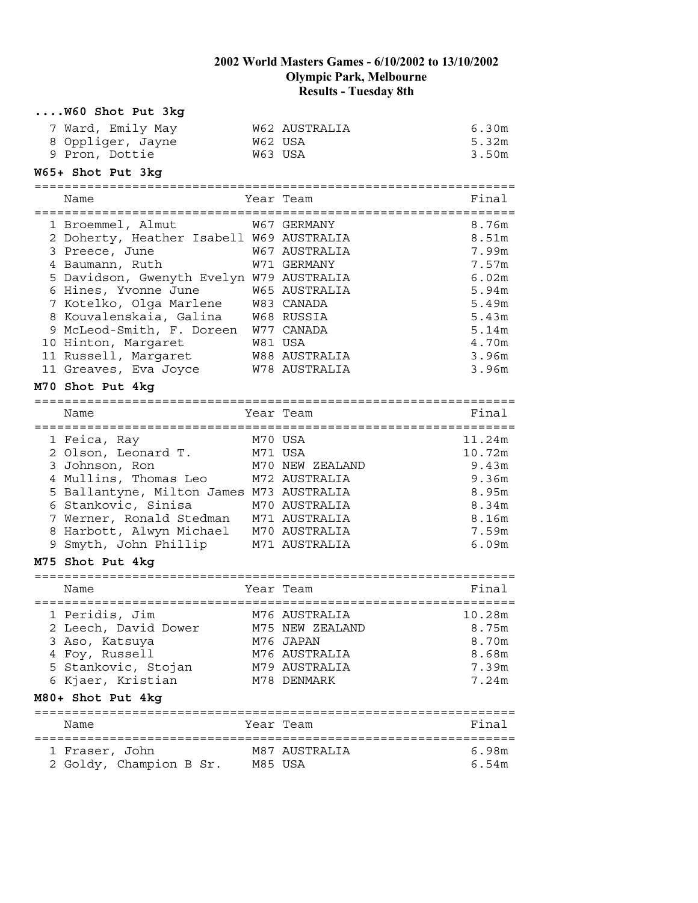# 2002 World Masters Games - 6/10/2002 to 13/10/2002
## Olympic Park, Melbourne
## Results - Tuesday 8th

### ....W60 Shot Put 3kg

| | Name | Year | Team | Final |
|---|---|---|---|---|
| 7 | Ward, Emily May | W62 | AUSTRALIA | 6.30m |
| 8 | Oppliger, Jayne | W62 | USA | 5.32m |
| 9 | Pron, Dottie | W63 | USA | 3.50m |

### W65+ Shot Put 3kg

| | Name | Year | Team | Final |
|---|---|---|---|---|
| 1 | Broemmel, Almut | W67 | GERMANY | 8.76m |
| 2 | Doherty, Heather Isabell | W69 | AUSTRALIA | 8.51m |
| 3 | Preece, June | W67 | AUSTRALIA | 7.99m |
| 4 | Baumann, Ruth | W71 | GERMANY | 7.57m |
| 5 | Davidson, Gwenyth Evelyn | W79 | AUSTRALIA | 6.02m |
| 6 | Hines, Yvonne June | W65 | AUSTRALIA | 5.94m |
| 7 | Kotelko, Olga Marlene | W83 | CANADA | 5.49m |
| 8 | Kouvalenskaia, Galina | W68 | RUSSIA | 5.43m |
| 9 | McLeod-Smith, F. Doreen | W77 | CANADA | 5.14m |
| 10 | Hinton, Margaret | W81 | USA | 4.70m |
| 11 | Russell, Margaret | W88 | AUSTRALIA | 3.96m |
| 11 | Greaves, Eva Joyce | W78 | AUSTRALIA | 3.96m |

### M70 Shot Put 4kg

| | Name | Year | Team | Final |
|---|---|---|---|---|
| 1 | Feica, Ray | M70 | USA | 11.24m |
| 2 | Olson, Leonard T. | M71 | USA | 10.72m |
| 3 | Johnson, Ron | M70 | NEW ZEALAND | 9.43m |
| 4 | Mullins, Thomas Leo | M72 | AUSTRALIA | 9.36m |
| 5 | Ballantyne, Milton James | M73 | AUSTRALIA | 8.95m |
| 6 | Stankovic, Sinisa | M70 | AUSTRALIA | 8.34m |
| 7 | Werner, Ronald Stedman | M71 | AUSTRALIA | 8.16m |
| 8 | Harbott, Alwyn Michael | M70 | AUSTRALIA | 7.59m |
| 9 | Smyth, John Phillip | M71 | AUSTRALIA | 6.09m |

### M75 Shot Put 4kg

| | Name | Year | Team | Final |
|---|---|---|---|---|
| 1 | Peridis, Jim | M76 | AUSTRALIA | 10.28m |
| 2 | Leech, David Dower | M75 | NEW ZEALAND | 8.75m |
| 3 | Aso, Katsuya | M76 | JAPAN | 8.70m |
| 4 | Foy, Russell | M76 | AUSTRALIA | 8.68m |
| 5 | Stankovic, Stojan | M79 | AUSTRALIA | 7.39m |
| 6 | Kjaer, Kristian | M78 | DENMARK | 7.24m |

### M80+ Shot Put 4kg

| | Name | Year | Team | Final |
|---|---|---|---|---|
| 1 | Fraser, John | M87 | AUSTRALIA | 6.98m |
| 2 | Goldy, Champion B Sr. | M85 | USA | 6.54m |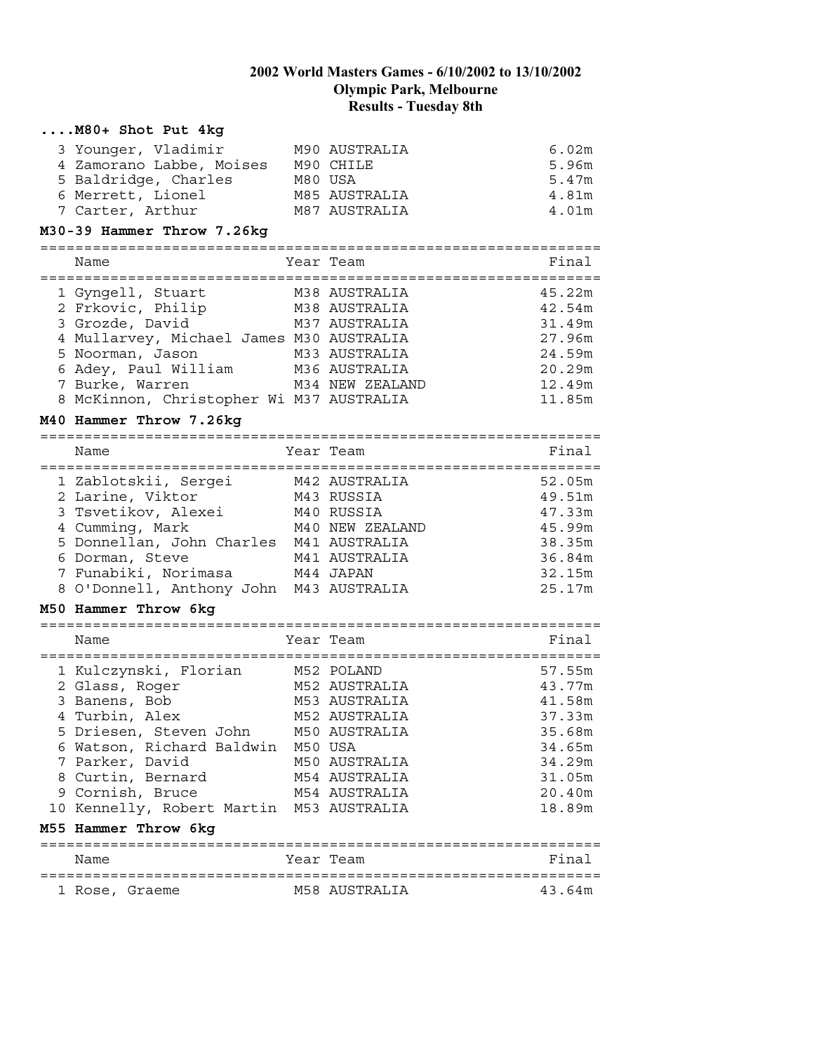# 2002 World Masters Games - 6/10/2002 to 13/10/2002
## Olympic Park, Melbourne
## Results - Tuesday 8th

### ....M80+ Shot Put 4kg

| | Name | Year | Team | Final |
|---|---|---|---|---|
| 3 | Younger, Vladimir | M90 | AUSTRALIA | 6.02m |
| 4 | Zamorano Labbe, Moises | M90 | CHILE | 5.96m |
| 5 | Baldridge, Charles | M80 | USA | 5.47m |
| 6 | Merrett, Lionel | M85 | AUSTRALIA | 4.81m |
| 7 | Carter, Arthur | M87 | AUSTRALIA | 4.01m |

### M30-39 Hammer Throw 7.26kg

| | Name | Year | Team | Final |
|---|---|---|---|---|
| 1 | Gyngell, Stuart | M38 | AUSTRALIA | 45.22m |
| 2 | Frkovic, Philip | M38 | AUSTRALIA | 42.54m |
| 3 | Grozde, David | M37 | AUSTRALIA | 31.49m |
| 4 | Mullarvey, Michael James | M30 | AUSTRALIA | 27.96m |
| 5 | Noorman, Jason | M33 | AUSTRALIA | 24.59m |
| 6 | Adey, Paul William | M36 | AUSTRALIA | 20.29m |
| 7 | Burke, Warren | M34 | NEW ZEALAND | 12.49m |
| 8 | McKinnon, Christopher Wi | M37 | AUSTRALIA | 11.85m |

### M40 Hammer Throw 7.26kg

| | Name | Year | Team | Final |
|---|---|---|---|---|
| 1 | Zablotskii, Sergei | M42 | AUSTRALIA | 52.05m |
| 2 | Larine, Viktor | M43 | RUSSIA | 49.51m |
| 3 | Tsvetikov, Alexei | M40 | RUSSIA | 47.33m |
| 4 | Cumming, Mark | M40 | NEW ZEALAND | 45.99m |
| 5 | Donnellan, John Charles | M41 | AUSTRALIA | 38.35m |
| 6 | Dorman, Steve | M41 | AUSTRALIA | 36.84m |
| 7 | Funabiki, Norimasa | M44 | JAPAN | 32.15m |
| 8 | O'Donnell, Anthony John | M43 | AUSTRALIA | 25.17m |

### M50 Hammer Throw 6kg

| | Name | Year | Team | Final |
|---|---|---|---|---|
| 1 | Kulczynski, Florian | M52 | POLAND | 57.55m |
| 2 | Glass, Roger | M52 | AUSTRALIA | 43.77m |
| 3 | Banens, Bob | M53 | AUSTRALIA | 41.58m |
| 4 | Turbin, Alex | M52 | AUSTRALIA | 37.33m |
| 5 | Driesen, Steven John | M50 | AUSTRALIA | 35.68m |
| 6 | Watson, Richard Baldwin | M50 | USA | 34.65m |
| 7 | Parker, David | M50 | AUSTRALIA | 34.29m |
| 8 | Curtin, Bernard | M54 | AUSTRALIA | 31.05m |
| 9 | Cornish, Bruce | M54 | AUSTRALIA | 20.40m |
| 10 | Kennelly, Robert Martin | M53 | AUSTRALIA | 18.89m |

### M55 Hammer Throw 6kg

| | Name | Year | Team | Final |
|---|---|---|---|---|
| 1 | Rose, Graeme | M58 | AUSTRALIA | 43.64m |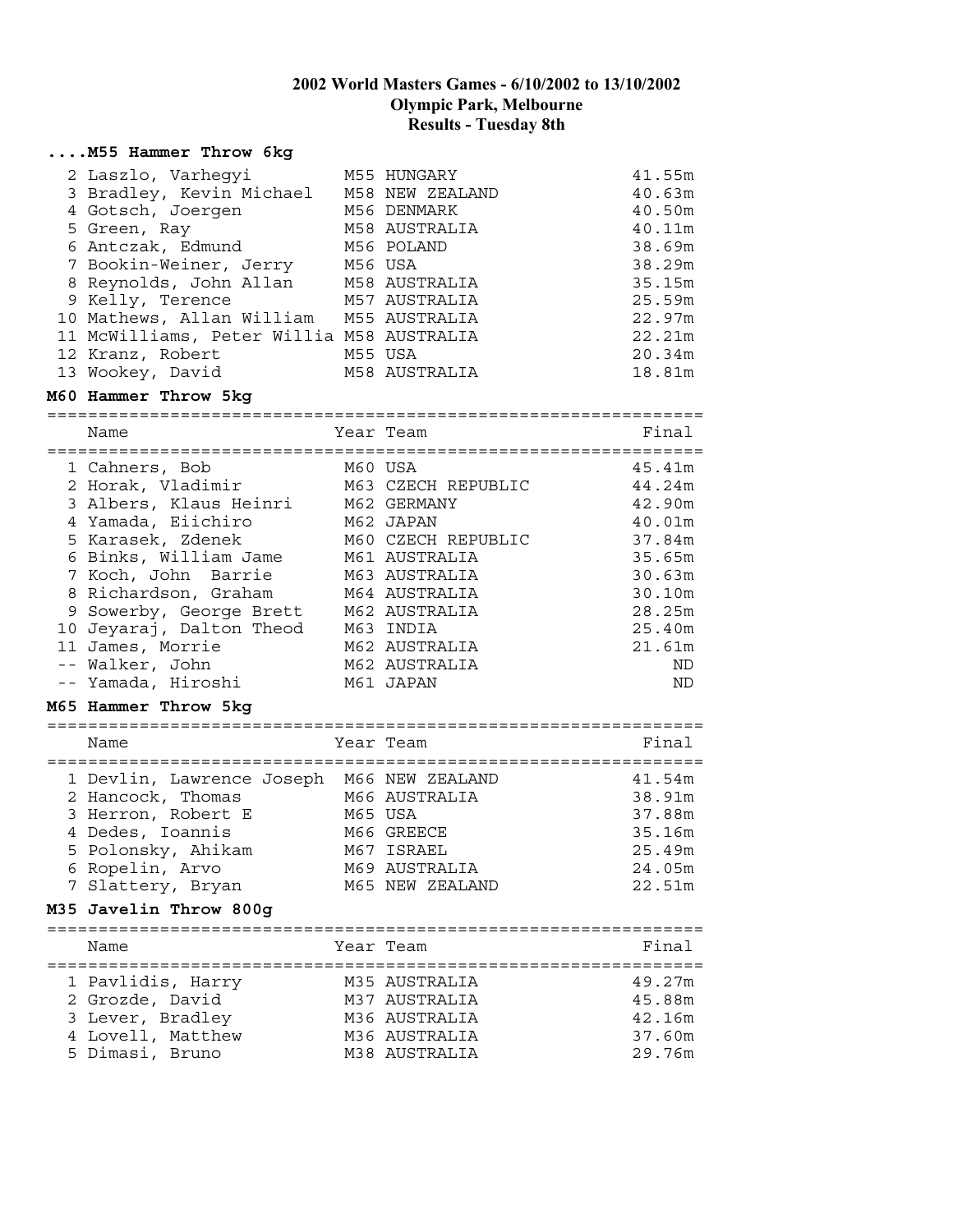## 2002 World Masters Games - 6/10/2002 to 13/10/2002
## Olympic Park, Melbourne
## Results - Tuesday 8th

### ....M55 Hammer Throw 6kg

| | Name | Year Team | Final |
|---|---|---|---|
| 2 | Laszlo, Varhegyi | M55 HUNGARY | 41.55m |
| 3 | Bradley, Kevin Michael | M58 NEW ZEALAND | 40.63m |
| 4 | Gotsch, Joergen | M56 DENMARK | 40.50m |
| 5 | Green, Ray | M58 AUSTRALIA | 40.11m |
| 6 | Antczak, Edmund | M56 POLAND | 38.69m |
| 7 | Bookin-Weiner, Jerry | M56 USA | 38.29m |
| 8 | Reynolds, John Allan | M58 AUSTRALIA | 35.15m |
| 9 | Kelly, Terence | M57 AUSTRALIA | 25.59m |
| 10 | Mathews, Allan William | M55 AUSTRALIA | 22.97m |
| 11 | McWilliams, Peter Willia | M58 AUSTRALIA | 22.21m |
| 12 | Kranz, Robert | M55 USA | 20.34m |
| 13 | Wookey, David | M58 AUSTRALIA | 18.81m |

### M60 Hammer Throw 5kg

| | Name | Year Team | Final |
|---|---|---|---|
| 1 | Cahners, Bob | M60 USA | 45.41m |
| 2 | Horak, Vladimir | M63 CZECH REPUBLIC | 44.24m |
| 3 | Albers, Klaus Heinri | M62 GERMANY | 42.90m |
| 4 | Yamada, Eiichiro | M62 JAPAN | 40.01m |
| 5 | Karasek, Zdenek | M60 CZECH REPUBLIC | 37.84m |
| 6 | Binks, William Jame | M61 AUSTRALIA | 35.65m |
| 7 | Koch, John Barrie | M63 AUSTRALIA | 30.63m |
| 8 | Richardson, Graham | M64 AUSTRALIA | 30.10m |
| 9 | Sowerby, George Brett | M62 AUSTRALIA | 28.25m |
| 10 | Jeyaraj, Dalton Theod | M63 INDIA | 25.40m |
| 11 | James, Morrie | M62 AUSTRALIA | 21.61m |
| -- | Walker, John | M62 AUSTRALIA | ND |
| -- | Yamada, Hiroshi | M61 JAPAN | ND |

### M65 Hammer Throw 5kg

| | Name | Year Team | Final |
|---|---|---|---|
| 1 | Devlin, Lawrence Joseph | M66 NEW ZEALAND | 41.54m |
| 2 | Hancock, Thomas | M66 AUSTRALIA | 38.91m |
| 3 | Herron, Robert E | M65 USA | 37.88m |
| 4 | Dedes, Ioannis | M66 GREECE | 35.16m |
| 5 | Polonsky, Ahikam | M67 ISRAEL | 25.49m |
| 6 | Ropelin, Arvo | M69 AUSTRALIA | 24.05m |
| 7 | Slattery, Bryan | M65 NEW ZEALAND | 22.51m |

### M35 Javelin Throw 800g

| | Name | Year Team | Final |
|---|---|---|---|
| 1 | Pavlidis, Harry | M35 AUSTRALIA | 49.27m |
| 2 | Grozde, David | M37 AUSTRALIA | 45.88m |
| 3 | Lever, Bradley | M36 AUSTRALIA | 42.16m |
| 4 | Lovell, Matthew | M36 AUSTRALIA | 37.60m |
| 5 | Dimasi, Bruno | M38 AUSTRALIA | 29.76m |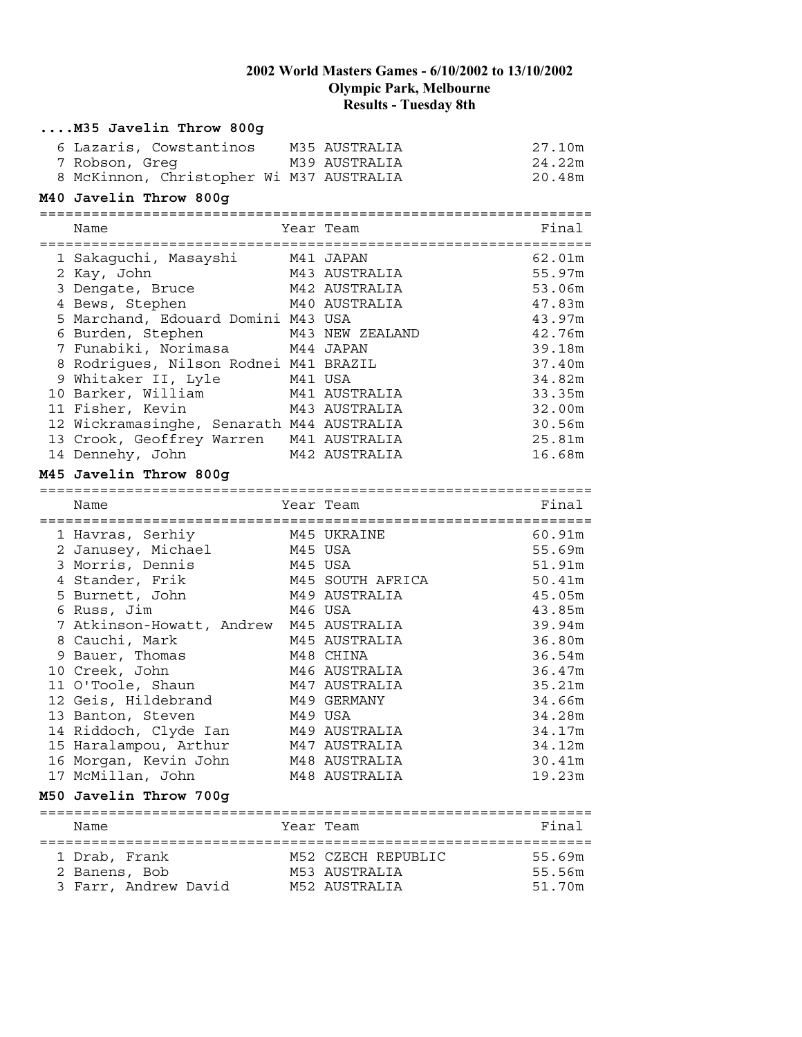# 2002 World Masters Games - 6/10/2002 to 13/10/2002
## Olympic Park, Melbourne
## Results - Tuesday 8th

### ....M35 Javelin Throw 800g

| | Name | Year | Team | Final |
|---|---|---|---|---|
| 6 | Lazaris, Cowstantinos | M35 | AUSTRALIA | 27.10m |
| 7 | Robson, Greg | M39 | AUSTRALIA | 24.22m |
| 8 | McKinnon, Christopher Wi | M37 | AUSTRALIA | 20.48m |

### M40 Javelin Throw 800g

| | Name | Year | Team | Final |
|---|---|---|---|---|
| 1 | Sakaguchi, Masayshi | M41 | JAPAN | 62.01m |
| 2 | Kay, John | M43 | AUSTRALIA | 55.97m |
| 3 | Dengate, Bruce | M42 | AUSTRALIA | 53.06m |
| 4 | Bews, Stephen | M40 | AUSTRALIA | 47.83m |
| 5 | Marchand, Edouard Domini | M43 | USA | 43.97m |
| 6 | Burden, Stephen | M43 | NEW ZEALAND | 42.76m |
| 7 | Funabiki, Norimasa | M44 | JAPAN | 39.18m |
| 8 | Rodrigues, Nilson Rodnei | M41 | BRAZIL | 37.40m |
| 9 | Whitaker II, Lyle | M41 | USA | 34.82m |
| 10 | Barker, William | M41 | AUSTRALIA | 33.35m |
| 11 | Fisher, Kevin | M43 | AUSTRALIA | 32.00m |
| 12 | Wickramasinghe, Senarath | M44 | AUSTRALIA | 30.56m |
| 13 | Crook, Geoffrey Warren | M41 | AUSTRALIA | 25.81m |
| 14 | Dennehy, John | M42 | AUSTRALIA | 16.68m |

### M45 Javelin Throw 800g

| | Name | Year | Team | Final |
|---|---|---|---|---|
| 1 | Havras, Serhiy | M45 | UKRAINE | 60.91m |
| 2 | Janusey, Michael | M45 | USA | 55.69m |
| 3 | Morris, Dennis | M45 | USA | 51.91m |
| 4 | Stander, Frik | M45 | SOUTH AFRICA | 50.41m |
| 5 | Burnett, John | M49 | AUSTRALIA | 45.05m |
| 6 | Russ, Jim | M46 | USA | 43.85m |
| 7 | Atkinson-Howatt, Andrew | M45 | AUSTRALIA | 39.94m |
| 8 | Cauchi, Mark | M45 | AUSTRALIA | 36.80m |
| 9 | Bauer, Thomas | M48 | CHINA | 36.54m |
| 10 | Creek, John | M46 | AUSTRALIA | 36.47m |
| 11 | O'Toole, Shaun | M47 | AUSTRALIA | 35.21m |
| 12 | Geis, Hildebrand | M49 | GERMANY | 34.66m |
| 13 | Banton, Steven | M49 | USA | 34.28m |
| 14 | Riddoch, Clyde Ian | M49 | AUSTRALIA | 34.17m |
| 15 | Haralampou, Arthur | M47 | AUSTRALIA | 34.12m |
| 16 | Morgan, Kevin John | M48 | AUSTRALIA | 30.41m |
| 17 | McMillan, John | M48 | AUSTRALIA | 19.23m |

### M50 Javelin Throw 700g

| | Name | Year | Team | Final |
|---|---|---|---|---|
| 1 | Drab, Frank | M52 | CZECH REPUBLIC | 55.69m |
| 2 | Banens, Bob | M53 | AUSTRALIA | 55.56m |
| 3 | Farr, Andrew David | M52 | AUSTRALIA | 51.70m |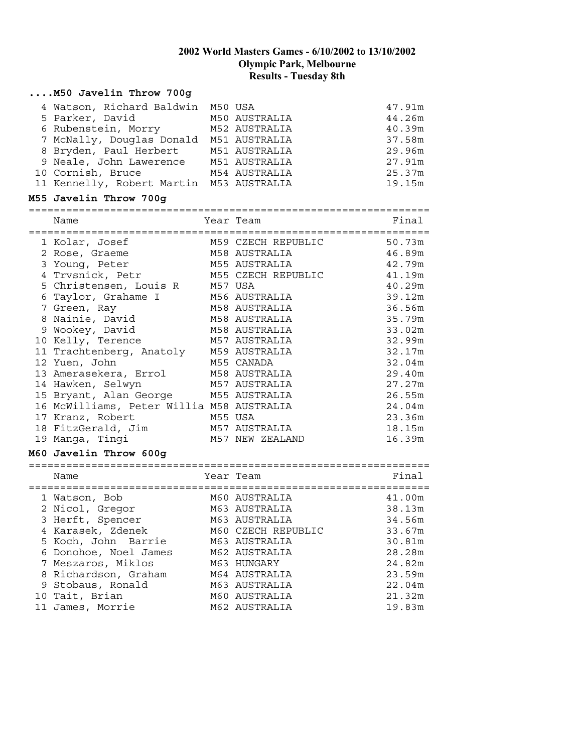## 2002 World Masters Games - 6/10/2002 to 13/10/2002
## Olympic Park, Melbourne
## Results - Tuesday 8th

### ....M50 Javelin Throw 700g

| | Name | Year | Team | Final |
|---|---|---|---|---|
| 4 | Watson, Richard Baldwin | M50 | USA | 47.91m |
| 5 | Parker, David | M50 | AUSTRALIA | 44.26m |
| 6 | Rubenstein, Morry | M52 | AUSTRALIA | 40.39m |
| 7 | McNally, Douglas Donald | M51 | AUSTRALIA | 37.58m |
| 8 | Bryden, Paul Herbert | M51 | AUSTRALIA | 29.96m |
| 9 | Neale, John Lawerence | M51 | AUSTRALIA | 27.91m |
| 10 | Cornish, Bruce | M54 | AUSTRALIA | 25.37m |
| 11 | Kennelly, Robert Martin | M53 | AUSTRALIA | 19.15m |

### M55 Javelin Throw 700g

| | Name | Year | Team | Final |
|---|---|---|---|---|
| 1 | Kolar, Josef | M59 | CZECH REPUBLIC | 50.73m |
| 2 | Rose, Graeme | M58 | AUSTRALIA | 46.89m |
| 3 | Young, Peter | M55 | AUSTRALIA | 42.79m |
| 4 | Trvsnick, Petr | M55 | CZECH REPUBLIC | 41.19m |
| 5 | Christensen, Louis R | M57 | USA | 40.29m |
| 6 | Taylor, Grahame I | M56 | AUSTRALIA | 39.12m |
| 7 | Green, Ray | M58 | AUSTRALIA | 36.56m |
| 8 | Nainie, David | M58 | AUSTRALIA | 35.79m |
| 9 | Wookey, David | M58 | AUSTRALIA | 33.02m |
| 10 | Kelly, Terence | M57 | AUSTRALIA | 32.99m |
| 11 | Trachtenberg, Anatoly | M59 | AUSTRALIA | 32.17m |
| 12 | Yuen, John | M55 | CANADA | 32.04m |
| 13 | Amerasekera, Errol | M58 | AUSTRALIA | 29.40m |
| 14 | Hawken, Selwyn | M57 | AUSTRALIA | 27.27m |
| 15 | Bryant, Alan George | M55 | AUSTRALIA | 26.55m |
| 16 | McWilliams, Peter Willia | M58 | AUSTRALIA | 24.04m |
| 17 | Kranz, Robert | M55 | USA | 23.36m |
| 18 | FitzGerald, Jim | M57 | AUSTRALIA | 18.15m |
| 19 | Manga, Tingi | M57 | NEW ZEALAND | 16.39m |

### M60 Javelin Throw 600g

| | Name | Year | Team | Final |
|---|---|---|---|---|
| 1 | Watson, Bob | M60 | AUSTRALIA | 41.00m |
| 2 | Nicol, Gregor | M63 | AUSTRALIA | 38.13m |
| 3 | Herft, Spencer | M63 | AUSTRALIA | 34.56m |
| 4 | Karasek, Zdenek | M60 | CZECH REPUBLIC | 33.67m |
| 5 | Koch, John Barrie | M63 | AUSTRALIA | 30.81m |
| 6 | Donohoe, Noel James | M62 | AUSTRALIA | 28.28m |
| 7 | Meszaros, Miklos | M63 | HUNGARY | 24.82m |
| 8 | Richardson, Graham | M64 | AUSTRALIA | 23.59m |
| 9 | Stobaus, Ronald | M63 | AUSTRALIA | 22.04m |
| 10 | Tait, Brian | M60 | AUSTRALIA | 21.32m |
| 11 | James, Morrie | M62 | AUSTRALIA | 19.83m |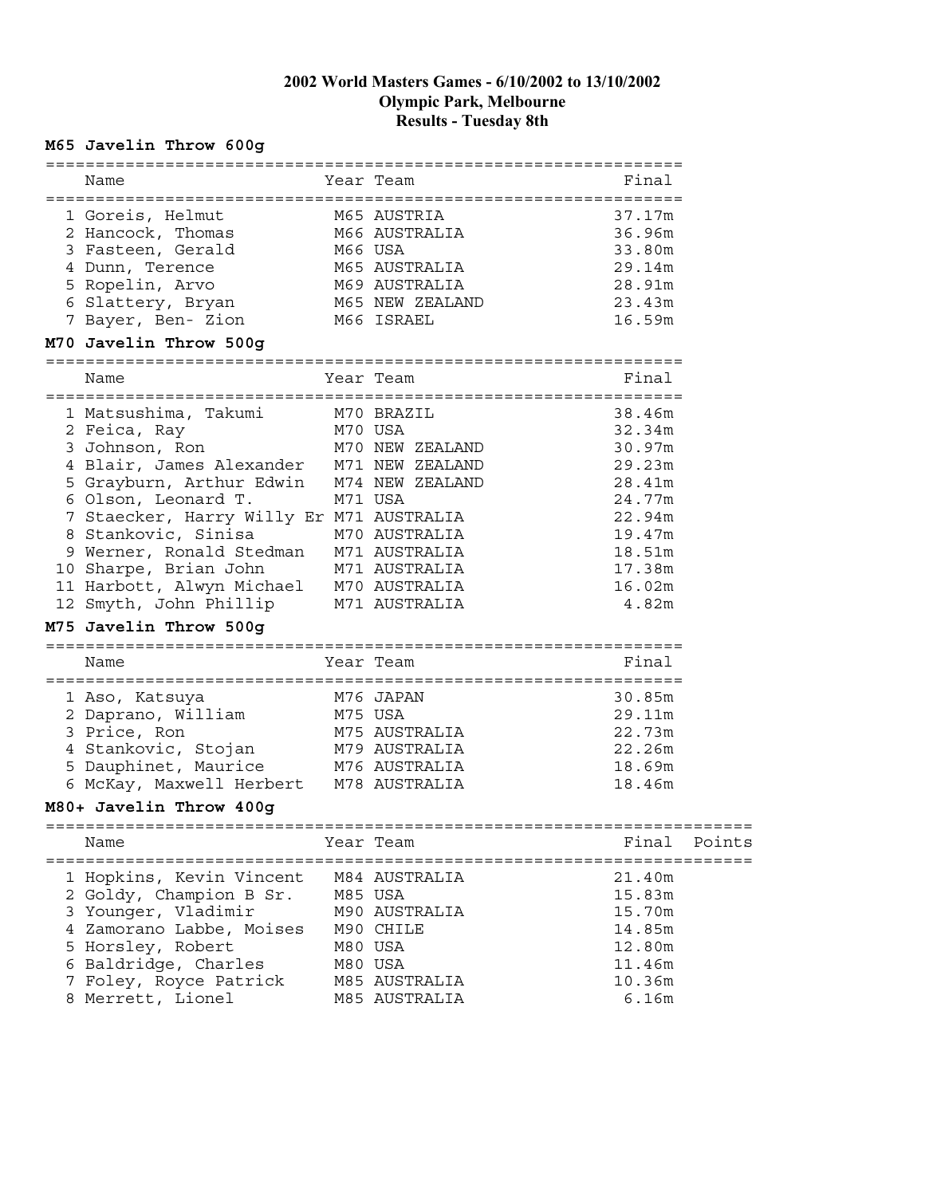# 2002 World Masters Games - 6/10/2002 to 13/10/2002
## Olympic Park, Melbourne
## Results - Tuesday 8th

### M65 Javelin Throw 600g

| | Name | Year | Team | Final |
|---|---|---|---|---|
| 1 | Goreis, Helmut | M65 | AUSTRIA | 37.17m |
| 2 | Hancock, Thomas | M66 | AUSTRALIA | 36.96m |
| 3 | Fasteen, Gerald | M66 | USA | 33.80m |
| 4 | Dunn, Terence | M65 | AUSTRALIA | 29.14m |
| 5 | Ropelin, Arvo | M69 | AUSTRALIA | 28.91m |
| 6 | Slattery, Bryan | M65 | NEW ZEALAND | 23.43m |
| 7 | Bayer, Ben- Zion | M66 | ISRAEL | 16.59m |

### M70 Javelin Throw 500g

| | Name | Year | Team | Final |
|---|---|---|---|---|
| 1 | Matsushima, Takumi | M70 | BRAZIL | 38.46m |
| 2 | Feica, Ray | M70 | USA | 32.34m |
| 3 | Johnson, Ron | M70 | NEW ZEALAND | 30.97m |
| 4 | Blair, James Alexander | M71 | NEW ZEALAND | 29.23m |
| 5 | Grayburn, Arthur Edwin | M74 | NEW ZEALAND | 28.41m |
| 6 | Olson, Leonard T. | M71 | USA | 24.77m |
| 7 | Staecker, Harry Willy Er | M71 | AUSTRALIA | 22.94m |
| 8 | Stankovic, Sinisa | M70 | AUSTRALIA | 19.47m |
| 9 | Werner, Ronald Stedman | M71 | AUSTRALIA | 18.51m |
| 10 | Sharpe, Brian John | M71 | AUSTRALIA | 17.38m |
| 11 | Harbott, Alwyn Michael | M70 | AUSTRALIA | 16.02m |
| 12 | Smyth, John Phillip | M71 | AUSTRALIA | 4.82m |

### M75 Javelin Throw 500g

| | Name | Year | Team | Final |
|---|---|---|---|---|
| 1 | Aso, Katsuya | M76 | JAPAN | 30.85m |
| 2 | Daprano, William | M75 | USA | 29.11m |
| 3 | Price, Ron | M75 | AUSTRALIA | 22.73m |
| 4 | Stankovic, Stojan | M79 | AUSTRALIA | 22.26m |
| 5 | Dauphinet, Maurice | M76 | AUSTRALIA | 18.69m |
| 6 | McKay, Maxwell Herbert | M78 | AUSTRALIA | 18.46m |

### M80+ Javelin Throw 400g

| | Name | Year | Team | Final | Points |
|---|---|---|---|---|---|
| 1 | Hopkins, Kevin Vincent | M84 | AUSTRALIA | 21.40m | |
| 2 | Goldy, Champion B Sr. | M85 | USA | 15.83m | |
| 3 | Younger, Vladimir | M90 | AUSTRALIA | 15.70m | |
| 4 | Zamorano Labbe, Moises | M90 | CHILE | 14.85m | |
| 5 | Horsley, Robert | M80 | USA | 12.80m | |
| 6 | Baldridge, Charles | M80 | USA | 11.46m | |
| 7 | Foley, Royce Patrick | M85 | AUSTRALIA | 10.36m | |
| 8 | Merrett, Lionel | M85 | AUSTRALIA | 6.16m | |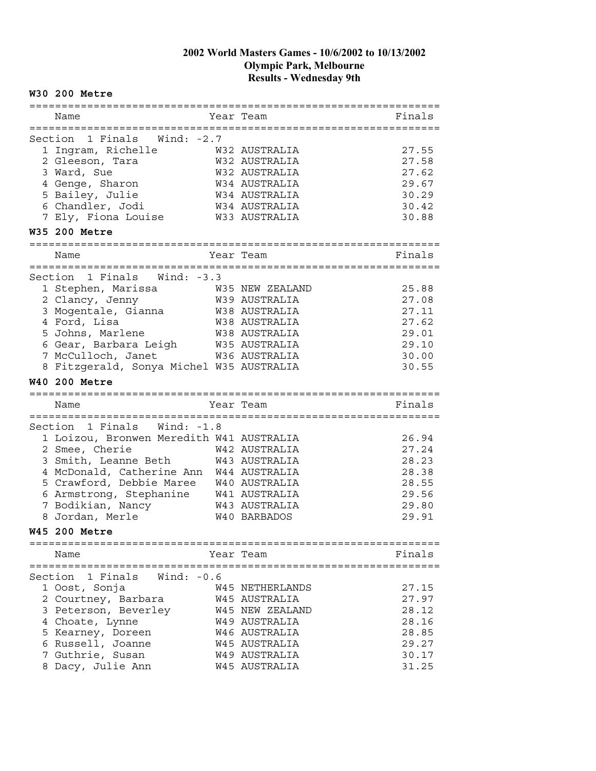# 2002 World Masters Games - 10/6/2002 to 10/13/2002
## Olympic Park, Melbourne
## Results - Wednesday 9th

### W30 200 Metre

Section 1 Finals Wind: -2.7

| | Name | Year | Team | Finals |
|---|---|---|---|---|
| 1 | Ingram, Richelle | W32 | AUSTRALIA | 27.55 |
| 2 | Gleeson, Tara | W32 | AUSTRALIA | 27.58 |
| 3 | Ward, Sue | W32 | AUSTRALIA | 27.62 |
| 4 | Genge, Sharon | W34 | AUSTRALIA | 29.67 |
| 5 | Bailey, Julie | W34 | AUSTRALIA | 30.29 |
| 6 | Chandler, Jodi | W34 | AUSTRALIA | 30.42 |
| 7 | Ely, Fiona Louise | W33 | AUSTRALIA | 30.88 |

### W35 200 Metre

Section 1 Finals Wind: -3.3

| | Name | Year | Team | Finals |
|---|---|---|---|---|
| 1 | Stephen, Marissa | W35 | NEW ZEALAND | 25.88 |
| 2 | Clancy, Jenny | W39 | AUSTRALIA | 27.08 |
| 3 | Mogentale, Gianna | W38 | AUSTRALIA | 27.11 |
| 4 | Ford, Lisa | W38 | AUSTRALIA | 27.62 |
| 5 | Johns, Marlene | W38 | AUSTRALIA | 29.01 |
| 6 | Gear, Barbara Leigh | W35 | AUSTRALIA | 29.10 |
| 7 | McCulloch, Janet | W36 | AUSTRALIA | 30.00 |
| 8 | Fitzgerald, Sonya Michel | W35 | AUSTRALIA | 30.55 |

### W40 200 Metre

Section 1 Finals Wind: -1.8

| | Name | Year | Team | Finals |
|---|---|---|---|---|
| 1 | Loizou, Bronwen Meredith | W41 | AUSTRALIA | 26.94 |
| 2 | Smee, Cherie | W42 | AUSTRALIA | 27.24 |
| 3 | Smith, Leanne Beth | W43 | AUSTRALIA | 28.23 |
| 4 | McDonald, Catherine Ann | W44 | AUSTRALIA | 28.38 |
| 5 | Crawford, Debbie Maree | W40 | AUSTRALIA | 28.55 |
| 6 | Armstrong, Stephanine | W41 | AUSTRALIA | 29.56 |
| 7 | Bodikian, Nancy | W43 | AUSTRALIA | 29.80 |
| 8 | Jordan, Merle | W40 | BARBADOS | 29.91 |

### W45 200 Metre

Section 1 Finals Wind: -0.6

| | Name | Year | Team | Finals |
|---|---|---|---|---|
| 1 | Oost, Sonja | W45 | NETHERLANDS | 27.15 |
| 2 | Courtney, Barbara | W45 | AUSTRALIA | 27.97 |
| 3 | Peterson, Beverley | W45 | NEW ZEALAND | 28.12 |
| 4 | Choate, Lynne | W49 | AUSTRALIA | 28.16 |
| 5 | Kearney, Doreen | W46 | AUSTRALIA | 28.85 |
| 6 | Russell, Joanne | W45 | AUSTRALIA | 29.27 |
| 7 | Guthrie, Susan | W49 | AUSTRALIA | 30.17 |
| 8 | Dacy, Julie Ann | W45 | AUSTRALIA | 31.25 |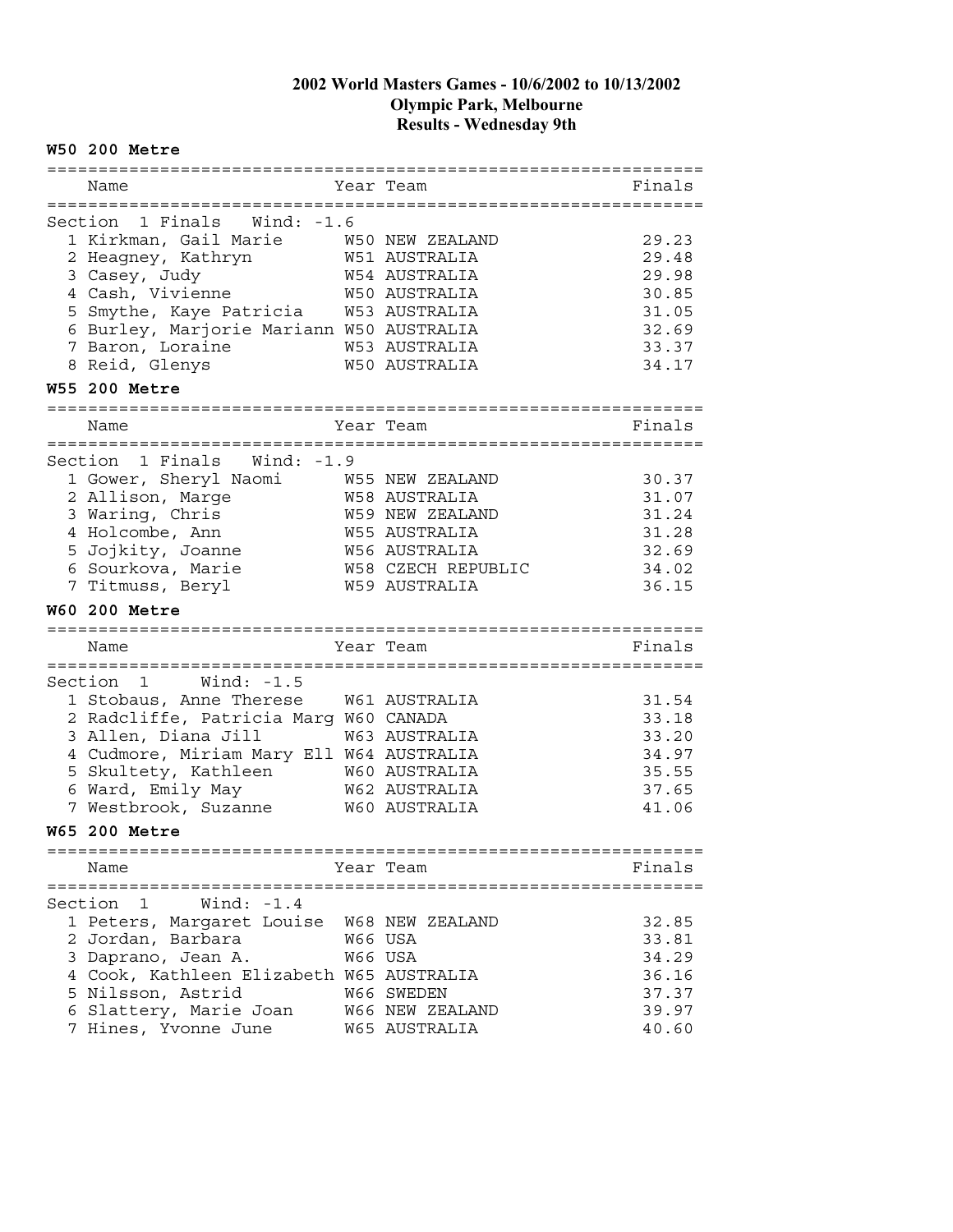# 2002 World Masters Games - 10/6/2002 to 10/13/2002
## Olympic Park, Melbourne
## Results - Wednesday 9th

### W50 200 Metre

Section 1 Finals Wind: -1.6

| | Name | Year | Team | Finals |
|---|---|---|---|---|
| 1 | Kirkman, Gail Marie | W50 | NEW ZEALAND | 29.23 |
| 2 | Heagney, Kathryn | W51 | AUSTRALIA | 29.48 |
| 3 | Casey, Judy | W54 | AUSTRALIA | 29.98 |
| 4 | Cash, Vivienne | W50 | AUSTRALIA | 30.85 |
| 5 | Smythe, Kaye Patricia | W53 | AUSTRALIA | 31.05 |
| 6 | Burley, Marjorie Mariann | W50 | AUSTRALIA | 32.69 |
| 7 | Baron, Loraine | W53 | AUSTRALIA | 33.37 |
| 8 | Reid, Glenys | W50 | AUSTRALIA | 34.17 |

### W55 200 Metre

Section 1 Finals Wind: -1.9

| | Name | Year | Team | Finals |
|---|---|---|---|---|
| 1 | Gower, Sheryl Naomi | W55 | NEW ZEALAND | 30.37 |
| 2 | Allison, Marge | W58 | AUSTRALIA | 31.07 |
| 3 | Waring, Chris | W59 | NEW ZEALAND | 31.24 |
| 4 | Holcombe, Ann | W55 | AUSTRALIA | 31.28 |
| 5 | Jojkity, Joanne | W56 | AUSTRALIA | 32.69 |
| 6 | Sourkova, Marie | W58 | CZECH REPUBLIC | 34.02 |
| 7 | Titmuss, Beryl | W59 | AUSTRALIA | 36.15 |

### W60 200 Metre

Section 1 Wind: -1.5

| | Name | Year | Team | Finals |
|---|---|---|---|---|
| 1 | Stobaus, Anne Therese | W61 | AUSTRALIA | 31.54 |
| 2 | Radcliffe, Patricia Marg | W60 | CANADA | 33.18 |
| 3 | Allen, Diana Jill | W63 | AUSTRALIA | 33.20 |
| 4 | Cudmore, Miriam Mary Ell | W64 | AUSTRALIA | 34.97 |
| 5 | Skultety, Kathleen | W60 | AUSTRALIA | 35.55 |
| 6 | Ward, Emily May | W62 | AUSTRALIA | 37.65 |
| 7 | Westbrook, Suzanne | W60 | AUSTRALIA | 41.06 |

### W65 200 Metre

Section 1 Wind: -1.4

| | Name | Year | Team | Finals |
|---|---|---|---|---|
| 1 | Peters, Margaret Louise | W68 | NEW ZEALAND | 32.85 |
| 2 | Jordan, Barbara | W66 | USA | 33.81 |
| 3 | Daprano, Jean A. | W66 | USA | 34.29 |
| 4 | Cook, Kathleen Elizabeth | W65 | AUSTRALIA | 36.16 |
| 5 | Nilsson, Astrid | W66 | SWEDEN | 37.37 |
| 6 | Slattery, Marie Joan | W66 | NEW ZEALAND | 39.97 |
| 7 | Hines, Yvonne June | W65 | AUSTRALIA | 40.60 |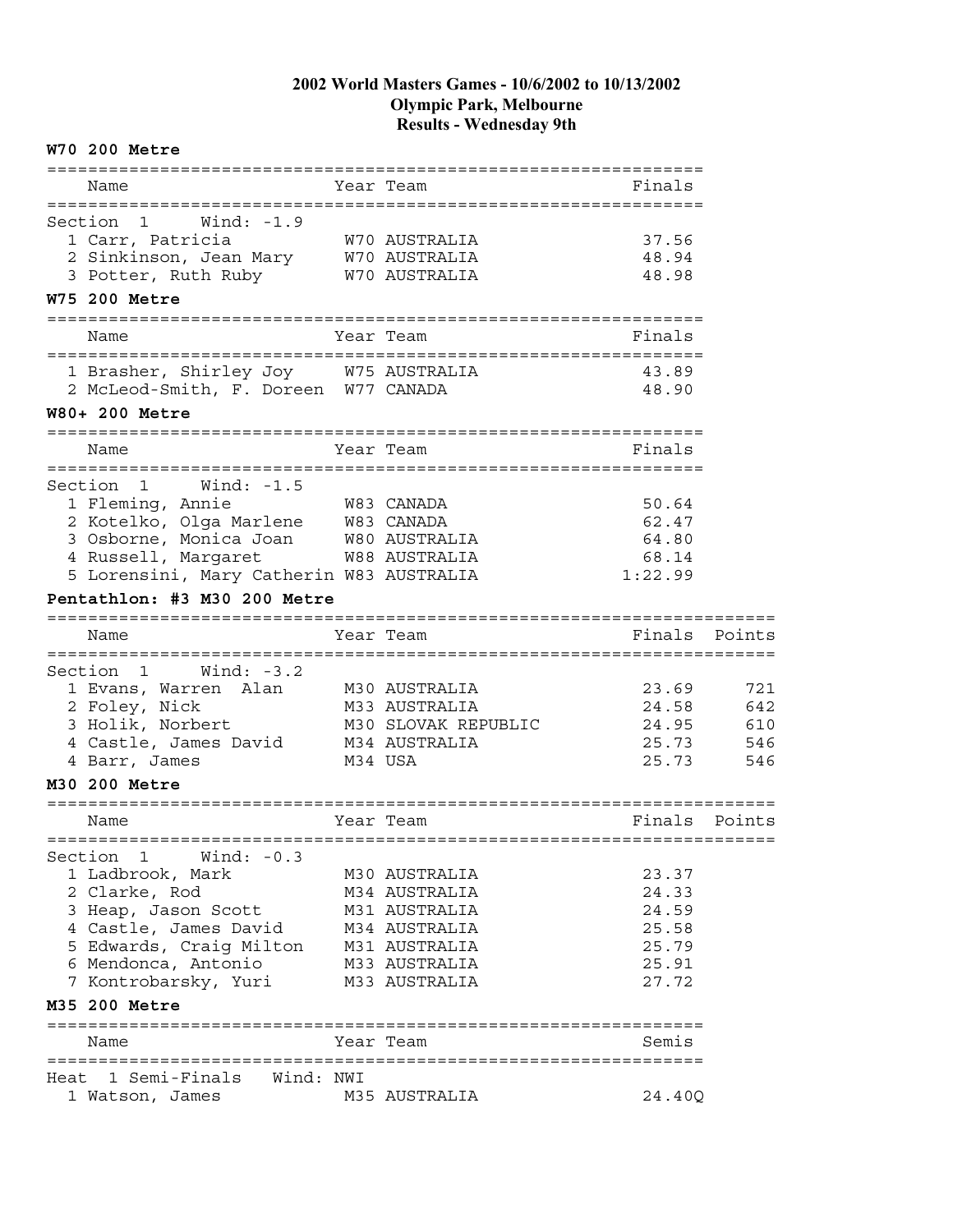# 2002 World Masters Games - 10/6/2002 to 10/13/2002
## Olympic Park, Melbourne
## Results - Wednesday 9th

### W70 200 Metre

Section 1 Wind: -1.9

| | Name | Year | Team | Finals |
|---|---|---|---|---|
| 1 | Carr, Patricia | W70 | AUSTRALIA | 37.56 |
| 2 | Sinkinson, Jean Mary | W70 | AUSTRALIA | 48.94 |
| 3 | Potter, Ruth Ruby | W70 | AUSTRALIA | 48.98 |

### W75 200 Metre

| | Name | Year | Team | Finals |
|---|---|---|---|---|
| 1 | Brasher, Shirley Joy | W75 | AUSTRALIA | 43.89 |
| 2 | McLeod-Smith, F. Doreen | W77 | CANADA | 48.90 |

### W80+ 200 Metre

Section 1 Wind: -1.5

| | Name | Year | Team | Finals |
|---|---|---|---|---|
| 1 | Fleming, Annie | W83 | CANADA | 50.64 |
| 2 | Kotelko, Olga Marlene | W83 | CANADA | 62.47 |
| 3 | Osborne, Monica Joan | W80 | AUSTRALIA | 64.80 |
| 4 | Russell, Margaret | W88 | AUSTRALIA | 68.14 |
| 5 | Lorensini, Mary Catherin | W83 | AUSTRALIA | 1:22.99 |

### Pentathlon: #3 M30 200 Metre

Section 1 Wind: -3.2

| | Name | Year | Team | Finals | Points |
|---|---|---|---|---|---|
| 1 | Evans, Warren Alan | M30 | AUSTRALIA | 23.69 | 721 |
| 2 | Foley, Nick | M33 | AUSTRALIA | 24.58 | 642 |
| 3 | Holik, Norbert | M30 | SLOVAK REPUBLIC | 24.95 | 610 |
| 4 | Castle, James David | M34 | AUSTRALIA | 25.73 | 546 |
| 4 | Barr, James | M34 | USA | 25.73 | 546 |

### M30 200 Metre

Section 1 Wind: -0.3

| | Name | Year | Team | Finals | Points |
|---|---|---|---|---|---|
| 1 | Ladbrook, Mark | M30 | AUSTRALIA | 23.37 | |
| 2 | Clarke, Rod | M34 | AUSTRALIA | 24.33 | |
| 3 | Heap, Jason Scott | M31 | AUSTRALIA | 24.59 | |
| 4 | Castle, James David | M34 | AUSTRALIA | 25.58 | |
| 5 | Edwards, Craig Milton | M31 | AUSTRALIA | 25.79 | |
| 6 | Mendonca, Antonio | M33 | AUSTRALIA | 25.91 | |
| 7 | Kontrobarsky, Yuri | M33 | AUSTRALIA | 27.72 | |

### M35 200 Metre

Heat 1 Semi-Finals Wind: NWI

| | Name | Year | Team | Semis |
|---|---|---|---|---|
| 1 | Watson, James | M35 | AUSTRALIA | 24.40Q |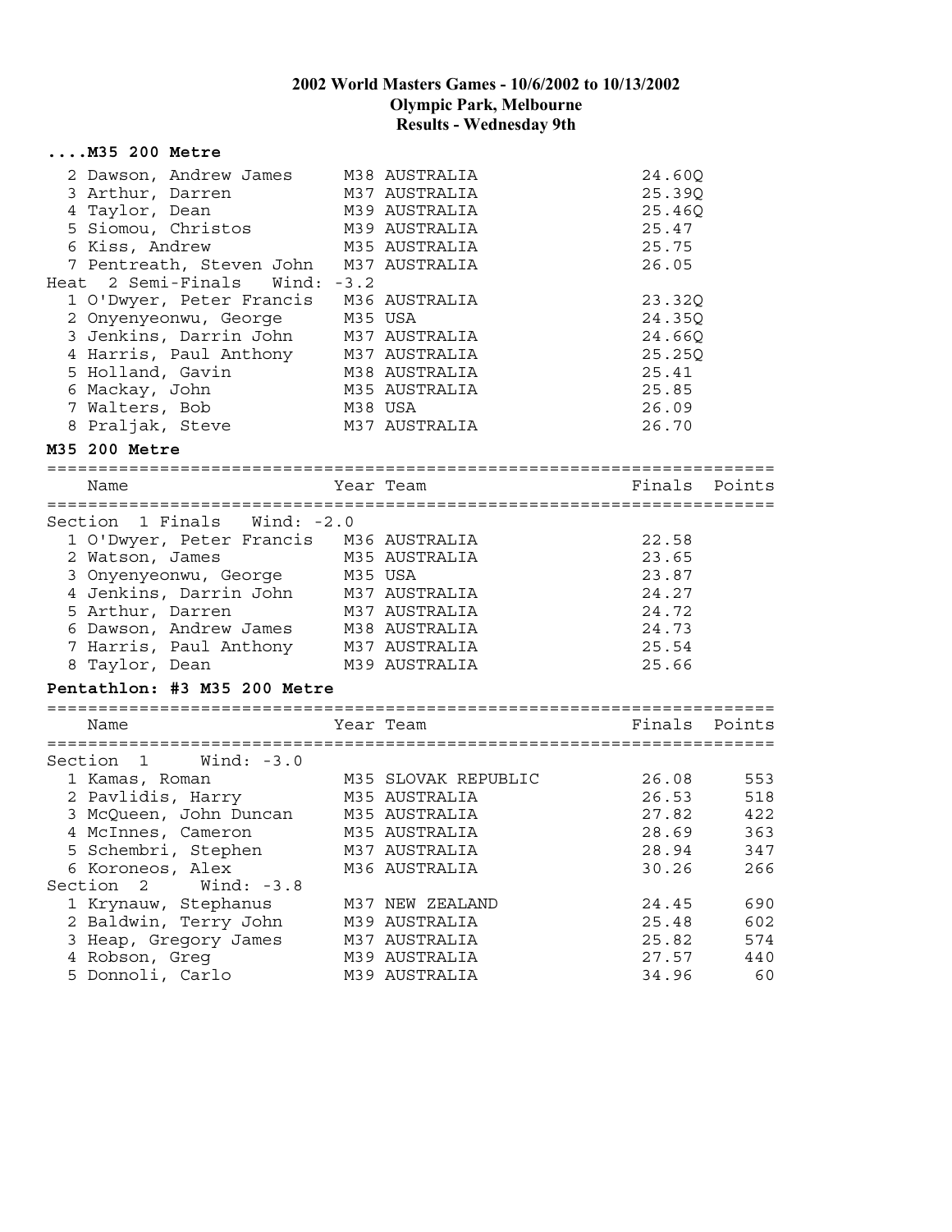**2002 World Masters Games - 10/6/2002 to 10/13/2002**
**Olympic Park, Melbourne**
**Results - Wednesday 9th**

### ....M35 200 Metre

| Name | Year Team | Finals |
|---|---|---|
| 2 Dawson, Andrew James | M38 AUSTRALIA | 24.60Q |
| 3 Arthur, Darren | M37 AUSTRALIA | 25.39Q |
| 4 Taylor, Dean | M39 AUSTRALIA | 25.46Q |
| 5 Siomou, Christos | M39 AUSTRALIA | 25.47 |
| 6 Kiss, Andrew | M35 AUSTRALIA | 25.75 |
| 7 Pentreath, Steven John | M37 AUSTRALIA | 26.05 |
| **Heat 2 Semi-Finals Wind: -3.2** | | |
| 1 O'Dwyer, Peter Francis | M36 AUSTRALIA | 23.32Q |
| 2 Onyenyeonwu, George | M35 USA | 24.35Q |
| 3 Jenkins, Darrin John | M37 AUSTRALIA | 24.66Q |
| 4 Harris, Paul Anthony | M37 AUSTRALIA | 25.25Q |
| 5 Holland, Gavin | M38 AUSTRALIA | 25.41 |
| 6 Mackay, John | M35 AUSTRALIA | 25.85 |
| 7 Walters, Bob | M38 USA | 26.09 |
| 8 Praljak, Steve | M37 AUSTRALIA | 26.70 |

### M35 200 Metre

| Name | Year Team | Finals | Points |
|---|---|---|---|
| **Section 1 Finals Wind: -2.0** | | | |
| 1 O'Dwyer, Peter Francis | M36 AUSTRALIA | 22.58 | |
| 2 Watson, James | M35 AUSTRALIA | 23.65 | |
| 3 Onyenyeonwu, George | M35 USA | 23.87 | |
| 4 Jenkins, Darrin John | M37 AUSTRALIA | 24.27 | |
| 5 Arthur, Darren | M37 AUSTRALIA | 24.72 | |
| 6 Dawson, Andrew James | M38 AUSTRALIA | 24.73 | |
| 7 Harris, Paul Anthony | M37 AUSTRALIA | 25.54 | |
| 8 Taylor, Dean | M39 AUSTRALIA | 25.66 | |

### Pentathlon: #3 M35 200 Metre

| Name | Year Team | Finals | Points |
|---|---|---|---|
| **Section 1 Wind: -3.0** | | | |
| 1 Kamas, Roman | M35 SLOVAK REPUBLIC | 26.08 | 553 |
| 2 Pavlidis, Harry | M35 AUSTRALIA | 26.53 | 518 |
| 3 McQueen, John Duncan | M35 AUSTRALIA | 27.82 | 422 |
| 4 McInnes, Cameron | M35 AUSTRALIA | 28.69 | 363 |
| 5 Schembri, Stephen | M37 AUSTRALIA | 28.94 | 347 |
| 6 Koroneos, Alex | M36 AUSTRALIA | 30.26 | 266 |
| **Section 2 Wind: -3.8** | | | |
| 1 Krynauw, Stephanus | M37 NEW ZEALAND | 24.45 | 690 |
| 2 Baldwin, Terry John | M39 AUSTRALIA | 25.48 | 602 |
| 3 Heap, Gregory James | M37 AUSTRALIA | 25.82 | 574 |
| 4 Robson, Greg | M39 AUSTRALIA | 27.57 | 440 |
| 5 Donnoli, Carlo | M39 AUSTRALIA | 34.96 | 60 |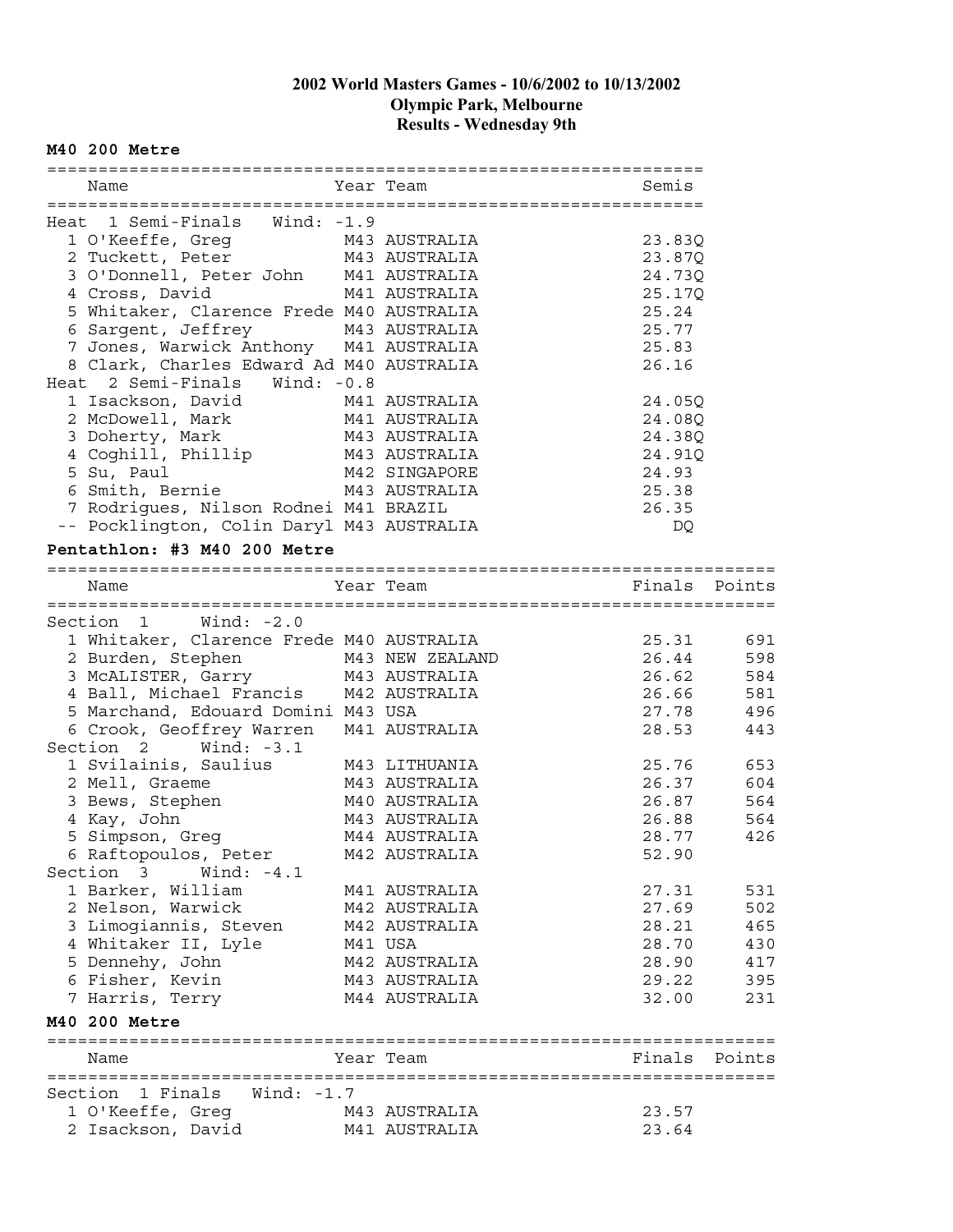# 2002 World Masters Games - 10/6/2002 to 10/13/2002
## Olympic Park, Melbourne
## Results - Wednesday 9th

### M40 200 Metre

| Place | Name | Year | Team | Semis |
|---|---|---|---|---|
| **Heat 1 Semi-Finals Wind: -1.9** | | | | |
| 1 | O'Keeffe, Greg | M43 | AUSTRALIA | 23.83Q |
| 2 | Tuckett, Peter | M43 | AUSTRALIA | 23.87Q |
| 3 | O'Donnell, Peter John | M41 | AUSTRALIA | 24.73Q |
| 4 | Cross, David | M41 | AUSTRALIA | 25.17Q |
| 5 | Whitaker, Clarence Frede | M40 | AUSTRALIA | 25.24 |
| 6 | Sargent, Jeffrey | M43 | AUSTRALIA | 25.77 |
| 7 | Jones, Warwick Anthony | M41 | AUSTRALIA | 25.83 |
| 8 | Clark, Charles Edward Ad | M40 | AUSTRALIA | 26.16 |
| **Heat 2 Semi-Finals Wind: -0.8** | | | | |
| 1 | Isackson, David | M41 | AUSTRALIA | 24.05Q |
| 2 | McDowell, Mark | M41 | AUSTRALIA | 24.08Q |
| 3 | Doherty, Mark | M43 | AUSTRALIA | 24.38Q |
| 4 | Coghill, Phillip | M43 | AUSTRALIA | 24.91Q |
| 5 | Su, Paul | M42 | SINGAPORE | 24.93 |
| 6 | Smith, Bernie | M43 | AUSTRALIA | 25.38 |
| 7 | Rodrigues, Nilson Rodnei | M41 | BRAZIL | 26.35 |
| -- | Pocklington, Colin Daryl | M43 | AUSTRALIA | DQ |

### Pentathlon: #3 M40 200 Metre

| Place | Name | Year | Team | Finals | Points |
|---|---|---|---|---|---|
| **Section 1 Wind: -2.0** | | | | | |
| 1 | Whitaker, Clarence Frede | M40 | AUSTRALIA | 25.31 | 691 |
| 2 | Burden, Stephen | M43 | NEW ZEALAND | 26.44 | 598 |
| 3 | McALISTER, Garry | M43 | AUSTRALIA | 26.62 | 584 |
| 4 | Ball, Michael Francis | M42 | AUSTRALIA | 26.66 | 581 |
| 5 | Marchand, Edouard Domini | M43 | USA | 27.78 | 496 |
| 6 | Crook, Geoffrey Warren | M41 | AUSTRALIA | 28.53 | 443 |
| **Section 2 Wind: -3.1** | | | | | |
| 1 | Svilainis, Saulius | M43 | LITHUANIA | 25.76 | 653 |
| 2 | Mell, Graeme | M43 | AUSTRALIA | 26.37 | 604 |
| 3 | Bews, Stephen | M40 | AUSTRALIA | 26.87 | 564 |
| 4 | Kay, John | M43 | AUSTRALIA | 26.88 | 564 |
| 5 | Simpson, Greg | M44 | AUSTRALIA | 28.77 | 426 |
| 6 | Raftopoulos, Peter | M42 | AUSTRALIA | 52.90 | |
| **Section 3 Wind: -4.1** | | | | | |
| 1 | Barker, William | M41 | AUSTRALIA | 27.31 | 531 |
| 2 | Nelson, Warwick | M42 | AUSTRALIA | 27.69 | 502 |
| 3 | Limogiannis, Steven | M42 | AUSTRALIA | 28.21 | 465 |
| 4 | Whitaker II, Lyle | M41 | USA | 28.70 | 430 |
| 5 | Dennehy, John | M42 | AUSTRALIA | 28.90 | 417 |
| 6 | Fisher, Kevin | M43 | AUSTRALIA | 29.22 | 395 |
| 7 | Harris, Terry | M44 | AUSTRALIA | 32.00 | 231 |

### M40 200 Metre

| Place | Name | Year | Team | Finals | Points |
|---|---|---|---|---|---|
| **Section 1 Finals Wind: -1.7** | | | | | |
| 1 | O'Keeffe, Greg | M43 | AUSTRALIA | 23.57 | |
| 2 | Isackson, David | M41 | AUSTRALIA | 23.64 | |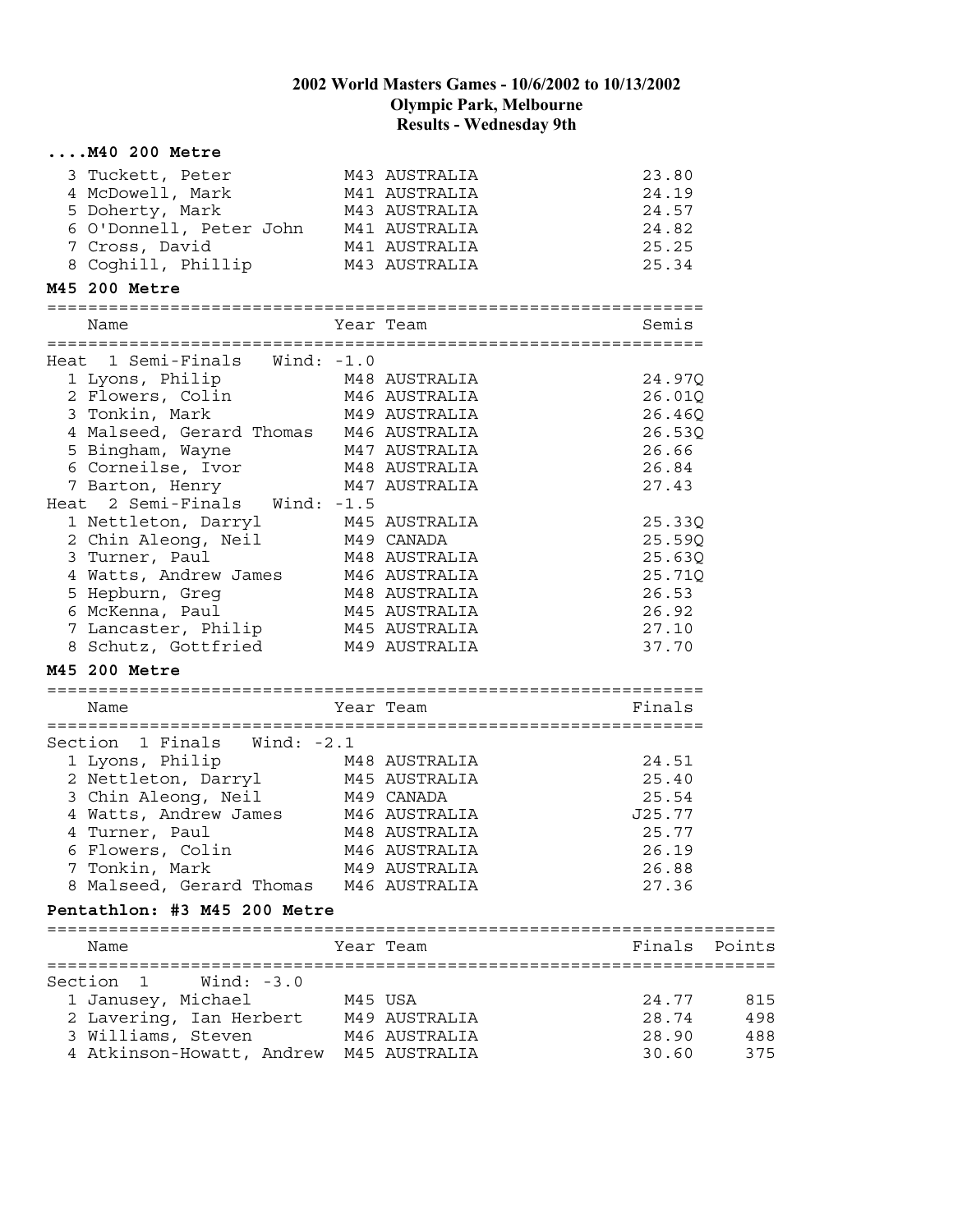**2002 World Masters Games - 10/6/2002 to 10/13/2002**
**Olympic Park, Melbourne**
**Results - Wednesday 9th**

### ....M40 200 Metre

| Place | Name | Year | Team | Finals |
|---|---|---|---|---|
| 3 | Tuckett, Peter | M43 | AUSTRALIA | 23.80 |
| 4 | McDowell, Mark | M41 | AUSTRALIA | 24.19 |
| 5 | Doherty, Mark | M43 | AUSTRALIA | 24.57 |
| 6 | O'Donnell, Peter John | M41 | AUSTRALIA | 24.82 |
| 7 | Cross, David | M41 | AUSTRALIA | 25.25 |
| 8 | Coghill, Phillip | M43 | AUSTRALIA | 25.34 |

### M45 200 Metre

| Place | Name | Year | Team | Semis |
|---|---|---|---|---|
| **Heat 1 Semi-Finals Wind: -1.0** | | | | |
| 1 | Lyons, Philip | M48 | AUSTRALIA | 24.97Q |
| 2 | Flowers, Colin | M46 | AUSTRALIA | 26.01Q |
| 3 | Tonkin, Mark | M49 | AUSTRALIA | 26.46Q |
| 4 | Malseed, Gerard Thomas | M46 | AUSTRALIA | 26.53Q |
| 5 | Bingham, Wayne | M47 | AUSTRALIA | 26.66 |
| 6 | Corneilse, Ivor | M48 | AUSTRALIA | 26.84 |
| 7 | Barton, Henry | M47 | AUSTRALIA | 27.43 |
| **Heat 2 Semi-Finals Wind: -1.5** | | | | |
| 1 | Nettleton, Darryl | M45 | AUSTRALIA | 25.33Q |
| 2 | Chin Aleong, Neil | M49 | CANADA | 25.59Q |
| 3 | Turner, Paul | M48 | AUSTRALIA | 25.63Q |
| 4 | Watts, Andrew James | M46 | AUSTRALIA | 25.71Q |
| 5 | Hepburn, Greg | M48 | AUSTRALIA | 26.53 |
| 6 | McKenna, Paul | M45 | AUSTRALIA | 26.92 |
| 7 | Lancaster, Philip | M45 | AUSTRALIA | 27.10 |
| 8 | Schutz, Gottfried | M49 | AUSTRALIA | 37.70 |

### M45 200 Metre

| Place | Name | Year | Team | Finals |
|---|---|---|---|---|
| **Section 1 Finals Wind: -2.1** | | | | |
| 1 | Lyons, Philip | M48 | AUSTRALIA | 24.51 |
| 2 | Nettleton, Darryl | M45 | AUSTRALIA | 25.40 |
| 3 | Chin Aleong, Neil | M49 | CANADA | 25.54 |
| 4 | Watts, Andrew James | M46 | AUSTRALIA | J25.77 |
| 4 | Turner, Paul | M48 | AUSTRALIA | 25.77 |
| 6 | Flowers, Colin | M46 | AUSTRALIA | 26.19 |
| 7 | Tonkin, Mark | M49 | AUSTRALIA | 26.88 |
| 8 | Malseed, Gerard Thomas | M46 | AUSTRALIA | 27.36 |

### Pentathlon: #3 M45 200 Metre

| Place | Name | Year | Team | Finals | Points |
|---|---|---|---|---|---|
| **Section 1 Wind: -3.0** | | | | | |
| 1 | Janusey, Michael | M45 | USA | 24.77 | 815 |
| 2 | Lavering, Ian Herbert | M49 | AUSTRALIA | 28.74 | 498 |
| 3 | Williams, Steven | M46 | AUSTRALIA | 28.90 | 488 |
| 4 | Atkinson-Howatt, Andrew | M45 | AUSTRALIA | 30.60 | 375 |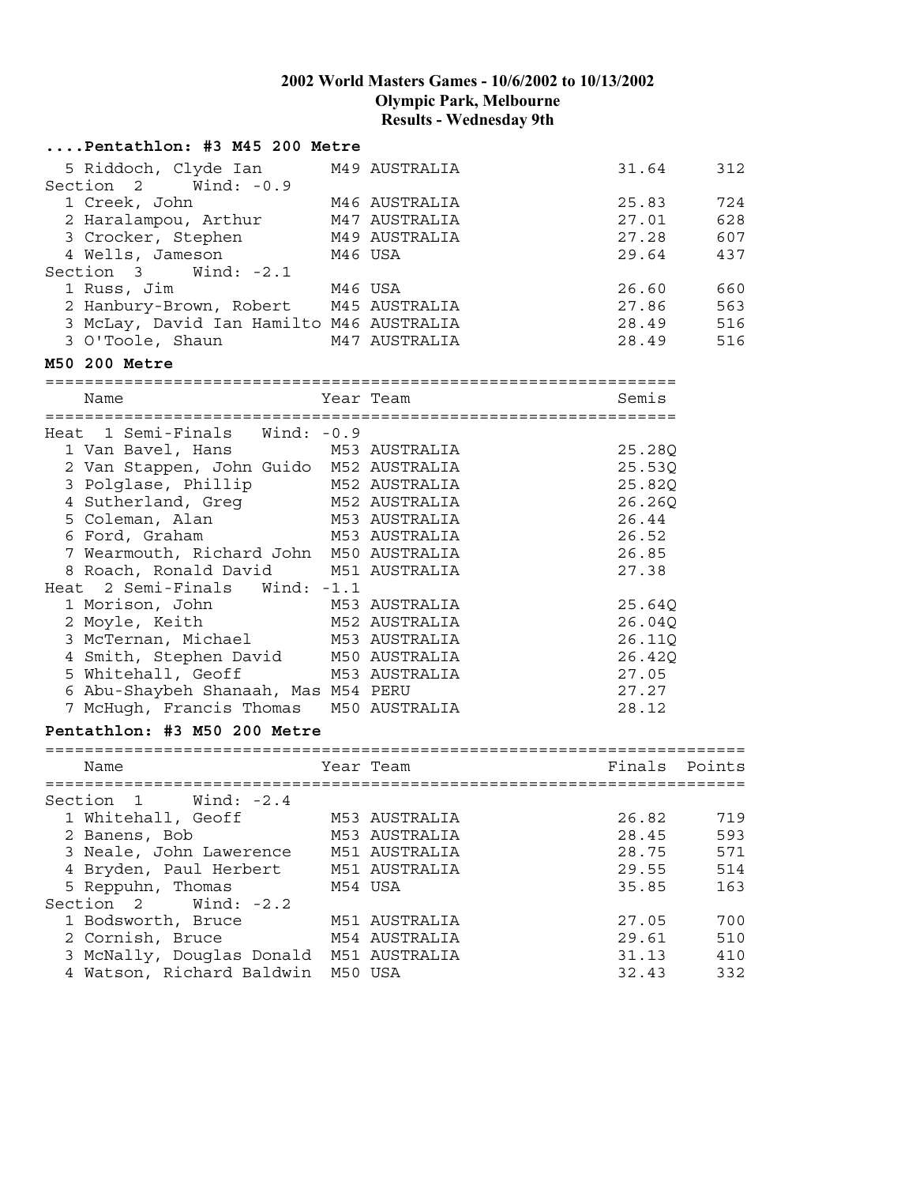**2002 World Masters Games - 10/6/2002 to 10/13/2002**
**Olympic Park, Melbourne**
**Results - Wednesday 9th**

### ....Pentathlon: #3 M45 200 Metre

| Name | Year | Team | Finals | Points |
|---|---|---|---|---|
| 5 Riddoch, Clyde Ian | M49 | AUSTRALIA | 31.64 | 312 |
| **Section 2 Wind: -0.9** | | | | |
| 1 Creek, John | M46 | AUSTRALIA | 25.83 | 724 |
| 2 Haralampou, Arthur | M47 | AUSTRALIA | 27.01 | 628 |
| 3 Crocker, Stephen | M49 | AUSTRALIA | 27.28 | 607 |
| 4 Wells, Jameson | M46 | USA | 29.64 | 437 |
| **Section 3 Wind: -2.1** | | | | |
| 1 Russ, Jim | M46 | USA | 26.60 | 660 |
| 2 Hanbury-Brown, Robert | M45 | AUSTRALIA | 27.86 | 563 |
| 3 McLay, David Ian Hamilto | M46 | AUSTRALIA | 28.49 | 516 |
| 3 O'Toole, Shaun | M47 | AUSTRALIA | 28.49 | 516 |

### M50 200 Metre

| Name | Year | Team | Semis |
|---|---|---|---|
| **Heat 1 Semi-Finals Wind: -0.9** | | | |
| 1 Van Bavel, Hans | M53 | AUSTRALIA | 25.28Q |
| 2 Van Stappen, John Guido | M52 | AUSTRALIA | 25.53Q |
| 3 Polglase, Phillip | M52 | AUSTRALIA | 25.82Q |
| 4 Sutherland, Greg | M52 | AUSTRALIA | 26.26Q |
| 5 Coleman, Alan | M53 | AUSTRALIA | 26.44 |
| 6 Ford, Graham | M53 | AUSTRALIA | 26.52 |
| 7 Wearmouth, Richard John | M50 | AUSTRALIA | 26.85 |
| 8 Roach, Ronald David | M51 | AUSTRALIA | 27.38 |
| **Heat 2 Semi-Finals Wind: -1.1** | | | |
| 1 Morison, John | M53 | AUSTRALIA | 25.64Q |
| 2 Moyle, Keith | M52 | AUSTRALIA | 26.04Q |
| 3 McTernan, Michael | M53 | AUSTRALIA | 26.11Q |
| 4 Smith, Stephen David | M50 | AUSTRALIA | 26.42Q |
| 5 Whitehall, Geoff | M53 | AUSTRALIA | 27.05 |
| 6 Abu-Shaybeh Shanaah, Mas | M54 | PERU | 27.27 |
| 7 McHugh, Francis Thomas | M50 | AUSTRALIA | 28.12 |

### Pentathlon: #3 M50 200 Metre

| Name | Year | Team | Finals | Points |
|---|---|---|---|---|
| **Section 1 Wind: -2.4** | | | | |
| 1 Whitehall, Geoff | M53 | AUSTRALIA | 26.82 | 719 |
| 2 Banens, Bob | M53 | AUSTRALIA | 28.45 | 593 |
| 3 Neale, John Lawerence | M51 | AUSTRALIA | 28.75 | 571 |
| 4 Bryden, Paul Herbert | M51 | AUSTRALIA | 29.55 | 514 |
| 5 Reppuhn, Thomas | M54 | USA | 35.85 | 163 |
| **Section 2 Wind: -2.2** | | | | |
| 1 Bodsworth, Bruce | M51 | AUSTRALIA | 27.05 | 700 |
| 2 Cornish, Bruce | M54 | AUSTRALIA | 29.61 | 510 |
| 3 McNally, Douglas Donald | M51 | AUSTRALIA | 31.13 | 410 |
| 4 Watson, Richard Baldwin | M50 | USA | 32.43 | 332 |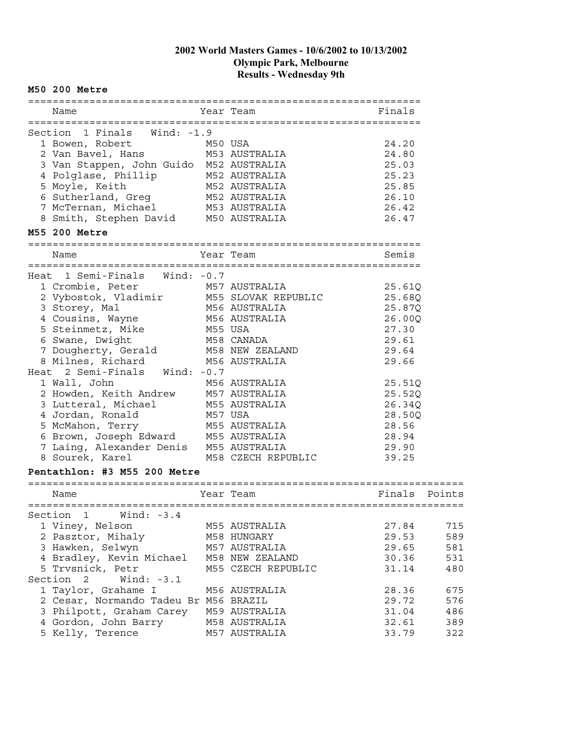# 2002 World Masters Games - 10/6/2002 to 10/13/2002
## Olympic Park, Melbourne
## Results - Wednesday 9th

### M50 200 Metre

Section 1 Finals Wind: -1.9

| Place | Name | Year | Team | Finals |
|---|---|---|---|---|
| 1 | Bowen, Robert | M50 | USA | 24.20 |
| 2 | Van Bavel, Hans | M53 | AUSTRALIA | 24.80 |
| 3 | Van Stappen, John Guido | M52 | AUSTRALIA | 25.03 |
| 4 | Polglase, Phillip | M52 | AUSTRALIA | 25.23 |
| 5 | Moyle, Keith | M52 | AUSTRALIA | 25.85 |
| 6 | Sutherland, Greg | M52 | AUSTRALIA | 26.10 |
| 7 | McTernan, Michael | M53 | AUSTRALIA | 26.42 |
| 8 | Smith, Stephen David | M50 | AUSTRALIA | 26.47 |

### M55 200 Metre

| Place | Name | Year | Team | Semis |
|---|---|---|---|---|
| **Heat 1 Semi-Finals Wind: -0.7** | | | | |
| 1 | Crombie, Peter | M57 | AUSTRALIA | 25.61Q |
| 2 | Vybostok, Vladimir | M55 | SLOVAK REPUBLIC | 25.68Q |
| 3 | Storey, Mal | M56 | AUSTRALIA | 25.87Q |
| 4 | Cousins, Wayne | M56 | AUSTRALIA | 26.00Q |
| 5 | Steinmetz, Mike | M55 | USA | 27.30 |
| 6 | Swane, Dwight | M58 | CANADA | 29.61 |
| 7 | Dougherty, Gerald | M58 | NEW ZEALAND | 29.64 |
| 8 | Milnes, Richard | M56 | AUSTRALIA | 29.66 |
| **Heat 2 Semi-Finals Wind: -0.7** | | | | |
| 1 | Wall, John | M56 | AUSTRALIA | 25.51Q |
| 2 | Howden, Keith Andrew | M57 | AUSTRALIA | 25.52Q |
| 3 | Lutteral, Michael | M55 | AUSTRALIA | 26.34Q |
| 4 | Jordan, Ronald | M57 | USA | 28.50Q |
| 5 | McMahon, Terry | M55 | AUSTRALIA | 28.56 |
| 6 | Brown, Joseph Edward | M55 | AUSTRALIA | 28.94 |
| 7 | Laing, Alexander Denis | M55 | AUSTRALIA | 29.90 |
| 8 | Sourek, Karel | M58 | CZECH REPUBLIC | 39.25 |

### Pentathlon: #3 M55 200 Metre

| Place | Name | Year | Team | Finals | Points |
|---|---|---|---|---|---|
| **Section 1 Wind: -3.4** | | | | | |
| 1 | Viney, Nelson | M55 | AUSTRALIA | 27.84 | 715 |
| 2 | Pasztor, Mihaly | M58 | HUNGARY | 29.53 | 589 |
| 3 | Hawken, Selwyn | M57 | AUSTRALIA | 29.65 | 581 |
| 4 | Bradley, Kevin Michael | M58 | NEW ZEALAND | 30.36 | 531 |
| 5 | Trvsnick, Petr | M55 | CZECH REPUBLIC | 31.14 | 480 |
| **Section 2 Wind: -3.1** | | | | | |
| 1 | Taylor, Grahame I | M56 | AUSTRALIA | 28.36 | 675 |
| 2 | Cesar, Normando Tadeu Br | M56 | BRAZIL | 29.72 | 576 |
| 3 | Philpott, Graham Carey | M59 | AUSTRALIA | 31.04 | 486 |
| 4 | Gordon, John Barry | M58 | AUSTRALIA | 32.61 | 389 |
| 5 | Kelly, Terence | M57 | AUSTRALIA | 33.79 | 322 |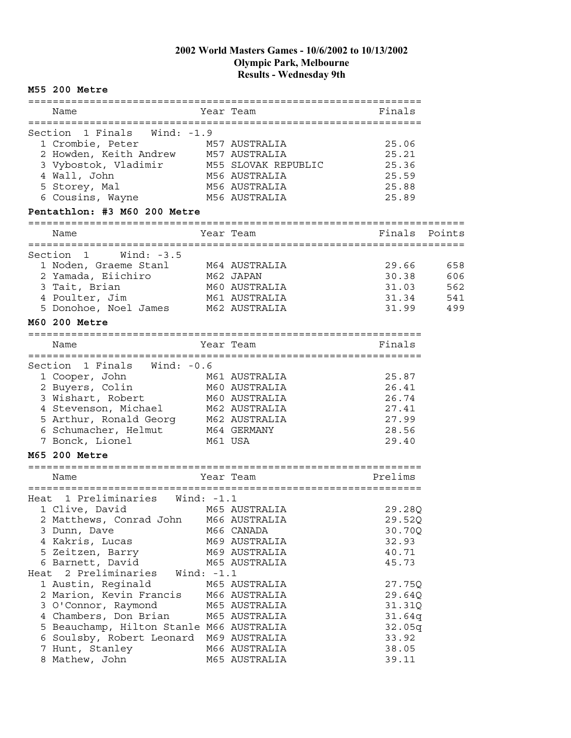# 2002 World Masters Games - 10/6/2002 to 10/13/2002
## Olympic Park, Melbourne
## Results - Wednesday 9th

### M55 200 Metre

Section 1 Finals Wind: -1.9

| Name | Year | Team | Finals |
|---|---|---|---|
| 1 Crombie, Peter | M57 | AUSTRALIA | 25.06 |
| 2 Howden, Keith Andrew | M57 | AUSTRALIA | 25.21 |
| 3 Vybostok, Vladimir | M55 | SLOVAK REPUBLIC | 25.36 |
| 4 Wall, John | M56 | AUSTRALIA | 25.59 |
| 5 Storey, Mal | M56 | AUSTRALIA | 25.88 |
| 6 Cousins, Wayne | M56 | AUSTRALIA | 25.89 |

### Pentathlon: #3 M60 200 Metre

Section 1 Wind: -3.5

| Name | Year | Team | Finals | Points |
|---|---|---|---|---|
| 1 Noden, Graeme Stanl | M64 | AUSTRALIA | 29.66 | 658 |
| 2 Yamada, Eiichiro | M62 | JAPAN | 30.38 | 606 |
| 3 Tait, Brian | M60 | AUSTRALIA | 31.03 | 562 |
| 4 Poulter, Jim | M61 | AUSTRALIA | 31.34 | 541 |
| 5 Donohoe, Noel James | M62 | AUSTRALIA | 31.99 | 499 |

### M60 200 Metre

Section 1 Finals Wind: -0.6

| Name | Year | Team | Finals |
|---|---|---|---|
| 1 Cooper, John | M61 | AUSTRALIA | 25.87 |
| 2 Buyers, Colin | M60 | AUSTRALIA | 26.41 |
| 3 Wishart, Robert | M60 | AUSTRALIA | 26.74 |
| 4 Stevenson, Michael | M62 | AUSTRALIA | 27.41 |
| 5 Arthur, Ronald Georg | M62 | AUSTRALIA | 27.99 |
| 6 Schumacher, Helmut | M64 | GERMANY | 28.56 |
| 7 Bonck, Lionel | M61 | USA | 29.40 |

### M65 200 Metre

| Name | Year | Team | Prelims |
|---|---|---|---|
| **Heat 1 Preliminaries Wind: -1.1** | | | |
| 1 Clive, David | M65 | AUSTRALIA | 29.28Q |
| 2 Matthews, Conrad John | M66 | AUSTRALIA | 29.52Q |
| 3 Dunn, Dave | M66 | CANADA | 30.70Q |
| 4 Kakris, Lucas | M69 | AUSTRALIA | 32.93 |
| 5 Zeitzen, Barry | M69 | AUSTRALIA | 40.71 |
| 6 Barnett, David | M65 | AUSTRALIA | 45.73 |
| **Heat 2 Preliminaries Wind: -1.1** | | | |
| 1 Austin, Reginald | M65 | AUSTRALIA | 27.75Q |
| 2 Marion, Kevin Francis | M66 | AUSTRALIA | 29.64Q |
| 3 O'Connor, Raymond | M65 | AUSTRALIA | 31.31Q |
| 4 Chambers, Don Brian | M65 | AUSTRALIA | 31.64q |
| 5 Beauchamp, Hilton Stanle | M66 | AUSTRALIA | 32.05q |
| 6 Soulsby, Robert Leonard | M69 | AUSTRALIA | 33.92 |
| 7 Hunt, Stanley | M66 | AUSTRALIA | 38.05 |
| 8 Mathew, John | M65 | AUSTRALIA | 39.11 |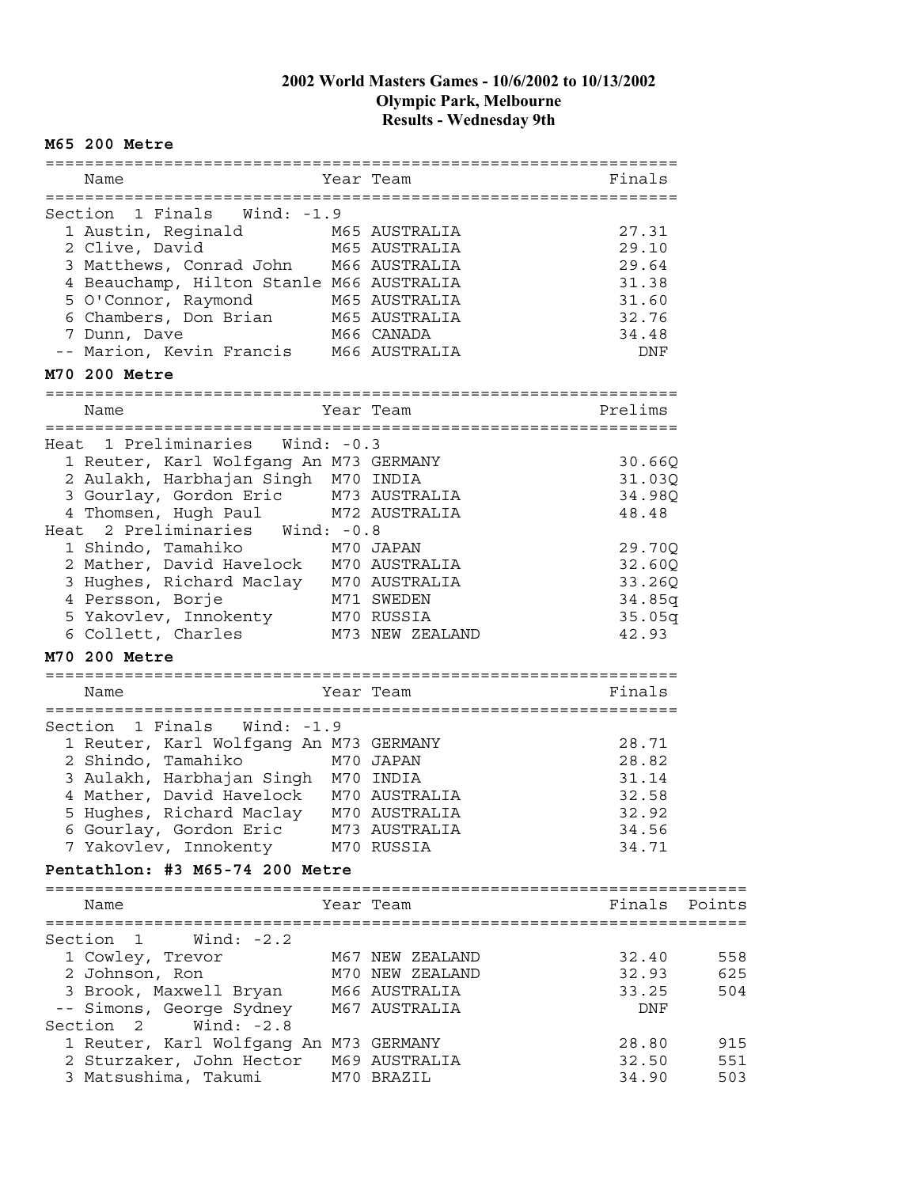# 2002 World Masters Games - 10/6/2002 to 10/13/2002
## Olympic Park, Melbourne
## Results - Wednesday 9th

### M65 200 Metre

**Section 1 Finals  Wind: -1.9**

| Place | Name | Year | Team | Finals |
|---|---|---|---|---|
| 1 | Austin, Reginald | M65 | AUSTRALIA | 27.31 |
| 2 | Clive, David | M65 | AUSTRALIA | 29.10 |
| 3 | Matthews, Conrad John | M66 | AUSTRALIA | 29.64 |
| 4 | Beauchamp, Hilton Stanle | M66 | AUSTRALIA | 31.38 |
| 5 | O'Connor, Raymond | M65 | AUSTRALIA | 31.60 |
| 6 | Chambers, Don Brian | M65 | AUSTRALIA | 32.76 |
| 7 | Dunn, Dave | M66 | CANADA | 34.48 |
| -- | Marion, Kevin Francis | M66 | AUSTRALIA | DNF |

### M70 200 Metre

**Heat 1 Preliminaries  Wind: -0.3**

| Place | Name | Year | Team | Prelims |
|---|---|---|---|---|
| 1 | Reuter, Karl Wolfgang An | M73 | GERMANY | 30.66Q |
| 2 | Aulakh, Harbhajan Singh | M70 | INDIA | 31.03Q |
| 3 | Gourlay, Gordon Eric | M73 | AUSTRALIA | 34.98Q |
| 4 | Thomsen, Hugh Paul | M72 | AUSTRALIA | 48.48 |

**Heat 2 Preliminaries  Wind: -0.8**

| Place | Name | Year | Team | Prelims |
|---|---|---|---|---|
| 1 | Shindo, Tamahiko | M70 | JAPAN | 29.70Q |
| 2 | Mather, David Havelock | M70 | AUSTRALIA | 32.60Q |
| 3 | Hughes, Richard Maclay | M70 | AUSTRALIA | 33.26Q |
| 4 | Persson, Borje | M71 | SWEDEN | 34.85q |
| 5 | Yakovlev, Innokenty | M70 | RUSSIA | 35.05q |
| 6 | Collett, Charles | M73 | NEW ZEALAND | 42.93 |

### M70 200 Metre

**Section 1 Finals  Wind: -1.9**

| Place | Name | Year | Team | Finals |
|---|---|---|---|---|
| 1 | Reuter, Karl Wolfgang An | M73 | GERMANY | 28.71 |
| 2 | Shindo, Tamahiko | M70 | JAPAN | 28.82 |
| 3 | Aulakh, Harbhajan Singh | M70 | INDIA | 31.14 |
| 4 | Mather, David Havelock | M70 | AUSTRALIA | 32.58 |
| 5 | Hughes, Richard Maclay | M70 | AUSTRALIA | 32.92 |
| 6 | Gourlay, Gordon Eric | M73 | AUSTRALIA | 34.56 |
| 7 | Yakovlev, Innokenty | M70 | RUSSIA | 34.71 |

### Pentathlon: #3 M65-74 200 Metre

**Section 1  Wind: -2.2**

| Place | Name | Year | Team | Finals | Points |
|---|---|---|---|---|---|
| 1 | Cowley, Trevor | M67 | NEW ZEALAND | 32.40 | 558 |
| 2 | Johnson, Ron | M70 | NEW ZEALAND | 32.93 | 625 |
| 3 | Brook, Maxwell Bryan | M66 | AUSTRALIA | 33.25 | 504 |
| -- | Simons, George Sydney | M67 | AUSTRALIA | DNF | |

**Section 2  Wind: -2.8**

| Place | Name | Year | Team | Finals | Points |
|---|---|---|---|---|---|
| 1 | Reuter, Karl Wolfgang An | M73 | GERMANY | 28.80 | 915 |
| 2 | Sturzaker, John Hector | M69 | AUSTRALIA | 32.50 | 551 |
| 3 | Matsushima, Takumi | M70 | BRAZIL | 34.90 | 503 |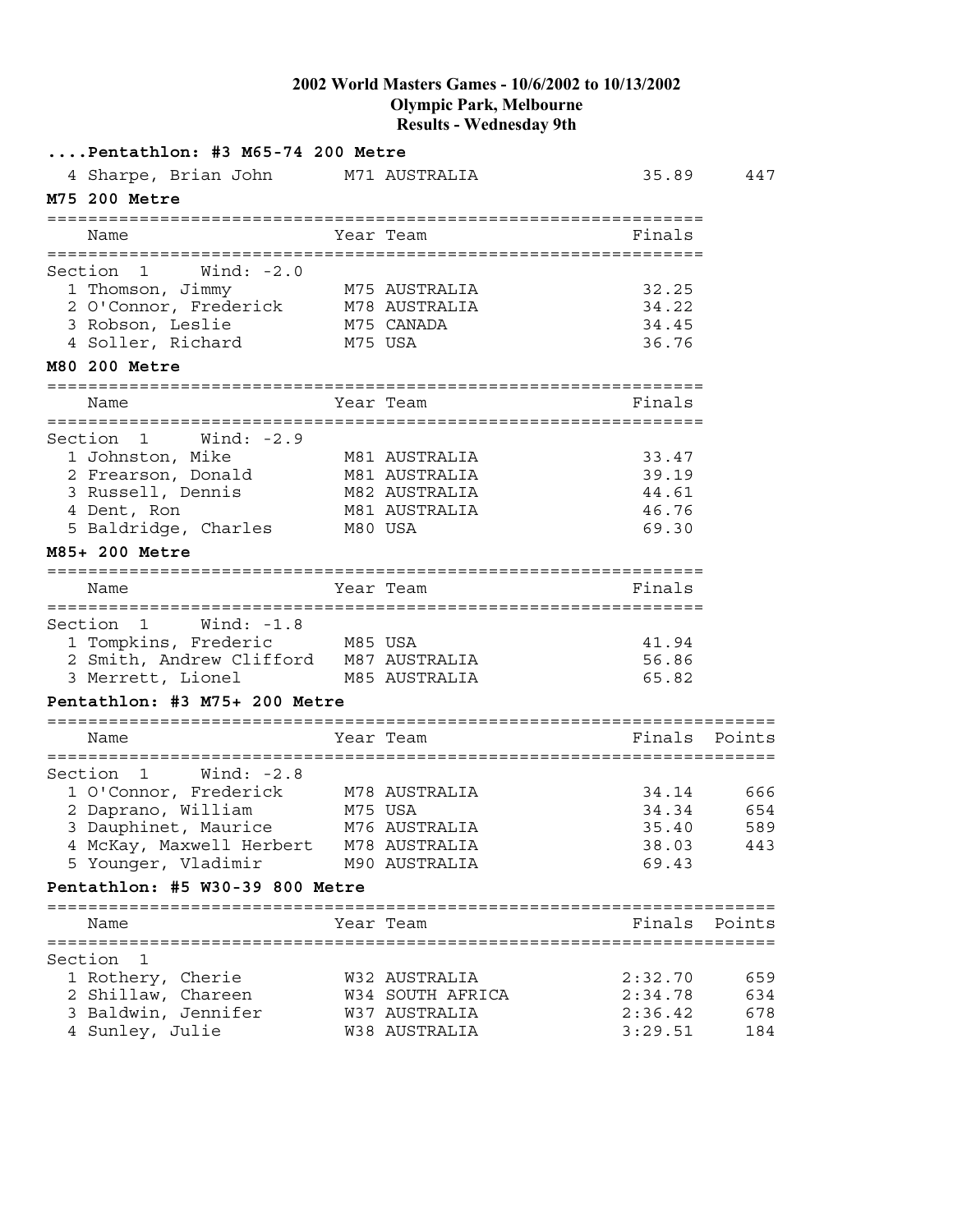**2002 World Masters Games - 10/6/2002 to 10/13/2002**
**Olympic Park, Melbourne**
**Results - Wednesday 9th**

**....Pentathlon: #3 M65-74 200 Metre**

| Place | Name | Year | Team | Finals | Points |
|---|---|---|---|---|---|
| 4 | Sharpe, Brian John | M71 | AUSTRALIA | 35.89 | 447 |

**M75 200 Metre**

Section 1 Wind: -2.0

| Place | Name | Year | Team | Finals |
|---|---|---|---|---|
| 1 | Thomson, Jimmy | M75 | AUSTRALIA | 32.25 |
| 2 | O'Connor, Frederick | M78 | AUSTRALIA | 34.22 |
| 3 | Robson, Leslie | M75 | CANADA | 34.45 |
| 4 | Soller, Richard | M75 | USA | 36.76 |

**M80 200 Metre**

Section 1 Wind: -2.9

| Place | Name | Year | Team | Finals |
|---|---|---|---|---|
| 1 | Johnston, Mike | M81 | AUSTRALIA | 33.47 |
| 2 | Frearson, Donald | M81 | AUSTRALIA | 39.19 |
| 3 | Russell, Dennis | M82 | AUSTRALIA | 44.61 |
| 4 | Dent, Ron | M81 | AUSTRALIA | 46.76 |
| 5 | Baldridge, Charles | M80 | USA | 69.30 |

**M85+ 200 Metre**

Section 1 Wind: -1.8

| Place | Name | Year | Team | Finals |
|---|---|---|---|---|
| 1 | Tompkins, Frederic | M85 | USA | 41.94 |
| 2 | Smith, Andrew Clifford | M87 | AUSTRALIA | 56.86 |
| 3 | Merrett, Lionel | M85 | AUSTRALIA | 65.82 |

**Pentathlon: #3 M75+ 200 Metre**

Section 1 Wind: -2.8

| Place | Name | Year | Team | Finals | Points |
|---|---|---|---|---|---|
| 1 | O'Connor, Frederick | M78 | AUSTRALIA | 34.14 | 666 |
| 2 | Daprano, William | M75 | USA | 34.34 | 654 |
| 3 | Dauphinet, Maurice | M76 | AUSTRALIA | 35.40 | 589 |
| 4 | McKay, Maxwell Herbert | M78 | AUSTRALIA | 38.03 | 443 |
| 5 | Younger, Vladimir | M90 | AUSTRALIA | 69.43 | |

**Pentathlon: #5 W30-39 800 Metre**

Section 1

| Place | Name | Year | Team | Finals | Points |
|---|---|---|---|---|---|
| 1 | Rothery, Cherie | W32 | AUSTRALIA | 2:32.70 | 659 |
| 2 | Shillaw, Chareen | W34 | SOUTH AFRICA | 2:34.78 | 634 |
| 3 | Baldwin, Jennifer | W37 | AUSTRALIA | 2:36.42 | 678 |
| 4 | Sunley, Julie | W38 | AUSTRALIA | 3:29.51 | 184 |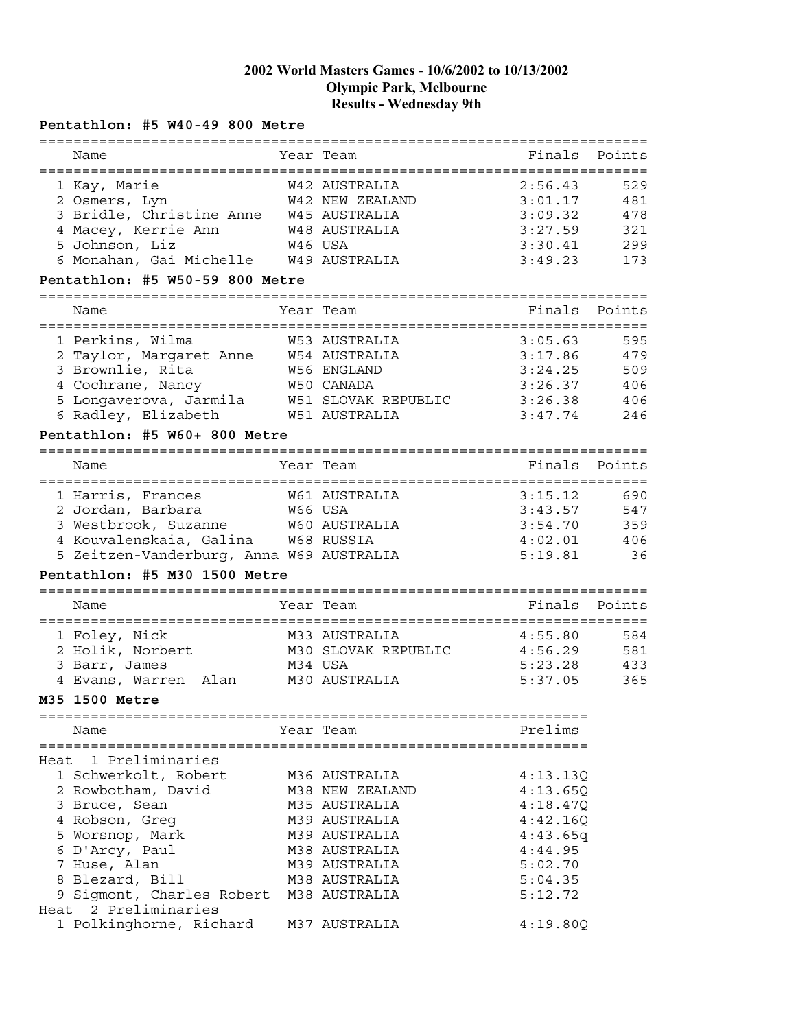# 2002 World Masters Games - 10/6/2002 to 10/13/2002
## Olympic Park, Melbourne
## Results - Wednesday 9th

### Pentathlon: #5 W40-49 800 Metre

| | Name | Year | Team | Finals | Points |
|---|---|---|---|---|---|
| 1 | Kay, Marie | W42 | AUSTRALIA | 2:56.43 | 529 |
| 2 | Osmers, Lyn | W42 | NEW ZEALAND | 3:01.17 | 481 |
| 3 | Bridle, Christine Anne | W45 | AUSTRALIA | 3:09.32 | 478 |
| 4 | Macey, Kerrie Ann | W48 | AUSTRALIA | 3:27.59 | 321 |
| 5 | Johnson, Liz | W46 | USA | 3:30.41 | 299 |
| 6 | Monahan, Gai Michelle | W49 | AUSTRALIA | 3:49.23 | 173 |

### Pentathlon: #5 W50-59 800 Metre

| | Name | Year | Team | Finals | Points |
|---|---|---|---|---|---|
| 1 | Perkins, Wilma | W53 | AUSTRALIA | 3:05.63 | 595 |
| 2 | Taylor, Margaret Anne | W54 | AUSTRALIA | 3:17.86 | 479 |
| 3 | Brownlie, Rita | W56 | ENGLAND | 3:24.25 | 509 |
| 4 | Cochrane, Nancy | W50 | CANADA | 3:26.37 | 406 |
| 5 | Longaverova, Jarmila | W51 | SLOVAK REPUBLIC | 3:26.38 | 406 |
| 6 | Radley, Elizabeth | W51 | AUSTRALIA | 3:47.74 | 246 |

### Pentathlon: #5 W60+ 800 Metre

| | Name | Year | Team | Finals | Points |
|---|---|---|---|---|---|
| 1 | Harris, Frances | W61 | AUSTRALIA | 3:15.12 | 690 |
| 2 | Jordan, Barbara | W66 | USA | 3:43.57 | 547 |
| 3 | Westbrook, Suzanne | W60 | AUSTRALIA | 3:54.70 | 359 |
| 4 | Kouvalenskaia, Galina | W68 | RUSSIA | 4:02.01 | 406 |
| 5 | Zeitzen-Vanderburg, Anna | W69 | AUSTRALIA | 5:19.81 | 36 |

### Pentathlon: #5 M30 1500 Metre

| | Name | Year | Team | Finals | Points |
|---|---|---|---|---|---|
| 1 | Foley, Nick | M33 | AUSTRALIA | 4:55.80 | 584 |
| 2 | Holik, Norbert | M30 | SLOVAK REPUBLIC | 4:56.29 | 581 |
| 3 | Barr, James | M34 | USA | 5:23.28 | 433 |
| 4 | Evans, Warren Alan | M30 | AUSTRALIA | 5:37.05 | 365 |

### M35 1500 Metre

| | Name | Year | Team | Prelims |
|---|---|---|---|---|
| **Heat 1 Preliminaries** | | | | |
| 1 | Schwerkolt, Robert | M36 | AUSTRALIA | 4:13.13Q |
| 2 | Rowbotham, David | M38 | NEW ZEALAND | 4:13.65Q |
| 3 | Bruce, Sean | M35 | AUSTRALIA | 4:18.47Q |
| 4 | Robson, Greg | M39 | AUSTRALIA | 4:42.16Q |
| 5 | Worsnop, Mark | M39 | AUSTRALIA | 4:43.65q |
| 6 | D'Arcy, Paul | M38 | AUSTRALIA | 4:44.95 |
| 7 | Huse, Alan | M39 | AUSTRALIA | 5:02.70 |
| 8 | Blezard, Bill | M38 | AUSTRALIA | 5:04.35 |
| 9 | Sigmont, Charles Robert | M38 | AUSTRALIA | 5:12.72 |
| **Heat 2 Preliminaries** | | | | |
| 1 | Polkinghorne, Richard | M37 | AUSTRALIA | 4:19.80Q |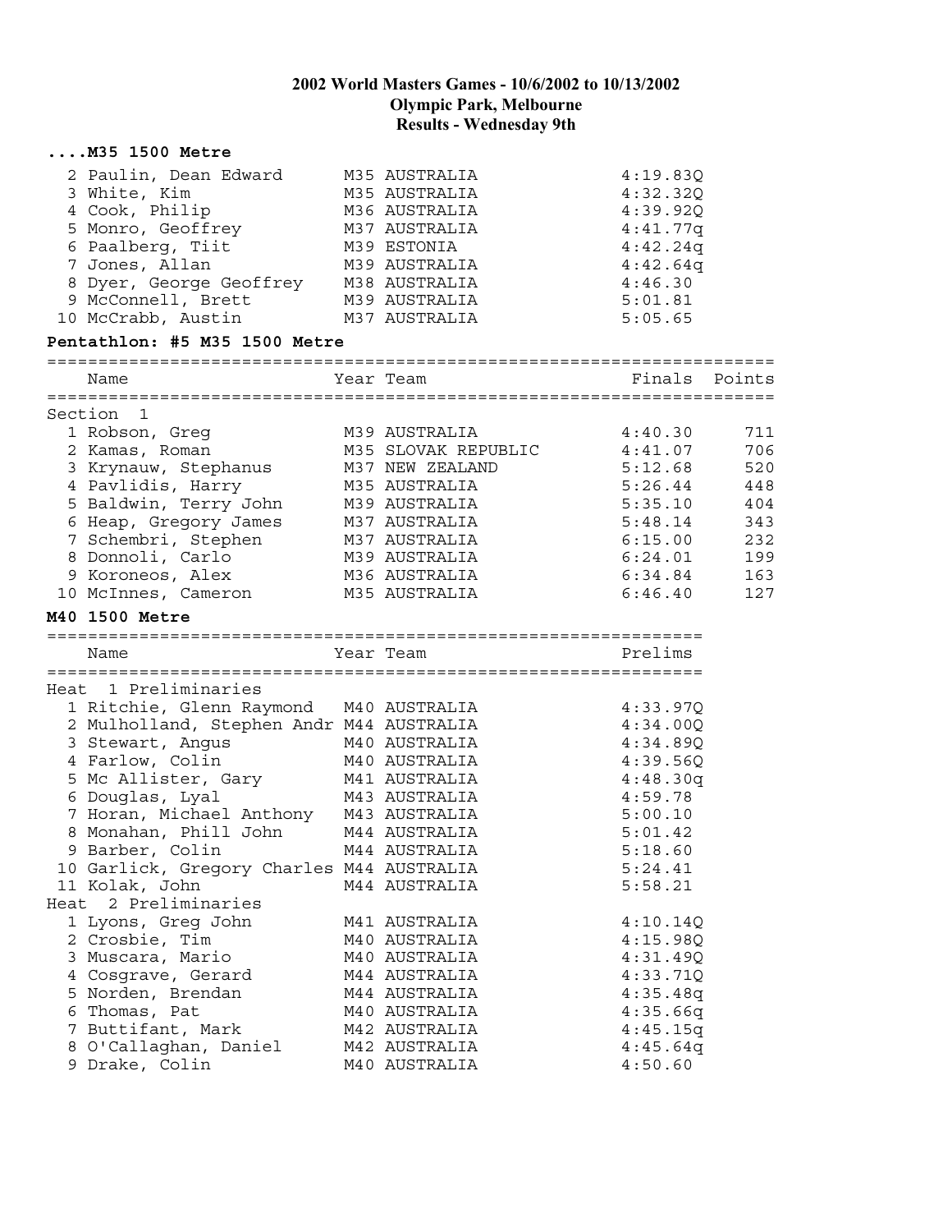# 2002 World Masters Games - 10/6/2002 to 10/13/2002
## Olympic Park, Melbourne
## Results - Wednesday 9th

### ....M35 1500 Metre

| | Name | Year Team | Prelims |
|---|---|---|---|
| 2 | Paulin, Dean Edward | M35 AUSTRALIA | 4:19.83Q |
| 3 | White, Kim | M35 AUSTRALIA | 4:32.32Q |
| 4 | Cook, Philip | M36 AUSTRALIA | 4:39.92Q |
| 5 | Monro, Geoffrey | M37 AUSTRALIA | 4:41.77q |
| 6 | Paalberg, Tiit | M39 ESTONIA | 4:42.24q |
| 7 | Jones, Allan | M39 AUSTRALIA | 4:42.64q |
| 8 | Dyer, George Geoffrey | M38 AUSTRALIA | 4:46.30 |
| 9 | McConnell, Brett | M39 AUSTRALIA | 5:01.81 |
| 10 | McCrabb, Austin | M37 AUSTRALIA | 5:05.65 |

### Pentathlon: #5 M35 1500 Metre

| | Name | Year Team | Finals | Points |
|---|---|---|---|---|
| **Section 1** | | | | |
| 1 | Robson, Greg | M39 AUSTRALIA | 4:40.30 | 711 |
| 2 | Kamas, Roman | M35 SLOVAK REPUBLIC | 4:41.07 | 706 |
| 3 | Krynauw, Stephanus | M37 NEW ZEALAND | 5:12.68 | 520 |
| 4 | Pavlidis, Harry | M35 AUSTRALIA | 5:26.44 | 448 |
| 5 | Baldwin, Terry John | M39 AUSTRALIA | 5:35.10 | 404 |
| 6 | Heap, Gregory James | M37 AUSTRALIA | 5:48.14 | 343 |
| 7 | Schembri, Stephen | M37 AUSTRALIA | 6:15.00 | 232 |
| 8 | Donnoli, Carlo | M39 AUSTRALIA | 6:24.01 | 199 |
| 9 | Koroneos, Alex | M36 AUSTRALIA | 6:34.84 | 163 |
| 10 | McInnes, Cameron | M35 AUSTRALIA | 6:46.40 | 127 |

### M40 1500 Metre

| | Name | Year Team | Prelims |
|---|---|---|---|
| **Heat 1 Preliminaries** | | | |
| 1 | Ritchie, Glenn Raymond | M40 AUSTRALIA | 4:33.97Q |
| 2 | Mulholland, Stephen Andr | M44 AUSTRALIA | 4:34.00Q |
| 3 | Stewart, Angus | M40 AUSTRALIA | 4:34.89Q |
| 4 | Farlow, Colin | M40 AUSTRALIA | 4:39.56Q |
| 5 | Mc Allister, Gary | M41 AUSTRALIA | 4:48.30q |
| 6 | Douglas, Lyal | M43 AUSTRALIA | 4:59.78 |
| 7 | Horan, Michael Anthony | M43 AUSTRALIA | 5:00.10 |
| 8 | Monahan, Phill John | M44 AUSTRALIA | 5:01.42 |
| 9 | Barber, Colin | M44 AUSTRALIA | 5:18.60 |
| 10 | Garlick, Gregory Charles | M44 AUSTRALIA | 5:24.41 |
| 11 | Kolak, John | M44 AUSTRALIA | 5:58.21 |
| **Heat 2 Preliminaries** | | | |
| 1 | Lyons, Greg John | M41 AUSTRALIA | 4:10.14Q |
| 2 | Crosbie, Tim | M40 AUSTRALIA | 4:15.98Q |
| 3 | Muscara, Mario | M40 AUSTRALIA | 4:31.49Q |
| 4 | Cosgrave, Gerard | M44 AUSTRALIA | 4:33.71Q |
| 5 | Norden, Brendan | M44 AUSTRALIA | 4:35.48q |
| 6 | Thomas, Pat | M40 AUSTRALIA | 4:35.66q |
| 7 | Buttifant, Mark | M42 AUSTRALIA | 4:45.15q |
| 8 | O'Callaghan, Daniel | M42 AUSTRALIA | 4:45.64q |
| 9 | Drake, Colin | M40 AUSTRALIA | 4:50.60 |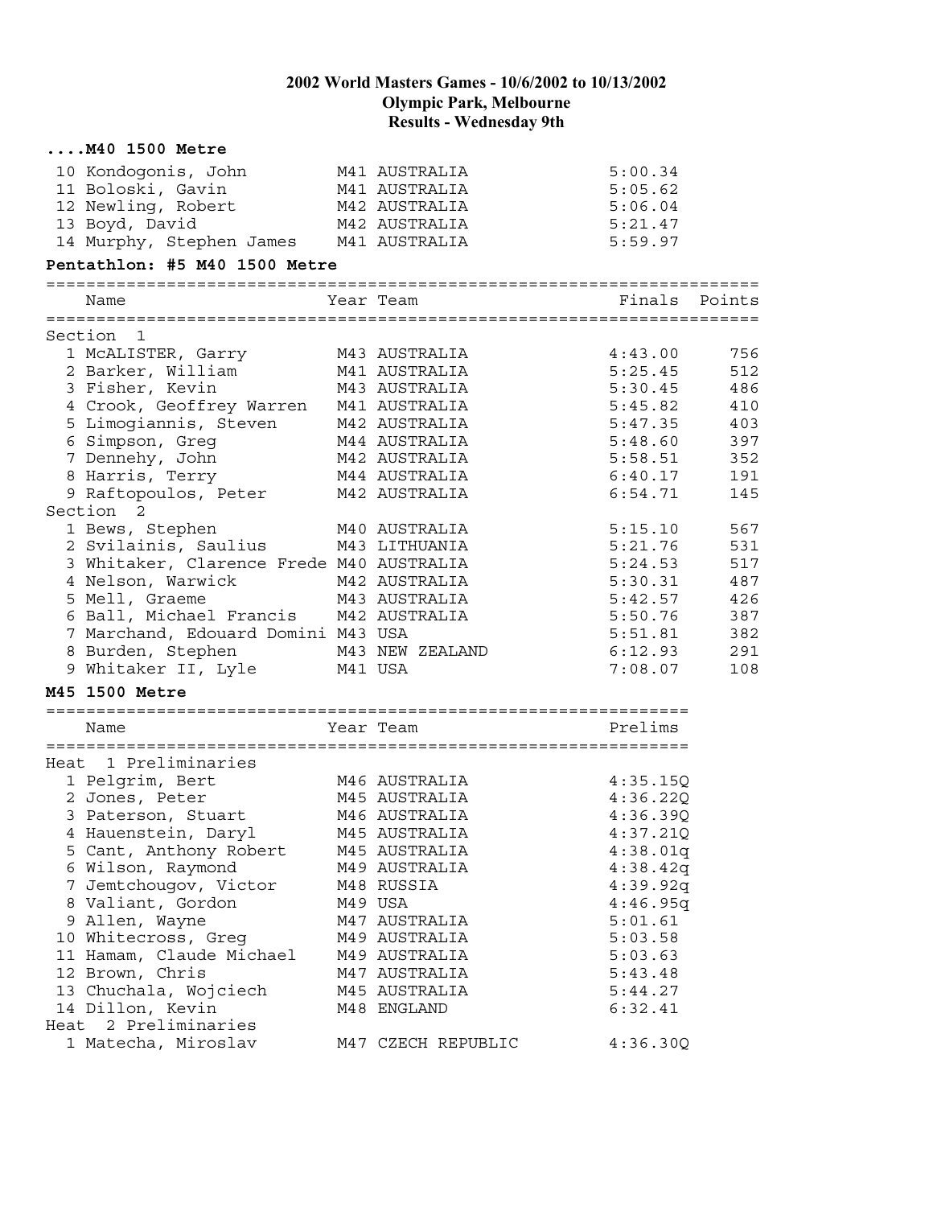# 2002 World Masters Games - 10/6/2002 to 10/13/2002
## Olympic Park, Melbourne
## Results - Wednesday 9th

### ....M40 1500 Metre

| | Name | Year | Team | Finals |
|---|---|---|---|---|
| 10 | Kondogonis, John | M41 | AUSTRALIA | 5:00.34 |
| 11 | Boloski, Gavin | M41 | AUSTRALIA | 5:05.62 |
| 12 | Newling, Robert | M42 | AUSTRALIA | 5:06.04 |
| 13 | Boyd, David | M42 | AUSTRALIA | 5:21.47 |
| 14 | Murphy, Stephen James | M41 | AUSTRALIA | 5:59.97 |

### Pentathlon: #5 M40 1500 Metre

| | Name | Year | Team | Finals | Points |
|---|---|---|---|---|---|
| **Section 1** | | | | | |
| 1 | McALISTER, Garry | M43 | AUSTRALIA | 4:43.00 | 756 |
| 2 | Barker, William | M41 | AUSTRALIA | 5:25.45 | 512 |
| 3 | Fisher, Kevin | M43 | AUSTRALIA | 5:30.45 | 486 |
| 4 | Crook, Geoffrey Warren | M41 | AUSTRALIA | 5:45.82 | 410 |
| 5 | Limogiannis, Steven | M42 | AUSTRALIA | 5:47.35 | 403 |
| 6 | Simpson, Greg | M44 | AUSTRALIA | 5:48.60 | 397 |
| 7 | Dennehy, John | M42 | AUSTRALIA | 5:58.51 | 352 |
| 8 | Harris, Terry | M44 | AUSTRALIA | 6:40.17 | 191 |
| 9 | Raftopoulos, Peter | M42 | AUSTRALIA | 6:54.71 | 145 |
| **Section 2** | | | | | |
| 1 | Bews, Stephen | M40 | AUSTRALIA | 5:15.10 | 567 |
| 2 | Svilainis, Saulius | M43 | LITHUANIA | 5:21.76 | 531 |
| 3 | Whitaker, Clarence Frede | M40 | AUSTRALIA | 5:24.53 | 517 |
| 4 | Nelson, Warwick | M42 | AUSTRALIA | 5:30.31 | 487 |
| 5 | Mell, Graeme | M43 | AUSTRALIA | 5:42.57 | 426 |
| 6 | Ball, Michael Francis | M42 | AUSTRALIA | 5:50.76 | 387 |
| 7 | Marchand, Edouard Domini | M43 | USA | 5:51.81 | 382 |
| 8 | Burden, Stephen | M43 | NEW ZEALAND | 6:12.93 | 291 |
| 9 | Whitaker II, Lyle | M41 | USA | 7:08.07 | 108 |

### M45 1500 Metre

| | Name | Year | Team | Prelims |
|---|---|---|---|---|
| **Heat 1 Preliminaries** | | | | |
| 1 | Pelgrim, Bert | M46 | AUSTRALIA | 4:35.15Q |
| 2 | Jones, Peter | M45 | AUSTRALIA | 4:36.22Q |
| 3 | Paterson, Stuart | M46 | AUSTRALIA | 4:36.39Q |
| 4 | Hauenstein, Daryl | M45 | AUSTRALIA | 4:37.21Q |
| 5 | Cant, Anthony Robert | M45 | AUSTRALIA | 4:38.01q |
| 6 | Wilson, Raymond | M49 | AUSTRALIA | 4:38.42q |
| 7 | Jemtchougov, Victor | M48 | RUSSIA | 4:39.92q |
| 8 | Valiant, Gordon | M49 | USA | 4:46.95q |
| 9 | Allen, Wayne | M47 | AUSTRALIA | 5:01.61 |
| 10 | Whitecross, Greg | M49 | AUSTRALIA | 5:03.58 |
| 11 | Hamam, Claude Michael | M49 | AUSTRALIA | 5:03.63 |
| 12 | Brown, Chris | M47 | AUSTRALIA | 5:43.48 |
| 13 | Chuchala, Wojciech | M45 | AUSTRALIA | 5:44.27 |
| 14 | Dillon, Kevin | M48 | ENGLAND | 6:32.41 |
| **Heat 2 Preliminaries** | | | | |
| 1 | Matecha, Miroslav | M47 | CZECH REPUBLIC | 4:36.30Q |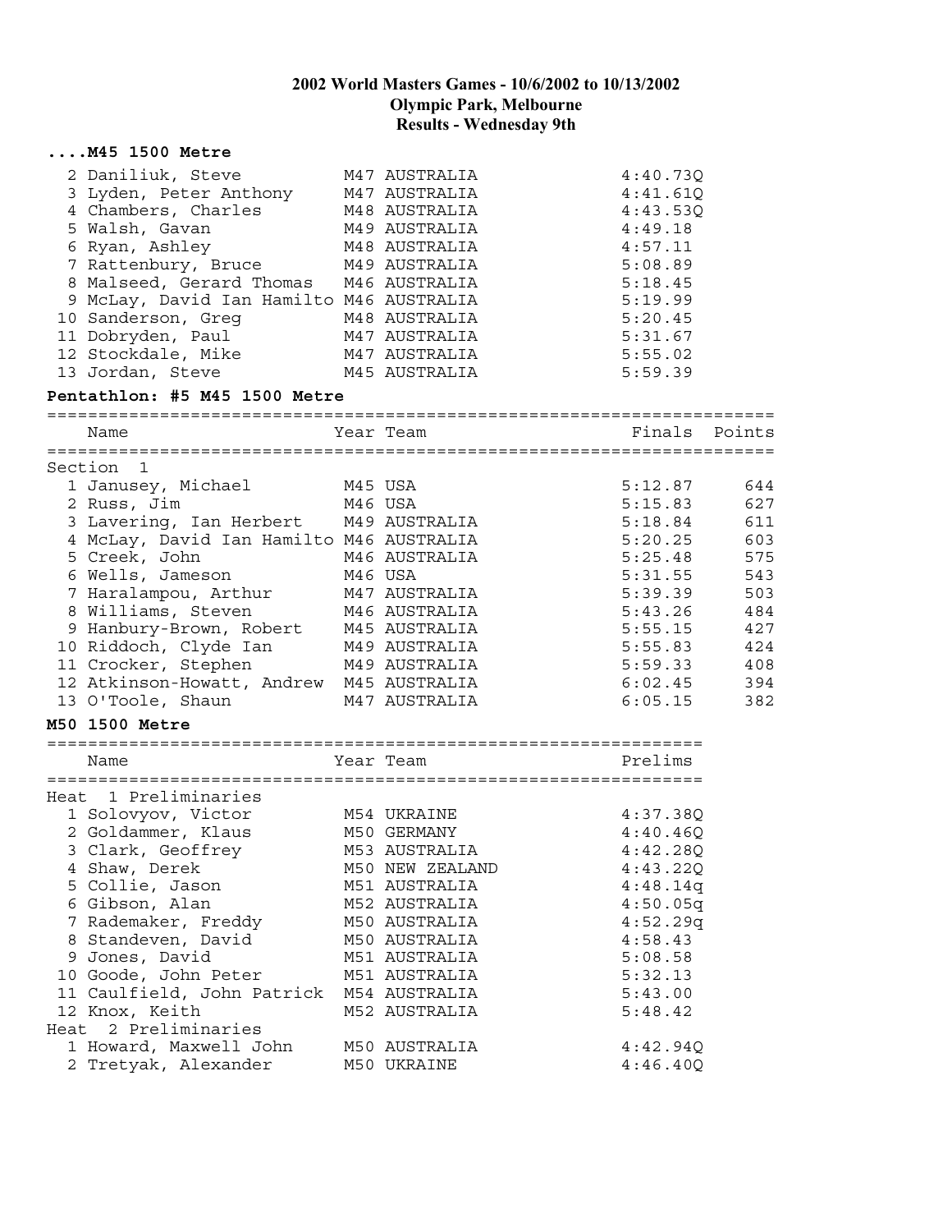## 2002 World Masters Games - 10/6/2002 to 10/13/2002
## Olympic Park, Melbourne
## Results - Wednesday 9th

### ....M45 1500 Metre

| Place | Name | Year | Team | Finals |
|---|---|---|---|---|
| 2 | Daniliuk, Steve | M47 | AUSTRALIA | 4:40.73Q |
| 3 | Lyden, Peter Anthony | M47 | AUSTRALIA | 4:41.61Q |
| 4 | Chambers, Charles | M48 | AUSTRALIA | 4:43.53Q |
| 5 | Walsh, Gavan | M49 | AUSTRALIA | 4:49.18 |
| 6 | Ryan, Ashley | M48 | AUSTRALIA | 4:57.11 |
| 7 | Rattenbury, Bruce | M49 | AUSTRALIA | 5:08.89 |
| 8 | Malseed, Gerard Thomas | M46 | AUSTRALIA | 5:18.45 |
| 9 | McLay, David Ian Hamilto | M46 | AUSTRALIA | 5:19.99 |
| 10 | Sanderson, Greg | M48 | AUSTRALIA | 5:20.45 |
| 11 | Dobryden, Paul | M47 | AUSTRALIA | 5:31.67 |
| 12 | Stockdale, Mike | M47 | AUSTRALIA | 5:55.02 |
| 13 | Jordan, Steve | M45 | AUSTRALIA | 5:59.39 |

### Pentathlon: #5 M45 1500 Metre

| Place | Name | Year | Team | Finals | Points |
|---|---|---|---|---|---|
| Section 1 | | | | | |
| 1 | Janusey, Michael | M45 | USA | 5:12.87 | 644 |
| 2 | Russ, Jim | M46 | USA | 5:15.83 | 627 |
| 3 | Lavering, Ian Herbert | M49 | AUSTRALIA | 5:18.84 | 611 |
| 4 | McLay, David Ian Hamilto | M46 | AUSTRALIA | 5:20.25 | 603 |
| 5 | Creek, John | M46 | AUSTRALIA | 5:25.48 | 575 |
| 6 | Wells, Jameson | M46 | USA | 5:31.55 | 543 |
| 7 | Haralampou, Arthur | M47 | AUSTRALIA | 5:39.39 | 503 |
| 8 | Williams, Steven | M46 | AUSTRALIA | 5:43.26 | 484 |
| 9 | Hanbury-Brown, Robert | M45 | AUSTRALIA | 5:55.15 | 427 |
| 10 | Riddoch, Clyde Ian | M49 | AUSTRALIA | 5:55.83 | 424 |
| 11 | Crocker, Stephen | M49 | AUSTRALIA | 5:59.33 | 408 |
| 12 | Atkinson-Howatt, Andrew | M45 | AUSTRALIA | 6:02.45 | 394 |
| 13 | O'Toole, Shaun | M47 | AUSTRALIA | 6:05.15 | 382 |

### M50 1500 Metre

| Place | Name | Year | Team | Prelims |
|---|---|---|---|---|
| Heat 1 Preliminaries | | | | |
| 1 | Solovyov, Victor | M54 | UKRAINE | 4:37.38Q |
| 2 | Goldammer, Klaus | M50 | GERMANY | 4:40.46Q |
| 3 | Clark, Geoffrey | M53 | AUSTRALIA | 4:42.28Q |
| 4 | Shaw, Derek | M50 | NEW ZEALAND | 4:43.22Q |
| 5 | Collie, Jason | M51 | AUSTRALIA | 4:48.14q |
| 6 | Gibson, Alan | M52 | AUSTRALIA | 4:50.05q |
| 7 | Rademaker, Freddy | M50 | AUSTRALIA | 4:52.29q |
| 8 | Standeven, David | M50 | AUSTRALIA | 4:58.43 |
| 9 | Jones, David | M51 | AUSTRALIA | 5:08.58 |
| 10 | Goode, John Peter | M51 | AUSTRALIA | 5:32.13 |
| 11 | Caulfield, John Patrick | M54 | AUSTRALIA | 5:43.00 |
| 12 | Knox, Keith | M52 | AUSTRALIA | 5:48.42 |
| Heat 2 Preliminaries | | | | |
| 1 | Howard, Maxwell John | M50 | AUSTRALIA | 4:42.94Q |
| 2 | Tretyak, Alexander | M50 | UKRAINE | 4:46.40Q |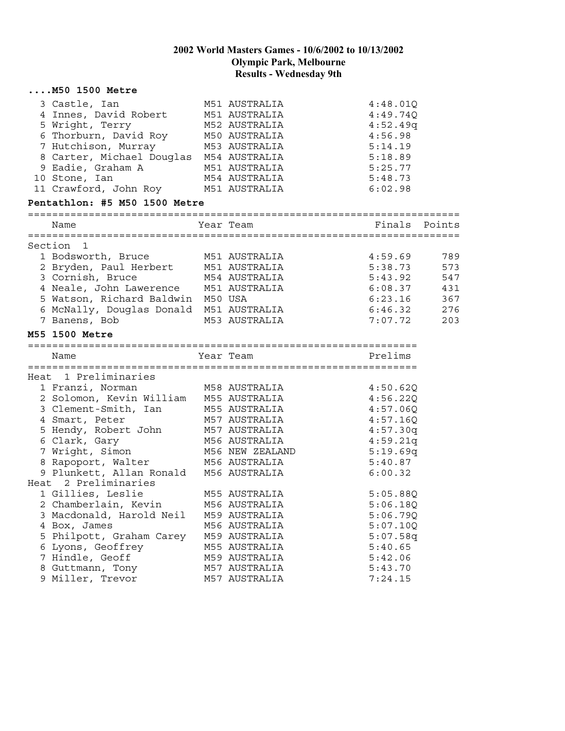### 2002 World Masters Games - 10/6/2002 to 10/13/2002
### Olympic Park, Melbourne
### Results - Wednesday 9th

**....M50 1500 Metre**

| | Name | Year | Team | Prelims |
|---|---|---|---|---|
| 3 | Castle, Ian | M51 | AUSTRALIA | 4:48.01Q |
| 4 | Innes, David Robert | M51 | AUSTRALIA | 4:49.74Q |
| 5 | Wright, Terry | M52 | AUSTRALIA | 4:52.49q |
| 6 | Thorburn, David Roy | M50 | AUSTRALIA | 4:56.98 |
| 7 | Hutchison, Murray | M53 | AUSTRALIA | 5:14.19 |
| 8 | Carter, Michael Douglas | M54 | AUSTRALIA | 5:18.89 |
| 9 | Eadie, Graham A | M51 | AUSTRALIA | 5:25.77 |
| 10 | Stone, Ian | M54 | AUSTRALIA | 5:48.73 |
| 11 | Crawford, John Roy | M51 | AUSTRALIA | 6:02.98 |

**Pentathlon: #5 M50 1500 Metre**

| | Name | Year | Team | Finals | Points |
|---|---|---|---|---|---|
| Section 1 | | | | | |
| 1 | Bodsworth, Bruce | M51 | AUSTRALIA | 4:59.69 | 789 |
| 2 | Bryden, Paul Herbert | M51 | AUSTRALIA | 5:38.73 | 573 |
| 3 | Cornish, Bruce | M54 | AUSTRALIA | 5:43.92 | 547 |
| 4 | Neale, John Lawerence | M51 | AUSTRALIA | 6:08.37 | 431 |
| 5 | Watson, Richard Baldwin | M50 | USA | 6:23.16 | 367 |
| 6 | McNally, Douglas Donald | M51 | AUSTRALIA | 6:46.32 | 276 |
| 7 | Banens, Bob | M53 | AUSTRALIA | 7:07.72 | 203 |

**M55 1500 Metre**

| | Name | Year | Team | Prelims |
|---|---|---|---|---|
| Heat 1 Preliminaries | | | | |
| 1 | Franzi, Norman | M58 | AUSTRALIA | 4:50.62Q |
| 2 | Solomon, Kevin William | M55 | AUSTRALIA | 4:56.22Q |
| 3 | Clement-Smith, Ian | M55 | AUSTRALIA | 4:57.06Q |
| 4 | Smart, Peter | M57 | AUSTRALIA | 4:57.16Q |
| 5 | Hendy, Robert John | M57 | AUSTRALIA | 4:57.30q |
| 6 | Clark, Gary | M56 | AUSTRALIA | 4:59.21q |
| 7 | Wright, Simon | M56 | NEW ZEALAND | 5:19.69q |
| 8 | Rapoport, Walter | M56 | AUSTRALIA | 5:40.87 |
| 9 | Plunkett, Allan Ronald | M56 | AUSTRALIA | 6:00.32 |
| Heat 2 Preliminaries | | | | |
| 1 | Gillies, Leslie | M55 | AUSTRALIA | 5:05.88Q |
| 2 | Chamberlain, Kevin | M56 | AUSTRALIA | 5:06.18Q |
| 3 | Macdonald, Harold Neil | M59 | AUSTRALIA | 5:06.79Q |
| 4 | Box, James | M56 | AUSTRALIA | 5:07.10Q |
| 5 | Philpott, Graham Carey | M59 | AUSTRALIA | 5:07.58q |
| 6 | Lyons, Geoffrey | M55 | AUSTRALIA | 5:40.65 |
| 7 | Hindle, Geoff | M59 | AUSTRALIA | 5:42.06 |
| 8 | Guttmann, Tony | M57 | AUSTRALIA | 5:43.70 |
| 9 | Miller, Trevor | M57 | AUSTRALIA | 7:24.15 |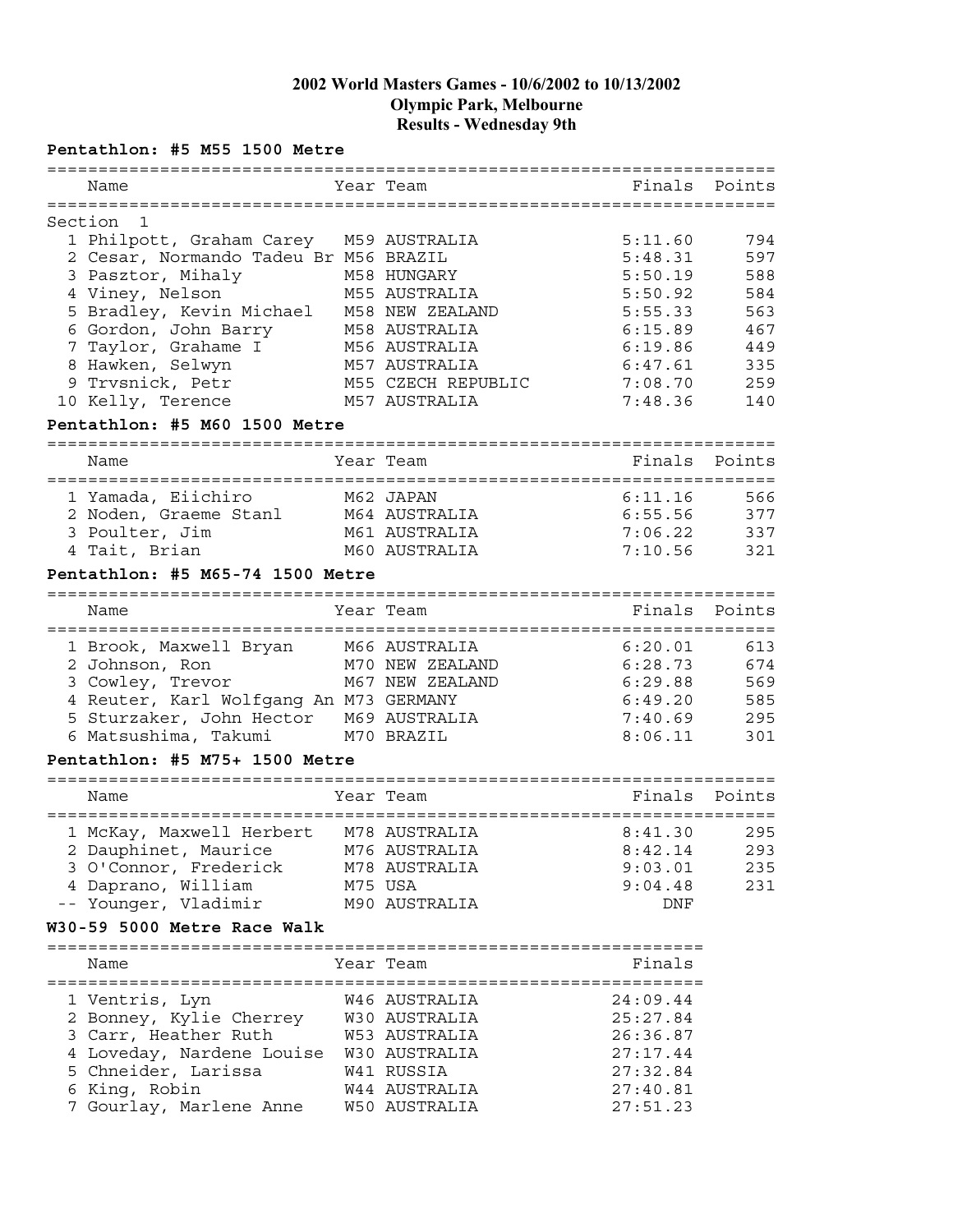# 2002 World Masters Games - 10/6/2002 to 10/13/2002
## Olympic Park, Melbourne
## Results - Wednesday 9th

### Pentathlon: #5 M55 1500 Metre

Section 1

| | Name | Year | Team | Finals | Points |
|---|---|---|---|---|---|
| 1 | Philpott, Graham Carey | M59 | AUSTRALIA | 5:11.60 | 794 |
| 2 | Cesar, Normando Tadeu Br | M56 | BRAZIL | 5:48.31 | 597 |
| 3 | Pasztor, Mihaly | M58 | HUNGARY | 5:50.19 | 588 |
| 4 | Viney, Nelson | M55 | AUSTRALIA | 5:50.92 | 584 |
| 5 | Bradley, Kevin Michael | M58 | NEW ZEALAND | 5:55.33 | 563 |
| 6 | Gordon, John Barry | M58 | AUSTRALIA | 6:15.89 | 467 |
| 7 | Taylor, Grahame I | M56 | AUSTRALIA | 6:19.86 | 449 |
| 8 | Hawken, Selwyn | M57 | AUSTRALIA | 6:47.61 | 335 |
| 9 | Trvsnick, Petr | M55 | CZECH REPUBLIC | 7:08.70 | 259 |
| 10 | Kelly, Terence | M57 | AUSTRALIA | 7:48.36 | 140 |

### Pentathlon: #5 M60 1500 Metre

| | Name | Year | Team | Finals | Points |
|---|---|---|---|---|---|
| 1 | Yamada, Eiichiro | M62 | JAPAN | 6:11.16 | 566 |
| 2 | Noden, Graeme Stanl | M64 | AUSTRALIA | 6:55.56 | 377 |
| 3 | Poulter, Jim | M61 | AUSTRALIA | 7:06.22 | 337 |
| 4 | Tait, Brian | M60 | AUSTRALIA | 7:10.56 | 321 |

### Pentathlon: #5 M65-74 1500 Metre

| | Name | Year | Team | Finals | Points |
|---|---|---|---|---|---|
| 1 | Brook, Maxwell Bryan | M66 | AUSTRALIA | 6:20.01 | 613 |
| 2 | Johnson, Ron | M70 | NEW ZEALAND | 6:28.73 | 674 |
| 3 | Cowley, Trevor | M67 | NEW ZEALAND | 6:29.88 | 569 |
| 4 | Reuter, Karl Wolfgang An | M73 | GERMANY | 6:49.20 | 585 |
| 5 | Sturzaker, John Hector | M69 | AUSTRALIA | 7:40.69 | 295 |
| 6 | Matsushima, Takumi | M70 | BRAZIL | 8:06.11 | 301 |

### Pentathlon: #5 M75+ 1500 Metre

| | Name | Year | Team | Finals | Points |
|---|---|---|---|---|---|
| 1 | McKay, Maxwell Herbert | M78 | AUSTRALIA | 8:41.30 | 295 |
| 2 | Dauphinet, Maurice | M76 | AUSTRALIA | 8:42.14 | 293 |
| 3 | O'Connor, Frederick | M78 | AUSTRALIA | 9:03.01 | 235 |
| 4 | Daprano, William | M75 | USA | 9:04.48 | 231 |
| -- | Younger, Vladimir | M90 | AUSTRALIA | DNF | |

### W30-59 5000 Metre Race Walk

| | Name | Year | Team | Finals |
|---|---|---|---|---|
| 1 | Ventris, Lyn | W46 | AUSTRALIA | 24:09.44 |
| 2 | Bonney, Kylie Cherrey | W30 | AUSTRALIA | 25:27.84 |
| 3 | Carr, Heather Ruth | W53 | AUSTRALIA | 26:36.87 |
| 4 | Loveday, Nardene Louise | W30 | AUSTRALIA | 27:17.44 |
| 5 | Chneider, Larissa | W41 | RUSSIA | 27:32.84 |
| 6 | King, Robin | W44 | AUSTRALIA | 27:40.81 |
| 7 | Gourlay, Marlene Anne | W50 | AUSTRALIA | 27:51.23 |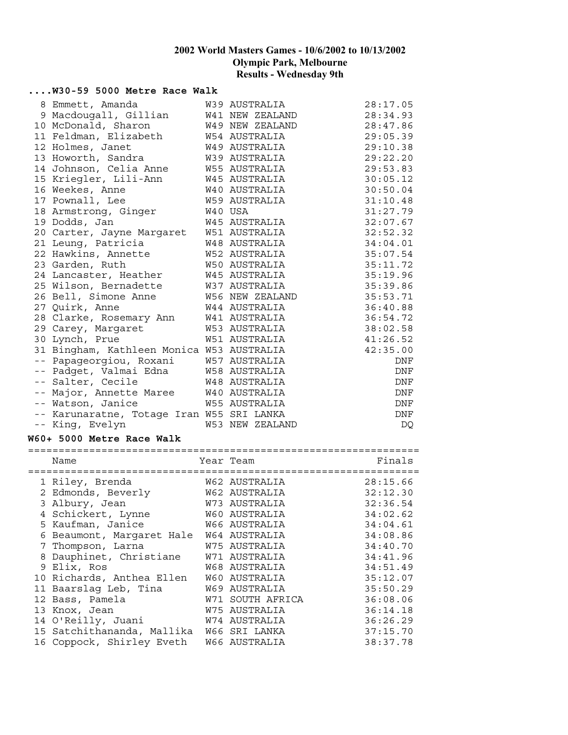# 2002 World Masters Games - 10/6/2002 to 10/13/2002
## Olympic Park, Melbourne
## Results - Wednesday 9th

### ....W30-59 5000 Metre Race Walk

| Place | Name | Year | Team | Finals |
|---|---|---|---|---|
| 8 | Emmett, Amanda | W39 | AUSTRALIA | 28:17.05 |
| 9 | Macdougall, Gillian | W41 | NEW ZEALAND | 28:34.93 |
| 10 | McDonald, Sharon | W49 | NEW ZEALAND | 28:47.86 |
| 11 | Feldman, Elizabeth | W54 | AUSTRALIA | 29:05.39 |
| 12 | Holmes, Janet | W49 | AUSTRALIA | 29:10.38 |
| 13 | Howorth, Sandra | W39 | AUSTRALIA | 29:22.20 |
| 14 | Johnson, Celia Anne | W55 | AUSTRALIA | 29:53.83 |
| 15 | Kriegler, Lili-Ann | W45 | AUSTRALIA | 30:05.12 |
| 16 | Weekes, Anne | W40 | AUSTRALIA | 30:50.04 |
| 17 | Pownall, Lee | W59 | AUSTRALIA | 31:10.48 |
| 18 | Armstrong, Ginger | W40 | USA | 31:27.79 |
| 19 | Dodds, Jan | W45 | AUSTRALIA | 32:07.67 |
| 20 | Carter, Jayne Margaret | W51 | AUSTRALIA | 32:52.32 |
| 21 | Leung, Patricia | W48 | AUSTRALIA | 34:04.01 |
| 22 | Hawkins, Annette | W52 | AUSTRALIA | 35:07.54 |
| 23 | Garden, Ruth | W50 | AUSTRALIA | 35:11.72 |
| 24 | Lancaster, Heather | W45 | AUSTRALIA | 35:19.96 |
| 25 | Wilson, Bernadette | W37 | AUSTRALIA | 35:39.86 |
| 26 | Bell, Simone Anne | W56 | NEW ZEALAND | 35:53.71 |
| 27 | Quirk, Anne | W44 | AUSTRALIA | 36:40.88 |
| 28 | Clarke, Rosemary Ann | W41 | AUSTRALIA | 36:54.72 |
| 29 | Carey, Margaret | W53 | AUSTRALIA | 38:02.58 |
| 30 | Lynch, Prue | W51 | AUSTRALIA | 41:26.52 |
| 31 | Bingham, Kathleen Monica | W53 | AUSTRALIA | 42:35.00 |
| -- | Papageorgiou, Roxani | W57 | AUSTRALIA | DNF |
| -- | Padget, Valmai Edna | W58 | AUSTRALIA | DNF |
| -- | Salter, Cecile | W48 | AUSTRALIA | DNF |
| -- | Major, Annette Maree | W40 | AUSTRALIA | DNF |
| -- | Watson, Janice | W55 | AUSTRALIA | DNF |
| -- | Karunaratne, Totage Iran | W55 | SRI LANKA | DNF |
| -- | King, Evelyn | W53 | NEW ZEALAND | DQ |

### W60+ 5000 Metre Race Walk

| Place | Name | Year | Team | Finals |
|---|---|---|---|---|
| 1 | Riley, Brenda | W62 | AUSTRALIA | 28:15.66 |
| 2 | Edmonds, Beverly | W62 | AUSTRALIA | 32:12.30 |
| 3 | Albury, Jean | W73 | AUSTRALIA | 32:36.54 |
| 4 | Schickert, Lynne | W60 | AUSTRALIA | 34:02.62 |
| 5 | Kaufman, Janice | W66 | AUSTRALIA | 34:04.61 |
| 6 | Beaumont, Margaret Hale | W64 | AUSTRALIA | 34:08.86 |
| 7 | Thompson, Larna | W75 | AUSTRALIA | 34:40.70 |
| 8 | Dauphinet, Christiane | W71 | AUSTRALIA | 34:41.96 |
| 9 | Elix, Ros | W68 | AUSTRALIA | 34:51.49 |
| 10 | Richards, Anthea Ellen | W60 | AUSTRALIA | 35:12.07 |
| 11 | Baarslag Leb, Tina | W69 | AUSTRALIA | 35:50.29 |
| 12 | Bass, Pamela | W71 | SOUTH AFRICA | 36:08.06 |
| 13 | Knox, Jean | W75 | AUSTRALIA | 36:14.18 |
| 14 | O'Reilly, Juani | W74 | AUSTRALIA | 36:26.29 |
| 15 | Satchithananda, Mallika | W66 | SRI LANKA | 37:15.70 |
| 16 | Coppock, Shirley Eveth | W66 | AUSTRALIA | 38:37.78 |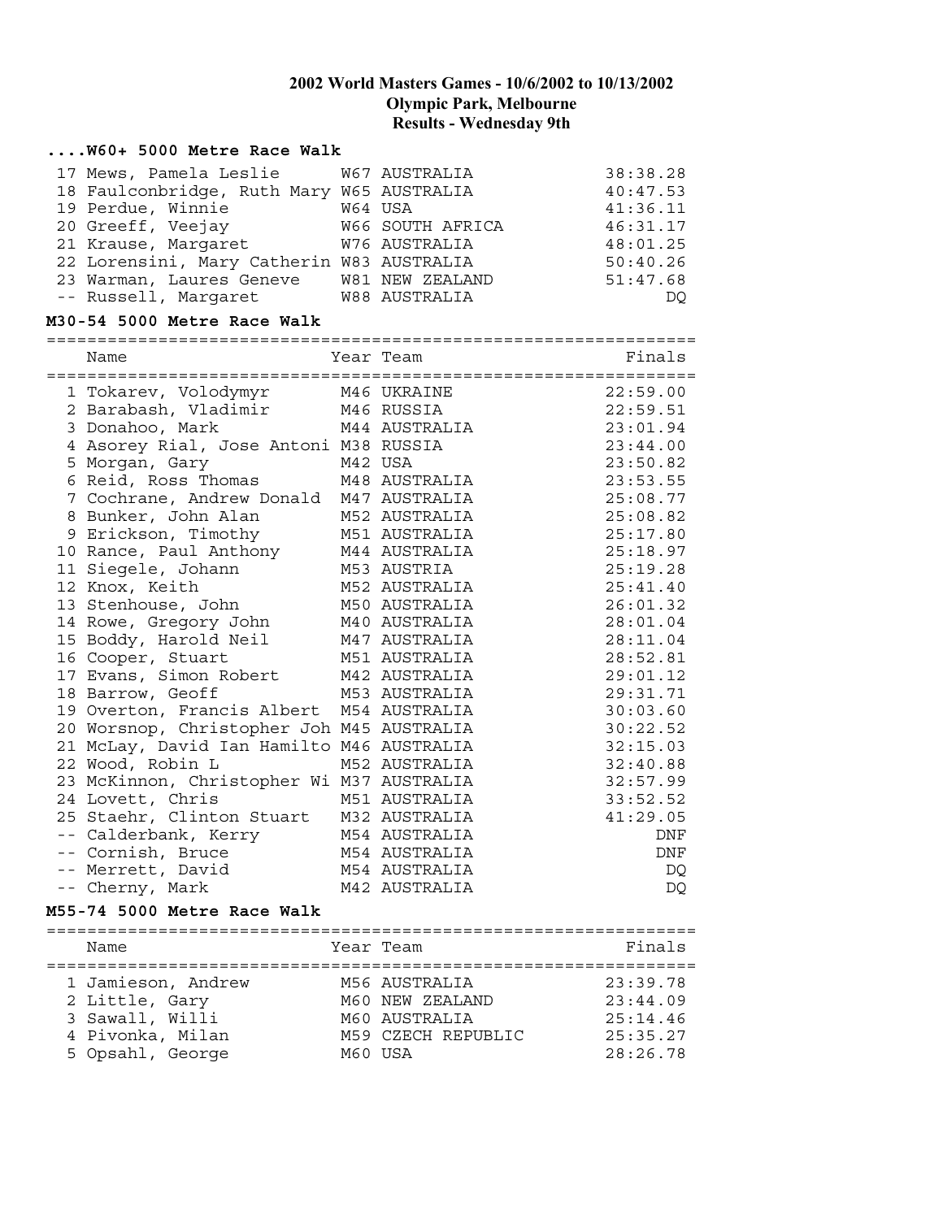## 2002 World Masters Games - 10/6/2002 to 10/13/2002
## Olympic Park, Melbourne
## Results - Wednesday 9th

### ....W60+ 5000 Metre Race Walk

| | Name | Year | Team | Finals |
|---|---|---|---|---|
| 17 | Mews, Pamela Leslie | W67 | AUSTRALIA | 38:38.28 |
| 18 | Faulconbridge, Ruth Mary | W65 | AUSTRALIA | 40:47.53 |
| 19 | Perdue, Winnie | W64 | USA | 41:36.11 |
| 20 | Greeff, Veejay | W66 | SOUTH AFRICA | 46:31.17 |
| 21 | Krause, Margaret | W76 | AUSTRALIA | 48:01.25 |
| 22 | Lorensini, Mary Catherin | W83 | AUSTRALIA | 50:40.26 |
| 23 | Warman, Laures Geneve | W81 | NEW ZEALAND | 51:47.68 |
| -- | Russell, Margaret | W88 | AUSTRALIA | DQ |

### M30-54 5000 Metre Race Walk

| | Name | Year | Team | Finals |
|---|---|---|---|---|
| 1 | Tokarev, Volodymyr | M46 | UKRAINE | 22:59.00 |
| 2 | Barabash, Vladimir | M46 | RUSSIA | 22:59.51 |
| 3 | Donahoo, Mark | M44 | AUSTRALIA | 23:01.94 |
| 4 | Asorey Rial, Jose Antoni | M38 | RUSSIA | 23:44.00 |
| 5 | Morgan, Gary | M42 | USA | 23:50.82 |
| 6 | Reid, Ross Thomas | M48 | AUSTRALIA | 23:53.55 |
| 7 | Cochrane, Andrew Donald | M47 | AUSTRALIA | 25:08.77 |
| 8 | Bunker, John Alan | M52 | AUSTRALIA | 25:08.82 |
| 9 | Erickson, Timothy | M51 | AUSTRALIA | 25:17.80 |
| 10 | Rance, Paul Anthony | M44 | AUSTRALIA | 25:18.97 |
| 11 | Siegele, Johann | M53 | AUSTRIA | 25:19.28 |
| 12 | Knox, Keith | M52 | AUSTRALIA | 25:41.40 |
| 13 | Stenhouse, John | M50 | AUSTRALIA | 26:01.32 |
| 14 | Rowe, Gregory John | M40 | AUSTRALIA | 28:01.04 |
| 15 | Boddy, Harold Neil | M47 | AUSTRALIA | 28:11.04 |
| 16 | Cooper, Stuart | M51 | AUSTRALIA | 28:52.81 |
| 17 | Evans, Simon Robert | M42 | AUSTRALIA | 29:01.12 |
| 18 | Barrow, Geoff | M53 | AUSTRALIA | 29:31.71 |
| 19 | Overton, Francis Albert | M54 | AUSTRALIA | 30:03.60 |
| 20 | Worsnop, Christopher Joh | M45 | AUSTRALIA | 30:22.52 |
| 21 | McLay, David Ian Hamilto | M46 | AUSTRALIA | 32:15.03 |
| 22 | Wood, Robin L | M52 | AUSTRALIA | 32:40.88 |
| 23 | McKinnon, Christopher Wi | M37 | AUSTRALIA | 32:57.99 |
| 24 | Lovett, Chris | M51 | AUSTRALIA | 33:52.52 |
| 25 | Staehr, Clinton Stuart | M32 | AUSTRALIA | 41:29.05 |
| -- | Calderbank, Kerry | M54 | AUSTRALIA | DNF |
| -- | Cornish, Bruce | M54 | AUSTRALIA | DNF |
| -- | Merrett, David | M54 | AUSTRALIA | DQ |
| -- | Cherny, Mark | M42 | AUSTRALIA | DQ |

### M55-74 5000 Metre Race Walk

| | Name | Year | Team | Finals |
|---|---|---|---|---|
| 1 | Jamieson, Andrew | M56 | AUSTRALIA | 23:39.78 |
| 2 | Little, Gary | M60 | NEW ZEALAND | 23:44.09 |
| 3 | Sawall, Willi | M60 | AUSTRALIA | 25:14.46 |
| 4 | Pivonka, Milan | M59 | CZECH REPUBLIC | 25:35.27 |
| 5 | Opsahl, George | M60 | USA | 28:26.78 |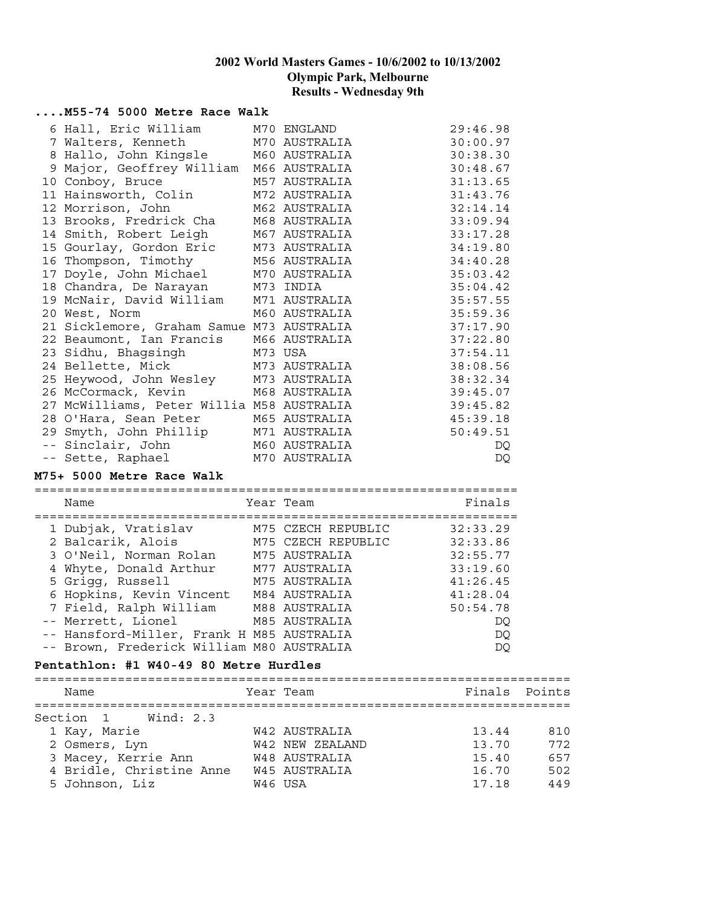**2002 World Masters Games - 10/6/2002 to 10/13/2002**
**Olympic Park, Melbourne**
**Results - Wednesday 9th**

### ....M55-74 5000 Metre Race Walk

| Place | Name | Year Team | Finals |
|---|---|---|---|
| 6 | Hall, Eric William | M70 ENGLAND | 29:46.98 |
| 7 | Walters, Kenneth | M70 AUSTRALIA | 30:00.97 |
| 8 | Hallo, John Kingsle | M60 AUSTRALIA | 30:38.30 |
| 9 | Major, Geoffrey William | M66 AUSTRALIA | 30:48.67 |
| 10 | Conboy, Bruce | M57 AUSTRALIA | 31:13.65 |
| 11 | Hainsworth, Colin | M72 AUSTRALIA | 31:43.76 |
| 12 | Morrison, John | M62 AUSTRALIA | 32:14.14 |
| 13 | Brooks, Fredrick Cha | M68 AUSTRALIA | 33:09.94 |
| 14 | Smith, Robert Leigh | M67 AUSTRALIA | 33:17.28 |
| 15 | Gourlay, Gordon Eric | M73 AUSTRALIA | 34:19.80 |
| 16 | Thompson, Timothy | M56 AUSTRALIA | 34:40.28 |
| 17 | Doyle, John Michael | M70 AUSTRALIA | 35:03.42 |
| 18 | Chandra, De Narayan | M73 INDIA | 35:04.42 |
| 19 | McNair, David William | M71 AUSTRALIA | 35:57.55 |
| 20 | West, Norm | M60 AUSTRALIA | 35:59.36 |
| 21 | Sicklemore, Graham Samue | M73 AUSTRALIA | 37:17.90 |
| 22 | Beaumont, Ian Francis | M66 AUSTRALIA | 37:22.80 |
| 23 | Sidhu, Bhagsingh | M73 USA | 37:54.11 |
| 24 | Bellette, Mick | M73 AUSTRALIA | 38:08.56 |
| 25 | Heywood, John Wesley | M73 AUSTRALIA | 38:32.34 |
| 26 | McCormack, Kevin | M68 AUSTRALIA | 39:45.07 |
| 27 | McWilliams, Peter Willia | M58 AUSTRALIA | 39:45.82 |
| 28 | O'Hara, Sean Peter | M65 AUSTRALIA | 45:39.18 |
| 29 | Smyth, John Phillip | M71 AUSTRALIA | 50:49.51 |
| -- | Sinclair, John | M60 AUSTRALIA | DQ |
| -- | Sette, Raphael | M70 AUSTRALIA | DQ |

### M75+ 5000 Metre Race Walk

| Place | Name | Year Team | Finals |
|---|---|---|---|
| 1 | Dubjak, Vratislav | M75 CZECH REPUBLIC | 32:33.29 |
| 2 | Balcarik, Alois | M75 CZECH REPUBLIC | 32:33.86 |
| 3 | O'Neil, Norman Rolan | M75 AUSTRALIA | 32:55.77 |
| 4 | Whyte, Donald Arthur | M77 AUSTRALIA | 33:19.60 |
| 5 | Grigg, Russell | M75 AUSTRALIA | 41:26.45 |
| 6 | Hopkins, Kevin Vincent | M84 AUSTRALIA | 41:28.04 |
| 7 | Field, Ralph William | M88 AUSTRALIA | 50:54.78 |
| -- | Merrett, Lionel | M85 AUSTRALIA | DQ |
| -- | Hansford-Miller, Frank H | M85 AUSTRALIA | DQ |
| -- | Brown, Frederick William | M80 AUSTRALIA | DQ |

### Pentathlon: #1 W40-49 80 Metre Hurdles

Section 1 Wind: 2.3

| Place | Name | Year Team | Finals | Points |
|---|---|---|---|---|
| 1 | Kay, Marie | W42 AUSTRALIA | 13.44 | 810 |
| 2 | Osmers, Lyn | W42 NEW ZEALAND | 13.70 | 772 |
| 3 | Macey, Kerrie Ann | W48 AUSTRALIA | 15.40 | 657 |
| 4 | Bridle, Christine Anne | W45 AUSTRALIA | 16.70 | 502 |
| 5 | Johnson, Liz | W46 USA | 17.18 | 449 |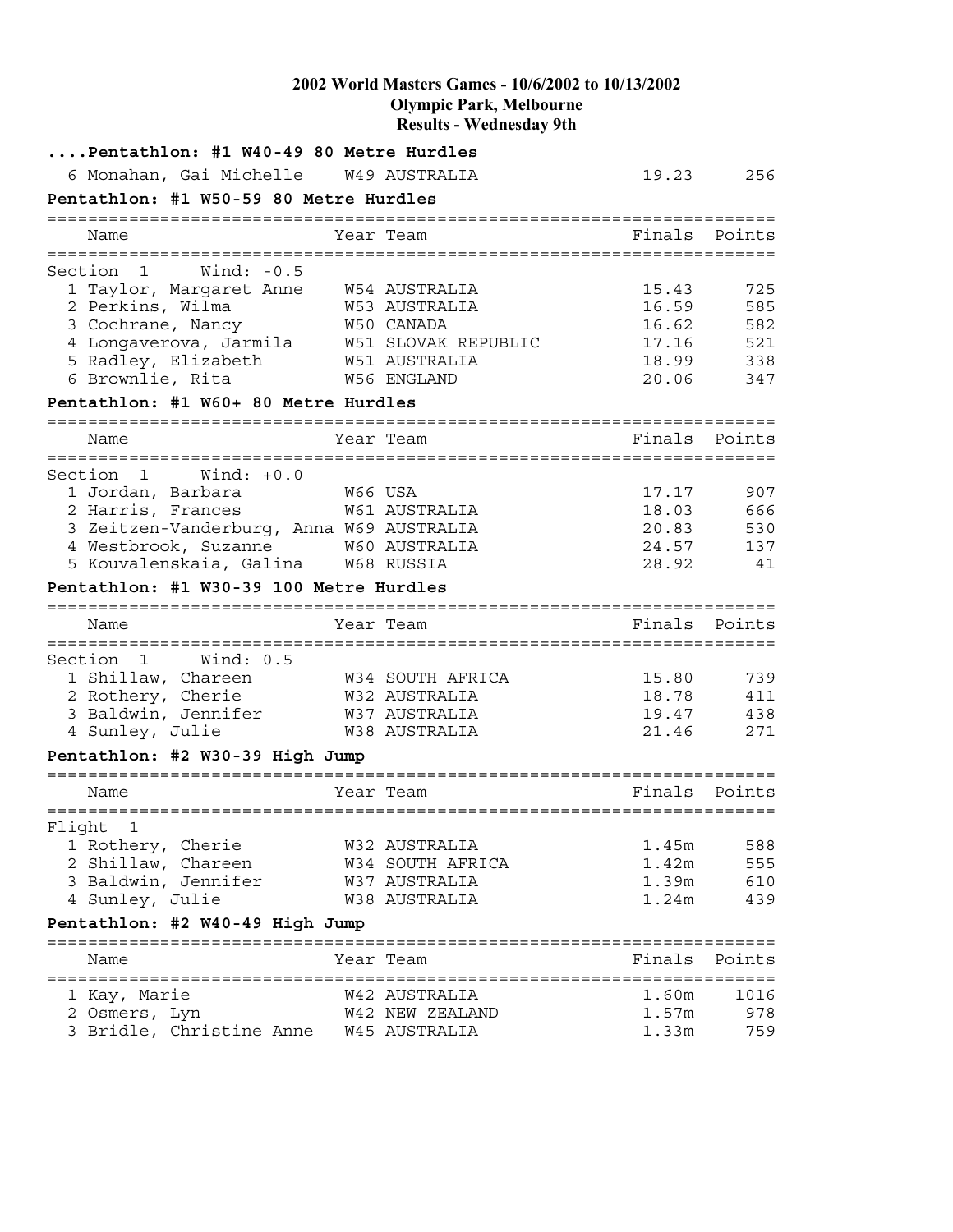**2002 World Masters Games - 10/6/2002 to 10/13/2002**
**Olympic Park, Melbourne**
**Results - Wednesday 9th**

**....Pentathlon: #1 W40-49 80 Metre Hurdles**

| Place | Name | Year | Team | Finals | Points |
|---|---|---|---|---|---|
| 6 | Monahan, Gai Michelle | W49 | AUSTRALIA | 19.23 | 256 |

**Pentathlon: #1 W50-59 80 Metre Hurdles**

Section 1 Wind: -0.5

| Place | Name | Year | Team | Finals | Points |
|---|---|---|---|---|---|
| 1 | Taylor, Margaret Anne | W54 | AUSTRALIA | 15.43 | 725 |
| 2 | Perkins, Wilma | W53 | AUSTRALIA | 16.59 | 585 |
| 3 | Cochrane, Nancy | W50 | CANADA | 16.62 | 582 |
| 4 | Longaverova, Jarmila | W51 | SLOVAK REPUBLIC | 17.16 | 521 |
| 5 | Radley, Elizabeth | W51 | AUSTRALIA | 18.99 | 338 |
| 6 | Brownlie, Rita | W56 | ENGLAND | 20.06 | 347 |

**Pentathlon: #1 W60+ 80 Metre Hurdles**

Section 1 Wind: +0.0

| Place | Name | Year | Team | Finals | Points |
|---|---|---|---|---|---|
| 1 | Jordan, Barbara | W66 | USA | 17.17 | 907 |
| 2 | Harris, Frances | W61 | AUSTRALIA | 18.03 | 666 |
| 3 | Zeitzen-Vanderburg, Anna | W69 | AUSTRALIA | 20.83 | 530 |
| 4 | Westbrook, Suzanne | W60 | AUSTRALIA | 24.57 | 137 |
| 5 | Kouvalenskaia, Galina | W68 | RUSSIA | 28.92 | 41 |

**Pentathlon: #1 W30-39 100 Metre Hurdles**

Section 1 Wind: 0.5

| Place | Name | Year | Team | Finals | Points |
|---|---|---|---|---|---|
| 1 | Shillaw, Chareen | W34 | SOUTH AFRICA | 15.80 | 739 |
| 2 | Rothery, Cherie | W32 | AUSTRALIA | 18.78 | 411 |
| 3 | Baldwin, Jennifer | W37 | AUSTRALIA | 19.47 | 438 |
| 4 | Sunley, Julie | W38 | AUSTRALIA | 21.46 | 271 |

**Pentathlon: #2 W30-39 High Jump**

Flight 1

| Place | Name | Year | Team | Finals | Points |
|---|---|---|---|---|---|
| 1 | Rothery, Cherie | W32 | AUSTRALIA | 1.45m | 588 |
| 2 | Shillaw, Chareen | W34 | SOUTH AFRICA | 1.42m | 555 |
| 3 | Baldwin, Jennifer | W37 | AUSTRALIA | 1.39m | 610 |
| 4 | Sunley, Julie | W38 | AUSTRALIA | 1.24m | 439 |

**Pentathlon: #2 W40-49 High Jump**

| Place | Name | Year | Team | Finals | Points |
|---|---|---|---|---|---|
| 1 | Kay, Marie | W42 | AUSTRALIA | 1.60m | 1016 |
| 2 | Osmers, Lyn | W42 | NEW ZEALAND | 1.57m | 978 |
| 3 | Bridle, Christine Anne | W45 | AUSTRALIA | 1.33m | 759 |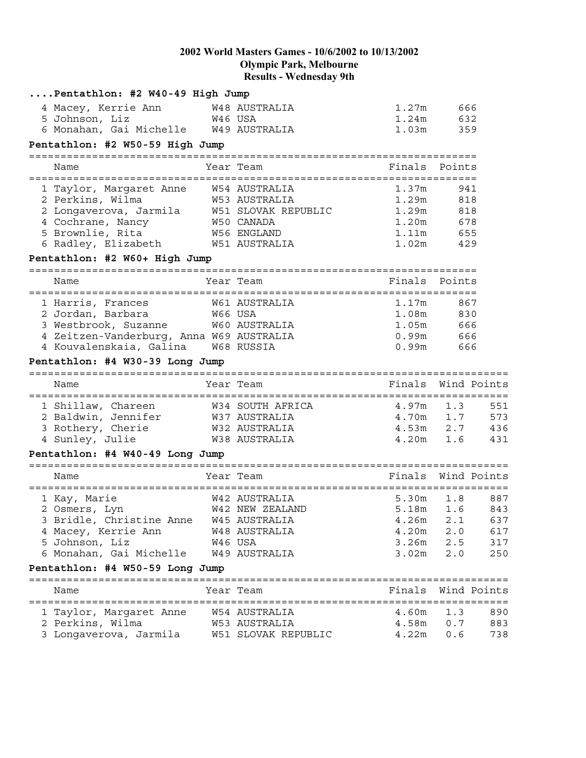# 2002 World Masters Games - 10/6/2002 to 10/13/2002
## Olympic Park, Melbourne
## Results - Wednesday 9th

### ....Pentathlon: #2 W40-49 High Jump

| | Name | Year | Team | Finals | Points |
|---|---|---|---|---|---|
| 4 | Macey, Kerrie Ann | W48 | AUSTRALIA | 1.27m | 666 |
| 5 | Johnson, Liz | W46 | USA | 1.24m | 632 |
| 6 | Monahan, Gai Michelle | W49 | AUSTRALIA | 1.03m | 359 |

### Pentathlon: #2 W50-59 High Jump

| | Name | Year | Team | Finals | Points |
|---|---|---|---|---|---|
| 1 | Taylor, Margaret Anne | W54 | AUSTRALIA | 1.37m | 941 |
| 2 | Perkins, Wilma | W53 | AUSTRALIA | 1.29m | 818 |
| 2 | Longaverova, Jarmila | W51 | SLOVAK REPUBLIC | 1.29m | 818 |
| 4 | Cochrane, Nancy | W50 | CANADA | 1.20m | 678 |
| 5 | Brownlie, Rita | W56 | ENGLAND | 1.11m | 655 |
| 6 | Radley, Elizabeth | W51 | AUSTRALIA | 1.02m | 429 |

### Pentathlon: #2 W60+ High Jump

| | Name | Year | Team | Finals | Points |
|---|---|---|---|---|---|
| 1 | Harris, Frances | W61 | AUSTRALIA | 1.17m | 867 |
| 2 | Jordan, Barbara | W66 | USA | 1.08m | 830 |
| 3 | Westbrook, Suzanne | W60 | AUSTRALIA | 1.05m | 666 |
| 4 | Zeitzen-Vanderburg, Anna | W69 | AUSTRALIA | 0.99m | 666 |
| 4 | Kouvalenskaia, Galina | W68 | RUSSIA | 0.99m | 666 |

### Pentathlon: #4 W30-39 Long Jump

| | Name | Year | Team | Finals | Wind | Points |
|---|---|---|---|---|---|---|
| 1 | Shillaw, Chareen | W34 | SOUTH AFRICA | 4.97m | 1.3 | 551 |
| 2 | Baldwin, Jennifer | W37 | AUSTRALIA | 4.70m | 1.7 | 573 |
| 3 | Rothery, Cherie | W32 | AUSTRALIA | 4.53m | 2.7 | 436 |
| 4 | Sunley, Julie | W38 | AUSTRALIA | 4.20m | 1.6 | 431 |

### Pentathlon: #4 W40-49 Long Jump

| | Name | Year | Team | Finals | Wind | Points |
|---|---|---|---|---|---|---|
| 1 | Kay, Marie | W42 | AUSTRALIA | 5.30m | 1.8 | 887 |
| 2 | Osmers, Lyn | W42 | NEW ZEALAND | 5.18m | 1.6 | 843 |
| 3 | Bridle, Christine Anne | W45 | AUSTRALIA | 4.26m | 2.1 | 637 |
| 4 | Macey, Kerrie Ann | W48 | AUSTRALIA | 4.20m | 2.0 | 617 |
| 5 | Johnson, Liz | W46 | USA | 3.26m | 2.5 | 317 |
| 6 | Monahan, Gai Michelle | W49 | AUSTRALIA | 3.02m | 2.0 | 250 |

### Pentathlon: #4 W50-59 Long Jump

| | Name | Year | Team | Finals | Wind | Points |
|---|---|---|---|---|---|---|
| 1 | Taylor, Margaret Anne | W54 | AUSTRALIA | 4.60m | 1.3 | 890 |
| 2 | Perkins, Wilma | W53 | AUSTRALIA | 4.58m | 0.7 | 883 |
| 3 | Longaverova, Jarmila | W51 | SLOVAK REPUBLIC | 4.22m | 0.6 | 738 |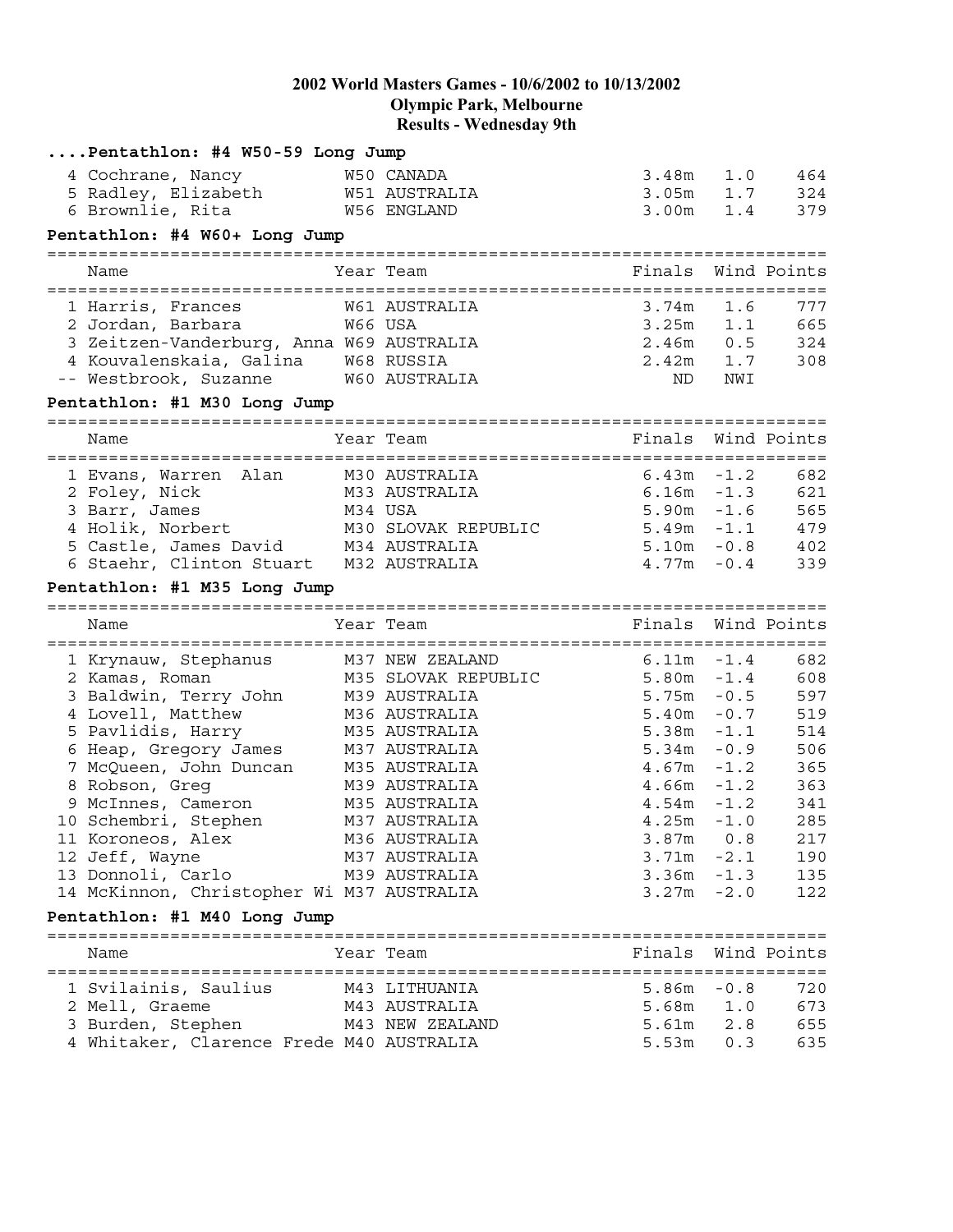**2002 World Masters Games - 10/6/2002 to 10/13/2002**
**Olympic Park, Melbourne**
**Results - Wednesday 9th**

## ....Pentathlon: #4 W50-59 Long Jump

| Name | Year | Team | Finals | Wind | Points |
|---|---|---|---|---|---|
| 4 Cochrane, Nancy | W50 | CANADA | 3.48m | 1.0 | 464 |
| 5 Radley, Elizabeth | W51 | AUSTRALIA | 3.05m | 1.7 | 324 |
| 6 Brownlie, Rita | W56 | ENGLAND | 3.00m | 1.4 | 379 |

## Pentathlon: #4 W60+ Long Jump

| Name | Year | Team | Finals | Wind | Points |
|---|---|---|---|---|---|
| 1 Harris, Frances | W61 | AUSTRALIA | 3.74m | 1.6 | 777 |
| 2 Jordan, Barbara | W66 | USA | 3.25m | 1.1 | 665 |
| 3 Zeitzen-Vanderburg, Anna | W69 | AUSTRALIA | 2.46m | 0.5 | 324 |
| 4 Kouvalenskaia, Galina | W68 | RUSSIA | 2.42m | 1.7 | 308 |
| -- Westbrook, Suzanne | W60 | AUSTRALIA | ND | NWI | |

## Pentathlon: #1 M30 Long Jump

| Name | Year | Team | Finals | Wind | Points |
|---|---|---|---|---|---|
| 1 Evans, Warren Alan | M30 | AUSTRALIA | 6.43m | -1.2 | 682 |
| 2 Foley, Nick | M33 | AUSTRALIA | 6.16m | -1.3 | 621 |
| 3 Barr, James | M34 | USA | 5.90m | -1.6 | 565 |
| 4 Holik, Norbert | M30 | SLOVAK REPUBLIC | 5.49m | -1.1 | 479 |
| 5 Castle, James David | M34 | AUSTRALIA | 5.10m | -0.8 | 402 |
| 6 Staehr, Clinton Stuart | M32 | AUSTRALIA | 4.77m | -0.4 | 339 |

## Pentathlon: #1 M35 Long Jump

| Name | Year | Team | Finals | Wind | Points |
|---|---|---|---|---|---|
| 1 Krynauw, Stephanus | M37 | NEW ZEALAND | 6.11m | -1.4 | 682 |
| 2 Kamas, Roman | M35 | SLOVAK REPUBLIC | 5.80m | -1.4 | 608 |
| 3 Baldwin, Terry John | M39 | AUSTRALIA | 5.75m | -0.5 | 597 |
| 4 Lovell, Matthew | M36 | AUSTRALIA | 5.40m | -0.7 | 519 |
| 5 Pavlidis, Harry | M35 | AUSTRALIA | 5.38m | -1.1 | 514 |
| 6 Heap, Gregory James | M37 | AUSTRALIA | 5.34m | -0.9 | 506 |
| 7 McQueen, John Duncan | M35 | AUSTRALIA | 4.67m | -1.2 | 365 |
| 8 Robson, Greg | M39 | AUSTRALIA | 4.66m | -1.2 | 363 |
| 9 McInnes, Cameron | M35 | AUSTRALIA | 4.54m | -1.2 | 341 |
| 10 Schembri, Stephen | M37 | AUSTRALIA | 4.25m | -1.0 | 285 |
| 11 Koroneos, Alex | M36 | AUSTRALIA | 3.87m | 0.8 | 217 |
| 12 Jeff, Wayne | M37 | AUSTRALIA | 3.71m | -2.1 | 190 |
| 13 Donnoli, Carlo | M39 | AUSTRALIA | 3.36m | -1.3 | 135 |
| 14 McKinnon, Christopher Wi | M37 | AUSTRALIA | 3.27m | -2.0 | 122 |

## Pentathlon: #1 M40 Long Jump

| Name | Year | Team | Finals | Wind | Points |
|---|---|---|---|---|---|
| 1 Svilainis, Saulius | M43 | LITHUANIA | 5.86m | -0.8 | 720 |
| 2 Mell, Graeme | M43 | AUSTRALIA | 5.68m | 1.0 | 673 |
| 3 Burden, Stephen | M43 | NEW ZEALAND | 5.61m | 2.8 | 655 |
| 4 Whitaker, Clarence Frede | M40 | AUSTRALIA | 5.53m | 0.3 | 635 |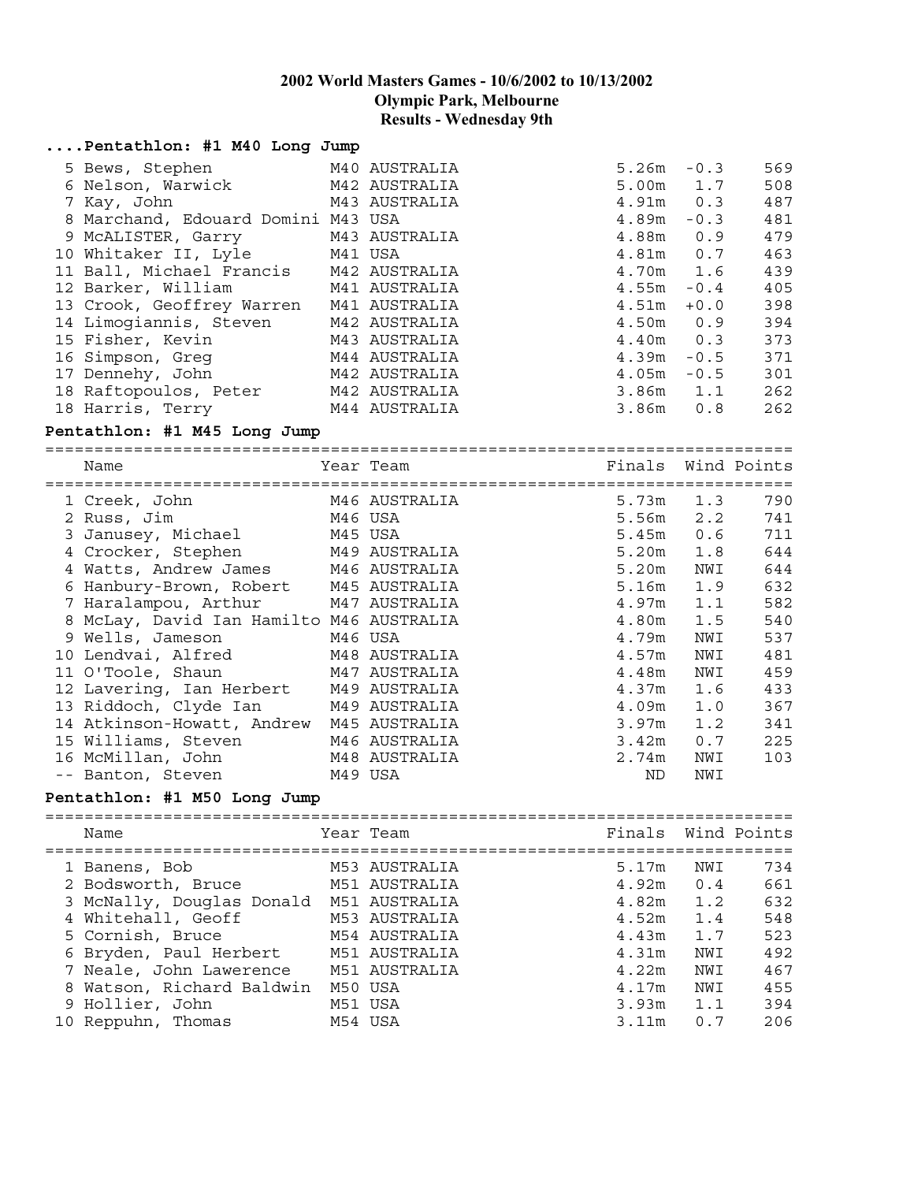**2002 World Masters Games - 10/6/2002 to 10/13/2002**
**Olympic Park, Melbourne**
**Results - Wednesday 9th**

### ....Pentathlon: #1 M40 Long Jump

| | Name | Year | Team | Finals | Wind | Points |
|---|---|---|---|---|---|---|
| 5 | Bews, Stephen | M40 | AUSTRALIA | 5.26m | -0.3 | 569 |
| 6 | Nelson, Warwick | M42 | AUSTRALIA | 5.00m | 1.7 | 508 |
| 7 | Kay, John | M43 | AUSTRALIA | 4.91m | 0.3 | 487 |
| 8 | Marchand, Edouard Domini | M43 | USA | 4.89m | -0.3 | 481 |
| 9 | McALISTER, Garry | M43 | AUSTRALIA | 4.88m | 0.9 | 479 |
| 10 | Whitaker II, Lyle | M41 | USA | 4.81m | 0.7 | 463 |
| 11 | Ball, Michael Francis | M42 | AUSTRALIA | 4.70m | 1.6 | 439 |
| 12 | Barker, William | M41 | AUSTRALIA | 4.55m | -0.4 | 405 |
| 13 | Crook, Geoffrey Warren | M41 | AUSTRALIA | 4.51m | +0.0 | 398 |
| 14 | Limogiannis, Steven | M42 | AUSTRALIA | 4.50m | 0.9 | 394 |
| 15 | Fisher, Kevin | M43 | AUSTRALIA | 4.40m | 0.3 | 373 |
| 16 | Simpson, Greg | M44 | AUSTRALIA | 4.39m | -0.5 | 371 |
| 17 | Dennehy, John | M42 | AUSTRALIA | 4.05m | -0.5 | 301 |
| 18 | Raftopoulos, Peter | M42 | AUSTRALIA | 3.86m | 1.1 | 262 |
| 18 | Harris, Terry | M44 | AUSTRALIA | 3.86m | 0.8 | 262 |

### Pentathlon: #1 M45 Long Jump

| | Name | Year | Team | Finals | Wind | Points |
|---|---|---|---|---|---|---|
| 1 | Creek, John | M46 | AUSTRALIA | 5.73m | 1.3 | 790 |
| 2 | Russ, Jim | M46 | USA | 5.56m | 2.2 | 741 |
| 3 | Janusey, Michael | M45 | USA | 5.45m | 0.6 | 711 |
| 4 | Crocker, Stephen | M49 | AUSTRALIA | 5.20m | 1.8 | 644 |
| 4 | Watts, Andrew James | M46 | AUSTRALIA | 5.20m | NWI | 644 |
| 6 | Hanbury-Brown, Robert | M45 | AUSTRALIA | 5.16m | 1.9 | 632 |
| 7 | Haralampou, Arthur | M47 | AUSTRALIA | 4.97m | 1.1 | 582 |
| 8 | McLay, David Ian Hamilto | M46 | AUSTRALIA | 4.80m | 1.5 | 540 |
| 9 | Wells, Jameson | M46 | USA | 4.79m | NWI | 537 |
| 10 | Lendvai, Alfred | M48 | AUSTRALIA | 4.57m | NWI | 481 |
| 11 | O'Toole, Shaun | M47 | AUSTRALIA | 4.48m | NWI | 459 |
| 12 | Lavering, Ian Herbert | M49 | AUSTRALIA | 4.37m | 1.6 | 433 |
| 13 | Riddoch, Clyde Ian | M49 | AUSTRALIA | 4.09m | 1.0 | 367 |
| 14 | Atkinson-Howatt, Andrew | M45 | AUSTRALIA | 3.97m | 1.2 | 341 |
| 15 | Williams, Steven | M46 | AUSTRALIA | 3.42m | 0.7 | 225 |
| 16 | McMillan, John | M48 | AUSTRALIA | 2.74m | NWI | 103 |
| -- | Banton, Steven | M49 | USA | ND | NWI | |

### Pentathlon: #1 M50 Long Jump

| | Name | Year | Team | Finals | Wind | Points |
|---|---|---|---|---|---|---|
| 1 | Banens, Bob | M53 | AUSTRALIA | 5.17m | NWI | 734 |
| 2 | Bodsworth, Bruce | M51 | AUSTRALIA | 4.92m | 0.4 | 661 |
| 3 | McNally, Douglas Donald | M51 | AUSTRALIA | 4.82m | 1.2 | 632 |
| 4 | Whitehall, Geoff | M53 | AUSTRALIA | 4.52m | 1.4 | 548 |
| 5 | Cornish, Bruce | M54 | AUSTRALIA | 4.43m | 1.7 | 523 |
| 6 | Bryden, Paul Herbert | M51 | AUSTRALIA | 4.31m | NWI | 492 |
| 7 | Neale, John Lawerence | M51 | AUSTRALIA | 4.22m | NWI | 467 |
| 8 | Watson, Richard Baldwin | M50 | USA | 4.17m | NWI | 455 |
| 9 | Hollier, John | M51 | USA | 3.93m | 1.1 | 394 |
| 10 | Reppuhn, Thomas | M54 | USA | 3.11m | 0.7 | 206 |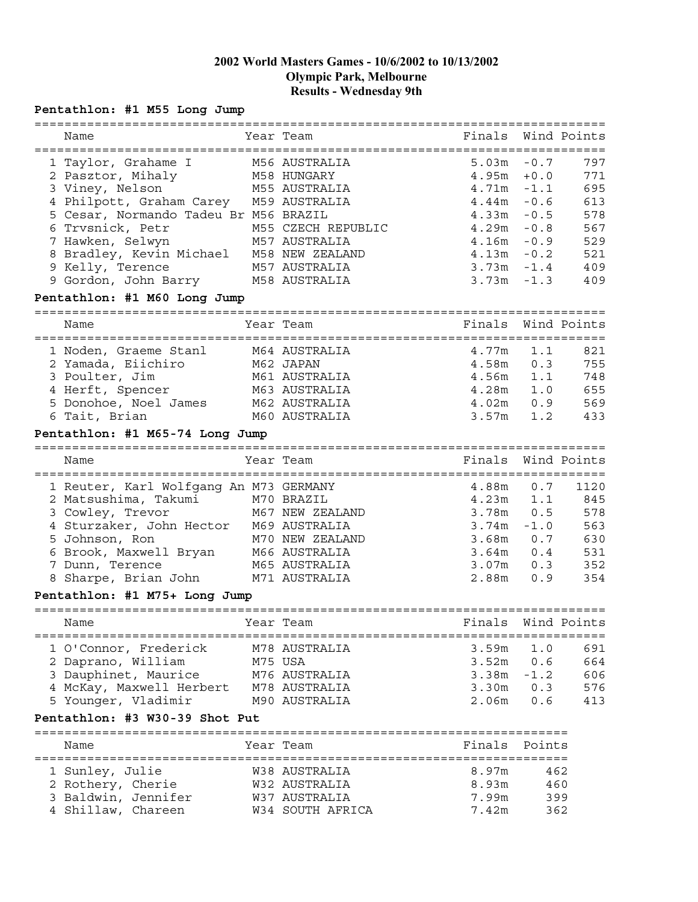# 2002 World Masters Games - 10/6/2002 to 10/13/2002
## Olympic Park, Melbourne
## Results - Wednesday 9th

### Pentathlon: #1 M55 Long Jump

| | Name | Year | Team | Finals | Wind | Points |
|---|---|---|---|---|---|---|
| 1 | Taylor, Grahame I | M56 | AUSTRALIA | 5.03m | -0.7 | 797 |
| 2 | Pasztor, Mihaly | M58 | HUNGARY | 4.95m | +0.0 | 771 |
| 3 | Viney, Nelson | M55 | AUSTRALIA | 4.71m | -1.1 | 695 |
| 4 | Philpott, Graham Carey | M59 | AUSTRALIA | 4.44m | -0.6 | 613 |
| 5 | Cesar, Normando Tadeu Br | M56 | BRAZIL | 4.33m | -0.5 | 578 |
| 6 | Trvsnick, Petr | M55 | CZECH REPUBLIC | 4.29m | -0.8 | 567 |
| 7 | Hawken, Selwyn | M57 | AUSTRALIA | 4.16m | -0.9 | 529 |
| 8 | Bradley, Kevin Michael | M58 | NEW ZEALAND | 4.13m | -0.2 | 521 |
| 9 | Kelly, Terence | M57 | AUSTRALIA | 3.73m | -1.4 | 409 |
| 9 | Gordon, John Barry | M58 | AUSTRALIA | 3.73m | -1.3 | 409 |

### Pentathlon: #1 M60 Long Jump

| | Name | Year | Team | Finals | Wind | Points |
|---|---|---|---|---|---|---|
| 1 | Noden, Graeme Stanl | M64 | AUSTRALIA | 4.77m | 1.1 | 821 |
| 2 | Yamada, Eiichiro | M62 | JAPAN | 4.58m | 0.3 | 755 |
| 3 | Poulter, Jim | M61 | AUSTRALIA | 4.56m | 1.1 | 748 |
| 4 | Herft, Spencer | M63 | AUSTRALIA | 4.28m | 1.0 | 655 |
| 5 | Donohoe, Noel James | M62 | AUSTRALIA | 4.02m | 0.9 | 569 |
| 6 | Tait, Brian | M60 | AUSTRALIA | 3.57m | 1.2 | 433 |

### Pentathlon: #1 M65-74 Long Jump

| | Name | Year | Team | Finals | Wind | Points |
|---|---|---|---|---|---|---|
| 1 | Reuter, Karl Wolfgang An | M73 | GERMANY | 4.88m | 0.7 | 1120 |
| 2 | Matsushima, Takumi | M70 | BRAZIL | 4.23m | 1.1 | 845 |
| 3 | Cowley, Trevor | M67 | NEW ZEALAND | 3.78m | 0.5 | 578 |
| 4 | Sturzaker, John Hector | M69 | AUSTRALIA | 3.74m | -1.0 | 563 |
| 5 | Johnson, Ron | M70 | NEW ZEALAND | 3.68m | 0.7 | 630 |
| 6 | Brook, Maxwell Bryan | M66 | AUSTRALIA | 3.64m | 0.4 | 531 |
| 7 | Dunn, Terence | M65 | AUSTRALIA | 3.07m | 0.3 | 352 |
| 8 | Sharpe, Brian John | M71 | AUSTRALIA | 2.88m | 0.9 | 354 |

### Pentathlon: #1 M75+ Long Jump

| | Name | Year | Team | Finals | Wind | Points |
|---|---|---|---|---|---|---|
| 1 | O'Connor, Frederick | M78 | AUSTRALIA | 3.59m | 1.0 | 691 |
| 2 | Daprano, William | M75 | USA | 3.52m | 0.6 | 664 |
| 3 | Dauphinet, Maurice | M76 | AUSTRALIA | 3.38m | -1.2 | 606 |
| 4 | McKay, Maxwell Herbert | M78 | AUSTRALIA | 3.30m | 0.3 | 576 |
| 5 | Younger, Vladimir | M90 | AUSTRALIA | 2.06m | 0.6 | 413 |

### Pentathlon: #3 W30-39 Shot Put

| | Name | Year | Team | Finals | Points |
|---|---|---|---|---|---|
| 1 | Sunley, Julie | W38 | AUSTRALIA | 8.97m | 462 |
| 2 | Rothery, Cherie | W32 | AUSTRALIA | 8.93m | 460 |
| 3 | Baldwin, Jennifer | W37 | AUSTRALIA | 7.99m | 399 |
| 4 | Shillaw, Chareen | W34 | SOUTH AFRICA | 7.42m | 362 |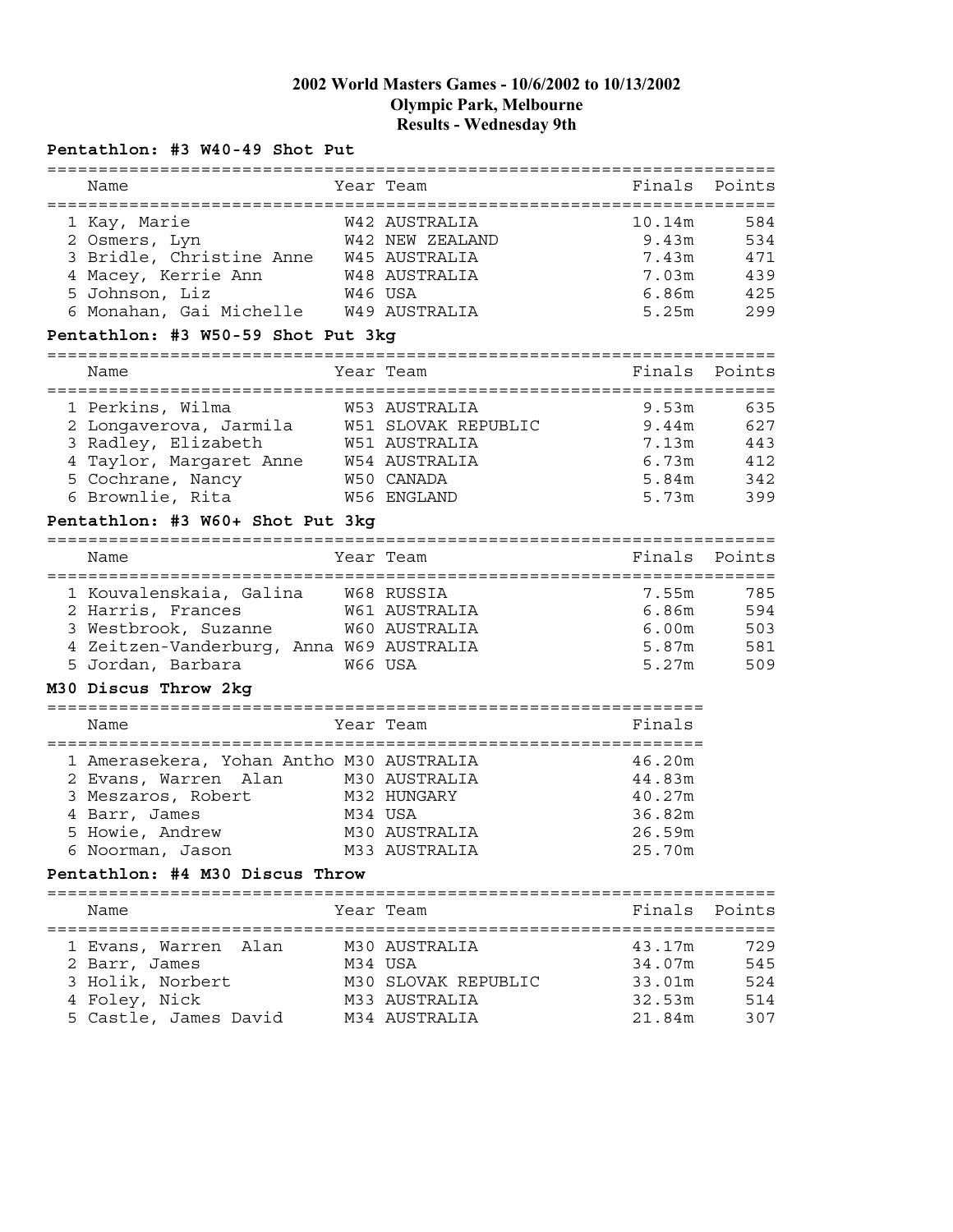# 2002 World Masters Games - 10/6/2002 to 10/13/2002
## Olympic Park, Melbourne
## Results - Wednesday 9th

### Pentathlon: #3 W40-49 Shot Put

| | Name | Year | Team | Finals | Points |
|---|---|---|---|---|---|
| 1 | Kay, Marie | W42 | AUSTRALIA | 10.14m | 584 |
| 2 | Osmers, Lyn | W42 | NEW ZEALAND | 9.43m | 534 |
| 3 | Bridle, Christine Anne | W45 | AUSTRALIA | 7.43m | 471 |
| 4 | Macey, Kerrie Ann | W48 | AUSTRALIA | 7.03m | 439 |
| 5 | Johnson, Liz | W46 | USA | 6.86m | 425 |
| 6 | Monahan, Gai Michelle | W49 | AUSTRALIA | 5.25m | 299 |

### Pentathlon: #3 W50-59 Shot Put 3kg

| | Name | Year | Team | Finals | Points |
|---|---|---|---|---|---|
| 1 | Perkins, Wilma | W53 | AUSTRALIA | 9.53m | 635 |
| 2 | Longaverova, Jarmila | W51 | SLOVAK REPUBLIC | 9.44m | 627 |
| 3 | Radley, Elizabeth | W51 | AUSTRALIA | 7.13m | 443 |
| 4 | Taylor, Margaret Anne | W54 | AUSTRALIA | 6.73m | 412 |
| 5 | Cochrane, Nancy | W50 | CANADA | 5.84m | 342 |
| 6 | Brownlie, Rita | W56 | ENGLAND | 5.73m | 399 |

### Pentathlon: #3 W60+ Shot Put 3kg

| | Name | Year | Team | Finals | Points |
|---|---|---|---|---|---|
| 1 | Kouvalenskaia, Galina | W68 | RUSSIA | 7.55m | 785 |
| 2 | Harris, Frances | W61 | AUSTRALIA | 6.86m | 594 |
| 3 | Westbrook, Suzanne | W60 | AUSTRALIA | 6.00m | 503 |
| 4 | Zeitzen-Vanderburg, Anna | W69 | AUSTRALIA | 5.87m | 581 |
| 5 | Jordan, Barbara | W66 | USA | 5.27m | 509 |

### M30 Discus Throw 2kg

| | Name | Year | Team | Finals |
|---|---|---|---|---|
| 1 | Amerasekera, Yohan Antho | M30 | AUSTRALIA | 46.20m |
| 2 | Evans, Warren Alan | M30 | AUSTRALIA | 44.83m |
| 3 | Meszaros, Robert | M32 | HUNGARY | 40.27m |
| 4 | Barr, James | M34 | USA | 36.82m |
| 5 | Howie, Andrew | M30 | AUSTRALIA | 26.59m |
| 6 | Noorman, Jason | M33 | AUSTRALIA | 25.70m |

### Pentathlon: #4 M30 Discus Throw

| | Name | Year | Team | Finals | Points |
|---|---|---|---|---|---|
| 1 | Evans, Warren Alan | M30 | AUSTRALIA | 43.17m | 729 |
| 2 | Barr, James | M34 | USA | 34.07m | 545 |
| 3 | Holik, Norbert | M30 | SLOVAK REPUBLIC | 33.01m | 524 |
| 4 | Foley, Nick | M33 | AUSTRALIA | 32.53m | 514 |
| 5 | Castle, James David | M34 | AUSTRALIA | 21.84m | 307 |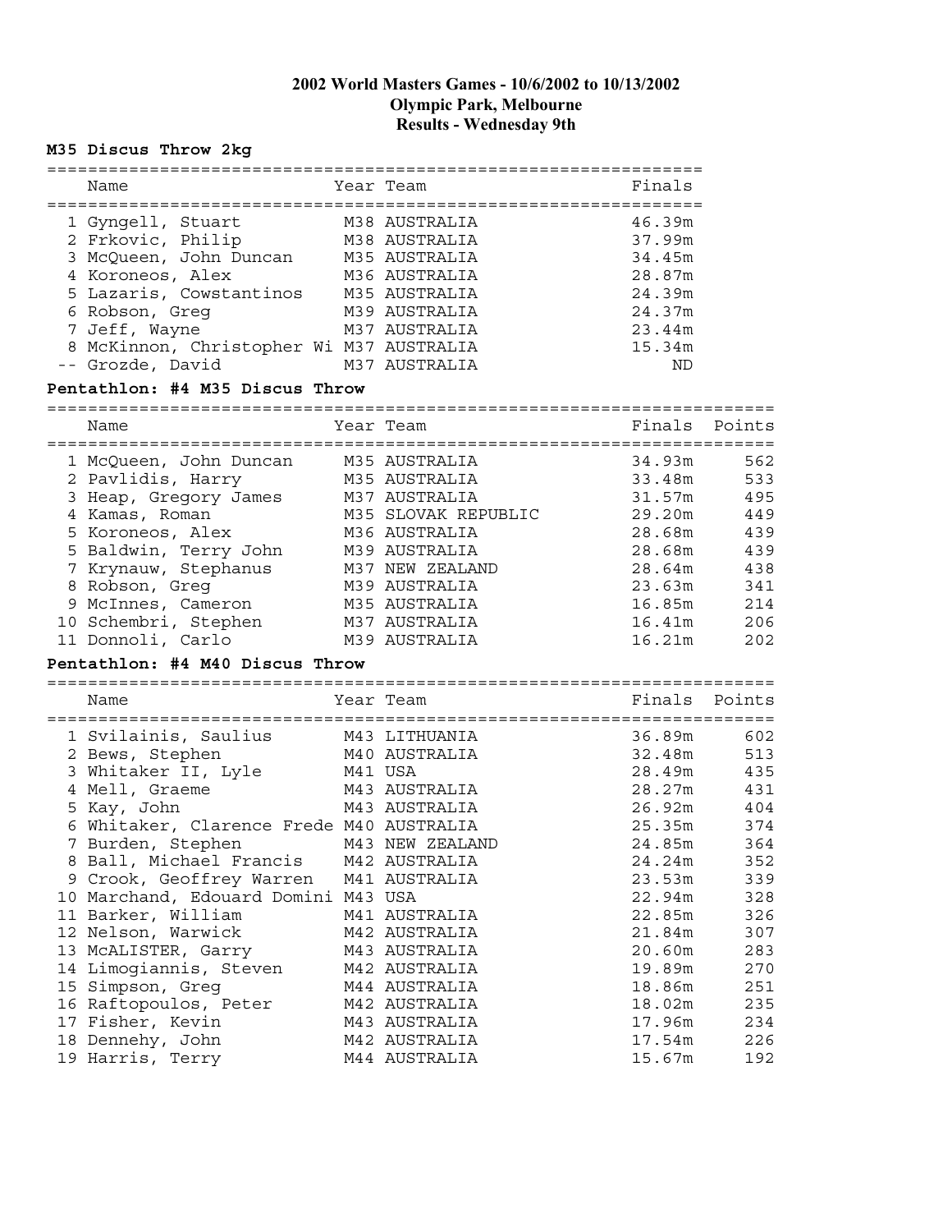# 2002 World Masters Games - 10/6/2002 to 10/13/2002
## Olympic Park, Melbourne
## Results - Wednesday 9th

### M35 Discus Throw 2kg

| | Name | Year | Team | Finals |
|---|---|---|---|---|
| 1 | Gyngell, Stuart | M38 | AUSTRALIA | 46.39m |
| 2 | Frkovic, Philip | M38 | AUSTRALIA | 37.99m |
| 3 | McQueen, John Duncan | M35 | AUSTRALIA | 34.45m |
| 4 | Koroneos, Alex | M36 | AUSTRALIA | 28.87m |
| 5 | Lazaris, Cowstantinos | M35 | AUSTRALIA | 24.39m |
| 6 | Robson, Greg | M39 | AUSTRALIA | 24.37m |
| 7 | Jeff, Wayne | M37 | AUSTRALIA | 23.44m |
| 8 | McKinnon, Christopher Wi | M37 | AUSTRALIA | 15.34m |
| -- | Grozde, David | M37 | AUSTRALIA | ND |

### Pentathlon: #4 M35 Discus Throw

| | Name | Year | Team | Finals | Points |
|---|---|---|---|---|---|
| 1 | McQueen, John Duncan | M35 | AUSTRALIA | 34.93m | 562 |
| 2 | Pavlidis, Harry | M35 | AUSTRALIA | 33.48m | 533 |
| 3 | Heap, Gregory James | M37 | AUSTRALIA | 31.57m | 495 |
| 4 | Kamas, Roman | M35 | SLOVAK REPUBLIC | 29.20m | 449 |
| 5 | Koroneos, Alex | M36 | AUSTRALIA | 28.68m | 439 |
| 5 | Baldwin, Terry John | M39 | AUSTRALIA | 28.68m | 439 |
| 7 | Krynauw, Stephanus | M37 | NEW ZEALAND | 28.64m | 438 |
| 8 | Robson, Greg | M39 | AUSTRALIA | 23.63m | 341 |
| 9 | McInnes, Cameron | M35 | AUSTRALIA | 16.85m | 214 |
| 10 | Schembri, Stephen | M37 | AUSTRALIA | 16.41m | 206 |
| 11 | Donnoli, Carlo | M39 | AUSTRALIA | 16.21m | 202 |

### Pentathlon: #4 M40 Discus Throw

| | Name | Year | Team | Finals | Points |
|---|---|---|---|---|---|
| 1 | Svilainis, Saulius | M43 | LITHUANIA | 36.89m | 602 |
| 2 | Bews, Stephen | M40 | AUSTRALIA | 32.48m | 513 |
| 3 | Whitaker II, Lyle | M41 | USA | 28.49m | 435 |
| 4 | Mell, Graeme | M43 | AUSTRALIA | 28.27m | 431 |
| 5 | Kay, John | M43 | AUSTRALIA | 26.92m | 404 |
| 6 | Whitaker, Clarence Frede | M40 | AUSTRALIA | 25.35m | 374 |
| 7 | Burden, Stephen | M43 | NEW ZEALAND | 24.85m | 364 |
| 8 | Ball, Michael Francis | M42 | AUSTRALIA | 24.24m | 352 |
| 9 | Crook, Geoffrey Warren | M41 | AUSTRALIA | 23.53m | 339 |
| 10 | Marchand, Edouard Domini | M43 | USA | 22.94m | 328 |
| 11 | Barker, William | M41 | AUSTRALIA | 22.85m | 326 |
| 12 | Nelson, Warwick | M42 | AUSTRALIA | 21.84m | 307 |
| 13 | McALISTER, Garry | M43 | AUSTRALIA | 20.60m | 283 |
| 14 | Limogiannis, Steven | M42 | AUSTRALIA | 19.89m | 270 |
| 15 | Simpson, Greg | M44 | AUSTRALIA | 18.86m | 251 |
| 16 | Raftopoulos, Peter | M42 | AUSTRALIA | 18.02m | 235 |
| 17 | Fisher, Kevin | M43 | AUSTRALIA | 17.96m | 234 |
| 18 | Dennehy, John | M42 | AUSTRALIA | 17.54m | 226 |
| 19 | Harris, Terry | M44 | AUSTRALIA | 15.67m | 192 |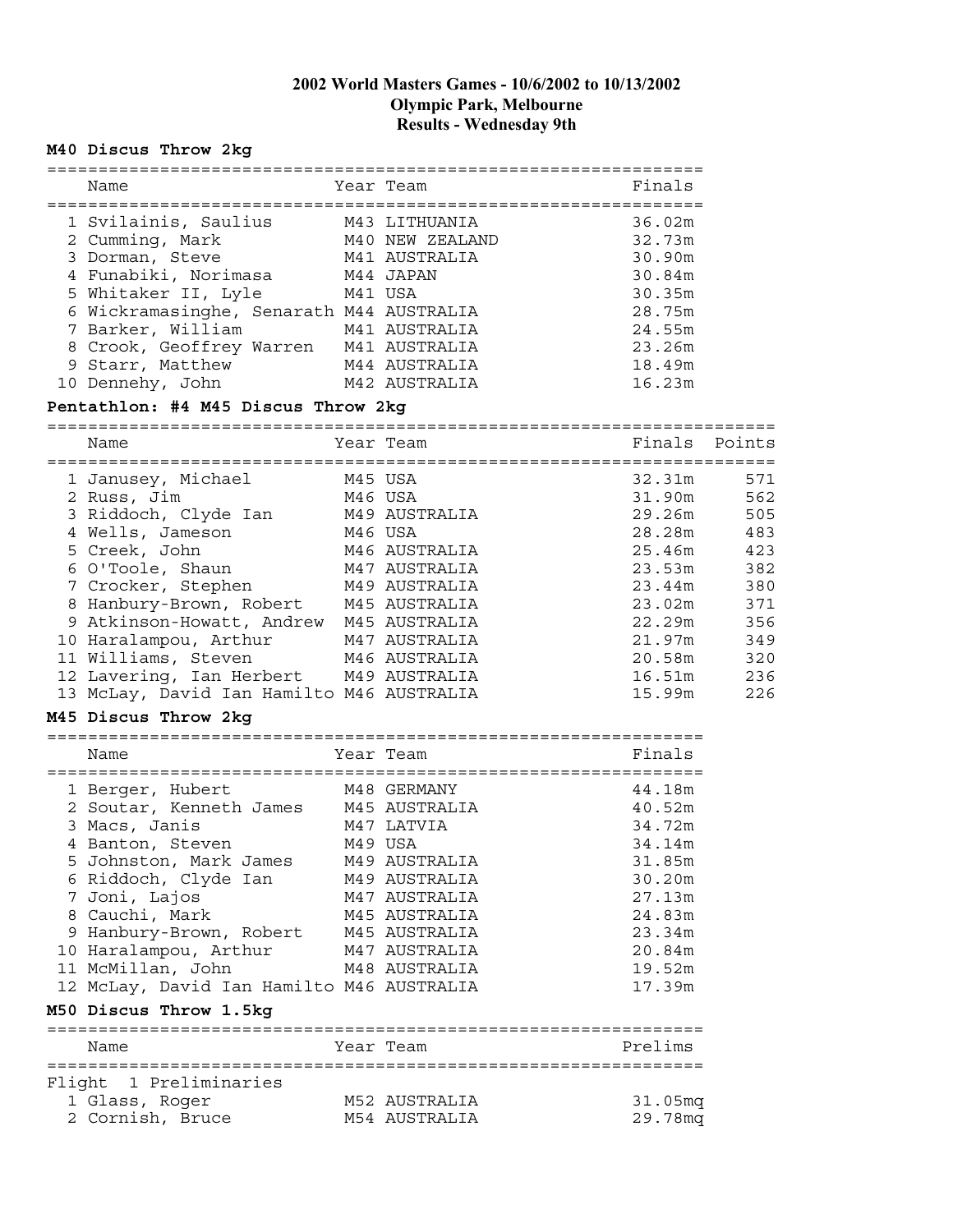**2002 World Masters Games - 10/6/2002 to 10/13/2002**
**Olympic Park, Melbourne**
**Results - Wednesday 9th**

### M40 Discus Throw 2kg

| | Name | Year | Team | Finals |
|---|---|---|---|---|
| 1 | Svilainis, Saulius | M43 | LITHUANIA | 36.02m |
| 2 | Cumming, Mark | M40 | NEW ZEALAND | 32.73m |
| 3 | Dorman, Steve | M41 | AUSTRALIA | 30.90m |
| 4 | Funabiki, Norimasa | M44 | JAPAN | 30.84m |
| 5 | Whitaker II, Lyle | M41 | USA | 30.35m |
| 6 | Wickramasinghe, Senarath | M44 | AUSTRALIA | 28.75m |
| 7 | Barker, William | M41 | AUSTRALIA | 24.55m |
| 8 | Crook, Geoffrey Warren | M41 | AUSTRALIA | 23.26m |
| 9 | Starr, Matthew | M44 | AUSTRALIA | 18.49m |
| 10 | Dennehy, John | M42 | AUSTRALIA | 16.23m |

### Pentathlon: #4 M45 Discus Throw 2kg

| | Name | Year | Team | Finals | Points |
|---|---|---|---|---|---|
| 1 | Janusey, Michael | M45 | USA | 32.31m | 571 |
| 2 | Russ, Jim | M46 | USA | 31.90m | 562 |
| 3 | Riddoch, Clyde Ian | M49 | AUSTRALIA | 29.26m | 505 |
| 4 | Wells, Jameson | M46 | USA | 28.28m | 483 |
| 5 | Creek, John | M46 | AUSTRALIA | 25.46m | 423 |
| 6 | O'Toole, Shaun | M47 | AUSTRALIA | 23.53m | 382 |
| 7 | Crocker, Stephen | M49 | AUSTRALIA | 23.44m | 380 |
| 8 | Hanbury-Brown, Robert | M45 | AUSTRALIA | 23.02m | 371 |
| 9 | Atkinson-Howatt, Andrew | M45 | AUSTRALIA | 22.29m | 356 |
| 10 | Haralampou, Arthur | M47 | AUSTRALIA | 21.97m | 349 |
| 11 | Williams, Steven | M46 | AUSTRALIA | 20.58m | 320 |
| 12 | Lavering, Ian Herbert | M49 | AUSTRALIA | 16.51m | 236 |
| 13 | McLay, David Ian Hamilto | M46 | AUSTRALIA | 15.99m | 226 |

### M45 Discus Throw 2kg

| | Name | Year | Team | Finals |
|---|---|---|---|---|
| 1 | Berger, Hubert | M48 | GERMANY | 44.18m |
| 2 | Soutar, Kenneth James | M45 | AUSTRALIA | 40.52m |
| 3 | Macs, Janis | M47 | LATVIA | 34.72m |
| 4 | Banton, Steven | M49 | USA | 34.14m |
| 5 | Johnston, Mark James | M49 | AUSTRALIA | 31.85m |
| 6 | Riddoch, Clyde Ian | M49 | AUSTRALIA | 30.20m |
| 7 | Joni, Lajos | M47 | AUSTRALIA | 27.13m |
| 8 | Cauchi, Mark | M45 | AUSTRALIA | 24.83m |
| 9 | Hanbury-Brown, Robert | M45 | AUSTRALIA | 23.34m |
| 10 | Haralampou, Arthur | M47 | AUSTRALIA | 20.84m |
| 11 | McMillan, John | M48 | AUSTRALIA | 19.52m |
| 12 | McLay, David Ian Hamilto | M46 | AUSTRALIA | 17.39m |

### M50 Discus Throw 1.5kg

| | Name | Year | Team | Prelims |
|---|---|---|---|---|
| Flight 1 Preliminaries | | | | |
| 1 | Glass, Roger | M52 | AUSTRALIA | 31.05mq |
| 2 | Cornish, Bruce | M54 | AUSTRALIA | 29.78mq |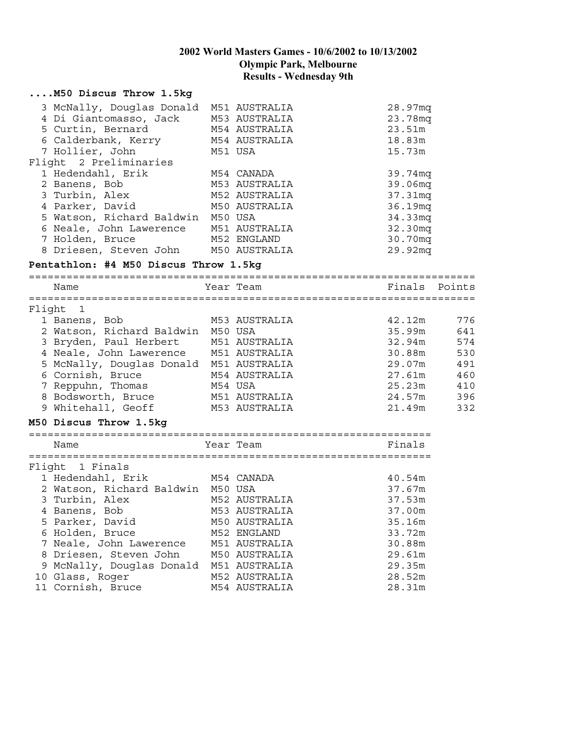# 2002 World Masters Games - 10/6/2002 to 10/13/2002

## Olympic Park, Melbourne

## Results - Wednesday 9th

### ....M50 Discus Throw 1.5kg

| Name | Year Team | Finals |
|---|---|---|
| 3 McNally, Douglas Donald | M51 AUSTRALIA | 28.97mq |
| 4 Di Giantomasso, Jack | M53 AUSTRALIA | 23.78mq |
| 5 Curtin, Bernard | M54 AUSTRALIA | 23.51m |
| 6 Calderbank, Kerry | M54 AUSTRALIA | 18.83m |
| 7 Hollier, John | M51 USA | 15.73m |
| **Flight 2 Preliminaries** | | |
| 1 Hedendahl, Erik | M54 CANADA | 39.74mq |
| 2 Banens, Bob | M53 AUSTRALIA | 39.06mq |
| 3 Turbin, Alex | M52 AUSTRALIA | 37.31mq |
| 4 Parker, David | M50 AUSTRALIA | 36.19mq |
| 5 Watson, Richard Baldwin | M50 USA | 34.33mq |
| 6 Neale, John Lawerence | M51 AUSTRALIA | 32.30mq |
| 7 Holden, Bruce | M52 ENGLAND | 30.70mq |
| 8 Driesen, Steven John | M50 AUSTRALIA | 29.92mq |

### Pentathlon: #4 M50 Discus Throw 1.5kg

| Name | Year Team | Finals | Points |
|---|---|---|---|
| **Flight 1** | | | |
| 1 Banens, Bob | M53 AUSTRALIA | 42.12m | 776 |
| 2 Watson, Richard Baldwin | M50 USA | 35.99m | 641 |
| 3 Bryden, Paul Herbert | M51 AUSTRALIA | 32.94m | 574 |
| 4 Neale, John Lawerence | M51 AUSTRALIA | 30.88m | 530 |
| 5 McNally, Douglas Donald | M51 AUSTRALIA | 29.07m | 491 |
| 6 Cornish, Bruce | M54 AUSTRALIA | 27.61m | 460 |
| 7 Reppuhn, Thomas | M54 USA | 25.23m | 410 |
| 8 Bodsworth, Bruce | M51 AUSTRALIA | 24.57m | 396 |
| 9 Whitehall, Geoff | M53 AUSTRALIA | 21.49m | 332 |

### M50 Discus Throw 1.5kg

| Name | Year Team | Finals |
|---|---|---|
| **Flight 1 Finals** | | |
| 1 Hedendahl, Erik | M54 CANADA | 40.54m |
| 2 Watson, Richard Baldwin | M50 USA | 37.67m |
| 3 Turbin, Alex | M52 AUSTRALIA | 37.53m |
| 4 Banens, Bob | M53 AUSTRALIA | 37.00m |
| 5 Parker, David | M50 AUSTRALIA | 35.16m |
| 6 Holden, Bruce | M52 ENGLAND | 33.72m |
| 7 Neale, John Lawerence | M51 AUSTRALIA | 30.88m |
| 8 Driesen, Steven John | M50 AUSTRALIA | 29.61m |
| 9 McNally, Douglas Donald | M51 AUSTRALIA | 29.35m |
| 10 Glass, Roger | M52 AUSTRALIA | 28.52m |
| 11 Cornish, Bruce | M54 AUSTRALIA | 28.31m |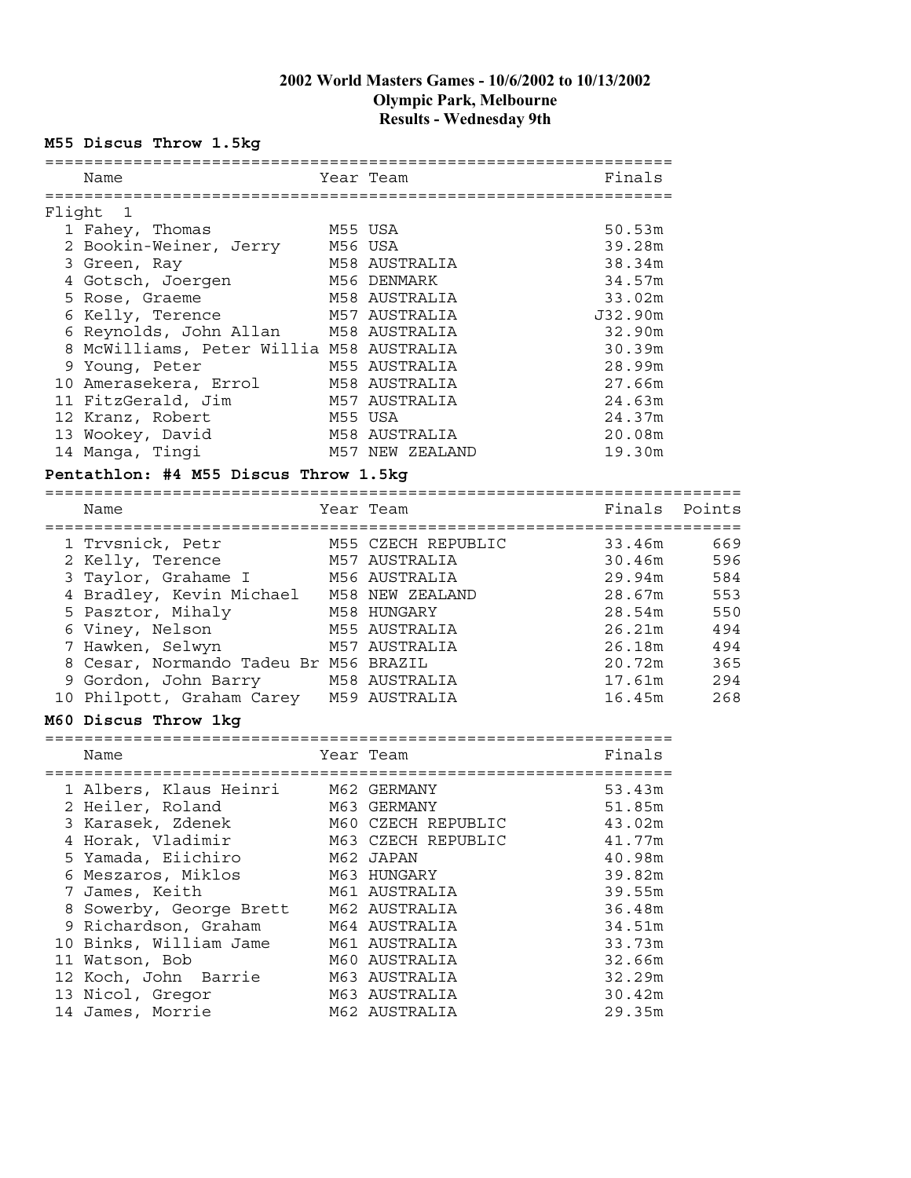# 2002 World Masters Games - 10/6/2002 to 10/13/2002
## Olympic Park, Melbourne
## Results - Wednesday 9th

### M55 Discus Throw 1.5kg

**Flight 1**

| | Name | Year | Team | Finals |
|---|---|---|---|---|
| 1 | Fahey, Thomas | M55 | USA | 50.53m |
| 2 | Bookin-Weiner, Jerry | M56 | USA | 39.28m |
| 3 | Green, Ray | M58 | AUSTRALIA | 38.34m |
| 4 | Gotsch, Joergen | M56 | DENMARK | 34.57m |
| 5 | Rose, Graeme | M58 | AUSTRALIA | 33.02m |
| 6 | Kelly, Terence | M57 | AUSTRALIA | J32.90m |
| 6 | Reynolds, John Allan | M58 | AUSTRALIA | 32.90m |
| 8 | McWilliams, Peter Willia | M58 | AUSTRALIA | 30.39m |
| 9 | Young, Peter | M55 | AUSTRALIA | 28.99m |
| 10 | Amerasekera, Errol | M58 | AUSTRALIA | 27.66m |
| 11 | FitzGerald, Jim | M57 | AUSTRALIA | 24.63m |
| 12 | Kranz, Robert | M55 | USA | 24.37m |
| 13 | Wookey, David | M58 | AUSTRALIA | 20.08m |
| 14 | Manga, Tingi | M57 | NEW ZEALAND | 19.30m |

### Pentathlon: #4 M55 Discus Throw 1.5kg

| | Name | Year | Team | Finals | Points |
|---|---|---|---|---|---|
| 1 | Trvsnick, Petr | M55 | CZECH REPUBLIC | 33.46m | 669 |
| 2 | Kelly, Terence | M57 | AUSTRALIA | 30.46m | 596 |
| 3 | Taylor, Grahame I | M56 | AUSTRALIA | 29.94m | 584 |
| 4 | Bradley, Kevin Michael | M58 | NEW ZEALAND | 28.67m | 553 |
| 5 | Pasztor, Mihaly | M58 | HUNGARY | 28.54m | 550 |
| 6 | Viney, Nelson | M55 | AUSTRALIA | 26.21m | 494 |
| 7 | Hawken, Selwyn | M57 | AUSTRALIA | 26.18m | 494 |
| 8 | Cesar, Normando Tadeu Br | M56 | BRAZIL | 20.72m | 365 |
| 9 | Gordon, John Barry | M58 | AUSTRALIA | 17.61m | 294 |
| 10 | Philpott, Graham Carey | M59 | AUSTRALIA | 16.45m | 268 |

### M60 Discus Throw 1kg

| | Name | Year | Team | Finals |
|---|---|---|---|---|
| 1 | Albers, Klaus Heinri | M62 | GERMANY | 53.43m |
| 2 | Heiler, Roland | M63 | GERMANY | 51.85m |
| 3 | Karasek, Zdenek | M60 | CZECH REPUBLIC | 43.02m |
| 4 | Horak, Vladimir | M63 | CZECH REPUBLIC | 41.77m |
| 5 | Yamada, Eiichiro | M62 | JAPAN | 40.98m |
| 6 | Meszaros, Miklos | M63 | HUNGARY | 39.82m |
| 7 | James, Keith | M61 | AUSTRALIA | 39.55m |
| 8 | Sowerby, George Brett | M62 | AUSTRALIA | 36.48m |
| 9 | Richardson, Graham | M64 | AUSTRALIA | 34.51m |
| 10 | Binks, William Jame | M61 | AUSTRALIA | 33.73m |
| 11 | Watson, Bob | M60 | AUSTRALIA | 32.66m |
| 12 | Koch, John Barrie | M63 | AUSTRALIA | 32.29m |
| 13 | Nicol, Gregor | M63 | AUSTRALIA | 30.42m |
| 14 | James, Morrie | M62 | AUSTRALIA | 29.35m |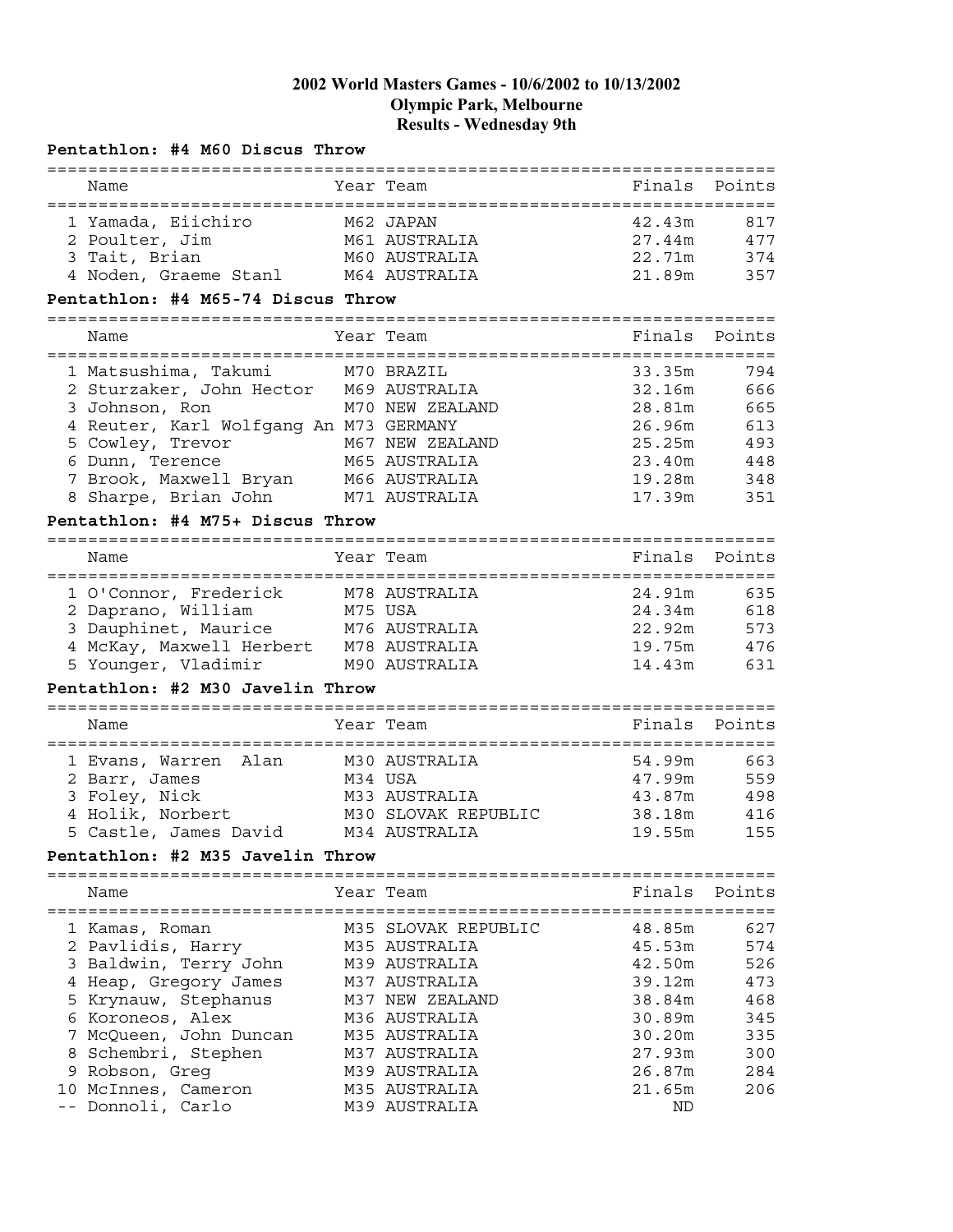**2002 World Masters Games - 10/6/2002 to 10/13/2002**
**Olympic Park, Melbourne**
**Results - Wednesday 9th**

### Pentathlon: #4 M60 Discus Throw

| | Name | Year | Team | Finals | Points |
|---|---|---|---|---|---|
| 1 | Yamada, Eiichiro | M62 | JAPAN | 42.43m | 817 |
| 2 | Poulter, Jim | M61 | AUSTRALIA | 27.44m | 477 |
| 3 | Tait, Brian | M60 | AUSTRALIA | 22.71m | 374 |
| 4 | Noden, Graeme Stanl | M64 | AUSTRALIA | 21.89m | 357 |

### Pentathlon: #4 M65-74 Discus Throw

| | Name | Year | Team | Finals | Points |
|---|---|---|---|---|---|
| 1 | Matsushima, Takumi | M70 | BRAZIL | 33.35m | 794 |
| 2 | Sturzaker, John Hector | M69 | AUSTRALIA | 32.16m | 666 |
| 3 | Johnson, Ron | M70 | NEW ZEALAND | 28.81m | 665 |
| 4 | Reuter, Karl Wolfgang An | M73 | GERMANY | 26.96m | 613 |
| 5 | Cowley, Trevor | M67 | NEW ZEALAND | 25.25m | 493 |
| 6 | Dunn, Terence | M65 | AUSTRALIA | 23.40m | 448 |
| 7 | Brook, Maxwell Bryan | M66 | AUSTRALIA | 19.28m | 348 |
| 8 | Sharpe, Brian John | M71 | AUSTRALIA | 17.39m | 351 |

### Pentathlon: #4 M75+ Discus Throw

| | Name | Year | Team | Finals | Points |
|---|---|---|---|---|---|
| 1 | O'Connor, Frederick | M78 | AUSTRALIA | 24.91m | 635 |
| 2 | Daprano, William | M75 | USA | 24.34m | 618 |
| 3 | Dauphinet, Maurice | M76 | AUSTRALIA | 22.92m | 573 |
| 4 | McKay, Maxwell Herbert | M78 | AUSTRALIA | 19.75m | 476 |
| 5 | Younger, Vladimir | M90 | AUSTRALIA | 14.43m | 631 |

### Pentathlon: #2 M30 Javelin Throw

| | Name | Year | Team | Finals | Points |
|---|---|---|---|---|---|
| 1 | Evans, Warren Alan | M30 | AUSTRALIA | 54.99m | 663 |
| 2 | Barr, James | M34 | USA | 47.99m | 559 |
| 3 | Foley, Nick | M33 | AUSTRALIA | 43.87m | 498 |
| 4 | Holik, Norbert | M30 | SLOVAK REPUBLIC | 38.18m | 416 |
| 5 | Castle, James David | M34 | AUSTRALIA | 19.55m | 155 |

### Pentathlon: #2 M35 Javelin Throw

| | Name | Year | Team | Finals | Points |
|---|---|---|---|---|---|
| 1 | Kamas, Roman | M35 | SLOVAK REPUBLIC | 48.85m | 627 |
| 2 | Pavlidis, Harry | M35 | AUSTRALIA | 45.53m | 574 |
| 3 | Baldwin, Terry John | M39 | AUSTRALIA | 42.50m | 526 |
| 4 | Heap, Gregory James | M37 | AUSTRALIA | 39.12m | 473 |
| 5 | Krynauw, Stephanus | M37 | NEW ZEALAND | 38.84m | 468 |
| 6 | Koroneos, Alex | M36 | AUSTRALIA | 30.89m | 345 |
| 7 | McQueen, John Duncan | M35 | AUSTRALIA | 30.20m | 335 |
| 8 | Schembri, Stephen | M37 | AUSTRALIA | 27.93m | 300 |
| 9 | Robson, Greg | M39 | AUSTRALIA | 26.87m | 284 |
| 10 | McInnes, Cameron | M35 | AUSTRALIA | 21.65m | 206 |
| -- | Donnoli, Carlo | M39 | AUSTRALIA | ND | |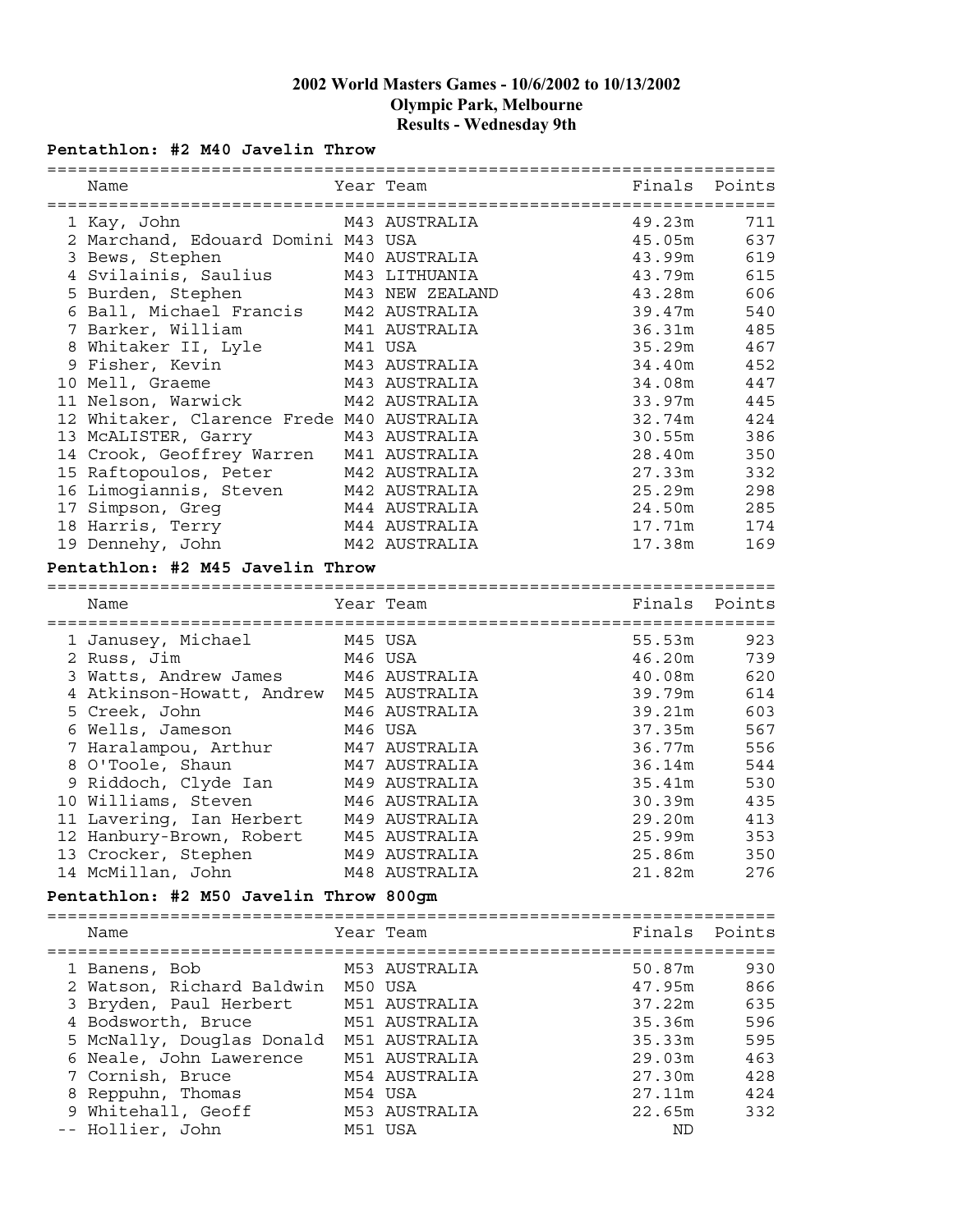**2002 World Masters Games - 10/6/2002 to 10/13/2002**
**Olympic Park, Melbourne**
**Results - Wednesday 9th**

### Pentathlon: #2 M40 Javelin Throw

| | Name | Year | Team | Finals | Points |
|---|---|---|---|---|---|
| 1 | Kay, John | M43 | AUSTRALIA | 49.23m | 711 |
| 2 | Marchand, Edouard Domini | M43 | USA | 45.05m | 637 |
| 3 | Bews, Stephen | M40 | AUSTRALIA | 43.99m | 619 |
| 4 | Svilainis, Saulius | M43 | LITHUANIA | 43.79m | 615 |
| 5 | Burden, Stephen | M43 | NEW ZEALAND | 43.28m | 606 |
| 6 | Ball, Michael Francis | M42 | AUSTRALIA | 39.47m | 540 |
| 7 | Barker, William | M41 | AUSTRALIA | 36.31m | 485 |
| 8 | Whitaker II, Lyle | M41 | USA | 35.29m | 467 |
| 9 | Fisher, Kevin | M43 | AUSTRALIA | 34.40m | 452 |
| 10 | Mell, Graeme | M43 | AUSTRALIA | 34.08m | 447 |
| 11 | Nelson, Warwick | M42 | AUSTRALIA | 33.97m | 445 |
| 12 | Whitaker, Clarence Frede | M40 | AUSTRALIA | 32.74m | 424 |
| 13 | McALISTER, Garry | M43 | AUSTRALIA | 30.55m | 386 |
| 14 | Crook, Geoffrey Warren | M41 | AUSTRALIA | 28.40m | 350 |
| 15 | Raftopoulos, Peter | M42 | AUSTRALIA | 27.33m | 332 |
| 16 | Limogiannis, Steven | M42 | AUSTRALIA | 25.29m | 298 |
| 17 | Simpson, Greg | M44 | AUSTRALIA | 24.50m | 285 |
| 18 | Harris, Terry | M44 | AUSTRALIA | 17.71m | 174 |
| 19 | Dennehy, John | M42 | AUSTRALIA | 17.38m | 169 |

### Pentathlon: #2 M45 Javelin Throw

| | Name | Year | Team | Finals | Points |
|---|---|---|---|---|---|
| 1 | Janusey, Michael | M45 | USA | 55.53m | 923 |
| 2 | Russ, Jim | M46 | USA | 46.20m | 739 |
| 3 | Watts, Andrew James | M46 | AUSTRALIA | 40.08m | 620 |
| 4 | Atkinson-Howatt, Andrew | M45 | AUSTRALIA | 39.79m | 614 |
| 5 | Creek, John | M46 | AUSTRALIA | 39.21m | 603 |
| 6 | Wells, Jameson | M46 | USA | 37.35m | 567 |
| 7 | Haralampou, Arthur | M47 | AUSTRALIA | 36.77m | 556 |
| 8 | O'Toole, Shaun | M47 | AUSTRALIA | 36.14m | 544 |
| 9 | Riddoch, Clyde Ian | M49 | AUSTRALIA | 35.41m | 530 |
| 10 | Williams, Steven | M46 | AUSTRALIA | 30.39m | 435 |
| 11 | Lavering, Ian Herbert | M49 | AUSTRALIA | 29.20m | 413 |
| 12 | Hanbury-Brown, Robert | M45 | AUSTRALIA | 25.99m | 353 |
| 13 | Crocker, Stephen | M49 | AUSTRALIA | 25.86m | 350 |
| 14 | McMillan, John | M48 | AUSTRALIA | 21.82m | 276 |

### Pentathlon: #2 M50 Javelin Throw 800gm

| | Name | Year | Team | Finals | Points |
|---|---|---|---|---|---|
| 1 | Banens, Bob | M53 | AUSTRALIA | 50.87m | 930 |
| 2 | Watson, Richard Baldwin | M50 | USA | 47.95m | 866 |
| 3 | Bryden, Paul Herbert | M51 | AUSTRALIA | 37.22m | 635 |
| 4 | Bodsworth, Bruce | M51 | AUSTRALIA | 35.36m | 596 |
| 5 | McNally, Douglas Donald | M51 | AUSTRALIA | 35.33m | 595 |
| 6 | Neale, John Lawerence | M51 | AUSTRALIA | 29.03m | 463 |
| 7 | Cornish, Bruce | M54 | AUSTRALIA | 27.30m | 428 |
| 8 | Reppuhn, Thomas | M54 | USA | 27.11m | 424 |
| 9 | Whitehall, Geoff | M53 | AUSTRALIA | 22.65m | 332 |
| -- | Hollier, John | M51 | USA | ND | |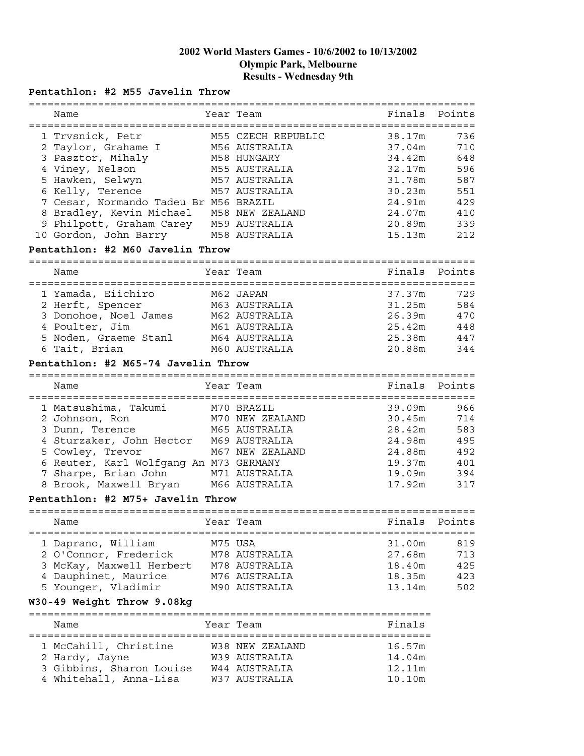**2002 World Masters Games - 10/6/2002 to 10/13/2002**
**Olympic Park, Melbourne**
**Results - Wednesday 9th**

### Pentathlon: #2 M55 Javelin Throw

| | Name | Year | Team | Finals | Points |
|---|---|---|---|---|---|
| 1 | Trvsnick, Petr | M55 | CZECH REPUBLIC | 38.17m | 736 |
| 2 | Taylor, Grahame I | M56 | AUSTRALIA | 37.04m | 710 |
| 3 | Pasztor, Mihaly | M58 | HUNGARY | 34.42m | 648 |
| 4 | Viney, Nelson | M55 | AUSTRALIA | 32.17m | 596 |
| 5 | Hawken, Selwyn | M57 | AUSTRALIA | 31.78m | 587 |
| 6 | Kelly, Terence | M57 | AUSTRALIA | 30.23m | 551 |
| 7 | Cesar, Normando Tadeu Br | M56 | BRAZIL | 24.91m | 429 |
| 8 | Bradley, Kevin Michael | M58 | NEW ZEALAND | 24.07m | 410 |
| 9 | Philpott, Graham Carey | M59 | AUSTRALIA | 20.89m | 339 |
| 10 | Gordon, John Barry | M58 | AUSTRALIA | 15.13m | 212 |

### Pentathlon: #2 M60 Javelin Throw

| | Name | Year | Team | Finals | Points |
|---|---|---|---|---|---|
| 1 | Yamada, Eiichiro | M62 | JAPAN | 37.37m | 729 |
| 2 | Herft, Spencer | M63 | AUSTRALIA | 31.25m | 584 |
| 3 | Donohoe, Noel James | M62 | AUSTRALIA | 26.39m | 470 |
| 4 | Poulter, Jim | M61 | AUSTRALIA | 25.42m | 448 |
| 5 | Noden, Graeme Stanl | M64 | AUSTRALIA | 25.38m | 447 |
| 6 | Tait, Brian | M60 | AUSTRALIA | 20.88m | 344 |

### Pentathlon: #2 M65-74 Javelin Throw

| | Name | Year | Team | Finals | Points |
|---|---|---|---|---|---|
| 1 | Matsushima, Takumi | M70 | BRAZIL | 39.09m | 966 |
| 2 | Johnson, Ron | M70 | NEW ZEALAND | 30.45m | 714 |
| 3 | Dunn, Terence | M65 | AUSTRALIA | 28.42m | 583 |
| 4 | Sturzaker, John Hector | M69 | AUSTRALIA | 24.98m | 495 |
| 5 | Cowley, Trevor | M67 | NEW ZEALAND | 24.88m | 492 |
| 6 | Reuter, Karl Wolfgang An | M73 | GERMANY | 19.37m | 401 |
| 7 | Sharpe, Brian John | M71 | AUSTRALIA | 19.09m | 394 |
| 8 | Brook, Maxwell Bryan | M66 | AUSTRALIA | 17.92m | 317 |

### Pentathlon: #2 M75+ Javelin Throw

| | Name | Year | Team | Finals | Points |
|---|---|---|---|---|---|
| 1 | Daprano, William | M75 | USA | 31.00m | 819 |
| 2 | O'Connor, Frederick | M78 | AUSTRALIA | 27.68m | 713 |
| 3 | McKay, Maxwell Herbert | M78 | AUSTRALIA | 18.40m | 425 |
| 4 | Dauphinet, Maurice | M76 | AUSTRALIA | 18.35m | 423 |
| 5 | Younger, Vladimir | M90 | AUSTRALIA | 13.14m | 502 |

### W30-49 Weight Throw 9.08kg

| | Name | Year | Team | Finals |
|---|---|---|---|---|
| 1 | McCahill, Christine | W38 | NEW ZEALAND | 16.57m |
| 2 | Hardy, Jayne | W39 | AUSTRALIA | 14.04m |
| 3 | Gibbins, Sharon Louise | W44 | AUSTRALIA | 12.11m |
| 4 | Whitehall, Anna-Lisa | W37 | AUSTRALIA | 10.10m |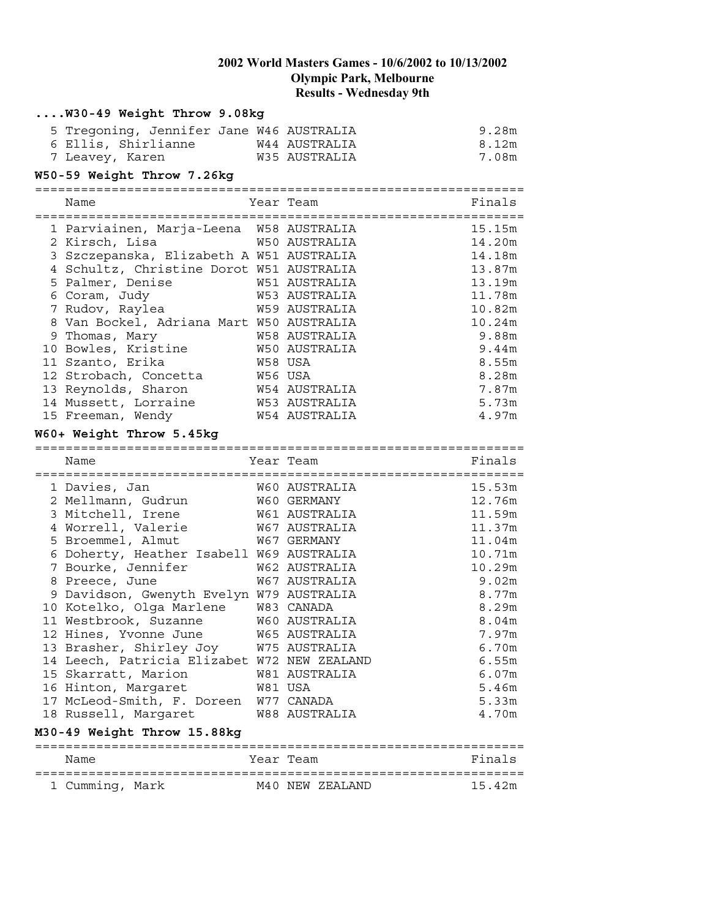# 2002 World Masters Games - 10/6/2002 to 10/13/2002
## Olympic Park, Melbourne
## Results - Wednesday 9th

### ....W30-49 Weight Throw 9.08kg

| | Name | Year | Team | Finals |
|---|---|---|---|---|
| 5 | Tregoning, Jennifer Jane | W46 | AUSTRALIA | 9.28m |
| 6 | Ellis, Shirlianne | W44 | AUSTRALIA | 8.12m |
| 7 | Leavey, Karen | W35 | AUSTRALIA | 7.08m |

### W50-59 Weight Throw 7.26kg

| | Name | Year | Team | Finals |
|---|---|---|---|---|
| 1 | Parviainen, Marja-Leena | W58 | AUSTRALIA | 15.15m |
| 2 | Kirsch, Lisa | W50 | AUSTRALIA | 14.20m |
| 3 | Szczepanska, Elizabeth A | W51 | AUSTRALIA | 14.18m |
| 4 | Schultz, Christine Dorot | W51 | AUSTRALIA | 13.87m |
| 5 | Palmer, Denise | W51 | AUSTRALIA | 13.19m |
| 6 | Coram, Judy | W53 | AUSTRALIA | 11.78m |
| 7 | Rudov, Raylea | W59 | AUSTRALIA | 10.82m |
| 8 | Van Bockel, Adriana Mart | W50 | AUSTRALIA | 10.24m |
| 9 | Thomas, Mary | W58 | AUSTRALIA | 9.88m |
| 10 | Bowles, Kristine | W50 | AUSTRALIA | 9.44m |
| 11 | Szanto, Erika | W58 | USA | 8.55m |
| 12 | Strobach, Concetta | W56 | USA | 8.28m |
| 13 | Reynolds, Sharon | W54 | AUSTRALIA | 7.87m |
| 14 | Mussett, Lorraine | W53 | AUSTRALIA | 5.73m |
| 15 | Freeman, Wendy | W54 | AUSTRALIA | 4.97m |

### W60+ Weight Throw 5.45kg

| | Name | Year | Team | Finals |
|---|---|---|---|---|
| 1 | Davies, Jan | W60 | AUSTRALIA | 15.53m |
| 2 | Mellmann, Gudrun | W60 | GERMANY | 12.76m |
| 3 | Mitchell, Irene | W61 | AUSTRALIA | 11.59m |
| 4 | Worrell, Valerie | W67 | AUSTRALIA | 11.37m |
| 5 | Broemmel, Almut | W67 | GERMANY | 11.04m |
| 6 | Doherty, Heather Isabell | W69 | AUSTRALIA | 10.71m |
| 7 | Bourke, Jennifer | W62 | AUSTRALIA | 10.29m |
| 8 | Preece, June | W67 | AUSTRALIA | 9.02m |
| 9 | Davidson, Gwenyth Evelyn | W79 | AUSTRALIA | 8.77m |
| 10 | Kotelko, Olga Marlene | W83 | CANADA | 8.29m |
| 11 | Westbrook, Suzanne | W60 | AUSTRALIA | 8.04m |
| 12 | Hines, Yvonne June | W65 | AUSTRALIA | 7.97m |
| 13 | Brasher, Shirley Joy | W75 | AUSTRALIA | 6.70m |
| 14 | Leech, Patricia Elizabet | W72 | NEW ZEALAND | 6.55m |
| 15 | Skarratt, Marion | W81 | AUSTRALIA | 6.07m |
| 16 | Hinton, Margaret | W81 | USA | 5.46m |
| 17 | McLeod-Smith, F. Doreen | W77 | CANADA | 5.33m |
| 18 | Russell, Margaret | W88 | AUSTRALIA | 4.70m |

### M30-49 Weight Throw 15.88kg

| | Name | Year | Team | Finals |
|---|---|---|---|---|
| 1 | Cumming, Mark | M40 | NEW ZEALAND | 15.42m |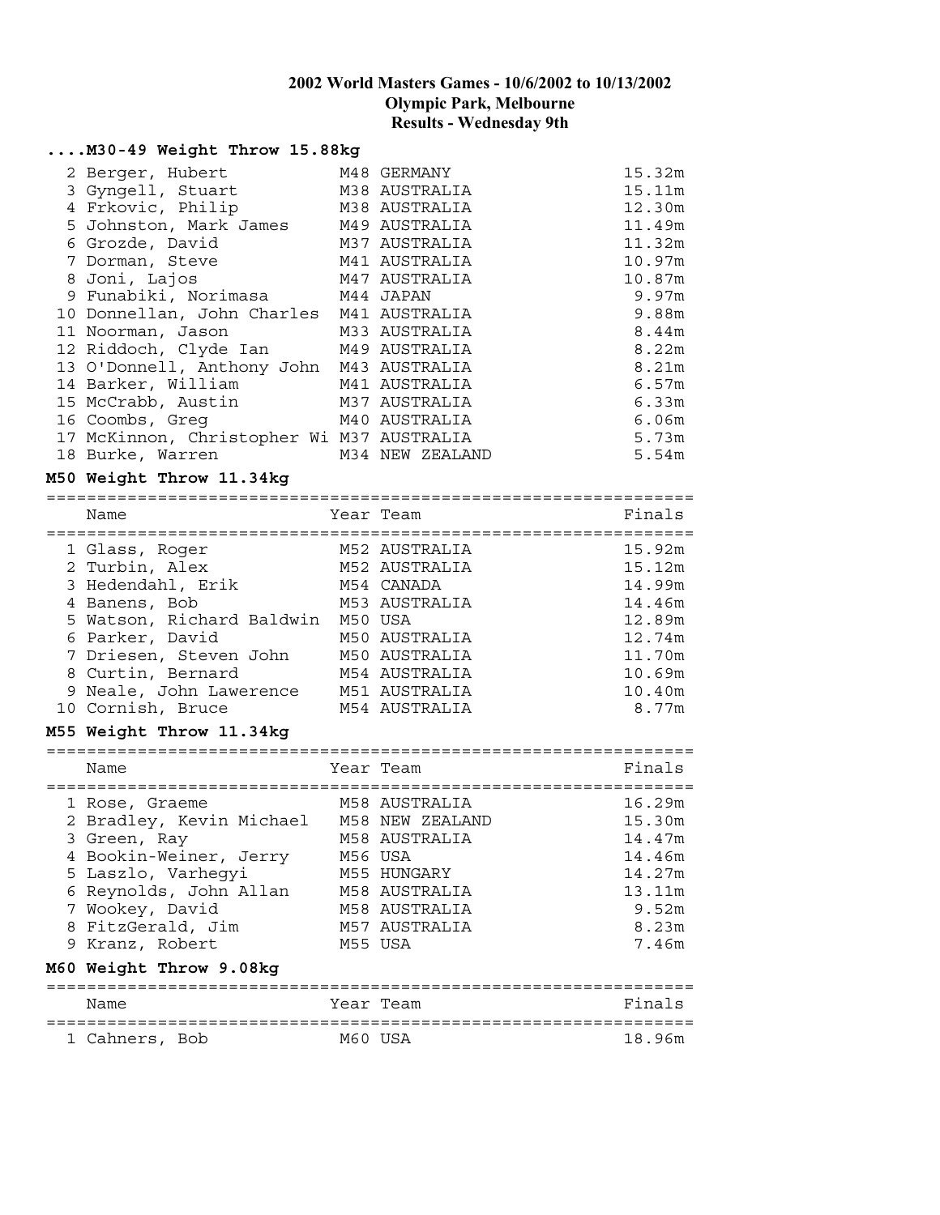**2002 World Masters Games - 10/6/2002 to 10/13/2002**
**Olympic Park, Melbourne**
**Results - Wednesday 9th**

### ....M30-49 Weight Throw 15.88kg

| | Name | Year | Team | Finals |
|---|---|---|---|---|
| 2 | Berger, Hubert | M48 | GERMANY | 15.32m |
| 3 | Gyngell, Stuart | M38 | AUSTRALIA | 15.11m |
| 4 | Frkovic, Philip | M38 | AUSTRALIA | 12.30m |
| 5 | Johnston, Mark James | M49 | AUSTRALIA | 11.49m |
| 6 | Grozde, David | M37 | AUSTRALIA | 11.32m |
| 7 | Dorman, Steve | M41 | AUSTRALIA | 10.97m |
| 8 | Joni, Lajos | M47 | AUSTRALIA | 10.87m |
| 9 | Funabiki, Norimasa | M44 | JAPAN | 9.97m |
| 10 | Donnellan, John Charles | M41 | AUSTRALIA | 9.88m |
| 11 | Noorman, Jason | M33 | AUSTRALIA | 8.44m |
| 12 | Riddoch, Clyde Ian | M49 | AUSTRALIA | 8.22m |
| 13 | O'Donnell, Anthony John | M43 | AUSTRALIA | 8.21m |
| 14 | Barker, William | M41 | AUSTRALIA | 6.57m |
| 15 | McCrabb, Austin | M37 | AUSTRALIA | 6.33m |
| 16 | Coombs, Greg | M40 | AUSTRALIA | 6.06m |
| 17 | McKinnon, Christopher Wi | M37 | AUSTRALIA | 5.73m |
| 18 | Burke, Warren | M34 | NEW ZEALAND | 5.54m |

### M50 Weight Throw 11.34kg

| | Name | Year | Team | Finals |
|---|---|---|---|---|
| 1 | Glass, Roger | M52 | AUSTRALIA | 15.92m |
| 2 | Turbin, Alex | M52 | AUSTRALIA | 15.12m |
| 3 | Hedendahl, Erik | M54 | CANADA | 14.99m |
| 4 | Banens, Bob | M53 | AUSTRALIA | 14.46m |
| 5 | Watson, Richard Baldwin | M50 | USA | 12.89m |
| 6 | Parker, David | M50 | AUSTRALIA | 12.74m |
| 7 | Driesen, Steven John | M50 | AUSTRALIA | 11.70m |
| 8 | Curtin, Bernard | M54 | AUSTRALIA | 10.69m |
| 9 | Neale, John Lawerence | M51 | AUSTRALIA | 10.40m |
| 10 | Cornish, Bruce | M54 | AUSTRALIA | 8.77m |

### M55 Weight Throw 11.34kg

| | Name | Year | Team | Finals |
|---|---|---|---|---|
| 1 | Rose, Graeme | M58 | AUSTRALIA | 16.29m |
| 2 | Bradley, Kevin Michael | M58 | NEW ZEALAND | 15.30m |
| 3 | Green, Ray | M58 | AUSTRALIA | 14.47m |
| 4 | Bookin-Weiner, Jerry | M56 | USA | 14.46m |
| 5 | Laszlo, Varhegyi | M55 | HUNGARY | 14.27m |
| 6 | Reynolds, John Allan | M58 | AUSTRALIA | 13.11m |
| 7 | Wookey, David | M58 | AUSTRALIA | 9.52m |
| 8 | FitzGerald, Jim | M57 | AUSTRALIA | 8.23m |
| 9 | Kranz, Robert | M55 | USA | 7.46m |

### M60 Weight Throw 9.08kg

| | Name | Year | Team | Finals |
|---|---|---|---|---|
| 1 | Cahners, Bob | M60 | USA | 18.96m |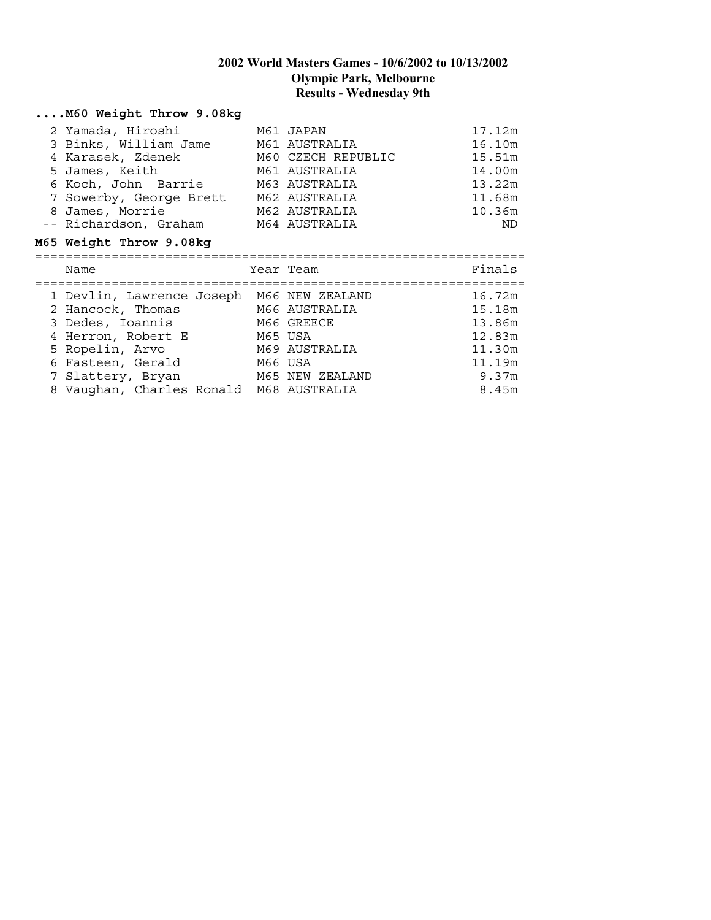# 2002 World Masters Games - 10/6/2002 to 10/13/2002
## Olympic Park, Melbourne
### Results - Wednesday 9th

**....M60 Weight Throw 9.08kg**

| | Name | Year | Team | Finals |
|---|---|---|---|---|
| 2 | Yamada, Hiroshi | M61 | JAPAN | 17.12m |
| 3 | Binks, William Jame | M61 | AUSTRALIA | 16.10m |
| 4 | Karasek, Zdenek | M60 | CZECH REPUBLIC | 15.51m |
| 5 | James, Keith | M61 | AUSTRALIA | 14.00m |
| 6 | Koch, John Barrie | M63 | AUSTRALIA | 13.22m |
| 7 | Sowerby, George Brett | M62 | AUSTRALIA | 11.68m |
| 8 | James, Morrie | M62 | AUSTRALIA | 10.36m |
| -- | Richardson, Graham | M64 | AUSTRALIA | ND |

**M65 Weight Throw 9.08kg**

| | Name | Year | Team | Finals |
|---|---|---|---|---|
| 1 | Devlin, Lawrence Joseph | M66 | NEW ZEALAND | 16.72m |
| 2 | Hancock, Thomas | M66 | AUSTRALIA | 15.18m |
| 3 | Dedes, Ioannis | M66 | GREECE | 13.86m |
| 4 | Herron, Robert E | M65 | USA | 12.83m |
| 5 | Ropelin, Arvo | M69 | AUSTRALIA | 11.30m |
| 6 | Fasteen, Gerald | M66 | USA | 11.19m |
| 7 | Slattery, Bryan | M65 | NEW ZEALAND | 9.37m |
| 8 | Vaughan, Charles Ronald | M68 | AUSTRALIA | 8.45m |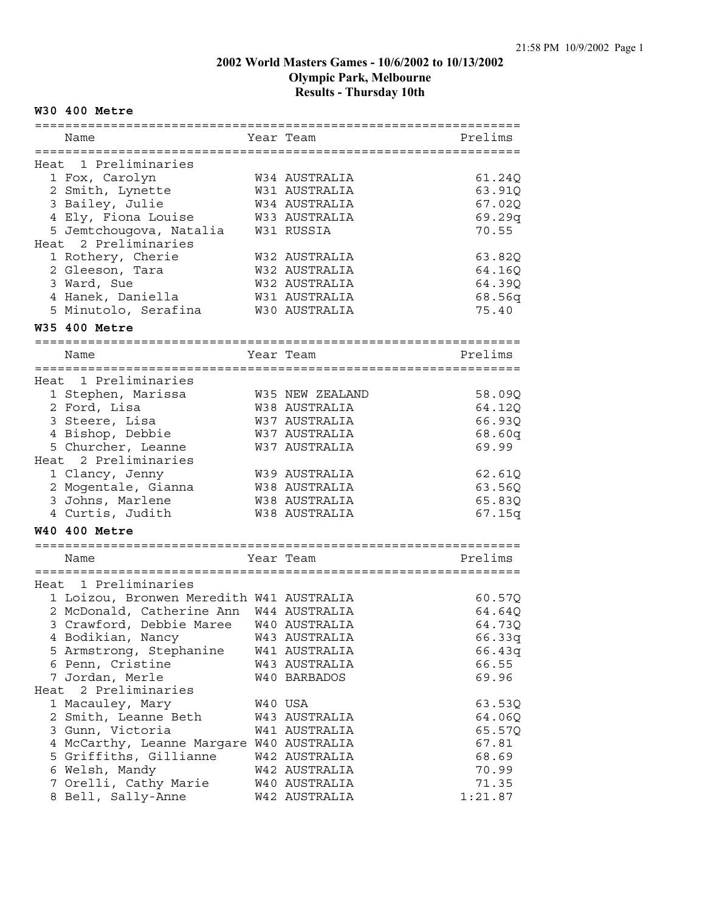# 2002 World Masters Games - 10/6/2002 to 10/13/2002
## Olympic Park, Melbourne
## Results - Thursday 10th

### W30 400 Metre

| | Name | Year | Team | Prelims |
|---|---|---|---|---|
| **Heat 1 Preliminaries** | | | | |
| 1 | Fox, Carolyn | W34 | AUSTRALIA | 61.24Q |
| 2 | Smith, Lynette | W31 | AUSTRALIA | 63.91Q |
| 3 | Bailey, Julie | W34 | AUSTRALIA | 67.02Q |
| 4 | Ely, Fiona Louise | W33 | AUSTRALIA | 69.29q |
| 5 | Jemtchougova, Natalia | W31 | RUSSIA | 70.55 |
| **Heat 2 Preliminaries** | | | | |
| 1 | Rothery, Cherie | W32 | AUSTRALIA | 63.82Q |
| 2 | Gleeson, Tara | W32 | AUSTRALIA | 64.16Q |
| 3 | Ward, Sue | W32 | AUSTRALIA | 64.39Q |
| 4 | Hanek, Daniella | W31 | AUSTRALIA | 68.56q |
| 5 | Minutolo, Serafina | W30 | AUSTRALIA | 75.40 |

### W35 400 Metre

| | Name | Year | Team | Prelims |
|---|---|---|---|---|
| **Heat 1 Preliminaries** | | | | |
| 1 | Stephen, Marissa | W35 | NEW ZEALAND | 58.09Q |
| 2 | Ford, Lisa | W38 | AUSTRALIA | 64.12Q |
| 3 | Steere, Lisa | W37 | AUSTRALIA | 66.93Q |
| 4 | Bishop, Debbie | W37 | AUSTRALIA | 68.60q |
| 5 | Churcher, Leanne | W37 | AUSTRALIA | 69.99 |
| **Heat 2 Preliminaries** | | | | |
| 1 | Clancy, Jenny | W39 | AUSTRALIA | 62.61Q |
| 2 | Mogentale, Gianna | W38 | AUSTRALIA | 63.56Q |
| 3 | Johns, Marlene | W38 | AUSTRALIA | 65.83Q |
| 4 | Curtis, Judith | W38 | AUSTRALIA | 67.15q |

### W40 400 Metre

| | Name | Year | Team | Prelims |
|---|---|---|---|---|
| **Heat 1 Preliminaries** | | | | |
| 1 | Loizou, Bronwen Meredith | W41 | AUSTRALIA | 60.57Q |
| 2 | McDonald, Catherine Ann | W44 | AUSTRALIA | 64.64Q |
| 3 | Crawford, Debbie Maree | W40 | AUSTRALIA | 64.73Q |
| 4 | Bodikian, Nancy | W43 | AUSTRALIA | 66.33q |
| 5 | Armstrong, Stephanine | W41 | AUSTRALIA | 66.43q |
| 6 | Penn, Cristine | W43 | AUSTRALIA | 66.55 |
| 7 | Jordan, Merle | W40 | BARBADOS | 69.96 |
| **Heat 2 Preliminaries** | | | | |
| 1 | Macauley, Mary | W40 | USA | 63.53Q |
| 2 | Smith, Leanne Beth | W43 | AUSTRALIA | 64.06Q |
| 3 | Gunn, Victoria | W41 | AUSTRALIA | 65.57Q |
| 4 | McCarthy, Leanne Margare | W40 | AUSTRALIA | 67.81 |
| 5 | Griffiths, Gillianne | W42 | AUSTRALIA | 68.69 |
| 6 | Welsh, Mandy | W42 | AUSTRALIA | 70.99 |
| 7 | Orelli, Cathy Marie | W40 | AUSTRALIA | 71.35 |
| 8 | Bell, Sally-Anne | W42 | AUSTRALIA | 1:21.87 |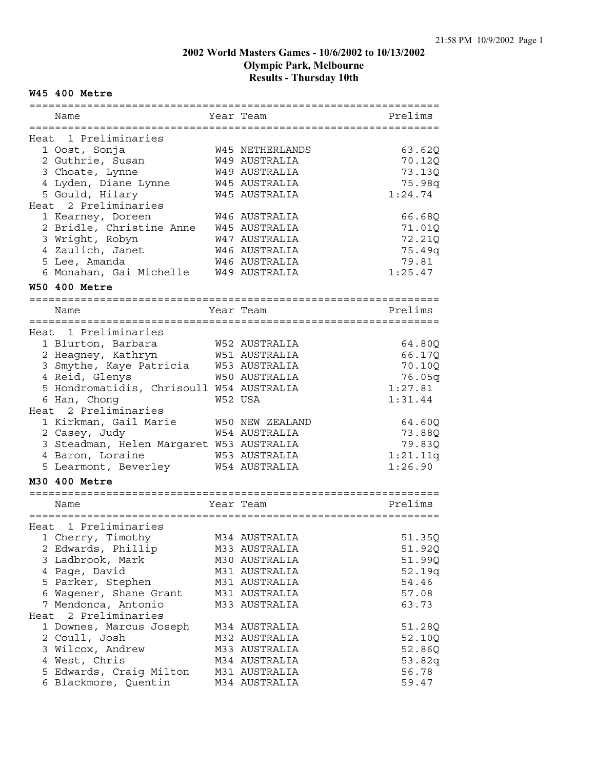# 2002 World Masters Games - 10/6/2002 to 10/13/2002
## Olympic Park, Melbourne
## Results - Thursday 10th

### W45 400 Metre

| Name | Year | Team | Prelims |
|---|---|---|---|
| **Heat 1 Preliminaries** | | | |
| 1 Oost, Sonja | W45 | NETHERLANDS | 63.62Q |
| 2 Guthrie, Susan | W49 | AUSTRALIA | 70.12Q |
| 3 Choate, Lynne | W49 | AUSTRALIA | 73.13Q |
| 4 Lyden, Diane Lynne | W45 | AUSTRALIA | 75.98q |
| 5 Gould, Hilary | W45 | AUSTRALIA | 1:24.74 |
| **Heat 2 Preliminaries** | | | |
| 1 Kearney, Doreen | W46 | AUSTRALIA | 66.68Q |
| 2 Bridle, Christine Anne | W45 | AUSTRALIA | 71.01Q |
| 3 Wright, Robyn | W47 | AUSTRALIA | 72.21Q |
| 4 Zaulich, Janet | W46 | AUSTRALIA | 75.49q |
| 5 Lee, Amanda | W46 | AUSTRALIA | 79.81 |
| 6 Monahan, Gai Michelle | W49 | AUSTRALIA | 1:25.47 |

### W50 400 Metre

| Name | Year | Team | Prelims |
|---|---|---|---|
| **Heat 1 Preliminaries** | | | |
| 1 Blurton, Barbara | W52 | AUSTRALIA | 64.80Q |
| 2 Heagney, Kathryn | W51 | AUSTRALIA | 66.17Q |
| 3 Smythe, Kaye Patricia | W53 | AUSTRALIA | 70.10Q |
| 4 Reid, Glenys | W50 | AUSTRALIA | 76.05q |
| 5 Hondromatidis, Chrisoull | W54 | AUSTRALIA | 1:27.81 |
| 6 Han, Chong | W52 | USA | 1:31.44 |
| **Heat 2 Preliminaries** | | | |
| 1 Kirkman, Gail Marie | W50 | NEW ZEALAND | 64.60Q |
| 2 Casey, Judy | W54 | AUSTRALIA | 73.88Q |
| 3 Steadman, Helen Margaret | W53 | AUSTRALIA | 79.83Q |
| 4 Baron, Loraine | W53 | AUSTRALIA | 1:21.11q |
| 5 Learmont, Beverley | W54 | AUSTRALIA | 1:26.90 |

### M30 400 Metre

| Name | Year | Team | Prelims |
|---|---|---|---|
| **Heat 1 Preliminaries** | | | |
| 1 Cherry, Timothy | M34 | AUSTRALIA | 51.35Q |
| 2 Edwards, Phillip | M33 | AUSTRALIA | 51.92Q |
| 3 Ladbrook, Mark | M30 | AUSTRALIA | 51.99Q |
| 4 Page, David | M31 | AUSTRALIA | 52.19q |
| 5 Parker, Stephen | M31 | AUSTRALIA | 54.46 |
| 6 Wagener, Shane Grant | M31 | AUSTRALIA | 57.08 |
| 7 Mendonca, Antonio | M33 | AUSTRALIA | 63.73 |
| **Heat 2 Preliminaries** | | | |
| 1 Downes, Marcus Joseph | M34 | AUSTRALIA | 51.28Q |
| 2 Coull, Josh | M32 | AUSTRALIA | 52.10Q |
| 3 Wilcox, Andrew | M33 | AUSTRALIA | 52.86Q |
| 4 West, Chris | M34 | AUSTRALIA | 53.82q |
| 5 Edwards, Craig Milton | M31 | AUSTRALIA | 56.78 |
| 6 Blackmore, Quentin | M34 | AUSTRALIA | 59.47 |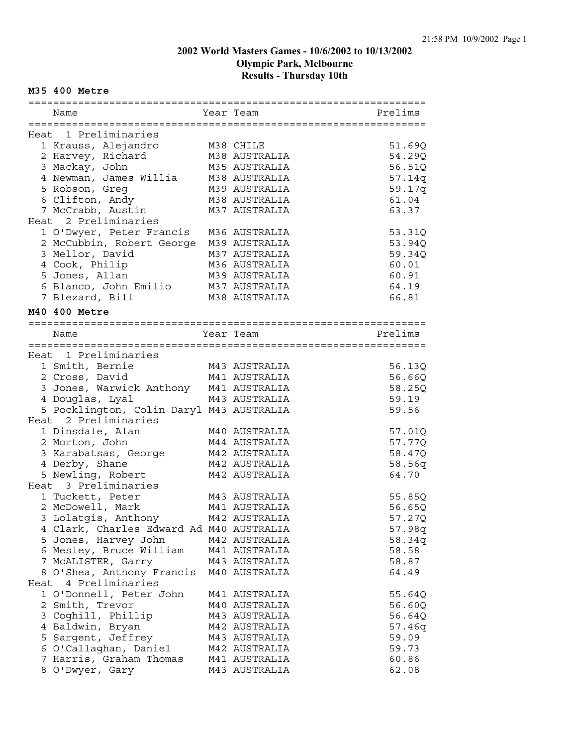# 2002 World Masters Games - 10/6/2002 to 10/13/2002
## Olympic Park, Melbourne
## Results - Thursday 10th

### M35 400 Metre

| | Name | Year | Team | Prelims |
|---|---|---|---|---|
| **Heat 1 Preliminaries** | | | | |
| 1 | Krauss, Alejandro | M38 | CHILE | 51.69Q |
| 2 | Harvey, Richard | M38 | AUSTRALIA | 54.29Q |
| 3 | Mackay, John | M35 | AUSTRALIA | 56.51Q |
| 4 | Newman, James Willia | M38 | AUSTRALIA | 57.14q |
| 5 | Robson, Greg | M39 | AUSTRALIA | 59.17q |
| 6 | Clifton, Andy | M38 | AUSTRALIA | 61.04 |
| 7 | McCrabb, Austin | M37 | AUSTRALIA | 63.37 |
| **Heat 2 Preliminaries** | | | | |
| 1 | O'Dwyer, Peter Francis | M36 | AUSTRALIA | 53.31Q |
| 2 | McCubbin, Robert George | M39 | AUSTRALIA | 53.94Q |
| 3 | Mellor, David | M37 | AUSTRALIA | 59.34Q |
| 4 | Cook, Philip | M36 | AUSTRALIA | 60.01 |
| 5 | Jones, Allan | M39 | AUSTRALIA | 60.91 |
| 6 | Blanco, John Emilio | M37 | AUSTRALIA | 64.19 |
| 7 | Blezard, Bill | M38 | AUSTRALIA | 66.81 |

### M40 400 Metre

| | Name | Year | Team | Prelims |
|---|---|---|---|---|
| **Heat 1 Preliminaries** | | | | |
| 1 | Smith, Bernie | M43 | AUSTRALIA | 56.13Q |
| 2 | Cross, David | M41 | AUSTRALIA | 56.66Q |
| 3 | Jones, Warwick Anthony | M41 | AUSTRALIA | 58.25Q |
| 4 | Douglas, Lyal | M43 | AUSTRALIA | 59.19 |
| 5 | Pocklington, Colin Daryl | M43 | AUSTRALIA | 59.56 |
| **Heat 2 Preliminaries** | | | | |
| 1 | Dinsdale, Alan | M40 | AUSTRALIA | 57.01Q |
| 2 | Morton, John | M44 | AUSTRALIA | 57.77Q |
| 3 | Karabatsas, George | M42 | AUSTRALIA | 58.47Q |
| 4 | Derby, Shane | M42 | AUSTRALIA | 58.56q |
| 5 | Newling, Robert | M42 | AUSTRALIA | 64.70 |
| **Heat 3 Preliminaries** | | | | |
| 1 | Tuckett, Peter | M43 | AUSTRALIA | 55.85Q |
| 2 | McDowell, Mark | M41 | AUSTRALIA | 56.65Q |
| 3 | Lolatgis, Anthony | M42 | AUSTRALIA | 57.27Q |
| 4 | Clark, Charles Edward Ad | M40 | AUSTRALIA | 57.98q |
| 5 | Jones, Harvey John | M42 | AUSTRALIA | 58.34q |
| 6 | Mesley, Bruce William | M41 | AUSTRALIA | 58.58 |
| 7 | McALISTER, Garry | M43 | AUSTRALIA | 58.87 |
| 8 | O'Shea, Anthony Francis | M40 | AUSTRALIA | 64.49 |
| **Heat 4 Preliminaries** | | | | |
| 1 | O'Donnell, Peter John | M41 | AUSTRALIA | 55.64Q |
| 2 | Smith, Trevor | M40 | AUSTRALIA | 56.60Q |
| 3 | Coghill, Phillip | M43 | AUSTRALIA | 56.64Q |
| 4 | Baldwin, Bryan | M42 | AUSTRALIA | 57.46q |
| 5 | Sargent, Jeffrey | M43 | AUSTRALIA | 59.09 |
| 6 | O'Callaghan, Daniel | M42 | AUSTRALIA | 59.73 |
| 7 | Harris, Graham Thomas | M41 | AUSTRALIA | 60.86 |
| 8 | O'Dwyer, Gary | M43 | AUSTRALIA | 62.08 |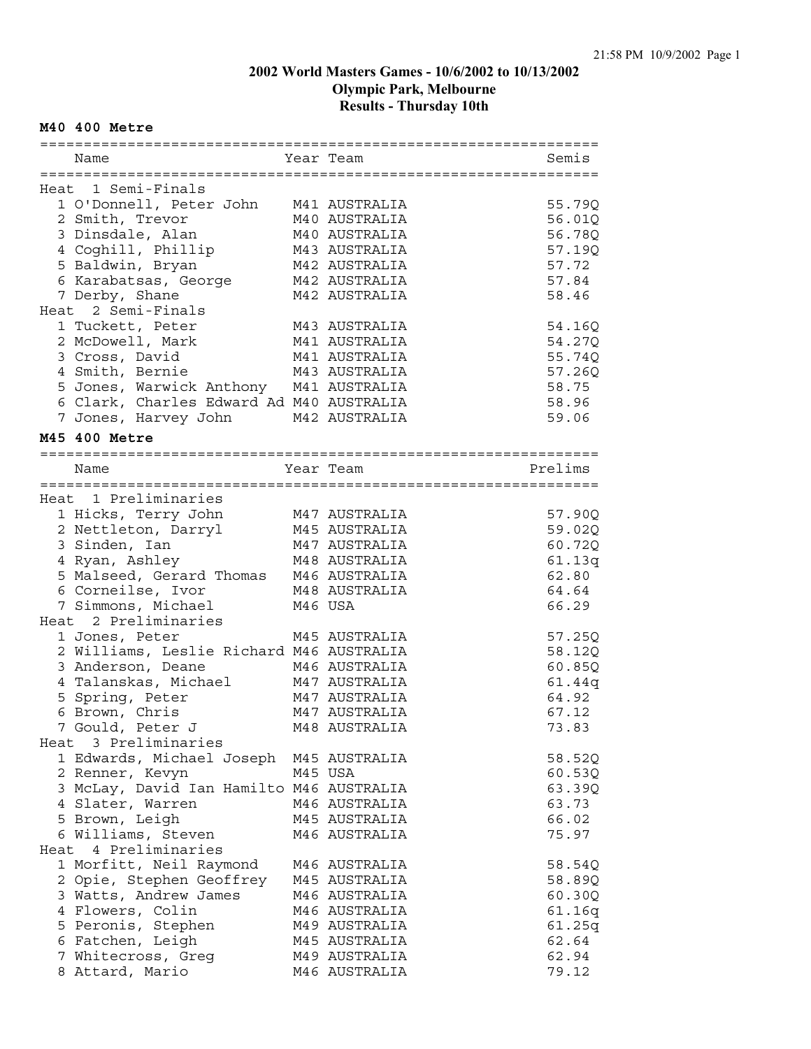# 2002 World Masters Games - 10/6/2002 to 10/13/2002
## Olympic Park, Melbourne
## Results - Thursday 10th

### M40 400 Metre

| | Name | Year | Team | Semis |
|---|---|---|---|---|
| **Heat 1 Semi-Finals** | | | | |
| 1 | O'Donnell, Peter John | M41 | AUSTRALIA | 55.79Q |
| 2 | Smith, Trevor | M40 | AUSTRALIA | 56.01Q |
| 3 | Dinsdale, Alan | M40 | AUSTRALIA | 56.78Q |
| 4 | Coghill, Phillip | M43 | AUSTRALIA | 57.19Q |
| 5 | Baldwin, Bryan | M42 | AUSTRALIA | 57.72 |
| 6 | Karabatsas, George | M42 | AUSTRALIA | 57.84 |
| 7 | Derby, Shane | M42 | AUSTRALIA | 58.46 |
| **Heat 2 Semi-Finals** | | | | |
| 1 | Tuckett, Peter | M43 | AUSTRALIA | 54.16Q |
| 2 | McDowell, Mark | M41 | AUSTRALIA | 54.27Q |
| 3 | Cross, David | M41 | AUSTRALIA | 55.74Q |
| 4 | Smith, Bernie | M43 | AUSTRALIA | 57.26Q |
| 5 | Jones, Warwick Anthony | M41 | AUSTRALIA | 58.75 |
| 6 | Clark, Charles Edward Ad | M40 | AUSTRALIA | 58.96 |
| 7 | Jones, Harvey John | M42 | AUSTRALIA | 59.06 |

### M45 400 Metre

| | Name | Year | Team | Prelims |
|---|---|---|---|---|
| **Heat 1 Preliminaries** | | | | |
| 1 | Hicks, Terry John | M47 | AUSTRALIA | 57.90Q |
| 2 | Nettleton, Darryl | M45 | AUSTRALIA | 59.02Q |
| 3 | Sinden, Ian | M47 | AUSTRALIA | 60.72Q |
| 4 | Ryan, Ashley | M48 | AUSTRALIA | 61.13q |
| 5 | Malseed, Gerard Thomas | M46 | AUSTRALIA | 62.80 |
| 6 | Corneilse, Ivor | M48 | AUSTRALIA | 64.64 |
| 7 | Simmons, Michael | M46 | USA | 66.29 |
| **Heat 2 Preliminaries** | | | | |
| 1 | Jones, Peter | M45 | AUSTRALIA | 57.25Q |
| 2 | Williams, Leslie Richard | M46 | AUSTRALIA | 58.12Q |
| 3 | Anderson, Deane | M46 | AUSTRALIA | 60.85Q |
| 4 | Talanskas, Michael | M47 | AUSTRALIA | 61.44q |
| 5 | Spring, Peter | M47 | AUSTRALIA | 64.92 |
| 6 | Brown, Chris | M47 | AUSTRALIA | 67.12 |
| 7 | Gould, Peter J | M48 | AUSTRALIA | 73.83 |
| **Heat 3 Preliminaries** | | | | |
| 1 | Edwards, Michael Joseph | M45 | AUSTRALIA | 58.52Q |
| 2 | Renner, Kevyn | M45 | USA | 60.53Q |
| 3 | McLay, David Ian Hamilto | M46 | AUSTRALIA | 63.39Q |
| 4 | Slater, Warren | M46 | AUSTRALIA | 63.73 |
| 5 | Brown, Leigh | M45 | AUSTRALIA | 66.02 |
| 6 | Williams, Steven | M46 | AUSTRALIA | 75.97 |
| **Heat 4 Preliminaries** | | | | |
| 1 | Morfitt, Neil Raymond | M46 | AUSTRALIA | 58.54Q |
| 2 | Opie, Stephen Geoffrey | M45 | AUSTRALIA | 58.89Q |
| 3 | Watts, Andrew James | M46 | AUSTRALIA | 60.30Q |
| 4 | Flowers, Colin | M46 | AUSTRALIA | 61.16q |
| 5 | Peronis, Stephen | M49 | AUSTRALIA | 61.25q |
| 6 | Fatchen, Leigh | M45 | AUSTRALIA | 62.64 |
| 7 | Whitecross, Greg | M49 | AUSTRALIA | 62.94 |
| 8 | Attard, Mario | M46 | AUSTRALIA | 79.12 |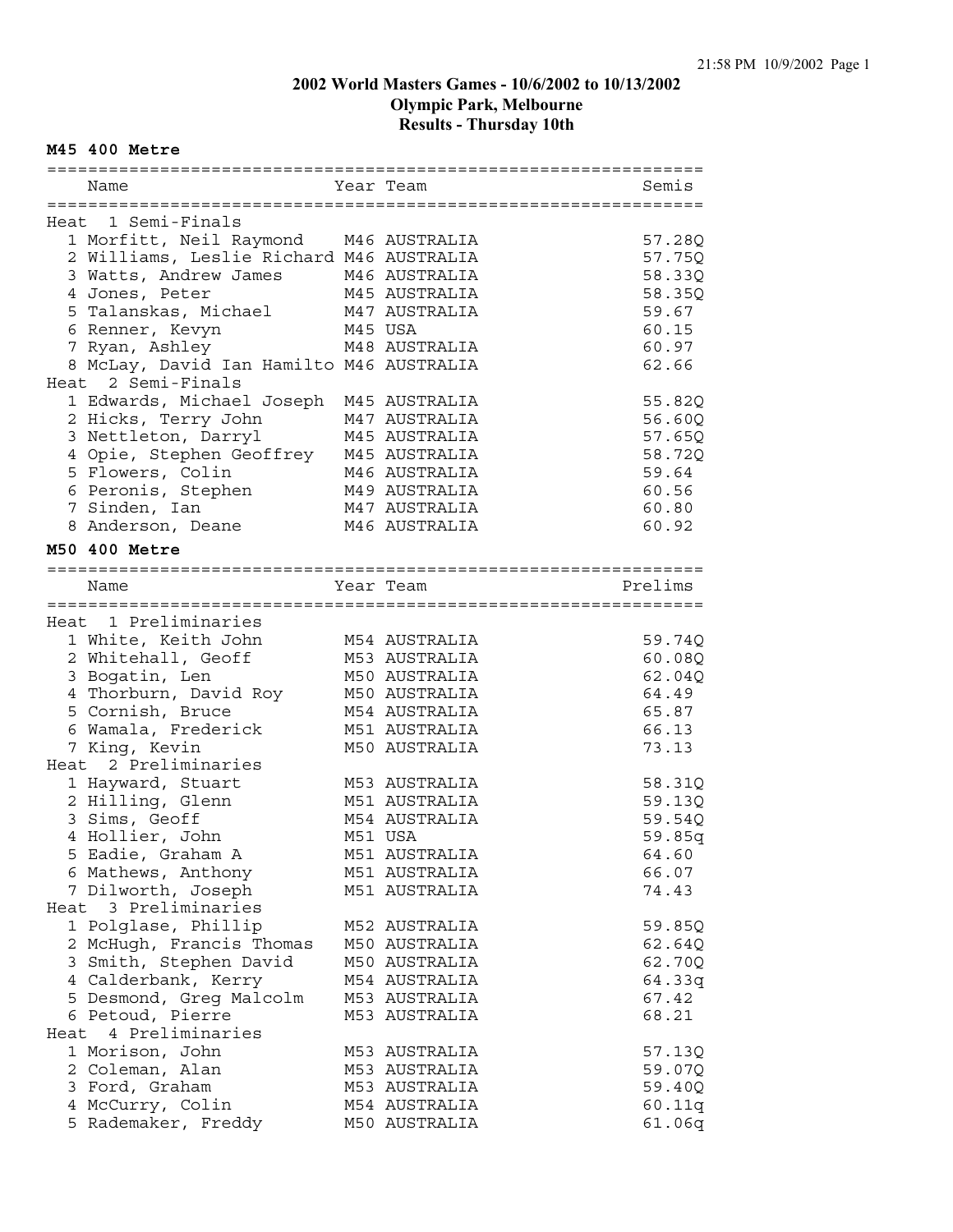# 2002 World Masters Games - 10/6/2002 to 10/13/2002
## Olympic Park, Melbourne
## Results - Thursday 10th

### M45 400 Metre

| | Name | Year | Team | Semis |
|---|---|---|---|---|
| **Heat 1 Semi-Finals** | | | | |
| 1 | Morfitt, Neil Raymond | M46 | AUSTRALIA | 57.28Q |
| 2 | Williams, Leslie Richard | M46 | AUSTRALIA | 57.75Q |
| 3 | Watts, Andrew James | M46 | AUSTRALIA | 58.33Q |
| 4 | Jones, Peter | M45 | AUSTRALIA | 58.35Q |
| 5 | Talanskas, Michael | M47 | AUSTRALIA | 59.67 |
| 6 | Renner, Kevyn | M45 | USA | 60.15 |
| 7 | Ryan, Ashley | M48 | AUSTRALIA | 60.97 |
| 8 | McLay, David Ian Hamilto | M46 | AUSTRALIA | 62.66 |
| **Heat 2 Semi-Finals** | | | | |
| 1 | Edwards, Michael Joseph | M45 | AUSTRALIA | 55.82Q |
| 2 | Hicks, Terry John | M47 | AUSTRALIA | 56.60Q |
| 3 | Nettleton, Darryl | M45 | AUSTRALIA | 57.65Q |
| 4 | Opie, Stephen Geoffrey | M45 | AUSTRALIA | 58.72Q |
| 5 | Flowers, Colin | M46 | AUSTRALIA | 59.64 |
| 6 | Peronis, Stephen | M49 | AUSTRALIA | 60.56 |
| 7 | Sinden, Ian | M47 | AUSTRALIA | 60.80 |
| 8 | Anderson, Deane | M46 | AUSTRALIA | 60.92 |

### M50 400 Metre

| | Name | Year | Team | Prelims |
|---|---|---|---|---|
| **Heat 1 Preliminaries** | | | | |
| 1 | White, Keith John | M54 | AUSTRALIA | 59.74Q |
| 2 | Whitehall, Geoff | M53 | AUSTRALIA | 60.08Q |
| 3 | Bogatin, Len | M50 | AUSTRALIA | 62.04Q |
| 4 | Thorburn, David Roy | M50 | AUSTRALIA | 64.49 |
| 5 | Cornish, Bruce | M54 | AUSTRALIA | 65.87 |
| 6 | Wamala, Frederick | M51 | AUSTRALIA | 66.13 |
| 7 | King, Kevin | M50 | AUSTRALIA | 73.13 |
| **Heat 2 Preliminaries** | | | | |
| 1 | Hayward, Stuart | M53 | AUSTRALIA | 58.31Q |
| 2 | Hilling, Glenn | M51 | AUSTRALIA | 59.13Q |
| 3 | Sims, Geoff | M54 | AUSTRALIA | 59.54Q |
| 4 | Hollier, John | M51 | USA | 59.85q |
| 5 | Eadie, Graham A | M51 | AUSTRALIA | 64.60 |
| 6 | Mathews, Anthony | M51 | AUSTRALIA | 66.07 |
| 7 | Dilworth, Joseph | M51 | AUSTRALIA | 74.43 |
| **Heat 3 Preliminaries** | | | | |
| 1 | Polglase, Phillip | M52 | AUSTRALIA | 59.85Q |
| 2 | McHugh, Francis Thomas | M50 | AUSTRALIA | 62.64Q |
| 3 | Smith, Stephen David | M50 | AUSTRALIA | 62.70Q |
| 4 | Calderbank, Kerry | M54 | AUSTRALIA | 64.33q |
| 5 | Desmond, Greg Malcolm | M53 | AUSTRALIA | 67.42 |
| 6 | Petoud, Pierre | M53 | AUSTRALIA | 68.21 |
| **Heat 4 Preliminaries** | | | | |
| 1 | Morison, John | M53 | AUSTRALIA | 57.13Q |
| 2 | Coleman, Alan | M53 | AUSTRALIA | 59.07Q |
| 3 | Ford, Graham | M53 | AUSTRALIA | 59.40Q |
| 4 | McCurry, Colin | M54 | AUSTRALIA | 60.11q |
| 5 | Rademaker, Freddy | M50 | AUSTRALIA | 61.06q |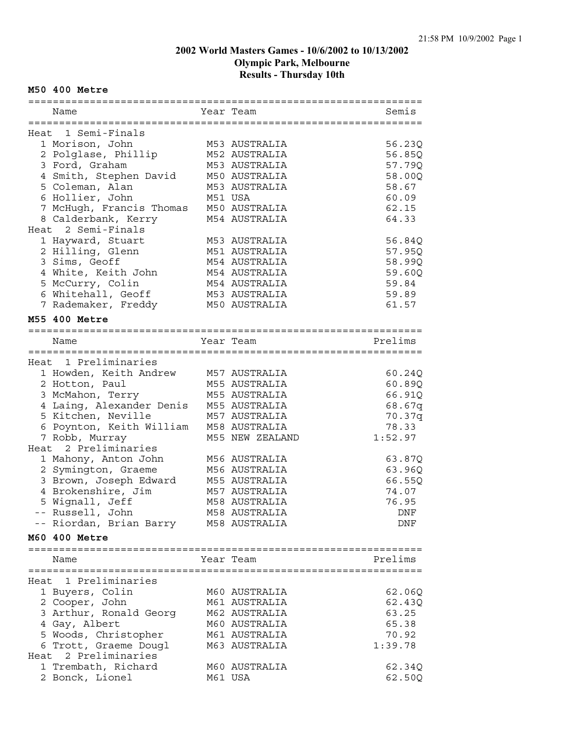# 2002 World Masters Games - 10/6/2002 to 10/13/2002
## Olympic Park, Melbourne
## Results - Thursday 10th

### M50 400 Metre

| | Name | Year | Team | Semis |
|---|---|---|---|---|
| **Heat 1 Semi-Finals** | | | | |
| 1 | Morison, John | M53 | AUSTRALIA | 56.23Q |
| 2 | Polglase, Phillip | M52 | AUSTRALIA | 56.85Q |
| 3 | Ford, Graham | M53 | AUSTRALIA | 57.79Q |
| 4 | Smith, Stephen David | M50 | AUSTRALIA | 58.00Q |
| 5 | Coleman, Alan | M53 | AUSTRALIA | 58.67 |
| 6 | Hollier, John | M51 | USA | 60.09 |
| 7 | McHugh, Francis Thomas | M50 | AUSTRALIA | 62.15 |
| 8 | Calderbank, Kerry | M54 | AUSTRALIA | 64.33 |
| **Heat 2 Semi-Finals** | | | | |
| 1 | Hayward, Stuart | M53 | AUSTRALIA | 56.84Q |
| 2 | Hilling, Glenn | M51 | AUSTRALIA | 57.95Q |
| 3 | Sims, Geoff | M54 | AUSTRALIA | 58.99Q |
| 4 | White, Keith John | M54 | AUSTRALIA | 59.60Q |
| 5 | McCurry, Colin | M54 | AUSTRALIA | 59.84 |
| 6 | Whitehall, Geoff | M53 | AUSTRALIA | 59.89 |
| 7 | Rademaker, Freddy | M50 | AUSTRALIA | 61.57 |

### M55 400 Metre

| | Name | Year | Team | Prelims |
|---|---|---|---|---|
| **Heat 1 Preliminaries** | | | | |
| 1 | Howden, Keith Andrew | M57 | AUSTRALIA | 60.24Q |
| 2 | Hotton, Paul | M55 | AUSTRALIA | 60.89Q |
| 3 | McMahon, Terry | M55 | AUSTRALIA | 66.91Q |
| 4 | Laing, Alexander Denis | M55 | AUSTRALIA | 68.67q |
| 5 | Kitchen, Neville | M57 | AUSTRALIA | 70.37q |
| 6 | Poynton, Keith William | M58 | AUSTRALIA | 78.33 |
| 7 | Robb, Murray | M55 | NEW ZEALAND | 1:52.97 |
| **Heat 2 Preliminaries** | | | | |
| 1 | Mahony, Anton John | M56 | AUSTRALIA | 63.87Q |
| 2 | Symington, Graeme | M56 | AUSTRALIA | 63.96Q |
| 3 | Brown, Joseph Edward | M55 | AUSTRALIA | 66.55Q |
| 4 | Brokenshire, Jim | M57 | AUSTRALIA | 74.07 |
| 5 | Wignall, Jeff | M58 | AUSTRALIA | 76.95 |
| -- | Russell, John | M58 | AUSTRALIA | DNF |
| -- | Riordan, Brian Barry | M58 | AUSTRALIA | DNF |

### M60 400 Metre

| | Name | Year | Team | Prelims |
|---|---|---|---|---|
| **Heat 1 Preliminaries** | | | | |
| 1 | Buyers, Colin | M60 | AUSTRALIA | 62.06Q |
| 2 | Cooper, John | M61 | AUSTRALIA | 62.43Q |
| 3 | Arthur, Ronald Georg | M62 | AUSTRALIA | 63.25 |
| 4 | Gay, Albert | M60 | AUSTRALIA | 65.38 |
| 5 | Woods, Christopher | M61 | AUSTRALIA | 70.92 |
| 6 | Trott, Graeme Dougl | M63 | AUSTRALIA | 1:39.78 |
| **Heat 2 Preliminaries** | | | | |
| 1 | Trembath, Richard | M60 | AUSTRALIA | 62.34Q |
| 2 | Bonck, Lionel | M61 | USA | 62.50Q |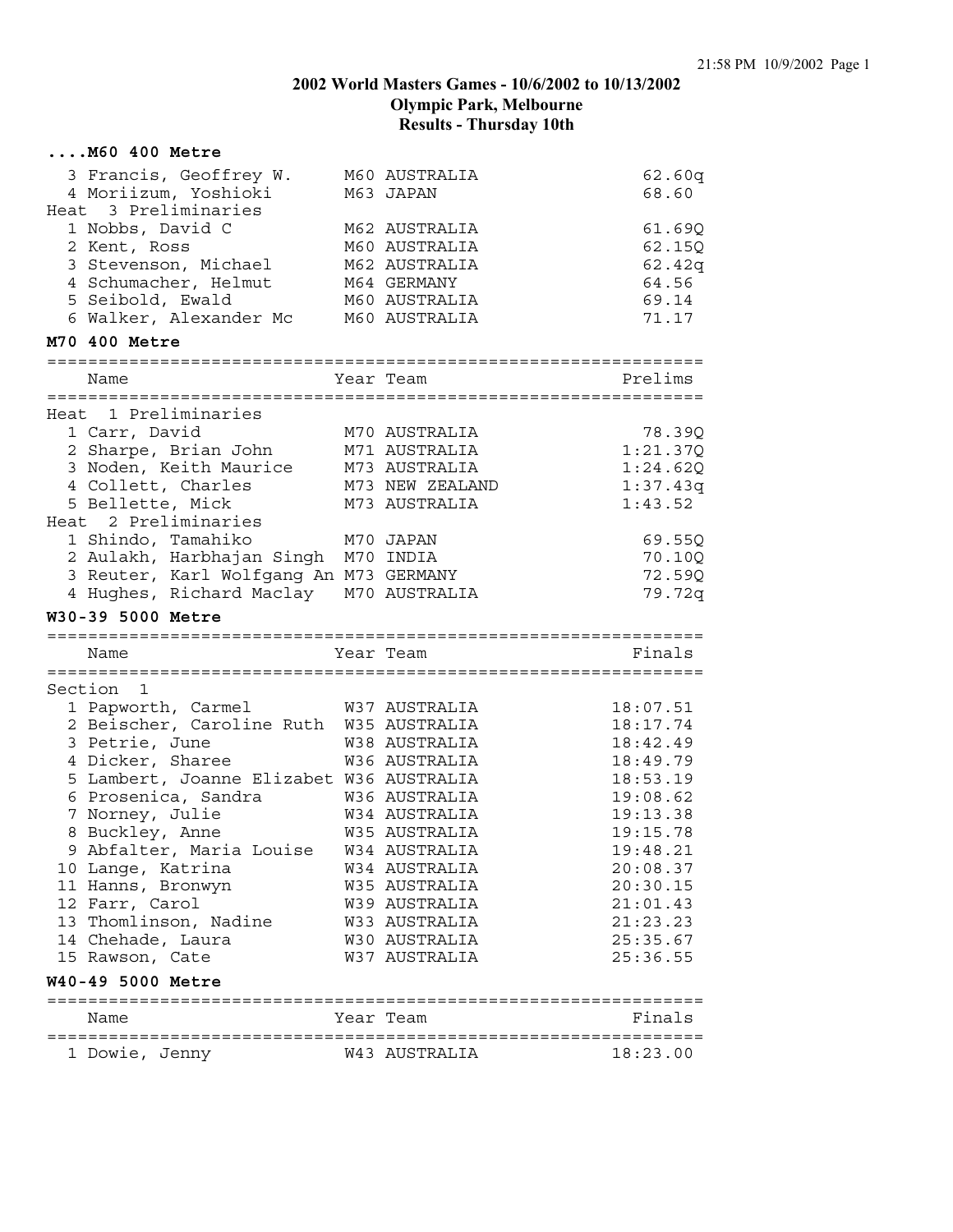# 2002 World Masters Games - 10/6/2002 to 10/13/2002
## Olympic Park, Melbourne
### Results - Thursday 10th

**....M60 400 Metre**

| Name | Year | Team | Prelims |
|---|---|---|---|
| 3 Francis, Geoffrey W. | M60 | AUSTRALIA | 62.60q |
| 4 Moriizum, Yoshioki | M63 | JAPAN | 68.60 |
| **Heat 3 Preliminaries** | | | |
| 1 Nobbs, David C | M62 | AUSTRALIA | 61.69Q |
| 2 Kent, Ross | M60 | AUSTRALIA | 62.15Q |
| 3 Stevenson, Michael | M62 | AUSTRALIA | 62.42q |
| 4 Schumacher, Helmut | M64 | GERMANY | 64.56 |
| 5 Seibold, Ewald | M60 | AUSTRALIA | 69.14 |
| 6 Walker, Alexander Mc | M60 | AUSTRALIA | 71.17 |

**M70 400 Metre**

| Name | Year | Team | Prelims |
|---|---|---|---|
| **Heat 1 Preliminaries** | | | |
| 1 Carr, David | M70 | AUSTRALIA | 78.39Q |
| 2 Sharpe, Brian John | M71 | AUSTRALIA | 1:21.37Q |
| 3 Noden, Keith Maurice | M73 | AUSTRALIA | 1:24.62Q |
| 4 Collett, Charles | M73 | NEW ZEALAND | 1:37.43q |
| 5 Bellette, Mick | M73 | AUSTRALIA | 1:43.52 |
| **Heat 2 Preliminaries** | | | |
| 1 Shindo, Tamahiko | M70 | JAPAN | 69.55Q |
| 2 Aulakh, Harbhajan Singh | M70 | INDIA | 70.10Q |
| 3 Reuter, Karl Wolfgang An | M73 | GERMANY | 72.59Q |
| 4 Hughes, Richard Maclay | M70 | AUSTRALIA | 79.72q |

**W30-39 5000 Metre**

| Name | Year | Team | Finals |
|---|---|---|---|
| **Section 1** | | | |
| 1 Papworth, Carmel | W37 | AUSTRALIA | 18:07.51 |
| 2 Beischer, Caroline Ruth | W35 | AUSTRALIA | 18:17.74 |
| 3 Petrie, June | W38 | AUSTRALIA | 18:42.49 |
| 4 Dicker, Sharee | W36 | AUSTRALIA | 18:49.79 |
| 5 Lambert, Joanne Elizabet | W36 | AUSTRALIA | 18:53.19 |
| 6 Prosenica, Sandra | W36 | AUSTRALIA | 19:08.62 |
| 7 Norney, Julie | W34 | AUSTRALIA | 19:13.38 |
| 8 Buckley, Anne | W35 | AUSTRALIA | 19:15.78 |
| 9 Abfalter, Maria Louise | W34 | AUSTRALIA | 19:48.21 |
| 10 Lange, Katrina | W34 | AUSTRALIA | 20:08.37 |
| 11 Hanns, Bronwyn | W35 | AUSTRALIA | 20:30.15 |
| 12 Farr, Carol | W39 | AUSTRALIA | 21:01.43 |
| 13 Thomlinson, Nadine | W33 | AUSTRALIA | 21:23.23 |
| 14 Chehade, Laura | W30 | AUSTRALIA | 25:35.67 |
| 15 Rawson, Cate | W37 | AUSTRALIA | 25:36.55 |

**W40-49 5000 Metre**

| Name | Year | Team | Finals |
|---|---|---|---|
| 1 Dowie, Jenny | W43 | AUSTRALIA | 18:23.00 |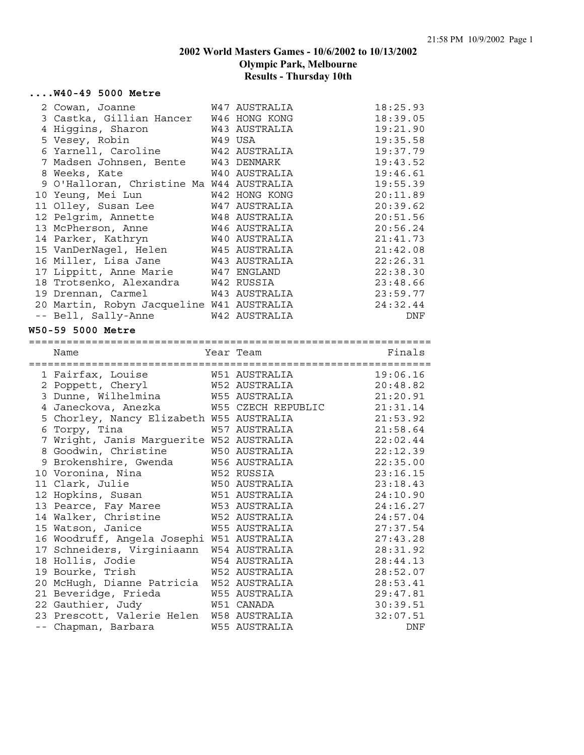## 2002 World Masters Games - 10/6/2002 to 10/13/2002
## Olympic Park, Melbourne
## Results - Thursday 10th

### ....W40-49 5000 Metre

| Place | Name | Year | Team | Finals |
|---|---|---|---|---|
| 2 | Cowan, Joanne | W47 | AUSTRALIA | 18:25.93 |
| 3 | Castka, Gillian Hancer | W46 | HONG KONG | 18:39.05 |
| 4 | Higgins, Sharon | W43 | AUSTRALIA | 19:21.90 |
| 5 | Vesey, Robin | W49 | USA | 19:35.58 |
| 6 | Yarnell, Caroline | W42 | AUSTRALIA | 19:37.79 |
| 7 | Madsen Johnsen, Bente | W43 | DENMARK | 19:43.52 |
| 8 | Weeks, Kate | W40 | AUSTRALIA | 19:46.61 |
| 9 | O'Halloran, Christine Ma | W44 | AUSTRALIA | 19:55.39 |
| 10 | Yeung, Mei Lun | W42 | HONG KONG | 20:11.89 |
| 11 | Olley, Susan Lee | W47 | AUSTRALIA | 20:39.62 |
| 12 | Pelgrim, Annette | W48 | AUSTRALIA | 20:51.56 |
| 13 | McPherson, Anne | W46 | AUSTRALIA | 20:56.24 |
| 14 | Parker, Kathryn | W40 | AUSTRALIA | 21:41.73 |
| 15 | VanDerNagel, Helen | W45 | AUSTRALIA | 21:42.08 |
| 16 | Miller, Lisa Jane | W43 | AUSTRALIA | 22:26.31 |
| 17 | Lippitt, Anne Marie | W47 | ENGLAND | 22:38.30 |
| 18 | Trotsenko, Alexandra | W42 | RUSSIA | 23:48.66 |
| 19 | Drennan, Carmel | W43 | AUSTRALIA | 23:59.77 |
| 20 | Martin, Robyn Jacqueline | W41 | AUSTRALIA | 24:32.44 |
| -- | Bell, Sally-Anne | W42 | AUSTRALIA | DNF |

### W50-59 5000 Metre

| Place | Name | Year | Team | Finals |
|---|---|---|---|---|
| 1 | Fairfax, Louise | W51 | AUSTRALIA | 19:06.16 |
| 2 | Poppett, Cheryl | W52 | AUSTRALIA | 20:48.82 |
| 3 | Dunne, Wilhelmina | W55 | AUSTRALIA | 21:20.91 |
| 4 | Janeckova, Anezka | W55 | CZECH REPUBLIC | 21:31.14 |
| 5 | Chorley, Nancy Elizabeth | W55 | AUSTRALIA | 21:53.92 |
| 6 | Torpy, Tina | W57 | AUSTRALIA | 21:58.64 |
| 7 | Wright, Janis Marguerite | W52 | AUSTRALIA | 22:02.44 |
| 8 | Goodwin, Christine | W50 | AUSTRALIA | 22:12.39 |
| 9 | Brokenshire, Gwenda | W56 | AUSTRALIA | 22:35.00 |
| 10 | Voronina, Nina | W52 | RUSSIA | 23:16.15 |
| 11 | Clark, Julie | W50 | AUSTRALIA | 23:18.43 |
| 12 | Hopkins, Susan | W51 | AUSTRALIA | 24:10.90 |
| 13 | Pearce, Fay Maree | W53 | AUSTRALIA | 24:16.27 |
| 14 | Walker, Christine | W52 | AUSTRALIA | 24:57.04 |
| 15 | Watson, Janice | W55 | AUSTRALIA | 27:37.54 |
| 16 | Woodruff, Angela Josephi | W51 | AUSTRALIA | 27:43.28 |
| 17 | Schneiders, Virginiaann | W54 | AUSTRALIA | 28:31.92 |
| 18 | Hollis, Jodie | W54 | AUSTRALIA | 28:44.13 |
| 19 | Bourke, Trish | W52 | AUSTRALIA | 28:52.07 |
| 20 | McHugh, Dianne Patricia | W52 | AUSTRALIA | 28:53.41 |
| 21 | Beveridge, Frieda | W55 | AUSTRALIA | 29:47.81 |
| 22 | Gauthier, Judy | W51 | CANADA | 30:39.51 |
| 23 | Prescott, Valerie Helen | W58 | AUSTRALIA | 32:07.51 |
| -- | Chapman, Barbara | W55 | AUSTRALIA | DNF |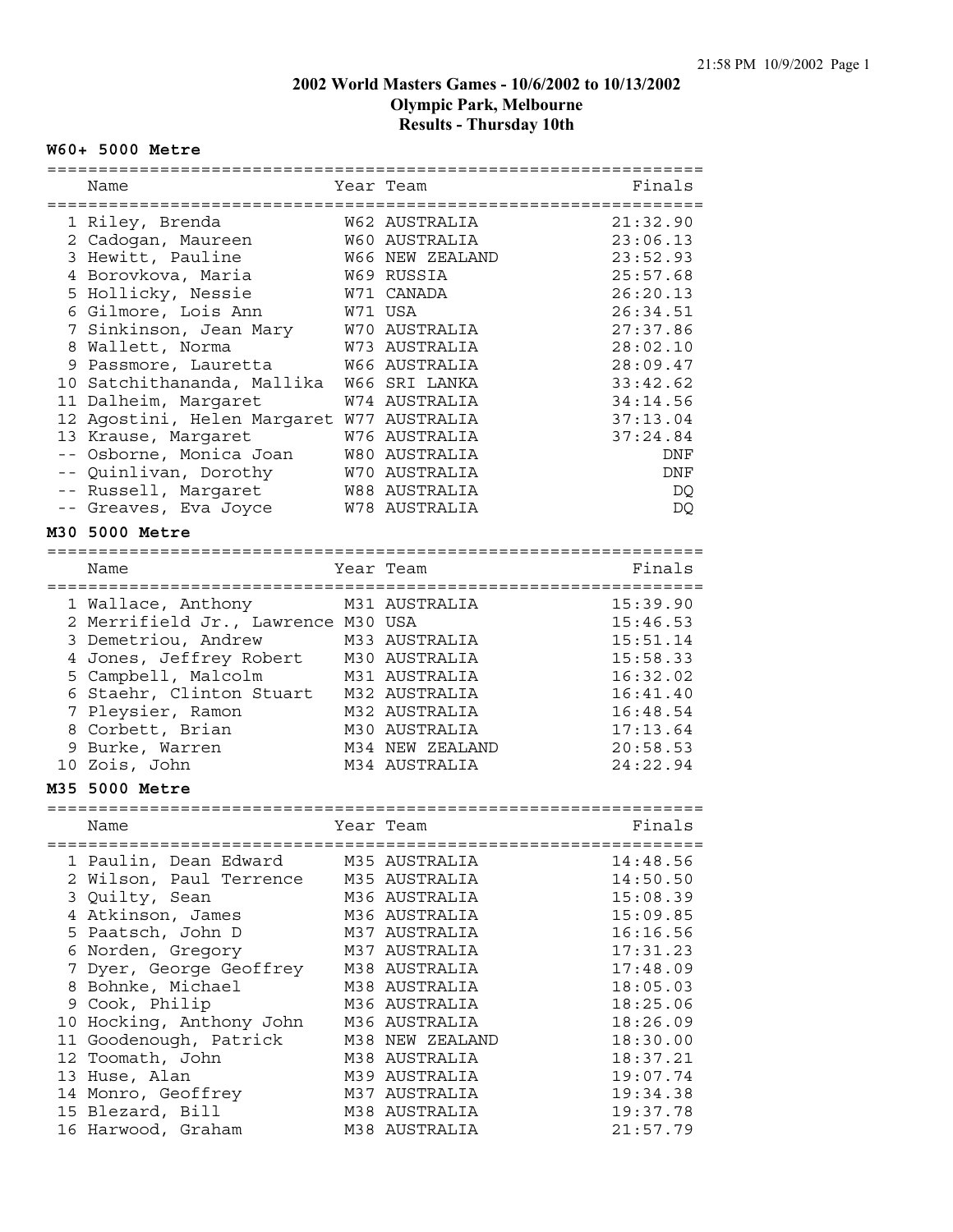# 2002 World Masters Games - 10/6/2002 to 10/13/2002
## Olympic Park, Melbourne
## Results - Thursday 10th

### W60+ 5000 Metre

| | Name | Year | Team | Finals |
|---|---|---|---|---|
| 1 | Riley, Brenda | W62 | AUSTRALIA | 21:32.90 |
| 2 | Cadogan, Maureen | W60 | AUSTRALIA | 23:06.13 |
| 3 | Hewitt, Pauline | W66 | NEW ZEALAND | 23:52.93 |
| 4 | Borovkova, Maria | W69 | RUSSIA | 25:57.68 |
| 5 | Hollicky, Nessie | W71 | CANADA | 26:20.13 |
| 6 | Gilmore, Lois Ann | W71 | USA | 26:34.51 |
| 7 | Sinkinson, Jean Mary | W70 | AUSTRALIA | 27:37.86 |
| 8 | Wallett, Norma | W73 | AUSTRALIA | 28:02.10 |
| 9 | Passmore, Lauretta | W66 | AUSTRALIA | 28:09.47 |
| 10 | Satchithananda, Mallika | W66 | SRI LANKA | 33:42.62 |
| 11 | Dalheim, Margaret | W74 | AUSTRALIA | 34:14.56 |
| 12 | Agostini, Helen Margaret | W77 | AUSTRALIA | 37:13.04 |
| 13 | Krause, Margaret | W76 | AUSTRALIA | 37:24.84 |
| -- | Osborne, Monica Joan | W80 | AUSTRALIA | DNF |
| -- | Quinlivan, Dorothy | W70 | AUSTRALIA | DNF |
| -- | Russell, Margaret | W88 | AUSTRALIA | DQ |
| -- | Greaves, Eva Joyce | W78 | AUSTRALIA | DQ |

### M30 5000 Metre

| | Name | Year | Team | Finals |
|---|---|---|---|---|
| 1 | Wallace, Anthony | M31 | AUSTRALIA | 15:39.90 |
| 2 | Merrifield Jr., Lawrence | M30 | USA | 15:46.53 |
| 3 | Demetriou, Andrew | M33 | AUSTRALIA | 15:51.14 |
| 4 | Jones, Jeffrey Robert | M30 | AUSTRALIA | 15:58.33 |
| 5 | Campbell, Malcolm | M31 | AUSTRALIA | 16:32.02 |
| 6 | Staehr, Clinton Stuart | M32 | AUSTRALIA | 16:41.40 |
| 7 | Pleysier, Ramon | M32 | AUSTRALIA | 16:48.54 |
| 8 | Corbett, Brian | M30 | AUSTRALIA | 17:13.64 |
| 9 | Burke, Warren | M34 | NEW ZEALAND | 20:58.53 |
| 10 | Zois, John | M34 | AUSTRALIA | 24:22.94 |

### M35 5000 Metre

| | Name | Year | Team | Finals |
|---|---|---|---|---|
| 1 | Paulin, Dean Edward | M35 | AUSTRALIA | 14:48.56 |
| 2 | Wilson, Paul Terrence | M35 | AUSTRALIA | 14:50.50 |
| 3 | Quilty, Sean | M36 | AUSTRALIA | 15:08.39 |
| 4 | Atkinson, James | M36 | AUSTRALIA | 15:09.85 |
| 5 | Paatsch, John D | M37 | AUSTRALIA | 16:16.56 |
| 6 | Norden, Gregory | M37 | AUSTRALIA | 17:31.23 |
| 7 | Dyer, George Geoffrey | M38 | AUSTRALIA | 17:48.09 |
| 8 | Bohnke, Michael | M38 | AUSTRALIA | 18:05.03 |
| 9 | Cook, Philip | M36 | AUSTRALIA | 18:25.06 |
| 10 | Hocking, Anthony John | M36 | AUSTRALIA | 18:26.09 |
| 11 | Goodenough, Patrick | M38 | NEW ZEALAND | 18:30.00 |
| 12 | Toomath, John | M38 | AUSTRALIA | 18:37.21 |
| 13 | Huse, Alan | M39 | AUSTRALIA | 19:07.74 |
| 14 | Monro, Geoffrey | M37 | AUSTRALIA | 19:34.38 |
| 15 | Blezard, Bill | M38 | AUSTRALIA | 19:37.78 |
| 16 | Harwood, Graham | M38 | AUSTRALIA | 21:57.79 |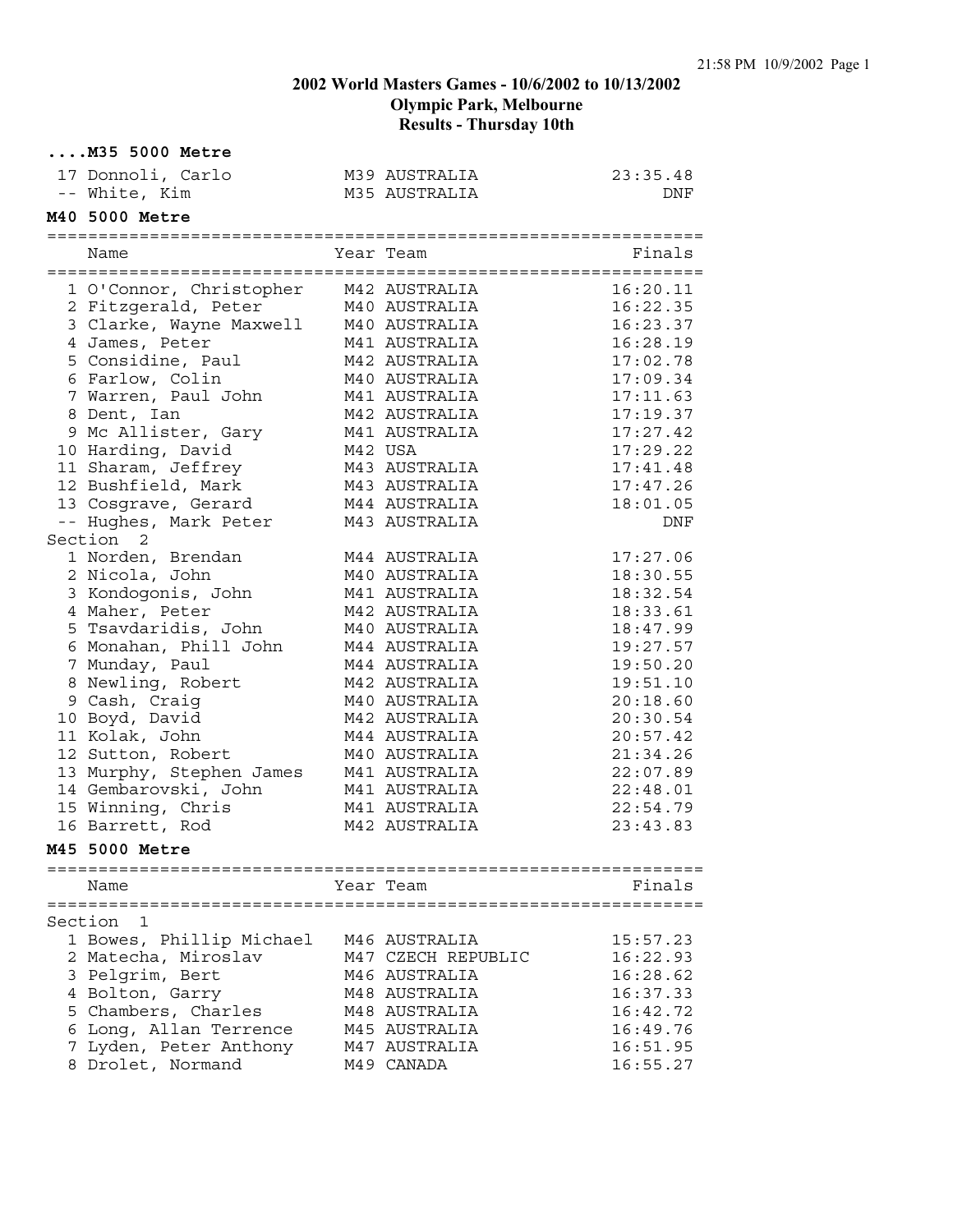# 2002 World Masters Games - 10/6/2002 to 10/13/2002
## Olympic Park, Melbourne
### Results - Thursday 10th

**....M35 5000 Metre**

| | Name | Year Team | Finals |
|---|---|---|---|
| 17 | Donnoli, Carlo | M39 AUSTRALIA | 23:35.48 |
| -- | White, Kim | M35 AUSTRALIA | DNF |

**M40 5000 Metre**

| | Name | Year Team | Finals |
|---|---|---|---|
| 1 | O'Connor, Christopher | M42 AUSTRALIA | 16:20.11 |
| 2 | Fitzgerald, Peter | M40 AUSTRALIA | 16:22.35 |
| 3 | Clarke, Wayne Maxwell | M40 AUSTRALIA | 16:23.37 |
| 4 | James, Peter | M41 AUSTRALIA | 16:28.19 |
| 5 | Considine, Paul | M42 AUSTRALIA | 17:02.78 |
| 6 | Farlow, Colin | M40 AUSTRALIA | 17:09.34 |
| 7 | Warren, Paul John | M41 AUSTRALIA | 17:11.63 |
| 8 | Dent, Ian | M42 AUSTRALIA | 17:19.37 |
| 9 | Mc Allister, Gary | M41 AUSTRALIA | 17:27.42 |
| 10 | Harding, David | M42 USA | 17:29.22 |
| 11 | Sharam, Jeffrey | M43 AUSTRALIA | 17:41.48 |
| 12 | Bushfield, Mark | M43 AUSTRALIA | 17:47.26 |
| 13 | Cosgrave, Gerard | M44 AUSTRALIA | 18:01.05 |
| -- | Hughes, Mark Peter | M43 AUSTRALIA | DNF |
| Section 2 | | | |
| 1 | Norden, Brendan | M44 AUSTRALIA | 17:27.06 |
| 2 | Nicola, John | M40 AUSTRALIA | 18:30.55 |
| 3 | Kondogonis, John | M41 AUSTRALIA | 18:32.54 |
| 4 | Maher, Peter | M42 AUSTRALIA | 18:33.61 |
| 5 | Tsavdaridis, John | M40 AUSTRALIA | 18:47.99 |
| 6 | Monahan, Phill John | M44 AUSTRALIA | 19:27.57 |
| 7 | Munday, Paul | M44 AUSTRALIA | 19:50.20 |
| 8 | Newling, Robert | M42 AUSTRALIA | 19:51.10 |
| 9 | Cash, Craig | M40 AUSTRALIA | 20:18.60 |
| 10 | Boyd, David | M42 AUSTRALIA | 20:30.54 |
| 11 | Kolak, John | M44 AUSTRALIA | 20:57.42 |
| 12 | Sutton, Robert | M40 AUSTRALIA | 21:34.26 |
| 13 | Murphy, Stephen James | M41 AUSTRALIA | 22:07.89 |
| 14 | Gembarovski, John | M41 AUSTRALIA | 22:48.01 |
| 15 | Winning, Chris | M41 AUSTRALIA | 22:54.79 |
| 16 | Barrett, Rod | M42 AUSTRALIA | 23:43.83 |

**M45 5000 Metre**

| | Name | Year Team | Finals |
|---|---|---|---|
| Section 1 | | | |
| 1 | Bowes, Phillip Michael | M46 AUSTRALIA | 15:57.23 |
| 2 | Matecha, Miroslav | M47 CZECH REPUBLIC | 16:22.93 |
| 3 | Pelgrim, Bert | M46 AUSTRALIA | 16:28.62 |
| 4 | Bolton, Garry | M48 AUSTRALIA | 16:37.33 |
| 5 | Chambers, Charles | M48 AUSTRALIA | 16:42.72 |
| 6 | Long, Allan Terrence | M45 AUSTRALIA | 16:49.76 |
| 7 | Lyden, Peter Anthony | M47 AUSTRALIA | 16:51.95 |
| 8 | Drolet, Normand | M49 CANADA | 16:55.27 |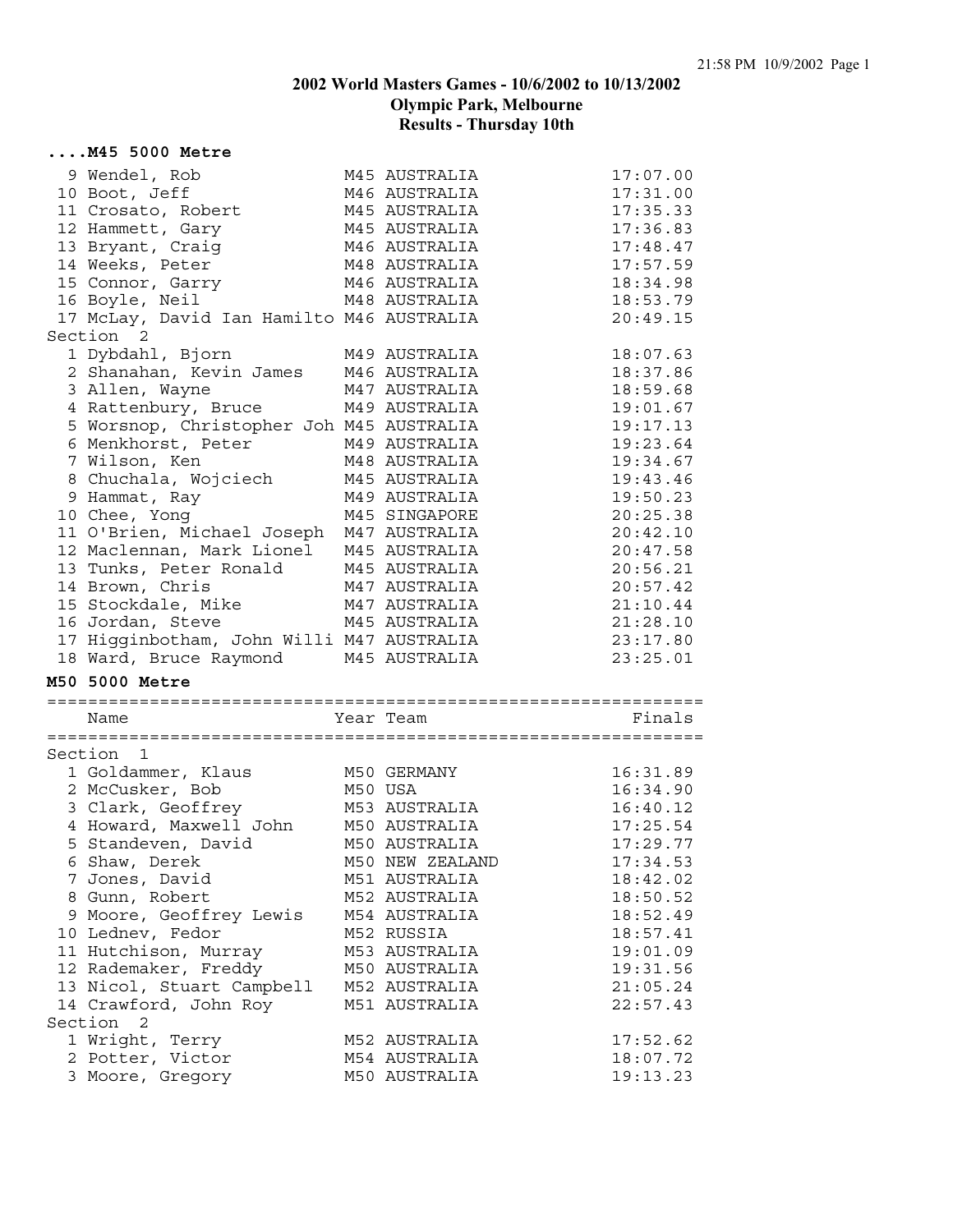## 2002 World Masters Games - 10/6/2002 to 10/13/2002
## Olympic Park, Melbourne
## Results - Thursday 10th

### ....M45 5000 Metre

| | Name | Year Team | Finals |
|---|---|---|---|
| 9 | Wendel, Rob | M45 AUSTRALIA | 17:07.00 |
| 10 | Boot, Jeff | M46 AUSTRALIA | 17:31.00 |
| 11 | Crosato, Robert | M45 AUSTRALIA | 17:35.33 |
| 12 | Hammett, Gary | M45 AUSTRALIA | 17:36.83 |
| 13 | Bryant, Craig | M46 AUSTRALIA | 17:48.47 |
| 14 | Weeks, Peter | M48 AUSTRALIA | 17:57.59 |
| 15 | Connor, Garry | M46 AUSTRALIA | 18:34.98 |
| 16 | Boyle, Neil | M48 AUSTRALIA | 18:53.79 |
| 17 | McLay, David Ian Hamilto | M46 AUSTRALIA | 20:49.15 |
| Section 2 | | | |
| 1 | Dybdahl, Bjorn | M49 AUSTRALIA | 18:07.63 |
| 2 | Shanahan, Kevin James | M46 AUSTRALIA | 18:37.86 |
| 3 | Allen, Wayne | M47 AUSTRALIA | 18:59.68 |
| 4 | Rattenbury, Bruce | M49 AUSTRALIA | 19:01.67 |
| 5 | Worsnop, Christopher Joh | M45 AUSTRALIA | 19:17.13 |
| 6 | Menkhorst, Peter | M49 AUSTRALIA | 19:23.64 |
| 7 | Wilson, Ken | M48 AUSTRALIA | 19:34.67 |
| 8 | Chuchala, Wojciech | M45 AUSTRALIA | 19:43.46 |
| 9 | Hammat, Ray | M49 AUSTRALIA | 19:50.23 |
| 10 | Chee, Yong | M45 SINGAPORE | 20:25.38 |
| 11 | O'Brien, Michael Joseph | M47 AUSTRALIA | 20:42.10 |
| 12 | Maclennan, Mark Lionel | M45 AUSTRALIA | 20:47.58 |
| 13 | Tunks, Peter Ronald | M45 AUSTRALIA | 20:56.21 |
| 14 | Brown, Chris | M47 AUSTRALIA | 20:57.42 |
| 15 | Stockdale, Mike | M47 AUSTRALIA | 21:10.44 |
| 16 | Jordan, Steve | M45 AUSTRALIA | 21:28.10 |
| 17 | Higginbotham, John Willi | M47 AUSTRALIA | 23:17.80 |
| 18 | Ward, Bruce Raymond | M45 AUSTRALIA | 23:25.01 |

### M50 5000 Metre

| | Name | Year Team | Finals |
|---|---|---|---|
| Section 1 | | | |
| 1 | Goldammer, Klaus | M50 GERMANY | 16:31.89 |
| 2 | McCusker, Bob | M50 USA | 16:34.90 |
| 3 | Clark, Geoffrey | M53 AUSTRALIA | 16:40.12 |
| 4 | Howard, Maxwell John | M50 AUSTRALIA | 17:25.54 |
| 5 | Standeven, David | M50 AUSTRALIA | 17:29.77 |
| 6 | Shaw, Derek | M50 NEW ZEALAND | 17:34.53 |
| 7 | Jones, David | M51 AUSTRALIA | 18:42.02 |
| 8 | Gunn, Robert | M52 AUSTRALIA | 18:50.52 |
| 9 | Moore, Geoffrey Lewis | M54 AUSTRALIA | 18:52.49 |
| 10 | Lednev, Fedor | M52 RUSSIA | 18:57.41 |
| 11 | Hutchison, Murray | M53 AUSTRALIA | 19:01.09 |
| 12 | Rademaker, Freddy | M50 AUSTRALIA | 19:31.56 |
| 13 | Nicol, Stuart Campbell | M52 AUSTRALIA | 21:05.24 |
| 14 | Crawford, John Roy | M51 AUSTRALIA | 22:57.43 |
| Section 2 | | | |
| 1 | Wright, Terry | M52 AUSTRALIA | 17:52.62 |
| 2 | Potter, Victor | M54 AUSTRALIA | 18:07.72 |
| 3 | Moore, Gregory | M50 AUSTRALIA | 19:13.23 |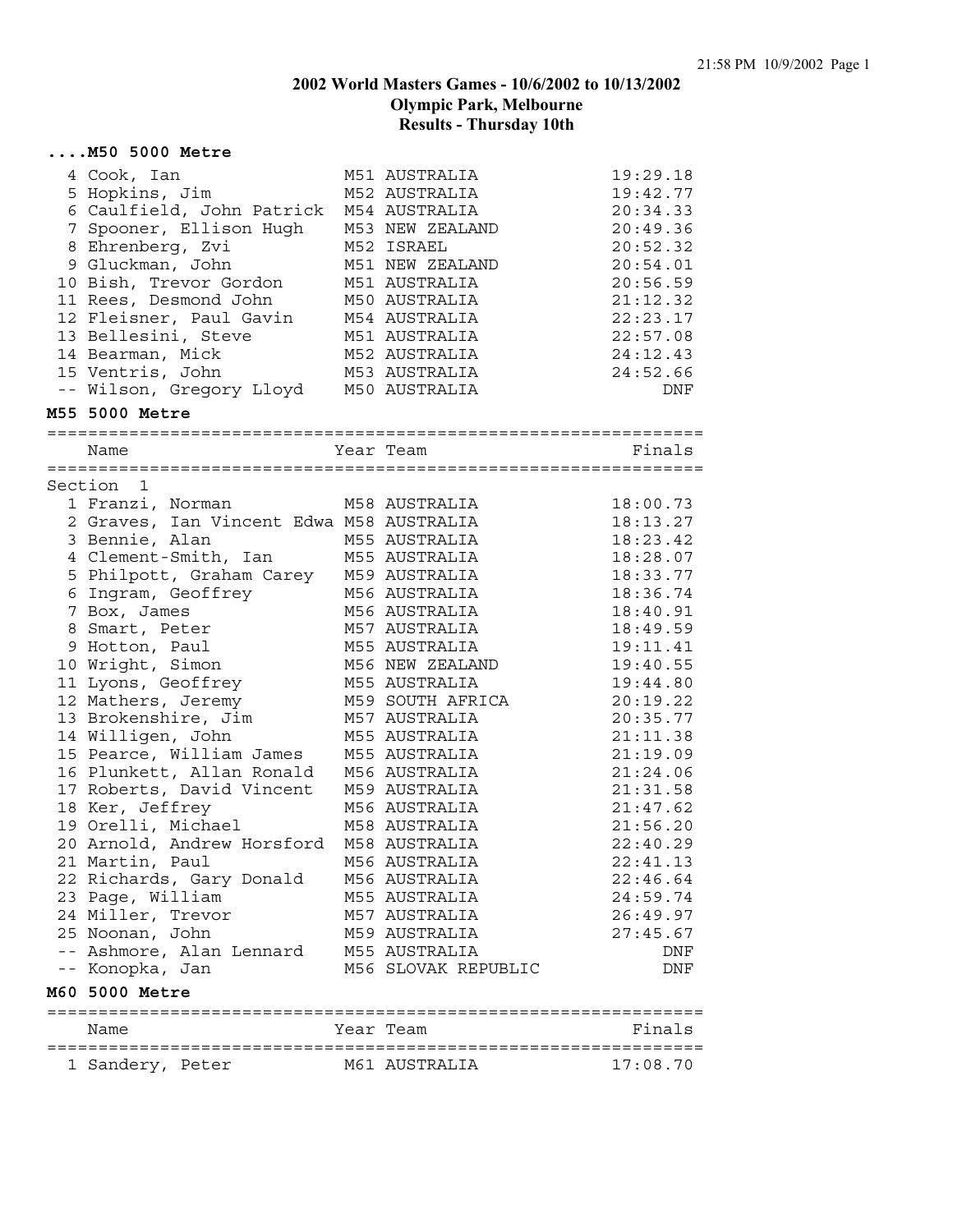# 2002 World Masters Games - 10/6/2002 to 10/13/2002
## Olympic Park, Melbourne
## Results - Thursday 10th

### ....M50 5000 Metre

| | Name | Year | Team | Finals |
|---|---|---|---|---|
| 4 | Cook, Ian | M51 | AUSTRALIA | 19:29.18 |
| 5 | Hopkins, Jim | M52 | AUSTRALIA | 19:42.77 |
| 6 | Caulfield, John Patrick | M54 | AUSTRALIA | 20:34.33 |
| 7 | Spooner, Ellison Hugh | M53 | NEW ZEALAND | 20:49.36 |
| 8 | Ehrenberg, Zvi | M52 | ISRAEL | 20:52.32 |
| 9 | Gluckman, John | M51 | NEW ZEALAND | 20:54.01 |
| 10 | Bish, Trevor Gordon | M51 | AUSTRALIA | 20:56.59 |
| 11 | Rees, Desmond John | M50 | AUSTRALIA | 21:12.32 |
| 12 | Fleisner, Paul Gavin | M54 | AUSTRALIA | 22:23.17 |
| 13 | Bellesini, Steve | M51 | AUSTRALIA | 22:57.08 |
| 14 | Bearman, Mick | M52 | AUSTRALIA | 24:12.43 |
| 15 | Ventris, John | M53 | AUSTRALIA | 24:52.66 |
| -- | Wilson, Gregory Lloyd | M50 | AUSTRALIA | DNF |

### M55 5000 Metre

Section 1

| | Name | Year | Team | Finals |
|---|---|---|---|---|
| 1 | Franzi, Norman | M58 | AUSTRALIA | 18:00.73 |
| 2 | Graves, Ian Vincent Edwa | M58 | AUSTRALIA | 18:13.27 |
| 3 | Bennie, Alan | M55 | AUSTRALIA | 18:23.42 |
| 4 | Clement-Smith, Ian | M55 | AUSTRALIA | 18:28.07 |
| 5 | Philpott, Graham Carey | M59 | AUSTRALIA | 18:33.77 |
| 6 | Ingram, Geoffrey | M56 | AUSTRALIA | 18:36.74 |
| 7 | Box, James | M56 | AUSTRALIA | 18:40.91 |
| 8 | Smart, Peter | M57 | AUSTRALIA | 18:49.59 |
| 9 | Hotton, Paul | M55 | AUSTRALIA | 19:11.41 |
| 10 | Wright, Simon | M56 | NEW ZEALAND | 19:40.55 |
| 11 | Lyons, Geoffrey | M55 | AUSTRALIA | 19:44.80 |
| 12 | Mathers, Jeremy | M59 | SOUTH AFRICA | 20:19.22 |
| 13 | Brokenshire, Jim | M57 | AUSTRALIA | 20:35.77 |
| 14 | Willigen, John | M55 | AUSTRALIA | 21:11.38 |
| 15 | Pearce, William James | M55 | AUSTRALIA | 21:19.09 |
| 16 | Plunkett, Allan Ronald | M56 | AUSTRALIA | 21:24.06 |
| 17 | Roberts, David Vincent | M59 | AUSTRALIA | 21:31.58 |
| 18 | Ker, Jeffrey | M56 | AUSTRALIA | 21:47.62 |
| 19 | Orelli, Michael | M58 | AUSTRALIA | 21:56.20 |
| 20 | Arnold, Andrew Horsford | M58 | AUSTRALIA | 22:40.29 |
| 21 | Martin, Paul | M56 | AUSTRALIA | 22:41.13 |
| 22 | Richards, Gary Donald | M56 | AUSTRALIA | 22:46.64 |
| 23 | Page, William | M55 | AUSTRALIA | 24:59.74 |
| 24 | Miller, Trevor | M57 | AUSTRALIA | 26:49.97 |
| 25 | Noonan, John | M59 | AUSTRALIA | 27:45.67 |
| -- | Ashmore, Alan Lennard | M55 | AUSTRALIA | DNF |
| -- | Konopka, Jan | M56 | SLOVAK REPUBLIC | DNF |

### M60 5000 Metre

| | Name | Year | Team | Finals |
|---|---|---|---|---|
| 1 | Sandery, Peter | M61 | AUSTRALIA | 17:08.70 |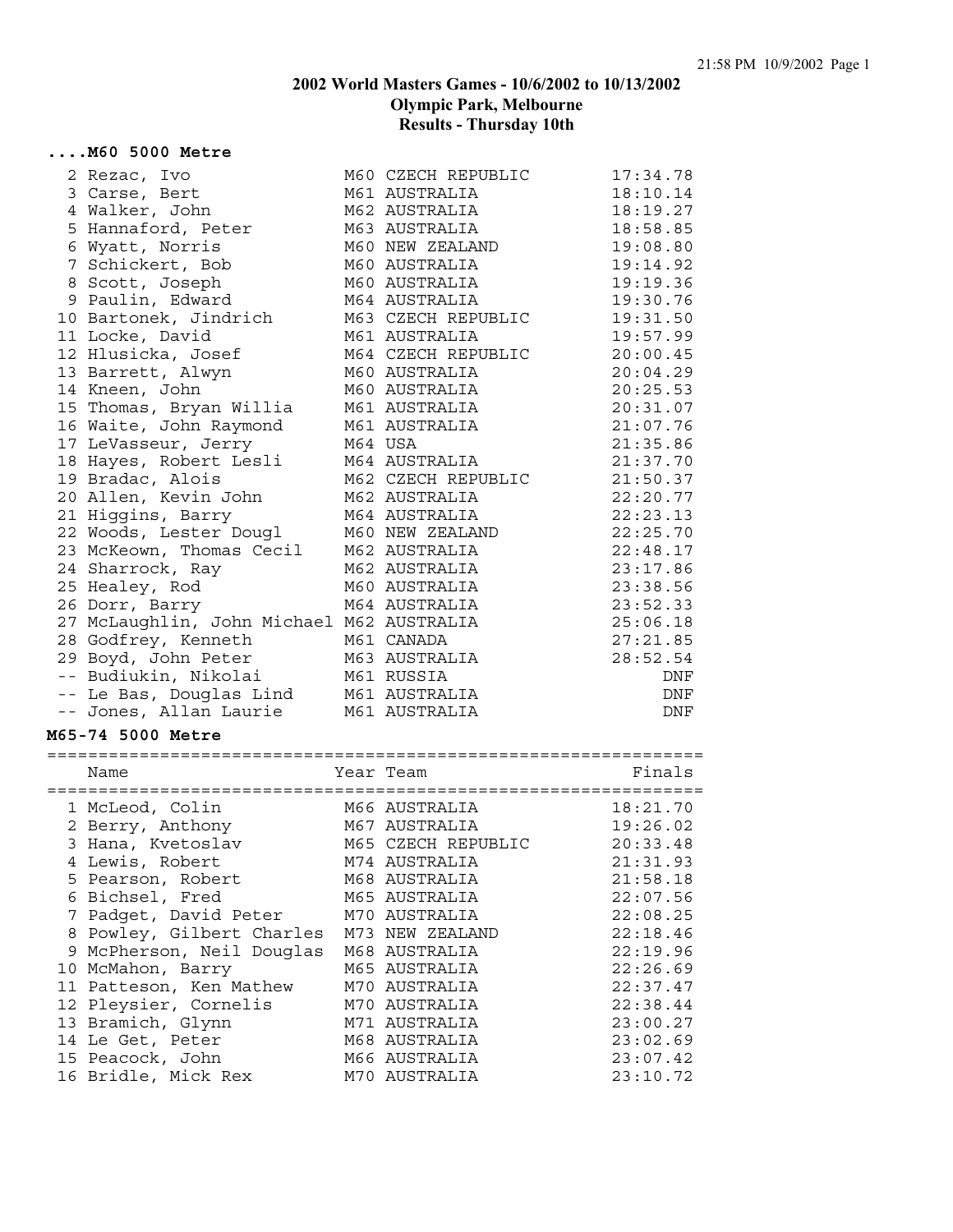# 2002 World Masters Games - 10/6/2002 to 10/13/2002
## Olympic Park, Melbourne
## Results - Thursday 10th

### ....M60 5000 Metre

| Place | Name | Year | Team | Finals |
|---|---|---|---|---|
| 2 | Rezac, Ivo | M60 | CZECH REPUBLIC | 17:34.78 |
| 3 | Carse, Bert | M61 | AUSTRALIA | 18:10.14 |
| 4 | Walker, John | M62 | AUSTRALIA | 18:19.27 |
| 5 | Hannaford, Peter | M63 | AUSTRALIA | 18:58.85 |
| 6 | Wyatt, Norris | M60 | NEW ZEALAND | 19:08.80 |
| 7 | Schickert, Bob | M60 | AUSTRALIA | 19:14.92 |
| 8 | Scott, Joseph | M60 | AUSTRALIA | 19:19.36 |
| 9 | Paulin, Edward | M64 | AUSTRALIA | 19:30.76 |
| 10 | Bartonek, Jindrich | M63 | CZECH REPUBLIC | 19:31.50 |
| 11 | Locke, David | M61 | AUSTRALIA | 19:57.99 |
| 12 | Hlusicka, Josef | M64 | CZECH REPUBLIC | 20:00.45 |
| 13 | Barrett, Alwyn | M60 | AUSTRALIA | 20:04.29 |
| 14 | Kneen, John | M60 | AUSTRALIA | 20:25.53 |
| 15 | Thomas, Bryan Willia | M61 | AUSTRALIA | 20:31.07 |
| 16 | Waite, John Raymond | M61 | AUSTRALIA | 21:07.76 |
| 17 | LeVasseur, Jerry | M64 | USA | 21:35.86 |
| 18 | Hayes, Robert Lesli | M64 | AUSTRALIA | 21:37.70 |
| 19 | Bradac, Alois | M62 | CZECH REPUBLIC | 21:50.37 |
| 20 | Allen, Kevin John | M62 | AUSTRALIA | 22:20.77 |
| 21 | Higgins, Barry | M64 | AUSTRALIA | 22:23.13 |
| 22 | Woods, Lester Dougl | M60 | NEW ZEALAND | 22:25.70 |
| 23 | McKeown, Thomas Cecil | M62 | AUSTRALIA | 22:48.17 |
| 24 | Sharrock, Ray | M62 | AUSTRALIA | 23:17.86 |
| 25 | Healey, Rod | M60 | AUSTRALIA | 23:38.56 |
| 26 | Dorr, Barry | M64 | AUSTRALIA | 23:52.33 |
| 27 | McLaughlin, John Michael | M62 | AUSTRALIA | 25:06.18 |
| 28 | Godfrey, Kenneth | M61 | CANADA | 27:21.85 |
| 29 | Boyd, John Peter | M63 | AUSTRALIA | 28:52.54 |
| -- | Budiukin, Nikolai | M61 | RUSSIA | DNF |
| -- | Le Bas, Douglas Lind | M61 | AUSTRALIA | DNF |
| -- | Jones, Allan Laurie | M61 | AUSTRALIA | DNF |

### M65-74 5000 Metre

| Place | Name | Year | Team | Finals |
|---|---|---|---|---|
| 1 | McLeod, Colin | M66 | AUSTRALIA | 18:21.70 |
| 2 | Berry, Anthony | M67 | AUSTRALIA | 19:26.02 |
| 3 | Hana, Kvetoslav | M65 | CZECH REPUBLIC | 20:33.48 |
| 4 | Lewis, Robert | M74 | AUSTRALIA | 21:31.93 |
| 5 | Pearson, Robert | M68 | AUSTRALIA | 21:58.18 |
| 6 | Bichsel, Fred | M65 | AUSTRALIA | 22:07.56 |
| 7 | Padget, David Peter | M70 | AUSTRALIA | 22:08.25 |
| 8 | Powley, Gilbert Charles | M73 | NEW ZEALAND | 22:18.46 |
| 9 | McPherson, Neil Douglas | M68 | AUSTRALIA | 22:19.96 |
| 10 | McMahon, Barry | M65 | AUSTRALIA | 22:26.69 |
| 11 | Patteson, Ken Mathew | M70 | AUSTRALIA | 22:37.47 |
| 12 | Pleysier, Cornelis | M70 | AUSTRALIA | 22:38.44 |
| 13 | Bramich, Glynn | M71 | AUSTRALIA | 23:00.27 |
| 14 | Le Get, Peter | M68 | AUSTRALIA | 23:02.69 |
| 15 | Peacock, John | M66 | AUSTRALIA | 23:07.42 |
| 16 | Bridle, Mick Rex | M70 | AUSTRALIA | 23:10.72 |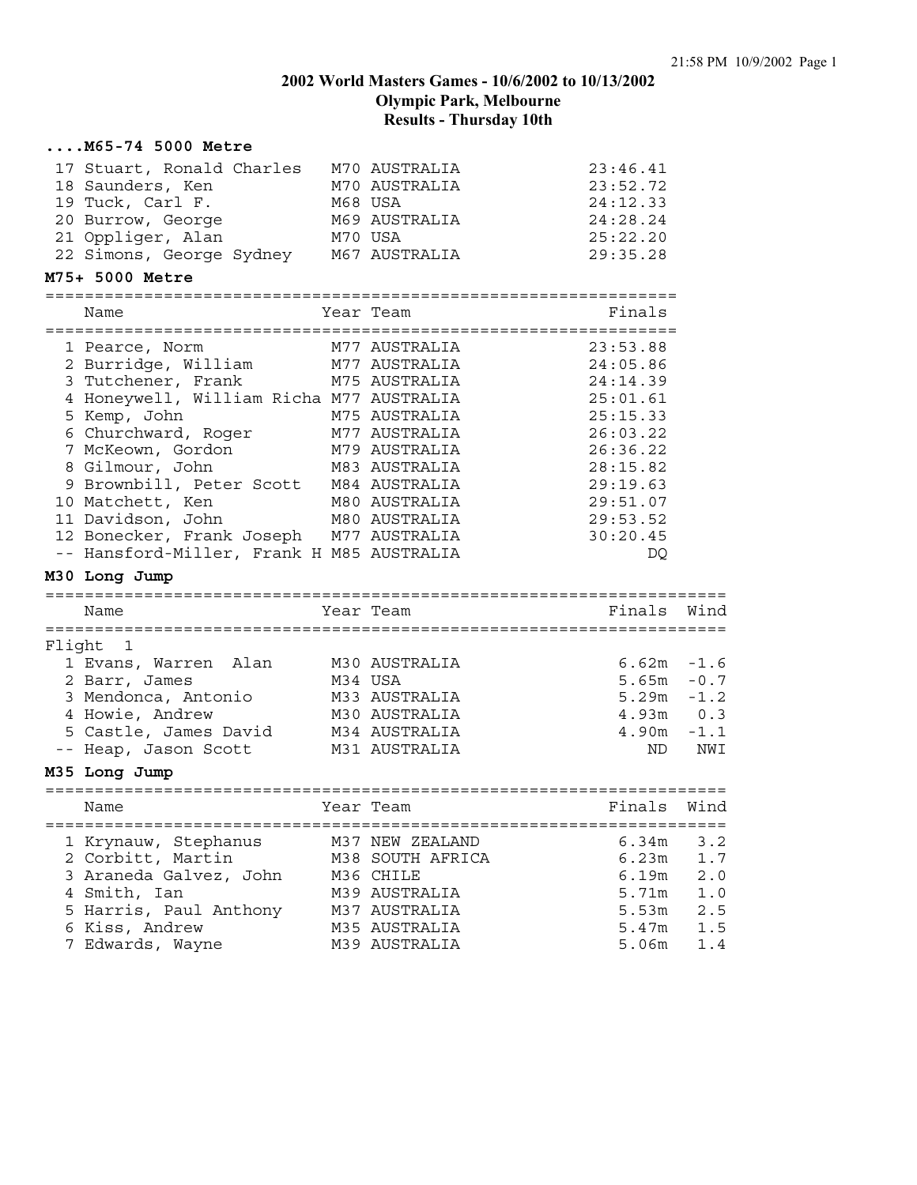# 2002 World Masters Games - 10/6/2002 to 10/13/2002
## Olympic Park, Melbourne
## Results - Thursday 10th

### ....M65-74 5000 Metre

| Place | Name | Year | Team | Finals |
|---|---|---|---|---|
| 17 | Stuart, Ronald Charles | M70 | AUSTRALIA | 23:46.41 |
| 18 | Saunders, Ken | M70 | AUSTRALIA | 23:52.72 |
| 19 | Tuck, Carl F. | M68 | USA | 24:12.33 |
| 20 | Burrow, George | M69 | AUSTRALIA | 24:28.24 |
| 21 | Oppliger, Alan | M70 | USA | 25:22.20 |
| 22 | Simons, George Sydney | M67 | AUSTRALIA | 29:35.28 |

### M75+ 5000 Metre

| Place | Name | Year | Team | Finals |
|---|---|---|---|---|
| 1 | Pearce, Norm | M77 | AUSTRALIA | 23:53.88 |
| 2 | Burridge, William | M77 | AUSTRALIA | 24:05.86 |
| 3 | Tutchener, Frank | M75 | AUSTRALIA | 24:14.39 |
| 4 | Honeywell, William Richa | M77 | AUSTRALIA | 25:01.61 |
| 5 | Kemp, John | M75 | AUSTRALIA | 25:15.33 |
| 6 | Churchward, Roger | M77 | AUSTRALIA | 26:03.22 |
| 7 | McKeown, Gordon | M79 | AUSTRALIA | 26:36.22 |
| 8 | Gilmour, John | M83 | AUSTRALIA | 28:15.82 |
| 9 | Brownbill, Peter Scott | M84 | AUSTRALIA | 29:19.63 |
| 10 | Matchett, Ken | M80 | AUSTRALIA | 29:51.07 |
| 11 | Davidson, John | M80 | AUSTRALIA | 29:53.52 |
| 12 | Bonecker, Frank Joseph | M77 | AUSTRALIA | 30:20.45 |
| -- | Hansford-Miller, Frank H | M85 | AUSTRALIA | DQ |

### M30 Long Jump

Flight 1

| Place | Name | Year | Team | Finals | Wind |
|---|---|---|---|---|---|
| 1 | Evans, Warren Alan | M30 | AUSTRALIA | 6.62m | -1.6 |
| 2 | Barr, James | M34 | USA | 5.65m | -0.7 |
| 3 | Mendonca, Antonio | M33 | AUSTRALIA | 5.29m | -1.2 |
| 4 | Howie, Andrew | M30 | AUSTRALIA | 4.93m | 0.3 |
| 5 | Castle, James David | M34 | AUSTRALIA | 4.90m | -1.1 |
| -- | Heap, Jason Scott | M31 | AUSTRALIA | ND | NWI |

### M35 Long Jump

| Place | Name | Year | Team | Finals | Wind |
|---|---|---|---|---|---|
| 1 | Krynauw, Stephanus | M37 | NEW ZEALAND | 6.34m | 3.2 |
| 2 | Corbitt, Martin | M38 | SOUTH AFRICA | 6.23m | 1.7 |
| 3 | Araneda Galvez, John | M36 | CHILE | 6.19m | 2.0 |
| 4 | Smith, Ian | M39 | AUSTRALIA | 5.71m | 1.0 |
| 5 | Harris, Paul Anthony | M37 | AUSTRALIA | 5.53m | 2.5 |
| 6 | Kiss, Andrew | M35 | AUSTRALIA | 5.47m | 1.5 |
| 7 | Edwards, Wayne | M39 | AUSTRALIA | 5.06m | 1.4 |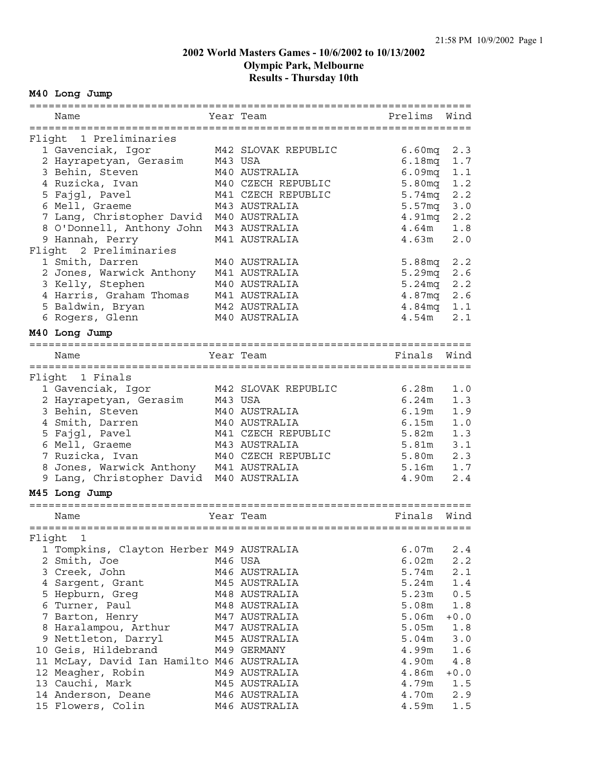# 2002 World Masters Games - 10/6/2002 to 10/13/2002
## Olympic Park, Melbourne
## Results - Thursday 10th

### M40 Long Jump

| | Name | Year | Team | Prelims | Wind |
|---|---|---|---|---|---|
| **Flight 1 Preliminaries** | | | | | |
| 1 | Gavenciak, Igor | M42 | SLOVAK REPUBLIC | 6.60mq | 2.3 |
| 2 | Hayrapetyan, Gerasim | M43 | USA | 6.18mq | 1.7 |
| 3 | Behin, Steven | M40 | AUSTRALIA | 6.09mq | 1.1 |
| 4 | Ruzicka, Ivan | M40 | CZECH REPUBLIC | 5.80mq | 1.2 |
| 5 | Fajgl, Pavel | M41 | CZECH REPUBLIC | 5.74mq | 2.2 |
| 6 | Mell, Graeme | M43 | AUSTRALIA | 5.57mq | 3.0 |
| 7 | Lang, Christopher David | M40 | AUSTRALIA | 4.91mq | 2.2 |
| 8 | O'Donnell, Anthony John | M43 | AUSTRALIA | 4.64m | 1.8 |
| 9 | Hannah, Perry | M41 | AUSTRALIA | 4.63m | 2.0 |
| **Flight 2 Preliminaries** | | | | | |
| 1 | Smith, Darren | M40 | AUSTRALIA | 5.88mq | 2.2 |
| 2 | Jones, Warwick Anthony | M41 | AUSTRALIA | 5.29mq | 2.6 |
| 3 | Kelly, Stephen | M40 | AUSTRALIA | 5.24mq | 2.2 |
| 4 | Harris, Graham Thomas | M41 | AUSTRALIA | 4.87mq | 2.6 |
| 5 | Baldwin, Bryan | M42 | AUSTRALIA | 4.84mq | 1.1 |
| 6 | Rogers, Glenn | M40 | AUSTRALIA | 4.54m | 2.1 |

### M40 Long Jump

| | Name | Year | Team | Finals | Wind |
|---|---|---|---|---|---|
| **Flight 1 Finals** | | | | | |
| 1 | Gavenciak, Igor | M42 | SLOVAK REPUBLIC | 6.28m | 1.0 |
| 2 | Hayrapetyan, Gerasim | M43 | USA | 6.24m | 1.3 |
| 3 | Behin, Steven | M40 | AUSTRALIA | 6.19m | 1.9 |
| 4 | Smith, Darren | M40 | AUSTRALIA | 6.15m | 1.0 |
| 5 | Fajgl, Pavel | M41 | CZECH REPUBLIC | 5.82m | 1.3 |
| 6 | Mell, Graeme | M43 | AUSTRALIA | 5.81m | 3.1 |
| 7 | Ruzicka, Ivan | M40 | CZECH REPUBLIC | 5.80m | 2.3 |
| 8 | Jones, Warwick Anthony | M41 | AUSTRALIA | 5.16m | 1.7 |
| 9 | Lang, Christopher David | M40 | AUSTRALIA | 4.90m | 2.4 |

### M45 Long Jump

| | Name | Year | Team | Finals | Wind |
|---|---|---|---|---|---|
| **Flight 1** | | | | | |
| 1 | Tompkins, Clayton Herber | M49 | AUSTRALIA | 6.07m | 2.4 |
| 2 | Smith, Joe | M46 | USA | 6.02m | 2.2 |
| 3 | Creek, John | M46 | AUSTRALIA | 5.74m | 2.1 |
| 4 | Sargent, Grant | M45 | AUSTRALIA | 5.24m | 1.4 |
| 5 | Hepburn, Greg | M48 | AUSTRALIA | 5.23m | 0.5 |
| 6 | Turner, Paul | M48 | AUSTRALIA | 5.08m | 1.8 |
| 7 | Barton, Henry | M47 | AUSTRALIA | 5.06m | +0.0 |
| 8 | Haralampou, Arthur | M47 | AUSTRALIA | 5.05m | 1.8 |
| 9 | Nettleton, Darryl | M45 | AUSTRALIA | 5.04m | 3.0 |
| 10 | Geis, Hildebrand | M49 | GERMANY | 4.99m | 1.6 |
| 11 | McLay, David Ian Hamilto | M46 | AUSTRALIA | 4.90m | 4.8 |
| 12 | Meagher, Robin | M49 | AUSTRALIA | 4.86m | +0.0 |
| 13 | Cauchi, Mark | M45 | AUSTRALIA | 4.79m | 1.5 |
| 14 | Anderson, Deane | M46 | AUSTRALIA | 4.70m | 2.9 |
| 15 | Flowers, Colin | M46 | AUSTRALIA | 4.59m | 1.5 |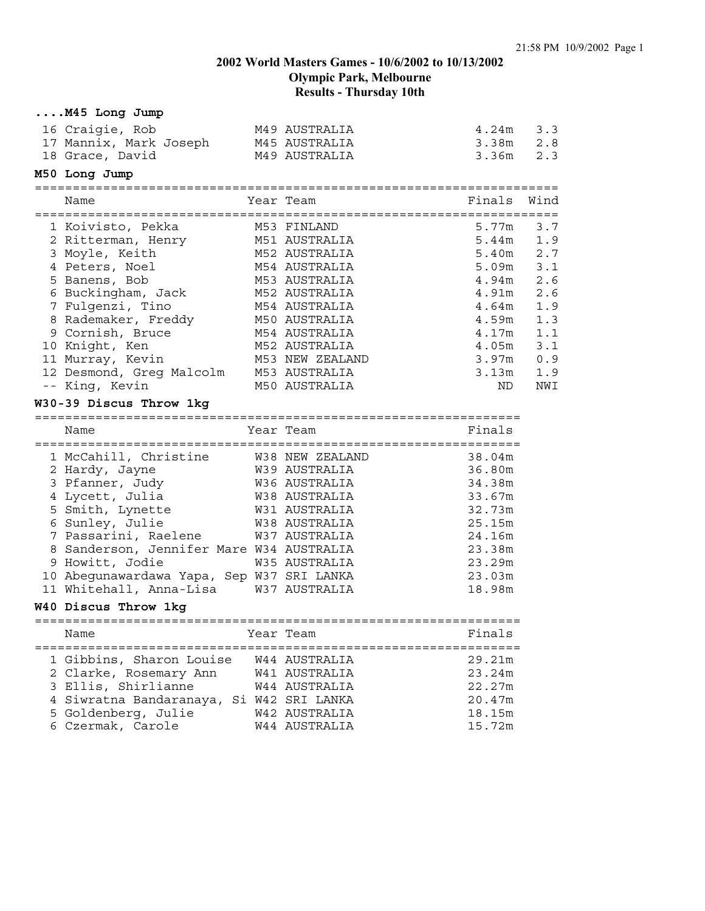# 2002 World Masters Games - 10/6/2002 to 10/13/2002
## Olympic Park, Melbourne
## Results - Thursday 10th

### ....M45 Long Jump

| Place | Name | Year | Team | Finals | Wind |
|---|---|---|---|---|---|
| 16 | Craigie, Rob | M49 | AUSTRALIA | 4.24m | 3.3 |
| 17 | Mannix, Mark Joseph | M45 | AUSTRALIA | 3.38m | 2.8 |
| 18 | Grace, David | M49 | AUSTRALIA | 3.36m | 2.3 |

### M50 Long Jump

| Place | Name | Year | Team | Finals | Wind |
|---|---|---|---|---|---|
| 1 | Koivisto, Pekka | M53 | FINLAND | 5.77m | 3.7 |
| 2 | Ritterman, Henry | M51 | AUSTRALIA | 5.44m | 1.9 |
| 3 | Moyle, Keith | M52 | AUSTRALIA | 5.40m | 2.7 |
| 4 | Peters, Noel | M54 | AUSTRALIA | 5.09m | 3.1 |
| 5 | Banens, Bob | M53 | AUSTRALIA | 4.94m | 2.6 |
| 6 | Buckingham, Jack | M52 | AUSTRALIA | 4.91m | 2.6 |
| 7 | Fulgenzi, Tino | M54 | AUSTRALIA | 4.64m | 1.9 |
| 8 | Rademaker, Freddy | M50 | AUSTRALIA | 4.59m | 1.3 |
| 9 | Cornish, Bruce | M54 | AUSTRALIA | 4.17m | 1.1 |
| 10 | Knight, Ken | M52 | AUSTRALIA | 4.05m | 3.1 |
| 11 | Murray, Kevin | M53 | NEW ZEALAND | 3.97m | 0.9 |
| 12 | Desmond, Greg Malcolm | M53 | AUSTRALIA | 3.13m | 1.9 |
| -- | King, Kevin | M50 | AUSTRALIA | ND | NWI |

### W30-39 Discus Throw 1kg

| Place | Name | Year | Team | Finals |
|---|---|---|---|---|
| 1 | McCahill, Christine | W38 | NEW ZEALAND | 38.04m |
| 2 | Hardy, Jayne | W39 | AUSTRALIA | 36.80m |
| 3 | Pfanner, Judy | W36 | AUSTRALIA | 34.38m |
| 4 | Lycett, Julia | W38 | AUSTRALIA | 33.67m |
| 5 | Smith, Lynette | W31 | AUSTRALIA | 32.73m |
| 6 | Sunley, Julie | W38 | AUSTRALIA | 25.15m |
| 7 | Passarini, Raelene | W37 | AUSTRALIA | 24.16m |
| 8 | Sanderson, Jennifer Mare | W34 | AUSTRALIA | 23.38m |
| 9 | Howitt, Jodie | W35 | AUSTRALIA | 23.29m |
| 10 | Abegunawardawa Yapa, Sep | W37 | SRI LANKA | 23.03m |
| 11 | Whitehall, Anna-Lisa | W37 | AUSTRALIA | 18.98m |

### W40 Discus Throw 1kg

| Place | Name | Year | Team | Finals |
|---|---|---|---|---|
| 1 | Gibbins, Sharon Louise | W44 | AUSTRALIA | 29.21m |
| 2 | Clarke, Rosemary Ann | W41 | AUSTRALIA | 23.24m |
| 3 | Ellis, Shirlianne | W44 | AUSTRALIA | 22.27m |
| 4 | Siwratna Bandaranaya, Si | W42 | SRI LANKA | 20.47m |
| 5 | Goldenberg, Julie | W42 | AUSTRALIA | 18.15m |
| 6 | Czermak, Carole | W44 | AUSTRALIA | 15.72m |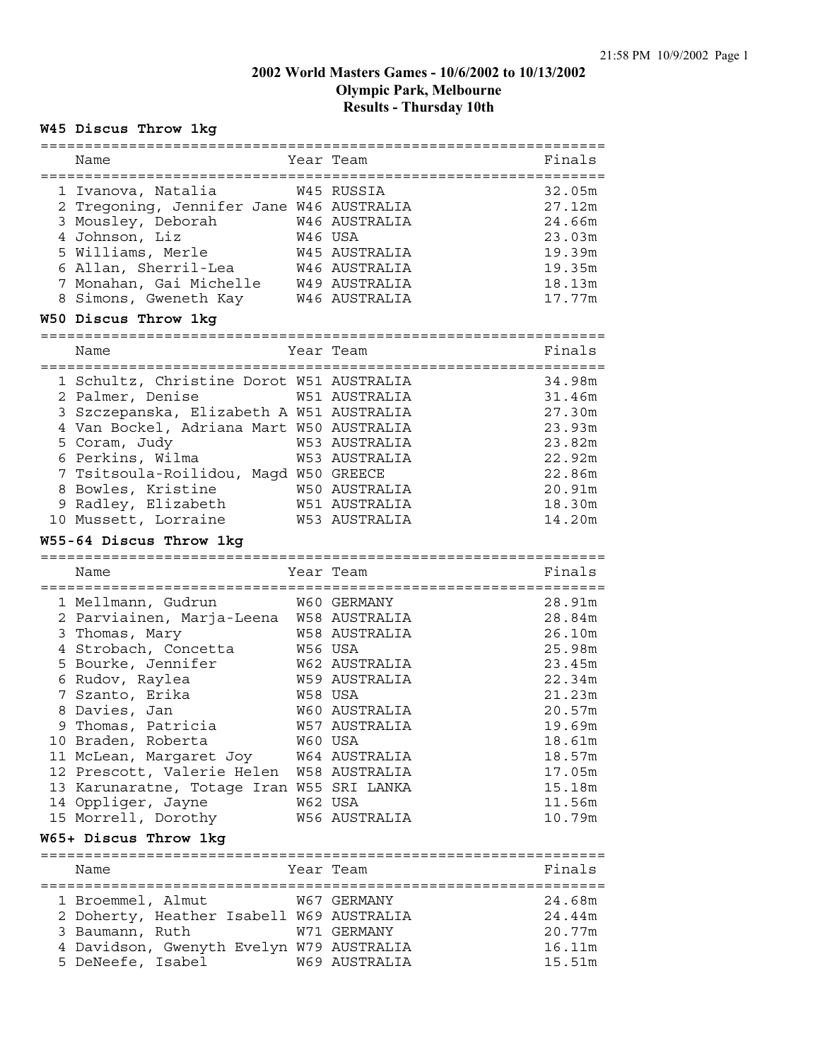# 2002 World Masters Games - 10/6/2002 to 10/13/2002
## Olympic Park, Melbourne
## Results - Thursday 10th

### W45 Discus Throw 1kg

| | Name | Year | Team | Finals |
|---|---|---|---|---|
| 1 | Ivanova, Natalia | W45 | RUSSIA | 32.05m |
| 2 | Tregoning, Jennifer Jane | W46 | AUSTRALIA | 27.12m |
| 3 | Mousley, Deborah | W46 | AUSTRALIA | 24.66m |
| 4 | Johnson, Liz | W46 | USA | 23.03m |
| 5 | Williams, Merle | W45 | AUSTRALIA | 19.39m |
| 6 | Allan, Sherril-Lea | W46 | AUSTRALIA | 19.35m |
| 7 | Monahan, Gai Michelle | W49 | AUSTRALIA | 18.13m |
| 8 | Simons, Gweneth Kay | W46 | AUSTRALIA | 17.77m |

### W50 Discus Throw 1kg

| | Name | Year | Team | Finals |
|---|---|---|---|---|
| 1 | Schultz, Christine Dorot | W51 | AUSTRALIA | 34.98m |
| 2 | Palmer, Denise | W51 | AUSTRALIA | 31.46m |
| 3 | Szczepanska, Elizabeth A | W51 | AUSTRALIA | 27.30m |
| 4 | Van Bockel, Adriana Mart | W50 | AUSTRALIA | 23.93m |
| 5 | Coram, Judy | W53 | AUSTRALIA | 23.82m |
| 6 | Perkins, Wilma | W53 | AUSTRALIA | 22.92m |
| 7 | Tsitsoula-Roilidou, Magd | W50 | GREECE | 22.86m |
| 8 | Bowles, Kristine | W50 | AUSTRALIA | 20.91m |
| 9 | Radley, Elizabeth | W51 | AUSTRALIA | 18.30m |
| 10 | Mussett, Lorraine | W53 | AUSTRALIA | 14.20m |

### W55-64 Discus Throw 1kg

| | Name | Year | Team | Finals |
|---|---|---|---|---|
| 1 | Mellmann, Gudrun | W60 | GERMANY | 28.91m |
| 2 | Parviainen, Marja-Leena | W58 | AUSTRALIA | 28.84m |
| 3 | Thomas, Mary | W58 | AUSTRALIA | 26.10m |
| 4 | Strobach, Concetta | W56 | USA | 25.98m |
| 5 | Bourke, Jennifer | W62 | AUSTRALIA | 23.45m |
| 6 | Rudov, Raylea | W59 | AUSTRALIA | 22.34m |
| 7 | Szanto, Erika | W58 | USA | 21.23m |
| 8 | Davies, Jan | W60 | AUSTRALIA | 20.57m |
| 9 | Thomas, Patricia | W57 | AUSTRALIA | 19.69m |
| 10 | Braden, Roberta | W60 | USA | 18.61m |
| 11 | McLean, Margaret Joy | W64 | AUSTRALIA | 18.57m |
| 12 | Prescott, Valerie Helen | W58 | AUSTRALIA | 17.05m |
| 13 | Karunaratne, Totage Iran | W55 | SRI LANKA | 15.18m |
| 14 | Oppliger, Jayne | W62 | USA | 11.56m |
| 15 | Morrell, Dorothy | W56 | AUSTRALIA | 10.79m |

### W65+ Discus Throw 1kg

| | Name | Year | Team | Finals |
|---|---|---|---|---|
| 1 | Broemmel, Almut | W67 | GERMANY | 24.68m |
| 2 | Doherty, Heather Isabell | W69 | AUSTRALIA | 24.44m |
| 3 | Baumann, Ruth | W71 | GERMANY | 20.77m |
| 4 | Davidson, Gwenyth Evelyn | W79 | AUSTRALIA | 16.11m |
| 5 | DeNeefe, Isabel | W69 | AUSTRALIA | 15.51m |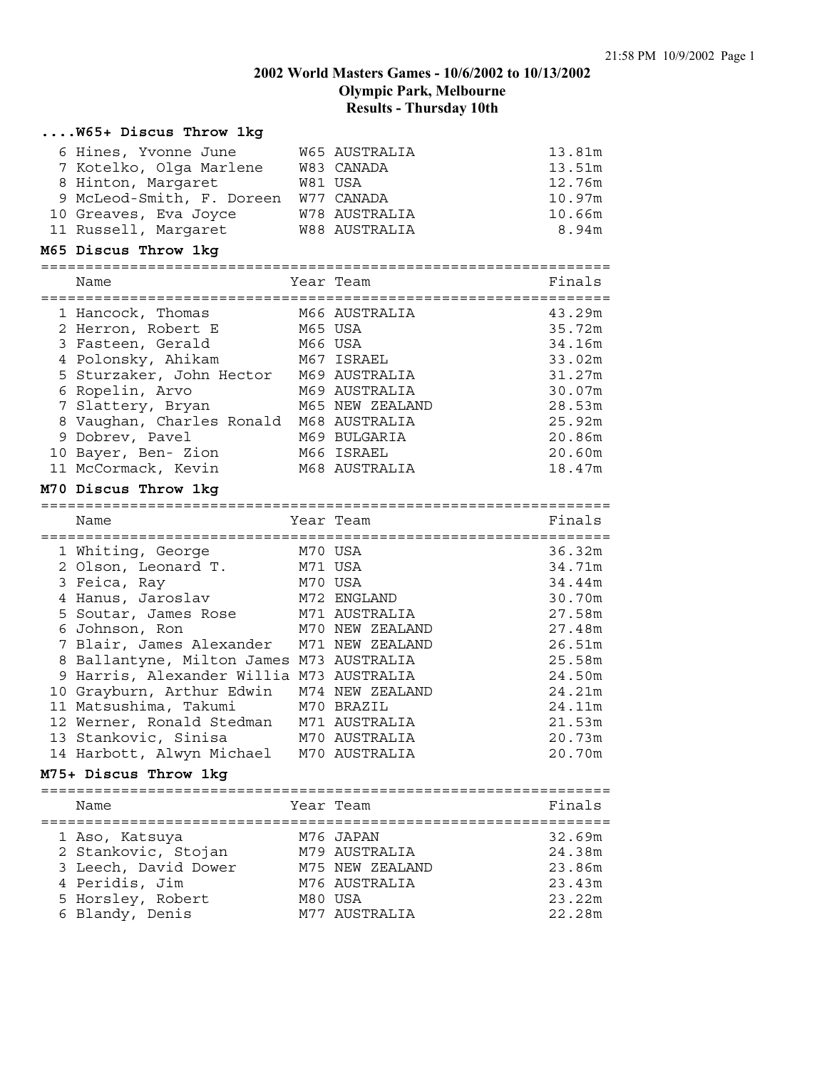## 2002 World Masters Games - 10/6/2002 to 10/13/2002
## Olympic Park, Melbourne
## Results - Thursday 10th

### ....W65+ Discus Throw 1kg

| | Name | Year | Team | Finals |
|---|---|---|---|---|
| 6 | Hines, Yvonne June | W65 | AUSTRALIA | 13.81m |
| 7 | Kotelko, Olga Marlene | W83 | CANADA | 13.51m |
| 8 | Hinton, Margaret | W81 | USA | 12.76m |
| 9 | McLeod-Smith, F. Doreen | W77 | CANADA | 10.97m |
| 10 | Greaves, Eva Joyce | W78 | AUSTRALIA | 10.66m |
| 11 | Russell, Margaret | W88 | AUSTRALIA | 8.94m |

### M65 Discus Throw 1kg

| | Name | Year | Team | Finals |
|---|---|---|---|---|
| 1 | Hancock, Thomas | M66 | AUSTRALIA | 43.29m |
| 2 | Herron, Robert E | M65 | USA | 35.72m |
| 3 | Fasteen, Gerald | M66 | USA | 34.16m |
| 4 | Polonsky, Ahikam | M67 | ISRAEL | 33.02m |
| 5 | Sturzaker, John Hector | M69 | AUSTRALIA | 31.27m |
| 6 | Ropelin, Arvo | M69 | AUSTRALIA | 30.07m |
| 7 | Slattery, Bryan | M65 | NEW ZEALAND | 28.53m |
| 8 | Vaughan, Charles Ronald | M68 | AUSTRALIA | 25.92m |
| 9 | Dobrev, Pavel | M69 | BULGARIA | 20.86m |
| 10 | Bayer, Ben- Zion | M66 | ISRAEL | 20.60m |
| 11 | McCormack, Kevin | M68 | AUSTRALIA | 18.47m |

### M70 Discus Throw 1kg

| | Name | Year | Team | Finals |
|---|---|---|---|---|
| 1 | Whiting, George | M70 | USA | 36.32m |
| 2 | Olson, Leonard T. | M71 | USA | 34.71m |
| 3 | Feica, Ray | M70 | USA | 34.44m |
| 4 | Hanus, Jaroslav | M72 | ENGLAND | 30.70m |
| 5 | Soutar, James Rose | M71 | AUSTRALIA | 27.58m |
| 6 | Johnson, Ron | M70 | NEW ZEALAND | 27.48m |
| 7 | Blair, James Alexander | M71 | NEW ZEALAND | 26.51m |
| 8 | Ballantyne, Milton James | M73 | AUSTRALIA | 25.58m |
| 9 | Harris, Alexander Willia | M73 | AUSTRALIA | 24.50m |
| 10 | Grayburn, Arthur Edwin | M74 | NEW ZEALAND | 24.21m |
| 11 | Matsushima, Takumi | M70 | BRAZIL | 24.11m |
| 12 | Werner, Ronald Stedman | M71 | AUSTRALIA | 21.53m |
| 13 | Stankovic, Sinisa | M70 | AUSTRALIA | 20.73m |
| 14 | Harbott, Alwyn Michael | M70 | AUSTRALIA | 20.70m |

### M75+ Discus Throw 1kg

| | Name | Year | Team | Finals |
|---|---|---|---|---|
| 1 | Aso, Katsuya | M76 | JAPAN | 32.69m |
| 2 | Stankovic, Stojan | M79 | AUSTRALIA | 24.38m |
| 3 | Leech, David Dower | M75 | NEW ZEALAND | 23.86m |
| 4 | Peridis, Jim | M76 | AUSTRALIA | 23.43m |
| 5 | Horsley, Robert | M80 | USA | 23.22m |
| 6 | Blandy, Denis | M77 | AUSTRALIA | 22.28m |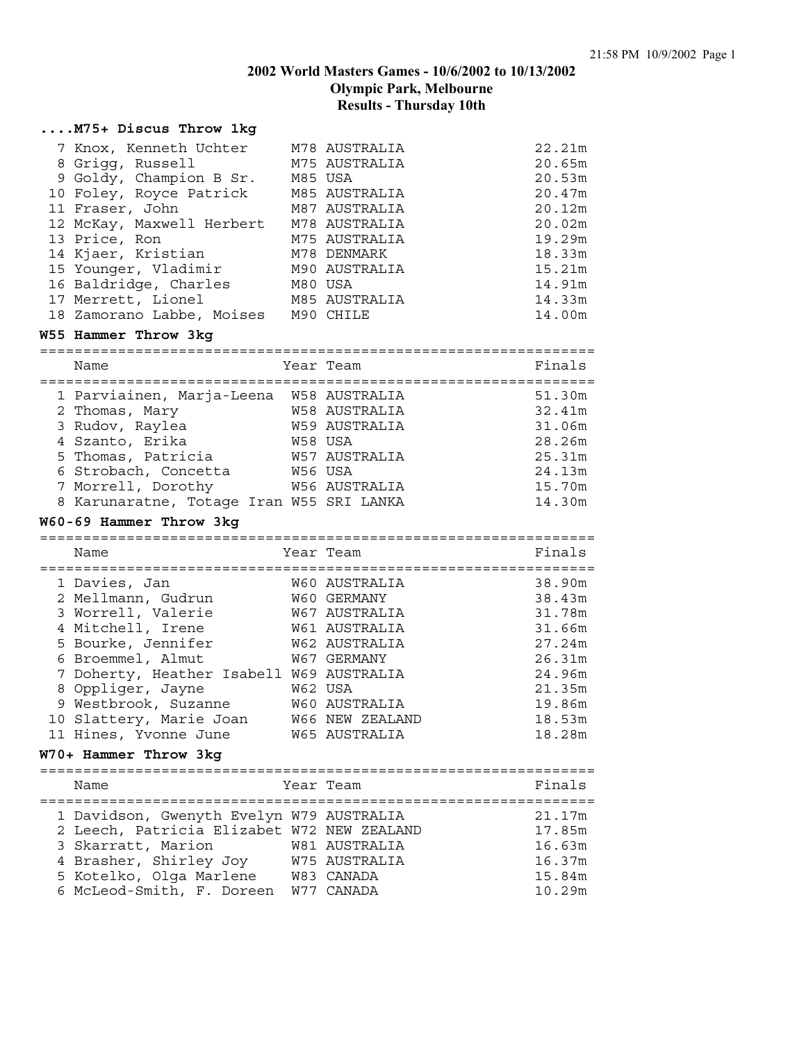# 2002 World Masters Games - 10/6/2002 to 10/13/2002
## Olympic Park, Melbourne
## Results - Thursday 10th

### ....M75+ Discus Throw 1kg

| | Name | Year | Team | Finals |
|---|---|---|---|---|
| 7 | Knox, Kenneth Uchter | M78 | AUSTRALIA | 22.21m |
| 8 | Grigg, Russell | M75 | AUSTRALIA | 20.65m |
| 9 | Goldy, Champion B Sr. | M85 | USA | 20.53m |
| 10 | Foley, Royce Patrick | M85 | AUSTRALIA | 20.47m |
| 11 | Fraser, John | M87 | AUSTRALIA | 20.12m |
| 12 | McKay, Maxwell Herbert | M78 | AUSTRALIA | 20.02m |
| 13 | Price, Ron | M75 | AUSTRALIA | 19.29m |
| 14 | Kjaer, Kristian | M78 | DENMARK | 18.33m |
| 15 | Younger, Vladimir | M90 | AUSTRALIA | 15.21m |
| 16 | Baldridge, Charles | M80 | USA | 14.91m |
| 17 | Merrett, Lionel | M85 | AUSTRALIA | 14.33m |
| 18 | Zamorano Labbe, Moises | M90 | CHILE | 14.00m |

### W55 Hammer Throw 3kg

| | Name | Year | Team | Finals |
|---|---|---|---|---|
| 1 | Parviainen, Marja-Leena | W58 | AUSTRALIA | 51.30m |
| 2 | Thomas, Mary | W58 | AUSTRALIA | 32.41m |
| 3 | Rudov, Raylea | W59 | AUSTRALIA | 31.06m |
| 4 | Szanto, Erika | W58 | USA | 28.26m |
| 5 | Thomas, Patricia | W57 | AUSTRALIA | 25.31m |
| 6 | Strobach, Concetta | W56 | USA | 24.13m |
| 7 | Morrell, Dorothy | W56 | AUSTRALIA | 15.70m |
| 8 | Karunaratne, Totage Iran | W55 | SRI LANKA | 14.30m |

### W60-69 Hammer Throw 3kg

| | Name | Year | Team | Finals |
|---|---|---|---|---|
| 1 | Davies, Jan | W60 | AUSTRALIA | 38.90m |
| 2 | Mellmann, Gudrun | W60 | GERMANY | 38.43m |
| 3 | Worrell, Valerie | W67 | AUSTRALIA | 31.78m |
| 4 | Mitchell, Irene | W61 | AUSTRALIA | 31.66m |
| 5 | Bourke, Jennifer | W62 | AUSTRALIA | 27.24m |
| 6 | Broemmel, Almut | W67 | GERMANY | 26.31m |
| 7 | Doherty, Heather Isabell | W69 | AUSTRALIA | 24.96m |
| 8 | Oppliger, Jayne | W62 | USA | 21.35m |
| 9 | Westbrook, Suzanne | W60 | AUSTRALIA | 19.86m |
| 10 | Slattery, Marie Joan | W66 | NEW ZEALAND | 18.53m |
| 11 | Hines, Yvonne June | W65 | AUSTRALIA | 18.28m |

### W70+ Hammer Throw 3kg

| | Name | Year | Team | Finals |
|---|---|---|---|---|
| 1 | Davidson, Gwenyth Evelyn | W79 | AUSTRALIA | 21.17m |
| 2 | Leech, Patricia Elizabet | W72 | NEW ZEALAND | 17.85m |
| 3 | Skarratt, Marion | W81 | AUSTRALIA | 16.63m |
| 4 | Brasher, Shirley Joy | W75 | AUSTRALIA | 16.37m |
| 5 | Kotelko, Olga Marlene | W83 | CANADA | 15.84m |
| 6 | McLeod-Smith, F. Doreen | W77 | CANADA | 10.29m |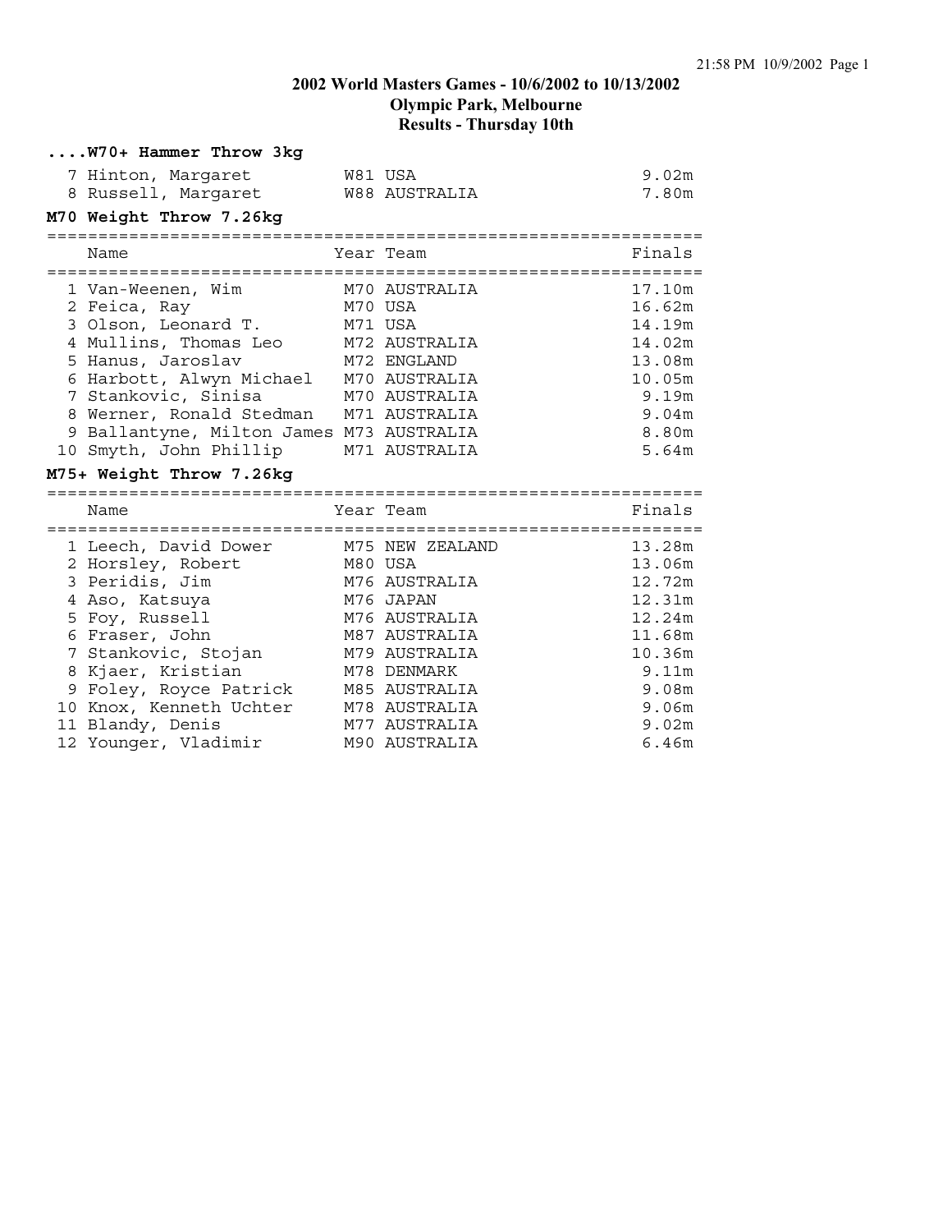# 2002 World Masters Games - 10/6/2002 to 10/13/2002
## Olympic Park, Melbourne
## Results - Thursday 10th

### ....W70+ Hammer Throw 3kg

| | Name | Year | Team | Finals |
|---|---|---|---|---|
| 7 | Hinton, Margaret | W81 | USA | 9.02m |
| 8 | Russell, Margaret | W88 | AUSTRALIA | 7.80m |

### M70 Weight Throw 7.26kg

| | Name | Year | Team | Finals |
|---|---|---|---|---|
| 1 | Van-Weenen, Wim | M70 | AUSTRALIA | 17.10m |
| 2 | Feica, Ray | M70 | USA | 16.62m |
| 3 | Olson, Leonard T. | M71 | USA | 14.19m |
| 4 | Mullins, Thomas Leo | M72 | AUSTRALIA | 14.02m |
| 5 | Hanus, Jaroslav | M72 | ENGLAND | 13.08m |
| 6 | Harbott, Alwyn Michael | M70 | AUSTRALIA | 10.05m |
| 7 | Stankovic, Sinisa | M70 | AUSTRALIA | 9.19m |
| 8 | Werner, Ronald Stedman | M71 | AUSTRALIA | 9.04m |
| 9 | Ballantyne, Milton James | M73 | AUSTRALIA | 8.80m |
| 10 | Smyth, John Phillip | M71 | AUSTRALIA | 5.64m |

### M75+ Weight Throw 7.26kg

| | Name | Year | Team | Finals |
|---|---|---|---|---|
| 1 | Leech, David Dower | M75 | NEW ZEALAND | 13.28m |
| 2 | Horsley, Robert | M80 | USA | 13.06m |
| 3 | Peridis, Jim | M76 | AUSTRALIA | 12.72m |
| 4 | Aso, Katsuya | M76 | JAPAN | 12.31m |
| 5 | Foy, Russell | M76 | AUSTRALIA | 12.24m |
| 6 | Fraser, John | M87 | AUSTRALIA | 11.68m |
| 7 | Stankovic, Stojan | M79 | AUSTRALIA | 10.36m |
| 8 | Kjaer, Kristian | M78 | DENMARK | 9.11m |
| 9 | Foley, Royce Patrick | M85 | AUSTRALIA | 9.08m |
| 10 | Knox, Kenneth Uchter | M78 | AUSTRALIA | 9.06m |
| 11 | Blandy, Denis | M77 | AUSTRALIA | 9.02m |
| 12 | Younger, Vladimir | M90 | AUSTRALIA | 6.46m |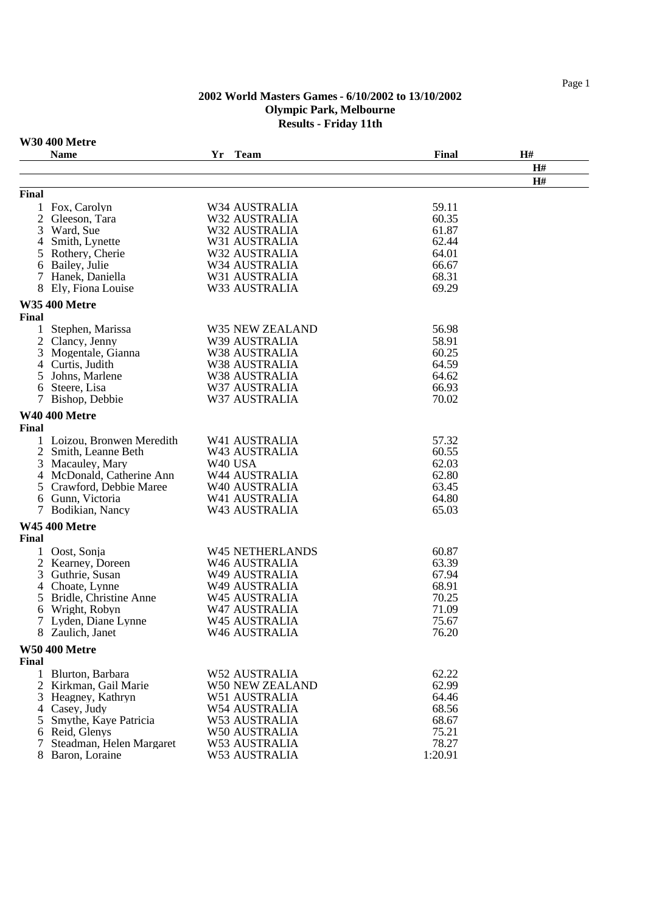## 2002 World Masters Games - 6/10/2002 to 13/10/2002
## Olympic Park, Melbourne
## Results - Friday 11th

### W30 400 Metre

| | Name | Yr | Team | Final | H# |
|---|---|---|---|---|---|
| **Final** | | | | | |
| 1 | Fox, Carolyn | W34 | AUSTRALIA | 59.11 | |
| 2 | Gleeson, Tara | W32 | AUSTRALIA | 60.35 | |
| 3 | Ward, Sue | W32 | AUSTRALIA | 61.87 | |
| 4 | Smith, Lynette | W31 | AUSTRALIA | 62.44 | |
| 5 | Rothery, Cherie | W32 | AUSTRALIA | 64.01 | |
| 6 | Bailey, Julie | W34 | AUSTRALIA | 66.67 | |
| 7 | Hanek, Daniella | W31 | AUSTRALIA | 68.31 | |
| 8 | Ely, Fiona Louise | W33 | AUSTRALIA | 69.29 | |

### W35 400 Metre

| | Name | Yr | Team | Final |
|---|---|---|---|---|
| **Final** | | | | |
| 1 | Stephen, Marissa | W35 | NEW ZEALAND | 56.98 |
| 2 | Clancy, Jenny | W39 | AUSTRALIA | 58.91 |
| 3 | Mogentale, Gianna | W38 | AUSTRALIA | 60.25 |
| 4 | Curtis, Judith | W38 | AUSTRALIA | 64.59 |
| 5 | Johns, Marlene | W38 | AUSTRALIA | 64.62 |
| 6 | Steere, Lisa | W37 | AUSTRALIA | 66.93 |
| 7 | Bishop, Debbie | W37 | AUSTRALIA | 70.02 |

### W40 400 Metre

| | Name | Yr | Team | Final |
|---|---|---|---|---|
| **Final** | | | | |
| 1 | Loizou, Bronwen Meredith | W41 | AUSTRALIA | 57.32 |
| 2 | Smith, Leanne Beth | W43 | AUSTRALIA | 60.55 |
| 3 | Macauley, Mary | W40 | USA | 62.03 |
| 4 | McDonald, Catherine Ann | W44 | AUSTRALIA | 62.80 |
| 5 | Crawford, Debbie Maree | W40 | AUSTRALIA | 63.45 |
| 6 | Gunn, Victoria | W41 | AUSTRALIA | 64.80 |
| 7 | Bodikian, Nancy | W43 | AUSTRALIA | 65.03 |

### W45 400 Metre

| | Name | Yr | Team | Final |
|---|---|---|---|---|
| **Final** | | | | |
| 1 | Oost, Sonja | W45 | NETHERLANDS | 60.87 |
| 2 | Kearney, Doreen | W46 | AUSTRALIA | 63.39 |
| 3 | Guthrie, Susan | W49 | AUSTRALIA | 67.94 |
| 4 | Choate, Lynne | W49 | AUSTRALIA | 68.91 |
| 5 | Bridle, Christine Anne | W45 | AUSTRALIA | 70.25 |
| 6 | Wright, Robyn | W47 | AUSTRALIA | 71.09 |
| 7 | Lyden, Diane Lynne | W45 | AUSTRALIA | 75.67 |
| 8 | Zaulich, Janet | W46 | AUSTRALIA | 76.20 |

### W50 400 Metre

| | Name | Yr | Team | Final |
|---|---|---|---|---|
| **Final** | | | | |
| 1 | Blurton, Barbara | W52 | AUSTRALIA | 62.22 |
| 2 | Kirkman, Gail Marie | W50 | NEW ZEALAND | 62.99 |
| 3 | Heagney, Kathryn | W51 | AUSTRALIA | 64.46 |
| 4 | Casey, Judy | W54 | AUSTRALIA | 68.56 |
| 5 | Smythe, Kaye Patricia | W53 | AUSTRALIA | 68.67 |
| 6 | Reid, Glenys | W50 | AUSTRALIA | 75.21 |
| 7 | Steadman, Helen Margaret | W53 | AUSTRALIA | 78.27 |
| 8 | Baron, Loraine | W53 | AUSTRALIA | 1:20.91 |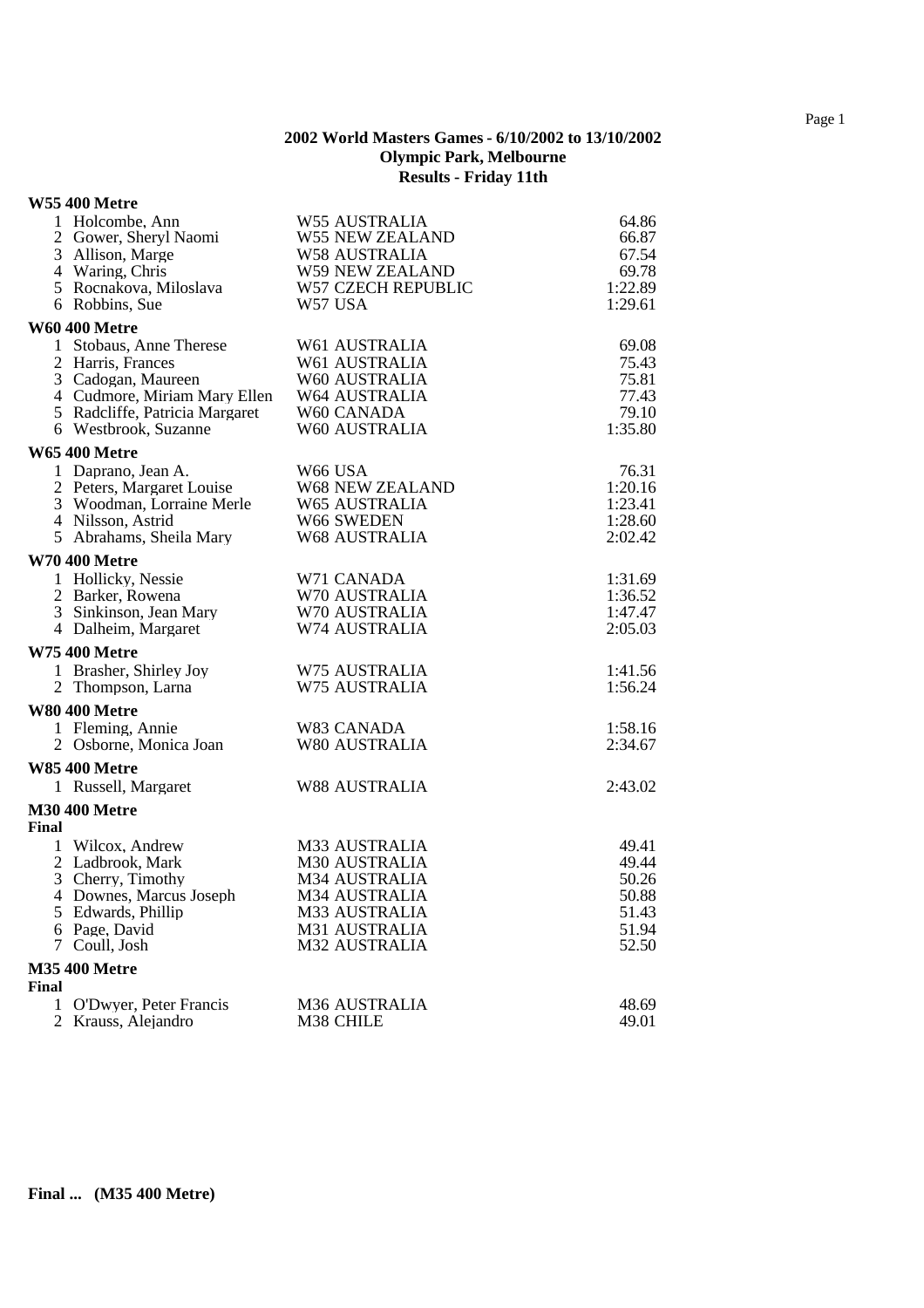**2002 World Masters Games - 6/10/2002 to 13/10/2002**
**Olympic Park, Melbourne**
**Results - Friday 11th**

**W55 400 Metre**

| | Name | Age/Country | Time |
|---|---|---|---|
| 1 | Holcombe, Ann | W55 AUSTRALIA | 64.86 |
| 2 | Gower, Sheryl Naomi | W55 NEW ZEALAND | 66.87 |
| 3 | Allison, Marge | W58 AUSTRALIA | 67.54 |
| 4 | Waring, Chris | W59 NEW ZEALAND | 69.78 |
| 5 | Rocnakova, Miloslava | W57 CZECH REPUBLIC | 1:22.89 |
| 6 | Robbins, Sue | W57 USA | 1:29.61 |

**W60 400 Metre**

| | Name | Age/Country | Time |
|---|---|---|---|
| 1 | Stobaus, Anne Therese | W61 AUSTRALIA | 69.08 |
| 2 | Harris, Frances | W61 AUSTRALIA | 75.43 |
| 3 | Cadogan, Maureen | W60 AUSTRALIA | 75.81 |
| 4 | Cudmore, Miriam Mary Ellen | W64 AUSTRALIA | 77.43 |
| 5 | Radcliffe, Patricia Margaret | W60 CANADA | 79.10 |
| 6 | Westbrook, Suzanne | W60 AUSTRALIA | 1:35.80 |

**W65 400 Metre**

| | Name | Age/Country | Time |
|---|---|---|---|
| 1 | Daprano, Jean A. | W66 USA | 76.31 |
| 2 | Peters, Margaret Louise | W68 NEW ZEALAND | 1:20.16 |
| 3 | Woodman, Lorraine Merle | W65 AUSTRALIA | 1:23.41 |
| 4 | Nilsson, Astrid | W66 SWEDEN | 1:28.60 |
| 5 | Abrahams, Sheila Mary | W68 AUSTRALIA | 2:02.42 |

**W70 400 Metre**

| | Name | Age/Country | Time |
|---|---|---|---|
| 1 | Hollicky, Nessie | W71 CANADA | 1:31.69 |
| 2 | Barker, Rowena | W70 AUSTRALIA | 1:36.52 |
| 3 | Sinkinson, Jean Mary | W70 AUSTRALIA | 1:47.47 |
| 4 | Dalheim, Margaret | W74 AUSTRALIA | 2:05.03 |

**W75 400 Metre**

| | Name | Age/Country | Time |
|---|---|---|---|
| 1 | Brasher, Shirley Joy | W75 AUSTRALIA | 1:41.56 |
| 2 | Thompson, Larna | W75 AUSTRALIA | 1:56.24 |

**W80 400 Metre**

| | Name | Age/Country | Time |
|---|---|---|---|
| 1 | Fleming, Annie | W83 CANADA | 1:58.16 |
| 2 | Osborne, Monica Joan | W80 AUSTRALIA | 2:34.67 |

**W85 400 Metre**

| | Name | Age/Country | Time |
|---|---|---|---|
| 1 | Russell, Margaret | W88 AUSTRALIA | 2:43.02 |

**M30 400 Metre**

**Final**

| | Name | Age/Country | Time |
|---|---|---|---|
| 1 | Wilcox, Andrew | M33 AUSTRALIA | 49.41 |
| 2 | Ladbrook, Mark | M30 AUSTRALIA | 49.44 |
| 3 | Cherry, Timothy | M34 AUSTRALIA | 50.26 |
| 4 | Downes, Marcus Joseph | M34 AUSTRALIA | 50.88 |
| 5 | Edwards, Phillip | M33 AUSTRALIA | 51.43 |
| 6 | Page, David | M31 AUSTRALIA | 51.94 |
| 7 | Coull, Josh | M32 AUSTRALIA | 52.50 |

**M35 400 Metre**

**Final**

| | Name | Age/Country | Time |
|---|---|---|---|
| 1 | O'Dwyer, Peter Francis | M36 AUSTRALIA | 48.69 |
| 2 | Krauss, Alejandro | M38 CHILE | 49.01 |

**Final ... (M35 400 Metre)**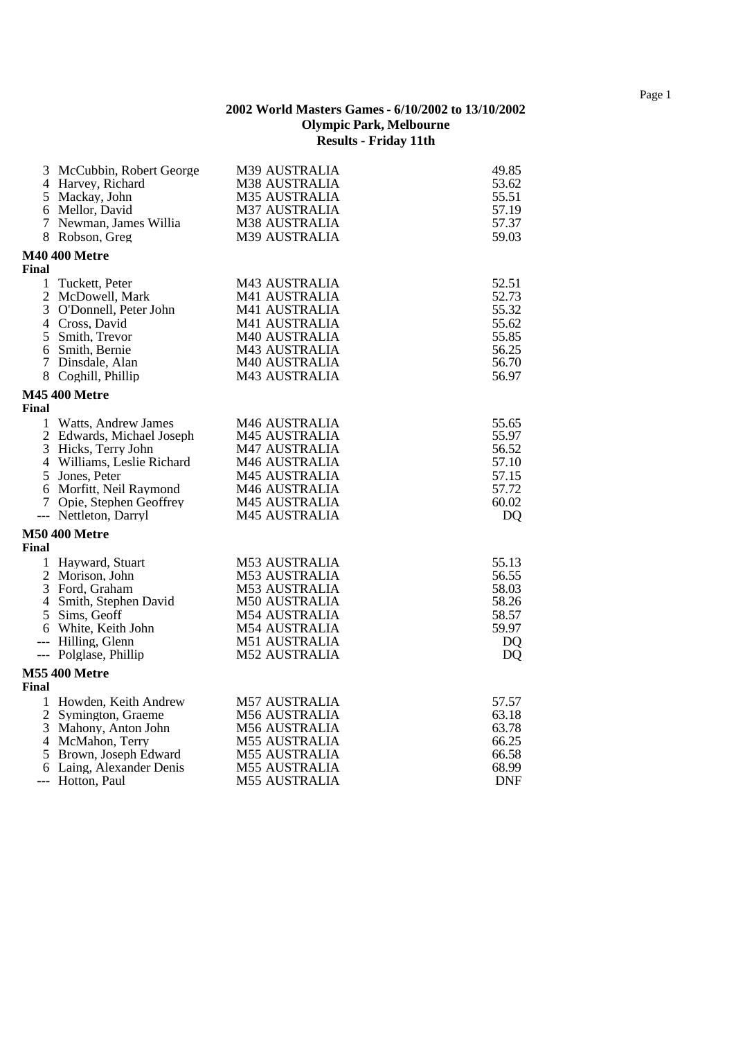**2002 World Masters Games - 6/10/2002 to 13/10/2002**
**Olympic Park, Melbourne**
**Results - Friday 11th**

| | | | |
|---|---|---|---|
| 3 | McCubbin, Robert George | M39 AUSTRALIA | 49.85 |
| 4 | Harvey, Richard | M38 AUSTRALIA | 53.62 |
| 5 | Mackay, John | M35 AUSTRALIA | 55.51 |
| 6 | Mellor, David | M37 AUSTRALIA | 57.19 |
| 7 | Newman, James Willia | M38 AUSTRALIA | 57.37 |
| 8 | Robson, Greg | M39 AUSTRALIA | 59.03 |

**M40 400 Metre**

**Final**

| | | | |
|---|---|---|---|
| 1 | Tuckett, Peter | M43 AUSTRALIA | 52.51 |
| 2 | McDowell, Mark | M41 AUSTRALIA | 52.73 |
| 3 | O'Donnell, Peter John | M41 AUSTRALIA | 55.32 |
| 4 | Cross, David | M41 AUSTRALIA | 55.62 |
| 5 | Smith, Trevor | M40 AUSTRALIA | 55.85 |
| 6 | Smith, Bernie | M43 AUSTRALIA | 56.25 |
| 7 | Dinsdale, Alan | M40 AUSTRALIA | 56.70 |
| 8 | Coghill, Phillip | M43 AUSTRALIA | 56.97 |

**M45 400 Metre**

**Final**

| | | | |
|---|---|---|---|
| 1 | Watts, Andrew James | M46 AUSTRALIA | 55.65 |
| 2 | Edwards, Michael Joseph | M45 AUSTRALIA | 55.97 |
| 3 | Hicks, Terry John | M47 AUSTRALIA | 56.52 |
| 4 | Williams, Leslie Richard | M46 AUSTRALIA | 57.10 |
| 5 | Jones, Peter | M45 AUSTRALIA | 57.15 |
| 6 | Morfitt, Neil Raymond | M46 AUSTRALIA | 57.72 |
| 7 | Opie, Stephen Geoffrey | M45 AUSTRALIA | 60.02 |
| --- | Nettleton, Darryl | M45 AUSTRALIA | DQ |

**M50 400 Metre**

**Final**

| | | | |
|---|---|---|---|
| 1 | Hayward, Stuart | M53 AUSTRALIA | 55.13 |
| 2 | Morison, John | M53 AUSTRALIA | 56.55 |
| 3 | Ford, Graham | M53 AUSTRALIA | 58.03 |
| 4 | Smith, Stephen David | M50 AUSTRALIA | 58.26 |
| 5 | Sims, Geoff | M54 AUSTRALIA | 58.57 |
| 6 | White, Keith John | M54 AUSTRALIA | 59.97 |
| --- | Hilling, Glenn | M51 AUSTRALIA | DQ |
| --- | Polglase, Phillip | M52 AUSTRALIA | DQ |

**M55 400 Metre**

**Final**

| | | | |
|---|---|---|---|
| 1 | Howden, Keith Andrew | M57 AUSTRALIA | 57.57 |
| 2 | Symington, Graeme | M56 AUSTRALIA | 63.18 |
| 3 | Mahony, Anton John | M56 AUSTRALIA | 63.78 |
| 4 | McMahon, Terry | M55 AUSTRALIA | 66.25 |
| 5 | Brown, Joseph Edward | M55 AUSTRALIA | 66.58 |
| 6 | Laing, Alexander Denis | M55 AUSTRALIA | 68.99 |
| --- | Hotton, Paul | M55 AUSTRALIA | DNF |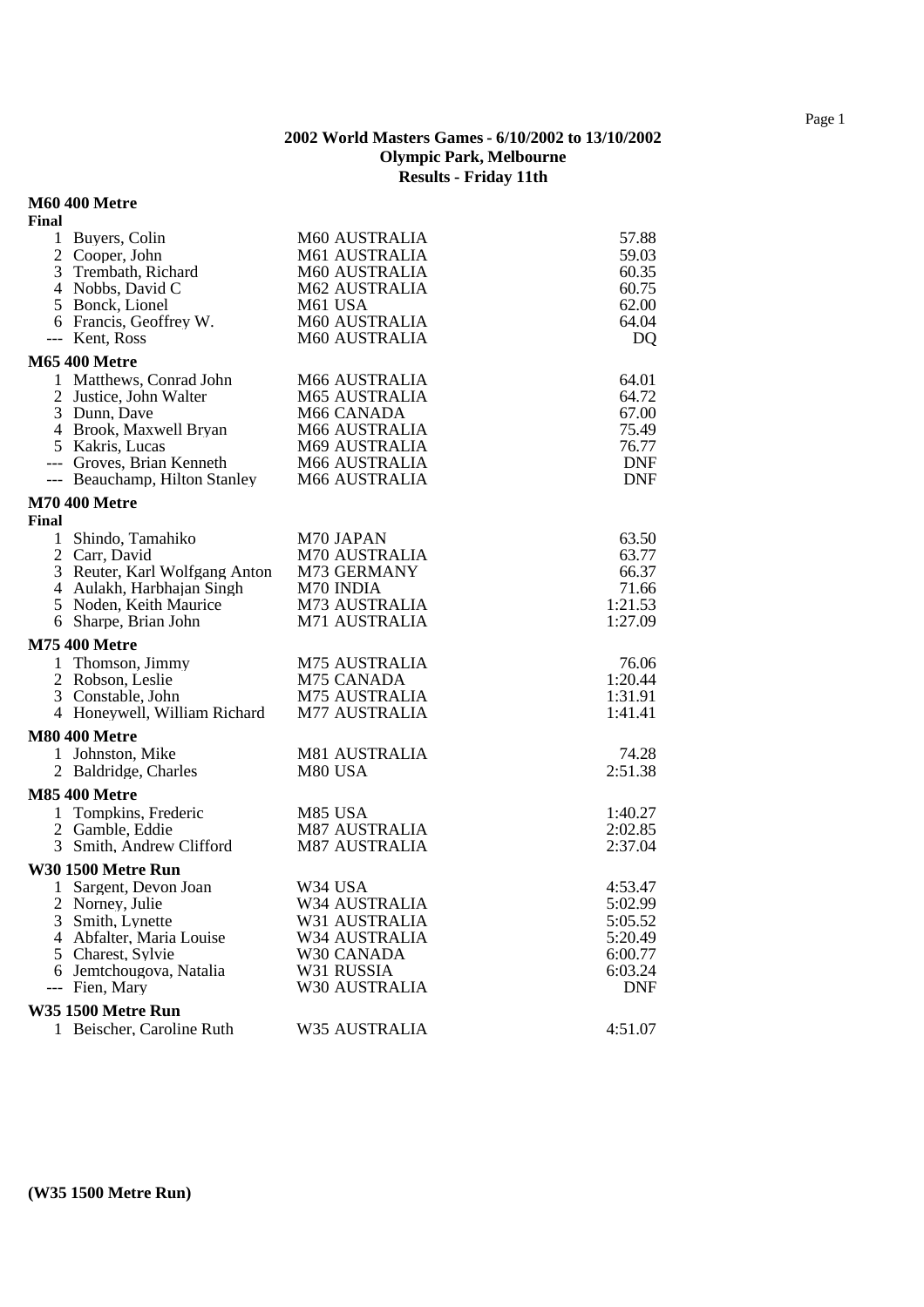**2002 World Masters Games - 6/10/2002 to 13/10/2002**
**Olympic Park, Melbourne**
**Results - Friday 11th**

**M60 400 Metre**

**Final**

| | | | |
|---|---|---|---|
| 1 | Buyers, Colin | M60 AUSTRALIA | 57.88 |
| 2 | Cooper, John | M61 AUSTRALIA | 59.03 |
| 3 | Trembath, Richard | M60 AUSTRALIA | 60.35 |
| 4 | Nobbs, David C | M62 AUSTRALIA | 60.75 |
| 5 | Bonck, Lionel | M61 USA | 62.00 |
| 6 | Francis, Geoffrey W. | M60 AUSTRALIA | 64.04 |
| --- | Kent, Ross | M60 AUSTRALIA | DQ |

**M65 400 Metre**

| | | | |
|---|---|---|---|
| 1 | Matthews, Conrad John | M66 AUSTRALIA | 64.01 |
| 2 | Justice, John Walter | M65 AUSTRALIA | 64.72 |
| 3 | Dunn, Dave | M66 CANADA | 67.00 |
| 4 | Brook, Maxwell Bryan | M66 AUSTRALIA | 75.49 |
| 5 | Kakris, Lucas | M69 AUSTRALIA | 76.77 |
| --- | Groves, Brian Kenneth | M66 AUSTRALIA | DNF |
| --- | Beauchamp, Hilton Stanley | M66 AUSTRALIA | DNF |

**M70 400 Metre**

**Final**

| | | | |
|---|---|---|---|
| 1 | Shindo, Tamahiko | M70 JAPAN | 63.50 |
| 2 | Carr, David | M70 AUSTRALIA | 63.77 |
| 3 | Reuter, Karl Wolfgang Anton | M73 GERMANY | 66.37 |
| 4 | Aulakh, Harbhajan Singh | M70 INDIA | 71.66 |
| 5 | Noden, Keith Maurice | M73 AUSTRALIA | 1:21.53 |
| 6 | Sharpe, Brian John | M71 AUSTRALIA | 1:27.09 |

**M75 400 Metre**

| | | | |
|---|---|---|---|
| 1 | Thomson, Jimmy | M75 AUSTRALIA | 76.06 |
| 2 | Robson, Leslie | M75 CANADA | 1:20.44 |
| 3 | Constable, John | M75 AUSTRALIA | 1:31.91 |
| 4 | Honeywell, William Richard | M77 AUSTRALIA | 1:41.41 |

**M80 400 Metre**

| | | | |
|---|---|---|---|
| 1 | Johnston, Mike | M81 AUSTRALIA | 74.28 |
| 2 | Baldridge, Charles | M80 USA | 2:51.38 |

**M85 400 Metre**

| | | | |
|---|---|---|---|
| 1 | Tompkins, Frederic | M85 USA | 1:40.27 |
| 2 | Gamble, Eddie | M87 AUSTRALIA | 2:02.85 |
| 3 | Smith, Andrew Clifford | M87 AUSTRALIA | 2:37.04 |

**W30 1500 Metre Run**

| | | | |
|---|---|---|---|
| 1 | Sargent, Devon Joan | W34 USA | 4:53.47 |
| 2 | Norney, Julie | W34 AUSTRALIA | 5:02.99 |
| 3 | Smith, Lynette | W31 AUSTRALIA | 5:05.52 |
| 4 | Abfalter, Maria Louise | W34 AUSTRALIA | 5:20.49 |
| 5 | Charest, Sylvie | W30 CANADA | 6:00.77 |
| 6 | Jemtchougova, Natalia | W31 RUSSIA | 6:03.24 |
| --- | Fien, Mary | W30 AUSTRALIA | DNF |

**W35 1500 Metre Run**

| | | | |
|---|---|---|---|
| 1 | Beischer, Caroline Ruth | W35 AUSTRALIA | 4:51.07 |

**(W35 1500 Metre Run)**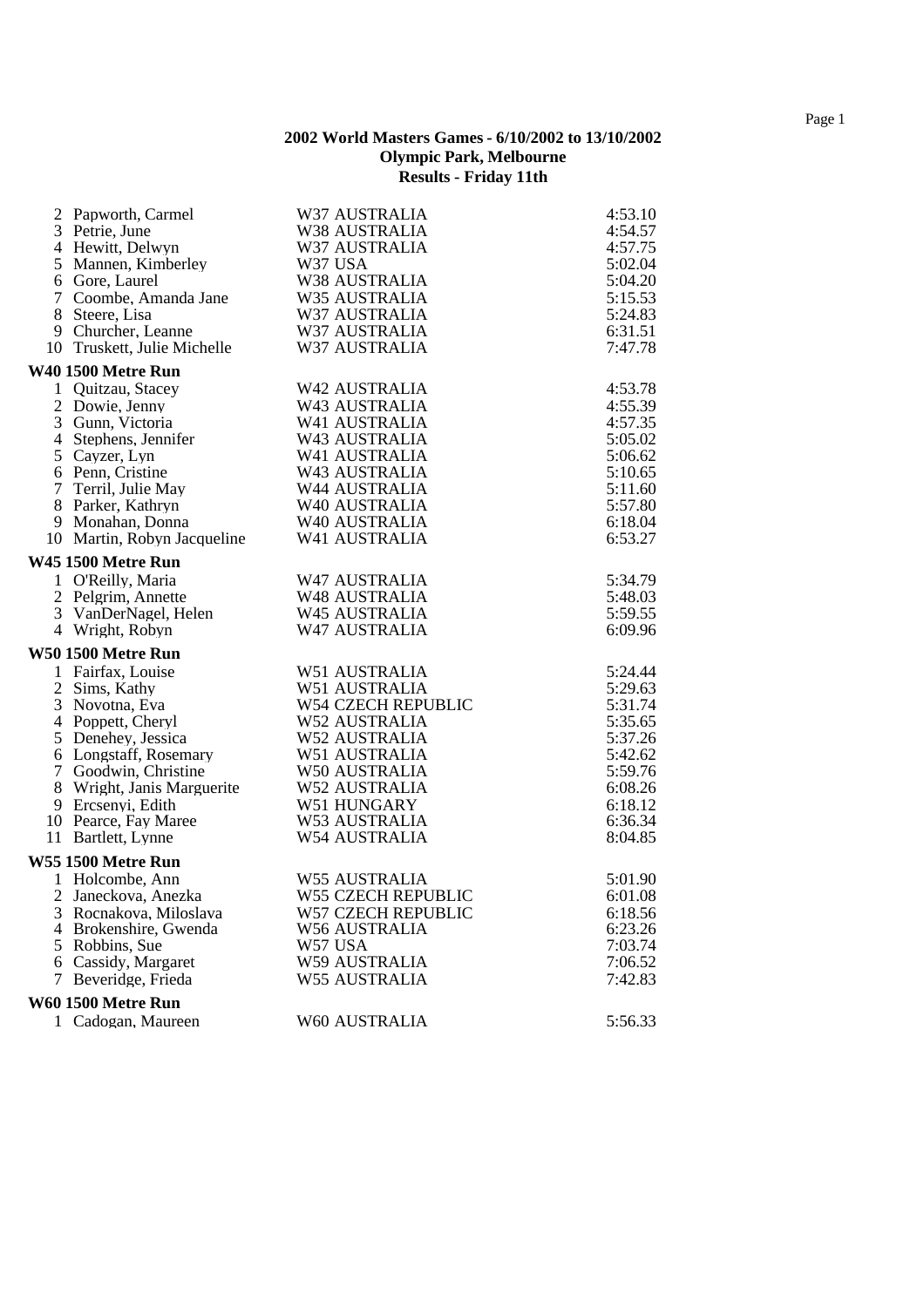**2002 World Masters Games - 6/10/2002 to 13/10/2002**
**Olympic Park, Melbourne**
**Results - Friday 11th**

| | | | |
|---|---|---|---|
| 2 | Papworth, Carmel | W37 AUSTRALIA | 4:53.10 |
| 3 | Petrie, June | W38 AUSTRALIA | 4:54.57 |
| 4 | Hewitt, Delwyn | W37 AUSTRALIA | 4:57.75 |
| 5 | Mannen, Kimberley | W37 USA | 5:02.04 |
| 6 | Gore, Laurel | W38 AUSTRALIA | 5:04.20 |
| 7 | Coombe, Amanda Jane | W35 AUSTRALIA | 5:15.53 |
| 8 | Steere, Lisa | W37 AUSTRALIA | 5:24.83 |
| 9 | Churcher, Leanne | W37 AUSTRALIA | 6:31.51 |
| 10 | Truskett, Julie Michelle | W37 AUSTRALIA | 7:47.78 |

**W40 1500 Metre Run**

| | | | |
|---|---|---|---|
| 1 | Quitzau, Stacey | W42 AUSTRALIA | 4:53.78 |
| 2 | Dowie, Jenny | W43 AUSTRALIA | 4:55.39 |
| 3 | Gunn, Victoria | W41 AUSTRALIA | 4:57.35 |
| 4 | Stephens, Jennifer | W43 AUSTRALIA | 5:05.02 |
| 5 | Cayzer, Lyn | W41 AUSTRALIA | 5:06.62 |
| 6 | Penn, Cristine | W43 AUSTRALIA | 5:10.65 |
| 7 | Terril, Julie May | W44 AUSTRALIA | 5:11.60 |
| 8 | Parker, Kathryn | W40 AUSTRALIA | 5:57.80 |
| 9 | Monahan, Donna | W40 AUSTRALIA | 6:18.04 |
| 10 | Martin, Robyn Jacqueline | W41 AUSTRALIA | 6:53.27 |

**W45 1500 Metre Run**

| | | | |
|---|---|---|---|
| 1 | O'Reilly, Maria | W47 AUSTRALIA | 5:34.79 |
| 2 | Pelgrim, Annette | W48 AUSTRALIA | 5:48.03 |
| 3 | VanDerNagel, Helen | W45 AUSTRALIA | 5:59.55 |
| 4 | Wright, Robyn | W47 AUSTRALIA | 6:09.96 |

**W50 1500 Metre Run**

| | | | |
|---|---|---|---|
| 1 | Fairfax, Louise | W51 AUSTRALIA | 5:24.44 |
| 2 | Sims, Kathy | W51 AUSTRALIA | 5:29.63 |
| 3 | Novotna, Eva | W54 CZECH REPUBLIC | 5:31.74 |
| 4 | Poppett, Cheryl | W52 AUSTRALIA | 5:35.65 |
| 5 | Denehey, Jessica | W52 AUSTRALIA | 5:37.26 |
| 6 | Longstaff, Rosemary | W51 AUSTRALIA | 5:42.62 |
| 7 | Goodwin, Christine | W50 AUSTRALIA | 5:59.76 |
| 8 | Wright, Janis Marguerite | W52 AUSTRALIA | 6:08.26 |
| 9 | Ercsenyi, Edith | W51 HUNGARY | 6:18.12 |
| 10 | Pearce, Fay Maree | W53 AUSTRALIA | 6:36.34 |
| 11 | Bartlett, Lynne | W54 AUSTRALIA | 8:04.85 |

**W55 1500 Metre Run**

| | | | |
|---|---|---|---|
| 1 | Holcombe, Ann | W55 AUSTRALIA | 5:01.90 |
| 2 | Janeckova, Anezka | W55 CZECH REPUBLIC | 6:01.08 |
| 3 | Rocnakova, Miloslava | W57 CZECH REPUBLIC | 6:18.56 |
| 4 | Brokenshire, Gwenda | W56 AUSTRALIA | 6:23.26 |
| 5 | Robbins, Sue | W57 USA | 7:03.74 |
| 6 | Cassidy, Margaret | W59 AUSTRALIA | 7:06.52 |
| 7 | Beveridge, Frieda | W55 AUSTRALIA | 7:42.83 |

**W60 1500 Metre Run**

| | | | |
|---|---|---|---|
| 1 | Cadogan, Maureen | W60 AUSTRALIA | 5:56.33 |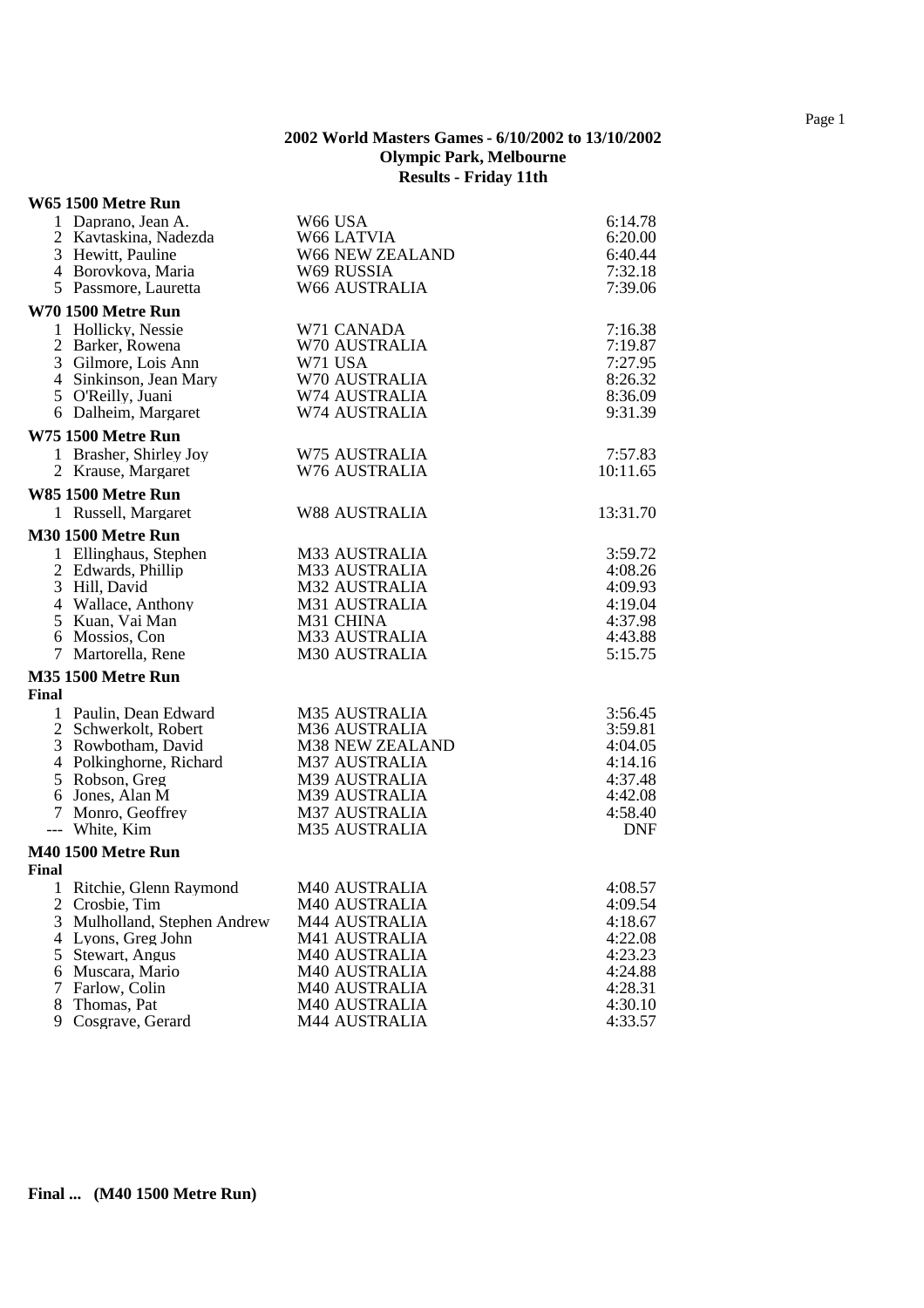**2002 World Masters Games - 6/10/2002 to 13/10/2002**
**Olympic Park, Melbourne**
**Results - Friday 11th**

### W65 1500 Metre Run

| Place | Name | Age/Country | Time |
|---|---|---|---|
| 1 | Daprano, Jean A. | W66 USA | 6:14.78 |
| 2 | Kavtaskina, Nadezda | W66 LATVIA | 6:20.00 |
| 3 | Hewitt, Pauline | W66 NEW ZEALAND | 6:40.44 |
| 4 | Borovkova, Maria | W69 RUSSIA | 7:32.18 |
| 5 | Passmore, Lauretta | W66 AUSTRALIA | 7:39.06 |

### W70 1500 Metre Run

| Place | Name | Age/Country | Time |
|---|---|---|---|
| 1 | Hollicky, Nessie | W71 CANADA | 7:16.38 |
| 2 | Barker, Rowena | W70 AUSTRALIA | 7:19.87 |
| 3 | Gilmore, Lois Ann | W71 USA | 7:27.95 |
| 4 | Sinkinson, Jean Mary | W70 AUSTRALIA | 8:26.32 |
| 5 | O'Reilly, Juani | W74 AUSTRALIA | 8:36.09 |
| 6 | Dalheim, Margaret | W74 AUSTRALIA | 9:31.39 |

### W75 1500 Metre Run

| Place | Name | Age/Country | Time |
|---|---|---|---|
| 1 | Brasher, Shirley Joy | W75 AUSTRALIA | 7:57.83 |
| 2 | Krause, Margaret | W76 AUSTRALIA | 10:11.65 |

### W85 1500 Metre Run

| Place | Name | Age/Country | Time |
|---|---|---|---|
| 1 | Russell, Margaret | W88 AUSTRALIA | 13:31.70 |

### M30 1500 Metre Run

| Place | Name | Age/Country | Time |
|---|---|---|---|
| 1 | Ellinghaus, Stephen | M33 AUSTRALIA | 3:59.72 |
| 2 | Edwards, Phillip | M33 AUSTRALIA | 4:08.26 |
| 3 | Hill, David | M32 AUSTRALIA | 4:09.93 |
| 4 | Wallace, Anthony | M31 AUSTRALIA | 4:19.04 |
| 5 | Kuan, Vai Man | M31 CHINA | 4:37.98 |
| 6 | Mossios, Con | M33 AUSTRALIA | 4:43.88 |
| 7 | Martorella, Rene | M30 AUSTRALIA | 5:15.75 |

### M35 1500 Metre Run

**Final**

| Place | Name | Age/Country | Time |
|---|---|---|---|
| 1 | Paulin, Dean Edward | M35 AUSTRALIA | 3:56.45 |
| 2 | Schwerkolt, Robert | M36 AUSTRALIA | 3:59.81 |
| 3 | Rowbotham, David | M38 NEW ZEALAND | 4:04.05 |
| 4 | Polkinghorne, Richard | M37 AUSTRALIA | 4:14.16 |
| 5 | Robson, Greg | M39 AUSTRALIA | 4:37.48 |
| 6 | Jones, Alan M | M39 AUSTRALIA | 4:42.08 |
| 7 | Monro, Geoffrey | M37 AUSTRALIA | 4:58.40 |
| --- | White, Kim | M35 AUSTRALIA | DNF |

### M40 1500 Metre Run

**Final**

| Place | Name | Age/Country | Time |
|---|---|---|---|
| 1 | Ritchie, Glenn Raymond | M40 AUSTRALIA | 4:08.57 |
| 2 | Crosbie, Tim | M40 AUSTRALIA | 4:09.54 |
| 3 | Mulholland, Stephen Andrew | M44 AUSTRALIA | 4:18.67 |
| 4 | Lyons, Greg John | M41 AUSTRALIA | 4:22.08 |
| 5 | Stewart, Angus | M40 AUSTRALIA | 4:23.23 |
| 6 | Muscara, Mario | M40 AUSTRALIA | 4:24.88 |
| 7 | Farlow, Colin | M40 AUSTRALIA | 4:28.31 |
| 8 | Thomas, Pat | M40 AUSTRALIA | 4:30.10 |
| 9 | Cosgrave, Gerard | M44 AUSTRALIA | 4:33.57 |

**Final ... (M40 1500 Metre Run)**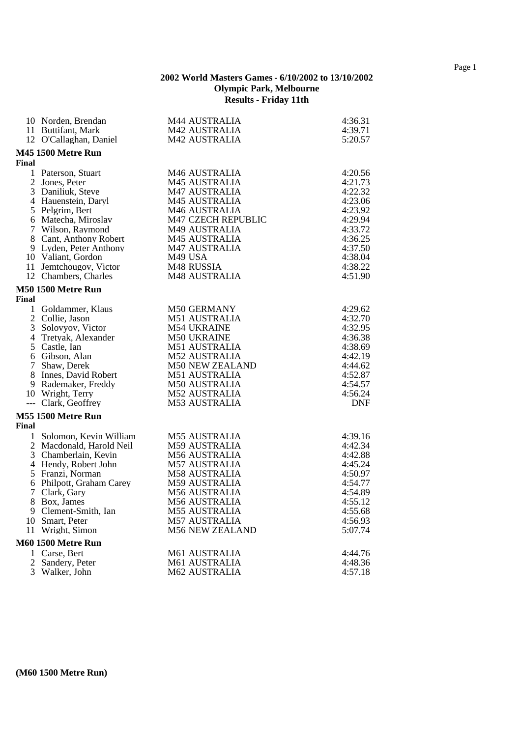**2002 World Masters Games - 6/10/2002 to 13/10/2002**
**Olympic Park, Melbourne**
**Results - Friday 11th**

| | | | |
|---|---|---|---|
| 10 | Norden, Brendan | M44 AUSTRALIA | 4:36.31 |
| 11 | Buttifant, Mark | M42 AUSTRALIA | 4:39.71 |
| 12 | O'Callaghan, Daniel | M42 AUSTRALIA | 5:20.57 |

**M45 1500 Metre Run**

**Final**

| | | | |
|---|---|---|---|
| 1 | Paterson, Stuart | M46 AUSTRALIA | 4:20.56 |
| 2 | Jones, Peter | M45 AUSTRALIA | 4:21.73 |
| 3 | Daniliuk, Steve | M47 AUSTRALIA | 4:22.32 |
| 4 | Hauenstein, Daryl | M45 AUSTRALIA | 4:23.06 |
| 5 | Pelgrim, Bert | M46 AUSTRALIA | 4:23.92 |
| 6 | Matecha, Miroslav | M47 CZECH REPUBLIC | 4:29.94 |
| 7 | Wilson, Raymond | M49 AUSTRALIA | 4:33.72 |
| 8 | Cant, Anthony Robert | M45 AUSTRALIA | 4:36.25 |
| 9 | Lyden, Peter Anthony | M47 AUSTRALIA | 4:37.50 |
| 10 | Valiant, Gordon | M49 USA | 4:38.04 |
| 11 | Jemtchougov, Victor | M48 RUSSIA | 4:38.22 |
| 12 | Chambers, Charles | M48 AUSTRALIA | 4:51.90 |

**M50 1500 Metre Run**

**Final**

| | | | |
|---|---|---|---|
| 1 | Goldammer, Klaus | M50 GERMANY | 4:29.62 |
| 2 | Collie, Jason | M51 AUSTRALIA | 4:32.70 |
| 3 | Solovyov, Victor | M54 UKRAINE | 4:32.95 |
| 4 | Tretyak, Alexander | M50 UKRAINE | 4:36.38 |
| 5 | Castle, Ian | M51 AUSTRALIA | 4:38.69 |
| 6 | Gibson, Alan | M52 AUSTRALIA | 4:42.19 |
| 7 | Shaw, Derek | M50 NEW ZEALAND | 4:44.62 |
| 8 | Innes, David Robert | M51 AUSTRALIA | 4:52.87 |
| 9 | Rademaker, Freddy | M50 AUSTRALIA | 4:54.57 |
| 10 | Wright, Terry | M52 AUSTRALIA | 4:56.24 |
| --- | Clark, Geoffrey | M53 AUSTRALIA | DNF |

**M55 1500 Metre Run**

**Final**

| | | | |
|---|---|---|---|
| 1 | Solomon, Kevin William | M55 AUSTRALIA | 4:39.16 |
| 2 | Macdonald, Harold Neil | M59 AUSTRALIA | 4:42.34 |
| 3 | Chamberlain, Kevin | M56 AUSTRALIA | 4:42.88 |
| 4 | Hendy, Robert John | M57 AUSTRALIA | 4:45.24 |
| 5 | Franzi, Norman | M58 AUSTRALIA | 4:50.97 |
| 6 | Philpott, Graham Carey | M59 AUSTRALIA | 4:54.77 |
| 7 | Clark, Gary | M56 AUSTRALIA | 4:54.89 |
| 8 | Box, James | M56 AUSTRALIA | 4:55.12 |
| 9 | Clement-Smith, Ian | M55 AUSTRALIA | 4:55.68 |
| 10 | Smart, Peter | M57 AUSTRALIA | 4:56.93 |
| 11 | Wright, Simon | M56 NEW ZEALAND | 5:07.74 |

**M60 1500 Metre Run**

| | | | |
|---|---|---|---|
| 1 | Carse, Bert | M61 AUSTRALIA | 4:44.76 |
| 2 | Sandery, Peter | M61 AUSTRALIA | 4:48.36 |
| 3 | Walker, John | M62 AUSTRALIA | 4:57.18 |

**(M60 1500 Metre Run)**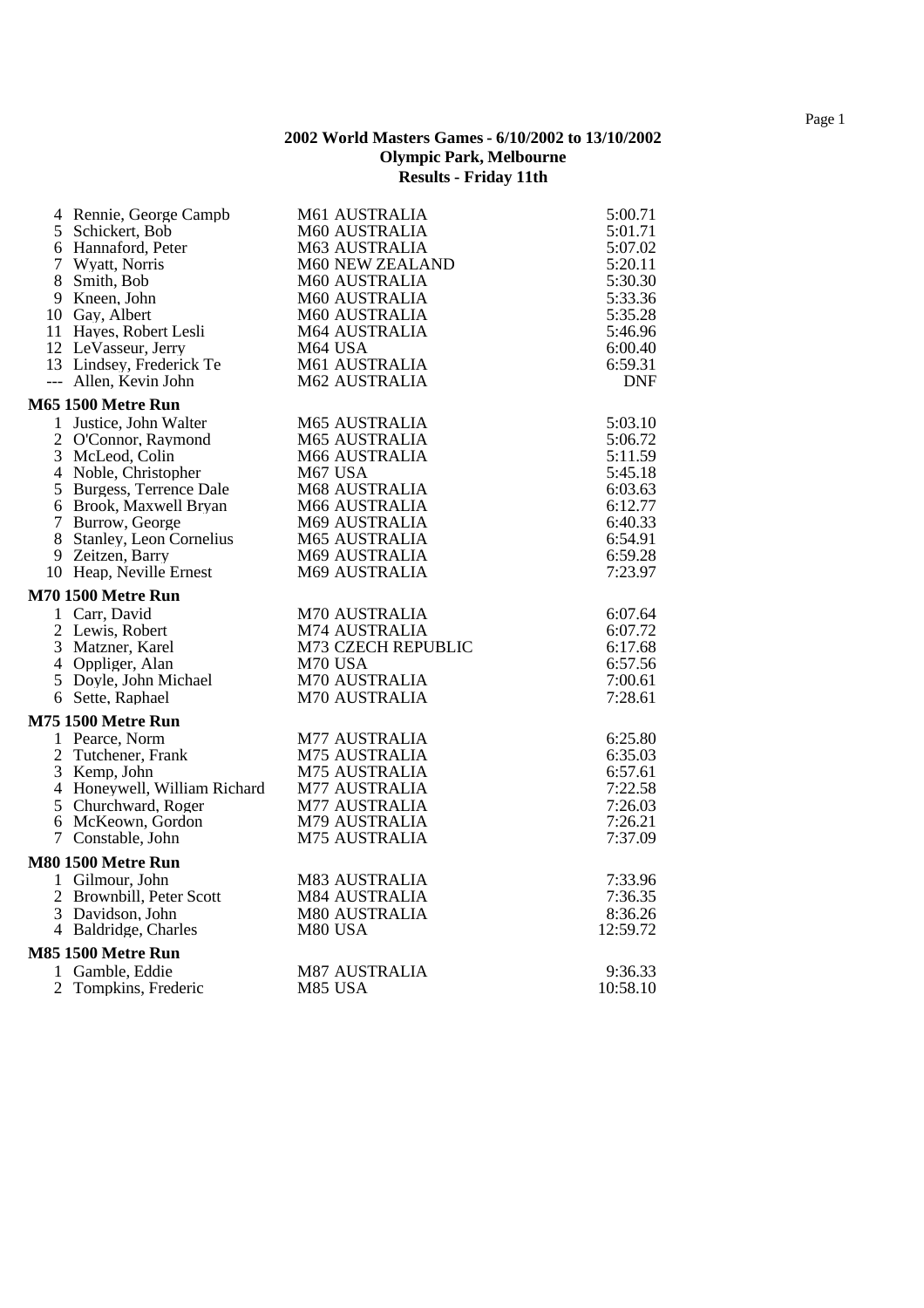# 2002 World Masters Games - 6/10/2002 to 13/10/2002
## Olympic Park, Melbourne
## Results - Friday 11th

| | | | |
|---|---|---|---|
| 4 | Rennie, George Campb | M61 AUSTRALIA | 5:00.71 |
| 5 | Schickert, Bob | M60 AUSTRALIA | 5:01.71 |
| 6 | Hannaford, Peter | M63 AUSTRALIA | 5:07.02 |
| 7 | Wyatt, Norris | M60 NEW ZEALAND | 5:20.11 |
| 8 | Smith, Bob | M60 AUSTRALIA | 5:30.30 |
| 9 | Kneen, John | M60 AUSTRALIA | 5:33.36 |
| 10 | Gay, Albert | M60 AUSTRALIA | 5:35.28 |
| 11 | Hayes, Robert Lesli | M64 AUSTRALIA | 5:46.96 |
| 12 | LeVasseur, Jerry | M64 USA | 6:00.40 |
| 13 | Lindsey, Frederick Te | M61 AUSTRALIA | 6:59.31 |
| --- | Allen, Kevin John | M62 AUSTRALIA | DNF |

**M65 1500 Metre Run**

| | | | |
|---|---|---|---|
| 1 | Justice, John Walter | M65 AUSTRALIA | 5:03.10 |
| 2 | O'Connor, Raymond | M65 AUSTRALIA | 5:06.72 |
| 3 | McLeod, Colin | M66 AUSTRALIA | 5:11.59 |
| 4 | Noble, Christopher | M67 USA | 5:45.18 |
| 5 | Burgess, Terrence Dale | M68 AUSTRALIA | 6:03.63 |
| 6 | Brook, Maxwell Bryan | M66 AUSTRALIA | 6:12.77 |
| 7 | Burrow, George | M69 AUSTRALIA | 6:40.33 |
| 8 | Stanley, Leon Cornelius | M65 AUSTRALIA | 6:54.91 |
| 9 | Zeitzen, Barry | M69 AUSTRALIA | 6:59.28 |
| 10 | Heap, Neville Ernest | M69 AUSTRALIA | 7:23.97 |

**M70 1500 Metre Run**

| | | | |
|---|---|---|---|
| 1 | Carr, David | M70 AUSTRALIA | 6:07.64 |
| 2 | Lewis, Robert | M74 AUSTRALIA | 6:07.72 |
| 3 | Matzner, Karel | M73 CZECH REPUBLIC | 6:17.68 |
| 4 | Oppliger, Alan | M70 USA | 6:57.56 |
| 5 | Doyle, John Michael | M70 AUSTRALIA | 7:00.61 |
| 6 | Sette, Raphael | M70 AUSTRALIA | 7:28.61 |

**M75 1500 Metre Run**

| | | | |
|---|---|---|---|
| 1 | Pearce, Norm | M77 AUSTRALIA | 6:25.80 |
| 2 | Tutchener, Frank | M75 AUSTRALIA | 6:35.03 |
| 3 | Kemp, John | M75 AUSTRALIA | 6:57.61 |
| 4 | Honeywell, William Richard | M77 AUSTRALIA | 7:22.58 |
| 5 | Churchward, Roger | M77 AUSTRALIA | 7:26.03 |
| 6 | McKeown, Gordon | M79 AUSTRALIA | 7:26.21 |
| 7 | Constable, John | M75 AUSTRALIA | 7:37.09 |

**M80 1500 Metre Run**

| | | | |
|---|---|---|---|
| 1 | Gilmour, John | M83 AUSTRALIA | 7:33.96 |
| 2 | Brownbill, Peter Scott | M84 AUSTRALIA | 7:36.35 |
| 3 | Davidson, John | M80 AUSTRALIA | 8:36.26 |
| 4 | Baldridge, Charles | M80 USA | 12:59.72 |

**M85 1500 Metre Run**

| | | | |
|---|---|---|---|
| 1 | Gamble, Eddie | M87 AUSTRALIA | 9:36.33 |
| 2 | Tompkins, Frederic | M85 USA | 10:58.10 |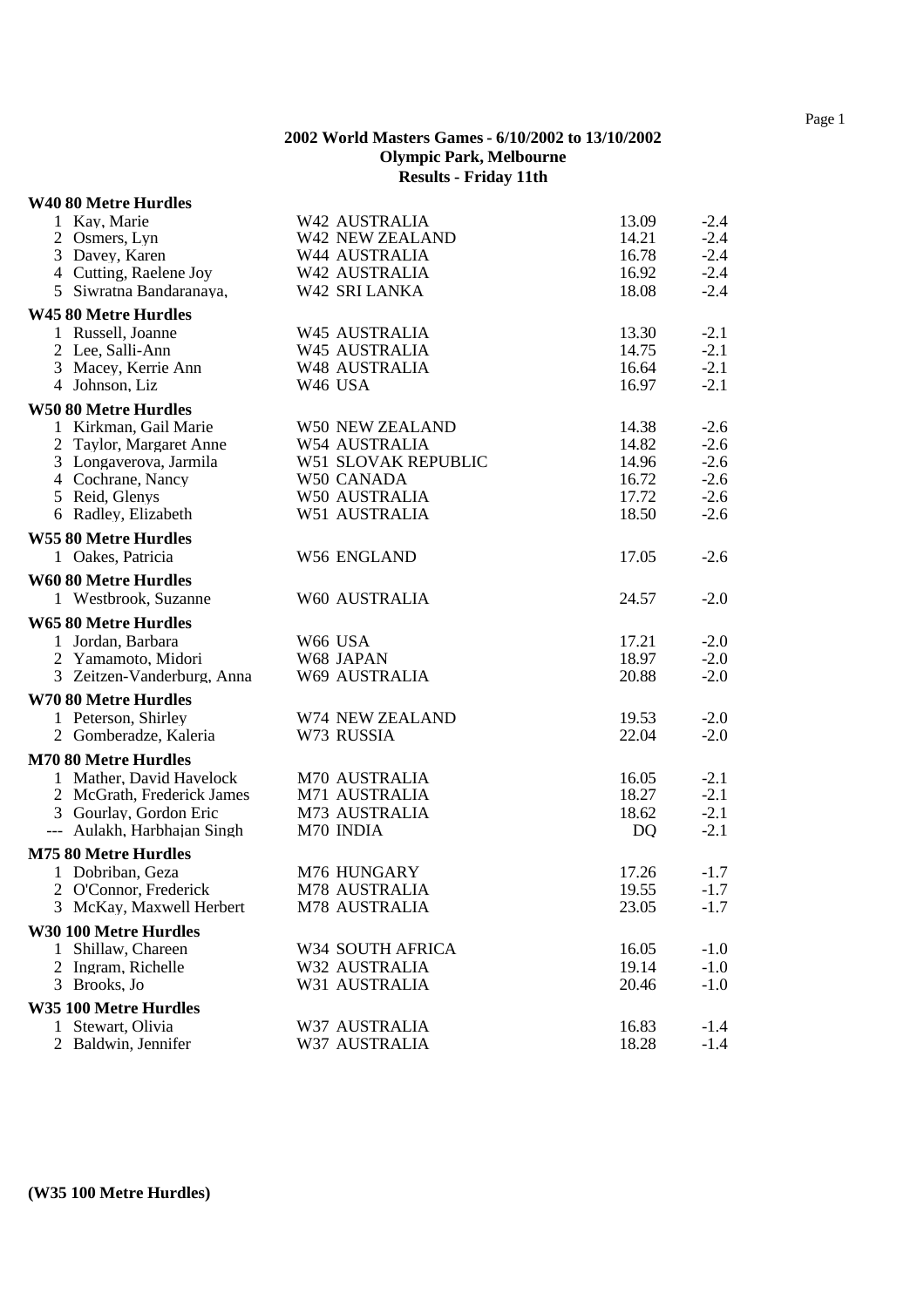**2002 World Masters Games - 6/10/2002 to 13/10/2002**
**Olympic Park, Melbourne**
**Results - Friday 11th**

**W40 80 Metre Hurdles**

| | | | | |
|---|---|---|---|---|
| 1 | Kay, Marie | W42 AUSTRALIA | 13.09 | -2.4 |
| 2 | Osmers, Lyn | W42 NEW ZEALAND | 14.21 | -2.4 |
| 3 | Davey, Karen | W44 AUSTRALIA | 16.78 | -2.4 |
| 4 | Cutting, Raelene Joy | W42 AUSTRALIA | 16.92 | -2.4 |
| 5 | Siwratna Bandaranaya, | W42 SRI LANKA | 18.08 | -2.4 |

**W45 80 Metre Hurdles**

| | | | | |
|---|---|---|---|---|
| 1 | Russell, Joanne | W45 AUSTRALIA | 13.30 | -2.1 |
| 2 | Lee, Salli-Ann | W45 AUSTRALIA | 14.75 | -2.1 |
| 3 | Macey, Kerrie Ann | W48 AUSTRALIA | 16.64 | -2.1 |
| 4 | Johnson, Liz | W46 USA | 16.97 | -2.1 |

**W50 80 Metre Hurdles**

| | | | | |
|---|---|---|---|---|
| 1 | Kirkman, Gail Marie | W50 NEW ZEALAND | 14.38 | -2.6 |
| 2 | Taylor, Margaret Anne | W54 AUSTRALIA | 14.82 | -2.6 |
| 3 | Longaverova, Jarmila | W51 SLOVAK REPUBLIC | 14.96 | -2.6 |
| 4 | Cochrane, Nancy | W50 CANADA | 16.72 | -2.6 |
| 5 | Reid, Glenys | W50 AUSTRALIA | 17.72 | -2.6 |
| 6 | Radley, Elizabeth | W51 AUSTRALIA | 18.50 | -2.6 |

**W55 80 Metre Hurdles**

| | | | | |
|---|---|---|---|---|
| 1 | Oakes, Patricia | W56 ENGLAND | 17.05 | -2.6 |

**W60 80 Metre Hurdles**

| | | | | |
|---|---|---|---|---|
| 1 | Westbrook, Suzanne | W60 AUSTRALIA | 24.57 | -2.0 |

**W65 80 Metre Hurdles**

| | | | | |
|---|---|---|---|---|
| 1 | Jordan, Barbara | W66 USA | 17.21 | -2.0 |
| 2 | Yamamoto, Midori | W68 JAPAN | 18.97 | -2.0 |
| 3 | Zeitzen-Vanderburg, Anna | W69 AUSTRALIA | 20.88 | -2.0 |

**W70 80 Metre Hurdles**

| | | | | |
|---|---|---|---|---|
| 1 | Peterson, Shirley | W74 NEW ZEALAND | 19.53 | -2.0 |
| 2 | Gomberadze, Kaleria | W73 RUSSIA | 22.04 | -2.0 |

**M70 80 Metre Hurdles**

| | | | | |
|---|---|---|---|---|
| 1 | Mather, David Havelock | M70 AUSTRALIA | 16.05 | -2.1 |
| 2 | McGrath, Frederick James | M71 AUSTRALIA | 18.27 | -2.1 |
| 3 | Gourlay, Gordon Eric | M73 AUSTRALIA | 18.62 | -2.1 |
| --- | Aulakh, Harbhajan Singh | M70 INDIA | DQ | -2.1 |

**M75 80 Metre Hurdles**

| | | | | |
|---|---|---|---|---|
| 1 | Dobriban, Geza | M76 HUNGARY | 17.26 | -1.7 |
| 2 | O'Connor, Frederick | M78 AUSTRALIA | 19.55 | -1.7 |
| 3 | McKay, Maxwell Herbert | M78 AUSTRALIA | 23.05 | -1.7 |

**W30 100 Metre Hurdles**

| | | | | |
|---|---|---|---|---|
| 1 | Shillaw, Chareen | W34 SOUTH AFRICA | 16.05 | -1.0 |
| 2 | Ingram, Richelle | W32 AUSTRALIA | 19.14 | -1.0 |
| 3 | Brooks, Jo | W31 AUSTRALIA | 20.46 | -1.0 |

**W35 100 Metre Hurdles**

| | | | | |
|---|---|---|---|---|
| 1 | Stewart, Olivia | W37 AUSTRALIA | 16.83 | -1.4 |
| 2 | Baldwin, Jennifer | W37 AUSTRALIA | 18.28 | -1.4 |

**(W35 100 Metre Hurdles)**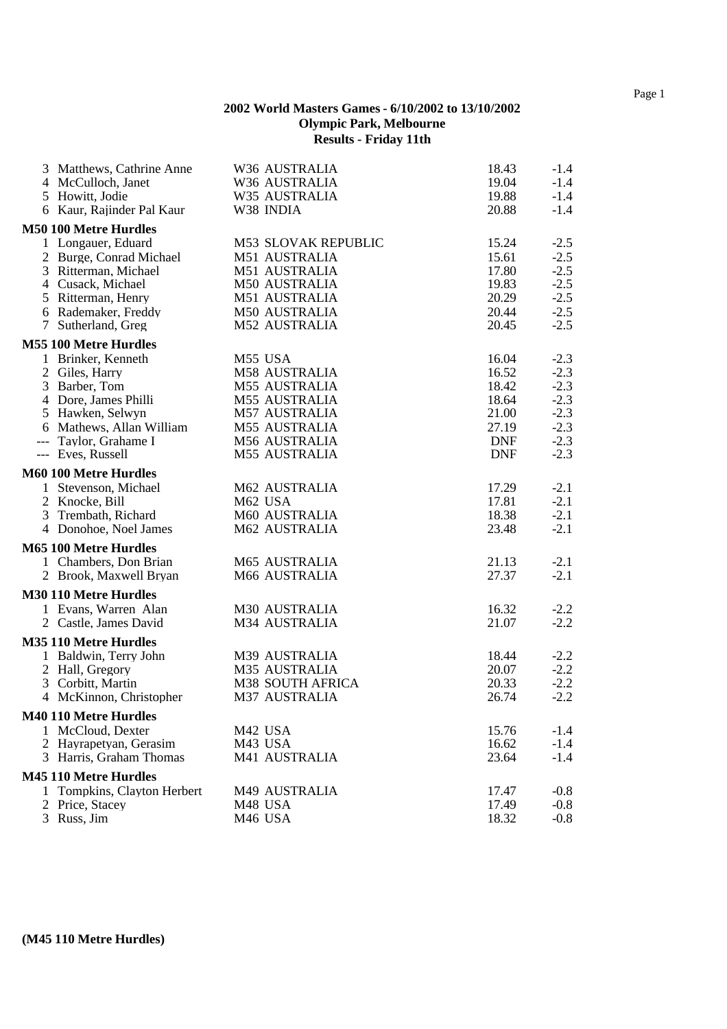**2002 World Masters Games - 6/10/2002 to 13/10/2002**
**Olympic Park, Melbourne**
**Results - Friday 11th**

| | | | | |
|---|---|---|---|---|
| 3 | Matthews, Cathrine Anne | W36 AUSTRALIA | 18.43 | -1.4 |
| 4 | McCulloch, Janet | W36 AUSTRALIA | 19.04 | -1.4 |
| 5 | Howitt, Jodie | W35 AUSTRALIA | 19.88 | -1.4 |
| 6 | Kaur, Rajinder Pal Kaur | W38 INDIA | 20.88 | -1.4 |

**M50 100 Metre Hurdles**

| | | | | |
|---|---|---|---|---|
| 1 | Longauer, Eduard | M53 SLOVAK REPUBLIC | 15.24 | -2.5 |
| 2 | Burge, Conrad Michael | M51 AUSTRALIA | 15.61 | -2.5 |
| 3 | Ritterman, Michael | M51 AUSTRALIA | 17.80 | -2.5 |
| 4 | Cusack, Michael | M50 AUSTRALIA | 19.83 | -2.5 |
| 5 | Ritterman, Henry | M51 AUSTRALIA | 20.29 | -2.5 |
| 6 | Rademaker, Freddy | M50 AUSTRALIA | 20.44 | -2.5 |
| 7 | Sutherland, Greg | M52 AUSTRALIA | 20.45 | -2.5 |

**M55 100 Metre Hurdles**

| | | | | |
|---|---|---|---|---|
| 1 | Brinker, Kenneth | M55 USA | 16.04 | -2.3 |
| 2 | Giles, Harry | M58 AUSTRALIA | 16.52 | -2.3 |
| 3 | Barber, Tom | M55 AUSTRALIA | 18.42 | -2.3 |
| 4 | Dore, James Philli | M55 AUSTRALIA | 18.64 | -2.3 |
| 5 | Hawken, Selwyn | M57 AUSTRALIA | 21.00 | -2.3 |
| 6 | Mathews, Allan William | M55 AUSTRALIA | 27.19 | -2.3 |
| --- | Taylor, Grahame I | M56 AUSTRALIA | DNF | -2.3 |
| --- | Eves, Russell | M55 AUSTRALIA | DNF | -2.3 |

**M60 100 Metre Hurdles**

| | | | | |
|---|---|---|---|---|
| 1 | Stevenson, Michael | M62 AUSTRALIA | 17.29 | -2.1 |
| 2 | Knocke, Bill | M62 USA | 17.81 | -2.1 |
| 3 | Trembath, Richard | M60 AUSTRALIA | 18.38 | -2.1 |
| 4 | Donohoe, Noel James | M62 AUSTRALIA | 23.48 | -2.1 |

**M65 100 Metre Hurdles**

| | | | | |
|---|---|---|---|---|
| 1 | Chambers, Don Brian | M65 AUSTRALIA | 21.13 | -2.1 |
| 2 | Brook, Maxwell Bryan | M66 AUSTRALIA | 27.37 | -2.1 |

**M30 110 Metre Hurdles**

| | | | | |
|---|---|---|---|---|
| 1 | Evans, Warren Alan | M30 AUSTRALIA | 16.32 | -2.2 |
| 2 | Castle, James David | M34 AUSTRALIA | 21.07 | -2.2 |

**M35 110 Metre Hurdles**

| | | | | |
|---|---|---|---|---|
| 1 | Baldwin, Terry John | M39 AUSTRALIA | 18.44 | -2.2 |
| 2 | Hall, Gregory | M35 AUSTRALIA | 20.07 | -2.2 |
| 3 | Corbitt, Martin | M38 SOUTH AFRICA | 20.33 | -2.2 |
| 4 | McKinnon, Christopher | M37 AUSTRALIA | 26.74 | -2.2 |

**M40 110 Metre Hurdles**

| | | | | |
|---|---|---|---|---|
| 1 | McCloud, Dexter | M42 USA | 15.76 | -1.4 |
| 2 | Hayrapetyan, Gerasim | M43 USA | 16.62 | -1.4 |
| 3 | Harris, Graham Thomas | M41 AUSTRALIA | 23.64 | -1.4 |

**M45 110 Metre Hurdles**

| | | | | |
|---|---|---|---|---|
| 1 | Tompkins, Clayton Herbert | M49 AUSTRALIA | 17.47 | -0.8 |
| 2 | Price, Stacey | M48 USA | 17.49 | -0.8 |
| 3 | Russ, Jim | M46 USA | 18.32 | -0.8 |

**(M45 110 Metre Hurdles)**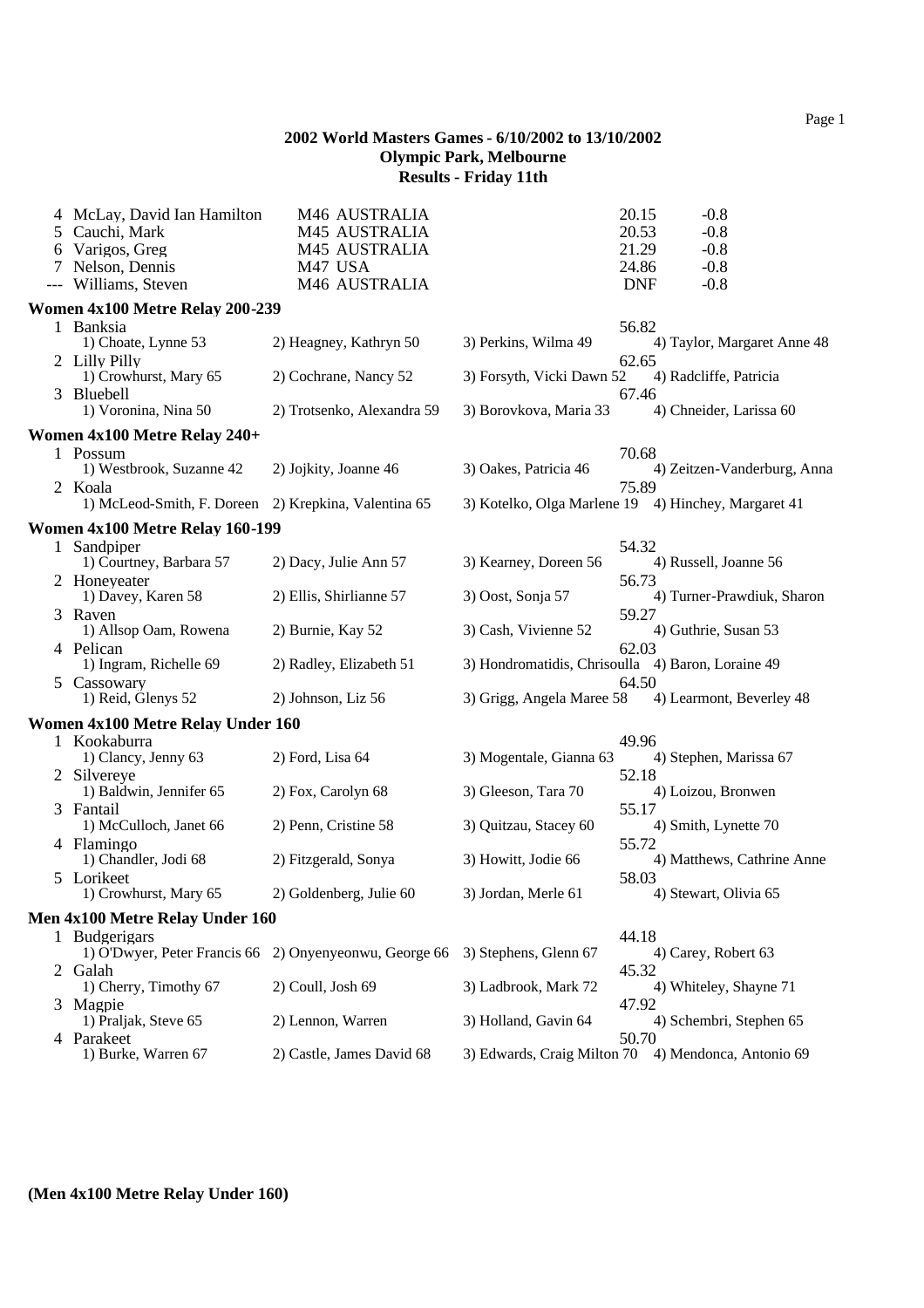# 2002 World Masters Games - 6/10/2002 to 13/10/2002
## Olympic Park, Melbourne
## Results - Friday 11th

| | | | | |
|---|---|---|---|---|
| 4 | McLay, David Ian Hamilton | M46 AUSTRALIA | 20.15 | -0.8 |
| 5 | Cauchi, Mark | M45 AUSTRALIA | 20.53 | -0.8 |
| 6 | Varigos, Greg | M45 AUSTRALIA | 21.29 | -0.8 |
| 7 | Nelson, Dennis | M47 USA | 24.86 | -0.8 |
| --- | Williams, Steven | M46 AUSTRALIA | DNF | -0.8 |

### Women 4x100 Metre Relay 200-239

1 Banksia — 56.82
1) Choate, Lynne 53 2) Heagney, Kathryn 50 3) Perkins, Wilma 49 4) Taylor, Margaret Anne 48

2 Lilly Pilly — 62.65
1) Crowhurst, Mary 65 2) Cochrane, Nancy 52 3) Forsyth, Vicki Dawn 52 4) Radcliffe, Patricia

3 Bluebell — 67.46
1) Voronina, Nina 50 2) Trotsenko, Alexandra 59 3) Borovkova, Maria 33 4) Chneider, Larissa 60

### Women 4x100 Metre Relay 240+

1 Possum — 70.68
1) Westbrook, Suzanne 42 2) Jojkity, Joanne 46 3) Oakes, Patricia 46 4) Zeitzen-Vanderburg, Anna

2 Koala — 75.89
1) McLeod-Smith, F. Doreen 2) Krepkina, Valentina 65 3) Kotelko, Olga Marlene 19 4) Hinchey, Margaret 41

### Women 4x100 Metre Relay 160-199

1 Sandpiper — 54.32
1) Courtney, Barbara 57 2) Dacy, Julie Ann 57 3) Kearney, Doreen 56 4) Russell, Joanne 56

2 Honeyeater — 56.73
1) Davey, Karen 58 2) Ellis, Shirlianne 57 3) Oost, Sonja 57 4) Turner-Prawdiuk, Sharon

3 Raven — 59.27
1) Allsop Oam, Rowena 2) Burnie, Kay 52 3) Cash, Vivienne 52 4) Guthrie, Susan 53

4 Pelican — 62.03
1) Ingram, Richelle 69 2) Radley, Elizabeth 51 3) Hondromatidis, Chrisoulla 4) Baron, Loraine 49

5 Cassowary — 64.50
1) Reid, Glenys 52 2) Johnson, Liz 56 3) Grigg, Angela Maree 58 4) Learmont, Beverley 48

### Women 4x100 Metre Relay Under 160

1 Kookaburra — 49.96
1) Clancy, Jenny 63 2) Ford, Lisa 64 3) Mogentale, Gianna 63 4) Stephen, Marissa 67

2 Silvereye — 52.18
1) Baldwin, Jennifer 65 2) Fox, Carolyn 68 3) Gleeson, Tara 70 4) Loizou, Bronwen

3 Fantail — 55.17
1) McCulloch, Janet 66 2) Penn, Cristine 58 3) Quitzau, Stacey 60 4) Smith, Lynette 70

4 Flamingo — 55.72
1) Chandler, Jodi 68 2) Fitzgerald, Sonya 3) Howitt, Jodie 66 4) Matthews, Cathrine Anne

5 Lorikeet — 58.03
1) Crowhurst, Mary 65 2) Goldenberg, Julie 60 3) Jordan, Merle 61 4) Stewart, Olivia 65

### Men 4x100 Metre Relay Under 160

1 Budgerigars — 44.18
1) O'Dwyer, Peter Francis 66 2) Onyenyeonwu, George 66 3) Stephens, Glenn 67 4) Carey, Robert 63

2 Galah — 45.32
1) Cherry, Timothy 67 2) Coull, Josh 69 3) Ladbrook, Mark 72 4) Whiteley, Shayne 71

3 Magpie — 47.92
1) Praljak, Steve 65 2) Lennon, Warren 3) Holland, Gavin 64 4) Schembri, Stephen 65

4 Parakeet — 50.70
1) Burke, Warren 67 2) Castle, James David 68 3) Edwards, Craig Milton 70 4) Mendonca, Antonio 69

**(Men 4x100 Metre Relay Under 160)**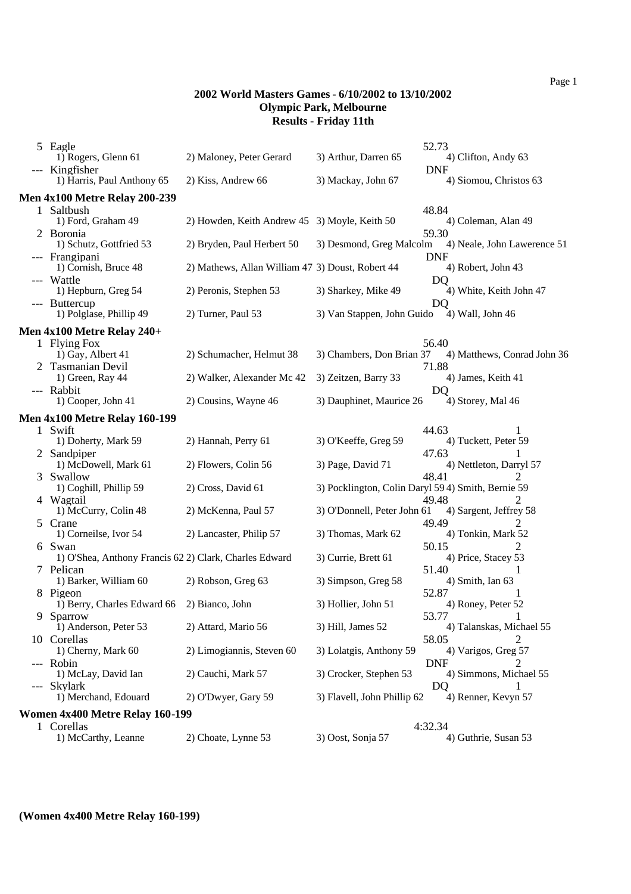**2002 World Masters Games - 6/10/2002 to 13/10/2002**
**Olympic Park, Melbourne**
**Results - Friday 11th**

| Place | Team | | | | Time | Heat |
|---|---|---|---|---|---|---|
| 5 | Eagle | | | | 52.73 | |
| | 1) Rogers, Glenn 61 | 2) Maloney, Peter Gerard | 3) Arthur, Darren 65 | 4) Clifton, Andy 63 | | |
| --- | Kingfisher | | | | DNF | |
| | 1) Harris, Paul Anthony 65 | 2) Kiss, Andrew 66 | 3) Mackay, John 67 | 4) Siomou, Christos 63 | | |

### Men 4x100 Metre Relay 200-239

| Place | Team | | | | Time |
|---|---|---|---|---|---|
| 1 | Saltbush | | | | 48.84 |
| | 1) Ford, Graham 49 | 2) Howden, Keith Andrew 45 | 3) Moyle, Keith 50 | 4) Coleman, Alan 49 | |
| 2 | Boronia | | | | 59.30 |
| | 1) Schutz, Gottfried 53 | 2) Bryden, Paul Herbert 50 | 3) Desmond, Greg Malcolm | 4) Neale, John Lawerence 51 | |
| --- | Frangipani | | | | DNF |
| | 1) Cornish, Bruce 48 | 2) Mathews, Allan William 47 | 3) Doust, Robert 44 | 4) Robert, John 43 | |
| --- | Wattle | | | | DQ |
| | 1) Hepburn, Greg 54 | 2) Peronis, Stephen 53 | 3) Sharkey, Mike 49 | 4) White, Keith John 47 | |
| --- | Buttercup | | | | DQ |
| | 1) Polglase, Phillip 49 | 2) Turner, Paul 53 | 3) Van Stappen, John Guido | 4) Wall, John 46 | |

### Men 4x100 Metre Relay 240+

| Place | Team | | | | Time |
|---|---|---|---|---|---|
| 1 | Flying Fox | | | | 56.40 |
| | 1) Gay, Albert 41 | 2) Schumacher, Helmut 38 | 3) Chambers, Don Brian 37 | 4) Matthews, Conrad John 36 | |
| 2 | Tasmanian Devil | | | | 71.88 |
| | 1) Green, Ray 44 | 2) Walker, Alexander Mc 42 | 3) Zeitzen, Barry 33 | 4) James, Keith 41 | |
| --- | Rabbit | | | | DQ |
| | 1) Cooper, John 41 | 2) Cousins, Wayne 46 | 3) Dauphinet, Maurice 26 | 4) Storey, Mal 46 | |

### Men 4x100 Metre Relay 160-199

| Place | Team | | | | Time | Heat |
|---|---|---|---|---|---|---|
| 1 | Swift | | | | 44.63 | 1 |
| | 1) Doherty, Mark 59 | 2) Hannah, Perry 61 | 3) O'Keeffe, Greg 59 | 4) Tuckett, Peter 59 | | |
| 2 | Sandpiper | | | | 47.63 | 1 |
| | 1) McDowell, Mark 61 | 2) Flowers, Colin 56 | 3) Page, David 71 | 4) Nettleton, Darryl 57 | | |
| 3 | Swallow | | | | 48.41 | 2 |
| | 1) Coghill, Phillip 59 | 2) Cross, David 61 | 3) Pocklington, Colin Daryl 59 | 4) Smith, Bernie 59 | | |
| 4 | Wagtail | | | | 49.48 | 2 |
| | 1) McCurry, Colin 48 | 2) McKenna, Paul 57 | 3) O'Donnell, Peter John 61 | 4) Sargent, Jeffrey 58 | | |
| 5 | Crane | | | | 49.49 | 2 |
| | 1) Corneilse, Ivor 54 | 2) Lancaster, Philip 57 | 3) Thomas, Mark 62 | 4) Tonkin, Mark 52 | | |
| 6 | Swan | | | | 50.15 | 2 |
| | 1) O'Shea, Anthony Francis 62 | 2) Clark, Charles Edward | 3) Currie, Brett 61 | 4) Price, Stacey 53 | | |
| 7 | Pelican | | | | 51.40 | 1 |
| | 1) Barker, William 60 | 2) Robson, Greg 63 | 3) Simpson, Greg 58 | 4) Smith, Ian 63 | | |
| 8 | Pigeon | | | | 52.87 | 1 |
| | 1) Berry, Charles Edward 66 | 2) Bianco, John | 3) Hollier, John 51 | 4) Roney, Peter 52 | | |
| 9 | Sparrow | | | | 53.77 | 1 |
| | 1) Anderson, Peter 53 | 2) Attard, Mario 56 | 3) Hill, James 52 | 4) Talanskas, Michael 55 | | |
| 10 | Corellas | | | | 58.05 | 2 |
| | 1) Cherny, Mark 60 | 2) Limogiannis, Steven 60 | 3) Lolatgis, Anthony 59 | 4) Varigos, Greg 57 | | |
| --- | Robin | | | | DNF | 2 |
| | 1) McLay, David Ian | 2) Cauchi, Mark 57 | 3) Crocker, Stephen 53 | 4) Simmons, Michael 55 | | |
| --- | Skylark | | | | DQ | 1 |
| | 1) Merchand, Edouard | 2) O'Dwyer, Gary 59 | 3) Flavell, John Phillip 62 | 4) Renner, Kevyn 57 | | |

### Women 4x400 Metre Relay 160-199

| Place | Team | | | | Time |
|---|---|---|---|---|---|
| 1 | Corellas | | | | 4:32.34 |
| | 1) McCarthy, Leanne | 2) Choate, Lynne 53 | 3) Oost, Sonja 57 | 4) Guthrie, Susan 53 | |

**(Women 4x400 Metre Relay 160-199)**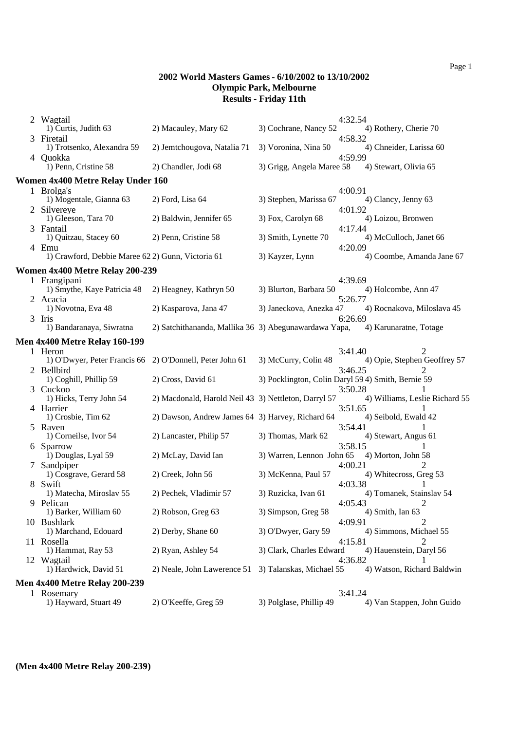2002 World Masters Games - 6/10/2002 to 13/10/2002
Olympic Park, Melbourne
Results - Friday 11th

| Place | Team | Time | Points |
|---|---|---|---|
| 2 | Wagtail | 4:32.54 | |
| | 1) Curtis, Judith 63 2) Macauley, Mary 62 3) Cochrane, Nancy 52 4) Rothery, Cherie 70 | | |
| 3 | Firetail | 4:58.32 | |
| | 1) Trotsenko, Alexandra 59 2) Jemtchougova, Natalia 71 3) Voronina, Nina 50 4) Chneider, Larissa 60 | | |
| 4 | Quokka | 4:59.99 | |
| | 1) Penn, Cristine 58 2) Chandler, Jodi 68 3) Grigg, Angela Maree 58 4) Stewart, Olivia 65 | | |

**Women 4x400 Metre Relay Under 160**

| Place | Team | Time | Points |
|---|---|---|---|
| 1 | Brolga's | 4:00.91 | |
| | 1) Mogentale, Gianna 63 2) Ford, Lisa 64 3) Stephen, Marissa 67 4) Clancy, Jenny 63 | | |
| 2 | Silvereye | 4:01.92 | |
| | 1) Gleeson, Tara 70 2) Baldwin, Jennifer 65 3) Fox, Carolyn 68 4) Loizou, Bronwen | | |
| 3 | Fantail | 4:17.44 | |
| | 1) Quitzau, Stacey 60 2) Penn, Cristine 58 3) Smith, Lynette 70 4) McCulloch, Janet 66 | | |
| 4 | Emu | 4:20.09 | |
| | 1) Crawford, Debbie Maree 62 2) Gunn, Victoria 61 3) Kayzer, Lynn 4) Coombe, Amanda Jane 67 | | |

**Women 4x400 Metre Relay 200-239**

| Place | Team | Time | Points |
|---|---|---|---|
| 1 | Frangipani | 4:39.69 | |
| | 1) Smythe, Kaye Patricia 48 2) Heagney, Kathryn 50 3) Blurton, Barbara 50 4) Holcombe, Ann 47 | | |
| 2 | Acacia | 5:26.77 | |
| | 1) Novotna, Eva 48 2) Kasparova, Jana 47 3) Janeckova, Anezka 47 4) Rocnakova, Miloslava 45 | | |
| 3 | Iris | 6:26.69 | |
| | 1) Bandaranaya, Siwratna 2) Satchithananda, Mallika 36 3) Abegunawardawa Yapa, 4) Karunaratne, Totage | | |

**Men 4x400 Metre Relay 160-199**

| Place | Team | Time | Points |
|---|---|---|---|
| 1 | Heron | 3:41.40 | 2 |
| | 1) O'Dwyer, Peter Francis 66 2) O'Donnell, Peter John 61 3) McCurry, Colin 48 4) Opie, Stephen Geoffrey 57 | | |
| 2 | Bellbird | 3:46.25 | 2 |
| | 1) Coghill, Phillip 59 2) Cross, David 61 3) Pocklington, Colin Daryl 59 4) Smith, Bernie 59 | | |
| 3 | Cuckoo | 3:50.28 | 1 |
| | 1) Hicks, Terry John 54 2) Macdonald, Harold Neil 43 3) Nettleton, Darryl 57 4) Williams, Leslie Richard 55 | | |
| 4 | Harrier | 3:51.65 | 1 |
| | 1) Crosbie, Tim 62 2) Dawson, Andrew James 64 3) Harvey, Richard 64 4) Seibold, Ewald 42 | | |
| 5 | Raven | 3:54.41 | 1 |
| | 1) Corneilse, Ivor 54 2) Lancaster, Philip 57 3) Thomas, Mark 62 4) Stewart, Angus 61 | | |
| 6 | Sparrow | 3:58.15 | 1 |
| | 1) Douglas, Lyal 59 2) McLay, David Ian 3) Warren, Lennon John 65 4) Morton, John 58 | | |
| 7 | Sandpiper | 4:00.21 | 2 |
| | 1) Cosgrave, Gerard 58 2) Creek, John 56 3) McKenna, Paul 57 4) Whitecross, Greg 53 | | |
| 8 | Swift | 4:03.38 | 1 |
| | 1) Matecha, Miroslav 55 2) Pechek, Vladimir 57 3) Ruzicka, Ivan 61 4) Tomanek, Stainslav 54 | | |
| 9 | Pelican | 4:05.43 | 2 |
| | 1) Barker, William 60 2) Robson, Greg 63 3) Simpson, Greg 58 4) Smith, Ian 63 | | |
| 10 | Bushlark | 4:09.91 | 2 |
| | 1) Marchand, Edouard 2) Derby, Shane 60 3) O'Dwyer, Gary 59 4) Simmons, Michael 55 | | |
| 11 | Rosella | 4:15.81 | 2 |
| | 1) Hammat, Ray 53 2) Ryan, Ashley 54 3) Clark, Charles Edward 4) Hauenstein, Daryl 56 | | |
| 12 | Wagtail | 4:36.82 | 1 |
| | 1) Hardwick, David 51 2) Neale, John Lawerence 51 3) Talanskas, Michael 55 4) Watson, Richard Baldwin | | |

**Men 4x400 Metre Relay 200-239**

| Place | Team | Time | Points |
|---|---|---|---|
| 1 | Rosemary | 3:41.24 | |
| | 1) Hayward, Stuart 49 2) O'Keeffe, Greg 59 3) Polglase, Phillip 49 4) Van Stappen, John Guido | | |

**(Men 4x400 Metre Relay 200-239)**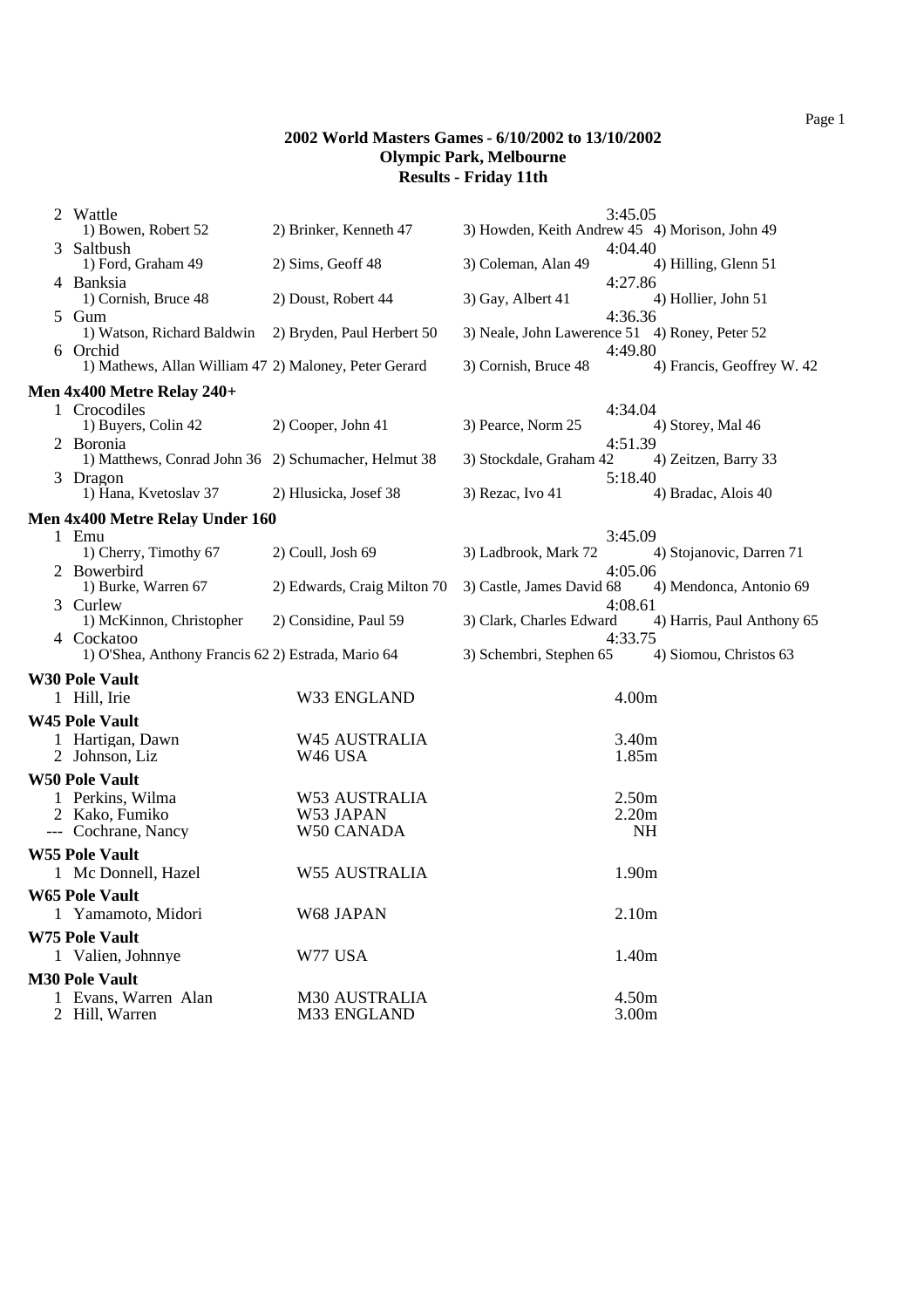**2002 World Masters Games - 6/10/2002 to 13/10/2002**
**Olympic Park, Melbourne**
**Results - Friday 11th**

| | | | | |
|---|---|---|---|---|
| 2 Wattle | | | 3:45.05 | |
| 1) Bowen, Robert 52 | 2) Brinker, Kenneth 47 | 3) Howden, Keith Andrew 45 | 4) Morison, John 49 | |
| 3 Saltbush | | | 4:04.40 | |
| 1) Ford, Graham 49 | 2) Sims, Geoff 48 | 3) Coleman, Alan 49 | 4) Hilling, Glenn 51 | |
| 4 Banksia | | | 4:27.86 | |
| 1) Cornish, Bruce 48 | 2) Doust, Robert 44 | 3) Gay, Albert 41 | 4) Hollier, John 51 | |
| 5 Gum | | | 4:36.36 | |
| 1) Watson, Richard Baldwin | 2) Bryden, Paul Herbert 50 | 3) Neale, John Lawerence 51 | 4) Roney, Peter 52 | |
| 6 Orchid | | | 4:49.80 | |
| 1) Mathews, Allan William 47 | 2) Maloney, Peter Gerard | 3) Cornish, Bruce 48 | 4) Francis, Geoffrey W. 42 | |

**Men 4x400 Metre Relay 240+**

| | | | | |
|---|---|---|---|---|
| 1 Crocodiles | | | 4:34.04 | |
| 1) Buyers, Colin 42 | 2) Cooper, John 41 | 3) Pearce, Norm 25 | 4) Storey, Mal 46 | |
| 2 Boronia | | | 4:51.39 | |
| 1) Matthews, Conrad John 36 | 2) Schumacher, Helmut 38 | 3) Stockdale, Graham 42 | 4) Zeitzen, Barry 33 | |
| 3 Dragon | | | 5:18.40 | |
| 1) Hana, Kvetoslav 37 | 2) Hlusicka, Josef 38 | 3) Rezac, Ivo 41 | 4) Bradac, Alois 40 | |

**Men 4x400 Metre Relay Under 160**

| | | | | |
|---|---|---|---|---|
| 1 Emu | | | 3:45.09 | |
| 1) Cherry, Timothy 67 | 2) Coull, Josh 69 | 3) Ladbrook, Mark 72 | 4) Stojanovic, Darren 71 | |
| 2 Bowerbird | | | 4:05.06 | |
| 1) Burke, Warren 67 | 2) Edwards, Craig Milton 70 | 3) Castle, James David 68 | 4) Mendonca, Antonio 69 | |
| 3 Curlew | | | 4:08.61 | |
| 1) McKinnon, Christopher | 2) Considine, Paul 59 | 3) Clark, Charles Edward | 4) Harris, Paul Anthony 65 | |
| 4 Cockatoo | | | 4:33.75 | |
| 1) O'Shea, Anthony Francis 62 | 2) Estrada, Mario 64 | 3) Schembri, Stephen 65 | 4) Siomou, Christos 63 | |

**W30 Pole Vault**

| | | |
|---|---|---|
| 1 Hill, Irie | W33 ENGLAND | 4.00m |

**W45 Pole Vault**

| | | |
|---|---|---|
| 1 Hartigan, Dawn | W45 AUSTRALIA | 3.40m |
| 2 Johnson, Liz | W46 USA | 1.85m |

**W50 Pole Vault**

| | | |
|---|---|---|
| 1 Perkins, Wilma | W53 AUSTRALIA | 2.50m |
| 2 Kako, Fumiko | W53 JAPAN | 2.20m |
| --- Cochrane, Nancy | W50 CANADA | NH |

**W55 Pole Vault**

| | | |
|---|---|---|
| 1 Mc Donnell, Hazel | W55 AUSTRALIA | 1.90m |

**W65 Pole Vault**

| | | |
|---|---|---|
| 1 Yamamoto, Midori | W68 JAPAN | 2.10m |

**W75 Pole Vault**

| | | |
|---|---|---|
| 1 Valien, Johnnye | W77 USA | 1.40m |

**M30 Pole Vault**

| | | |
|---|---|---|
| 1 Evans, Warren Alan | M30 AUSTRALIA | 4.50m |
| 2 Hill, Warren | M33 ENGLAND | 3.00m |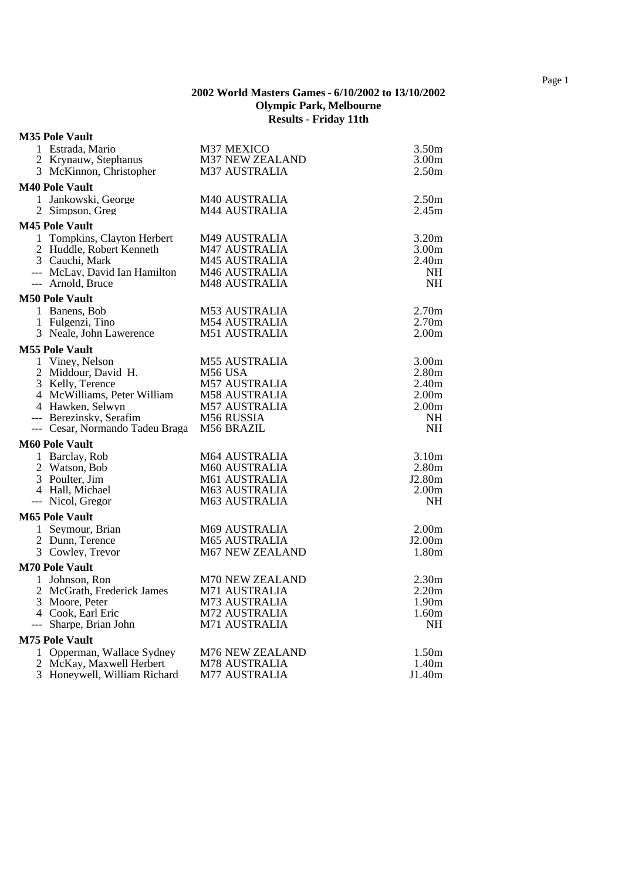**2002 World Masters Games - 6/10/2002 to 13/10/2002**
**Olympic Park, Melbourne**
**Results - Friday 11th**

**M35 Pole Vault**

| Place | Name | Division / Country | Result |
|---|---|---|---|
| 1 | Estrada, Mario | M37 MEXICO | 3.50m |
| 2 | Krynauw, Stephanus | M37 NEW ZEALAND | 3.00m |
| 3 | McKinnon, Christopher | M37 AUSTRALIA | 2.50m |

**M40 Pole Vault**

| Place | Name | Division / Country | Result |
|---|---|---|---|
| 1 | Jankowski, George | M40 AUSTRALIA | 2.50m |
| 2 | Simpson, Greg | M44 AUSTRALIA | 2.45m |

**M45 Pole Vault**

| Place | Name | Division / Country | Result |
|---|---|---|---|
| 1 | Tompkins, Clayton Herbert | M49 AUSTRALIA | 3.20m |
| 2 | Huddle, Robert Kenneth | M47 AUSTRALIA | 3.00m |
| 3 | Cauchi, Mark | M45 AUSTRALIA | 2.40m |
| --- | McLay, David Ian Hamilton | M46 AUSTRALIA | NH |
| --- | Arnold, Bruce | M48 AUSTRALIA | NH |

**M50 Pole Vault**

| Place | Name | Division / Country | Result |
|---|---|---|---|
| 1 | Banens, Bob | M53 AUSTRALIA | 2.70m |
| 1 | Fulgenzi, Tino | M54 AUSTRALIA | 2.70m |
| 3 | Neale, John Lawerence | M51 AUSTRALIA | 2.00m |

**M55 Pole Vault**

| Place | Name | Division / Country | Result |
|---|---|---|---|
| 1 | Viney, Nelson | M55 AUSTRALIA | 3.00m |
| 2 | Middour, David H. | M56 USA | 2.80m |
| 3 | Kelly, Terence | M57 AUSTRALIA | 2.40m |
| 4 | McWilliams, Peter William | M58 AUSTRALIA | 2.00m |
| 4 | Hawken, Selwyn | M57 AUSTRALIA | 2.00m |
| --- | Berezinsky, Serafim | M56 RUSSIA | NH |
| --- | Cesar, Normando Tadeu Braga | M56 BRAZIL | NH |

**M60 Pole Vault**

| Place | Name | Division / Country | Result |
|---|---|---|---|
| 1 | Barclay, Rob | M64 AUSTRALIA | 3.10m |
| 2 | Watson, Bob | M60 AUSTRALIA | 2.80m |
| 3 | Poulter, Jim | M61 AUSTRALIA | J2.80m |
| 4 | Hall, Michael | M63 AUSTRALIA | 2.00m |
| --- | Nicol, Gregor | M63 AUSTRALIA | NH |

**M65 Pole Vault**

| Place | Name | Division / Country | Result |
|---|---|---|---|
| 1 | Seymour, Brian | M69 AUSTRALIA | 2.00m |
| 2 | Dunn, Terence | M65 AUSTRALIA | J2.00m |
| 3 | Cowley, Trevor | M67 NEW ZEALAND | 1.80m |

**M70 Pole Vault**

| Place | Name | Division / Country | Result |
|---|---|---|---|
| 1 | Johnson, Ron | M70 NEW ZEALAND | 2.30m |
| 2 | McGrath, Frederick James | M71 AUSTRALIA | 2.20m |
| 3 | Moore, Peter | M73 AUSTRALIA | 1.90m |
| 4 | Cook, Earl Eric | M72 AUSTRALIA | 1.60m |
| --- | Sharpe, Brian John | M71 AUSTRALIA | NH |

**M75 Pole Vault**

| Place | Name | Division / Country | Result |
|---|---|---|---|
| 1 | Opperman, Wallace Sydney | M76 NEW ZEALAND | 1.50m |
| 2 | McKay, Maxwell Herbert | M78 AUSTRALIA | 1.40m |
| 3 | Honeywell, William Richard | M77 AUSTRALIA | J1.40m |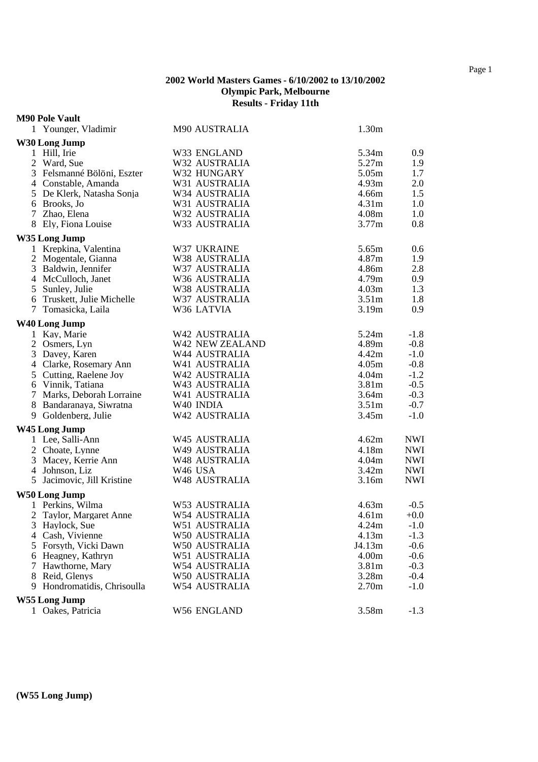**2002 World Masters Games - 6/10/2002 to 13/10/2002**
**Olympic Park, Melbourne**
**Results - Friday 11th**

**M90 Pole Vault**

| | | | | |
|---|---|---|---|---|
| 1 | Younger, Vladimir | M90 AUSTRALIA | 1.30m | |

**W30 Long Jump**

| | | | | |
|---|---|---|---|---|
| 1 | Hill, Irie | W33 ENGLAND | 5.34m | 0.9 |
| 2 | Ward, Sue | W32 AUSTRALIA | 5.27m | 1.9 |
| 3 | Felsmanné Bölöni, Eszter | W32 HUNGARY | 5.05m | 1.7 |
| 4 | Constable, Amanda | W31 AUSTRALIA | 4.93m | 2.0 |
| 5 | De Klerk, Natasha Sonja | W34 AUSTRALIA | 4.66m | 1.5 |
| 6 | Brooks, Jo | W31 AUSTRALIA | 4.31m | 1.0 |
| 7 | Zhao, Elena | W32 AUSTRALIA | 4.08m | 1.0 |
| 8 | Ely, Fiona Louise | W33 AUSTRALIA | 3.77m | 0.8 |

**W35 Long Jump**

| | | | | |
|---|---|---|---|---|
| 1 | Krepkina, Valentina | W37 UKRAINE | 5.65m | 0.6 |
| 2 | Mogentale, Gianna | W38 AUSTRALIA | 4.87m | 1.9 |
| 3 | Baldwin, Jennifer | W37 AUSTRALIA | 4.86m | 2.8 |
| 4 | McCulloch, Janet | W36 AUSTRALIA | 4.79m | 0.9 |
| 5 | Sunley, Julie | W38 AUSTRALIA | 4.03m | 1.3 |
| 6 | Truskett, Julie Michelle | W37 AUSTRALIA | 3.51m | 1.8 |
| 7 | Tomasicka, Laila | W36 LATVIA | 3.19m | 0.9 |

**W40 Long Jump**

| | | | | |
|---|---|---|---|---|
| 1 | Kay, Marie | W42 AUSTRALIA | 5.24m | -1.8 |
| 2 | Osmers, Lyn | W42 NEW ZEALAND | 4.89m | -0.8 |
| 3 | Davey, Karen | W44 AUSTRALIA | 4.42m | -1.0 |
| 4 | Clarke, Rosemary Ann | W41 AUSTRALIA | 4.05m | -0.8 |
| 5 | Cutting, Raelene Joy | W42 AUSTRALIA | 4.04m | -1.2 |
| 6 | Vinnik, Tatiana | W43 AUSTRALIA | 3.81m | -0.5 |
| 7 | Marks, Deborah Lorraine | W41 AUSTRALIA | 3.64m | -0.3 |
| 8 | Bandaranaya, Siwratna | W40 INDIA | 3.51m | -0.7 |
| 9 | Goldenberg, Julie | W42 AUSTRALIA | 3.45m | -1.0 |

**W45 Long Jump**

| | | | | |
|---|---|---|---|---|
| 1 | Lee, Salli-Ann | W45 AUSTRALIA | 4.62m | NWI |
| 2 | Choate, Lynne | W49 AUSTRALIA | 4.18m | NWI |
| 3 | Macey, Kerrie Ann | W48 AUSTRALIA | 4.04m | NWI |
| 4 | Johnson, Liz | W46 USA | 3.42m | NWI |
| 5 | Jacimovic, Jill Kristine | W48 AUSTRALIA | 3.16m | NWI |

**W50 Long Jump**

| | | | | |
|---|---|---|---|---|
| 1 | Perkins, Wilma | W53 AUSTRALIA | 4.63m | -0.5 |
| 2 | Taylor, Margaret Anne | W54 AUSTRALIA | 4.61m | +0.0 |
| 3 | Haylock, Sue | W51 AUSTRALIA | 4.24m | -1.0 |
| 4 | Cash, Vivienne | W50 AUSTRALIA | 4.13m | -1.3 |
| 5 | Forsyth, Vicki Dawn | W50 AUSTRALIA | J4.13m | -0.6 |
| 6 | Heagney, Kathryn | W51 AUSTRALIA | 4.00m | -0.6 |
| 7 | Hawthorne, Mary | W54 AUSTRALIA | 3.81m | -0.3 |
| 8 | Reid, Glenys | W50 AUSTRALIA | 3.28m | -0.4 |
| 9 | Hondromatidis, Chrisoulla | W54 AUSTRALIA | 2.70m | -1.0 |

**W55 Long Jump**

| | | | | |
|---|---|---|---|---|
| 1 | Oakes, Patricia | W56 ENGLAND | 3.58m | -1.3 |

**(W55 Long Jump)**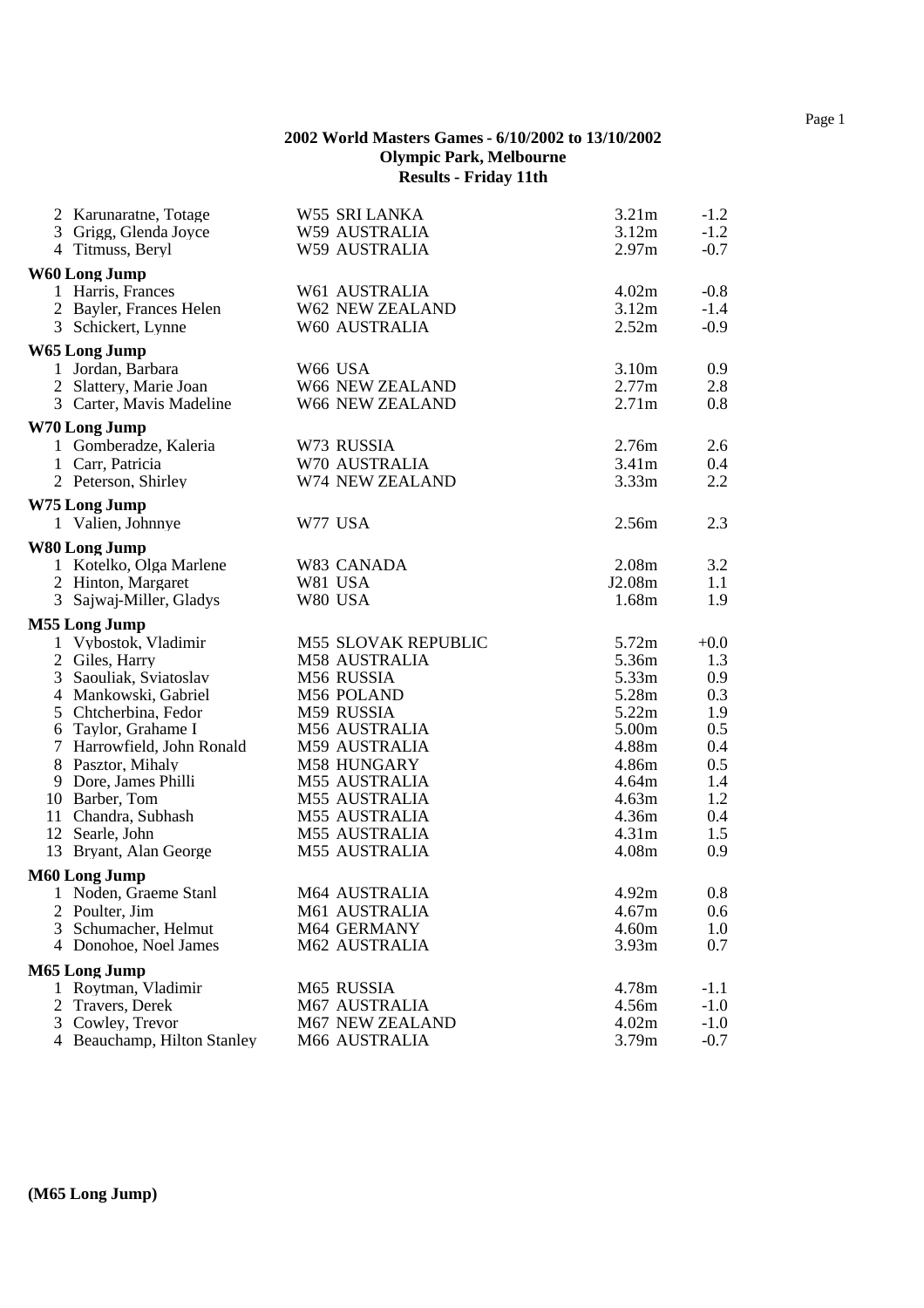**2002 World Masters Games - 6/10/2002 to 13/10/2002**
**Olympic Park, Melbourne**
**Results - Friday 11th**

| | | | | |
|---|---|---|---|---|
| 2 | Karunaratne, Totage | W55 SRI LANKA | 3.21m | -1.2 |
| 3 | Grigg, Glenda Joyce | W59 AUSTRALIA | 3.12m | -1.2 |
| 4 | Titmuss, Beryl | W59 AUSTRALIA | 2.97m | -0.7 |

**W60 Long Jump**

| | | | | |
|---|---|---|---|---|
| 1 | Harris, Frances | W61 AUSTRALIA | 4.02m | -0.8 |
| 2 | Bayler, Frances Helen | W62 NEW ZEALAND | 3.12m | -1.4 |
| 3 | Schickert, Lynne | W60 AUSTRALIA | 2.52m | -0.9 |

**W65 Long Jump**

| | | | | |
|---|---|---|---|---|
| 1 | Jordan, Barbara | W66 USA | 3.10m | 0.9 |
| 2 | Slattery, Marie Joan | W66 NEW ZEALAND | 2.77m | 2.8 |
| 3 | Carter, Mavis Madeline | W66 NEW ZEALAND | 2.71m | 0.8 |

**W70 Long Jump**

| | | | | |
|---|---|---|---|---|
| 1 | Gomberadze, Kaleria | W73 RUSSIA | 2.76m | 2.6 |
| 1 | Carr, Patricia | W70 AUSTRALIA | 3.41m | 0.4 |
| 2 | Peterson, Shirley | W74 NEW ZEALAND | 3.33m | 2.2 |

**W75 Long Jump**

| | | | | |
|---|---|---|---|---|
| 1 | Valien, Johnnye | W77 USA | 2.56m | 2.3 |

**W80 Long Jump**

| | | | | |
|---|---|---|---|---|
| 1 | Kotelko, Olga Marlene | W83 CANADA | 2.08m | 3.2 |
| 2 | Hinton, Margaret | W81 USA | J2.08m | 1.1 |
| 3 | Sajwaj-Miller, Gladys | W80 USA | 1.68m | 1.9 |

**M55 Long Jump**

| | | | | |
|---|---|---|---|---|
| 1 | Vybostok, Vladimir | M55 SLOVAK REPUBLIC | 5.72m | +0.0 |
| 2 | Giles, Harry | M58 AUSTRALIA | 5.36m | 1.3 |
| 3 | Saouliak, Sviatoslav | M56 RUSSIA | 5.33m | 0.9 |
| 4 | Mankowski, Gabriel | M56 POLAND | 5.28m | 0.3 |
| 5 | Chtcherbina, Fedor | M59 RUSSIA | 5.22m | 1.9 |
| 6 | Taylor, Grahame I | M56 AUSTRALIA | 5.00m | 0.5 |
| 7 | Harrowfield, John Ronald | M59 AUSTRALIA | 4.88m | 0.4 |
| 8 | Pasztor, Mihaly | M58 HUNGARY | 4.86m | 0.5 |
| 9 | Dore, James Philli | M55 AUSTRALIA | 4.64m | 1.4 |
| 10 | Barber, Tom | M55 AUSTRALIA | 4.63m | 1.2 |
| 11 | Chandra, Subhash | M55 AUSTRALIA | 4.36m | 0.4 |
| 12 | Searle, John | M55 AUSTRALIA | 4.31m | 1.5 |
| 13 | Bryant, Alan George | M55 AUSTRALIA | 4.08m | 0.9 |

**M60 Long Jump**

| | | | | |
|---|---|---|---|---|
| 1 | Noden, Graeme Stanl | M64 AUSTRALIA | 4.92m | 0.8 |
| 2 | Poulter, Jim | M61 AUSTRALIA | 4.67m | 0.6 |
| 3 | Schumacher, Helmut | M64 GERMANY | 4.60m | 1.0 |
| 4 | Donohoe, Noel James | M62 AUSTRALIA | 3.93m | 0.7 |

**M65 Long Jump**

| | | | | |
|---|---|---|---|---|
| 1 | Roytman, Vladimir | M65 RUSSIA | 4.78m | -1.1 |
| 2 | Travers, Derek | M67 AUSTRALIA | 4.56m | -1.0 |
| 3 | Cowley, Trevor | M67 NEW ZEALAND | 4.02m | -1.0 |
| 4 | Beauchamp, Hilton Stanley | M66 AUSTRALIA | 3.79m | -0.7 |

**(M65 Long Jump)**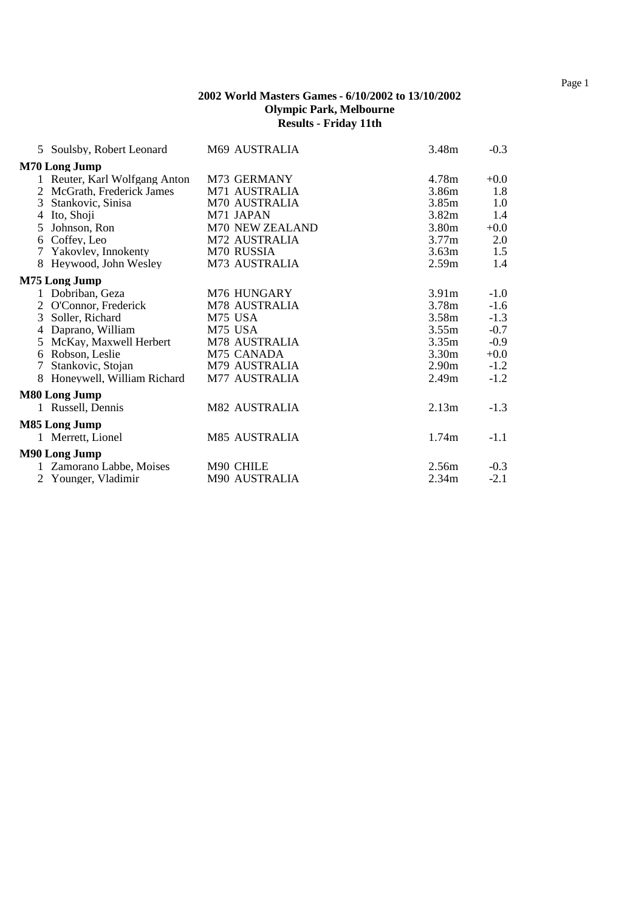**2002 World Masters Games - 6/10/2002 to 13/10/2002**
**Olympic Park, Melbourne**
**Results - Friday 11th**

| | | | | |
|---|---|---|---|---|
| 5 | Soulsby, Robert Leonard | M69 AUSTRALIA | 3.48m | -0.3 |

**M70 Long Jump**

| | | | | |
|---|---|---|---|---|
| 1 | Reuter, Karl Wolfgang Anton | M73 GERMANY | 4.78m | +0.0 |
| 2 | McGrath, Frederick James | M71 AUSTRALIA | 3.86m | 1.8 |
| 3 | Stankovic, Sinisa | M70 AUSTRALIA | 3.85m | 1.0 |
| 4 | Ito, Shoji | M71 JAPAN | 3.82m | 1.4 |
| 5 | Johnson, Ron | M70 NEW ZEALAND | 3.80m | +0.0 |
| 6 | Coffey, Leo | M72 AUSTRALIA | 3.77m | 2.0 |
| 7 | Yakovlev, Innokenty | M70 RUSSIA | 3.63m | 1.5 |
| 8 | Heywood, John Wesley | M73 AUSTRALIA | 2.59m | 1.4 |

**M75 Long Jump**

| | | | | |
|---|---|---|---|---|
| 1 | Dobriban, Geza | M76 HUNGARY | 3.91m | -1.0 |
| 2 | O'Connor, Frederick | M78 AUSTRALIA | 3.78m | -1.6 |
| 3 | Soller, Richard | M75 USA | 3.58m | -1.3 |
| 4 | Daprano, William | M75 USA | 3.55m | -0.7 |
| 5 | McKay, Maxwell Herbert | M78 AUSTRALIA | 3.35m | -0.9 |
| 6 | Robson, Leslie | M75 CANADA | 3.30m | +0.0 |
| 7 | Stankovic, Stojan | M79 AUSTRALIA | 2.90m | -1.2 |
| 8 | Honeywell, William Richard | M77 AUSTRALIA | 2.49m | -1.2 |

**M80 Long Jump**

| | | | | |
|---|---|---|---|---|
| 1 | Russell, Dennis | M82 AUSTRALIA | 2.13m | -1.3 |

**M85 Long Jump**

| | | | | |
|---|---|---|---|---|
| 1 | Merrett, Lionel | M85 AUSTRALIA | 1.74m | -1.1 |

**M90 Long Jump**

| | | | | |
|---|---|---|---|---|
| 1 | Zamorano Labbe, Moises | M90 CHILE | 2.56m | -0.3 |
| 2 | Younger, Vladimir | M90 AUSTRALIA | 2.34m | -2.1 |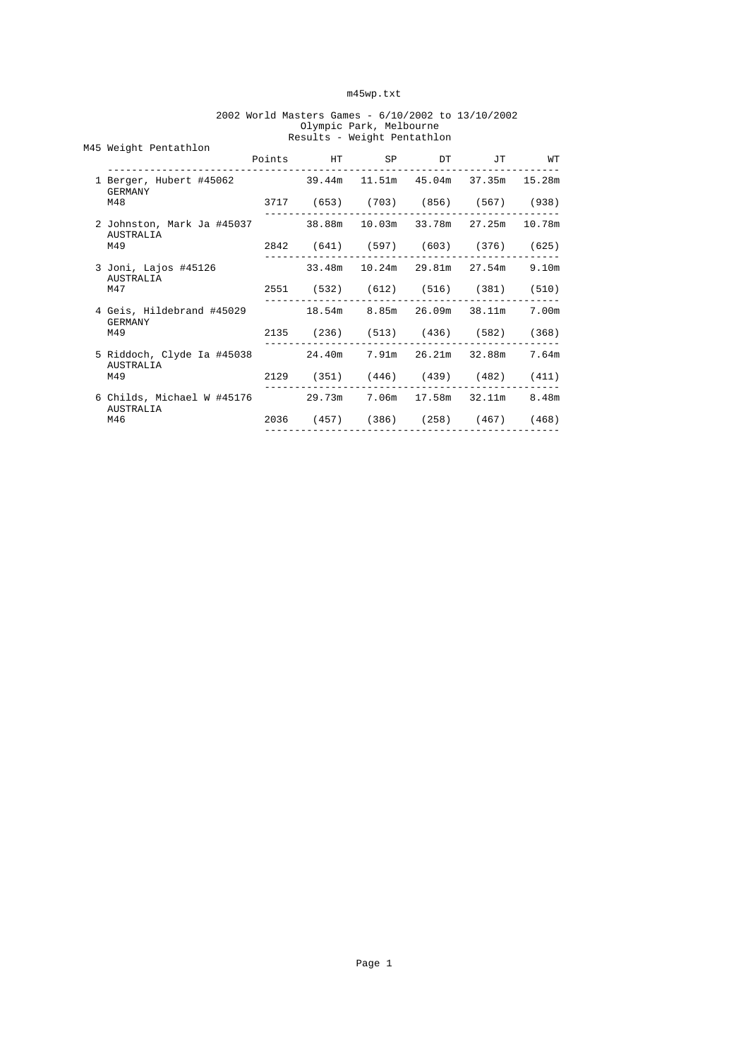m45wp.txt

2002 World Masters Games - 6/10/2002 to 13/10/2002
Olympic Park, Melbourne
Results - Weight Pentathlon

M45 Weight Pentathlon

| | Points | HT | SP | DT | JT | WT |
|---|---|---|---|---|---|---|
| 1 Berger, Hubert #45062 GERMANY M48 | 3717 | 39.44m (653) | 11.51m (703) | 45.04m (856) | 37.35m (567) | 15.28m (938) |
| 2 Johnston, Mark Ja #45037 AUSTRALIA M49 | 2842 | 38.88m (641) | 10.03m (597) | 33.78m (603) | 27.25m (376) | 10.78m (625) |
| 3 Joni, Lajos #45126 AUSTRALIA M47 | 2551 | 33.48m (532) | 10.24m (612) | 29.81m (516) | 27.54m (381) | 9.10m (510) |
| 4 Geis, Hildebrand #45029 GERMANY M49 | 2135 | 18.54m (236) | 8.85m (513) | 26.09m (436) | 38.11m (582) | 7.00m (368) |
| 5 Riddoch, Clyde Ia #45038 AUSTRALIA M49 | 2129 | 24.40m (351) | 7.91m (446) | 26.21m (439) | 32.88m (482) | 7.64m (411) |
| 6 Childs, Michael W #45176 AUSTRALIA M46 | 2036 | 29.73m (457) | 7.06m (386) | 17.58m (258) | 32.11m (467) | 8.48m (468) |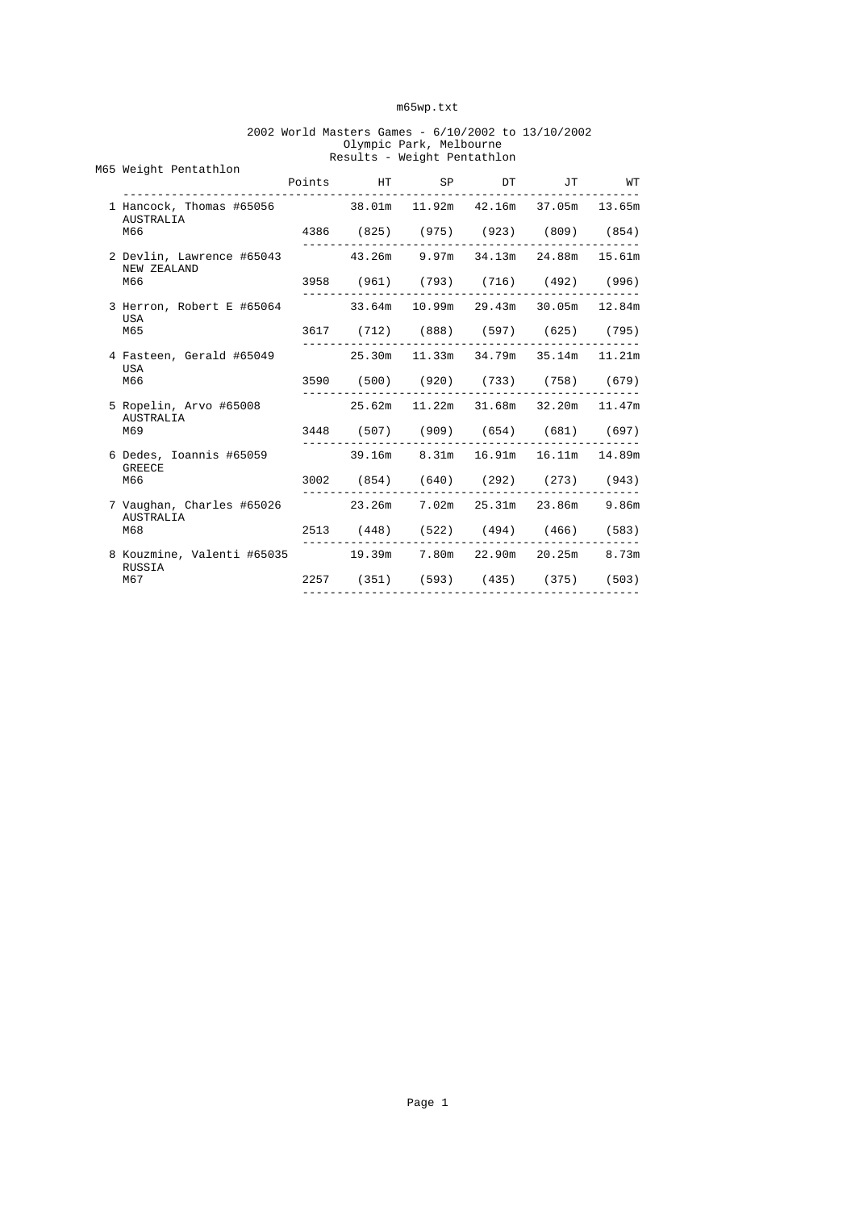2002 World Masters Games - 6/10/2002 to 13/10/2002
Olympic Park, Melbourne
Results - Weight Pentathlon

## M65 Weight Pentathlon

| Place | Name | Country | Age Group | Points | HT | SP | DT | JT | WT |
|---|---|---|---|---|---|---|---|---|---|
| 1 | Hancock, Thomas #65056 | AUSTRALIA | M66 | 4386 | 38.01m (825) | 11.92m (975) | 42.16m (923) | 37.05m (809) | 13.65m (854) |
| 2 | Devlin, Lawrence #65043 | NEW ZEALAND | M66 | 3958 | 43.26m (961) | 9.97m (793) | 34.13m (716) | 24.88m (492) | 15.61m (996) |
| 3 | Herron, Robert E #65064 | USA | M65 | 3617 | 33.64m (712) | 10.99m (888) | 29.43m (597) | 30.05m (625) | 12.84m (795) |
| 4 | Fasteen, Gerald #65049 | USA | M66 | 3590 | 25.30m (500) | 11.33m (920) | 34.79m (733) | 35.14m (758) | 11.21m (679) |
| 5 | Ropelin, Arvo #65008 | AUSTRALIA | M69 | 3448 | 25.62m (507) | 11.22m (909) | 31.68m (654) | 32.20m (681) | 11.47m (697) |
| 6 | Dedes, Ioannis #65059 | GREECE | M66 | 3002 | 39.16m (854) | 8.31m (640) | 16.91m (292) | 16.11m (273) | 14.89m (943) |
| 7 | Vaughan, Charles #65026 | AUSTRALIA | M68 | 2513 | 23.26m (448) | 7.02m (522) | 25.31m (494) | 23.86m (466) | 9.86m (583) |
| 8 | Kouzmine, Valenti #65035 | RUSSIA | M67 | 2257 | 19.39m (351) | 7.80m (593) | 22.90m (435) | 20.25m (375) | 8.73m (503) |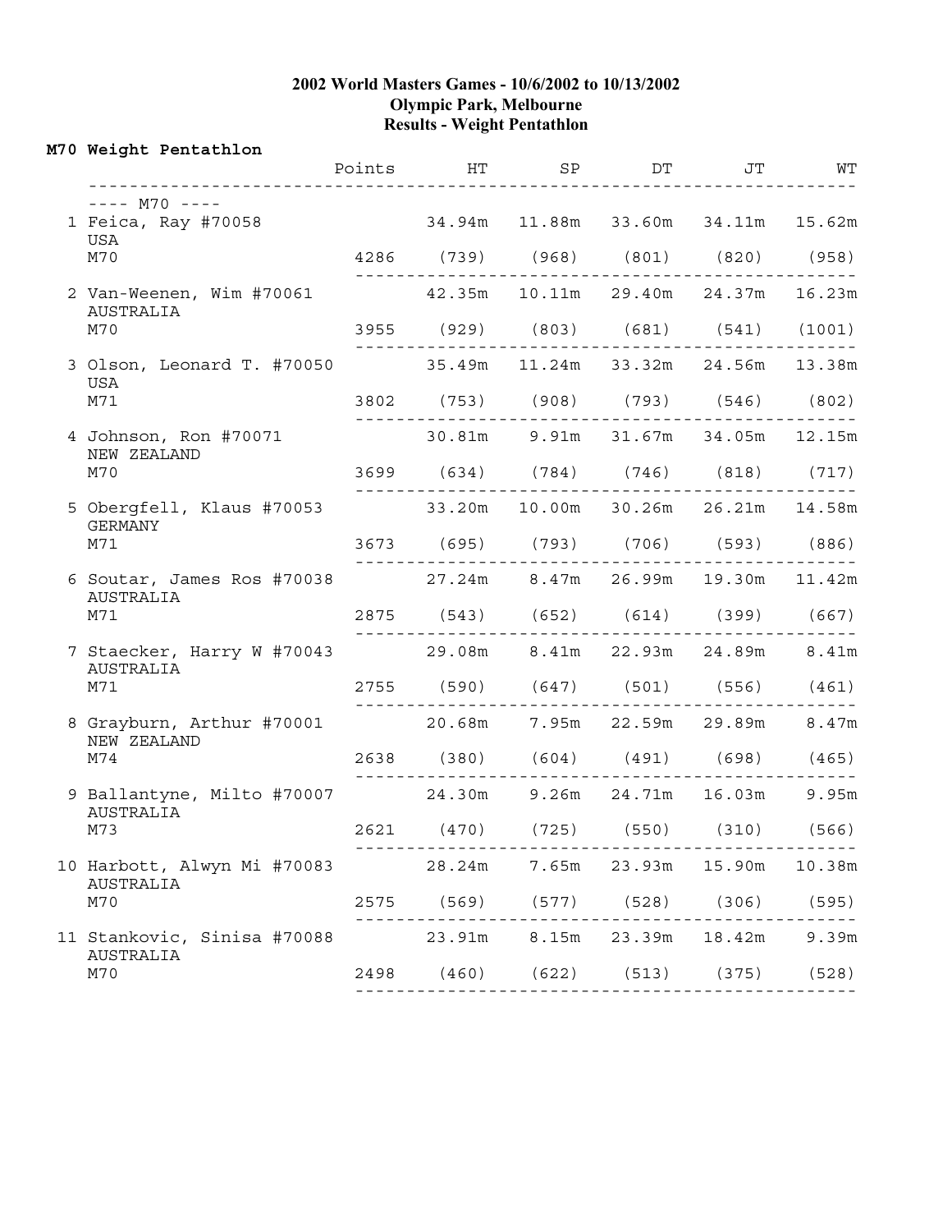# 2002 World Masters Games - 10/6/2002 to 10/13/2002
## Olympic Park, Melbourne
## Results - Weight Pentathlon

**M70 Weight Pentathlon**

| Place | Name | Country | Age | Points | HT | SP | DT | JT | WT |
|---|---|---|---|---|---|---|---|---|---|
| ---- M70 ---- | | | | | | | | | |
| 1 | Feica, Ray #70058 | USA | M70 | 4286 | 34.94m (739) | 11.88m (968) | 33.60m (801) | 34.11m (820) | 15.62m (958) |
| 2 | Van-Weenen, Wim #70061 | AUSTRALIA | M70 | 3955 | 42.35m (929) | 10.11m (803) | 29.40m (681) | 24.37m (541) | 16.23m (1001) |
| 3 | Olson, Leonard T. #70050 | USA | M71 | 3802 | 35.49m (753) | 11.24m (908) | 33.32m (793) | 24.56m (546) | 13.38m (802) |
| 4 | Johnson, Ron #70071 | NEW ZEALAND | M70 | 3699 | 30.81m (634) | 9.91m (784) | 31.67m (746) | 34.05m (818) | 12.15m (717) |
| 5 | Obergfell, Klaus #70053 | GERMANY | M71 | 3673 | 33.20m (695) | 10.00m (793) | 30.26m (706) | 26.21m (593) | 14.58m (886) |
| 6 | Soutar, James Ros #70038 | AUSTRALIA | M71 | 2875 | 27.24m (543) | 8.47m (652) | 26.99m (614) | 19.30m (399) | 11.42m (667) |
| 7 | Staecker, Harry W #70043 | AUSTRALIA | M71 | 2755 | 29.08m (590) | 8.41m (647) | 22.93m (501) | 24.89m (556) | 8.41m (461) |
| 8 | Grayburn, Arthur #70001 | NEW ZEALAND | M74 | 2638 | 20.68m (380) | 7.95m (604) | 22.59m (491) | 29.89m (698) | 8.47m (465) |
| 9 | Ballantyne, Milto #70007 | AUSTRALIA | M73 | 2621 | 24.30m (470) | 9.26m (725) | 24.71m (550) | 16.03m (310) | 9.95m (566) |
| 10 | Harbott, Alwyn Mi #70083 | AUSTRALIA | M70 | 2575 | 28.24m (569) | 7.65m (577) | 23.93m (528) | 15.90m (306) | 10.38m (595) |
| 11 | Stankovic, Sinisa #70088 | AUSTRALIA | M70 | 2498 | 23.91m (460) | 8.15m (622) | 23.39m (513) | 18.42m (375) | 9.39m (528) |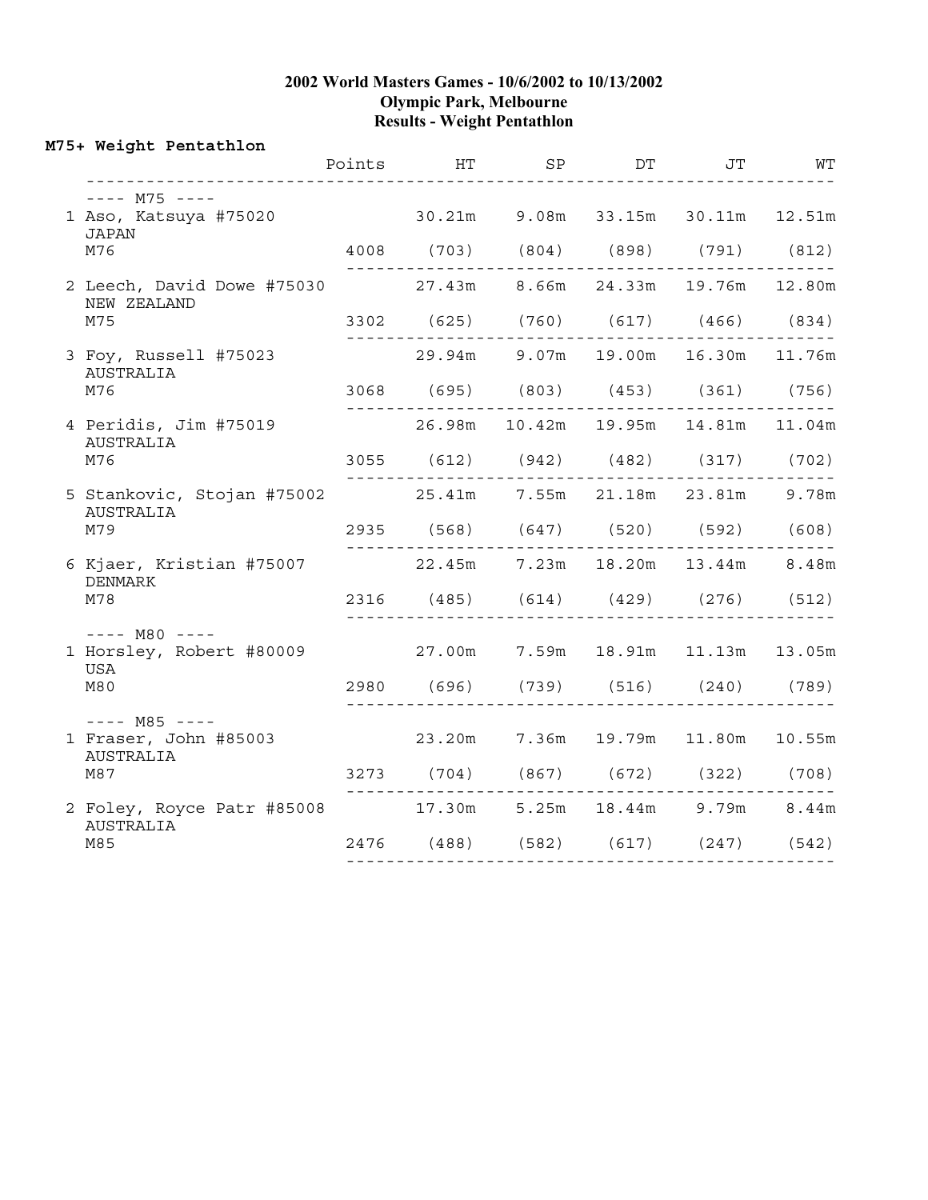**2002 World Masters Games - 10/6/2002 to 10/13/2002**
**Olympic Park, Melbourne**
**Results - Weight Pentathlon**

## M75+ Weight Pentathlon

| Place | Name | Points | HT | SP | DT | JT | WT |
|---|---|---|---|---|---|---|---|
| **---- M75 ----** | | | | | | | |
| 1 | Aso, Katsuya #75020, JAPAN, M76 | 4008 | 30.21m (703) | 9.08m (804) | 33.15m (898) | 30.11m (791) | 12.51m (812) |
| 2 | Leech, David Dowe #75030, NEW ZEALAND, M75 | 3302 | 27.43m (625) | 8.66m (760) | 24.33m (617) | 19.76m (466) | 12.80m (834) |
| 3 | Foy, Russell #75023, AUSTRALIA, M76 | 3068 | 29.94m (695) | 9.07m (803) | 19.00m (453) | 16.30m (361) | 11.76m (756) |
| 4 | Peridis, Jim #75019, AUSTRALIA, M76 | 3055 | 26.98m (612) | 10.42m (942) | 19.95m (482) | 14.81m (317) | 11.04m (702) |
| 5 | Stankovic, Stojan #75002, AUSTRALIA, M79 | 2935 | 25.41m (568) | 7.55m (647) | 21.18m (520) | 23.81m (592) | 9.78m (608) |
| 6 | Kjaer, Kristian #75007, DENMARK, M78 | 2316 | 22.45m (485) | 7.23m (614) | 18.20m (429) | 13.44m (276) | 8.48m (512) |
| **---- M80 ----** | | | | | | | |
| 1 | Horsley, Robert #80009, USA, M80 | 2980 | 27.00m (696) | 7.59m (739) | 18.91m (516) | 11.13m (240) | 13.05m (789) |
| **---- M85 ----** | | | | | | | |
| 1 | Fraser, John #85003, AUSTRALIA, M87 | 3273 | 23.20m (704) | 7.36m (867) | 19.79m (672) | 11.80m (322) | 10.55m (708) |
| 2 | Foley, Royce Patr #85008, AUSTRALIA, M85 | 2476 | 17.30m (488) | 5.25m (582) | 18.44m (617) | 9.79m (247) | 8.44m (542) |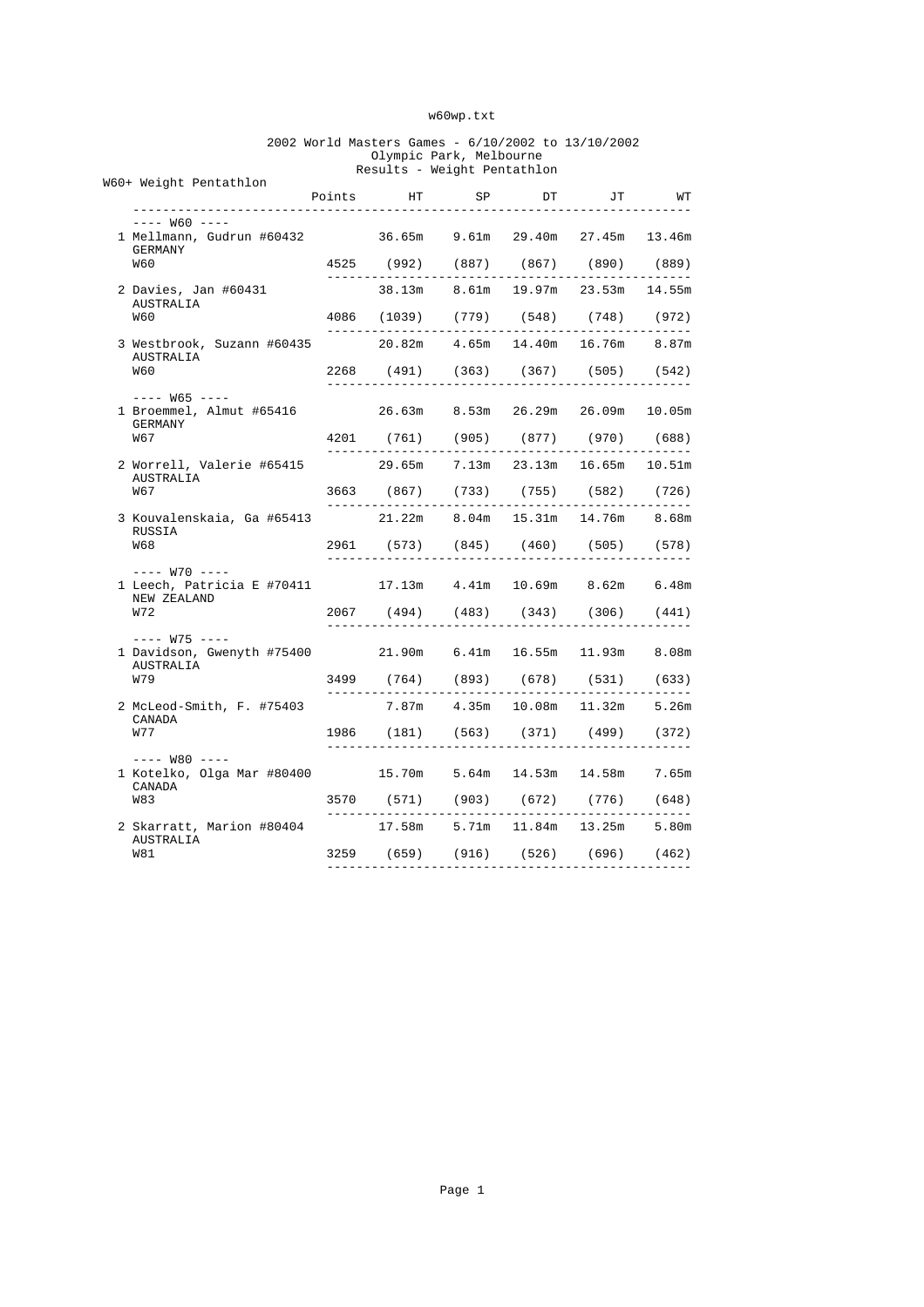# 2002 World Masters Games - 6/10/2002 to 13/10/2002

Olympic Park, Melbourne

Results - Weight Pentathlon

## W60+ Weight Pentathlon

| | Points | HT | SP | DT | JT | WT |
|---|---|---|---|---|---|---|
| **---- W60 ----** | | | | | | |
| 1 Mellmann, Gudrun #60432 GERMANY W60 | 4525 | 36.65m (992) | 9.61m (887) | 29.40m (867) | 27.45m (890) | 13.46m (889) |
| 2 Davies, Jan #60431 AUSTRALIA W60 | 4086 | 38.13m (1039) | 8.61m (779) | 19.97m (548) | 23.53m (748) | 14.55m (972) |
| 3 Westbrook, Suzann #60435 AUSTRALIA W60 | 2268 | 20.82m (491) | 4.65m (363) | 14.40m (367) | 16.76m (505) | 8.87m (542) |
| **---- W65 ----** | | | | | | |
| 1 Broemmel, Almut #65416 GERMANY W67 | 4201 | 26.63m (761) | 8.53m (905) | 26.29m (877) | 26.09m (970) | 10.05m (688) |
| 2 Worrell, Valerie #65415 AUSTRALIA W67 | 3663 | 29.65m (867) | 7.13m (733) | 23.13m (755) | 16.65m (582) | 10.51m (726) |
| 3 Kouvalenskaia, Ga #65413 RUSSIA W68 | 2961 | 21.22m (573) | 8.04m (845) | 15.31m (460) | 14.76m (505) | 8.68m (578) |
| **---- W70 ----** | | | | | | |
| 1 Leech, Patricia E #70411 NEW ZEALAND W72 | 2067 | 17.13m (494) | 4.41m (483) | 10.69m (343) | 8.62m (306) | 6.48m (441) |
| **---- W75 ----** | | | | | | |
| 1 Davidson, Gwenyth #75400 AUSTRALIA W79 | 3499 | 21.90m (764) | 6.41m (893) | 16.55m (678) | 11.93m (531) | 8.08m (633) |
| 2 McLeod-Smith, F. #75403 CANADA W77 | 1986 | 7.87m (181) | 4.35m (563) | 10.08m (371) | 11.32m (499) | 5.26m (372) |
| **---- W80 ----** | | | | | | |
| 1 Kotelko, Olga Mar #80400 CANADA W83 | 3570 | 15.70m (571) | 5.64m (903) | 14.53m (672) | 14.58m (776) | 7.65m (648) |
| 2 Skarratt, Marion #80404 AUSTRALIA W81 | 3259 | 17.58m (659) | 5.71m (916) | 11.84m (526) | 13.25m (696) | 5.80m (462) |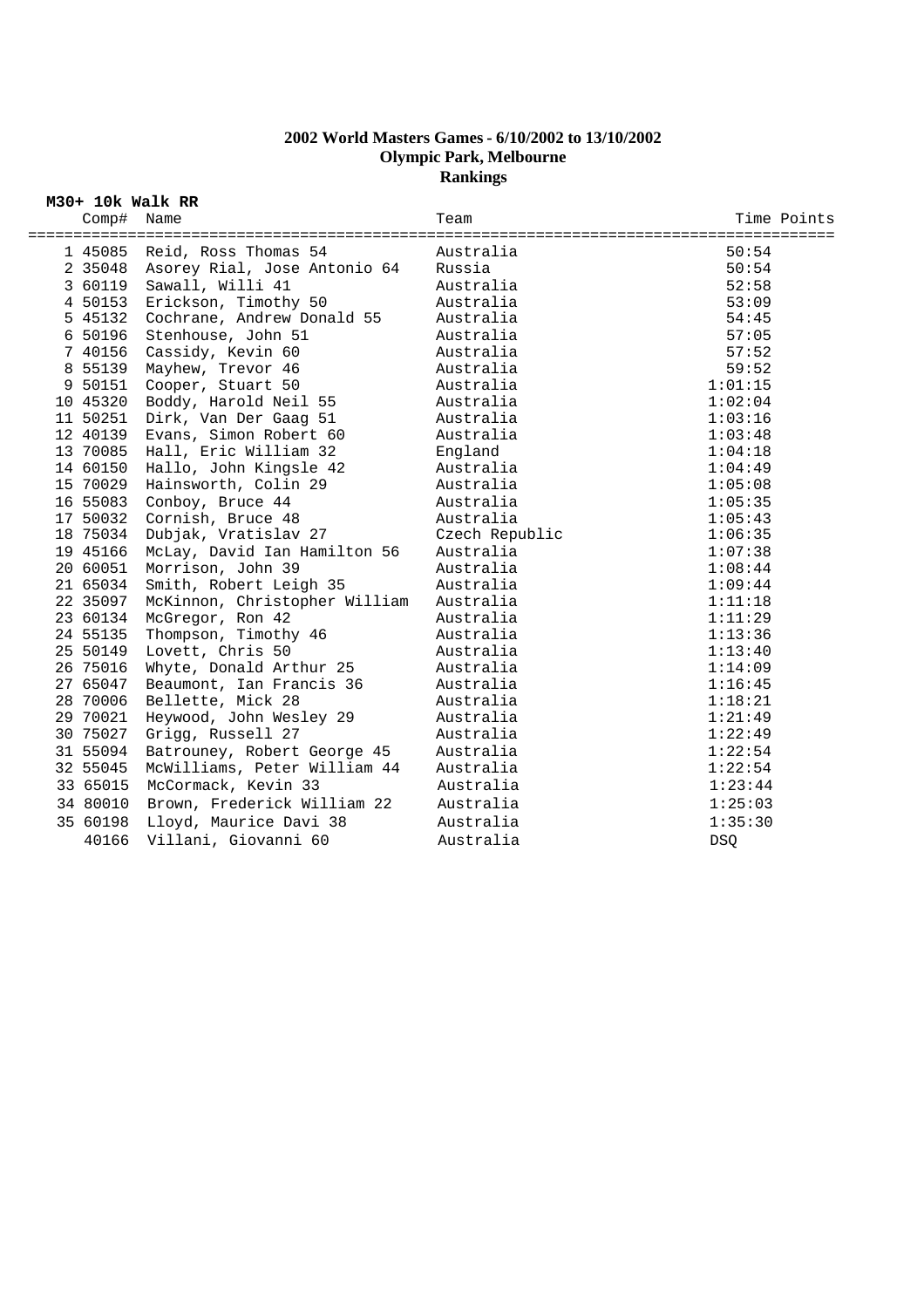**2002 World Masters Games - 6/10/2002 to 13/10/2002**
**Olympic Park, Melbourne**
**Rankings**

**M30+ 10k Walk RR**

| | Comp# | Name | Team | Time | Points |
|---|---|---|---|---|---|
| 1 | 45085 | Reid, Ross Thomas 54 | Australia | 50:54 | |
| 2 | 35048 | Asorey Rial, Jose Antonio 64 | Russia | 50:54 | |
| 3 | 60119 | Sawall, Willi 41 | Australia | 52:58 | |
| 4 | 50153 | Erickson, Timothy 50 | Australia | 53:09 | |
| 5 | 45132 | Cochrane, Andrew Donald 55 | Australia | 54:45 | |
| 6 | 50196 | Stenhouse, John 51 | Australia | 57:05 | |
| 7 | 40156 | Cassidy, Kevin 60 | Australia | 57:52 | |
| 8 | 55139 | Mayhew, Trevor 46 | Australia | 59:52 | |
| 9 | 50151 | Cooper, Stuart 50 | Australia | 1:01:15 | |
| 10 | 45320 | Boddy, Harold Neil 55 | Australia | 1:02:04 | |
| 11 | 50251 | Dirk, Van Der Gaag 51 | Australia | 1:03:16 | |
| 12 | 40139 | Evans, Simon Robert 60 | Australia | 1:03:48 | |
| 13 | 70085 | Hall, Eric William 32 | England | 1:04:18 | |
| 14 | 60150 | Hallo, John Kingsle 42 | Australia | 1:04:49 | |
| 15 | 70029 | Hainsworth, Colin 29 | Australia | 1:05:08 | |
| 16 | 55083 | Conboy, Bruce 44 | Australia | 1:05:35 | |
| 17 | 50032 | Cornish, Bruce 48 | Australia | 1:05:43 | |
| 18 | 75034 | Dubjak, Vratislav 27 | Czech Republic | 1:06:35 | |
| 19 | 45166 | McLay, David Ian Hamilton 56 | Australia | 1:07:38 | |
| 20 | 60051 | Morrison, John 39 | Australia | 1:08:44 | |
| 21 | 65034 | Smith, Robert Leigh 35 | Australia | 1:09:44 | |
| 22 | 35097 | McKinnon, Christopher William | Australia | 1:11:18 | |
| 23 | 60134 | McGregor, Ron 42 | Australia | 1:11:29 | |
| 24 | 55135 | Thompson, Timothy 46 | Australia | 1:13:36 | |
| 25 | 50149 | Lovett, Chris 50 | Australia | 1:13:40 | |
| 26 | 75016 | Whyte, Donald Arthur 25 | Australia | 1:14:09 | |
| 27 | 65047 | Beaumont, Ian Francis 36 | Australia | 1:16:45 | |
| 28 | 70006 | Bellette, Mick 28 | Australia | 1:18:21 | |
| 29 | 70021 | Heywood, John Wesley 29 | Australia | 1:21:49 | |
| 30 | 75027 | Grigg, Russell 27 | Australia | 1:22:49 | |
| 31 | 55094 | Batrouney, Robert George 45 | Australia | 1:22:54 | |
| 32 | 55045 | McWilliams, Peter William 44 | Australia | 1:22:54 | |
| 33 | 65015 | McCormack, Kevin 33 | Australia | 1:23:44 | |
| 34 | 80010 | Brown, Frederick William 22 | Australia | 1:25:03 | |
| 35 | 60198 | Lloyd, Maurice Davi 38 | Australia | 1:35:30 | |
| | 40166 | Villani, Giovanni 60 | Australia | DSQ | |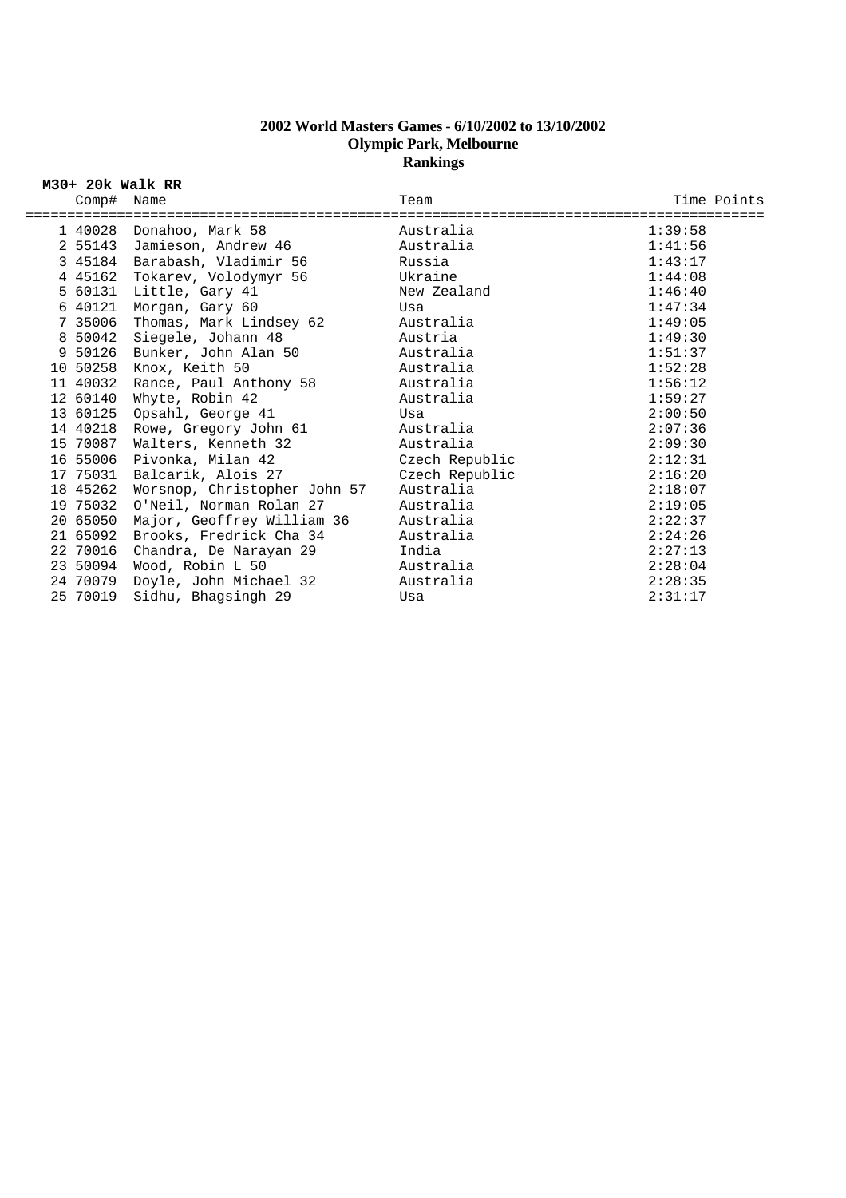**2002 World Masters Games - 6/10/2002 to 13/10/2002**
**Olympic Park, Melbourne**
**Rankings**

**M30+ 20k Walk RR**

| | Comp# | Name | Team | Time | Points |
|---|---|---|---|---|---|
| 1 | 40028 | Donahoo, Mark 58 | Australia | 1:39:58 | |
| 2 | 55143 | Jamieson, Andrew 46 | Australia | 1:41:56 | |
| 3 | 45184 | Barabash, Vladimir 56 | Russia | 1:43:17 | |
| 4 | 45162 | Tokarev, Volodymyr 56 | Ukraine | 1:44:08 | |
| 5 | 60131 | Little, Gary 41 | New Zealand | 1:46:40 | |
| 6 | 40121 | Morgan, Gary 60 | Usa | 1:47:34 | |
| 7 | 35006 | Thomas, Mark Lindsey 62 | Australia | 1:49:05 | |
| 8 | 50042 | Siegele, Johann 48 | Austria | 1:49:30 | |
| 9 | 50126 | Bunker, John Alan 50 | Australia | 1:51:37 | |
| 10 | 50258 | Knox, Keith 50 | Australia | 1:52:28 | |
| 11 | 40032 | Rance, Paul Anthony 58 | Australia | 1:56:12 | |
| 12 | 60140 | Whyte, Robin 42 | Australia | 1:59:27 | |
| 13 | 60125 | Opsahl, George 41 | Usa | 2:00:50 | |
| 14 | 40218 | Rowe, Gregory John 61 | Australia | 2:07:36 | |
| 15 | 70087 | Walters, Kenneth 32 | Australia | 2:09:30 | |
| 16 | 55006 | Pivonka, Milan 42 | Czech Republic | 2:12:31 | |
| 17 | 75031 | Balcarik, Alois 27 | Czech Republic | 2:16:20 | |
| 18 | 45262 | Worsnop, Christopher John 57 | Australia | 2:18:07 | |
| 19 | 75032 | O'Neil, Norman Rolan 27 | Australia | 2:19:05 | |
| 20 | 65050 | Major, Geoffrey William 36 | Australia | 2:22:37 | |
| 21 | 65092 | Brooks, Fredrick Cha 34 | Australia | 2:24:26 | |
| 22 | 70016 | Chandra, De Narayan 29 | India | 2:27:13 | |
| 23 | 50094 | Wood, Robin L 50 | Australia | 2:28:04 | |
| 24 | 70079 | Doyle, John Michael 32 | Australia | 2:28:35 | |
| 25 | 70019 | Sidhu, Bhagsingh 29 | Usa | 2:31:17 | |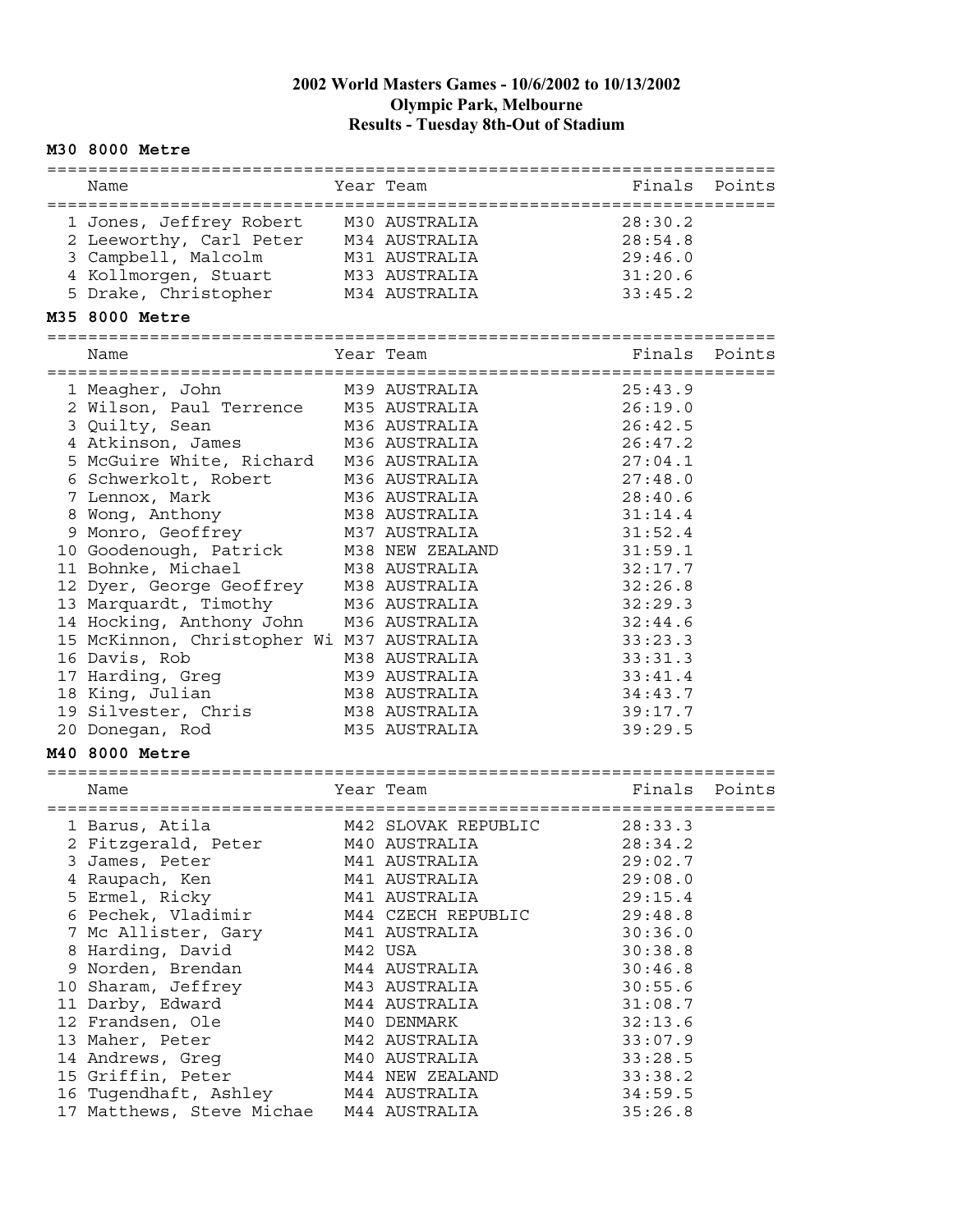# 2002 World Masters Games - 10/6/2002 to 10/13/2002
## Olympic Park, Melbourne
## Results - Tuesday 8th-Out of Stadium

### M30 8000 Metre

| | Name | Year | Team | Finals | Points |
|---|---|---|---|---|---|
| 1 | Jones, Jeffrey Robert | M30 | AUSTRALIA | 28:30.2 | |
| 2 | Leeworthy, Carl Peter | M34 | AUSTRALIA | 28:54.8 | |
| 3 | Campbell, Malcolm | M31 | AUSTRALIA | 29:46.0 | |
| 4 | Kollmorgen, Stuart | M33 | AUSTRALIA | 31:20.6 | |
| 5 | Drake, Christopher | M34 | AUSTRALIA | 33:45.2 | |

### M35 8000 Metre

| | Name | Year | Team | Finals | Points |
|---|---|---|---|---|---|
| 1 | Meagher, John | M39 | AUSTRALIA | 25:43.9 | |
| 2 | Wilson, Paul Terrence | M35 | AUSTRALIA | 26:19.0 | |
| 3 | Quilty, Sean | M36 | AUSTRALIA | 26:42.5 | |
| 4 | Atkinson, James | M36 | AUSTRALIA | 26:47.2 | |
| 5 | McGuire White, Richard | M36 | AUSTRALIA | 27:04.1 | |
| 6 | Schwerkolt, Robert | M36 | AUSTRALIA | 27:48.0 | |
| 7 | Lennox, Mark | M36 | AUSTRALIA | 28:40.6 | |
| 8 | Wong, Anthony | M38 | AUSTRALIA | 31:14.4 | |
| 9 | Monro, Geoffrey | M37 | AUSTRALIA | 31:52.4 | |
| 10 | Goodenough, Patrick | M38 | NEW ZEALAND | 31:59.1 | |
| 11 | Bohnke, Michael | M38 | AUSTRALIA | 32:17.7 | |
| 12 | Dyer, George Geoffrey | M38 | AUSTRALIA | 32:26.8 | |
| 13 | Marquardt, Timothy | M36 | AUSTRALIA | 32:29.3 | |
| 14 | Hocking, Anthony John | M36 | AUSTRALIA | 32:44.6 | |
| 15 | McKinnon, Christopher Wi | M37 | AUSTRALIA | 33:23.3 | |
| 16 | Davis, Rob | M38 | AUSTRALIA | 33:31.3 | |
| 17 | Harding, Greg | M39 | AUSTRALIA | 33:41.4 | |
| 18 | King, Julian | M38 | AUSTRALIA | 34:43.7 | |
| 19 | Silvester, Chris | M38 | AUSTRALIA | 39:17.7 | |
| 20 | Donegan, Rod | M35 | AUSTRALIA | 39:29.5 | |

### M40 8000 Metre

| | Name | Year | Team | Finals | Points |
|---|---|---|---|---|---|
| 1 | Barus, Atila | M42 | SLOVAK REPUBLIC | 28:33.3 | |
| 2 | Fitzgerald, Peter | M40 | AUSTRALIA | 28:34.2 | |
| 3 | James, Peter | M41 | AUSTRALIA | 29:02.7 | |
| 4 | Raupach, Ken | M41 | AUSTRALIA | 29:08.0 | |
| 5 | Ermel, Ricky | M41 | AUSTRALIA | 29:15.4 | |
| 6 | Pechek, Vladimir | M44 | CZECH REPUBLIC | 29:48.8 | |
| 7 | Mc Allister, Gary | M41 | AUSTRALIA | 30:36.0 | |
| 8 | Harding, David | M42 | USA | 30:38.8 | |
| 9 | Norden, Brendan | M44 | AUSTRALIA | 30:46.8 | |
| 10 | Sharam, Jeffrey | M43 | AUSTRALIA | 30:55.6 | |
| 11 | Darby, Edward | M44 | AUSTRALIA | 31:08.7 | |
| 12 | Frandsen, Ole | M40 | DENMARK | 32:13.6 | |
| 13 | Maher, Peter | M42 | AUSTRALIA | 33:07.9 | |
| 14 | Andrews, Greg | M40 | AUSTRALIA | 33:28.5 | |
| 15 | Griffin, Peter | M44 | NEW ZEALAND | 33:38.2 | |
| 16 | Tugendhaft, Ashley | M44 | AUSTRALIA | 34:59.5 | |
| 17 | Matthews, Steve Michae | M44 | AUSTRALIA | 35:26.8 | |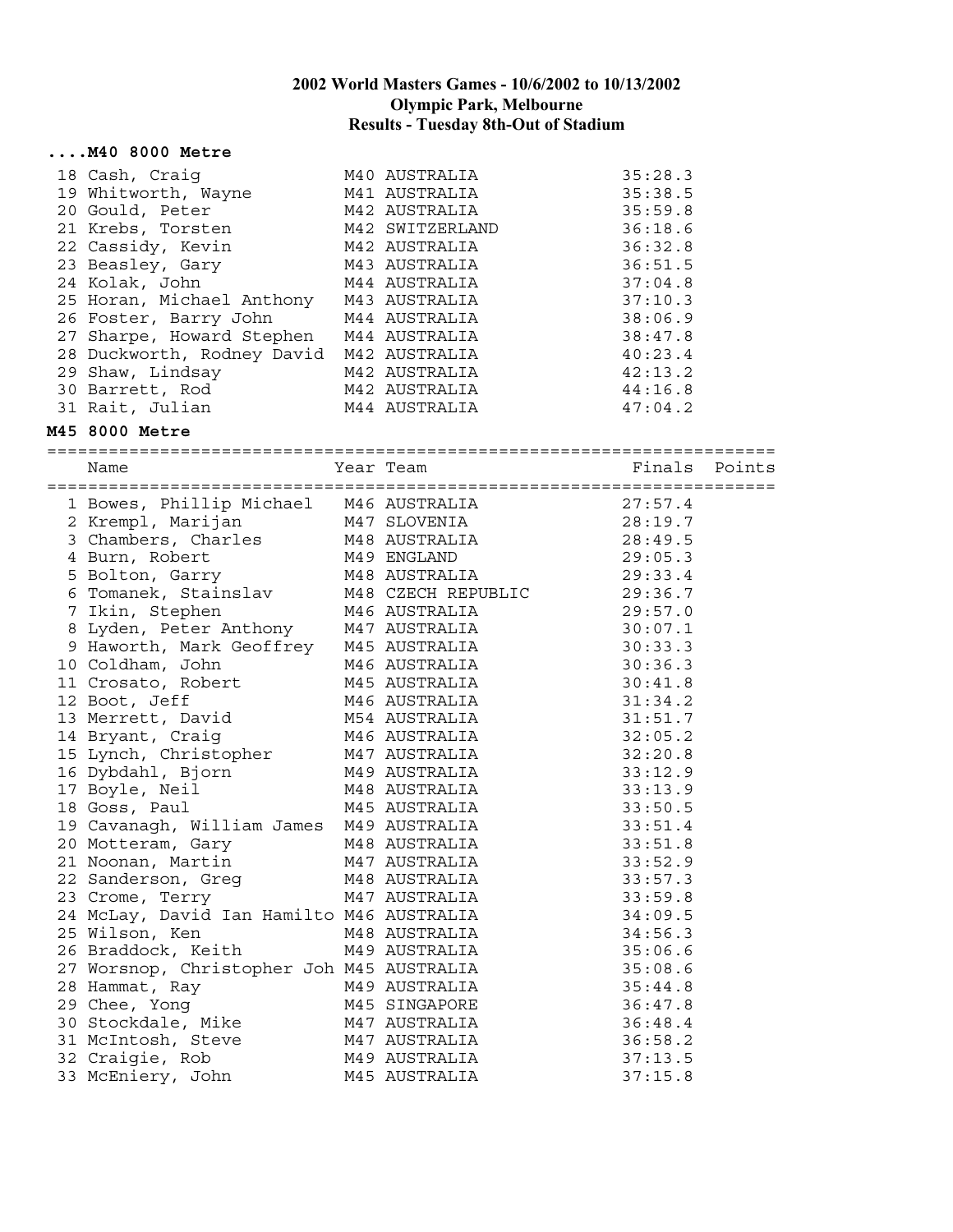## 2002 World Masters Games - 10/6/2002 to 10/13/2002
## Olympic Park, Melbourne
## Results - Tuesday 8th-Out of Stadium

### ....M40 8000 Metre

| Place | Name | Year | Team | Finals | Points |
|---|---|---|---|---|---|
| 18 | Cash, Craig | M40 | AUSTRALIA | 35:28.3 | |
| 19 | Whitworth, Wayne | M41 | AUSTRALIA | 35:38.5 | |
| 20 | Gould, Peter | M42 | AUSTRALIA | 35:59.8 | |
| 21 | Krebs, Torsten | M42 | SWITZERLAND | 36:18.6 | |
| 22 | Cassidy, Kevin | M42 | AUSTRALIA | 36:32.8 | |
| 23 | Beasley, Gary | M43 | AUSTRALIA | 36:51.5 | |
| 24 | Kolak, John | M44 | AUSTRALIA | 37:04.8 | |
| 25 | Horan, Michael Anthony | M43 | AUSTRALIA | 37:10.3 | |
| 26 | Foster, Barry John | M44 | AUSTRALIA | 38:06.9 | |
| 27 | Sharpe, Howard Stephen | M44 | AUSTRALIA | 38:47.8 | |
| 28 | Duckworth, Rodney David | M42 | AUSTRALIA | 40:23.4 | |
| 29 | Shaw, Lindsay | M42 | AUSTRALIA | 42:13.2 | |
| 30 | Barrett, Rod | M42 | AUSTRALIA | 44:16.8 | |
| 31 | Rait, Julian | M44 | AUSTRALIA | 47:04.2 | |

### M45 8000 Metre

| Place | Name | Year | Team | Finals | Points |
|---|---|---|---|---|---|
| 1 | Bowes, Phillip Michael | M46 | AUSTRALIA | 27:57.4 | |
| 2 | Krempl, Marijan | M47 | SLOVENIA | 28:19.7 | |
| 3 | Chambers, Charles | M48 | AUSTRALIA | 28:49.5 | |
| 4 | Burn, Robert | M49 | ENGLAND | 29:05.3 | |
| 5 | Bolton, Garry | M48 | AUSTRALIA | 29:33.4 | |
| 6 | Tomanek, Stainslav | M48 | CZECH REPUBLIC | 29:36.7 | |
| 7 | Ikin, Stephen | M46 | AUSTRALIA | 29:57.0 | |
| 8 | Lyden, Peter Anthony | M47 | AUSTRALIA | 30:07.1 | |
| 9 | Haworth, Mark Geoffrey | M45 | AUSTRALIA | 30:33.3 | |
| 10 | Coldham, John | M46 | AUSTRALIA | 30:36.3 | |
| 11 | Crosato, Robert | M45 | AUSTRALIA | 30:41.8 | |
| 12 | Boot, Jeff | M46 | AUSTRALIA | 31:34.2 | |
| 13 | Merrett, David | M54 | AUSTRALIA | 31:51.7 | |
| 14 | Bryant, Craig | M46 | AUSTRALIA | 32:05.2 | |
| 15 | Lynch, Christopher | M47 | AUSTRALIA | 32:20.8 | |
| 16 | Dybdahl, Bjorn | M49 | AUSTRALIA | 33:12.9 | |
| 17 | Boyle, Neil | M48 | AUSTRALIA | 33:13.9 | |
| 18 | Goss, Paul | M45 | AUSTRALIA | 33:50.5 | |
| 19 | Cavanagh, William James | M49 | AUSTRALIA | 33:51.4 | |
| 20 | Motteram, Gary | M48 | AUSTRALIA | 33:51.8 | |
| 21 | Noonan, Martin | M47 | AUSTRALIA | 33:52.9 | |
| 22 | Sanderson, Greg | M48 | AUSTRALIA | 33:57.3 | |
| 23 | Crome, Terry | M47 | AUSTRALIA | 33:59.8 | |
| 24 | McLay, David Ian Hamilto | M46 | AUSTRALIA | 34:09.5 | |
| 25 | Wilson, Ken | M48 | AUSTRALIA | 34:56.3 | |
| 26 | Braddock, Keith | M49 | AUSTRALIA | 35:06.6 | |
| 27 | Worsnop, Christopher Joh | M45 | AUSTRALIA | 35:08.6 | |
| 28 | Hammat, Ray | M49 | AUSTRALIA | 35:44.8 | |
| 29 | Chee, Yong | M45 | SINGAPORE | 36:47.8 | |
| 30 | Stockdale, Mike | M47 | AUSTRALIA | 36:48.4 | |
| 31 | McIntosh, Steve | M47 | AUSTRALIA | 36:58.2 | |
| 32 | Craigie, Rob | M49 | AUSTRALIA | 37:13.5 | |
| 33 | McEniery, John | M45 | AUSTRALIA | 37:15.8 | |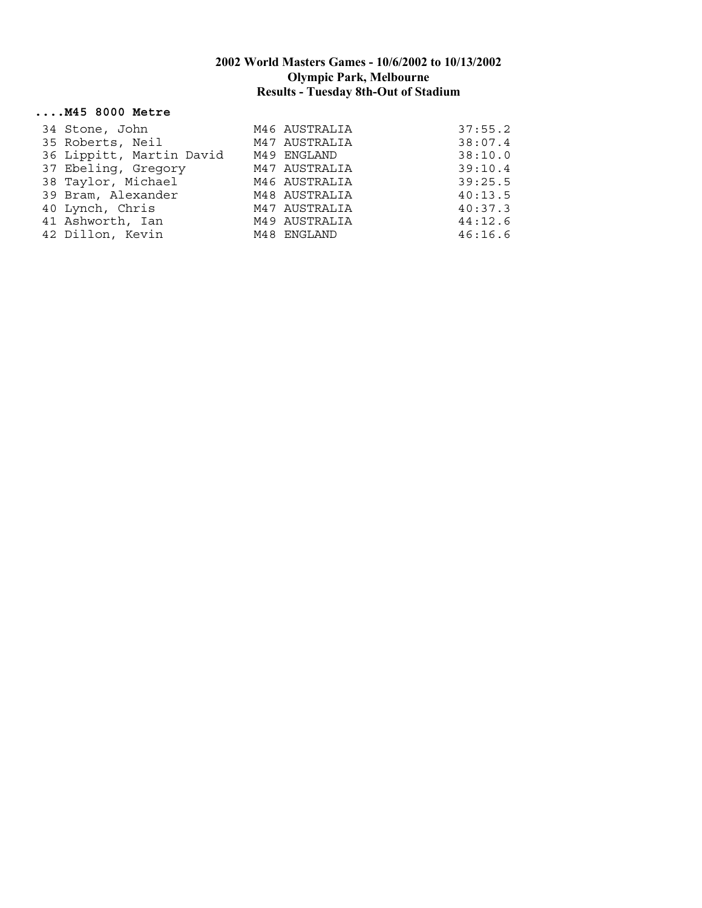**2002 World Masters Games - 10/6/2002 to 10/13/2002**
**Olympic Park, Melbourne**
**Results - Tuesday 8th-Out of Stadium**

**....M45 8000 Metre**

| | | | | |
|---|---|---|---|---|
| 34 | Stone, John | M46 | AUSTRALIA | 37:55.2 |
| 35 | Roberts, Neil | M47 | AUSTRALIA | 38:07.4 |
| 36 | Lippitt, Martin David | M49 | ENGLAND | 38:10.0 |
| 37 | Ebeling, Gregory | M47 | AUSTRALIA | 39:10.4 |
| 38 | Taylor, Michael | M46 | AUSTRALIA | 39:25.5 |
| 39 | Bram, Alexander | M48 | AUSTRALIA | 40:13.5 |
| 40 | Lynch, Chris | M47 | AUSTRALIA | 40:37.3 |
| 41 | Ashworth, Ian | M49 | AUSTRALIA | 44:12.6 |
| 42 | Dillon, Kevin | M48 | ENGLAND | 46:16.6 |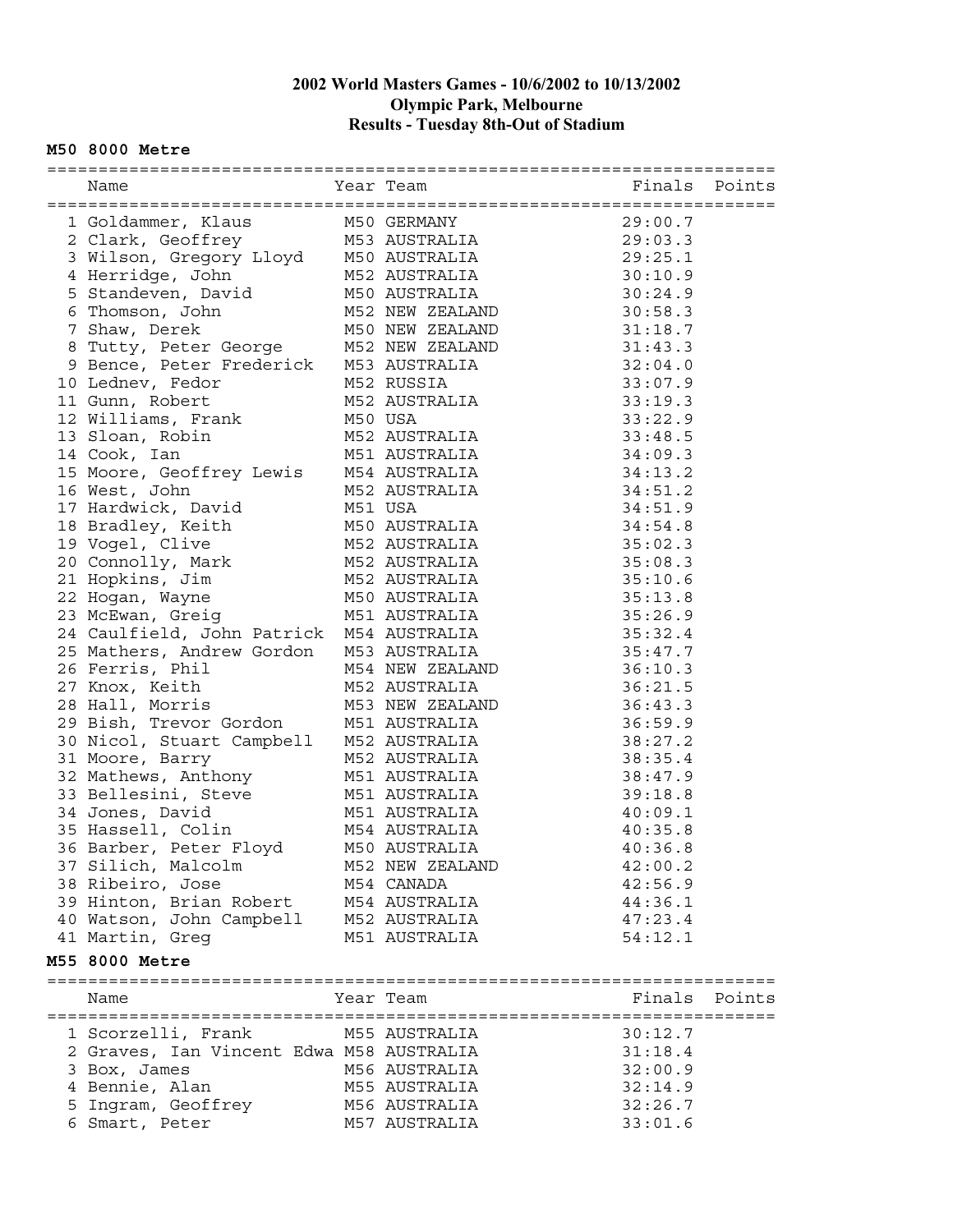# 2002 World Masters Games - 10/6/2002 to 10/13/2002
## Olympic Park, Melbourne
## Results - Tuesday 8th-Out of Stadium

### M50 8000 Metre

| | Name | Year | Team | Finals | Points |
|---|---|---|---|---|---|
| 1 | Goldammer, Klaus | M50 | GERMANY | 29:00.7 | |
| 2 | Clark, Geoffrey | M53 | AUSTRALIA | 29:03.3 | |
| 3 | Wilson, Gregory Lloyd | M50 | AUSTRALIA | 29:25.1 | |
| 4 | Herridge, John | M52 | AUSTRALIA | 30:10.9 | |
| 5 | Standeven, David | M50 | AUSTRALIA | 30:24.9 | |
| 6 | Thomson, John | M52 | NEW ZEALAND | 30:58.3 | |
| 7 | Shaw, Derek | M50 | NEW ZEALAND | 31:18.7 | |
| 8 | Tutty, Peter George | M52 | NEW ZEALAND | 31:43.3 | |
| 9 | Bence, Peter Frederick | M53 | AUSTRALIA | 32:04.0 | |
| 10 | Lednev, Fedor | M52 | RUSSIA | 33:07.9 | |
| 11 | Gunn, Robert | M52 | AUSTRALIA | 33:19.3 | |
| 12 | Williams, Frank | M50 | USA | 33:22.9 | |
| 13 | Sloan, Robin | M52 | AUSTRALIA | 33:48.5 | |
| 14 | Cook, Ian | M51 | AUSTRALIA | 34:09.3 | |
| 15 | Moore, Geoffrey Lewis | M54 | AUSTRALIA | 34:13.2 | |
| 16 | West, John | M52 | AUSTRALIA | 34:51.2 | |
| 17 | Hardwick, David | M51 | USA | 34:51.9 | |
| 18 | Bradley, Keith | M50 | AUSTRALIA | 34:54.8 | |
| 19 | Vogel, Clive | M52 | AUSTRALIA | 35:02.3 | |
| 20 | Connolly, Mark | M52 | AUSTRALIA | 35:08.3 | |
| 21 | Hopkins, Jim | M52 | AUSTRALIA | 35:10.6 | |
| 22 | Hogan, Wayne | M50 | AUSTRALIA | 35:13.8 | |
| 23 | McEwan, Greig | M51 | AUSTRALIA | 35:26.9 | |
| 24 | Caulfield, John Patrick | M54 | AUSTRALIA | 35:32.4 | |
| 25 | Mathers, Andrew Gordon | M53 | AUSTRALIA | 35:47.7 | |
| 26 | Ferris, Phil | M54 | NEW ZEALAND | 36:10.3 | |
| 27 | Knox, Keith | M52 | AUSTRALIA | 36:21.5 | |
| 28 | Hall, Morris | M53 | NEW ZEALAND | 36:43.3 | |
| 29 | Bish, Trevor Gordon | M51 | AUSTRALIA | 36:59.9 | |
| 30 | Nicol, Stuart Campbell | M52 | AUSTRALIA | 38:27.2 | |
| 31 | Moore, Barry | M52 | AUSTRALIA | 38:35.4 | |
| 32 | Mathews, Anthony | M51 | AUSTRALIA | 38:47.9 | |
| 33 | Bellesini, Steve | M51 | AUSTRALIA | 39:18.8 | |
| 34 | Jones, David | M51 | AUSTRALIA | 40:09.1 | |
| 35 | Hassell, Colin | M54 | AUSTRALIA | 40:35.8 | |
| 36 | Barber, Peter Floyd | M50 | AUSTRALIA | 40:36.8 | |
| 37 | Silich, Malcolm | M52 | NEW ZEALAND | 42:00.2 | |
| 38 | Ribeiro, Jose | M54 | CANADA | 42:56.9 | |
| 39 | Hinton, Brian Robert | M54 | AUSTRALIA | 44:36.1 | |
| 40 | Watson, John Campbell | M52 | AUSTRALIA | 47:23.4 | |
| 41 | Martin, Greg | M51 | AUSTRALIA | 54:12.1 | |

### M55 8000 Metre

| | Name | Year | Team | Finals | Points |
|---|---|---|---|---|---|
| 1 | Scorzelli, Frank | M55 | AUSTRALIA | 30:12.7 | |
| 2 | Graves, Ian Vincent Edwa | M58 | AUSTRALIA | 31:18.4 | |
| 3 | Box, James | M56 | AUSTRALIA | 32:00.9 | |
| 4 | Bennie, Alan | M55 | AUSTRALIA | 32:14.9 | |
| 5 | Ingram, Geoffrey | M56 | AUSTRALIA | 32:26.7 | |
| 6 | Smart, Peter | M57 | AUSTRALIA | 33:01.6 | |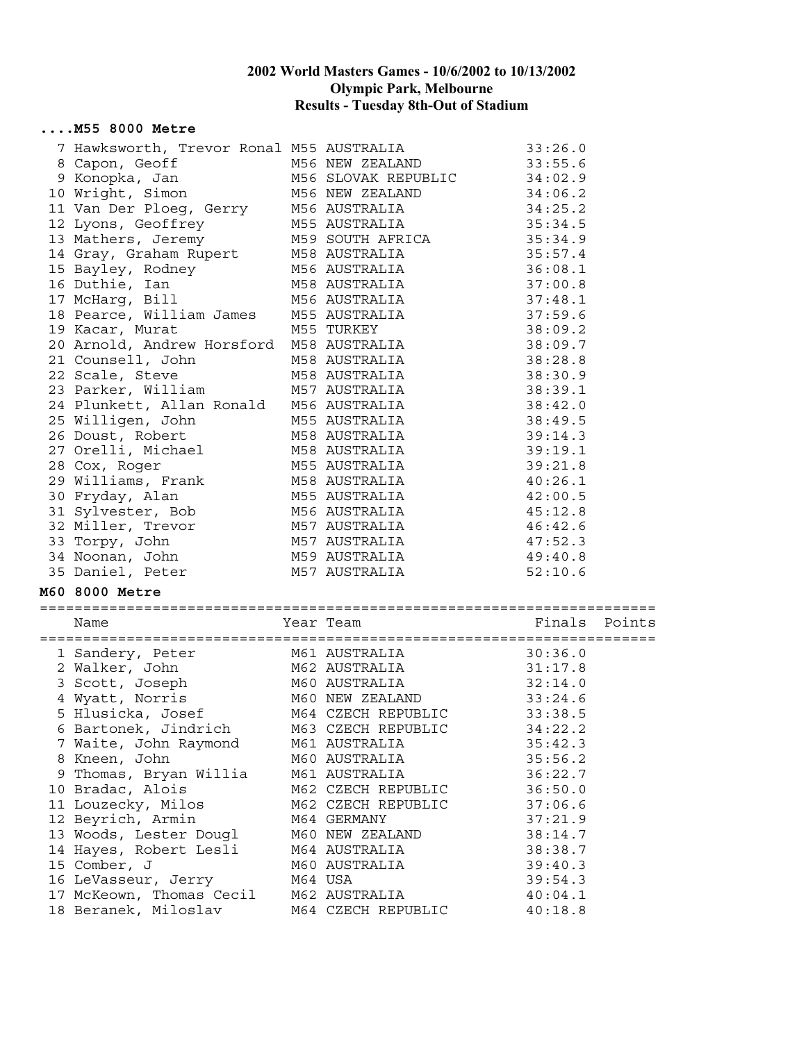# 2002 World Masters Games - 10/6/2002 to 10/13/2002
## Olympic Park, Melbourne
## Results - Tuesday 8th-Out of Stadium

### ....M55 8000 Metre

| | Name | Year | Team | Finals | Points |
|---|---|---|---|---|---|
| 7 | Hawksworth, Trevor Ronal | M55 | AUSTRALIA | 33:26.0 | |
| 8 | Capon, Geoff | M56 | NEW ZEALAND | 33:55.6 | |
| 9 | Konopka, Jan | M56 | SLOVAK REPUBLIC | 34:02.9 | |
| 10 | Wright, Simon | M56 | NEW ZEALAND | 34:06.2 | |
| 11 | Van Der Ploeg, Gerry | M56 | AUSTRALIA | 34:25.2 | |
| 12 | Lyons, Geoffrey | M55 | AUSTRALIA | 35:34.5 | |
| 13 | Mathers, Jeremy | M59 | SOUTH AFRICA | 35:34.9 | |
| 14 | Gray, Graham Rupert | M58 | AUSTRALIA | 35:57.4 | |
| 15 | Bayley, Rodney | M56 | AUSTRALIA | 36:08.1 | |
| 16 | Duthie, Ian | M58 | AUSTRALIA | 37:00.8 | |
| 17 | McHarg, Bill | M56 | AUSTRALIA | 37:48.1 | |
| 18 | Pearce, William James | M55 | AUSTRALIA | 37:59.6 | |
| 19 | Kacar, Murat | M55 | TURKEY | 38:09.2 | |
| 20 | Arnold, Andrew Horsford | M58 | AUSTRALIA | 38:09.7 | |
| 21 | Counsell, John | M58 | AUSTRALIA | 38:28.8 | |
| 22 | Scale, Steve | M58 | AUSTRALIA | 38:30.9 | |
| 23 | Parker, William | M57 | AUSTRALIA | 38:39.1 | |
| 24 | Plunkett, Allan Ronald | M56 | AUSTRALIA | 38:42.0 | |
| 25 | Willigen, John | M55 | AUSTRALIA | 38:49.5 | |
| 26 | Doust, Robert | M58 | AUSTRALIA | 39:14.3 | |
| 27 | Orelli, Michael | M58 | AUSTRALIA | 39:19.1 | |
| 28 | Cox, Roger | M55 | AUSTRALIA | 39:21.8 | |
| 29 | Williams, Frank | M58 | AUSTRALIA | 40:26.1 | |
| 30 | Fryday, Alan | M55 | AUSTRALIA | 42:00.5 | |
| 31 | Sylvester, Bob | M56 | AUSTRALIA | 45:12.8 | |
| 32 | Miller, Trevor | M57 | AUSTRALIA | 46:42.6 | |
| 33 | Torpy, John | M57 | AUSTRALIA | 47:52.3 | |
| 34 | Noonan, John | M59 | AUSTRALIA | 49:40.8 | |
| 35 | Daniel, Peter | M57 | AUSTRALIA | 52:10.6 | |

### M60 8000 Metre

| | Name | Year | Team | Finals | Points |
|---|---|---|---|---|---|
| 1 | Sandery, Peter | M61 | AUSTRALIA | 30:36.0 | |
| 2 | Walker, John | M62 | AUSTRALIA | 31:17.8 | |
| 3 | Scott, Joseph | M60 | AUSTRALIA | 32:14.0 | |
| 4 | Wyatt, Norris | M60 | NEW ZEALAND | 33:24.6 | |
| 5 | Hlusicka, Josef | M64 | CZECH REPUBLIC | 33:38.5 | |
| 6 | Bartonek, Jindrich | M63 | CZECH REPUBLIC | 34:22.2 | |
| 7 | Waite, John Raymond | M61 | AUSTRALIA | 35:42.3 | |
| 8 | Kneen, John | M60 | AUSTRALIA | 35:56.2 | |
| 9 | Thomas, Bryan Willia | M61 | AUSTRALIA | 36:22.7 | |
| 10 | Bradac, Alois | M62 | CZECH REPUBLIC | 36:50.0 | |
| 11 | Louzecky, Milos | M62 | CZECH REPUBLIC | 37:06.6 | |
| 12 | Beyrich, Armin | M64 | GERMANY | 37:21.9 | |
| 13 | Woods, Lester Dougl | M60 | NEW ZEALAND | 38:14.7 | |
| 14 | Hayes, Robert Lesli | M64 | AUSTRALIA | 38:38.7 | |
| 15 | Comber, J | M60 | AUSTRALIA | 39:40.3 | |
| 16 | LeVasseur, Jerry | M64 | USA | 39:54.3 | |
| 17 | McKeown, Thomas Cecil | M62 | AUSTRALIA | 40:04.1 | |
| 18 | Beranek, Miloslav | M64 | CZECH REPUBLIC | 40:18.8 | |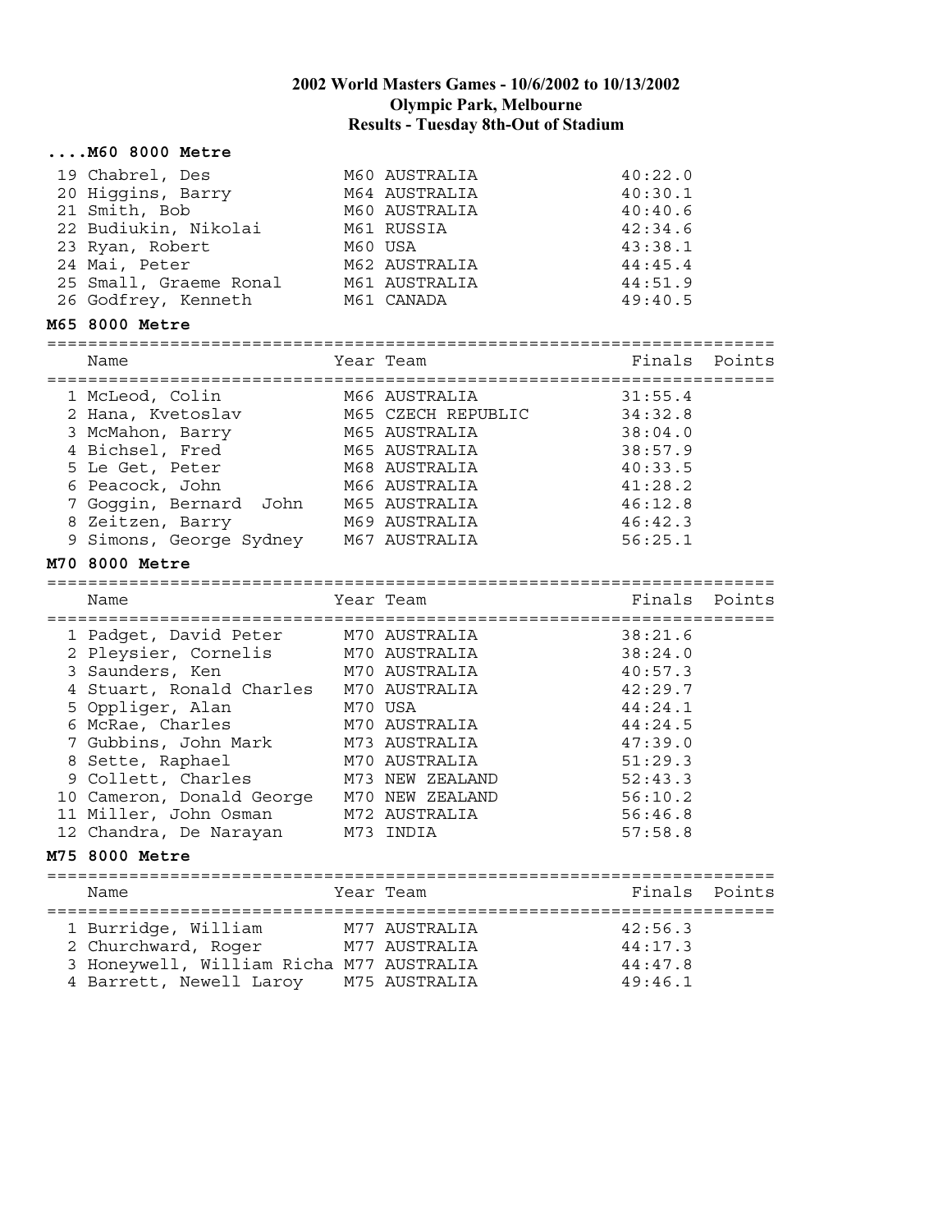# 2002 World Masters Games - 10/6/2002 to 10/13/2002
## Olympic Park, Melbourne
## Results - Tuesday 8th-Out of Stadium

### ....M60 8000 Metre

| Name | Year | Team | Finals | Points |
|---|---|---|---|---|
| 19 Chabrel, Des | M60 | AUSTRALIA | 40:22.0 | |
| 20 Higgins, Barry | M64 | AUSTRALIA | 40:30.1 | |
| 21 Smith, Bob | M60 | AUSTRALIA | 40:40.6 | |
| 22 Budiukin, Nikolai | M61 | RUSSIA | 42:34.6 | |
| 23 Ryan, Robert | M60 | USA | 43:38.1 | |
| 24 Mai, Peter | M62 | AUSTRALIA | 44:45.4 | |
| 25 Small, Graeme Ronal | M61 | AUSTRALIA | 44:51.9 | |
| 26 Godfrey, Kenneth | M61 | CANADA | 49:40.5 | |

### M65 8000 Metre

| Name | Year | Team | Finals | Points |
|---|---|---|---|---|
| 1 McLeod, Colin | M66 | AUSTRALIA | 31:55.4 | |
| 2 Hana, Kvetoslav | M65 | CZECH REPUBLIC | 34:32.8 | |
| 3 McMahon, Barry | M65 | AUSTRALIA | 38:04.0 | |
| 4 Bichsel, Fred | M65 | AUSTRALIA | 38:57.9 | |
| 5 Le Get, Peter | M68 | AUSTRALIA | 40:33.5 | |
| 6 Peacock, John | M66 | AUSTRALIA | 41:28.2 | |
| 7 Goggin, Bernard John | M65 | AUSTRALIA | 46:12.8 | |
| 8 Zeitzen, Barry | M69 | AUSTRALIA | 46:42.3 | |
| 9 Simons, George Sydney | M67 | AUSTRALIA | 56:25.1 | |

### M70 8000 Metre

| Name | Year | Team | Finals | Points |
|---|---|---|---|---|
| 1 Padget, David Peter | M70 | AUSTRALIA | 38:21.6 | |
| 2 Pleysier, Cornelis | M70 | AUSTRALIA | 38:24.0 | |
| 3 Saunders, Ken | M70 | AUSTRALIA | 40:57.3 | |
| 4 Stuart, Ronald Charles | M70 | AUSTRALIA | 42:29.7 | |
| 5 Oppliger, Alan | M70 | USA | 44:24.1 | |
| 6 McRae, Charles | M70 | AUSTRALIA | 44:24.5 | |
| 7 Gubbins, John Mark | M73 | AUSTRALIA | 47:39.0 | |
| 8 Sette, Raphael | M70 | AUSTRALIA | 51:29.3 | |
| 9 Collett, Charles | M73 | NEW ZEALAND | 52:43.3 | |
| 10 Cameron, Donald George | M70 | NEW ZEALAND | 56:10.2 | |
| 11 Miller, John Osman | M72 | AUSTRALIA | 56:46.8 | |
| 12 Chandra, De Narayan | M73 | INDIA | 57:58.8 | |

### M75 8000 Metre

| Name | Year | Team | Finals | Points |
|---|---|---|---|---|
| 1 Burridge, William | M77 | AUSTRALIA | 42:56.3 | |
| 2 Churchward, Roger | M77 | AUSTRALIA | 44:17.3 | |
| 3 Honeywell, William Richa | M77 | AUSTRALIA | 44:47.8 | |
| 4 Barrett, Newell Laroy | M75 | AUSTRALIA | 49:46.1 | |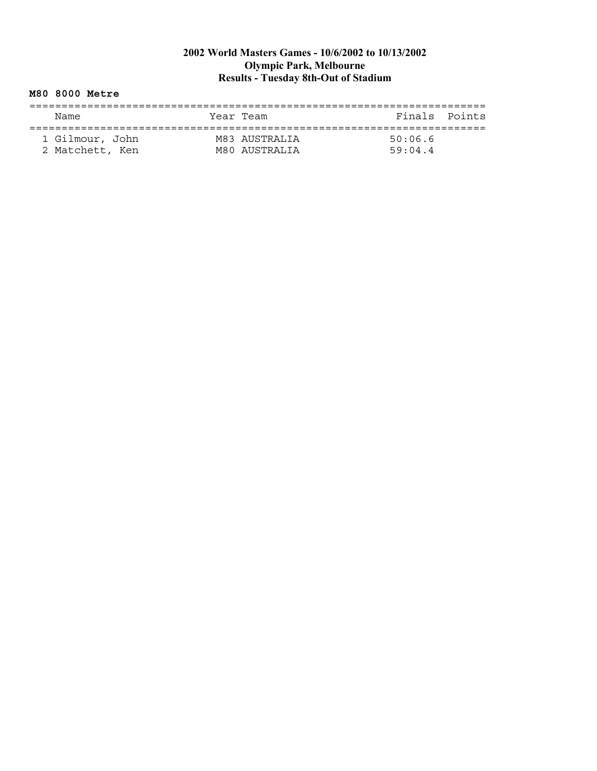# 2002 World Masters Games - 10/6/2002 to 10/13/2002
## Olympic Park, Melbourne
## Results - Tuesday 8th-Out of Stadium

**M80 8000 Metre**

| | Name | Year | Team | Finals | Points |
|---|---|---|---|---|---|
| 1 | Gilmour, John | M83 | AUSTRALIA | 50:06.6 | |
| 2 | Matchett, Ken | M80 | AUSTRALIA | 59:04.4 | |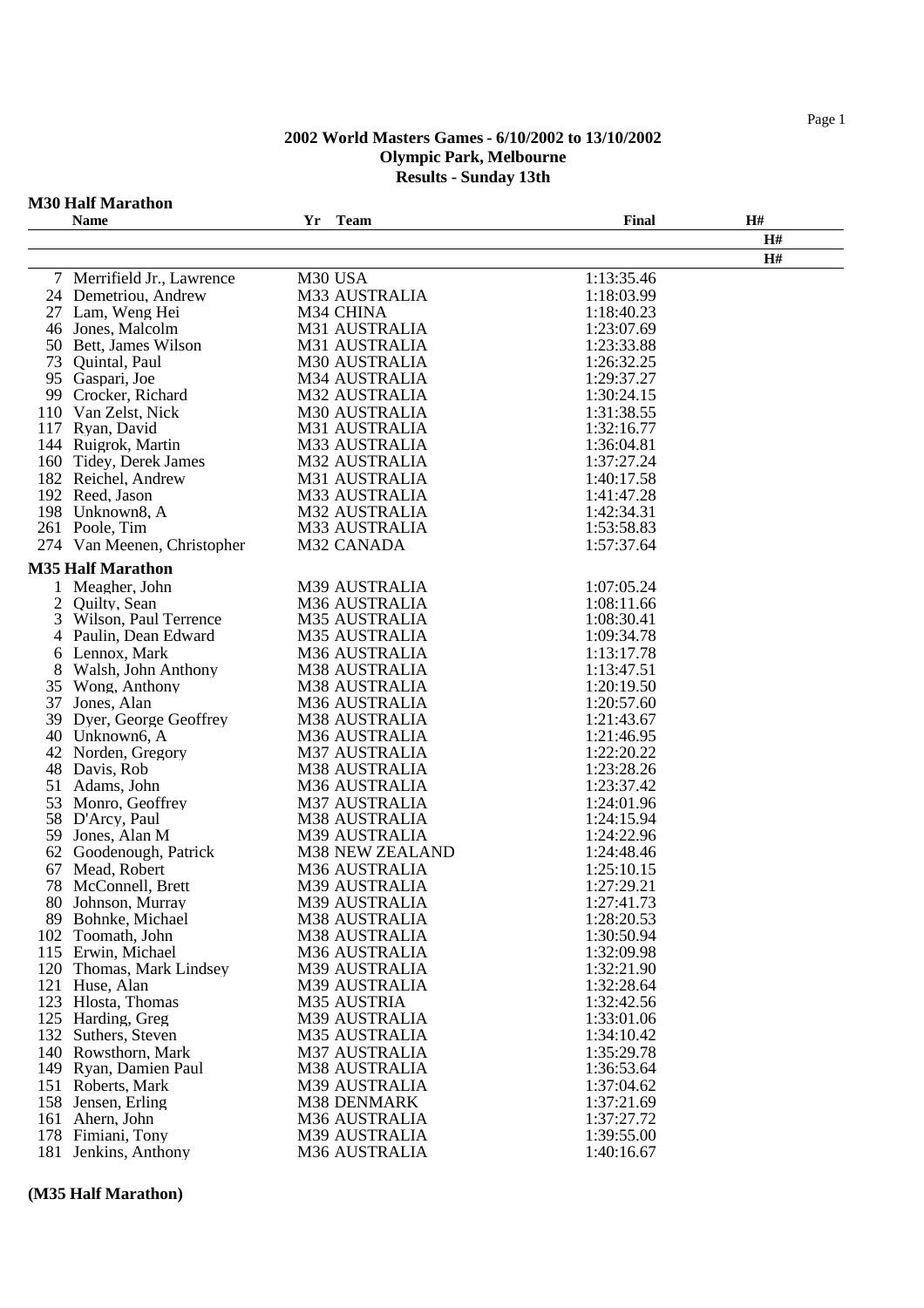**2002 World Masters Games - 6/10/2002 to 13/10/2002**
**Olympic Park, Melbourne**
**Results - Sunday 13th**

### M30 Half Marathon

| | Name | Yr Team | Final | H# |
|---|---|---|---|---|
| 7 | Merrifield Jr., Lawrence | M30 USA | 1:13:35.46 | |
| 24 | Demetriou, Andrew | M33 AUSTRALIA | 1:18:03.99 | |
| 27 | Lam, Weng Hei | M34 CHINA | 1:18:40.23 | |
| 46 | Jones, Malcolm | M31 AUSTRALIA | 1:23:07.69 | |
| 50 | Bett, James Wilson | M31 AUSTRALIA | 1:23:33.88 | |
| 73 | Quintal, Paul | M30 AUSTRALIA | 1:26:32.25 | |
| 95 | Gaspari, Joe | M34 AUSTRALIA | 1:29:37.27 | |
| 99 | Crocker, Richard | M32 AUSTRALIA | 1:30:24.15 | |
| 110 | Van Zelst, Nick | M30 AUSTRALIA | 1:31:38.55 | |
| 117 | Ryan, David | M31 AUSTRALIA | 1:32:16.77 | |
| 144 | Ruigrok, Martin | M33 AUSTRALIA | 1:36:04.81 | |
| 160 | Tidey, Derek James | M32 AUSTRALIA | 1:37:27.24 | |
| 182 | Reichel, Andrew | M31 AUSTRALIA | 1:40:17.58 | |
| 192 | Reed, Jason | M33 AUSTRALIA | 1:41:47.28 | |
| 198 | Unknown8, A | M32 AUSTRALIA | 1:42:34.31 | |
| 261 | Poole, Tim | M33 AUSTRALIA | 1:53:58.83 | |
| 274 | Van Meenen, Christopher | M32 CANADA | 1:57:37.64 | |

### M35 Half Marathon

| | Name | Yr Team | Final | H# |
|---|---|---|---|---|
| 1 | Meagher, John | M39 AUSTRALIA | 1:07:05.24 | |
| 2 | Quilty, Sean | M36 AUSTRALIA | 1:08:11.66 | |
| 3 | Wilson, Paul Terrence | M35 AUSTRALIA | 1:08:30.41 | |
| 4 | Paulin, Dean Edward | M35 AUSTRALIA | 1:09:34.78 | |
| 6 | Lennox, Mark | M36 AUSTRALIA | 1:13:17.78 | |
| 8 | Walsh, John Anthony | M38 AUSTRALIA | 1:13:47.51 | |
| 35 | Wong, Anthony | M38 AUSTRALIA | 1:20:19.50 | |
| 37 | Jones, Alan | M36 AUSTRALIA | 1:20:57.60 | |
| 39 | Dyer, George Geoffrey | M38 AUSTRALIA | 1:21:43.67 | |
| 40 | Unknown6, A | M36 AUSTRALIA | 1:21:46.95 | |
| 42 | Norden, Gregory | M37 AUSTRALIA | 1:22:20.22 | |
| 48 | Davis, Rob | M38 AUSTRALIA | 1:23:28.26 | |
| 51 | Adams, John | M36 AUSTRALIA | 1:23:37.42 | |
| 53 | Monro, Geoffrey | M37 AUSTRALIA | 1:24:01.96 | |
| 58 | D'Arcy, Paul | M38 AUSTRALIA | 1:24:15.94 | |
| 59 | Jones, Alan M | M39 AUSTRALIA | 1:24:22.96 | |
| 62 | Goodenough, Patrick | M38 NEW ZEALAND | 1:24:48.46 | |
| 67 | Mead, Robert | M36 AUSTRALIA | 1:25:10.15 | |
| 78 | McConnell, Brett | M39 AUSTRALIA | 1:27:29.21 | |
| 80 | Johnson, Murray | M39 AUSTRALIA | 1:27:41.73 | |
| 89 | Bohnke, Michael | M38 AUSTRALIA | 1:28:20.53 | |
| 102 | Toomath, John | M38 AUSTRALIA | 1:30:50.94 | |
| 115 | Erwin, Michael | M36 AUSTRALIA | 1:32:09.98 | |
| 120 | Thomas, Mark Lindsey | M39 AUSTRALIA | 1:32:21.90 | |
| 121 | Huse, Alan | M39 AUSTRALIA | 1:32:28.64 | |
| 123 | Hlosta, Thomas | M35 AUSTRIA | 1:32:42.56 | |
| 125 | Harding, Greg | M39 AUSTRALIA | 1:33:01.06 | |
| 132 | Suthers, Steven | M35 AUSTRALIA | 1:34:10.42 | |
| 140 | Rowsthorn, Mark | M37 AUSTRALIA | 1:35:29.78 | |
| 149 | Ryan, Damien Paul | M38 AUSTRALIA | 1:36:53.64 | |
| 151 | Roberts, Mark | M39 AUSTRALIA | 1:37:04.62 | |
| 158 | Jensen, Erling | M38 DENMARK | 1:37:21.69 | |
| 161 | Ahern, John | M36 AUSTRALIA | 1:37:27.72 | |
| 178 | Fimiani, Tony | M39 AUSTRALIA | 1:39:55.00 | |
| 181 | Jenkins, Anthony | M36 AUSTRALIA | 1:40:16.67 | |

**(M35 Half Marathon)**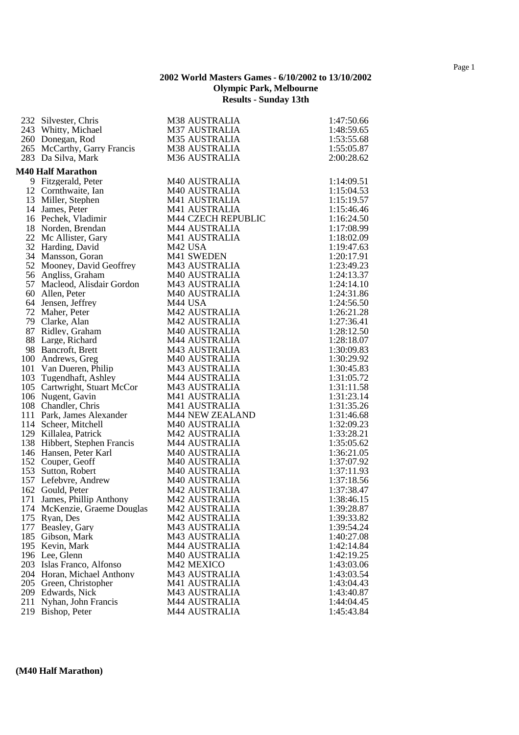## 2002 World Masters Games - 6/10/2002 to 13/10/2002
## Olympic Park, Melbourne
## Results - Sunday 13th

| | | | |
|---|---|---|---|
| 232 | Silvester, Chris | M38 AUSTRALIA | 1:47:50.66 |
| 243 | Whitty, Michael | M37 AUSTRALIA | 1:48:59.65 |
| 260 | Donegan, Rod | M35 AUSTRALIA | 1:53:55.68 |
| 265 | McCarthy, Garry Francis | M38 AUSTRALIA | 1:55:05.87 |
| 283 | Da Silva, Mark | M36 AUSTRALIA | 2:00:28.62 |

**M40 Half Marathon**

| | | | |
|---|---|---|---|
| 9 | Fitzgerald, Peter | M40 AUSTRALIA | 1:14:09.51 |
| 12 | Cornthwaite, Ian | M40 AUSTRALIA | 1:15:04.53 |
| 13 | Miller, Stephen | M41 AUSTRALIA | 1:15:19.57 |
| 14 | James, Peter | M41 AUSTRALIA | 1:15:46.46 |
| 16 | Pechek, Vladimir | M44 CZECH REPUBLIC | 1:16:24.50 |
| 18 | Norden, Brendan | M44 AUSTRALIA | 1:17:08.99 |
| 22 | Mc Allister, Gary | M41 AUSTRALIA | 1:18:02.09 |
| 32 | Harding, David | M42 USA | 1:19:47.63 |
| 34 | Mansson, Goran | M41 SWEDEN | 1:20:17.91 |
| 52 | Mooney, David Geoffrey | M43 AUSTRALIA | 1:23:49.23 |
| 56 | Angliss, Graham | M40 AUSTRALIA | 1:24:13.37 |
| 57 | Macleod, Alisdair Gordon | M43 AUSTRALIA | 1:24:14.10 |
| 60 | Allen, Peter | M40 AUSTRALIA | 1:24:31.86 |
| 64 | Jensen, Jeffrey | M44 USA | 1:24:56.50 |
| 72 | Maher, Peter | M42 AUSTRALIA | 1:26:21.28 |
| 79 | Clarke, Alan | M42 AUSTRALIA | 1:27:36.41 |
| 87 | Ridley, Graham | M40 AUSTRALIA | 1:28:12.50 |
| 88 | Large, Richard | M44 AUSTRALIA | 1:28:18.07 |
| 98 | Bancroft, Brett | M43 AUSTRALIA | 1:30:09.83 |
| 100 | Andrews, Greg | M40 AUSTRALIA | 1:30:29.92 |
| 101 | Van Dueren, Philip | M43 AUSTRALIA | 1:30:45.83 |
| 103 | Tugendhaft, Ashley | M44 AUSTRALIA | 1:31:05.72 |
| 105 | Cartwright, Stuart McCor | M43 AUSTRALIA | 1:31:11.58 |
| 106 | Nugent, Gavin | M41 AUSTRALIA | 1:31:23.14 |
| 108 | Chandler, Chris | M41 AUSTRALIA | 1:31:35.26 |
| 111 | Park, James Alexander | M44 NEW ZEALAND | 1:31:46.68 |
| 114 | Scheer, Mitchell | M40 AUSTRALIA | 1:32:09.23 |
| 129 | Killalea, Patrick | M42 AUSTRALIA | 1:33:28.21 |
| 138 | Hibbert, Stephen Francis | M44 AUSTRALIA | 1:35:05.62 |
| 146 | Hansen, Peter Karl | M40 AUSTRALIA | 1:36:21.05 |
| 152 | Couper, Geoff | M40 AUSTRALIA | 1:37:07.92 |
| 153 | Sutton, Robert | M40 AUSTRALIA | 1:37:11.93 |
| 157 | Lefebvre, Andrew | M40 AUSTRALIA | 1:37:18.56 |
| 162 | Gould, Peter | M42 AUSTRALIA | 1:37:38.47 |
| 171 | James, Phillip Anthony | M42 AUSTRALIA | 1:38:46.15 |
| 174 | McKenzie, Graeme Douglas | M42 AUSTRALIA | 1:39:28.87 |
| 175 | Ryan, Des | M42 AUSTRALIA | 1:39:33.82 |
| 177 | Beasley, Gary | M43 AUSTRALIA | 1:39:54.24 |
| 185 | Gibson, Mark | M43 AUSTRALIA | 1:40:27.08 |
| 195 | Kevin, Mark | M44 AUSTRALIA | 1:42:14.84 |
| 196 | Lee, Glenn | M40 AUSTRALIA | 1:42:19.25 |
| 203 | Islas Franco, Alfonso | M42 MEXICO | 1:43:03.06 |
| 204 | Horan, Michael Anthony | M43 AUSTRALIA | 1:43:03.54 |
| 205 | Green, Christopher | M41 AUSTRALIA | 1:43:04.43 |
| 209 | Edwards, Nick | M43 AUSTRALIA | 1:43:40.87 |
| 211 | Nyhan, John Francis | M44 AUSTRALIA | 1:44:04.45 |
| 219 | Bishop, Peter | M44 AUSTRALIA | 1:45:43.84 |

**(M40 Half Marathon)**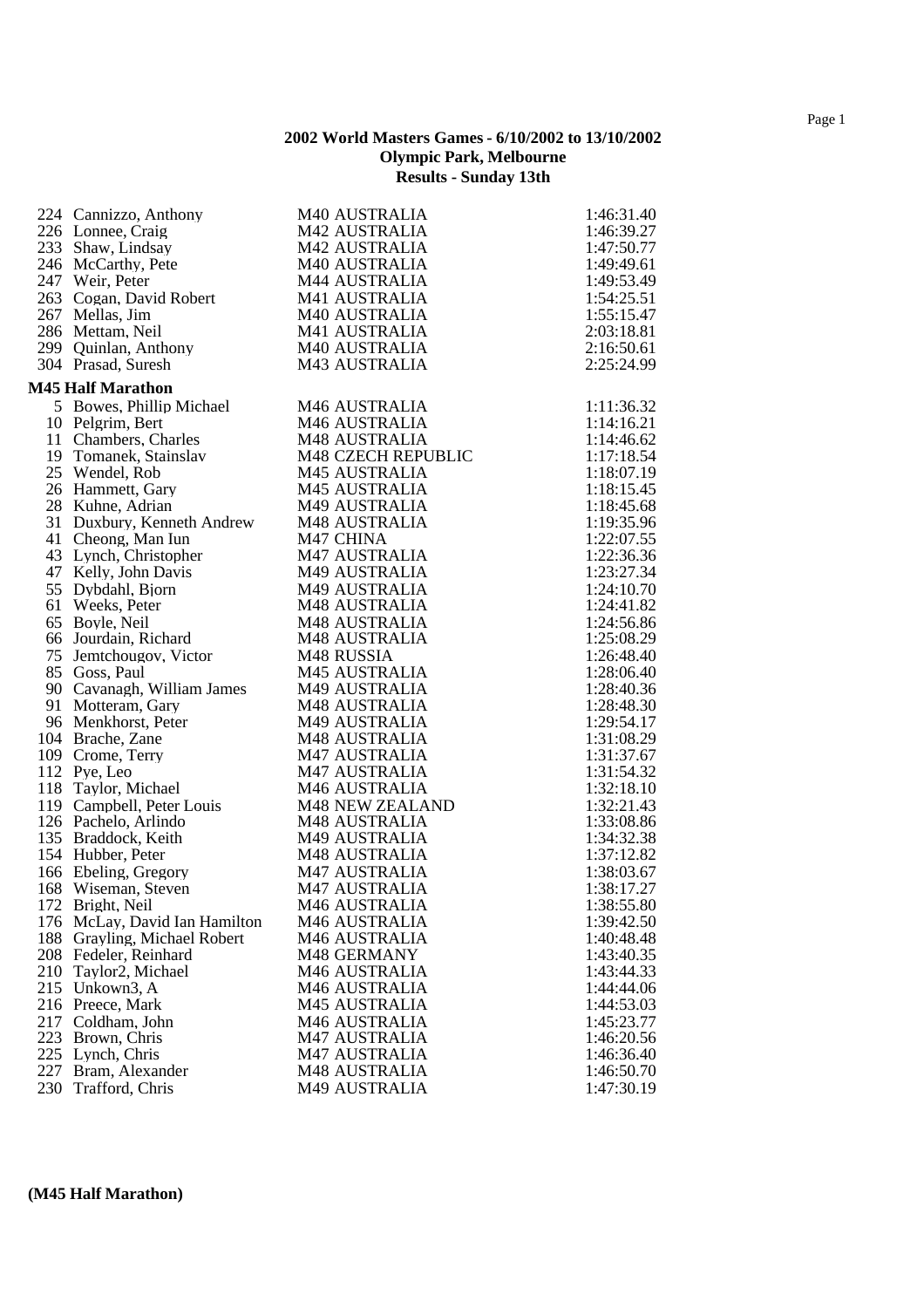**2002 World Masters Games - 6/10/2002 to 13/10/2002**
**Olympic Park, Melbourne**
**Results - Sunday 13th**

| | | | |
|---|---|---|---|
| 224 | Cannizzo, Anthony | M40 AUSTRALIA | 1:46:31.40 |
| 226 | Lonnee, Craig | M42 AUSTRALIA | 1:46:39.27 |
| 233 | Shaw, Lindsay | M42 AUSTRALIA | 1:47:50.77 |
| 246 | McCarthy, Pete | M40 AUSTRALIA | 1:49:49.61 |
| 247 | Weir, Peter | M44 AUSTRALIA | 1:49:53.49 |
| 263 | Cogan, David Robert | M41 AUSTRALIA | 1:54:25.51 |
| 267 | Mellas, Jim | M40 AUSTRALIA | 1:55:15.47 |
| 286 | Mettam, Neil | M41 AUSTRALIA | 2:03:18.81 |
| 299 | Quinlan, Anthony | M40 AUSTRALIA | 2:16:50.61 |
| 304 | Prasad, Suresh | M43 AUSTRALIA | 2:25:24.99 |

**M45 Half Marathon**

| | | | |
|---|---|---|---|
| 5 | Bowes, Phillip Michael | M46 AUSTRALIA | 1:11:36.32 |
| 10 | Pelgrim, Bert | M46 AUSTRALIA | 1:14:16.21 |
| 11 | Chambers, Charles | M48 AUSTRALIA | 1:14:46.62 |
| 19 | Tomanek, Stainslav | M48 CZECH REPUBLIC | 1:17:18.54 |
| 25 | Wendel, Rob | M45 AUSTRALIA | 1:18:07.19 |
| 26 | Hammett, Gary | M45 AUSTRALIA | 1:18:15.45 |
| 28 | Kuhne, Adrian | M49 AUSTRALIA | 1:18:45.68 |
| 31 | Duxbury, Kenneth Andrew | M48 AUSTRALIA | 1:19:35.96 |
| 41 | Cheong, Man Iun | M47 CHINA | 1:22:07.55 |
| 43 | Lynch, Christopher | M47 AUSTRALIA | 1:22:36.36 |
| 47 | Kelly, John Davis | M49 AUSTRALIA | 1:23:27.34 |
| 55 | Dybdahl, Bjorn | M49 AUSTRALIA | 1:24:10.70 |
| 61 | Weeks, Peter | M48 AUSTRALIA | 1:24:41.82 |
| 65 | Boyle, Neil | M48 AUSTRALIA | 1:24:56.86 |
| 66 | Jourdain, Richard | M48 AUSTRALIA | 1:25:08.29 |
| 75 | Jemtchougov, Victor | M48 RUSSIA | 1:26:48.40 |
| 85 | Goss, Paul | M45 AUSTRALIA | 1:28:06.40 |
| 90 | Cavanagh, William James | M49 AUSTRALIA | 1:28:40.36 |
| 91 | Motteram, Gary | M48 AUSTRALIA | 1:28:48.30 |
| 96 | Menkhorst, Peter | M49 AUSTRALIA | 1:29:54.17 |
| 104 | Brache, Zane | M48 AUSTRALIA | 1:31:08.29 |
| 109 | Crome, Terry | M47 AUSTRALIA | 1:31:37.67 |
| 112 | Pye, Leo | M47 CHINA | 1:31:54.32 |
| 118 | Taylor, Michael | M46 AUSTRALIA | 1:32:18.10 |
| 119 | Campbell, Peter Louis | M48 NEW ZEALAND | 1:32:21.43 |
| 126 | Pachelo, Arlindo | M48 AUSTRALIA | 1:33:08.86 |
| 135 | Braddock, Keith | M49 AUSTRALIA | 1:34:32.38 |
| 154 | Hubber, Peter | M48 AUSTRALIA | 1:37:12.82 |
| 166 | Ebeling, Gregory | M47 AUSTRALIA | 1:38:03.67 |
| 168 | Wiseman, Steven | M47 AUSTRALIA | 1:38:17.27 |
| 172 | Bright, Neil | M46 AUSTRALIA | 1:38:55.80 |
| 176 | McLay, David Ian Hamilton | M46 AUSTRALIA | 1:39:42.50 |
| 188 | Grayling, Michael Robert | M46 AUSTRALIA | 1:40:48.48 |
| 208 | Federler, Reinhard | M48 GERMANY | 1:43:40.35 |
| 210 | Taylor2, Michael | M46 AUSTRALIA | 1:43:44.33 |
| 215 | Unkown3, A | M46 AUSTRALIA | 1:44:44.06 |
| 216 | Preece, Mark | M45 AUSTRALIA | 1:44:53.03 |
| 217 | Coldham, John | M46 AUSTRALIA | 1:45:23.77 |
| 223 | Brown, Chris | M47 AUSTRALIA | 1:46:20.56 |
| 225 | Lynch, Chris | M47 AUSTRALIA | 1:46:36.40 |
| 227 | Bram, Alexander | M48 AUSTRALIA | 1:46:50.70 |
| 230 | Trafford, Chris | M49 AUSTRALIA | 1:47:30.19 |

**(M45 Half Marathon)**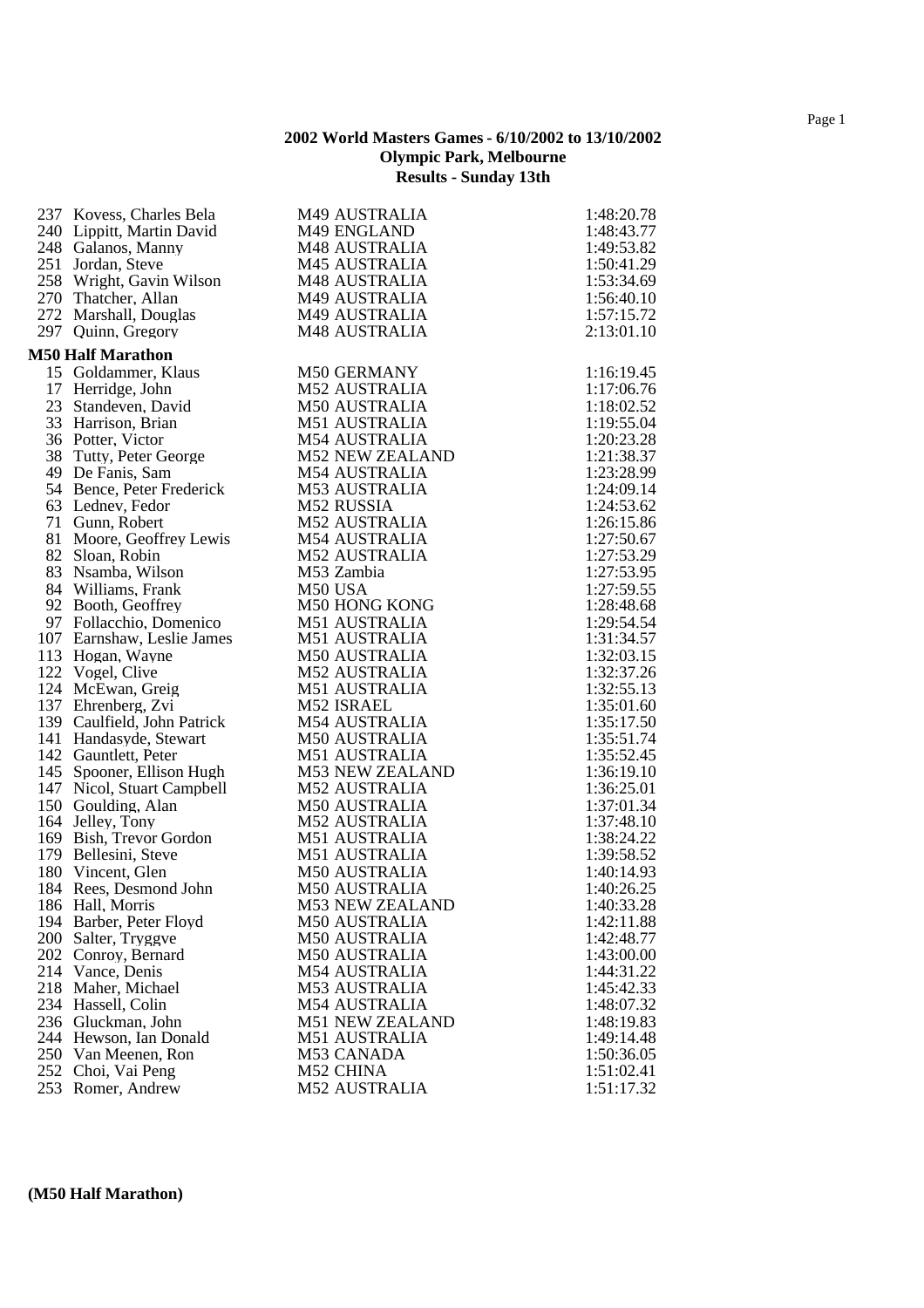**2002 World Masters Games - 6/10/2002 to 13/10/2002**
**Olympic Park, Melbourne**
**Results - Sunday 13th**

| | | | |
|---|---|---|---|
| 237 | Kovess, Charles Bela | M49 AUSTRALIA | 1:48:20.78 |
| 240 | Lippitt, Martin David | M49 ENGLAND | 1:48:43.77 |
| 248 | Galanos, Manny | M48 AUSTRALIA | 1:49:53.82 |
| 251 | Jordan, Steve | M45 AUSTRALIA | 1:50:41.29 |
| 258 | Wright, Gavin Wilson | M48 AUSTRALIA | 1:53:34.69 |
| 270 | Thatcher, Allan | M49 AUSTRALIA | 1:56:40.10 |
| 272 | Marshall, Douglas | M49 AUSTRALIA | 1:57:15.72 |
| 297 | Quinn, Gregory | M48 AUSTRALIA | 2:13:01.10 |

**M50 Half Marathon**

| | | | |
|---|---|---|---|
| 15 | Goldammer, Klaus | M50 GERMANY | 1:16:19.45 |
| 17 | Herridge, John | M52 AUSTRALIA | 1:17:06.76 |
| 23 | Standeven, David | M50 AUSTRALIA | 1:18:02.52 |
| 33 | Harrison, Brian | M51 AUSTRALIA | 1:19:55.04 |
| 36 | Potter, Victor | M54 AUSTRALIA | 1:20:23.28 |
| 38 | Tutty, Peter George | M52 NEW ZEALAND | 1:21:38.37 |
| 49 | De Fanis, Sam | M54 AUSTRALIA | 1:23:28.99 |
| 54 | Bence, Peter Frederick | M53 AUSTRALIA | 1:24:09.14 |
| 63 | Lednev, Fedor | M52 RUSSIA | 1:24:53.62 |
| 71 | Gunn, Robert | M52 AUSTRALIA | 1:26:15.86 |
| 81 | Moore, Geoffrey Lewis | M54 AUSTRALIA | 1:27:50.67 |
| 82 | Sloan, Robin | M52 AUSTRALIA | 1:27:53.29 |
| 83 | Nsamba, Wilson | M53 Zambia | 1:27:53.95 |
| 84 | Williams, Frank | M50 USA | 1:27:59.55 |
| 92 | Booth, Geoffrey | M50 HONG KONG | 1:28:48.68 |
| 97 | Follacchio, Domenico | M51 AUSTRALIA | 1:29:54.54 |
| 107 | Earnshaw, Leslie James | M51 AUSTRALIA | 1:31:34.57 |
| 113 | Hogan, Wayne | M50 AUSTRALIA | 1:32:03.15 |
| 122 | Vogel, Clive | M52 AUSTRALIA | 1:32:37.26 |
| 124 | McEwan, Greig | M51 AUSTRALIA | 1:32:55.13 |
| 137 | Ehrenberg, Zvi | M52 ISRAEL | 1:35:01.60 |
| 139 | Caulfield, John Patrick | M54 AUSTRALIA | 1:35:17.50 |
| 141 | Handasyde, Stewart | M50 AUSTRALIA | 1:35:51.74 |
| 142 | Gauntlett, Peter | M51 AUSTRALIA | 1:35:52.45 |
| 145 | Spooner, Ellison Hugh | M53 NEW ZEALAND | 1:36:19.10 |
| 147 | Nicol, Stuart Campbell | M52 AUSTRALIA | 1:36:25.01 |
| 150 | Goulding, Alan | M50 AUSTRALIA | 1:37:01.34 |
| 164 | Jelley, Tony | M52 AUSTRALIA | 1:37:48.10 |
| 169 | Bish, Trevor Gordon | M51 AUSTRALIA | 1:38:24.22 |
| 179 | Bellesini, Steve | M51 AUSTRALIA | 1:39:58.52 |
| 180 | Vincent, Glen | M50 AUSTRALIA | 1:40:14.93 |
| 184 | Rees, Desmond John | M50 AUSTRALIA | 1:40:26.25 |
| 186 | Hall, Morris | M53 NEW ZEALAND | 1:40:33.28 |
| 194 | Barber, Peter Floyd | M50 AUSTRALIA | 1:42:11.88 |
| 200 | Salter, Tryggve | M50 AUSTRALIA | 1:42:48.77 |
| 202 | Conroy, Bernard | M50 AUSTRALIA | 1:43:00.00 |
| 214 | Vance, Denis | M54 AUSTRALIA | 1:44:31.22 |
| 218 | Maher, Michael | M53 AUSTRALIA | 1:45:42.33 |
| 234 | Hassell, Colin | M54 AUSTRALIA | 1:48:07.32 |
| 236 | Gluckman, John | M51 NEW ZEALAND | 1:48:19.83 |
| 244 | Hewson, Ian Donald | M51 AUSTRALIA | 1:49:14.48 |
| 250 | Van Meenen, Ron | M53 CANADA | 1:50:36.05 |
| 252 | Choi, Vai Peng | M52 CHINA | 1:51:02.41 |
| 253 | Romer, Andrew | M52 AUSTRALIA | 1:51:17.32 |

**(M50 Half Marathon)**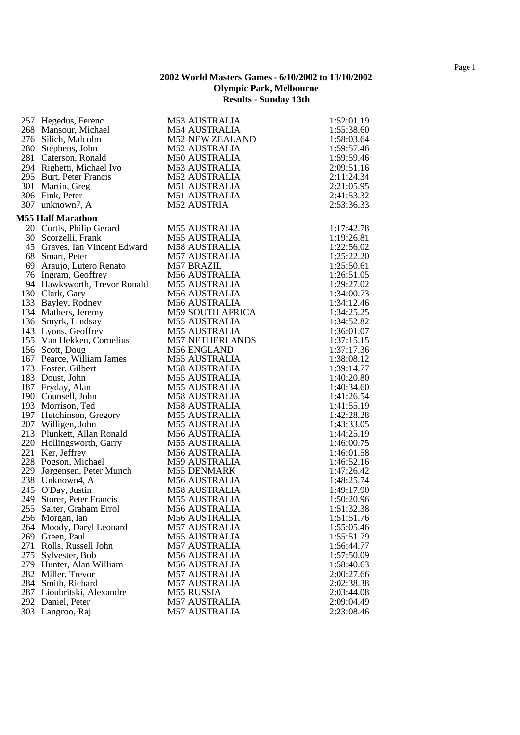**2002 World Masters Games - 6/10/2002 to 13/10/2002**
**Olympic Park, Melbourne**
**Results - Sunday 13th**

| | | | |
|---|---|---|---|
| 257 | Hegedus, Ferenc | M53 AUSTRALIA | 1:52:01.19 |
| 268 | Mansour, Michael | M54 AUSTRALIA | 1:55:38.60 |
| 276 | Silich, Malcolm | M52 NEW ZEALAND | 1:58:03.64 |
| 280 | Stephens, John | M52 AUSTRALIA | 1:59:57.46 |
| 281 | Caterson, Ronald | M50 AUSTRALIA | 1:59:59.46 |
| 294 | Righetti, Michael Ivo | M53 AUSTRALIA | 2:09:51.16 |
| 295 | Burt, Peter Francis | M52 AUSTRALIA | 2:11:24.34 |
| 301 | Martin, Greg | M51 AUSTRALIA | 2:21:05.95 |
| 306 | Fink, Peter | M51 AUSTRALIA | 2:41:53.32 |
| 307 | unknown7, A | M52 AUSTRIA | 2:53:36.33 |

**M55 Half Marathon**

| | | | |
|---|---|---|---|
| 20 | Curtis, Philip Gerard | M55 AUSTRALIA | 1:17:42.78 |
| 30 | Scorzelli, Frank | M55 AUSTRALIA | 1:19:26.81 |
| 45 | Graves, Ian Vincent Edward | M58 AUSTRALIA | 1:22:56.02 |
| 68 | Smart, Peter | M57 AUSTRALIA | 1:25:22.20 |
| 69 | Araujo, Lutero Renato | M57 BRAZIL | 1:25:50.61 |
| 76 | Ingram, Geoffrey | M56 AUSTRALIA | 1:26:51.05 |
| 94 | Hawksworth, Trevor Ronald | M55 AUSTRALIA | 1:29:27.02 |
| 130 | Clark, Gary | M56 AUSTRALIA | 1:34:00.73 |
| 133 | Bayley, Rodney | M56 AUSTRALIA | 1:34:12.46 |
| 134 | Mathers, Jeremy | M59 SOUTH AFRICA | 1:34:25.25 |
| 136 | Smyrk, Lindsay | M55 AUSTRALIA | 1:34:52.82 |
| 143 | Lyons, Geoffrey | M55 AUSTRALIA | 1:36:01.07 |
| 155 | Van Hekken, Cornelius | M57 NETHERLANDS | 1:37:15.15 |
| 156 | Scott, Doug | M56 ENGLAND | 1:37:17.36 |
| 167 | Pearce, William James | M55 AUSTRALIA | 1:38:08.12 |
| 173 | Foster, Gilbert | M58 AUSTRALIA | 1:39:14.77 |
| 183 | Doust, John | M55 AUSTRALIA | 1:40:20.80 |
| 187 | Fryday, Alan | M55 AUSTRALIA | 1:40:34.60 |
| 190 | Counsell, John | M58 AUSTRALIA | 1:41:26.54 |
| 193 | Morrison, Ted | M58 AUSTRALIA | 1:41:55.19 |
| 197 | Hutchinson, Gregory | M55 AUSTRALIA | 1:42:28.28 |
| 207 | Willigen, John | M55 AUSTRALIA | 1:43:33.05 |
| 213 | Plunkett, Allan Ronald | M56 AUSTRALIA | 1:44:25.19 |
| 220 | Hollingsworth, Garry | M55 AUSTRALIA | 1:46:00.75 |
| 221 | Ker, Jeffrey | M56 AUSTRALIA | 1:46:01.58 |
| 228 | Pogson, Michael | M59 AUSTRALIA | 1:46:52.16 |
| 229 | Jørgensen, Peter Munch | M55 DENMARK | 1:47:26.42 |
| 238 | Unknown4, A | M56 AUSTRALIA | 1:48:25.74 |
| 245 | O'Day, Justin | M58 AUSTRALIA | 1:49:17.90 |
| 249 | Storer, Peter Francis | M55 AUSTRALIA | 1:50:20.96 |
| 255 | Salter, Graham Errol | M56 AUSTRALIA | 1:51:32.38 |
| 256 | Morgan, Ian | M56 AUSTRALIA | 1:51:51.76 |
| 264 | Moody, Daryl Leonard | M57 AUSTRALIA | 1:55:05.46 |
| 269 | Green, Paul | M55 AUSTRALIA | 1:55:51.79 |
| 271 | Rolls, Russell John | M57 AUSTRALIA | 1:56:44.77 |
| 275 | Sylvester, Bob | M56 AUSTRALIA | 1:57:50.09 |
| 279 | Hunter, Alan William | M56 AUSTRALIA | 1:58:40.63 |
| 282 | Miller, Trevor | M57 AUSTRALIA | 2:00:27.66 |
| 284 | Smith, Richard | M57 AUSTRALIA | 2:02:38.38 |
| 287 | Lioubritski, Alexandre | M55 RUSSIA | 2:03:44.08 |
| 292 | Daniel, Peter | M57 AUSTRALIA | 2:09:04.49 |
| 303 | Langroo, Raj | M57 AUSTRALIA | 2:23:08.46 |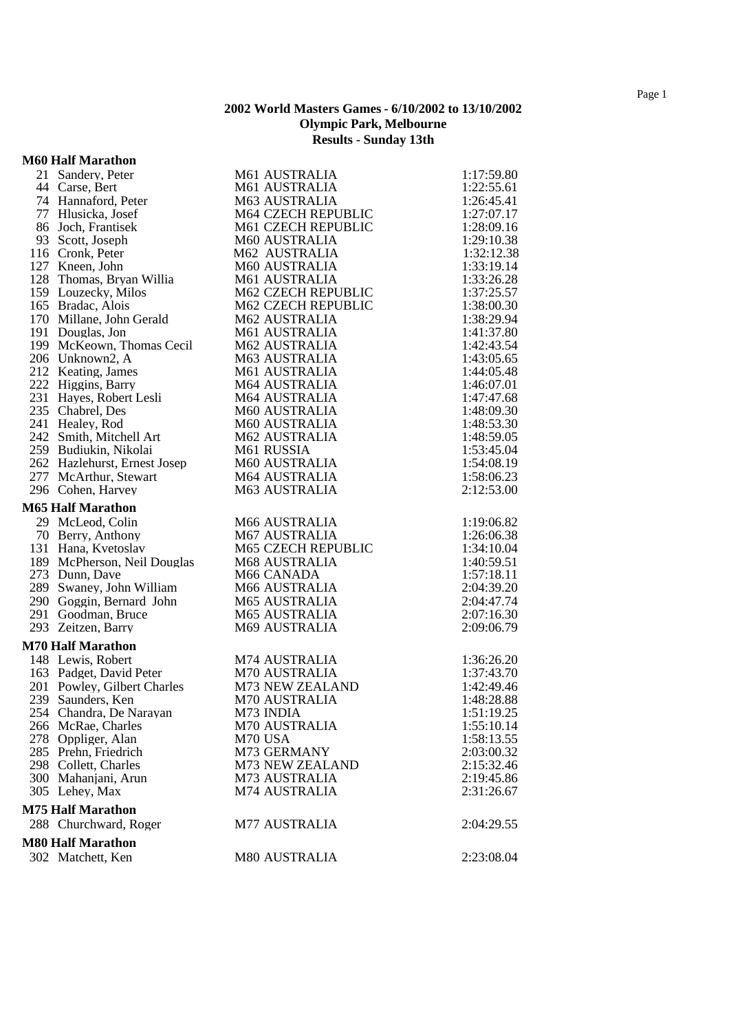**2002 World Masters Games - 6/10/2002 to 13/10/2002**
**Olympic Park, Melbourne**
**Results - Sunday 13th**

### M60 Half Marathon

| | | | |
|---|---|---|---|
| 21 | Sandery, Peter | M61 AUSTRALIA | 1:17:59.80 |
| 44 | Carse, Bert | M61 AUSTRALIA | 1:22:55.61 |
| 74 | Hannaford, Peter | M63 AUSTRALIA | 1:26:45.41 |
| 77 | Hlusicka, Josef | M64 CZECH REPUBLIC | 1:27:07.17 |
| 86 | Joch, Frantisek | M61 CZECH REPUBLIC | 1:28:09.16 |
| 93 | Scott, Joseph | M60 AUSTRALIA | 1:29:10.38 |
| 116 | Cronk, Peter | M62 AUSTRALIA | 1:32:12.38 |
| 127 | Kneen, John | M60 AUSTRALIA | 1:33:19.14 |
| 128 | Thomas, Bryan Willia | M61 AUSTRALIA | 1:33:26.28 |
| 159 | Louzecky, Milos | M62 CZECH REPUBLIC | 1:37:25.57 |
| 165 | Bradac, Alois | M62 CZECH REPUBLIC | 1:38:00.30 |
| 170 | Millane, John Gerald | M62 AUSTRALIA | 1:38:29.94 |
| 191 | Douglas, Jon | M61 AUSTRALIA | 1:41:37.80 |
| 199 | McKeown, Thomas Cecil | M62 AUSTRALIA | 1:42:43.54 |
| 206 | Unknown2, A | M63 AUSTRALIA | 1:43:05.65 |
| 212 | Keating, James | M61 AUSTRALIA | 1:44:05.48 |
| 222 | Higgins, Barry | M64 AUSTRALIA | 1:46:07.01 |
| 231 | Hayes, Robert Lesli | M64 AUSTRALIA | 1:47:47.68 |
| 235 | Chabrel, Des | M60 AUSTRALIA | 1:48:09.30 |
| 241 | Healey, Rod | M60 AUSTRALIA | 1:48:53.30 |
| 242 | Smith, Mitchell Art | M62 AUSTRALIA | 1:48:59.05 |
| 259 | Budiukin, Nikolai | M61 RUSSIA | 1:53:45.04 |
| 262 | Hazlehurst, Ernest Josep | M60 AUSTRALIA | 1:54:08.19 |
| 277 | McArthur, Stewart | M64 AUSTRALIA | 1:58:06.23 |
| 296 | Cohen, Harvey | M63 AUSTRALIA | 2:12:53.00 |

### M65 Half Marathon

| | | | |
|---|---|---|---|
| 29 | McLeod, Colin | M66 AUSTRALIA | 1:19:06.82 |
| 70 | Berry, Anthony | M67 AUSTRALIA | 1:26:06.38 |
| 131 | Hana, Kvetoslav | M65 CZECH REPUBLIC | 1:34:10.04 |
| 189 | McPherson, Neil Douglas | M68 AUSTRALIA | 1:40:59.51 |
| 273 | Dunn, Dave | M66 CANADA | 1:57:18.11 |
| 289 | Swaney, John William | M66 AUSTRALIA | 2:04:39.20 |
| 290 | Goggin, Bernard John | M65 AUSTRALIA | 2:04:47.74 |
| 291 | Goodman, Bruce | M65 AUSTRALIA | 2:07:16.30 |
| 293 | Zeitzen, Barry | M69 AUSTRALIA | 2:09:06.79 |

### M70 Half Marathon

| | | | |
|---|---|---|---|
| 148 | Lewis, Robert | M74 AUSTRALIA | 1:36:26.20 |
| 163 | Padget, David Peter | M70 AUSTRALIA | 1:37:43.70 |
| 201 | Powley, Gilbert Charles | M73 NEW ZEALAND | 1:42:49.46 |
| 239 | Saunders, Ken | M70 AUSTRALIA | 1:48:28.88 |
| 254 | Chandra, De Narayan | M73 INDIA | 1:51:19.25 |
| 266 | McRae, Charles | M70 AUSTRALIA | 1:55:10.14 |
| 278 | Oppliger, Alan | M70 USA | 1:58:13.55 |
| 285 | Prehn, Friedrich | M73 GERMANY | 2:03:00.32 |
| 298 | Collett, Charles | M73 NEW ZEALAND | 2:15:32.46 |
| 300 | Mahanjani, Arun | M73 AUSTRALIA | 2:19:45.86 |
| 305 | Lehey, Max | M74 AUSTRALIA | 2:31:26.67 |

### M75 Half Marathon

| | | | |
|---|---|---|---|
| 288 | Churchward, Roger | M77 AUSTRALIA | 2:04:29.55 |

### M80 Half Marathon

| | | | |
|---|---|---|---|
| 302 | Matchett, Ken | M80 AUSTRALIA | 2:23:08.04 |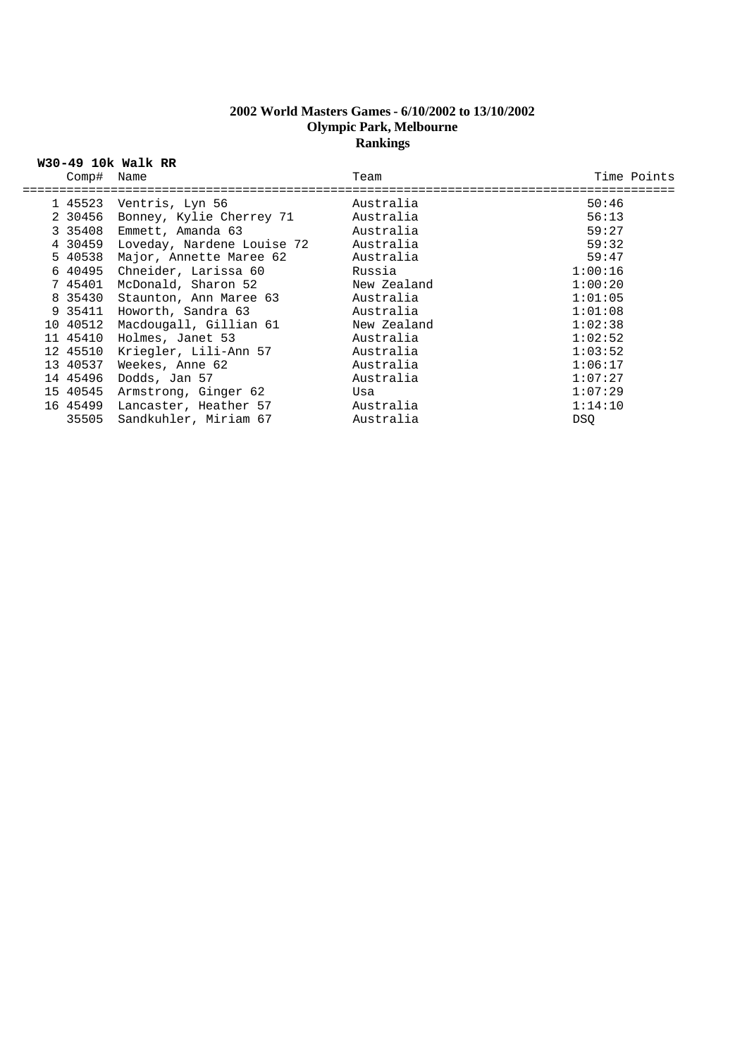# 2002 World Masters Games - 6/10/2002 to 13/10/2002
## Olympic Park, Melbourne
## Rankings

**W30-49 10k Walk RR**

| | Comp# | Name | Team | Time | Points |
|---|---|---|---|---|---|
| 1 | 45523 | Ventris, Lyn 56 | Australia | 50:46 | |
| 2 | 30456 | Bonney, Kylie Cherrey 71 | Australia | 56:13 | |
| 3 | 35408 | Emmett, Amanda 63 | Australia | 59:27 | |
| 4 | 30459 | Loveday, Nardene Louise 72 | Australia | 59:32 | |
| 5 | 40538 | Major, Annette Maree 62 | Australia | 59:47 | |
| 6 | 40495 | Chneider, Larissa 60 | Russia | 1:00:16 | |
| 7 | 45401 | McDonald, Sharon 52 | New Zealand | 1:00:20 | |
| 8 | 35430 | Staunton, Ann Maree 63 | Australia | 1:01:05 | |
| 9 | 35411 | Howorth, Sandra 63 | Australia | 1:01:08 | |
| 10 | 40512 | Macdougall, Gillian 61 | New Zealand | 1:02:38 | |
| 11 | 45410 | Holmes, Janet 53 | Australia | 1:02:52 | |
| 12 | 45510 | Kriegler, Lili-Ann 57 | Australia | 1:03:52 | |
| 13 | 40537 | Weekes, Anne 62 | Australia | 1:06:17 | |
| 14 | 45496 | Dodds, Jan 57 | Australia | 1:07:27 | |
| 15 | 40545 | Armstrong, Ginger 62 | Usa | 1:07:29 | |
| 16 | 45499 | Lancaster, Heather 57 | Australia | 1:14:10 | |
| | 35505 | Sandkuhler, Miriam 67 | Australia | DSQ | |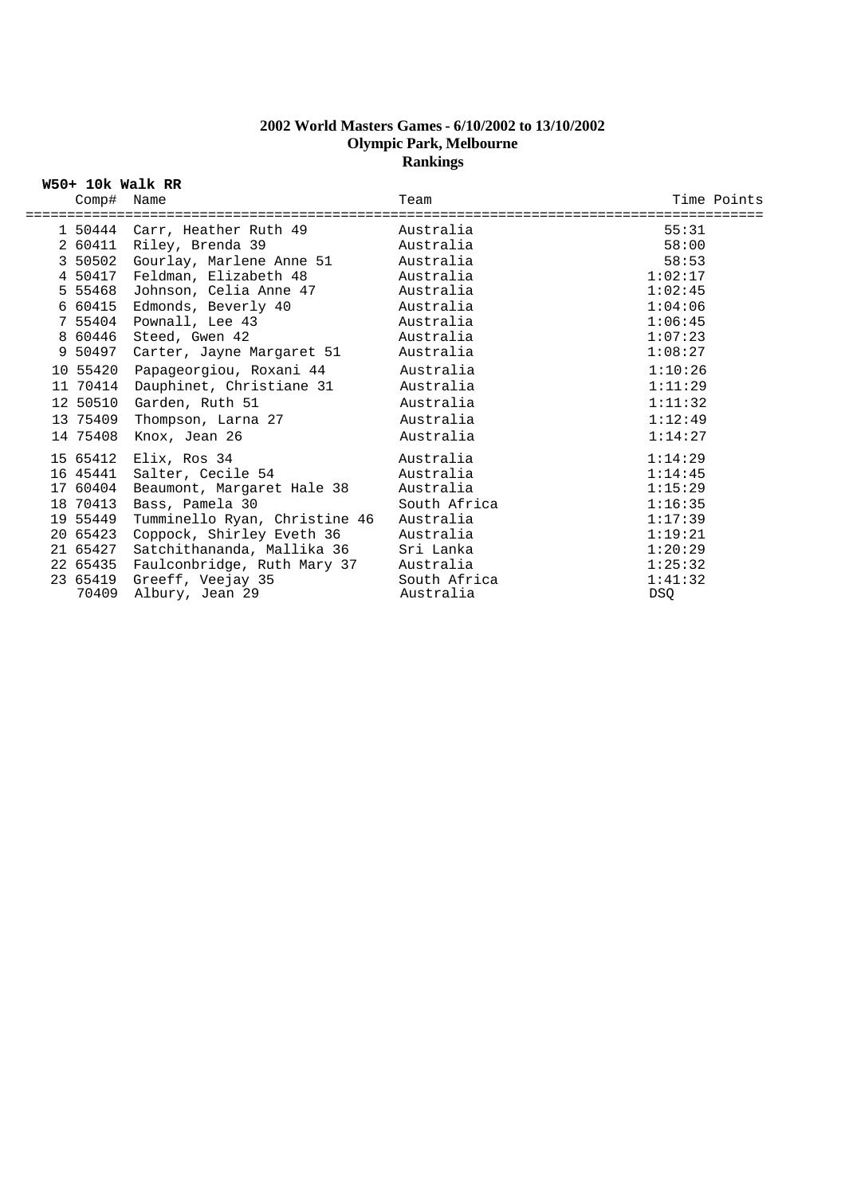# 2002 World Masters Games - 6/10/2002 to 13/10/2002
## Olympic Park, Melbourne
## Rankings

**W50+ 10k Walk RR**

| | Comp# | Name | Team | Time | Points |
|---|---|---|---|---|---|
| 1 | 50444 | Carr, Heather Ruth 49 | Australia | 55:31 | |
| 2 | 60411 | Riley, Brenda 39 | Australia | 58:00 | |
| 3 | 50502 | Gourlay, Marlene Anne 51 | Australia | 58:53 | |
| 4 | 50417 | Feldman, Elizabeth 48 | Australia | 1:02:17 | |
| 5 | 55468 | Johnson, Celia Anne 47 | Australia | 1:02:45 | |
| 6 | 60415 | Edmonds, Beverly 40 | Australia | 1:04:06 | |
| 7 | 55404 | Pownall, Lee 43 | Australia | 1:06:45 | |
| 8 | 60446 | Steed, Gwen 42 | Australia | 1:07:23 | |
| 9 | 50497 | Carter, Jayne Margaret 51 | Australia | 1:08:27 | |
| 10 | 55420 | Papageorgiou, Roxani 44 | Australia | 1:10:26 | |
| 11 | 70414 | Dauphinet, Christiane 31 | Australia | 1:11:29 | |
| 12 | 50510 | Garden, Ruth 51 | Australia | 1:11:32 | |
| 13 | 75409 | Thompson, Larna 27 | Australia | 1:12:49 | |
| 14 | 75408 | Knox, Jean 26 | Australia | 1:14:27 | |
| 15 | 65412 | Elix, Ros 34 | Australia | 1:14:29 | |
| 16 | 45441 | Salter, Cecile 54 | Australia | 1:14:45 | |
| 17 | 60404 | Beaumont, Margaret Hale 38 | Australia | 1:15:29 | |
| 18 | 70413 | Bass, Pamela 30 | South Africa | 1:16:35 | |
| 19 | 55449 | Tumminello Ryan, Christine 46 | Australia | 1:17:39 | |
| 20 | 65423 | Coppock, Shirley Eveth 36 | Australia | 1:19:21 | |
| 21 | 65427 | Satchithananda, Mallika 36 | Sri Lanka | 1:20:29 | |
| 22 | 65435 | Faulconbridge, Ruth Mary 37 | Australia | 1:25:32 | |
| 23 | 65419 | Greeff, Veejay 35 | South Africa | 1:41:32 | |
| | 70409 | Albury, Jean 29 | Australia | DSQ | |